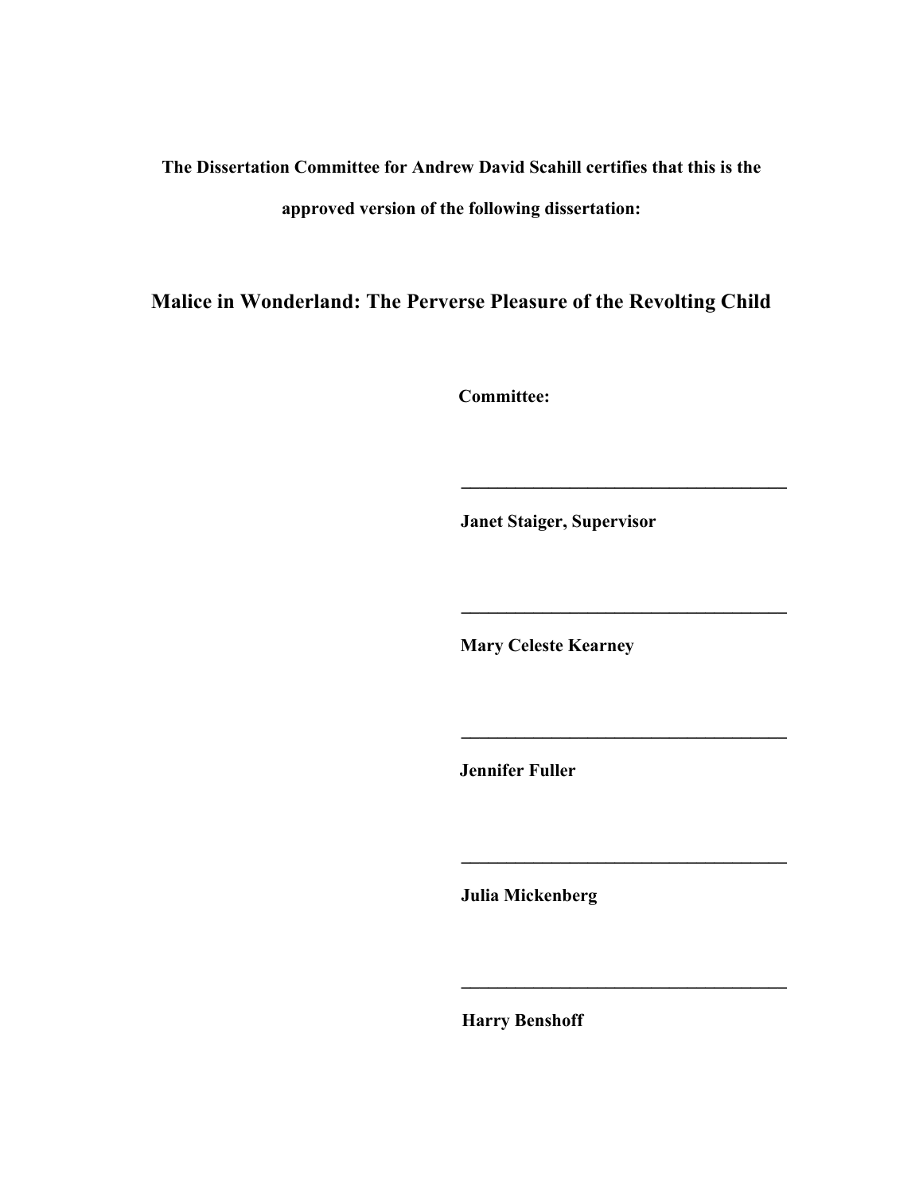**The Dissertation Committee for Andrew David Scahill certifies that this is the approved version of the following dissertation:**

# Malice in Wonderland: The Perverse Pleasure of the Revolting Child

**Committee:**

\_\_\_\_\_\_\_\_\_\_\_\_\_\_\_\_\_\_\_\_\_\_\_\_\_\_\_\_\_\_\_\_\_\_\_\_

**Janet Staiger, Supervisor**

\_\_\_\_\_\_\_\_\_\_\_\_\_\_\_\_\_\_\_\_\_\_\_\_\_\_\_\_\_\_\_\_\_\_\_\_

**Mary Celeste Kearney**

\_\_\_\_\_\_\_\_\_\_\_\_\_\_\_\_\_\_\_\_\_\_\_\_\_\_\_\_\_\_\_\_\_\_\_\_

**Jennifer Fuller**

\_\_\_\_\_\_\_\_\_\_\_\_\_\_\_\_\_\_\_\_\_\_\_\_\_\_\_\_\_\_\_\_\_\_\_\_

**Julia Mickenberg**

\_\_\_\_\_\_\_\_\_\_\_\_\_\_\_\_\_\_\_\_\_\_\_\_\_\_\_\_\_\_\_\_\_\_\_\_

**Harry Benshoff**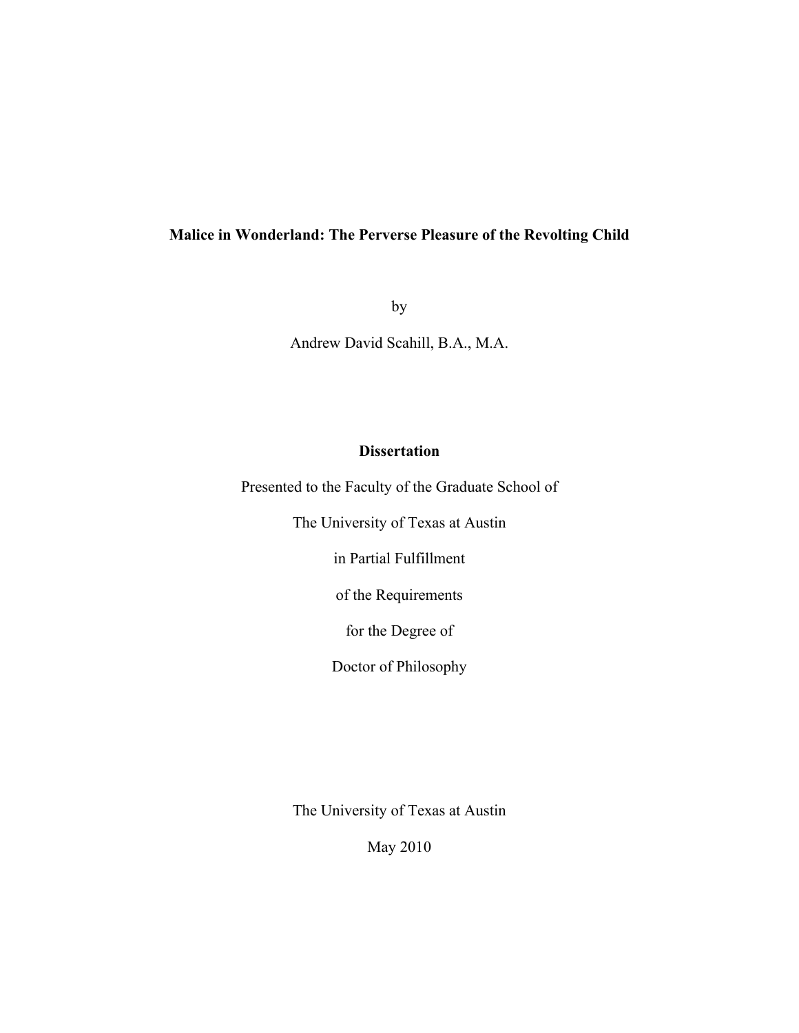**Malice in Wonderland: The Perverse Pleasure of the Revolting Child**

by

Andrew David Scahill, B.A., M.A.

**Dissertation**

Presented to the Faculty of the Graduate School of

The University of Texas at Austin

in Partial Fulfillment

of the Requirements

for the Degree of

Doctor of Philosophy

The University of Texas at Austin

May 2010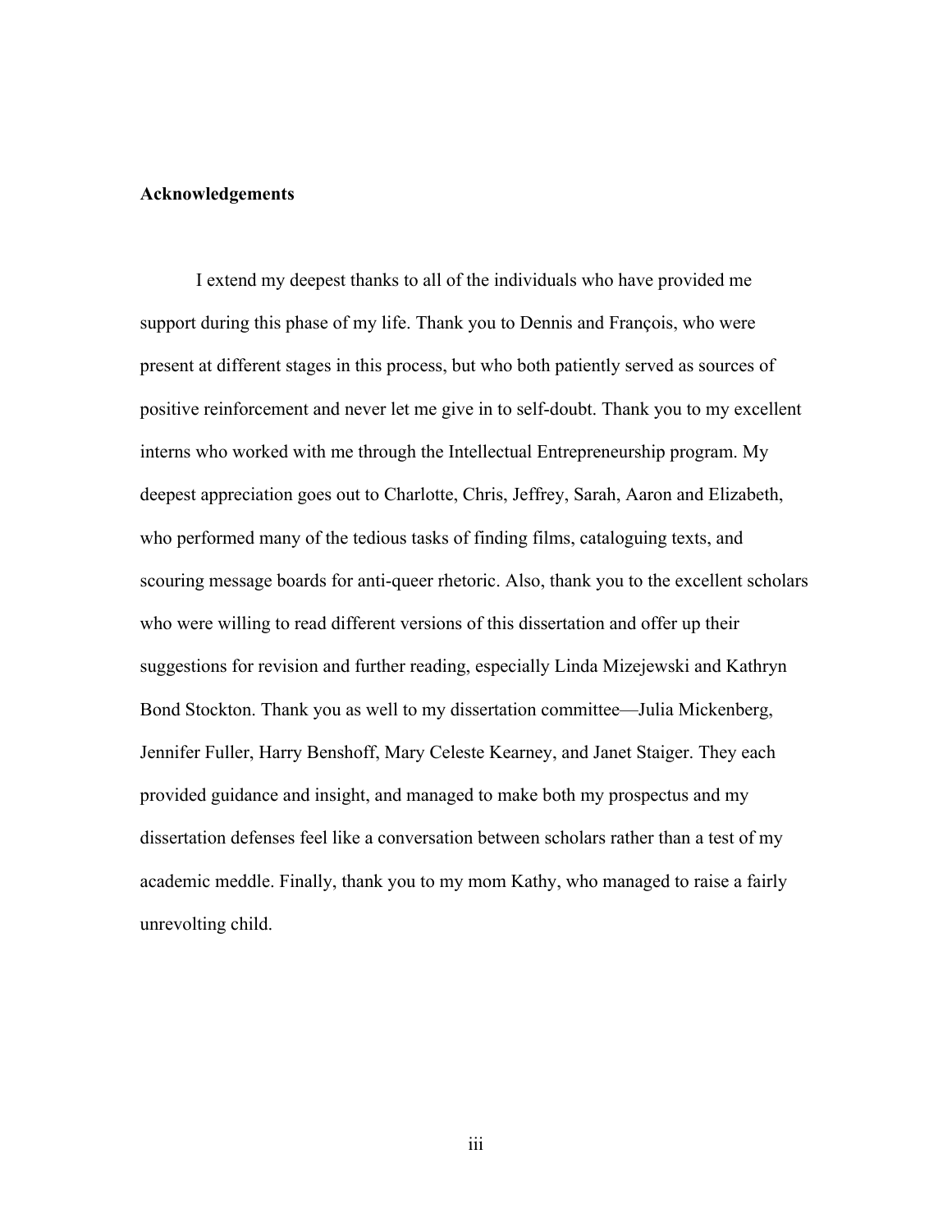**Acknowledgements**

I extend my deepest thanks to all of the individuals who have provided me support during this phase of my life. Thank you to Dennis and François, who were present at different stages in this process, but who both patiently served as sources of positive reinforcement and never let me give in to self-doubt. Thank you to my excellent interns who worked with me through the Intellectual Entrepreneurship program. My deepest appreciation goes out to Charlotte, Chris, Jeffrey, Sarah, Aaron and Elizabeth, who performed many of the tedious tasks of finding films, cataloguing texts, and scouring message boards for anti-queer rhetoric. Also, thank you to the excellent scholars who were willing to read different versions of this dissertation and offer up their suggestions for revision and further reading, especially Linda Mizejewski and Kathryn Bond Stockton. Thank you as well to my dissertation committee—Julia Mickenberg, Jennifer Fuller, Harry Benshoff, Mary Celeste Kearney, and Janet Staiger. They each provided guidance and insight, and managed to make both my prospectus and my dissertation defenses feel like a conversation between scholars rather than a test of my academic meddle. Finally, thank you to my mom Kathy, who managed to raise a fairly unrevolting child.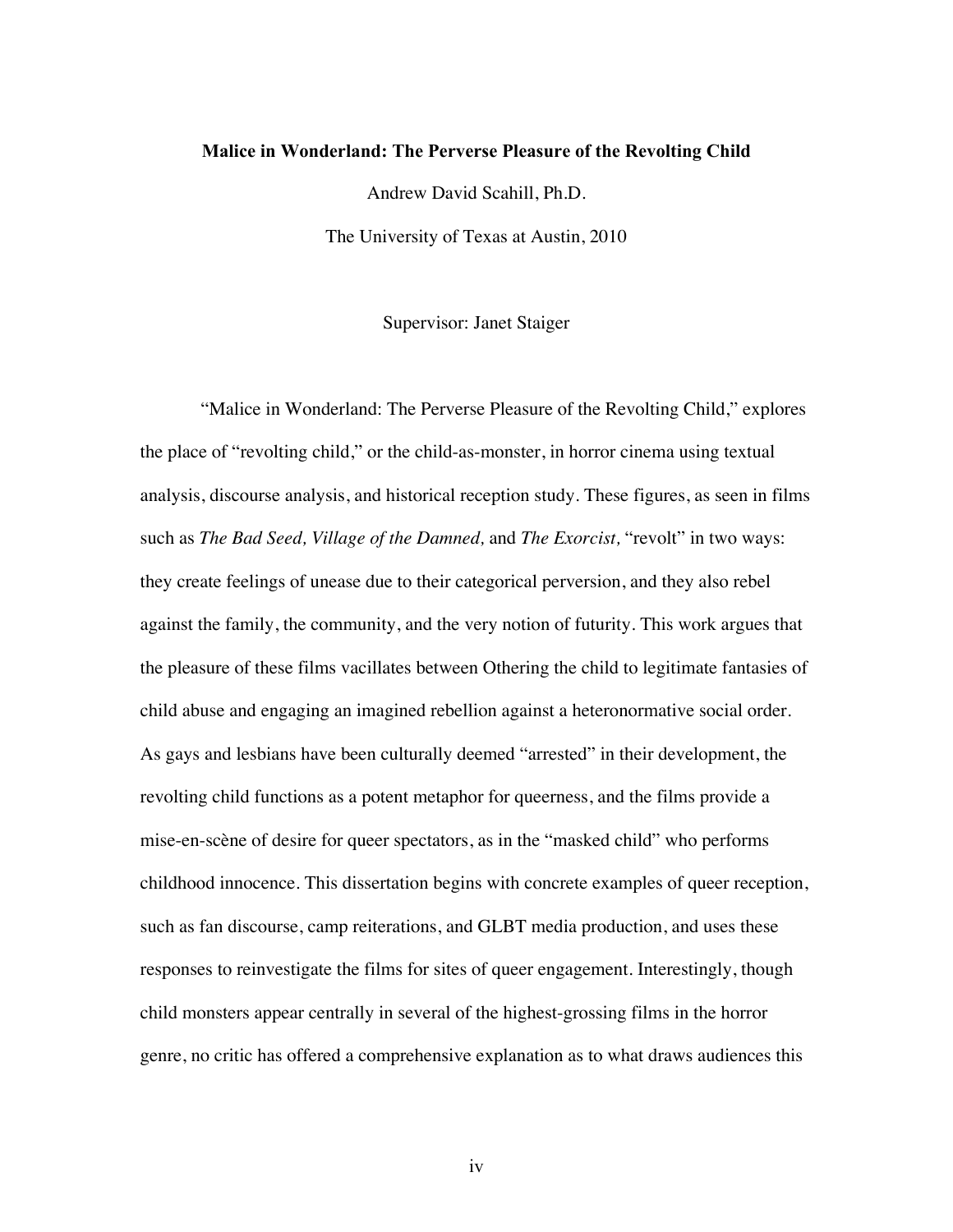**Malice in Wonderland: The Perverse Pleasure of the Revolting Child**

Andrew David Scahill, Ph.D.

The University of Texas at Austin, 2010

Supervisor: Janet Staiger

"Malice in Wonderland: The Perverse Pleasure of the Revolting Child," explores the place of "revolting child," or the child-as-monster, in horror cinema using textual analysis, discourse analysis, and historical reception study. These figures, as seen in films such as *The Bad Seed, Village of the Damned,* and *The Exorcist,* "revolt" in two ways: they create feelings of unease due to their categorical perversion, and they also rebel against the family, the community, and the very notion of futurity. This work argues that the pleasure of these films vacillates between Othering the child to legitimate fantasies of child abuse and engaging an imagined rebellion against a heteronormative social order. As gays and lesbians have been culturally deemed "arrested" in their development, the revolting child functions as a potent metaphor for queerness, and the films provide a mise-en-scène of desire for queer spectators, as in the "masked child" who performs childhood innocence. This dissertation begins with concrete examples of queer reception, such as fan discourse, camp reiterations, and GLBT media production, and uses these responses to reinvestigate the films for sites of queer engagement. Interestingly, though child monsters appear centrally in several of the highest-grossing films in the horror genre, no critic has offered a comprehensive explanation as to what draws audiences this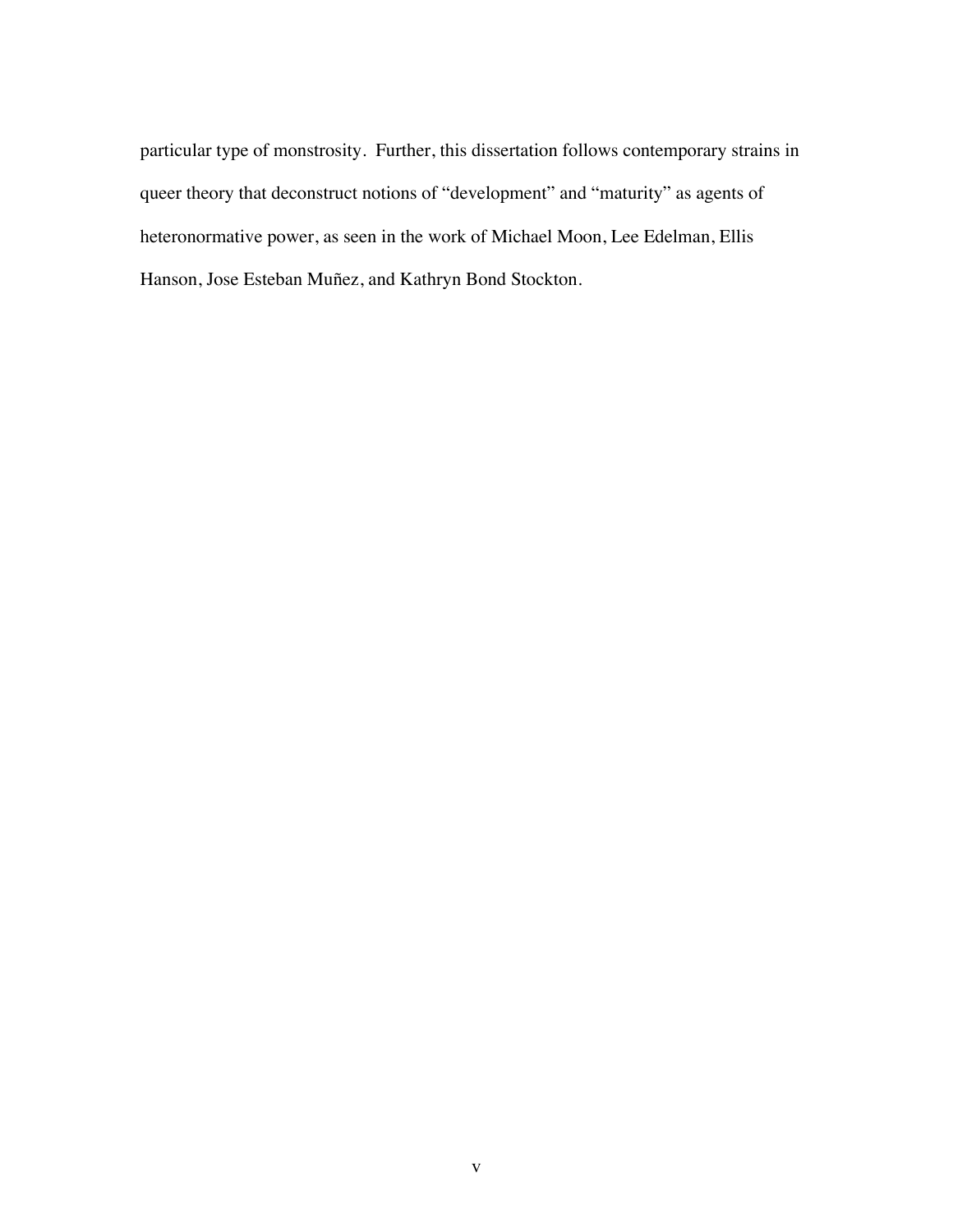particular type of monstrosity. Further, this dissertation follows contemporary strains in queer theory that deconstruct notions of "development" and "maturity" as agents of heteronormative power, as seen in the work of Michael Moon, Lee Edelman, Ellis Hanson, Jose Esteban Muñez, and Kathryn Bond Stockton.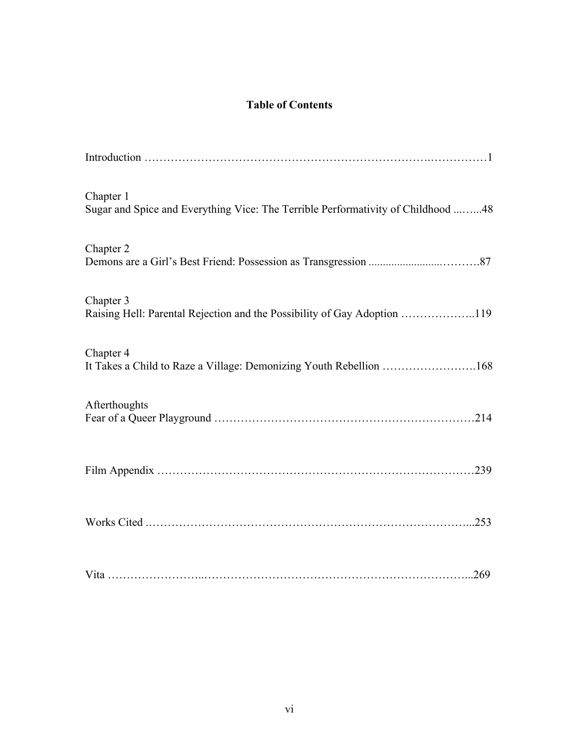# Table of Contents

Introduction ……………………………………………………………….……………1

Chapter 1
Sugar and Spice and Everything Vice: The Terrible Performativity of Childhood ...…...48

Chapter 2
Demons are a Girl's Best Friend: Possession as Transgression ........................……….87

Chapter 3
Raising Hell: Parental Rejection and the Possibility of Gay Adoption ………………..119

Chapter 4
It Takes a Child to Raze a Village: Demonizing Youth Rebellion …………………….168

Afterthoughts
Fear of a Queer Playground …………………………………………………………214

Film Appendix ………………………………………………………………………239

Works Cited ………………………………………………………………………...253

Vita …………………...………………………………………………………….…...269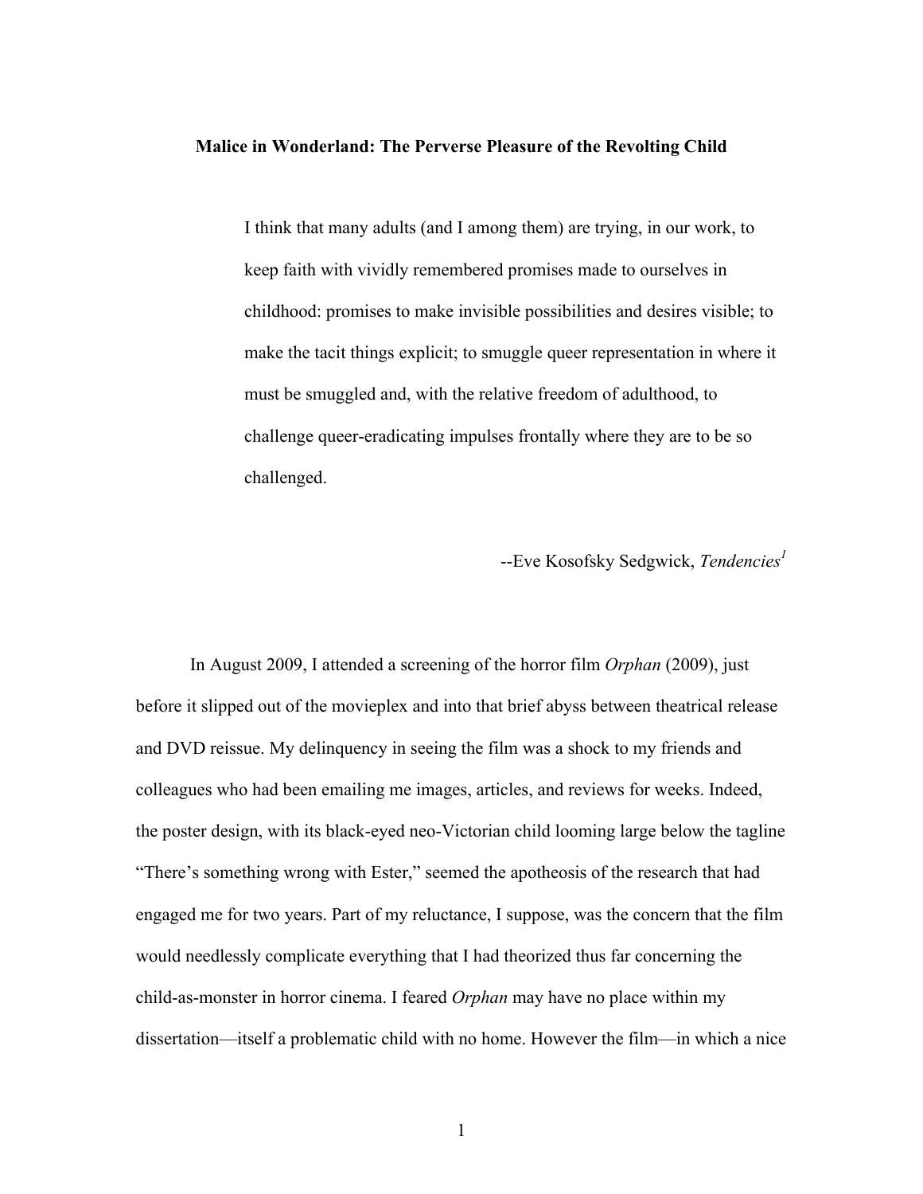**Malice in Wonderland: The Perverse Pleasure of the Revolting Child**

> I think that many adults (and I among them) are trying, in our work, to keep faith with vividly remembered promises made to ourselves in childhood: promises to make invisible possibilities and desires visible; to make the tacit things explicit; to smuggle queer representation in where it must be smuggled and, with the relative freedom of adulthood, to challenge queer-eradicating impulses frontally where they are to be so challenged.
>
> --Eve Kosofsky Sedgwick, *Tendencies*[1]

In August 2009, I attended a screening of the horror film *Orphan* (2009), just before it slipped out of the movieplex and into that brief abyss between theatrical release and DVD reissue. My delinquency in seeing the film was a shock to my friends and colleagues who had been emailing me images, articles, and reviews for weeks. Indeed, the poster design, with its black-eyed neo-Victorian child looming large below the tagline "There's something wrong with Ester," seemed the apotheosis of the research that had engaged me for two years. Part of my reluctance, I suppose, was the concern that the film would needlessly complicate everything that I had theorized thus far concerning the child-as-monster in horror cinema. I feared *Orphan* may have no place within my dissertation—itself a problematic child with no home. However the film—in which a nice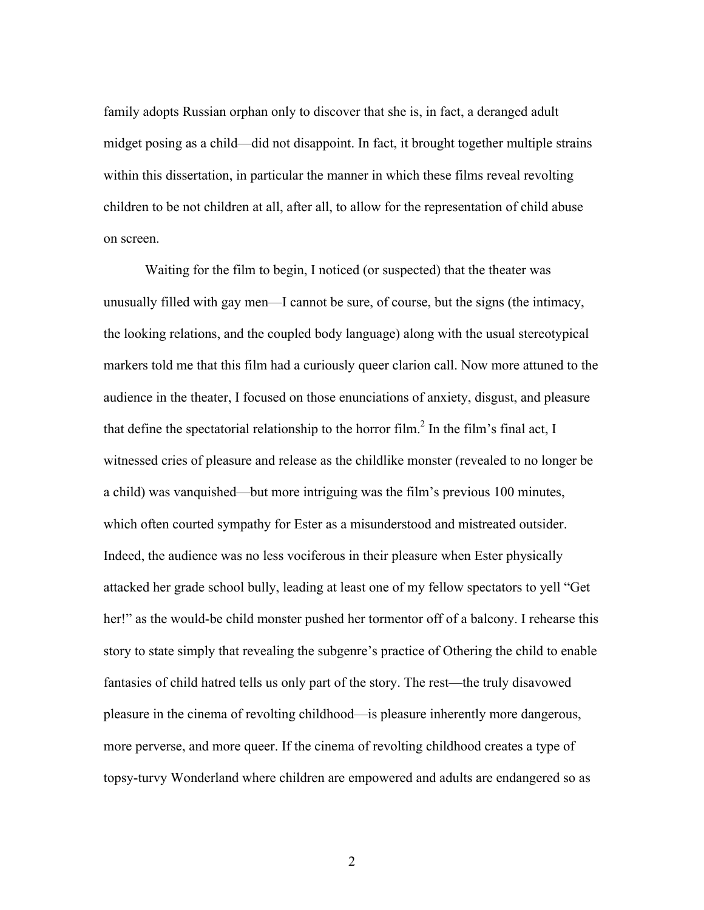family adopts Russian orphan only to discover that she is, in fact, a deranged adult midget posing as a child—did not disappoint. In fact, it brought together multiple strains within this dissertation, in particular the manner in which these films reveal revolting children to be not children at all, after all, to allow for the representation of child abuse on screen.

Waiting for the film to begin, I noticed (or suspected) that the theater was unusually filled with gay men—I cannot be sure, of course, but the signs (the intimacy, the looking relations, and the coupled body language) along with the usual stereotypical markers told me that this film had a curiously queer clarion call. Now more attuned to the audience in the theater, I focused on those enunciations of anxiety, disgust, and pleasure that define the spectatorial relationship to the horror film.[2] In the film's final act, I witnessed cries of pleasure and release as the childlike monster (revealed to no longer be a child) was vanquished—but more intriguing was the film's previous 100 minutes, which often courted sympathy for Ester as a misunderstood and mistreated outsider. Indeed, the audience was no less vociferous in their pleasure when Ester physically attacked her grade school bully, leading at least one of my fellow spectators to yell "Get her!" as the would-be child monster pushed her tormentor off of a balcony. I rehearse this story to state simply that revealing the subgenre's practice of Othering the child to enable fantasies of child hatred tells us only part of the story. The rest—the truly disavowed pleasure in the cinema of revolting childhood—is pleasure inherently more dangerous, more perverse, and more queer. If the cinema of revolting childhood creates a type of topsy-turvy Wonderland where children are empowered and adults are endangered so as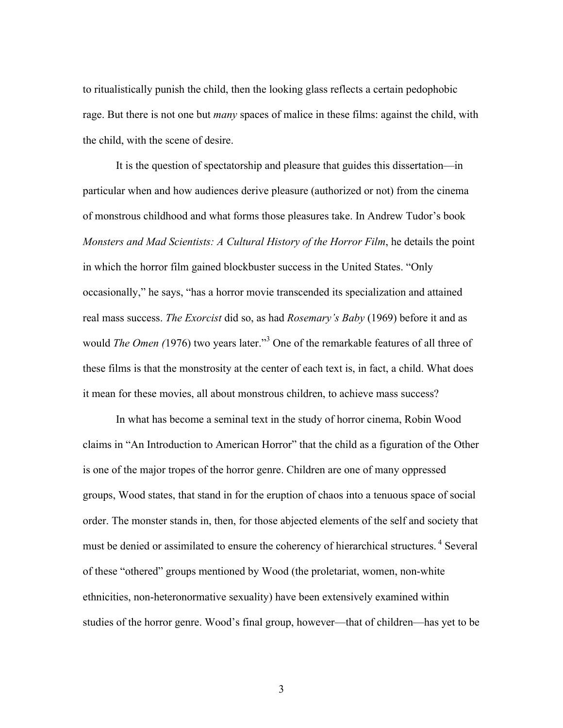to ritualistically punish the child, then the looking glass reflects a certain pedophobic rage. But there is not one but *many* spaces of malice in these films: against the child, with the child, with the scene of desire.

It is the question of spectatorship and pleasure that guides this dissertation—in particular when and how audiences derive pleasure (authorized or not) from the cinema of monstrous childhood and what forms those pleasures take. In Andrew Tudor's book *Monsters and Mad Scientists: A Cultural History of the Horror Film*, he details the point in which the horror film gained blockbuster success in the United States. "Only occasionally," he says, "has a horror movie transcended its specialization and attained real mass success. *The Exorcist* did so, as had *Rosemary's Baby* (1969) before it and as would *The Omen (*1976) two years later."[3] One of the remarkable features of all three of these films is that the monstrosity at the center of each text is, in fact, a child. What does it mean for these movies, all about monstrous children, to achieve mass success?

In what has become a seminal text in the study of horror cinema, Robin Wood claims in "An Introduction to American Horror" that the child as a figuration of the Other is one of the major tropes of the horror genre. Children are one of many oppressed groups, Wood states, that stand in for the eruption of chaos into a tenuous space of social order. The monster stands in, then, for those abjected elements of the self and society that must be denied or assimilated to ensure the coherency of hierarchical structures. [4] Several of these "othered" groups mentioned by Wood (the proletariat, women, non-white ethnicities, non-heteronormative sexuality) have been extensively examined within studies of the horror genre. Wood's final group, however—that of children—has yet to be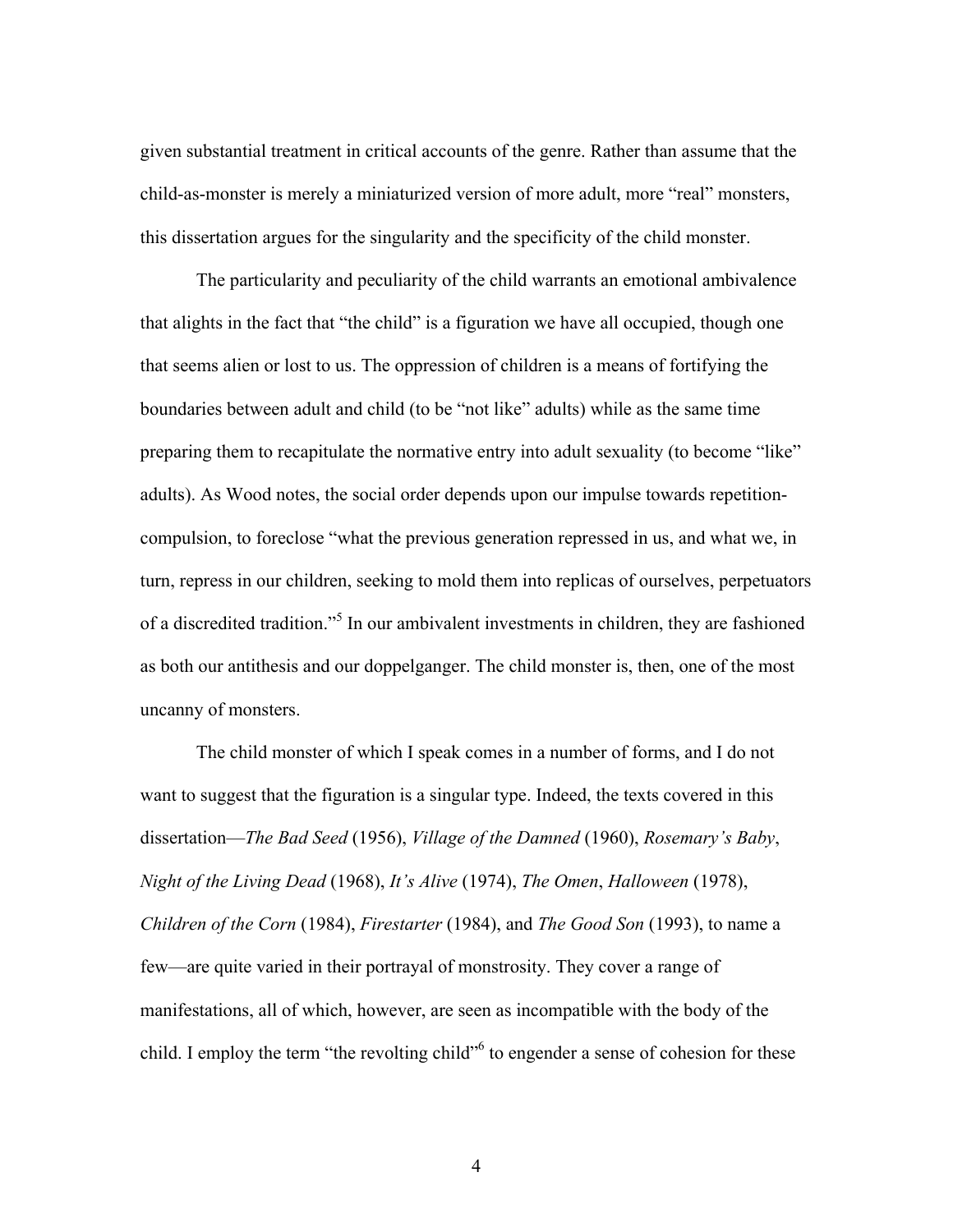given substantial treatment in critical accounts of the genre. Rather than assume that the child-as-monster is merely a miniaturized version of more adult, more "real" monsters, this dissertation argues for the singularity and the specificity of the child monster.

The particularity and peculiarity of the child warrants an emotional ambivalence that alights in the fact that "the child" is a figuration we have all occupied, though one that seems alien or lost to us. The oppression of children is a means of fortifying the boundaries between adult and child (to be "not like" adults) while as the same time preparing them to recapitulate the normative entry into adult sexuality (to become "like" adults). As Wood notes, the social order depends upon our impulse towards repetition-compulsion, to foreclose "what the previous generation repressed in us, and what we, in turn, repress in our children, seeking to mold them into replicas of ourselves, perpetuators of a discredited tradition."[5] In our ambivalent investments in children, they are fashioned as both our antithesis and our doppelganger. The child monster is, then, one of the most uncanny of monsters.

The child monster of which I speak comes in a number of forms, and I do not want to suggest that the figuration is a singular type. Indeed, the texts covered in this dissertation—*The Bad Seed* (1956), *Village of the Damned* (1960), *Rosemary's Baby*, *Night of the Living Dead* (1968), *It's Alive* (1974), *The Omen*, *Halloween* (1978), *Children of the Corn* (1984), *Firestarter* (1984), and *The Good Son* (1993), to name a few—are quite varied in their portrayal of monstrosity. They cover a range of manifestations, all of which, however, are seen as incompatible with the body of the child. I employ the term "the revolting child"[6] to engender a sense of cohesion for these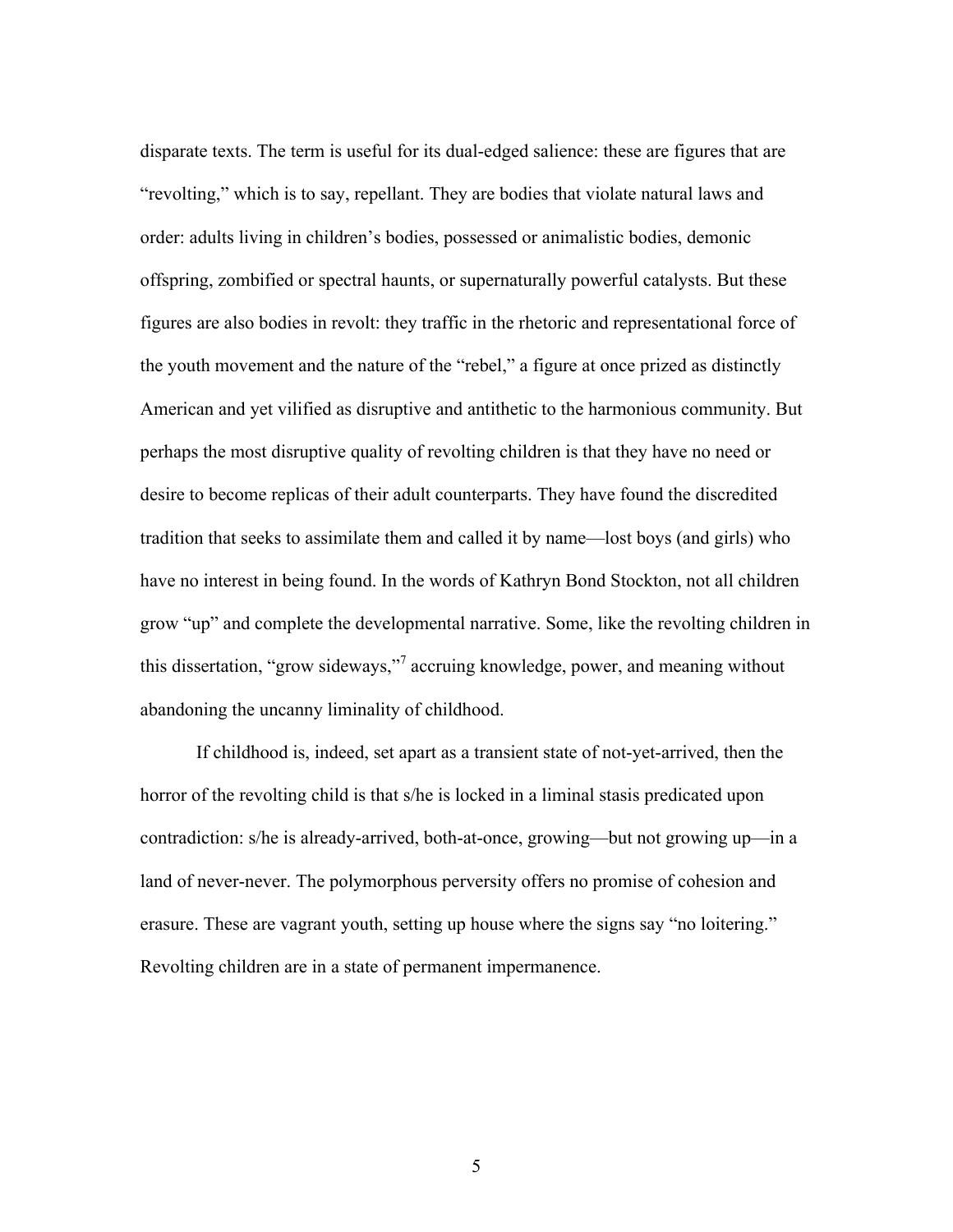disparate texts. The term is useful for its dual-edged salience: these are figures that are "revolting," which is to say, repellant. They are bodies that violate natural laws and order: adults living in children's bodies, possessed or animalistic bodies, demonic offspring, zombified or spectral haunts, or supernaturally powerful catalysts. But these figures are also bodies in revolt: they traffic in the rhetoric and representational force of the youth movement and the nature of the "rebel," a figure at once prized as distinctly American and yet vilified as disruptive and antithetic to the harmonious community. But perhaps the most disruptive quality of revolting children is that they have no need or desire to become replicas of their adult counterparts. They have found the discredited tradition that seeks to assimilate them and called it by name—lost boys (and girls) who have no interest in being found. In the words of Kathryn Bond Stockton, not all children grow "up" and complete the developmental narrative. Some, like the revolting children in this dissertation, "grow sideways,"[7] accruing knowledge, power, and meaning without abandoning the uncanny liminality of childhood.

If childhood is, indeed, set apart as a transient state of not-yet-arrived, then the horror of the revolting child is that s/he is locked in a liminal stasis predicated upon contradiction: s/he is already-arrived, both-at-once, growing—but not growing up—in a land of never-never. The polymorphous perversity offers no promise of cohesion and erasure. These are vagrant youth, setting up house where the signs say "no loitering." Revolting children are in a state of permanent impermanence.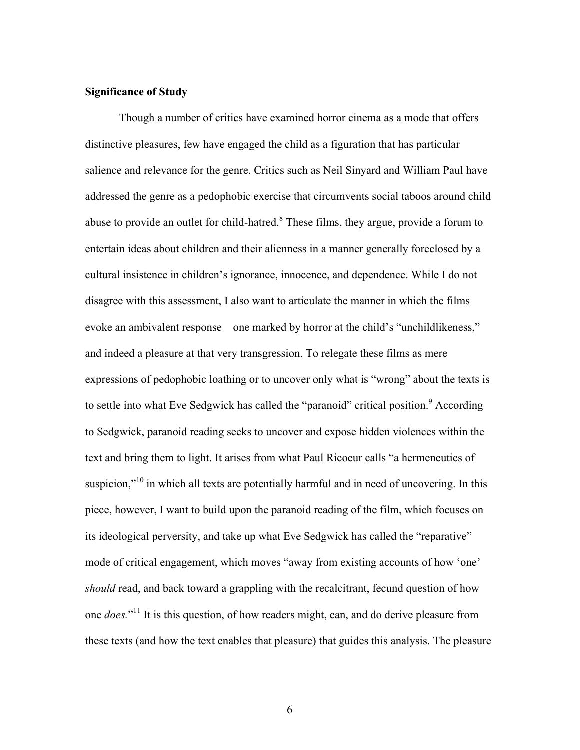**Significance of Study**

Though a number of critics have examined horror cinema as a mode that offers distinctive pleasures, few have engaged the child as a figuration that has particular salience and relevance for the genre. Critics such as Neil Sinyard and William Paul have addressed the genre as a pedophobic exercise that circumvents social taboos around child abuse to provide an outlet for child-hatred.[8] These films, they argue, provide a forum to entertain ideas about children and their alienness in a manner generally foreclosed by a cultural insistence in children's ignorance, innocence, and dependence. While I do not disagree with this assessment, I also want to articulate the manner in which the films evoke an ambivalent response—one marked by horror at the child's "unchildlikeness," and indeed a pleasure at that very transgression. To relegate these films as mere expressions of pedophobic loathing or to uncover only what is "wrong" about the texts is to settle into what Eve Sedgwick has called the "paranoid" critical position.[9] According to Sedgwick, paranoid reading seeks to uncover and expose hidden violences within the text and bring them to light. It arises from what Paul Ricoeur calls "a hermeneutics of suspicion,"[10] in which all texts are potentially harmful and in need of uncovering. In this piece, however, I want to build upon the paranoid reading of the film, which focuses on its ideological perversity, and take up what Eve Sedgwick has called the "reparative" mode of critical engagement, which moves "away from existing accounts of how 'one' *should* read, and back toward a grappling with the recalcitrant, fecund question of how one *does.*"[11] It is this question, of how readers might, can, and do derive pleasure from these texts (and how the text enables that pleasure) that guides this analysis. The pleasure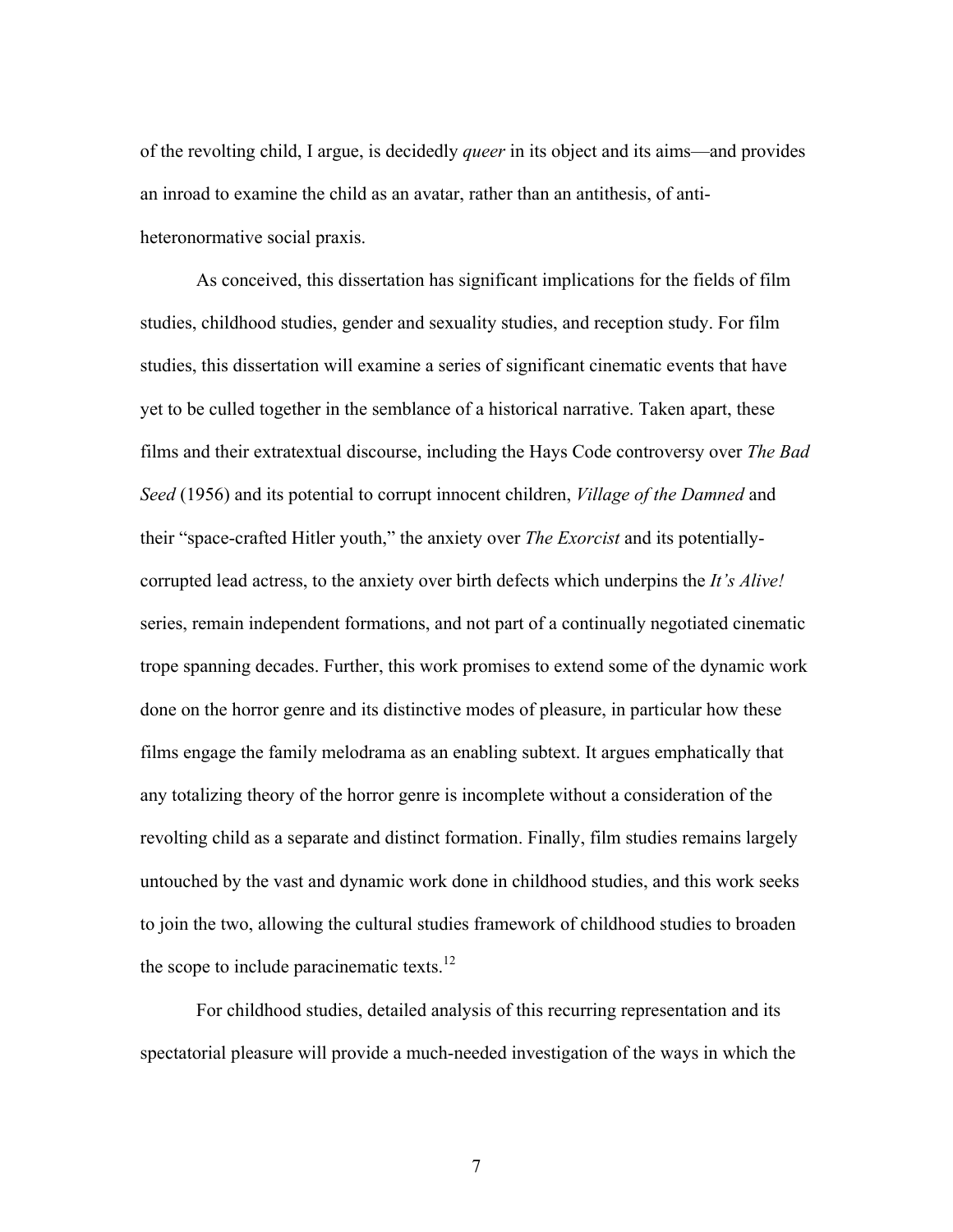of the revolting child, I argue, is decidedly *queer* in its object and its aims—and provides an inroad to examine the child as an avatar, rather than an antithesis, of anti-heteronormative social praxis.

As conceived, this dissertation has significant implications for the fields of film studies, childhood studies, gender and sexuality studies, and reception study. For film studies, this dissertation will examine a series of significant cinematic events that have yet to be culled together in the semblance of a historical narrative. Taken apart, these films and their extratextual discourse, including the Hays Code controversy over *The Bad Seed* (1956) and its potential to corrupt innocent children, *Village of the Damned* and their "space-crafted Hitler youth," the anxiety over *The Exorcist* and its potentially-corrupted lead actress, to the anxiety over birth defects which underpins the *It's Alive!* series, remain independent formations, and not part of a continually negotiated cinematic trope spanning decades. Further, this work promises to extend some of the dynamic work done on the horror genre and its distinctive modes of pleasure, in particular how these films engage the family melodrama as an enabling subtext. It argues emphatically that any totalizing theory of the horror genre is incomplete without a consideration of the revolting child as a separate and distinct formation. Finally, film studies remains largely untouched by the vast and dynamic work done in childhood studies, and this work seeks to join the two, allowing the cultural studies framework of childhood studies to broaden the scope to include paracinematic texts.[12]

For childhood studies, detailed analysis of this recurring representation and its spectatorial pleasure will provide a much-needed investigation of the ways in which the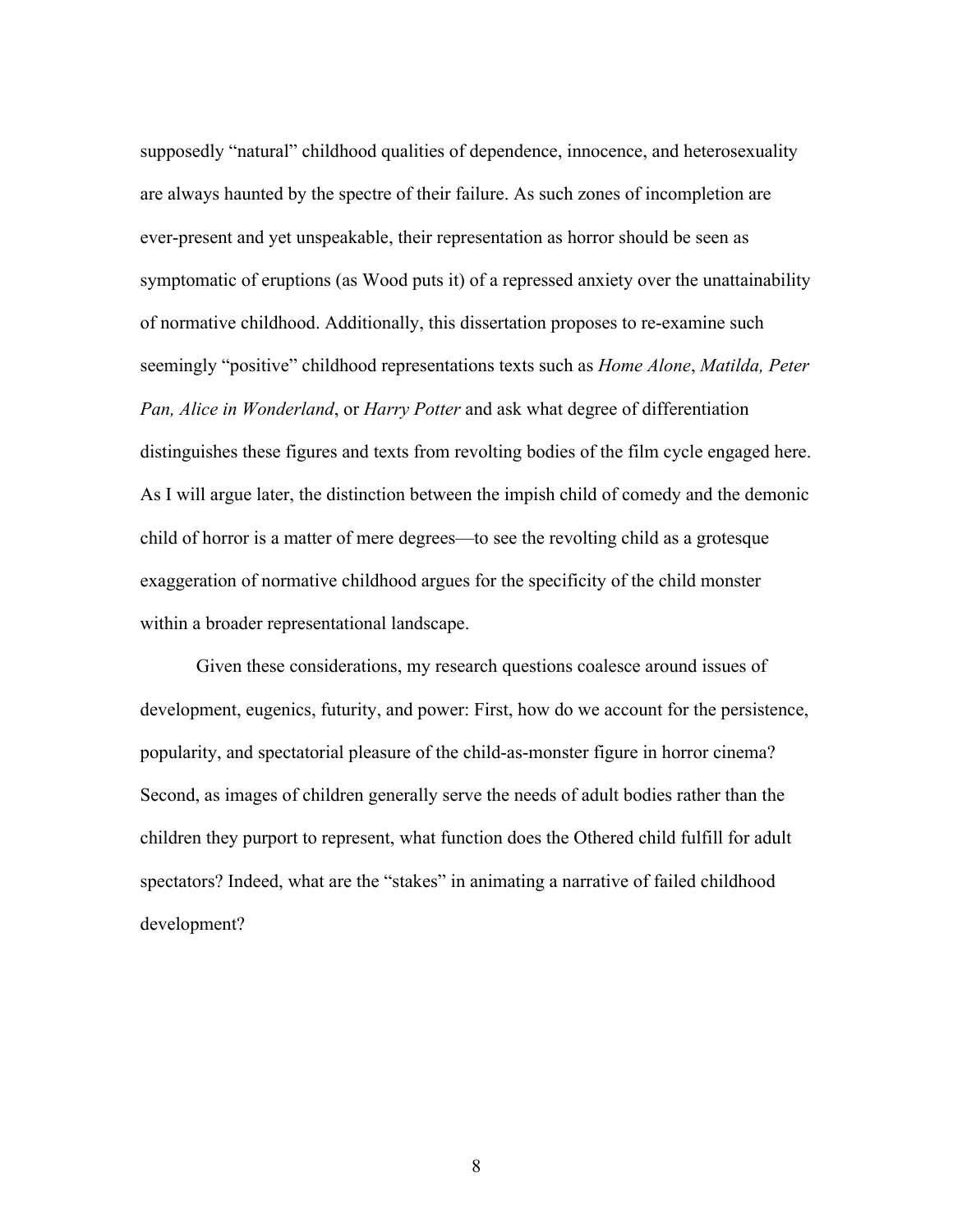supposedly "natural" childhood qualities of dependence, innocence, and heterosexuality are always haunted by the spectre of their failure. As such zones of incompletion are ever-present and yet unspeakable, their representation as horror should be seen as symptomatic of eruptions (as Wood puts it) of a repressed anxiety over the unattainability of normative childhood. Additionally, this dissertation proposes to re-examine such seemingly "positive" childhood representations texts such as *Home Alone*, *Matilda, Peter Pan, Alice in Wonderland*, or *Harry Potter* and ask what degree of differentiation distinguishes these figures and texts from revolting bodies of the film cycle engaged here. As I will argue later, the distinction between the impish child of comedy and the demonic child of horror is a matter of mere degrees—to see the revolting child as a grotesque exaggeration of normative childhood argues for the specificity of the child monster within a broader representational landscape.

Given these considerations, my research questions coalesce around issues of development, eugenics, futurity, and power: First, how do we account for the persistence, popularity, and spectatorial pleasure of the child-as-monster figure in horror cinema? Second, as images of children generally serve the needs of adult bodies rather than the children they purport to represent, what function does the Othered child fulfill for adult spectators? Indeed, what are the "stakes" in animating a narrative of failed childhood development?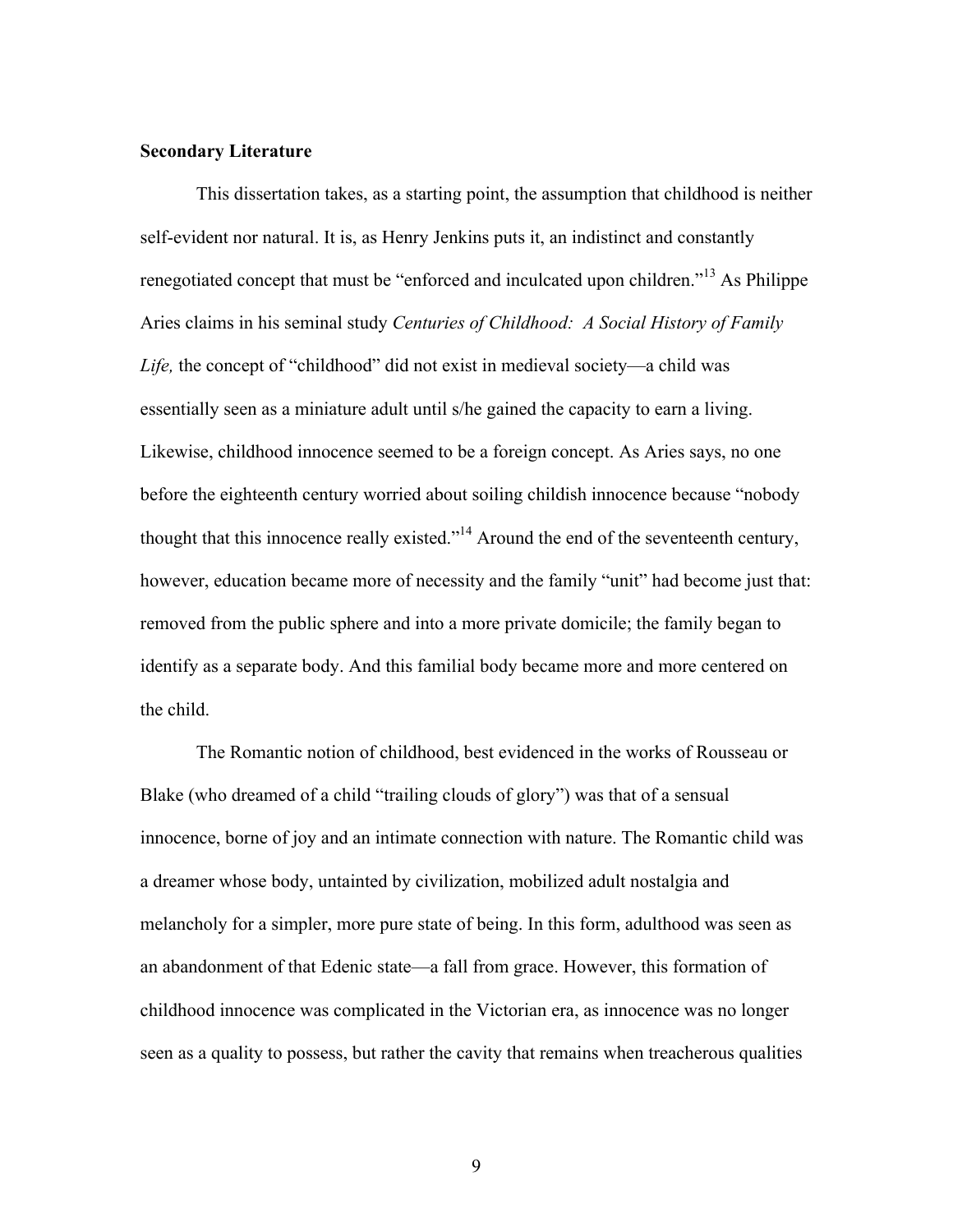**Secondary Literature**

This dissertation takes, as a starting point, the assumption that childhood is neither self-evident nor natural. It is, as Henry Jenkins puts it, an indistinct and constantly renegotiated concept that must be "enforced and inculcated upon children."[13] As Philippe Aries claims in his seminal study *Centuries of Childhood: A Social History of Family Life,* the concept of "childhood" did not exist in medieval society—a child was essentially seen as a miniature adult until s/he gained the capacity to earn a living. Likewise, childhood innocence seemed to be a foreign concept. As Aries says, no one before the eighteenth century worried about soiling childish innocence because "nobody thought that this innocence really existed."[14] Around the end of the seventeenth century, however, education became more of necessity and the family "unit" had become just that: removed from the public sphere and into a more private domicile; the family began to identify as a separate body. And this familial body became more and more centered on the child.

The Romantic notion of childhood, best evidenced in the works of Rousseau or Blake (who dreamed of a child "trailing clouds of glory") was that of a sensual innocence, borne of joy and an intimate connection with nature. The Romantic child was a dreamer whose body, untainted by civilization, mobilized adult nostalgia and melancholy for a simpler, more pure state of being. In this form, adulthood was seen as an abandonment of that Edenic state—a fall from grace. However, this formation of childhood innocence was complicated in the Victorian era, as innocence was no longer seen as a quality to possess, but rather the cavity that remains when treacherous qualities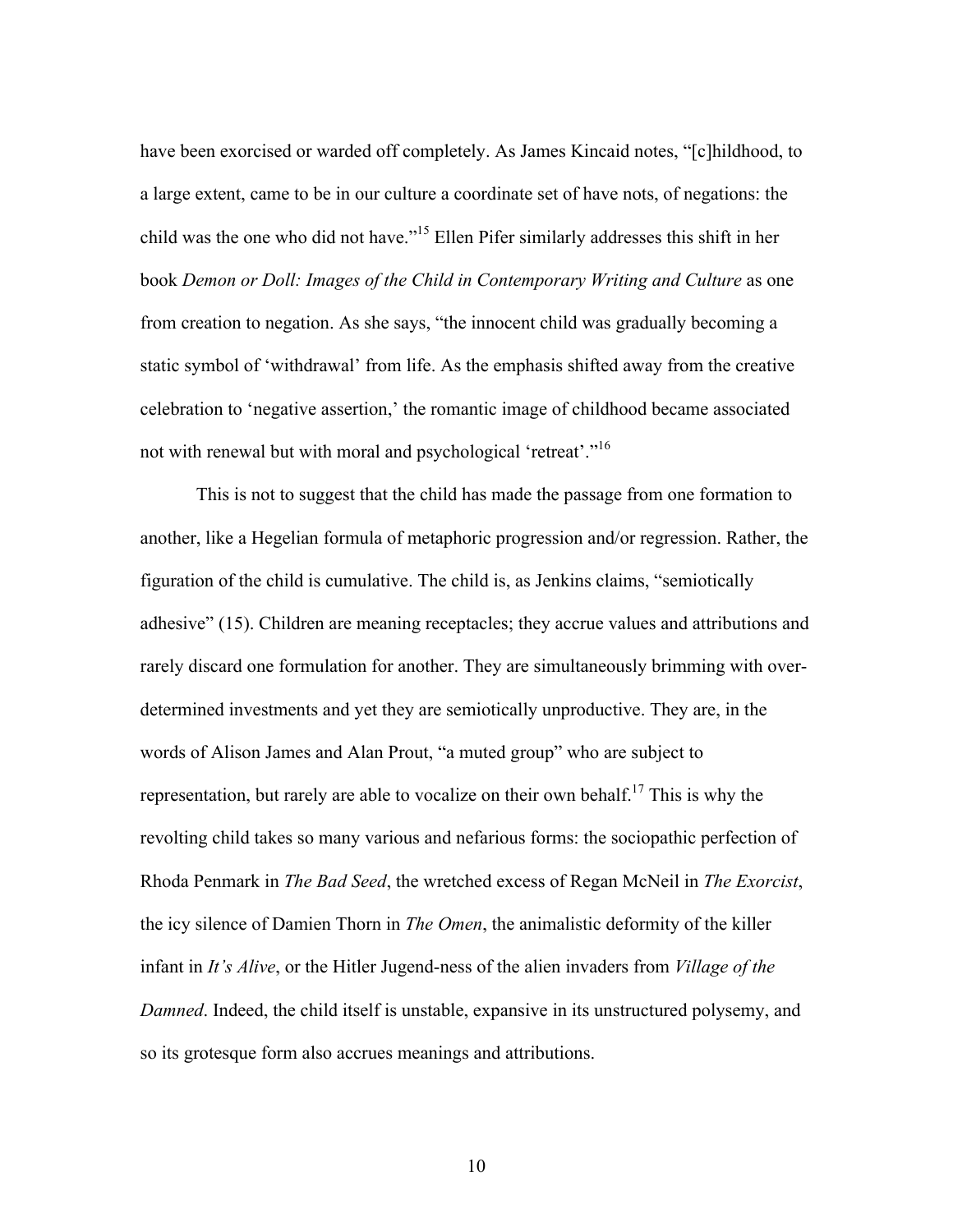have been exorcised or warded off completely. As James Kincaid notes, "[c]hildhood, to a large extent, came to be in our culture a coordinate set of have nots, of negations: the child was the one who did not have."[15] Ellen Pifer similarly addresses this shift in her book *Demon or Doll: Images of the Child in Contemporary Writing and Culture* as one from creation to negation. As she says, "the innocent child was gradually becoming a static symbol of 'withdrawal' from life. As the emphasis shifted away from the creative celebration to 'negative assertion,' the romantic image of childhood became associated not with renewal but with moral and psychological 'retreat'."[16]

This is not to suggest that the child has made the passage from one formation to another, like a Hegelian formula of metaphoric progression and/or regression. Rather, the figuration of the child is cumulative. The child is, as Jenkins claims, "semiotically adhesive" (15). Children are meaning receptacles; they accrue values and attributions and rarely discard one formulation for another. They are simultaneously brimming with over-determined investments and yet they are semiotically unproductive. They are, in the words of Alison James and Alan Prout, "a muted group" who are subject to representation, but rarely are able to vocalize on their own behalf.[17] This is why the revolting child takes so many various and nefarious forms: the sociopathic perfection of Rhoda Penmark in *The Bad Seed*, the wretched excess of Regan McNeil in *The Exorcist*, the icy silence of Damien Thorn in *The Omen*, the animalistic deformity of the killer infant in *It's Alive*, or the Hitler Jugend-ness of the alien invaders from *Village of the Damned*. Indeed, the child itself is unstable, expansive in its unstructured polysemy, and so its grotesque form also accrues meanings and attributions.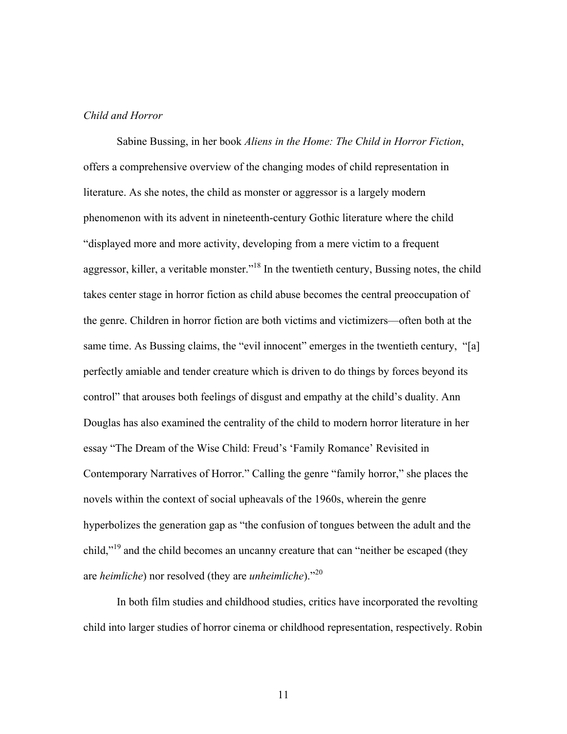*Child and Horror*

Sabine Bussing, in her book *Aliens in the Home: The Child in Horror Fiction*, offers a comprehensive overview of the changing modes of child representation in literature. As she notes, the child as monster or aggressor is a largely modern phenomenon with its advent in nineteenth-century Gothic literature where the child "displayed more and more activity, developing from a mere victim to a frequent aggressor, killer, a veritable monster."[18] In the twentieth century, Bussing notes, the child takes center stage in horror fiction as child abuse becomes the central preoccupation of the genre. Children in horror fiction are both victims and victimizers—often both at the same time. As Bussing claims, the "evil innocent" emerges in the twentieth century, "[a] perfectly amiable and tender creature which is driven to do things by forces beyond its control" that arouses both feelings of disgust and empathy at the child's duality. Ann Douglas has also examined the centrality of the child to modern horror literature in her essay "The Dream of the Wise Child: Freud's 'Family Romance' Revisited in Contemporary Narratives of Horror." Calling the genre "family horror," she places the novels within the context of social upheavals of the 1960s, wherein the genre hyperbolizes the generation gap as "the confusion of tongues between the adult and the child,"[19] and the child becomes an uncanny creature that can "neither be escaped (they are *heimliche*) nor resolved (they are *unheimliche*)."[20]

In both film studies and childhood studies, critics have incorporated the revolting child into larger studies of horror cinema or childhood representation, respectively. Robin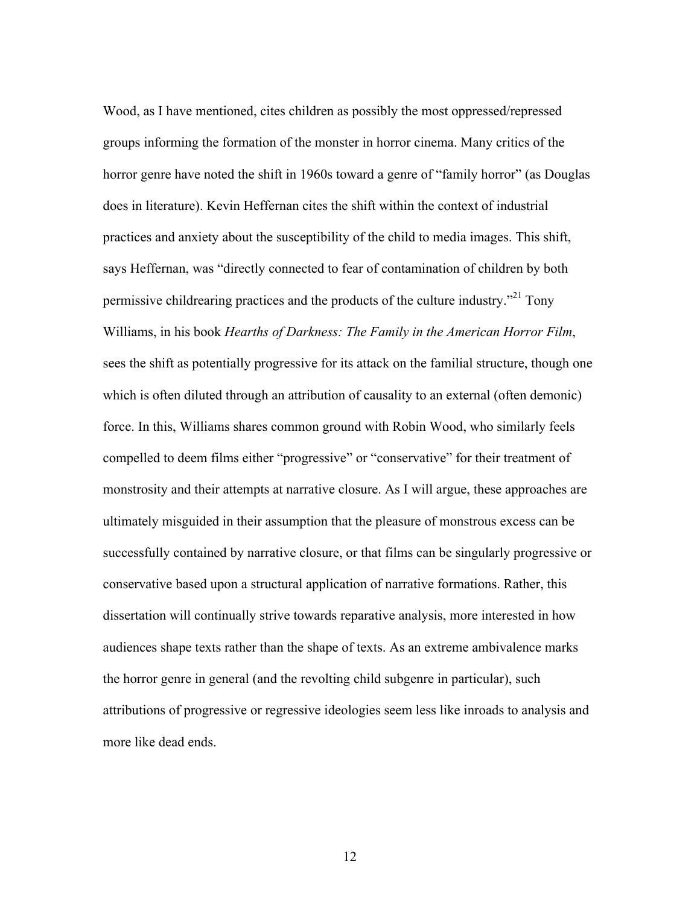Wood, as I have mentioned, cites children as possibly the most oppressed/repressed groups informing the formation of the monster in horror cinema. Many critics of the horror genre have noted the shift in 1960s toward a genre of "family horror" (as Douglas does in literature). Kevin Heffernan cites the shift within the context of industrial practices and anxiety about the susceptibility of the child to media images. This shift, says Heffernan, was "directly connected to fear of contamination of children by both permissive childrearing practices and the products of the culture industry."[21] Tony Williams, in his book *Hearths of Darkness: The Family in the American Horror Film*, sees the shift as potentially progressive for its attack on the familial structure, though one which is often diluted through an attribution of causality to an external (often demonic) force. In this, Williams shares common ground with Robin Wood, who similarly feels compelled to deem films either "progressive" or "conservative" for their treatment of monstrosity and their attempts at narrative closure. As I will argue, these approaches are ultimately misguided in their assumption that the pleasure of monstrous excess can be successfully contained by narrative closure, or that films can be singularly progressive or conservative based upon a structural application of narrative formations. Rather, this dissertation will continually strive towards reparative analysis, more interested in how audiences shape texts rather than the shape of texts. As an extreme ambivalence marks the horror genre in general (and the revolting child subgenre in particular), such attributions of progressive or regressive ideologies seem less like inroads to analysis and more like dead ends.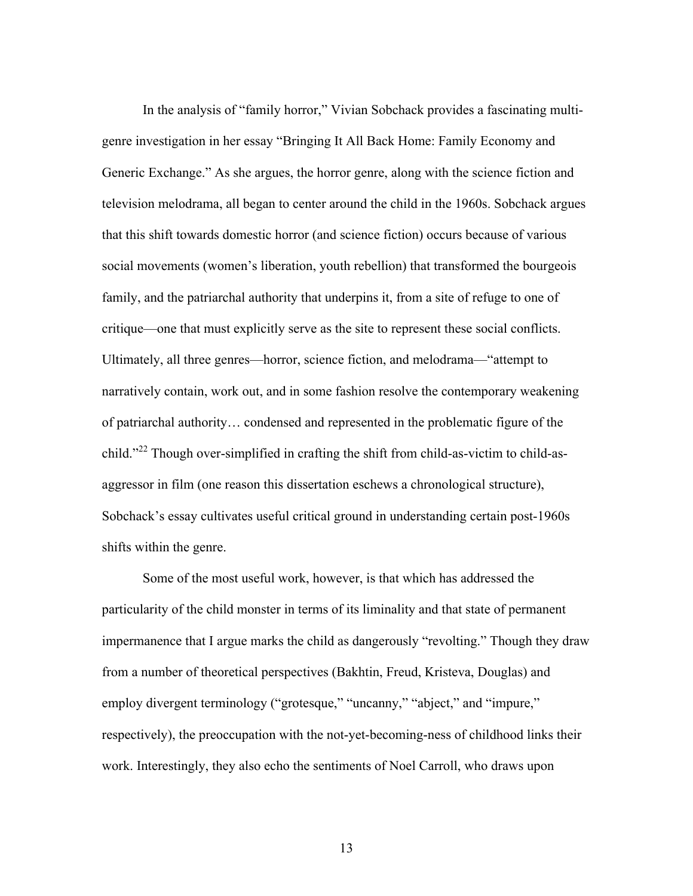In the analysis of "family horror," Vivian Sobchack provides a fascinating multi-genre investigation in her essay "Bringing It All Back Home: Family Economy and Generic Exchange." As she argues, the horror genre, along with the science fiction and television melodrama, all began to center around the child in the 1960s. Sobchack argues that this shift towards domestic horror (and science fiction) occurs because of various social movements (women's liberation, youth rebellion) that transformed the bourgeois family, and the patriarchal authority that underpins it, from a site of refuge to one of critique—one that must explicitly serve as the site to represent these social conflicts. Ultimately, all three genres—horror, science fiction, and melodrama—"attempt to narratively contain, work out, and in some fashion resolve the contemporary weakening of patriarchal authority… condensed and represented in the problematic figure of the child."[22] Though over-simplified in crafting the shift from child-as-victim to child-as-aggressor in film (one reason this dissertation eschews a chronological structure), Sobchack's essay cultivates useful critical ground in understanding certain post-1960s shifts within the genre.

Some of the most useful work, however, is that which has addressed the particularity of the child monster in terms of its liminality and that state of permanent impermanence that I argue marks the child as dangerously "revolting." Though they draw from a number of theoretical perspectives (Bakhtin, Freud, Kristeva, Douglas) and employ divergent terminology ("grotesque," "uncanny," "abject," and "impure," respectively), the preoccupation with the not-yet-becoming-ness of childhood links their work. Interestingly, they also echo the sentiments of Noel Carroll, who draws upon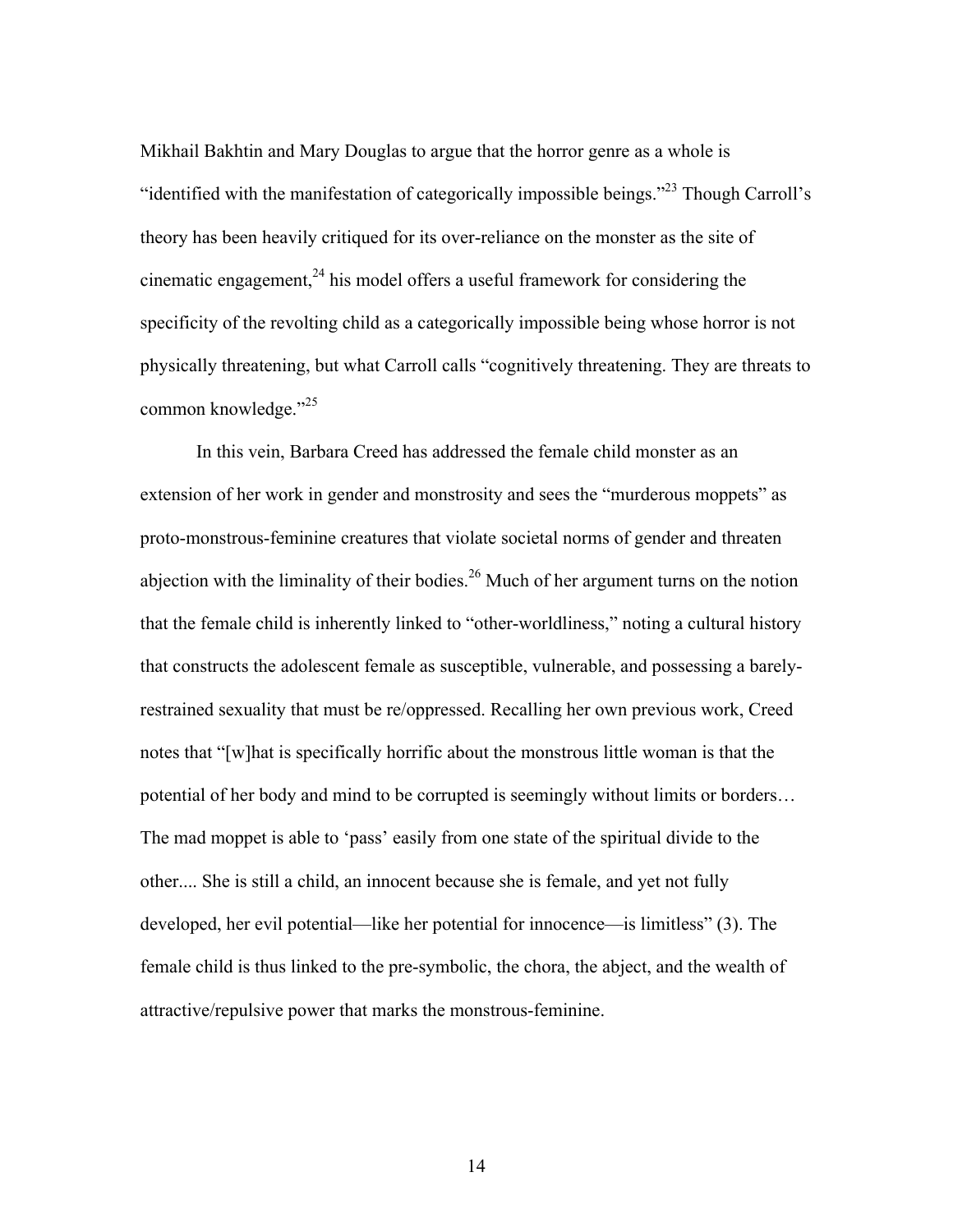Mikhail Bakhtin and Mary Douglas to argue that the horror genre as a whole is "identified with the manifestation of categorically impossible beings."[23] Though Carroll's theory has been heavily critiqued for its over-reliance on the monster as the site of cinematic engagement,[24] his model offers a useful framework for considering the specificity of the revolting child as a categorically impossible being whose horror is not physically threatening, but what Carroll calls "cognitively threatening. They are threats to common knowledge."[25]

In this vein, Barbara Creed has addressed the female child monster as an extension of her work in gender and monstrosity and sees the "murderous moppets" as proto-monstrous-feminine creatures that violate societal norms of gender and threaten abjection with the liminality of their bodies.[26] Much of her argument turns on the notion that the female child is inherently linked to "other-worldliness," noting a cultural history that constructs the adolescent female as susceptible, vulnerable, and possessing a barely-restrained sexuality that must be re/oppressed. Recalling her own previous work, Creed notes that "[w]hat is specifically horrific about the monstrous little woman is that the potential of her body and mind to be corrupted is seemingly without limits or borders… The mad moppet is able to 'pass' easily from one state of the spiritual divide to the other.... She is still a child, an innocent because she is female, and yet not fully developed, her evil potential—like her potential for innocence—is limitless" (3). The female child is thus linked to the pre-symbolic, the chora, the abject, and the wealth of attractive/repulsive power that marks the monstrous-feminine.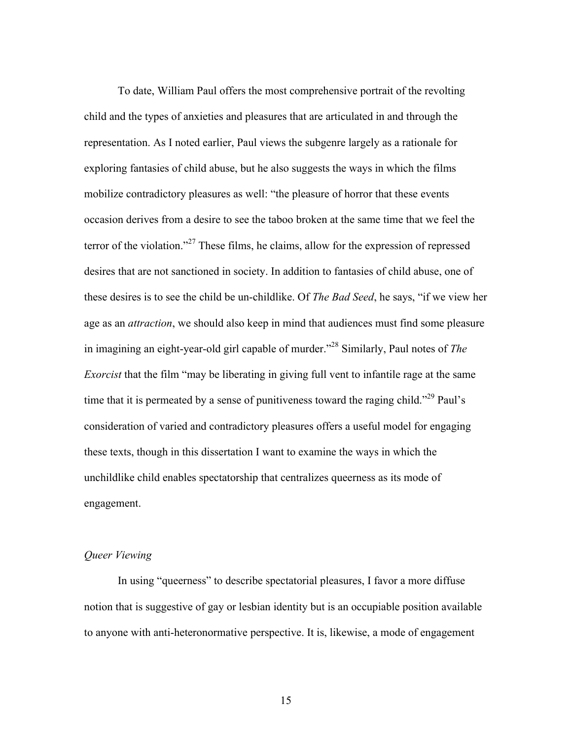To date, William Paul offers the most comprehensive portrait of the revolting child and the types of anxieties and pleasures that are articulated in and through the representation. As I noted earlier, Paul views the subgenre largely as a rationale for exploring fantasies of child abuse, but he also suggests the ways in which the films mobilize contradictory pleasures as well: "the pleasure of horror that these events occasion derives from a desire to see the taboo broken at the same time that we feel the terror of the violation."[27] These films, he claims, allow for the expression of repressed desires that are not sanctioned in society. In addition to fantasies of child abuse, one of these desires is to see the child be un-childlike. Of *The Bad Seed*, he says, "if we view her age as an *attraction*, we should also keep in mind that audiences must find some pleasure in imagining an eight-year-old girl capable of murder."[28] Similarly, Paul notes of *The Exorcist* that the film "may be liberating in giving full vent to infantile rage at the same time that it is permeated by a sense of punitiveness toward the raging child."[29] Paul's consideration of varied and contradictory pleasures offers a useful model for engaging these texts, though in this dissertation I want to examine the ways in which the unchildlike child enables spectatorship that centralizes queerness as its mode of engagement.

### *Queer Viewing*

In using "queerness" to describe spectatorial pleasures, I favor a more diffuse notion that is suggestive of gay or lesbian identity but is an occupiable position available to anyone with anti-heteronormative perspective. It is, likewise, a mode of engagement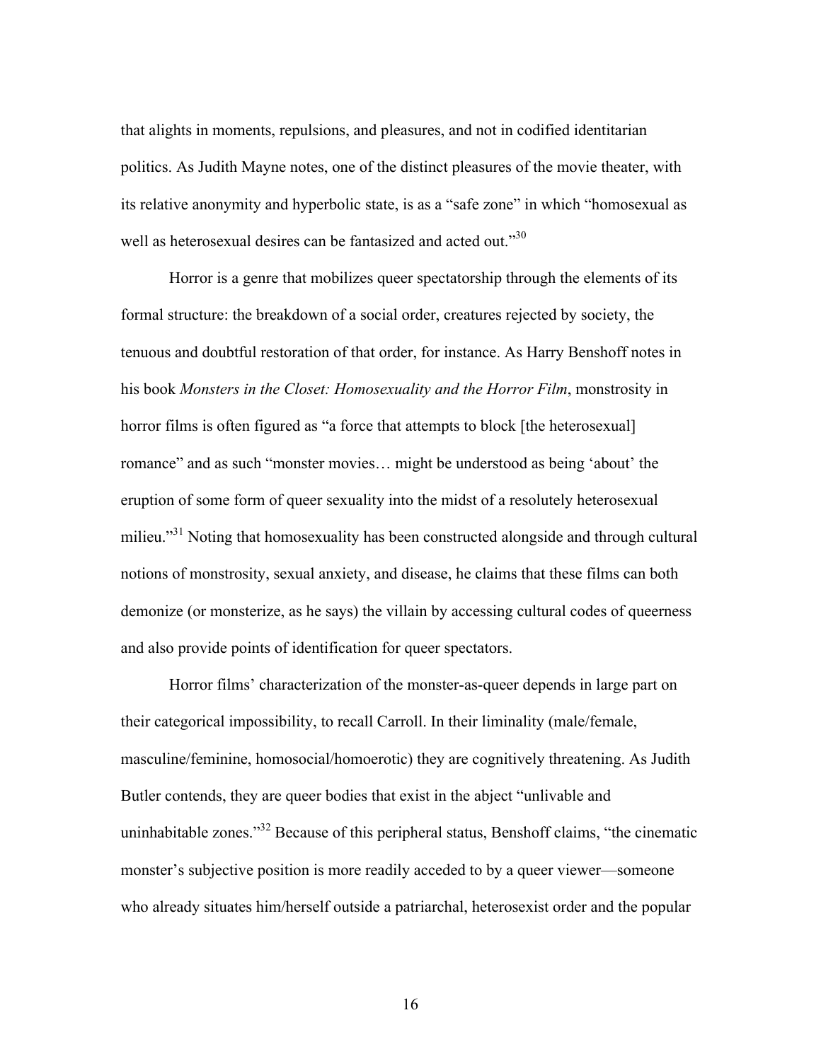that alights in moments, repulsions, and pleasures, and not in codified identitarian politics. As Judith Mayne notes, one of the distinct pleasures of the movie theater, with its relative anonymity and hyperbolic state, is as a "safe zone" in which "homosexual as well as heterosexual desires can be fantasized and acted out."[30]

Horror is a genre that mobilizes queer spectatorship through the elements of its formal structure: the breakdown of a social order, creatures rejected by society, the tenuous and doubtful restoration of that order, for instance. As Harry Benshoff notes in his book *Monsters in the Closet: Homosexuality and the Horror Film*, monstrosity in horror films is often figured as "a force that attempts to block [the heterosexual] romance" and as such "monster movies… might be understood as being 'about' the eruption of some form of queer sexuality into the midst of a resolutely heterosexual milieu."[31] Noting that homosexuality has been constructed alongside and through cultural notions of monstrosity, sexual anxiety, and disease, he claims that these films can both demonize (or monsterize, as he says) the villain by accessing cultural codes of queerness and also provide points of identification for queer spectators.

Horror films' characterization of the monster-as-queer depends in large part on their categorical impossibility, to recall Carroll. In their liminality (male/female, masculine/feminine, homosocial/homoerotic) they are cognitively threatening. As Judith Butler contends, they are queer bodies that exist in the abject "unlivable and uninhabitable zones."[32] Because of this peripheral status, Benshoff claims, "the cinematic monster's subjective position is more readily acceded to by a queer viewer—someone who already situates him/herself outside a patriarchal, heterosexist order and the popular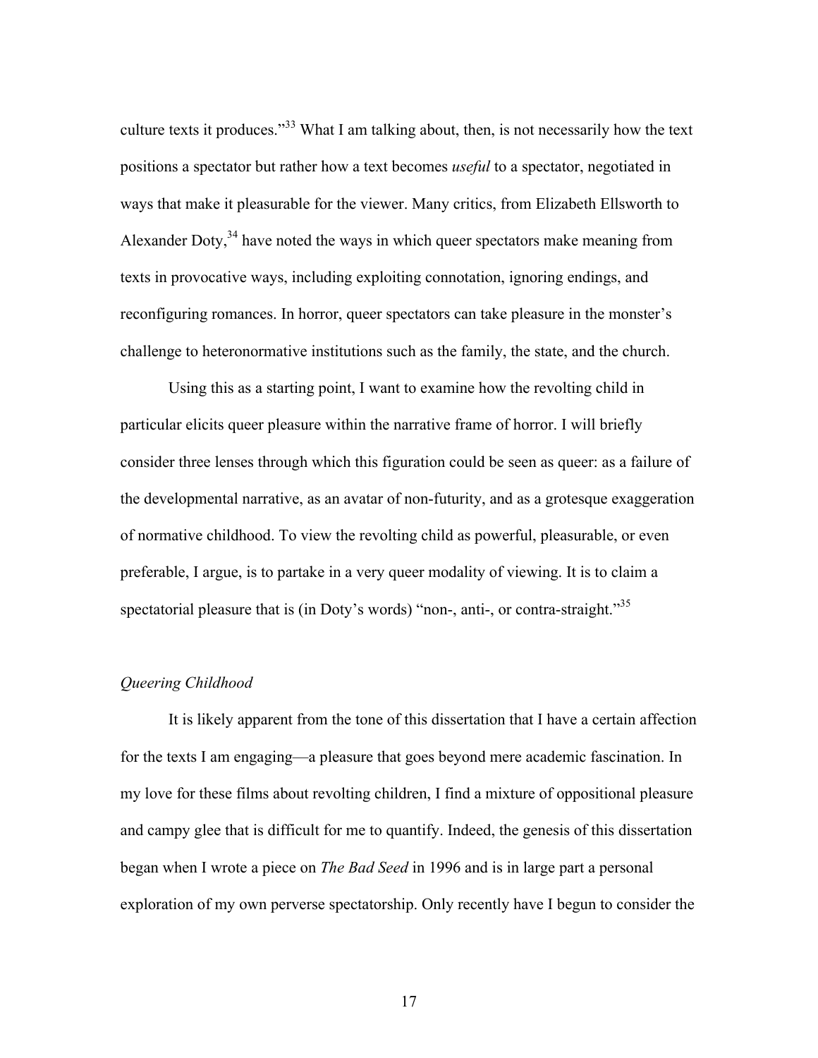culture texts it produces."[33] What I am talking about, then, is not necessarily how the text positions a spectator but rather how a text becomes *useful* to a spectator, negotiated in ways that make it pleasurable for the viewer. Many critics, from Elizabeth Ellsworth to Alexander Doty,[34] have noted the ways in which queer spectators make meaning from texts in provocative ways, including exploiting connotation, ignoring endings, and reconfiguring romances. In horror, queer spectators can take pleasure in the monster's challenge to heteronormative institutions such as the family, the state, and the church.

Using this as a starting point, I want to examine how the revolting child in particular elicits queer pleasure within the narrative frame of horror. I will briefly consider three lenses through which this figuration could be seen as queer: as a failure of the developmental narrative, as an avatar of non-futurity, and as a grotesque exaggeration of normative childhood. To view the revolting child as powerful, pleasurable, or even preferable, I argue, is to partake in a very queer modality of viewing. It is to claim a spectatorial pleasure that is (in Doty's words) "non-, anti-, or contra-straight."[35]

### *Queering Childhood*

It is likely apparent from the tone of this dissertation that I have a certain affection for the texts I am engaging—a pleasure that goes beyond mere academic fascination. In my love for these films about revolting children, I find a mixture of oppositional pleasure and campy glee that is difficult for me to quantify. Indeed, the genesis of this dissertation began when I wrote a piece on *The Bad Seed* in 1996 and is in large part a personal exploration of my own perverse spectatorship. Only recently have I begun to consider the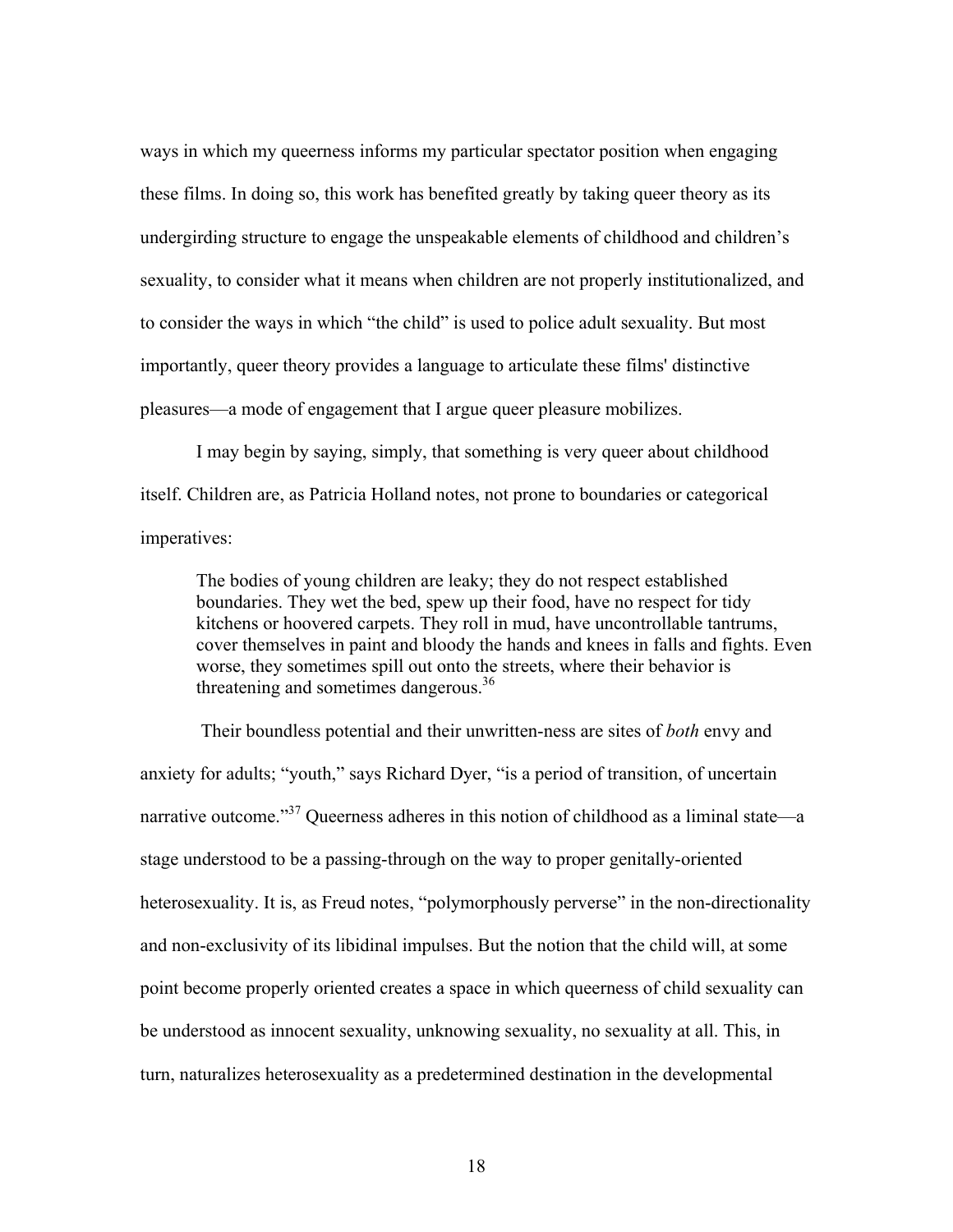ways in which my queerness informs my particular spectator position when engaging these films. In doing so, this work has benefited greatly by taking queer theory as its undergirding structure to engage the unspeakable elements of childhood and children's sexuality, to consider what it means when children are not properly institutionalized, and to consider the ways in which "the child" is used to police adult sexuality. But most importantly, queer theory provides a language to articulate these films' distinctive pleasures—a mode of engagement that I argue queer pleasure mobilizes.

I may begin by saying, simply, that something is very queer about childhood itself. Children are, as Patricia Holland notes, not prone to boundaries or categorical imperatives:

> The bodies of young children are leaky; they do not respect established boundaries. They wet the bed, spew up their food, have no respect for tidy kitchens or hoovered carpets. They roll in mud, have uncontrollable tantrums, cover themselves in paint and bloody the hands and knees in falls and fights. Even worse, they sometimes spill out onto the streets, where their behavior is threatening and sometimes dangerous.[36]

Their boundless potential and their unwritten-ness are sites of *both* envy and anxiety for adults; "youth," says Richard Dyer, "is a period of transition, of uncertain narrative outcome."[37] Queerness adheres in this notion of childhood as a liminal state—a stage understood to be a passing-through on the way to proper genitally-oriented heterosexuality. It is, as Freud notes, "polymorphously perverse" in the non-directionality and non-exclusivity of its libidinal impulses. But the notion that the child will, at some point become properly oriented creates a space in which queerness of child sexuality can be understood as innocent sexuality, unknowing sexuality, no sexuality at all. This, in turn, naturalizes heterosexuality as a predetermined destination in the developmental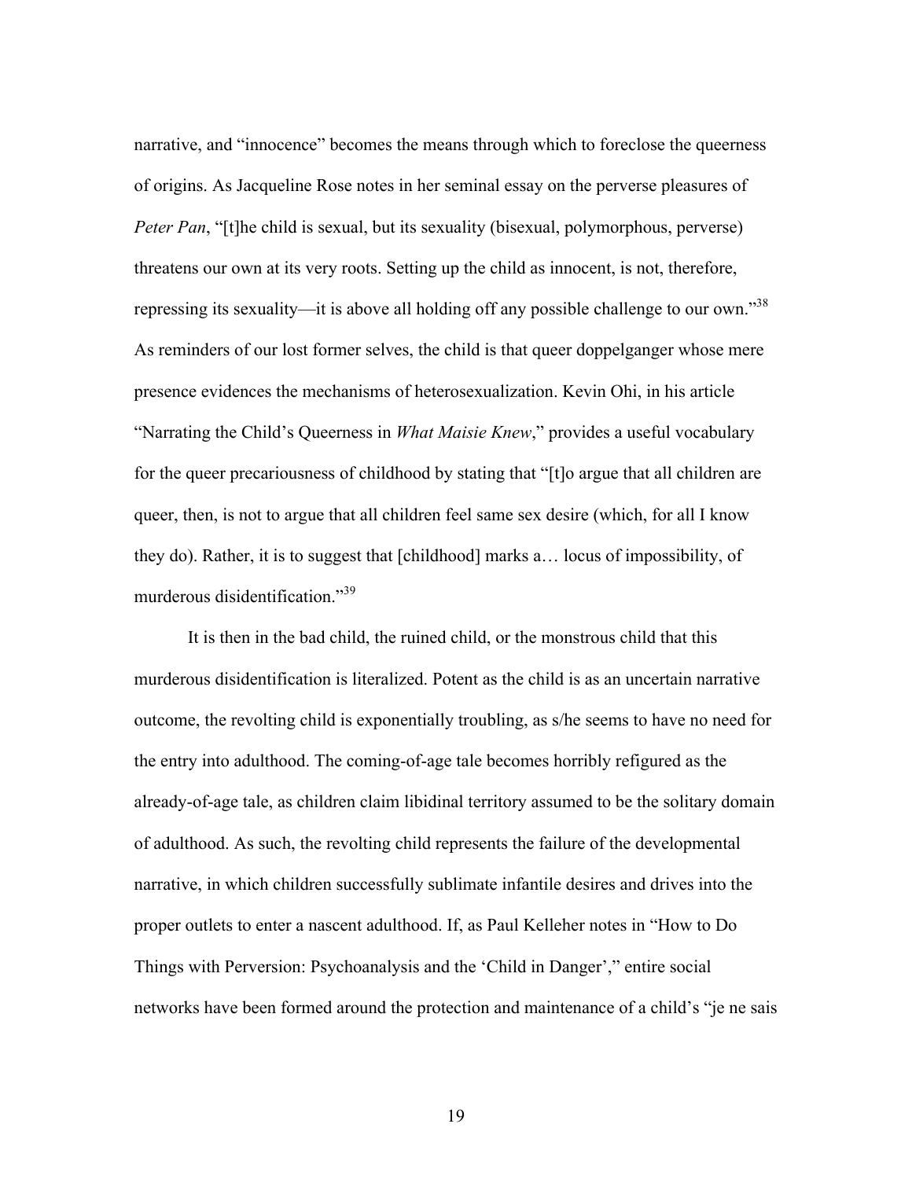narrative, and "innocence" becomes the means through which to foreclose the queerness of origins. As Jacqueline Rose notes in her seminal essay on the perverse pleasures of *Peter Pan*, "[t]he child is sexual, but its sexuality (bisexual, polymorphous, perverse) threatens our own at its very roots. Setting up the child as innocent, is not, therefore, repressing its sexuality—it is above all holding off any possible challenge to our own."[38] As reminders of our lost former selves, the child is that queer doppelganger whose mere presence evidences the mechanisms of heterosexualization. Kevin Ohi, in his article "Narrating the Child's Queerness in *What Maisie Knew*," provides a useful vocabulary for the queer precariousness of childhood by stating that "[t]o argue that all children are queer, then, is not to argue that all children feel same sex desire (which, for all I know they do). Rather, it is to suggest that [childhood] marks a… locus of impossibility, of murderous disidentification."[39]

It is then in the bad child, the ruined child, or the monstrous child that this murderous disidentification is literalized. Potent as the child is as an uncertain narrative outcome, the revolting child is exponentially troubling, as s/he seems to have no need for the entry into adulthood. The coming-of-age tale becomes horribly refigured as the already-of-age tale, as children claim libidinal territory assumed to be the solitary domain of adulthood. As such, the revolting child represents the failure of the developmental narrative, in which children successfully sublimate infantile desires and drives into the proper outlets to enter a nascent adulthood. If, as Paul Kelleher notes in "How to Do Things with Perversion: Psychoanalysis and the 'Child in Danger'," entire social networks have been formed around the protection and maintenance of a child's "je ne sais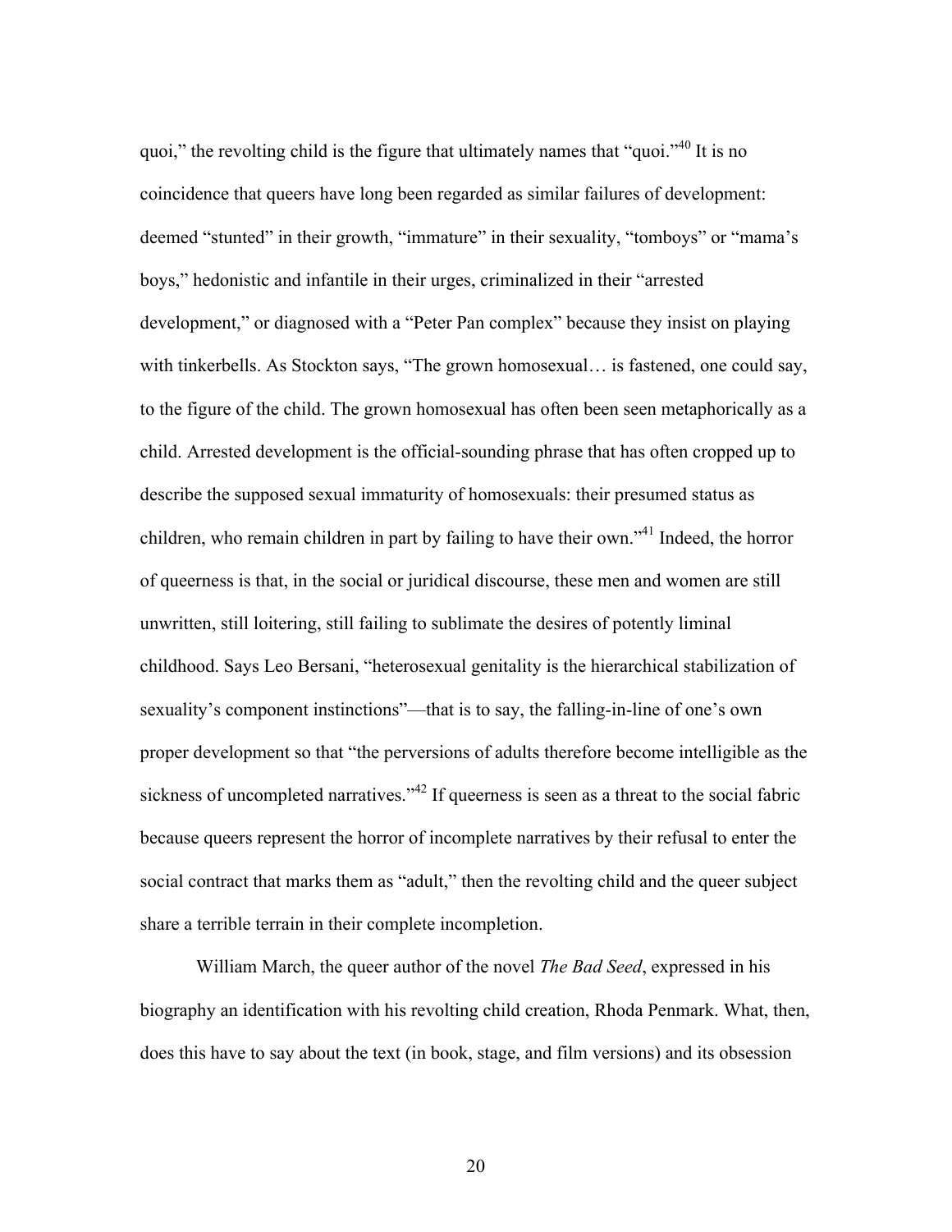quoi," the revolting child is the figure that ultimately names that "quoi."[40] It is no coincidence that queers have long been regarded as similar failures of development: deemed "stunted" in their growth, "immature" in their sexuality, "tomboys" or "mama's boys," hedonistic and infantile in their urges, criminalized in their "arrested development," or diagnosed with a "Peter Pan complex" because they insist on playing with tinkerbells. As Stockton says, "The grown homosexual… is fastened, one could say, to the figure of the child. The grown homosexual has often been seen metaphorically as a child. Arrested development is the official-sounding phrase that has often cropped up to describe the supposed sexual immaturity of homosexuals: their presumed status as children, who remain children in part by failing to have their own."[41] Indeed, the horror of queerness is that, in the social or juridical discourse, these men and women are still unwritten, still loitering, still failing to sublimate the desires of potently liminal childhood. Says Leo Bersani, "heterosexual genitality is the hierarchical stabilization of sexuality's component instinctions"—that is to say, the falling-in-line of one's own proper development so that "the perversions of adults therefore become intelligible as the sickness of uncompleted narratives."[42] If queerness is seen as a threat to the social fabric because queers represent the horror of incomplete narratives by their refusal to enter the social contract that marks them as "adult," then the revolting child and the queer subject share a terrible terrain in their complete incompletion.

William March, the queer author of the novel *The Bad Seed*, expressed in his biography an identification with his revolting child creation, Rhoda Penmark. What, then, does this have to say about the text (in book, stage, and film versions) and its obsession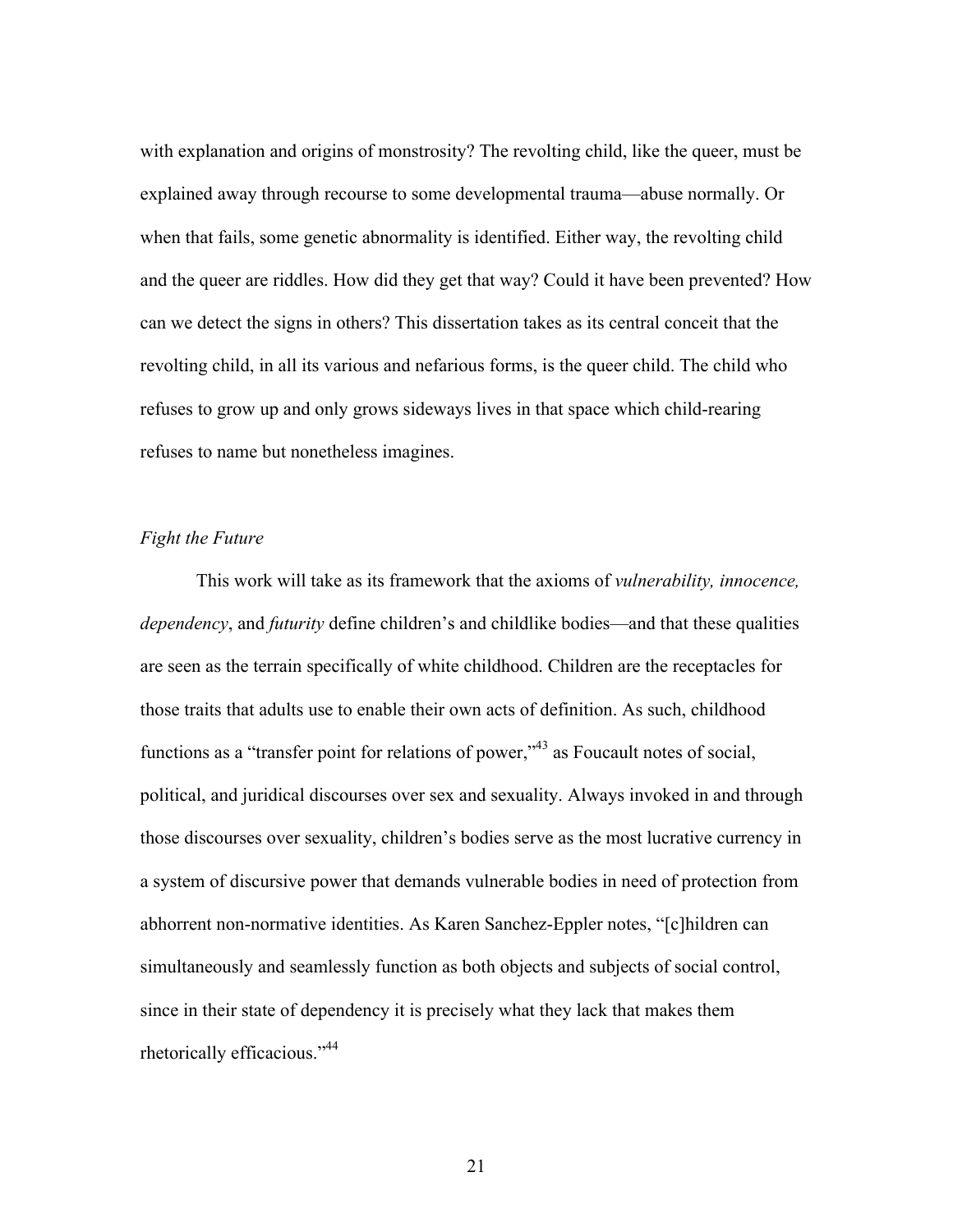with explanation and origins of monstrosity? The revolting child, like the queer, must be explained away through recourse to some developmental trauma—abuse normally. Or when that fails, some genetic abnormality is identified. Either way, the revolting child and the queer are riddles. How did they get that way? Could it have been prevented? How can we detect the signs in others? This dissertation takes as its central conceit that the revolting child, in all its various and nefarious forms, is the queer child. The child who refuses to grow up and only grows sideways lives in that space which child-rearing refuses to name but nonetheless imagines.

### *Fight the Future*

This work will take as its framework that the axioms of *vulnerability, innocence, dependency*, and *futurity* define children's and childlike bodies—and that these qualities are seen as the terrain specifically of white childhood. Children are the receptacles for those traits that adults use to enable their own acts of definition. As such, childhood functions as a "transfer point for relations of power,"[43] as Foucault notes of social, political, and juridical discourses over sex and sexuality. Always invoked in and through those discourses over sexuality, children's bodies serve as the most lucrative currency in a system of discursive power that demands vulnerable bodies in need of protection from abhorrent non-normative identities. As Karen Sanchez-Eppler notes, "[c]hildren can simultaneously and seamlessly function as both objects and subjects of social control, since in their state of dependency it is precisely what they lack that makes them rhetorically efficacious."[44]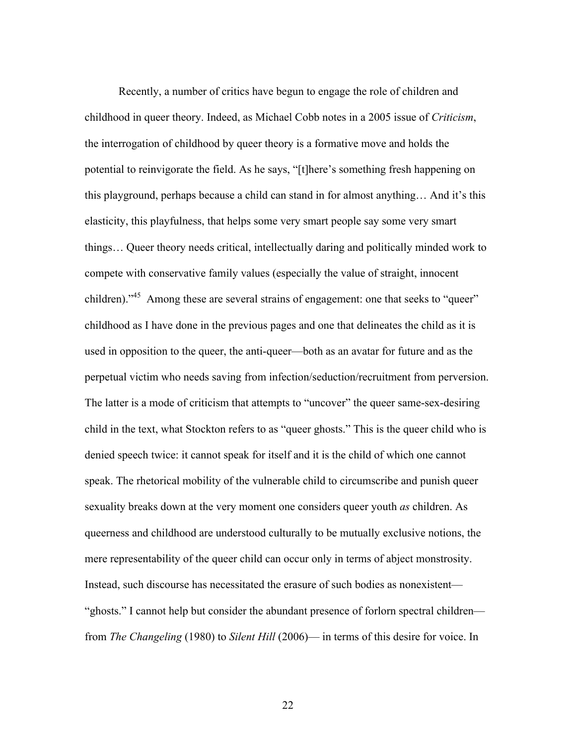Recently, a number of critics have begun to engage the role of children and childhood in queer theory. Indeed, as Michael Cobb notes in a 2005 issue of *Criticism*, the interrogation of childhood by queer theory is a formative move and holds the potential to reinvigorate the field. As he says, "[t]here's something fresh happening on this playground, perhaps because a child can stand in for almost anything… And it's this elasticity, this playfulness, that helps some very smart people say some very smart things… Queer theory needs critical, intellectually daring and politically minded work to compete with conservative family values (especially the value of straight, innocent children)."[45] Among these are several strains of engagement: one that seeks to "queer" childhood as I have done in the previous pages and one that delineates the child as it is used in opposition to the queer, the anti-queer—both as an avatar for future and as the perpetual victim who needs saving from infection/seduction/recruitment from perversion. The latter is a mode of criticism that attempts to "uncover" the queer same-sex-desiring child in the text, what Stockton refers to as "queer ghosts." This is the queer child who is denied speech twice: it cannot speak for itself and it is the child of which one cannot speak. The rhetorical mobility of the vulnerable child to circumscribe and punish queer sexuality breaks down at the very moment one considers queer youth *as* children. As queerness and childhood are understood culturally to be mutually exclusive notions, the mere representability of the queer child can occur only in terms of abject monstrosity. Instead, such discourse has necessitated the erasure of such bodies as nonexistent—"ghosts." I cannot help but consider the abundant presence of forlorn spectral children—from *The Changeling* (1980) to *Silent Hill* (2006)— in terms of this desire for voice. In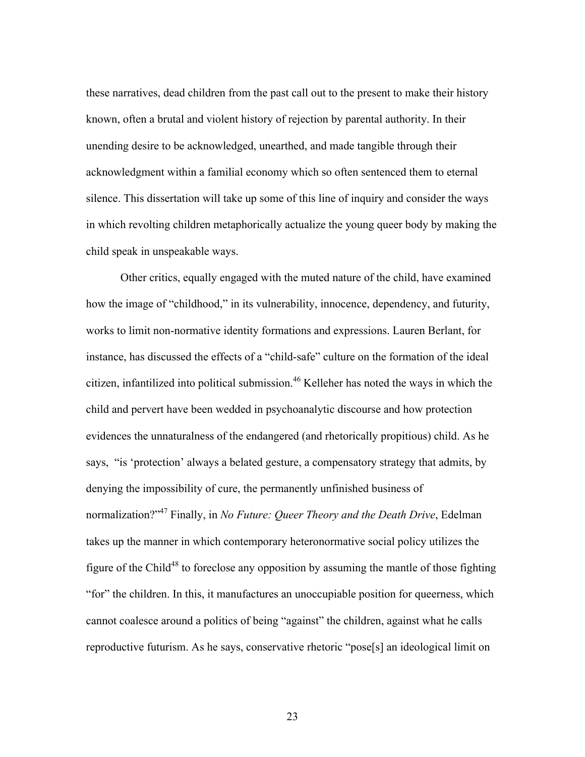these narratives, dead children from the past call out to the present to make their history known, often a brutal and violent history of rejection by parental authority. In their unending desire to be acknowledged, unearthed, and made tangible through their acknowledgment within a familial economy which so often sentenced them to eternal silence. This dissertation will take up some of this line of inquiry and consider the ways in which revolting children metaphorically actualize the young queer body by making the child speak in unspeakable ways.

Other critics, equally engaged with the muted nature of the child, have examined how the image of "childhood," in its vulnerability, innocence, dependency, and futurity, works to limit non-normative identity formations and expressions. Lauren Berlant, for instance, has discussed the effects of a "child-safe" culture on the formation of the ideal citizen, infantilized into political submission.[46] Kelleher has noted the ways in which the child and pervert have been wedded in psychoanalytic discourse and how protection evidences the unnaturalness of the endangered (and rhetorically propitious) child. As he says, "is 'protection' always a belated gesture, a compensatory strategy that admits, by denying the impossibility of cure, the permanently unfinished business of normalization?"[47] Finally, in *No Future: Queer Theory and the Death Drive*, Edelman takes up the manner in which contemporary heteronormative social policy utilizes the figure of the Child[48] to foreclose any opposition by assuming the mantle of those fighting "for" the children. In this, it manufactures an unoccupiable position for queerness, which cannot coalesce around a politics of being "against" the children, against what he calls reproductive futurism. As he says, conservative rhetoric "pose[s] an ideological limit on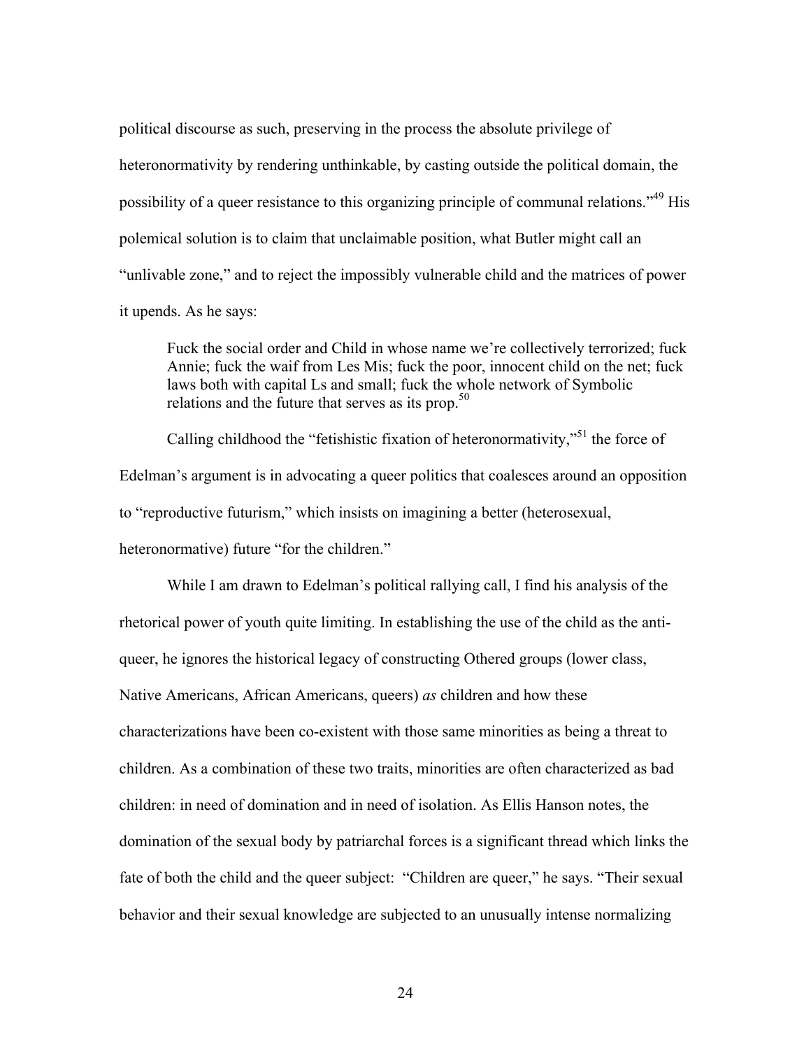political discourse as such, preserving in the process the absolute privilege of heteronormativity by rendering unthinkable, by casting outside the political domain, the possibility of a queer resistance to this organizing principle of communal relations."[49] His polemical solution is to claim that unclaimable position, what Butler might call an "unlivable zone," and to reject the impossibly vulnerable child and the matrices of power it upends. As he says:

> Fuck the social order and Child in whose name we're collectively terrorized; fuck Annie; fuck the waif from Les Mis; fuck the poor, innocent child on the net; fuck laws both with capital Ls and small; fuck the whole network of Symbolic relations and the future that serves as its prop.[50]

Calling childhood the "fetishistic fixation of heteronormativity,"[51] the force of Edelman's argument is in advocating a queer politics that coalesces around an opposition to "reproductive futurism," which insists on imagining a better (heterosexual, heteronormative) future "for the children."

While I am drawn to Edelman's political rallying call, I find his analysis of the rhetorical power of youth quite limiting. In establishing the use of the child as the anti-queer, he ignores the historical legacy of constructing Othered groups (lower class, Native Americans, African Americans, queers) *as* children and how these characterizations have been co-existent with those same minorities as being a threat to children. As a combination of these two traits, minorities are often characterized as bad children: in need of domination and in need of isolation. As Ellis Hanson notes, the domination of the sexual body by patriarchal forces is a significant thread which links the fate of both the child and the queer subject: "Children are queer," he says. "Their sexual behavior and their sexual knowledge are subjected to an unusually intense normalizing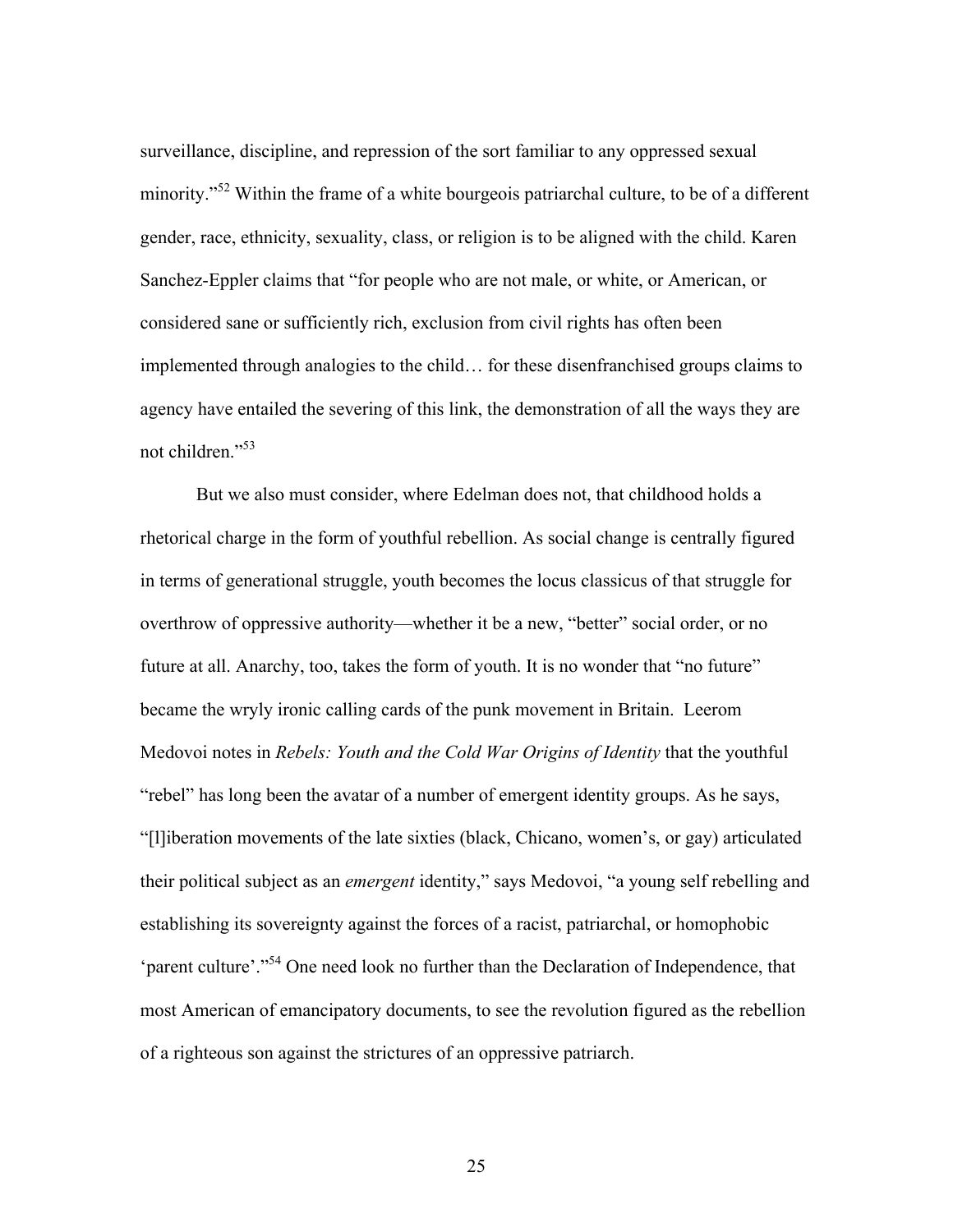surveillance, discipline, and repression of the sort familiar to any oppressed sexual minority."[52] Within the frame of a white bourgeois patriarchal culture, to be of a different gender, race, ethnicity, sexuality, class, or religion is to be aligned with the child. Karen Sanchez-Eppler claims that "for people who are not male, or white, or American, or considered sane or sufficiently rich, exclusion from civil rights has often been implemented through analogies to the child… for these disenfranchised groups claims to agency have entailed the severing of this link, the demonstration of all the ways they are not children."[53]

But we also must consider, where Edelman does not, that childhood holds a rhetorical charge in the form of youthful rebellion. As social change is centrally figured in terms of generational struggle, youth becomes the locus classicus of that struggle for overthrow of oppressive authority—whether it be a new, "better" social order, or no future at all. Anarchy, too, takes the form of youth. It is no wonder that "no future" became the wryly ironic calling cards of the punk movement in Britain. Leerom Medovoi notes in *Rebels: Youth and the Cold War Origins of Identity* that the youthful "rebel" has long been the avatar of a number of emergent identity groups. As he says, "[l]iberation movements of the late sixties (black, Chicano, women's, or gay) articulated their political subject as an *emergent* identity," says Medovoi, "a young self rebelling and establishing its sovereignty against the forces of a racist, patriarchal, or homophobic 'parent culture'."[54] One need look no further than the Declaration of Independence, that most American of emancipatory documents, to see the revolution figured as the rebellion of a righteous son against the strictures of an oppressive patriarch.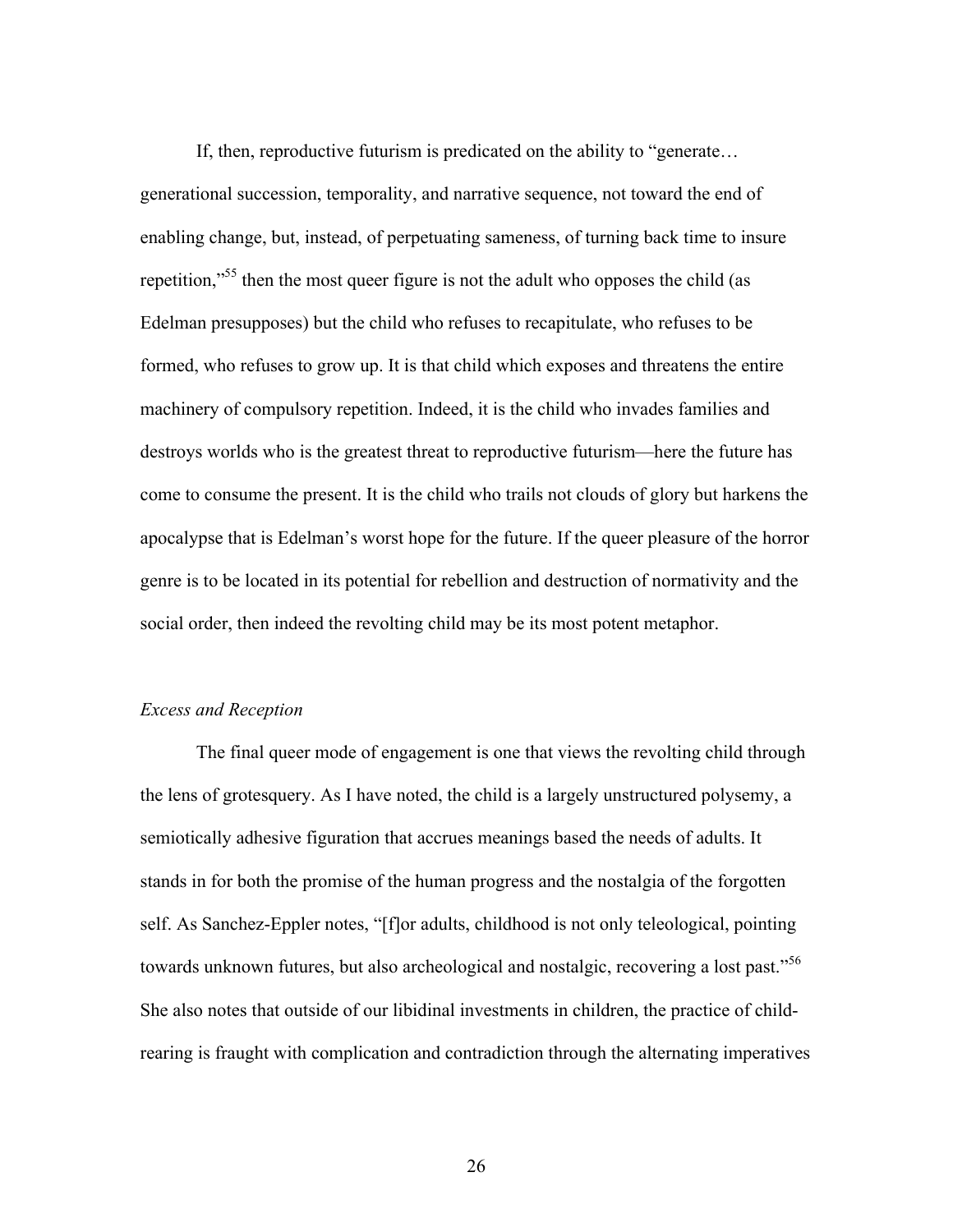If, then, reproductive futurism is predicated on the ability to "generate… generational succession, temporality, and narrative sequence, not toward the end of enabling change, but, instead, of perpetuating sameness, of turning back time to insure repetition,"[55] then the most queer figure is not the adult who opposes the child (as Edelman presupposes) but the child who refuses to recapitulate, who refuses to be formed, who refuses to grow up. It is that child which exposes and threatens the entire machinery of compulsory repetition. Indeed, it is the child who invades families and destroys worlds who is the greatest threat to reproductive futurism—here the future has come to consume the present. It is the child who trails not clouds of glory but harkens the apocalypse that is Edelman's worst hope for the future. If the queer pleasure of the horror genre is to be located in its potential for rebellion and destruction of normativity and the social order, then indeed the revolting child may be its most potent metaphor.

### *Excess and Reception*

The final queer mode of engagement is one that views the revolting child through the lens of grotesquery. As I have noted, the child is a largely unstructured polysemy, a semiotically adhesive figuration that accrues meanings based the needs of adults. It stands in for both the promise of the human progress and the nostalgia of the forgotten self. As Sanchez-Eppler notes, "[f]or adults, childhood is not only teleological, pointing towards unknown futures, but also archeological and nostalgic, recovering a lost past."[56] She also notes that outside of our libidinal investments in children, the practice of child-rearing is fraught with complication and contradiction through the alternating imperatives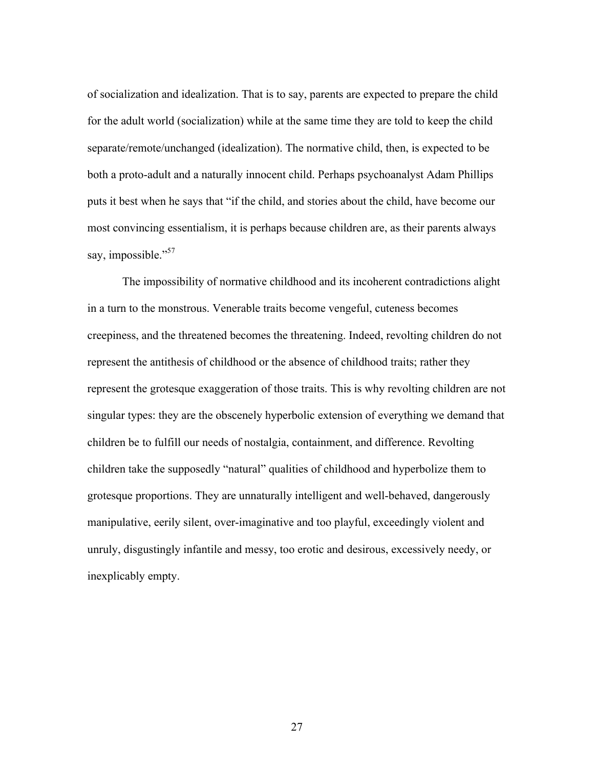of socialization and idealization. That is to say, parents are expected to prepare the child for the adult world (socialization) while at the same time they are told to keep the child separate/remote/unchanged (idealization). The normative child, then, is expected to be both a proto-adult and a naturally innocent child. Perhaps psychoanalyst Adam Phillips puts it best when he says that "if the child, and stories about the child, have become our most convincing essentialism, it is perhaps because children are, as their parents always say, impossible."[57]

The impossibility of normative childhood and its incoherent contradictions alight in a turn to the monstrous. Venerable traits become vengeful, cuteness becomes creepiness, and the threatened becomes the threatening. Indeed, revolting children do not represent the antithesis of childhood or the absence of childhood traits; rather they represent the grotesque exaggeration of those traits. This is why revolting children are not singular types: they are the obscenely hyperbolic extension of everything we demand that children be to fulfill our needs of nostalgia, containment, and difference. Revolting children take the supposedly "natural" qualities of childhood and hyperbolize them to grotesque proportions. They are unnaturally intelligent and well-behaved, dangerously manipulative, eerily silent, over-imaginative and too playful, exceedingly violent and unruly, disgustingly infantile and messy, too erotic and desirous, excessively needy, or inexplicably empty.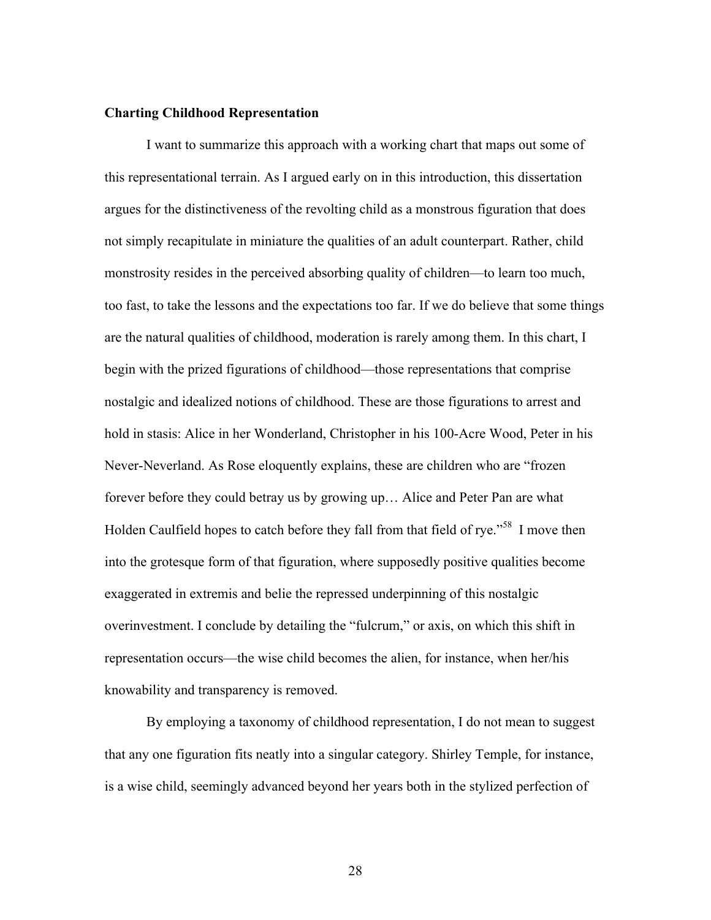**Charting Childhood Representation**

I want to summarize this approach with a working chart that maps out some of this representational terrain. As I argued early on in this introduction, this dissertation argues for the distinctiveness of the revolting child as a monstrous figuration that does not simply recapitulate in miniature the qualities of an adult counterpart. Rather, child monstrosity resides in the perceived absorbing quality of children—to learn too much, too fast, to take the lessons and the expectations too far. If we do believe that some things are the natural qualities of childhood, moderation is rarely among them. In this chart, I begin with the prized figurations of childhood—those representations that comprise nostalgic and idealized notions of childhood. These are those figurations to arrest and hold in stasis: Alice in her Wonderland, Christopher in his 100-Acre Wood, Peter in his Never-Neverland. As Rose eloquently explains, these are children who are "frozen forever before they could betray us by growing up… Alice and Peter Pan are what Holden Caulfield hopes to catch before they fall from that field of rye."[58] I move then into the grotesque form of that figuration, where supposedly positive qualities become exaggerated in extremis and belie the repressed underpinning of this nostalgic overinvestment. I conclude by detailing the "fulcrum," or axis, on which this shift in representation occurs—the wise child becomes the alien, for instance, when her/his knowability and transparency is removed.

By employing a taxonomy of childhood representation, I do not mean to suggest that any one figuration fits neatly into a singular category. Shirley Temple, for instance, is a wise child, seemingly advanced beyond her years both in the stylized perfection of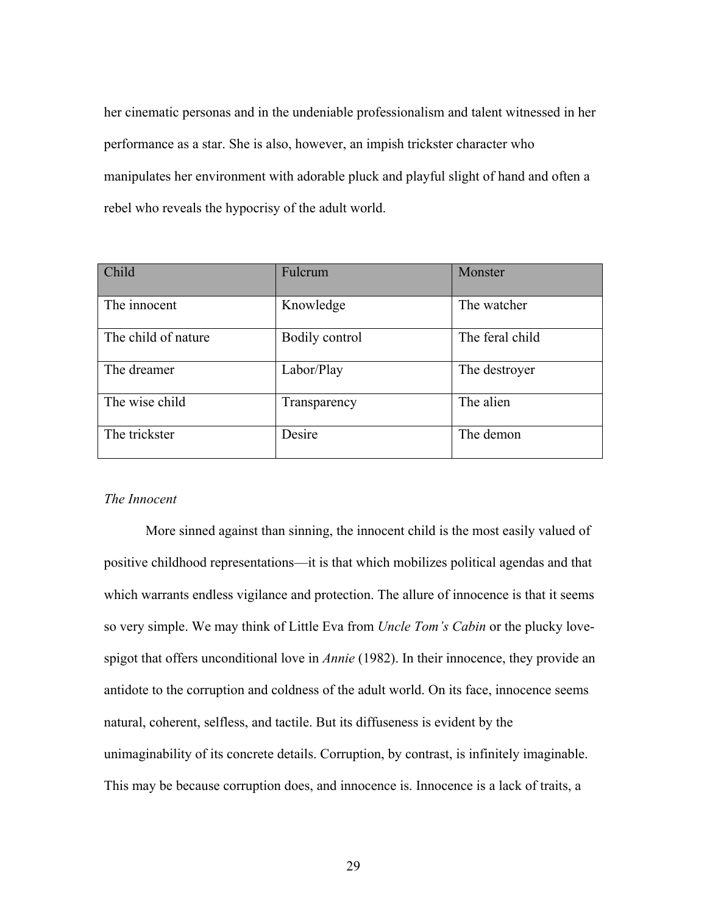her cinematic personas and in the undeniable professionalism and talent witnessed in her performance as a star. She is also, however, an impish trickster character who manipulates her environment with adorable pluck and playful slight of hand and often a rebel who reveals the hypocrisy of the adult world.

| Child | Fulcrum | Monster |
|---|---|---|
| The innocent | Knowledge | The watcher |
| The child of nature | Bodily control | The feral child |
| The dreamer | Labor/Play | The destroyer |
| The wise child | Transparency | The alien |
| The trickster | Desire | The demon |

*The Innocent*

More sinned against than sinning, the innocent child is the most easily valued of positive childhood representations—it is that which mobilizes political agendas and that which warrants endless vigilance and protection. The allure of innocence is that it seems so very simple. We may think of Little Eva from *Uncle Tom's Cabin* or the plucky love-spigot that offers unconditional love in *Annie* (1982). In their innocence, they provide an antidote to the corruption and coldness of the adult world. On its face, innocence seems natural, coherent, selfless, and tactile. But its diffuseness is evident by the unimaginability of its concrete details. Corruption, by contrast, is infinitely imaginable. This may be because corruption does, and innocence is. Innocence is a lack of traits, a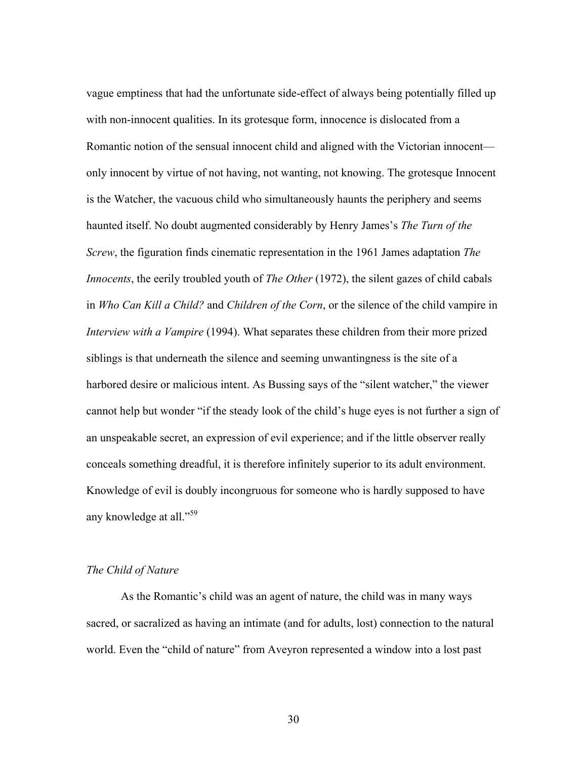vague emptiness that had the unfortunate side-effect of always being potentially filled up with non-innocent qualities. In its grotesque form, innocence is dislocated from a Romantic notion of the sensual innocent child and aligned with the Victorian innocent—only innocent by virtue of not having, not wanting, not knowing. The grotesque Innocent is the Watcher, the vacuous child who simultaneously haunts the periphery and seems haunted itself. No doubt augmented considerably by Henry James's *The Turn of the Screw*, the figuration finds cinematic representation in the 1961 James adaptation *The Innocents*, the eerily troubled youth of *The Other* (1972), the silent gazes of child cabals in *Who Can Kill a Child?* and *Children of the Corn*, or the silence of the child vampire in *Interview with a Vampire* (1994). What separates these children from their more prized siblings is that underneath the silence and seeming unwantingness is the site of a harbored desire or malicious intent. As Bussing says of the "silent watcher," the viewer cannot help but wonder "if the steady look of the child's huge eyes is not further a sign of an unspeakable secret, an expression of evil experience; and if the little observer really conceals something dreadful, it is therefore infinitely superior to its adult environment. Knowledge of evil is doubly incongruous for someone who is hardly supposed to have any knowledge at all."[59]

### *The Child of Nature*

As the Romantic's child was an agent of nature, the child was in many ways sacred, or sacralized as having an intimate (and for adults, lost) connection to the natural world. Even the "child of nature" from Aveyron represented a window into a lost past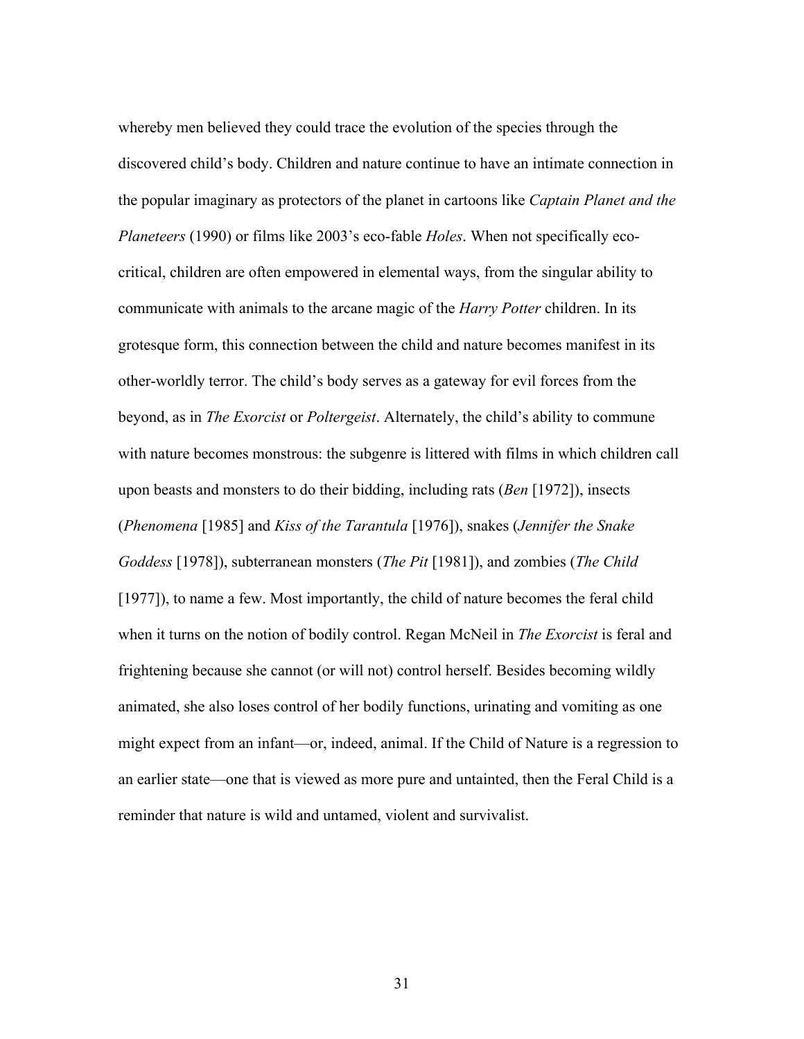whereby men believed they could trace the evolution of the species through the discovered child's body. Children and nature continue to have an intimate connection in the popular imaginary as protectors of the planet in cartoons like *Captain Planet and the Planeteers* (1990) or films like 2003's eco-fable *Holes*. When not specifically eco-critical, children are often empowered in elemental ways, from the singular ability to communicate with animals to the arcane magic of the *Harry Potter* children. In its grotesque form, this connection between the child and nature becomes manifest in its other-worldly terror. The child's body serves as a gateway for evil forces from the beyond, as in *The Exorcist* or *Poltergeist*. Alternately, the child's ability to commune with nature becomes monstrous: the subgenre is littered with films in which children call upon beasts and monsters to do their bidding, including rats (*Ben* [1972]), insects (*Phenomena* [1985] and *Kiss of the Tarantula* [1976]), snakes (*Jennifer the Snake Goddess* [1978]), subterranean monsters (*The Pit* [1981]), and zombies (*The Child* [1977]), to name a few. Most importantly, the child of nature becomes the feral child when it turns on the notion of bodily control. Regan McNeil in *The Exorcist* is feral and frightening because she cannot (or will not) control herself. Besides becoming wildly animated, she also loses control of her bodily functions, urinating and vomiting as one might expect from an infant—or, indeed, animal. If the Child of Nature is a regression to an earlier state—one that is viewed as more pure and untainted, then the Feral Child is a reminder that nature is wild and untamed, violent and survivalist.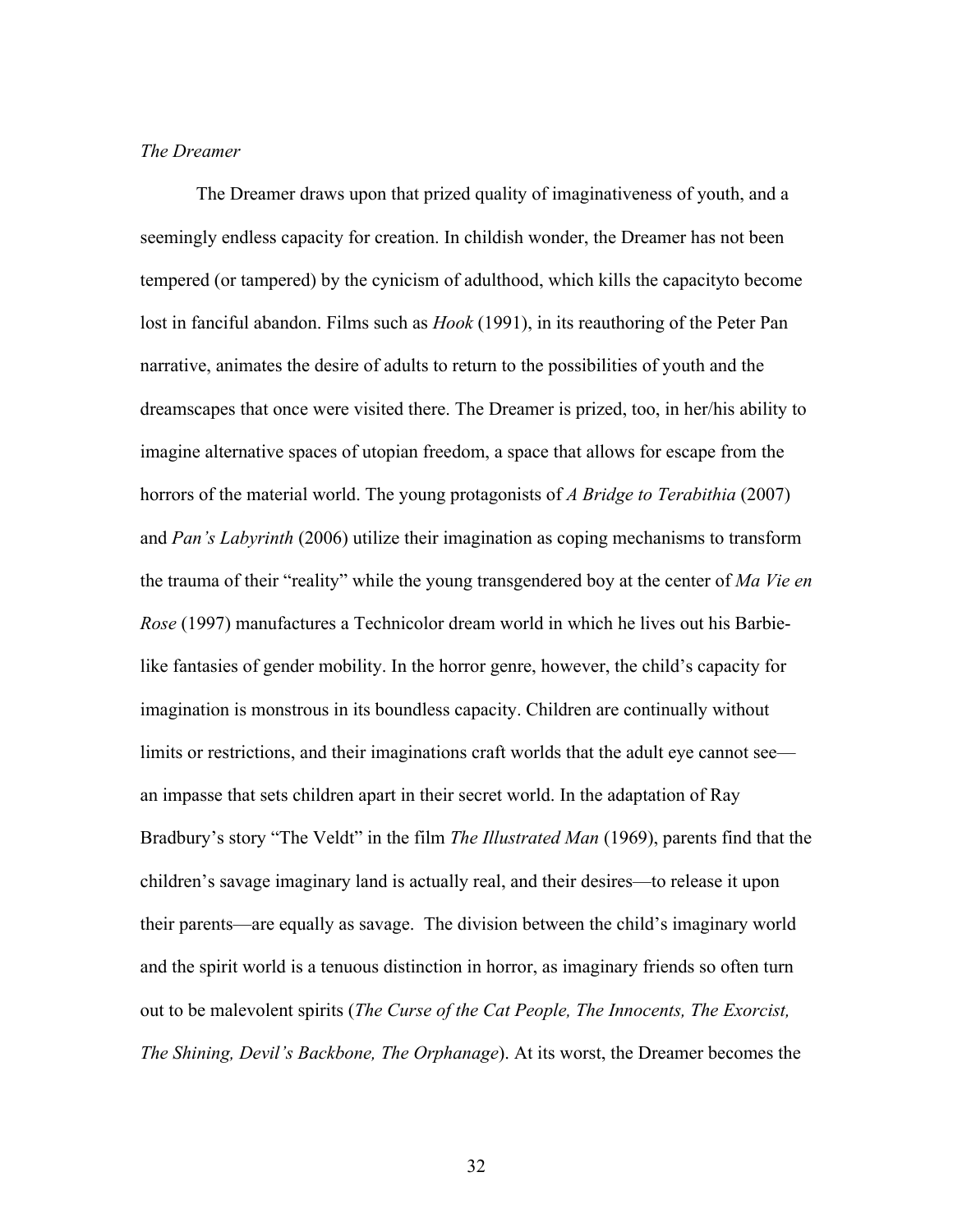*The Dreamer*

The Dreamer draws upon that prized quality of imaginativeness of youth, and a seemingly endless capacity for creation. In childish wonder, the Dreamer has not been tempered (or tampered) by the cynicism of adulthood, which kills the capacityto become lost in fanciful abandon. Films such as *Hook* (1991), in its reauthoring of the Peter Pan narrative, animates the desire of adults to return to the possibilities of youth and the dreamscapes that once were visited there. The Dreamer is prized, too, in her/his ability to imagine alternative spaces of utopian freedom, a space that allows for escape from the horrors of the material world. The young protagonists of *A Bridge to Terabithia* (2007) and *Pan's Labyrinth* (2006) utilize their imagination as coping mechanisms to transform the trauma of their "reality" while the young transgendered boy at the center of *Ma Vie en Rose* (1997) manufactures a Technicolor dream world in which he lives out his Barbie-like fantasies of gender mobility. In the horror genre, however, the child's capacity for imagination is monstrous in its boundless capacity. Children are continually without limits or restrictions, and their imaginations craft worlds that the adult eye cannot see—an impasse that sets children apart in their secret world. In the adaptation of Ray Bradbury's story "The Veldt" in the film *The Illustrated Man* (1969), parents find that the children's savage imaginary land is actually real, and their desires—to release it upon their parents—are equally as savage. The division between the child's imaginary world and the spirit world is a tenuous distinction in horror, as imaginary friends so often turn out to be malevolent spirits (*The Curse of the Cat People, The Innocents, The Exorcist, The Shining, Devil's Backbone, The Orphanage*). At its worst, the Dreamer becomes the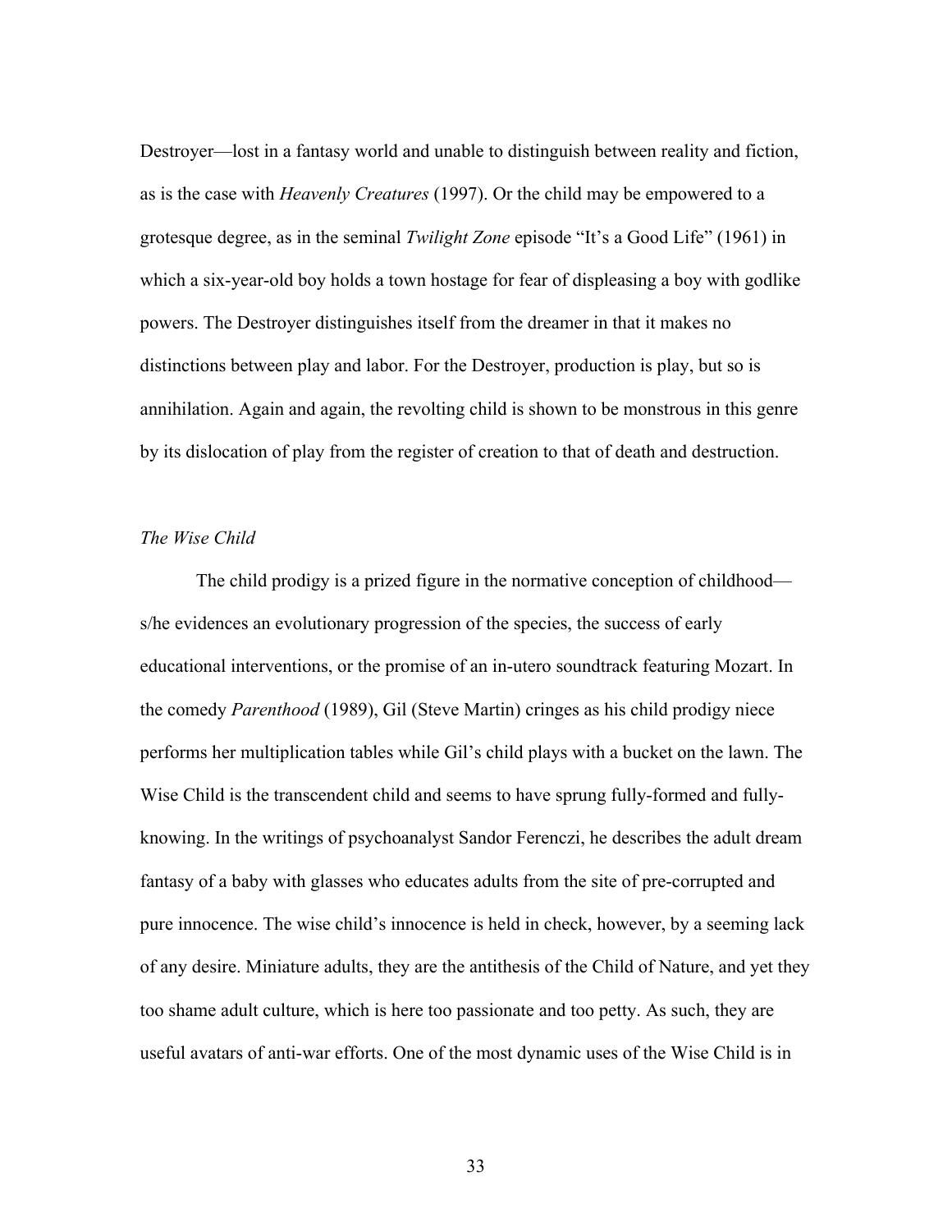Destroyer—lost in a fantasy world and unable to distinguish between reality and fiction, as is the case with *Heavenly Creatures* (1997). Or the child may be empowered to a grotesque degree, as in the seminal *Twilight Zone* episode "It's a Good Life" (1961) in which a six-year-old boy holds a town hostage for fear of displeasing a boy with godlike powers. The Destroyer distinguishes itself from the dreamer in that it makes no distinctions between play and labor. For the Destroyer, production is play, but so is annihilation. Again and again, the revolting child is shown to be monstrous in this genre by its dislocation of play from the register of creation to that of death and destruction.

*The Wise Child*

The child prodigy is a prized figure in the normative conception of childhood—s/he evidences an evolutionary progression of the species, the success of early educational interventions, or the promise of an in-utero soundtrack featuring Mozart. In the comedy *Parenthood* (1989), Gil (Steve Martin) cringes as his child prodigy niece performs her multiplication tables while Gil's child plays with a bucket on the lawn. The Wise Child is the transcendent child and seems to have sprung fully-formed and fully-knowing. In the writings of psychoanalyst Sandor Ferenczi, he describes the adult dream fantasy of a baby with glasses who educates adults from the site of pre-corrupted and pure innocence. The wise child's innocence is held in check, however, by a seeming lack of any desire. Miniature adults, they are the antithesis of the Child of Nature, and yet they too shame adult culture, which is here too passionate and too petty. As such, they are useful avatars of anti-war efforts. One of the most dynamic uses of the Wise Child is in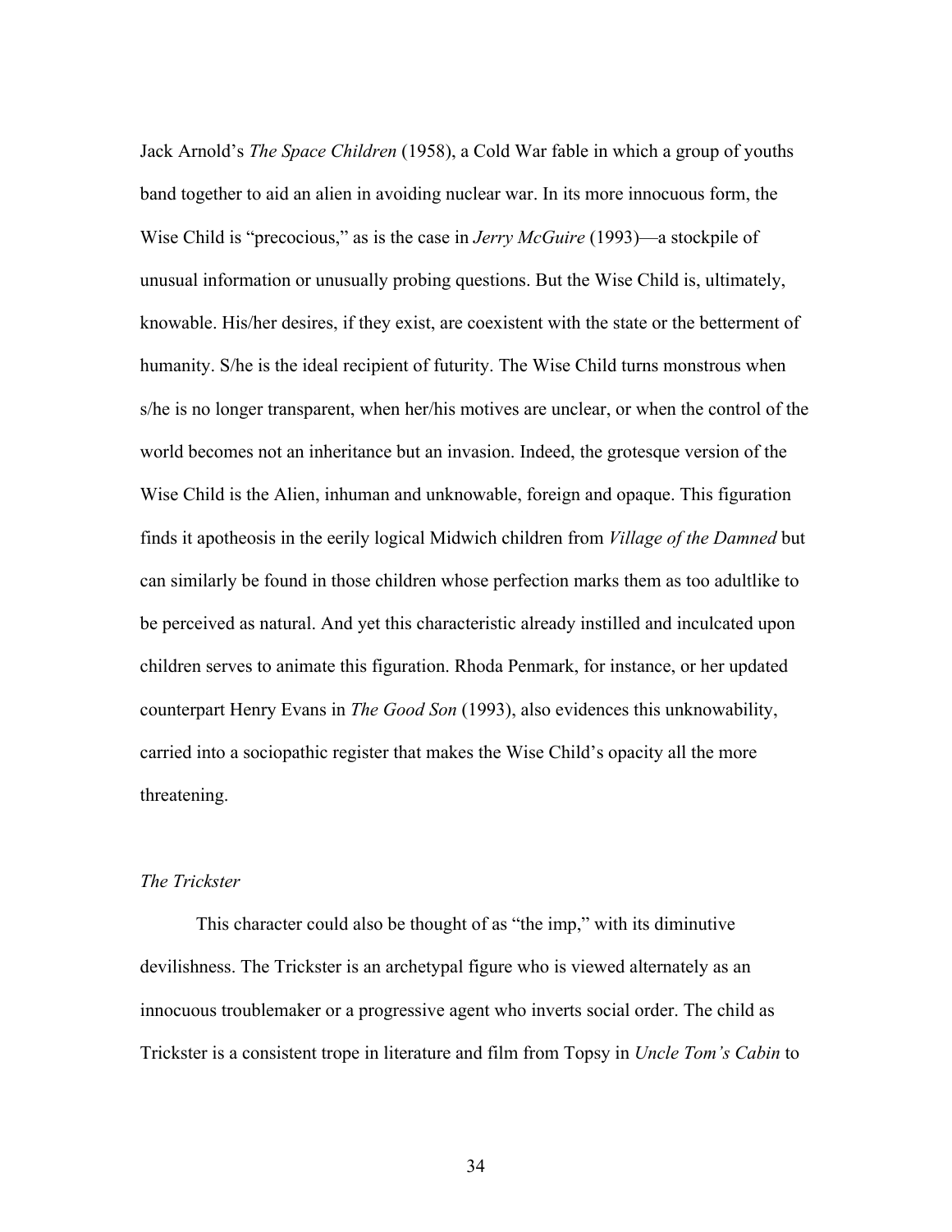Jack Arnold's *The Space Children* (1958), a Cold War fable in which a group of youths band together to aid an alien in avoiding nuclear war. In its more innocuous form, the Wise Child is "precocious," as is the case in *Jerry McGuire* (1993)—a stockpile of unusual information or unusually probing questions. But the Wise Child is, ultimately, knowable. His/her desires, if they exist, are coexistent with the state or the betterment of humanity. S/he is the ideal recipient of futurity. The Wise Child turns monstrous when s/he is no longer transparent, when her/his motives are unclear, or when the control of the world becomes not an inheritance but an invasion. Indeed, the grotesque version of the Wise Child is the Alien, inhuman and unknowable, foreign and opaque. This figuration finds it apotheosis in the eerily logical Midwich children from *Village of the Damned* but can similarly be found in those children whose perfection marks them as too adultlike to be perceived as natural. And yet this characteristic already instilled and inculcated upon children serves to animate this figuration. Rhoda Penmark, for instance, or her updated counterpart Henry Evans in *The Good Son* (1993), also evidences this unknowability, carried into a sociopathic register that makes the Wise Child's opacity all the more threatening.

*The Trickster*

This character could also be thought of as "the imp," with its diminutive devilishness. The Trickster is an archetypal figure who is viewed alternately as an innocuous troublemaker or a progressive agent who inverts social order. The child as Trickster is a consistent trope in literature and film from Topsy in *Uncle Tom's Cabin* to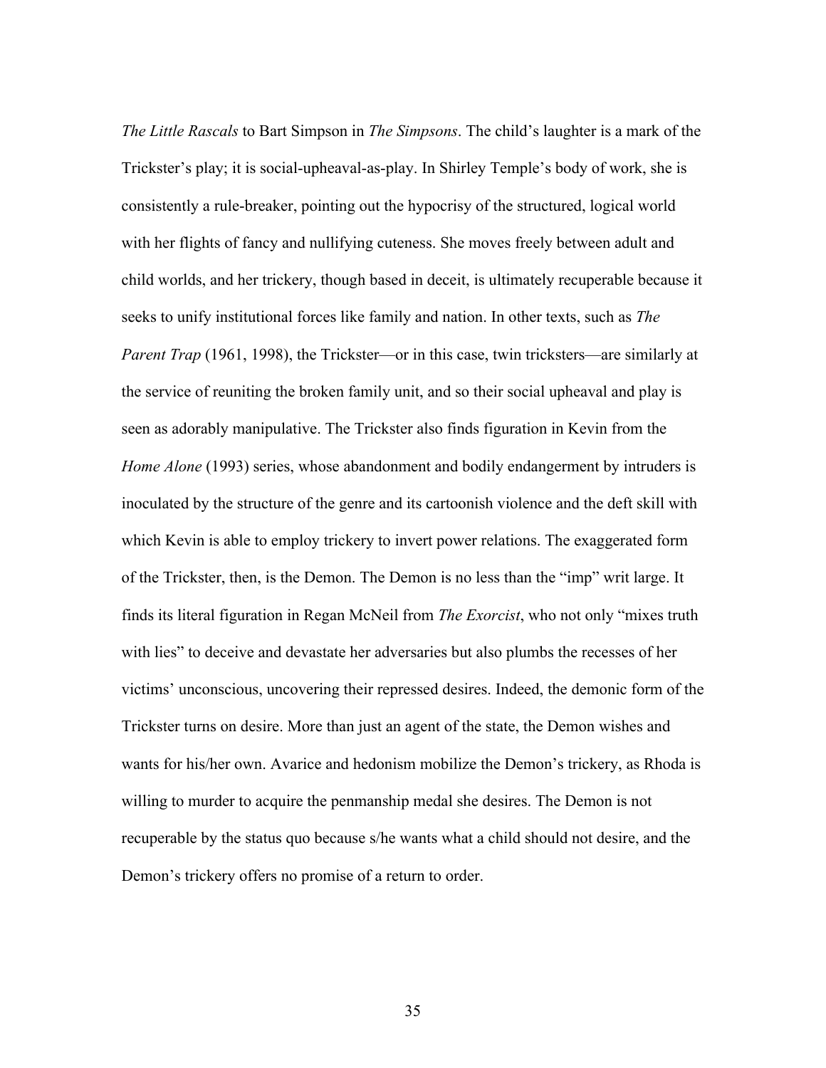*The Little Rascals* to Bart Simpson in *The Simpsons*. The child's laughter is a mark of the Trickster's play; it is social-upheaval-as-play. In Shirley Temple's body of work, she is consistently a rule-breaker, pointing out the hypocrisy of the structured, logical world with her flights of fancy and nullifying cuteness. She moves freely between adult and child worlds, and her trickery, though based in deceit, is ultimately recuperable because it seeks to unify institutional forces like family and nation. In other texts, such as *The Parent Trap* (1961, 1998), the Trickster—or in this case, twin tricksters—are similarly at the service of reuniting the broken family unit, and so their social upheaval and play is seen as adorably manipulative. The Trickster also finds figuration in Kevin from the *Home Alone* (1993) series, whose abandonment and bodily endangerment by intruders is inoculated by the structure of the genre and its cartoonish violence and the deft skill with which Kevin is able to employ trickery to invert power relations. The exaggerated form of the Trickster, then, is the Demon. The Demon is no less than the "imp" writ large. It finds its literal figuration in Regan McNeil from *The Exorcist*, who not only "mixes truth with lies" to deceive and devastate her adversaries but also plumbs the recesses of her victims' unconscious, uncovering their repressed desires. Indeed, the demonic form of the Trickster turns on desire. More than just an agent of the state, the Demon wishes and wants for his/her own. Avarice and hedonism mobilize the Demon's trickery, as Rhoda is willing to murder to acquire the penmanship medal she desires. The Demon is not recuperable by the status quo because s/he wants what a child should not desire, and the Demon's trickery offers no promise of a return to order.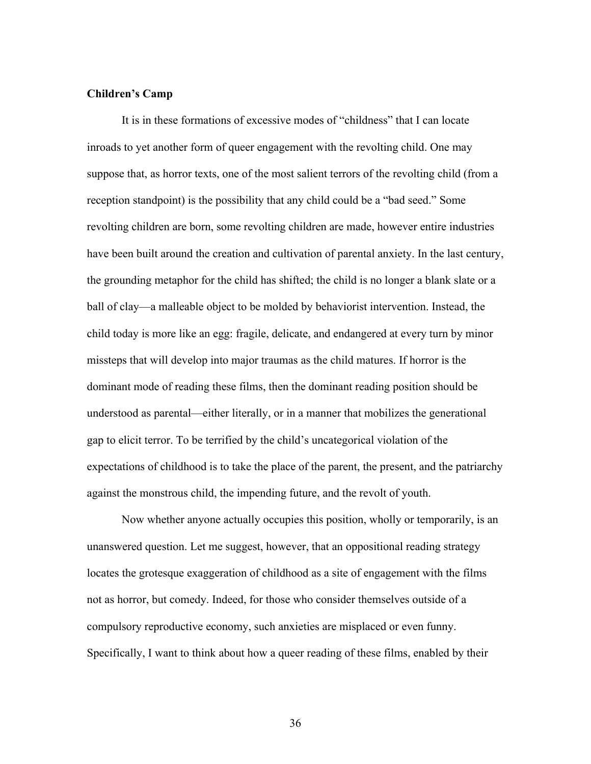**Children's Camp**

It is in these formations of excessive modes of "childness" that I can locate inroads to yet another form of queer engagement with the revolting child. One may suppose that, as horror texts, one of the most salient terrors of the revolting child (from a reception standpoint) is the possibility that any child could be a "bad seed." Some revolting children are born, some revolting children are made, however entire industries have been built around the creation and cultivation of parental anxiety. In the last century, the grounding metaphor for the child has shifted; the child is no longer a blank slate or a ball of clay—a malleable object to be molded by behaviorist intervention. Instead, the child today is more like an egg: fragile, delicate, and endangered at every turn by minor missteps that will develop into major traumas as the child matures. If horror is the dominant mode of reading these films, then the dominant reading position should be understood as parental—either literally, or in a manner that mobilizes the generational gap to elicit terror. To be terrified by the child's uncategorical violation of the expectations of childhood is to take the place of the parent, the present, and the patriarchy against the monstrous child, the impending future, and the revolt of youth.

Now whether anyone actually occupies this position, wholly or temporarily, is an unanswered question. Let me suggest, however, that an oppositional reading strategy locates the grotesque exaggeration of childhood as a site of engagement with the films not as horror, but comedy. Indeed, for those who consider themselves outside of a compulsory reproductive economy, such anxieties are misplaced or even funny. Specifically, I want to think about how a queer reading of these films, enabled by their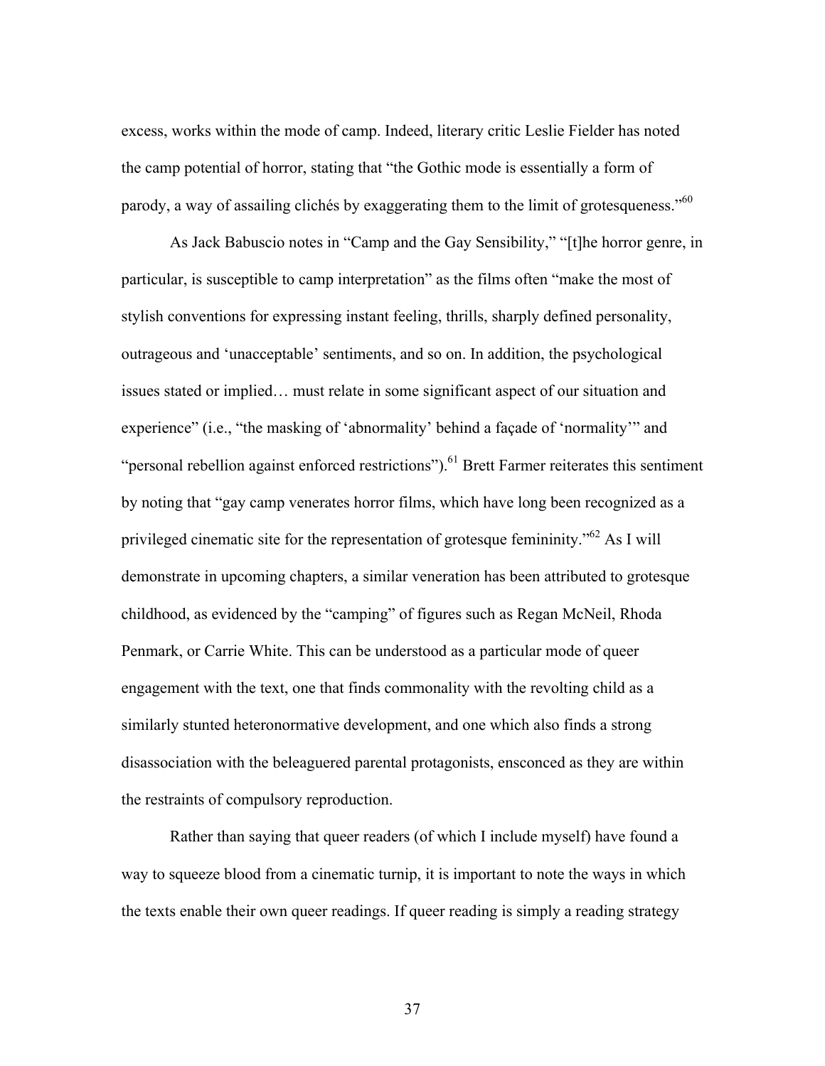excess, works within the mode of camp. Indeed, literary critic Leslie Fielder has noted the camp potential of horror, stating that "the Gothic mode is essentially a form of parody, a way of assailing clichés by exaggerating them to the limit of grotesqueness."[60]

As Jack Babuscio notes in "Camp and the Gay Sensibility," "[t]he horror genre, in particular, is susceptible to camp interpretation" as the films often "make the most of stylish conventions for expressing instant feeling, thrills, sharply defined personality, outrageous and 'unacceptable' sentiments, and so on. In addition, the psychological issues stated or implied… must relate in some significant aspect of our situation and experience" (i.e., "the masking of 'abnormality' behind a façade of 'normality'" and "personal rebellion against enforced restrictions").[61] Brett Farmer reiterates this sentiment by noting that "gay camp venerates horror films, which have long been recognized as a privileged cinematic site for the representation of grotesque femininity."[62] As I will demonstrate in upcoming chapters, a similar veneration has been attributed to grotesque childhood, as evidenced by the "camping" of figures such as Regan McNeil, Rhoda Penmark, or Carrie White. This can be understood as a particular mode of queer engagement with the text, one that finds commonality with the revolting child as a similarly stunted heteronormative development, and one which also finds a strong disassociation with the beleaguered parental protagonists, ensconced as they are within the restraints of compulsory reproduction.

Rather than saying that queer readers (of which I include myself) have found a way to squeeze blood from a cinematic turnip, it is important to note the ways in which the texts enable their own queer readings. If queer reading is simply a reading strategy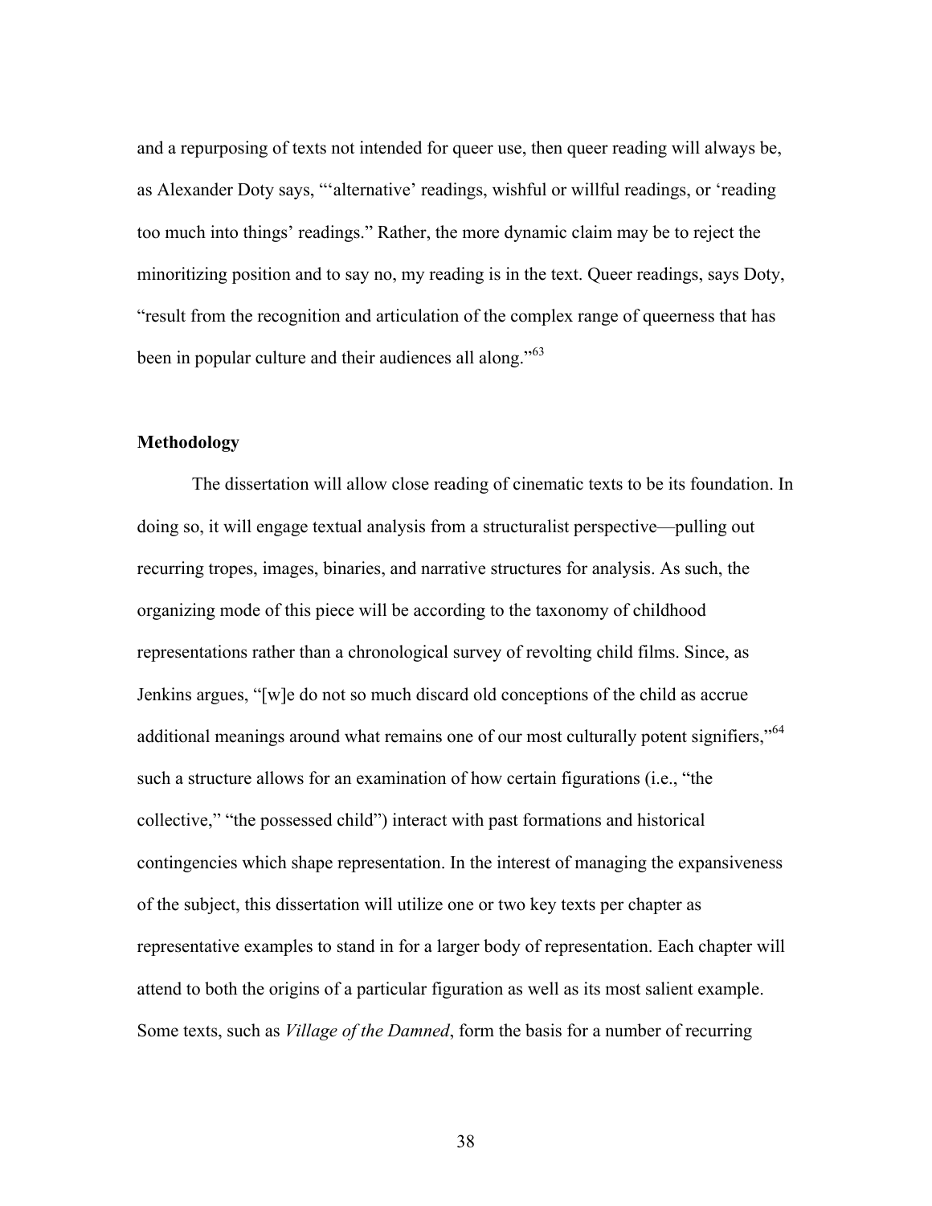and a repurposing of texts not intended for queer use, then queer reading will always be, as Alexander Doty says, "'alternative' readings, wishful or willful readings, or 'reading too much into things' readings." Rather, the more dynamic claim may be to reject the minoritizing position and to say no, my reading is in the text. Queer readings, says Doty, "result from the recognition and articulation of the complex range of queerness that has been in popular culture and their audiences all along."[63]

### Methodology

The dissertation will allow close reading of cinematic texts to be its foundation. In doing so, it will engage textual analysis from a structuralist perspective—pulling out recurring tropes, images, binaries, and narrative structures for analysis. As such, the organizing mode of this piece will be according to the taxonomy of childhood representations rather than a chronological survey of revolting child films. Since, as Jenkins argues, "[w]e do not so much discard old conceptions of the child as accrue additional meanings around what remains one of our most culturally potent signifiers,"[64] such a structure allows for an examination of how certain figurations (i.e., "the collective," "the possessed child") interact with past formations and historical contingencies which shape representation. In the interest of managing the expansiveness of the subject, this dissertation will utilize one or two key texts per chapter as representative examples to stand in for a larger body of representation. Each chapter will attend to both the origins of a particular figuration as well as its most salient example. Some texts, such as *Village of the Damned*, form the basis for a number of recurring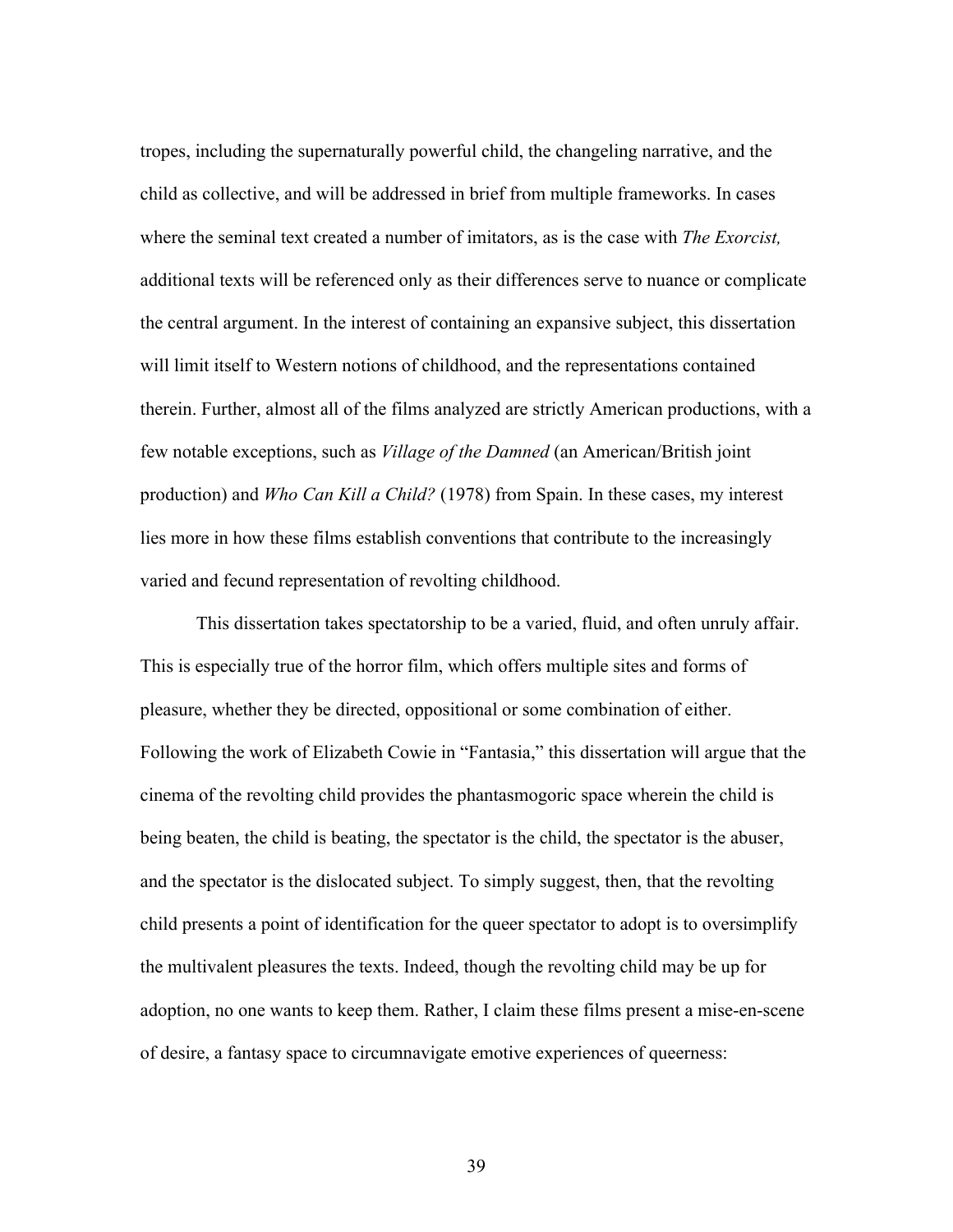tropes, including the supernaturally powerful child, the changeling narrative, and the child as collective, and will be addressed in brief from multiple frameworks. In cases where the seminal text created a number of imitators, as is the case with *The Exorcist,* additional texts will be referenced only as their differences serve to nuance or complicate the central argument. In the interest of containing an expansive subject, this dissertation will limit itself to Western notions of childhood, and the representations contained therein. Further, almost all of the films analyzed are strictly American productions, with a few notable exceptions, such as *Village of the Damned* (an American/British joint production) and *Who Can Kill a Child?* (1978) from Spain. In these cases, my interest lies more in how these films establish conventions that contribute to the increasingly varied and fecund representation of revolting childhood.

This dissertation takes spectatorship to be a varied, fluid, and often unruly affair. This is especially true of the horror film, which offers multiple sites and forms of pleasure, whether they be directed, oppositional or some combination of either. Following the work of Elizabeth Cowie in "Fantasia," this dissertation will argue that the cinema of the revolting child provides the phantasmogoric space wherein the child is being beaten, the child is beating, the spectator is the child, the spectator is the abuser, and the spectator is the dislocated subject. To simply suggest, then, that the revolting child presents a point of identification for the queer spectator to adopt is to oversimplify the multivalent pleasures the texts. Indeed, though the revolting child may be up for adoption, no one wants to keep them. Rather, I claim these films present a mise-en-scene of desire, a fantasy space to circumnavigate emotive experiences of queerness: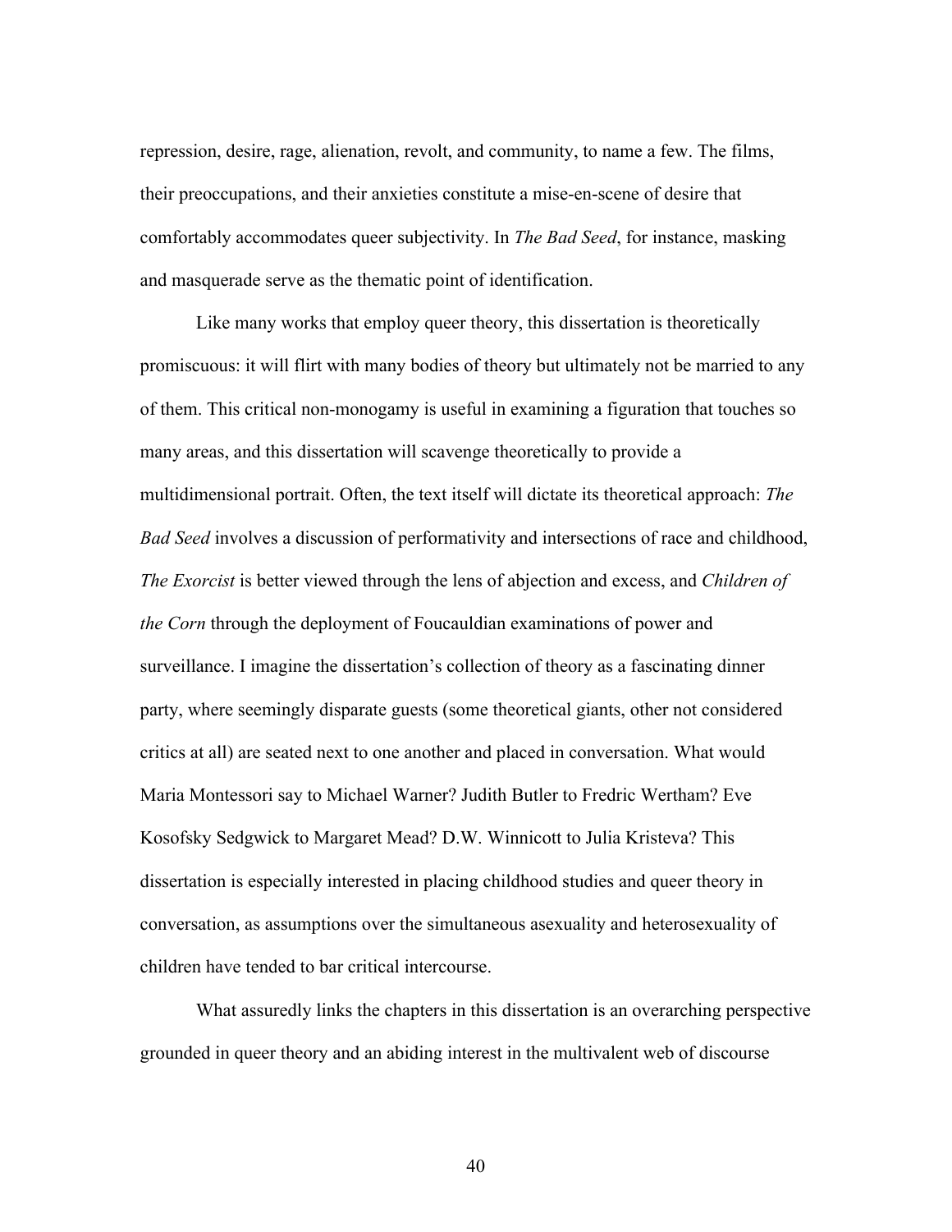repression, desire, rage, alienation, revolt, and community, to name a few. The films, their preoccupations, and their anxieties constitute a mise-en-scene of desire that comfortably accommodates queer subjectivity. In *The Bad Seed*, for instance, masking and masquerade serve as the thematic point of identification.

Like many works that employ queer theory, this dissertation is theoretically promiscuous: it will flirt with many bodies of theory but ultimately not be married to any of them. This critical non-monogamy is useful in examining a figuration that touches so many areas, and this dissertation will scavenge theoretically to provide a multidimensional portrait. Often, the text itself will dictate its theoretical approach: *The Bad Seed* involves a discussion of performativity and intersections of race and childhood, *The Exorcist* is better viewed through the lens of abjection and excess, and *Children of the Corn* through the deployment of Foucauldian examinations of power and surveillance. I imagine the dissertation's collection of theory as a fascinating dinner party, where seemingly disparate guests (some theoretical giants, other not considered critics at all) are seated next to one another and placed in conversation. What would Maria Montessori say to Michael Warner? Judith Butler to Fredric Wertham? Eve Kosofsky Sedgwick to Margaret Mead? D.W. Winnicott to Julia Kristeva? This dissertation is especially interested in placing childhood studies and queer theory in conversation, as assumptions over the simultaneous asexuality and heterosexuality of children have tended to bar critical intercourse.

What assuredly links the chapters in this dissertation is an overarching perspective grounded in queer theory and an abiding interest in the multivalent web of discourse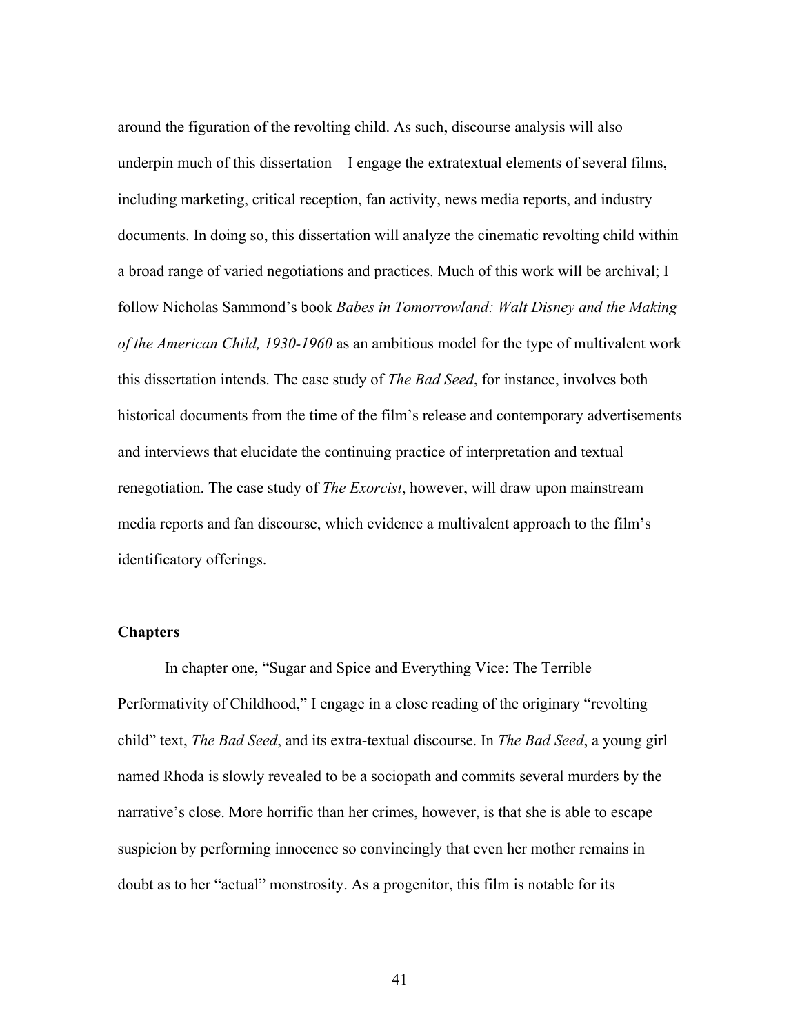around the figuration of the revolting child. As such, discourse analysis will also underpin much of this dissertation—I engage the extratextual elements of several films, including marketing, critical reception, fan activity, news media reports, and industry documents. In doing so, this dissertation will analyze the cinematic revolting child within a broad range of varied negotiations and practices. Much of this work will be archival; I follow Nicholas Sammond's book *Babes in Tomorrowland: Walt Disney and the Making of the American Child, 1930-1960* as an ambitious model for the type of multivalent work this dissertation intends. The case study of *The Bad Seed*, for instance, involves both historical documents from the time of the film's release and contemporary advertisements and interviews that elucidate the continuing practice of interpretation and textual renegotiation. The case study of *The Exorcist*, however, will draw upon mainstream media reports and fan discourse, which evidence a multivalent approach to the film's identificatory offerings.

**Chapters**

In chapter one, "Sugar and Spice and Everything Vice: The Terrible Performativity of Childhood," I engage in a close reading of the originary "revolting child" text, *The Bad Seed*, and its extra-textual discourse. In *The Bad Seed*, a young girl named Rhoda is slowly revealed to be a sociopath and commits several murders by the narrative's close. More horrific than her crimes, however, is that she is able to escape suspicion by performing innocence so convincingly that even her mother remains in doubt as to her "actual" monstrosity. As a progenitor, this film is notable for its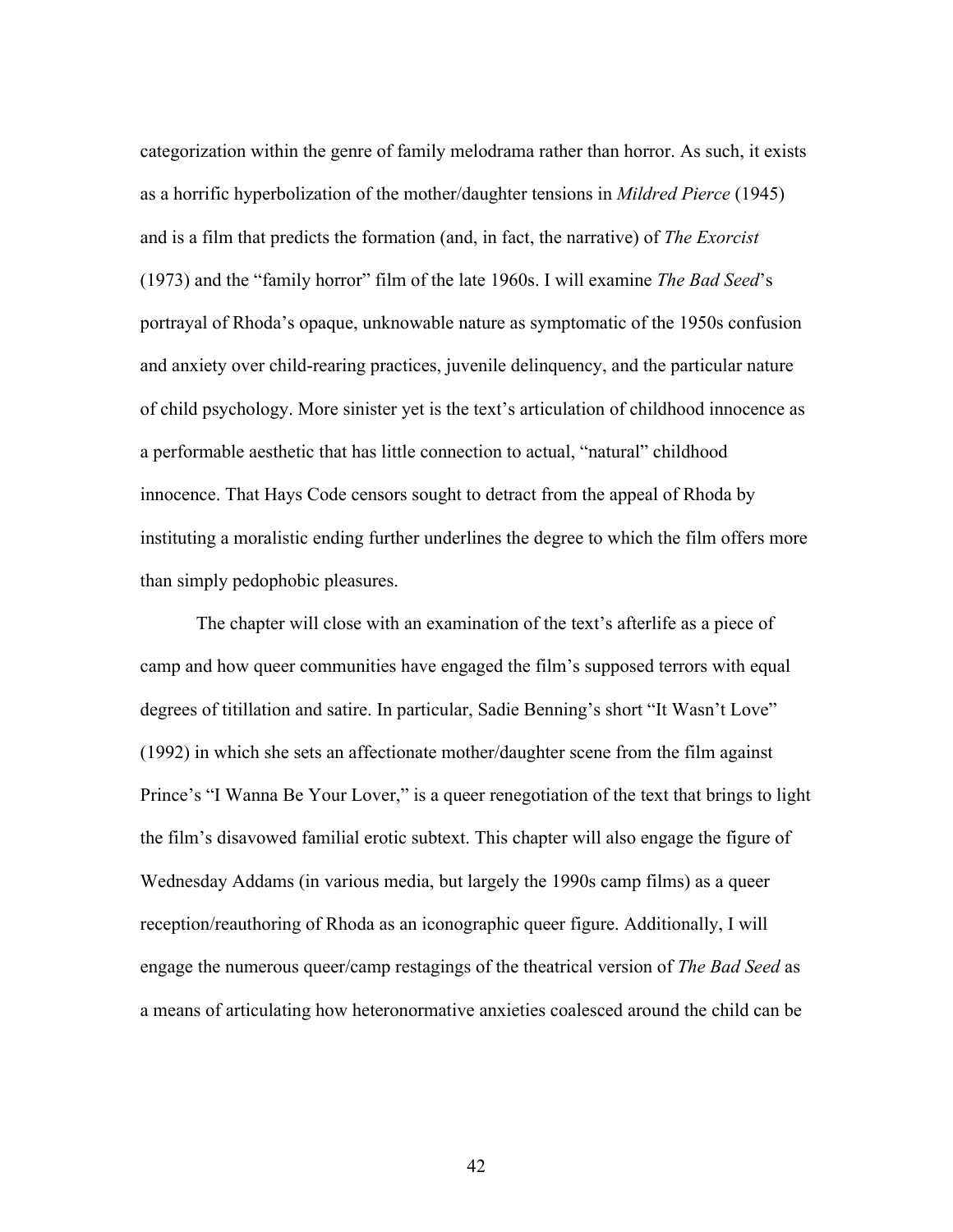categorization within the genre of family melodrama rather than horror. As such, it exists as a horrific hyperbolization of the mother/daughter tensions in *Mildred Pierce* (1945) and is a film that predicts the formation (and, in fact, the narrative) of *The Exorcist* (1973) and the "family horror" film of the late 1960s. I will examine *The Bad Seed*'s portrayal of Rhoda's opaque, unknowable nature as symptomatic of the 1950s confusion and anxiety over child-rearing practices, juvenile delinquency, and the particular nature of child psychology. More sinister yet is the text's articulation of childhood innocence as a performable aesthetic that has little connection to actual, "natural" childhood innocence. That Hays Code censors sought to detract from the appeal of Rhoda by instituting a moralistic ending further underlines the degree to which the film offers more than simply pedophobic pleasures.

The chapter will close with an examination of the text's afterlife as a piece of camp and how queer communities have engaged the film's supposed terrors with equal degrees of titillation and satire. In particular, Sadie Benning's short "It Wasn't Love" (1992) in which she sets an affectionate mother/daughter scene from the film against Prince's "I Wanna Be Your Lover," is a queer renegotiation of the text that brings to light the film's disavowed familial erotic subtext. This chapter will also engage the figure of Wednesday Addams (in various media, but largely the 1990s camp films) as a queer reception/reauthoring of Rhoda as an iconographic queer figure. Additionally, I will engage the numerous queer/camp restagings of the theatrical version of *The Bad Seed* as a means of articulating how heteronormative anxieties coalesced around the child can be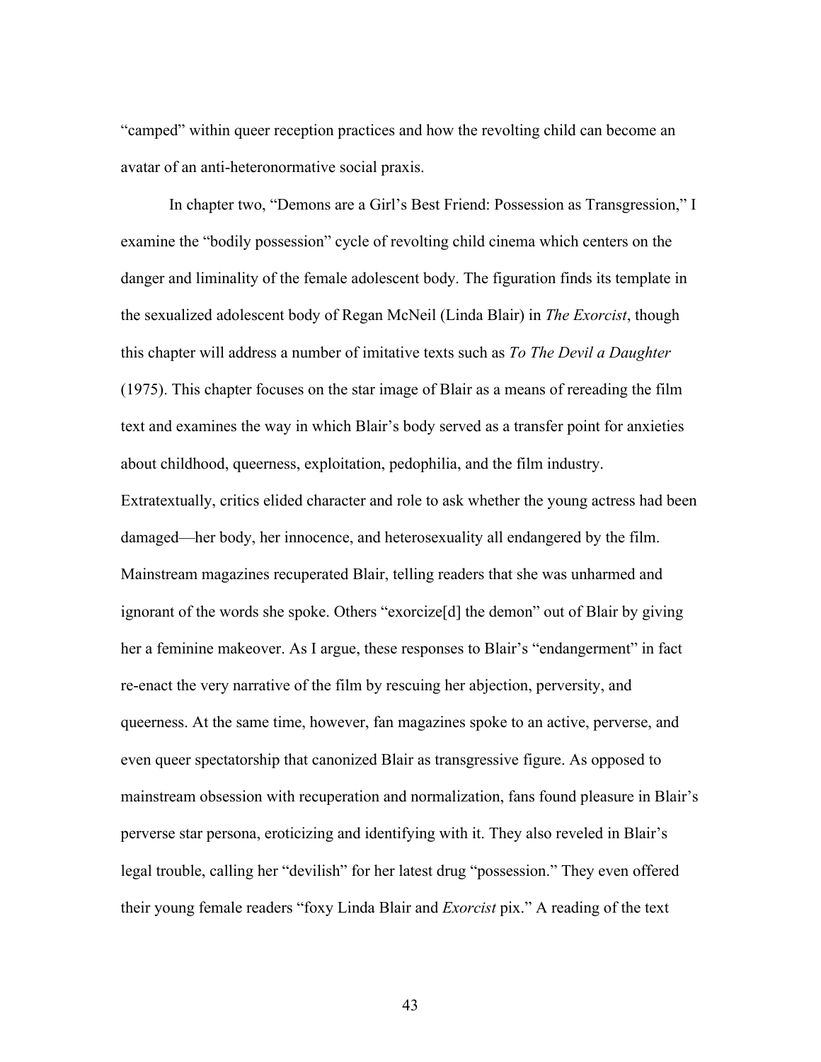"camped" within queer reception practices and how the revolting child can become an avatar of an anti-heteronormative social praxis.

In chapter two, "Demons are a Girl's Best Friend: Possession as Transgression," I examine the "bodily possession" cycle of revolting child cinema which centers on the danger and liminality of the female adolescent body. The figuration finds its template in the sexualized adolescent body of Regan McNeil (Linda Blair) in *The Exorcist*, though this chapter will address a number of imitative texts such as *To The Devil a Daughter* (1975). This chapter focuses on the star image of Blair as a means of rereading the film text and examines the way in which Blair's body served as a transfer point for anxieties about childhood, queerness, exploitation, pedophilia, and the film industry. Extratextually, critics elided character and role to ask whether the young actress had been damaged—her body, her innocence, and heterosexuality all endangered by the film. Mainstream magazines recuperated Blair, telling readers that she was unharmed and ignorant of the words she spoke. Others "exorcize[d] the demon" out of Blair by giving her a feminine makeover. As I argue, these responses to Blair's "endangerment" in fact re-enact the very narrative of the film by rescuing her abjection, perversity, and queerness. At the same time, however, fan magazines spoke to an active, perverse, and even queer spectatorship that canonized Blair as transgressive figure. As opposed to mainstream obsession with recuperation and normalization, fans found pleasure in Blair's perverse star persona, eroticizing and identifying with it. They also reveled in Blair's legal trouble, calling her "devilish" for her latest drug "possession." They even offered their young female readers "foxy Linda Blair and *Exorcist* pix." A reading of the text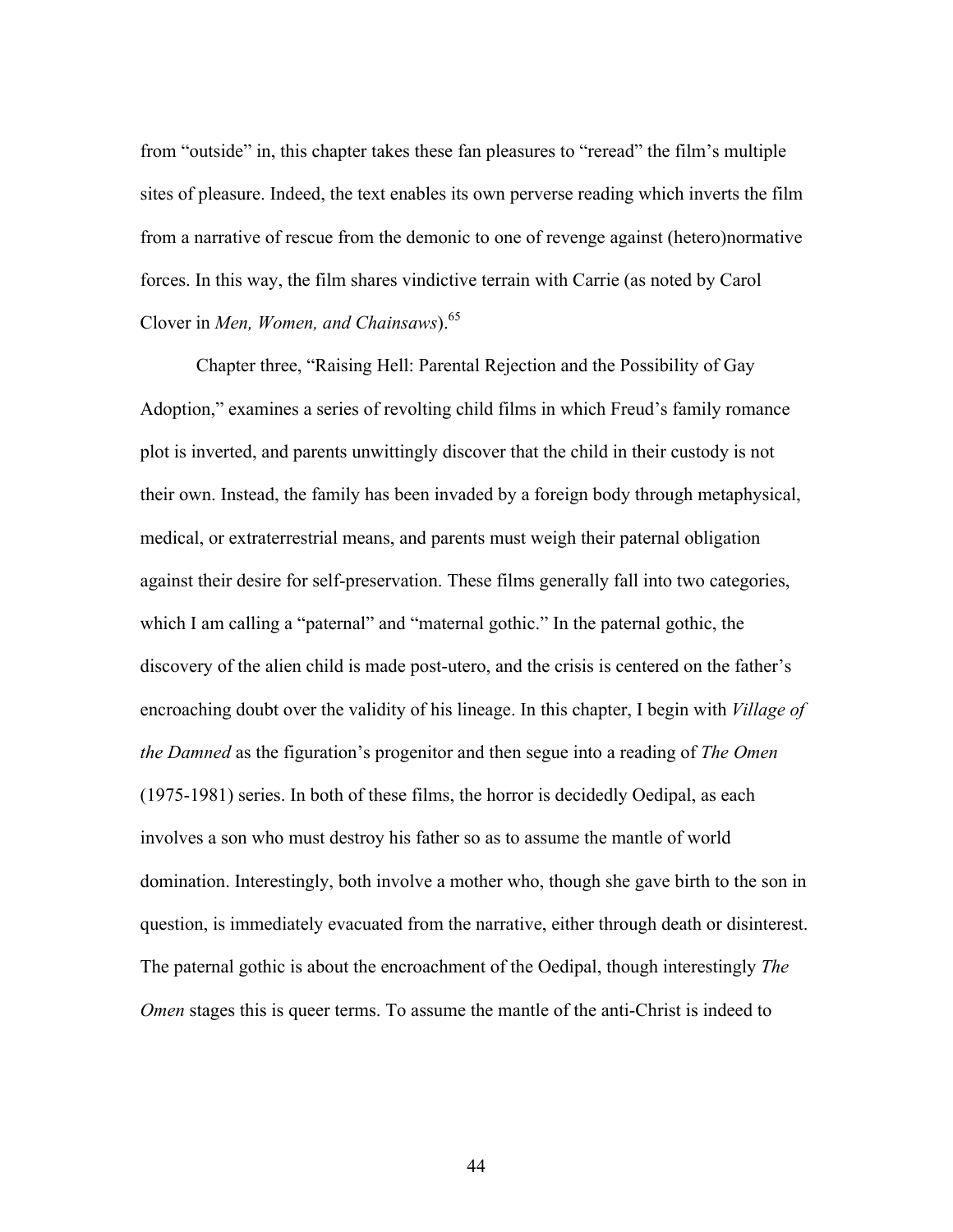from "outside" in, this chapter takes these fan pleasures to "reread" the film's multiple sites of pleasure. Indeed, the text enables its own perverse reading which inverts the film from a narrative of rescue from the demonic to one of revenge against (hetero)normative forces. In this way, the film shares vindictive terrain with Carrie (as noted by Carol Clover in *Men, Women, and Chainsaws*).[65]

Chapter three, "Raising Hell: Parental Rejection and the Possibility of Gay Adoption," examines a series of revolting child films in which Freud's family romance plot is inverted, and parents unwittingly discover that the child in their custody is not their own. Instead, the family has been invaded by a foreign body through metaphysical, medical, or extraterrestrial means, and parents must weigh their paternal obligation against their desire for self-preservation. These films generally fall into two categories, which I am calling a "paternal" and "maternal gothic." In the paternal gothic, the discovery of the alien child is made post-utero, and the crisis is centered on the father's encroaching doubt over the validity of his lineage. In this chapter, I begin with *Village of the Damned* as the figuration's progenitor and then segue into a reading of *The Omen* (1975-1981) series. In both of these films, the horror is decidedly Oedipal, as each involves a son who must destroy his father so as to assume the mantle of world domination. Interestingly, both involve a mother who, though she gave birth to the son in question, is immediately evacuated from the narrative, either through death or disinterest. The paternal gothic is about the encroachment of the Oedipal, though interestingly *The Omen* stages this is queer terms. To assume the mantle of the anti-Christ is indeed to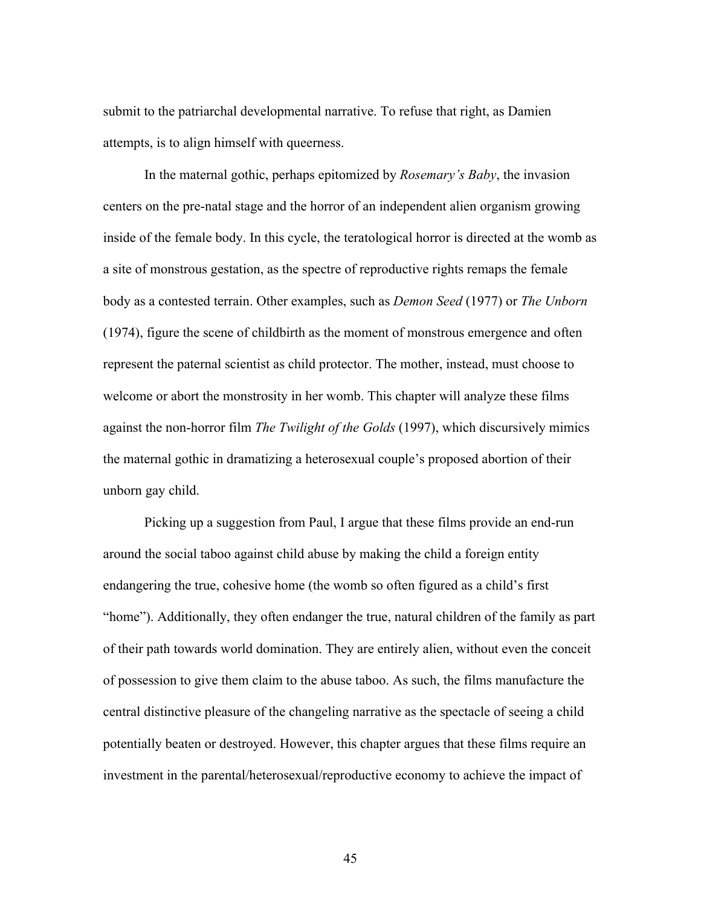submit to the patriarchal developmental narrative. To refuse that right, as Damien attempts, is to align himself with queerness.

In the maternal gothic, perhaps epitomized by *Rosemary's Baby*, the invasion centers on the pre-natal stage and the horror of an independent alien organism growing inside of the female body. In this cycle, the teratological horror is directed at the womb as a site of monstrous gestation, as the spectre of reproductive rights remaps the female body as a contested terrain. Other examples, such as *Demon Seed* (1977) or *The Unborn* (1974), figure the scene of childbirth as the moment of monstrous emergence and often represent the paternal scientist as child protector. The mother, instead, must choose to welcome or abort the monstrosity in her womb. This chapter will analyze these films against the non-horror film *The Twilight of the Golds* (1997), which discursively mimics the maternal gothic in dramatizing a heterosexual couple's proposed abortion of their unborn gay child.

Picking up a suggestion from Paul, I argue that these films provide an end-run around the social taboo against child abuse by making the child a foreign entity endangering the true, cohesive home (the womb so often figured as a child's first "home"). Additionally, they often endanger the true, natural children of the family as part of their path towards world domination. They are entirely alien, without even the conceit of possession to give them claim to the abuse taboo. As such, the films manufacture the central distinctive pleasure of the changeling narrative as the spectacle of seeing a child potentially beaten or destroyed. However, this chapter argues that these films require an investment in the parental/heterosexual/reproductive economy to achieve the impact of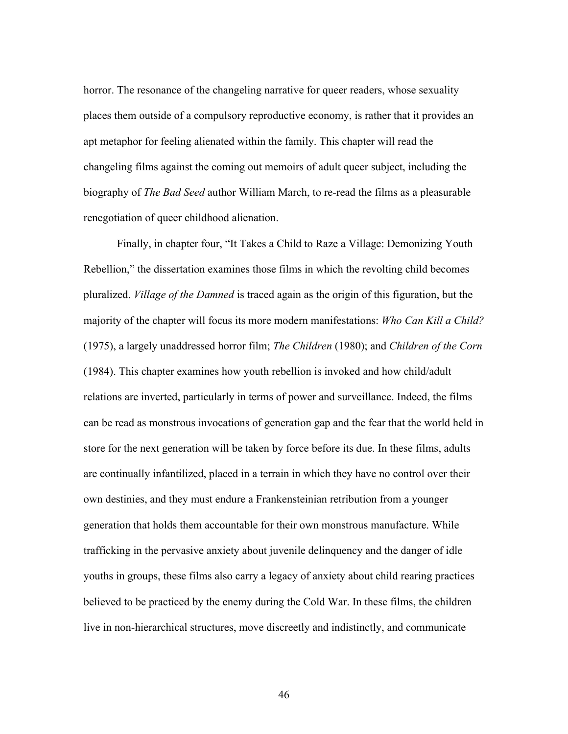horror. The resonance of the changeling narrative for queer readers, whose sexuality places them outside of a compulsory reproductive economy, is rather that it provides an apt metaphor for feeling alienated within the family. This chapter will read the changeling films against the coming out memoirs of adult queer subject, including the biography of *The Bad Seed* author William March, to re-read the films as a pleasurable renegotiation of queer childhood alienation.

Finally, in chapter four, "It Takes a Child to Raze a Village: Demonizing Youth Rebellion," the dissertation examines those films in which the revolting child becomes pluralized. *Village of the Damned* is traced again as the origin of this figuration, but the majority of the chapter will focus its more modern manifestations: *Who Can Kill a Child?* (1975), a largely unaddressed horror film; *The Children* (1980); and *Children of the Corn* (1984). This chapter examines how youth rebellion is invoked and how child/adult relations are inverted, particularly in terms of power and surveillance. Indeed, the films can be read as monstrous invocations of generation gap and the fear that the world held in store for the next generation will be taken by force before its due. In these films, adults are continually infantilized, placed in a terrain in which they have no control over their own destinies, and they must endure a Frankensteinian retribution from a younger generation that holds them accountable for their own monstrous manufacture. While trafficking in the pervasive anxiety about juvenile delinquency and the danger of idle youths in groups, these films also carry a legacy of anxiety about child rearing practices believed to be practiced by the enemy during the Cold War. In these films, the children live in non-hierarchical structures, move discreetly and indistinctly, and communicate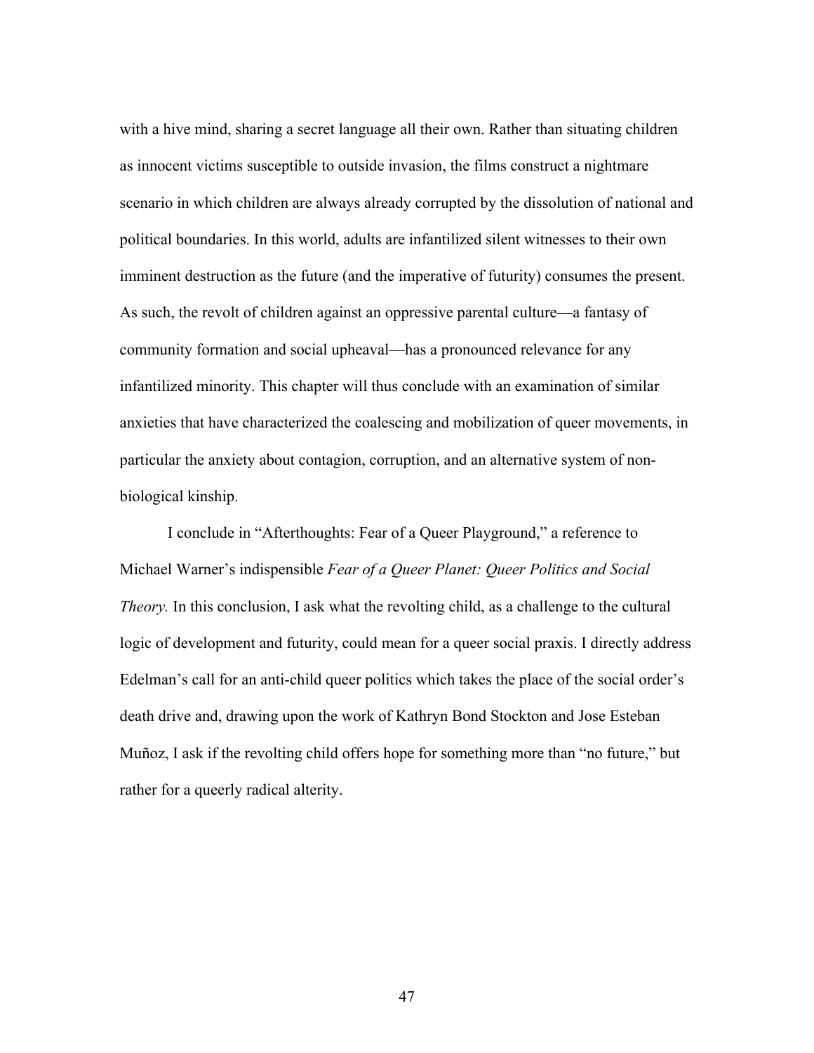with a hive mind, sharing a secret language all their own. Rather than situating children as innocent victims susceptible to outside invasion, the films construct a nightmare scenario in which children are always already corrupted by the dissolution of national and political boundaries. In this world, adults are infantilized silent witnesses to their own imminent destruction as the future (and the imperative of futurity) consumes the present. As such, the revolt of children against an oppressive parental culture—a fantasy of community formation and social upheaval—has a pronounced relevance for any infantilized minority. This chapter will thus conclude with an examination of similar anxieties that have characterized the coalescing and mobilization of queer movements, in particular the anxiety about contagion, corruption, and an alternative system of non-biological kinship.

I conclude in "Afterthoughts: Fear of a Queer Playground," a reference to Michael Warner's indispensible *Fear of a Queer Planet: Queer Politics and Social Theory.* In this conclusion, I ask what the revolting child, as a challenge to the cultural logic of development and futurity, could mean for a queer social praxis. I directly address Edelman's call for an anti-child queer politics which takes the place of the social order's death drive and, drawing upon the work of Kathryn Bond Stockton and Jose Esteban Muñoz, I ask if the revolting child offers hope for something more than "no future," but rather for a queerly radical alterity.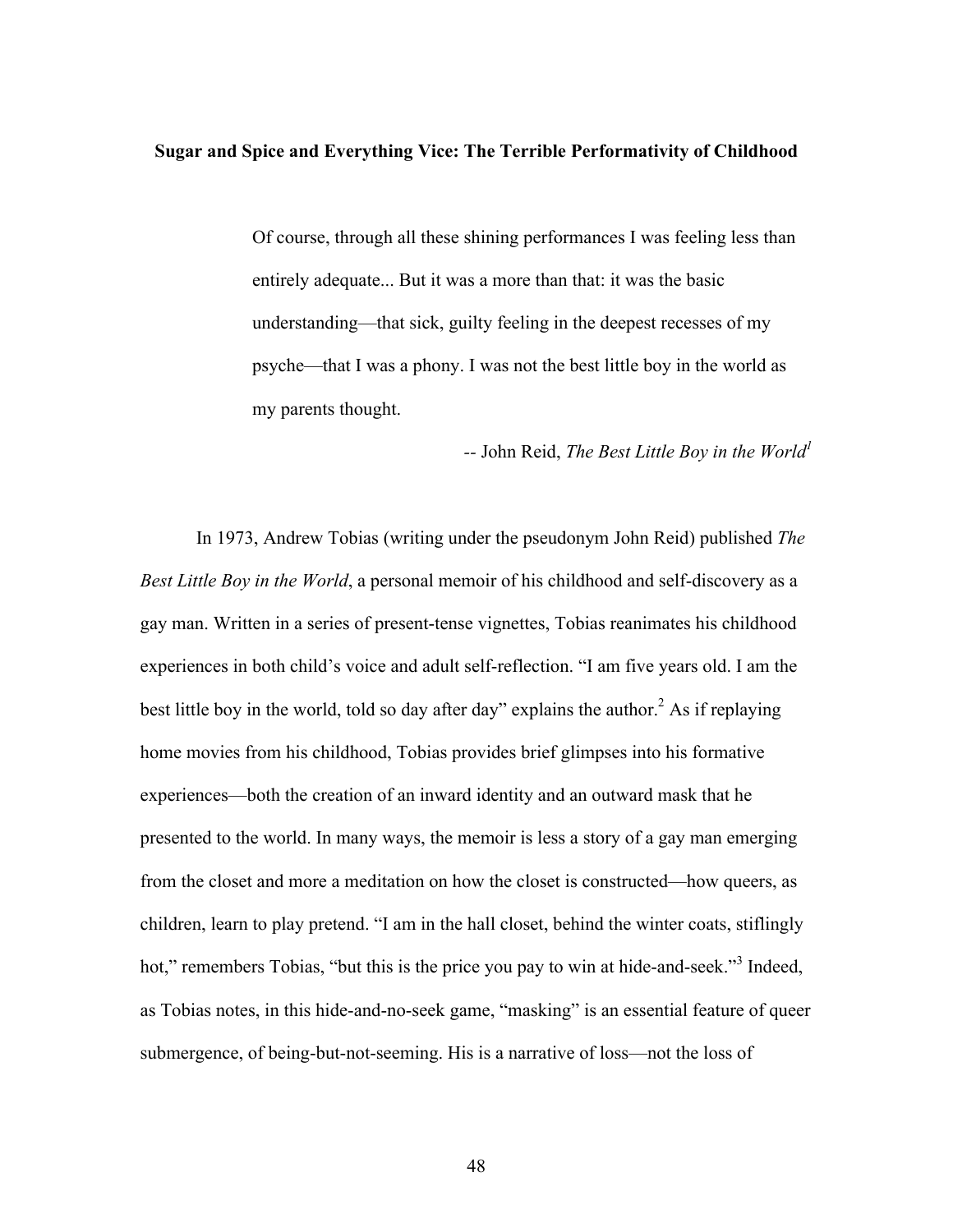**Sugar and Spice and Everything Vice: The Terrible Performativity of Childhood**

> Of course, through all these shining performances I was feeling less than entirely adequate... But it was a more than that: it was the basic understanding—that sick, guilty feeling in the deepest recesses of my psyche—that I was a phony. I was not the best little boy in the world as my parents thought.
>
> -- John Reid, *The Best Little Boy in the World*[1]

In 1973, Andrew Tobias (writing under the pseudonym John Reid) published *The Best Little Boy in the World*, a personal memoir of his childhood and self-discovery as a gay man. Written in a series of present-tense vignettes, Tobias reanimates his childhood experiences in both child's voice and adult self-reflection. "I am five years old. I am the best little boy in the world, told so day after day" explains the author.[2] As if replaying home movies from his childhood, Tobias provides brief glimpses into his formative experiences—both the creation of an inward identity and an outward mask that he presented to the world. In many ways, the memoir is less a story of a gay man emerging from the closet and more a meditation on how the closet is constructed—how queers, as children, learn to play pretend. "I am in the hall closet, behind the winter coats, stiflingly hot," remembers Tobias, "but this is the price you pay to win at hide-and-seek."[3] Indeed, as Tobias notes, in this hide-and-no-seek game, "masking" is an essential feature of queer submergence, of being-but-not-seeming. His is a narrative of loss—not the loss of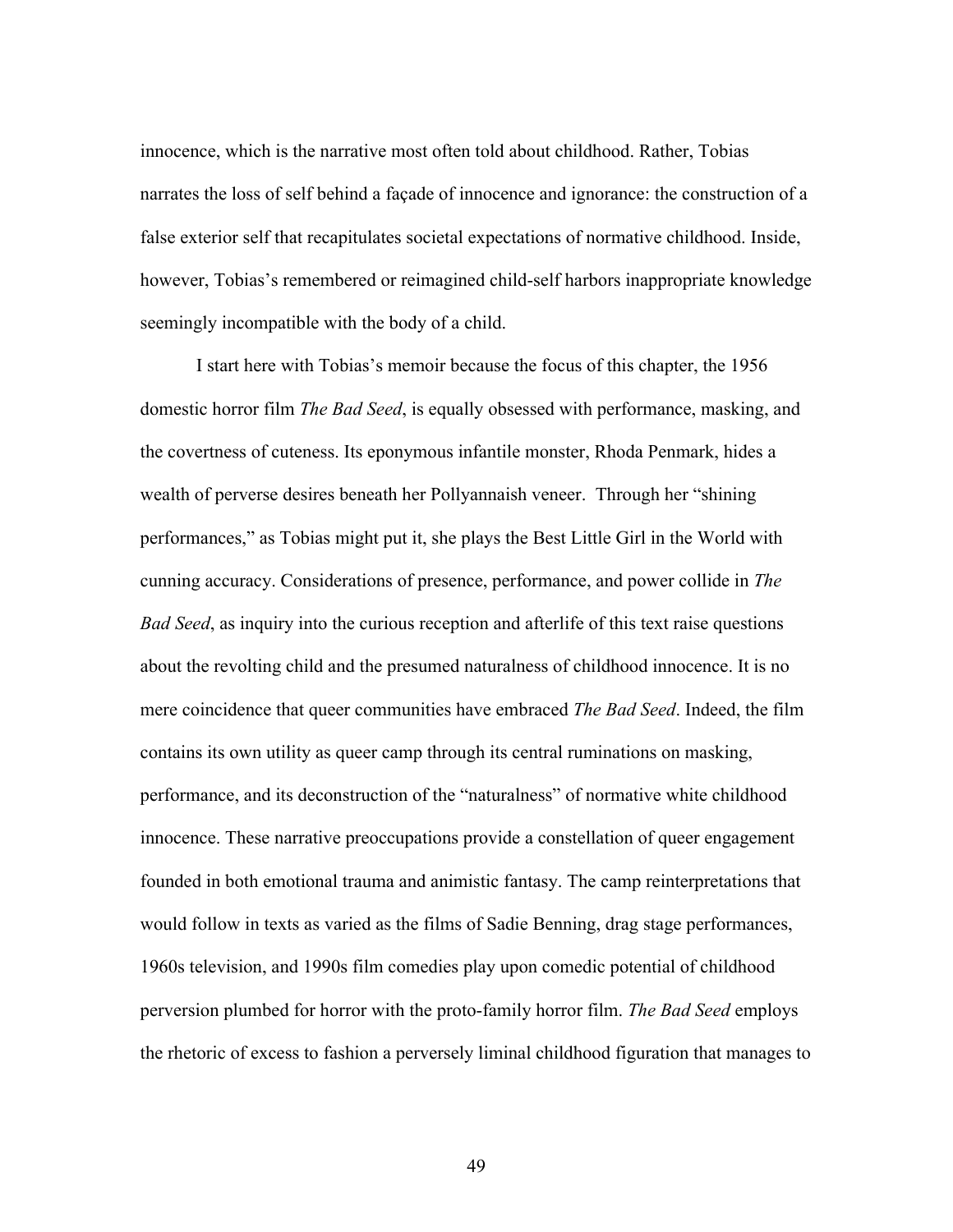innocence, which is the narrative most often told about childhood. Rather, Tobias narrates the loss of self behind a façade of innocence and ignorance: the construction of a false exterior self that recapitulates societal expectations of normative childhood. Inside, however, Tobias's remembered or reimagined child-self harbors inappropriate knowledge seemingly incompatible with the body of a child.

I start here with Tobias's memoir because the focus of this chapter, the 1956 domestic horror film *The Bad Seed*, is equally obsessed with performance, masking, and the covertness of cuteness. Its eponymous infantile monster, Rhoda Penmark, hides a wealth of perverse desires beneath her Pollyannaish veneer. Through her "shining performances," as Tobias might put it, she plays the Best Little Girl in the World with cunning accuracy. Considerations of presence, performance, and power collide in *The Bad Seed*, as inquiry into the curious reception and afterlife of this text raise questions about the revolting child and the presumed naturalness of childhood innocence. It is no mere coincidence that queer communities have embraced *The Bad Seed*. Indeed, the film contains its own utility as queer camp through its central ruminations on masking, performance, and its deconstruction of the "naturalness" of normative white childhood innocence. These narrative preoccupations provide a constellation of queer engagement founded in both emotional trauma and animistic fantasy. The camp reinterpretations that would follow in texts as varied as the films of Sadie Benning, drag stage performances, 1960s television, and 1990s film comedies play upon comedic potential of childhood perversion plumbed for horror with the proto-family horror film. *The Bad Seed* employs the rhetoric of excess to fashion a perversely liminal childhood figuration that manages to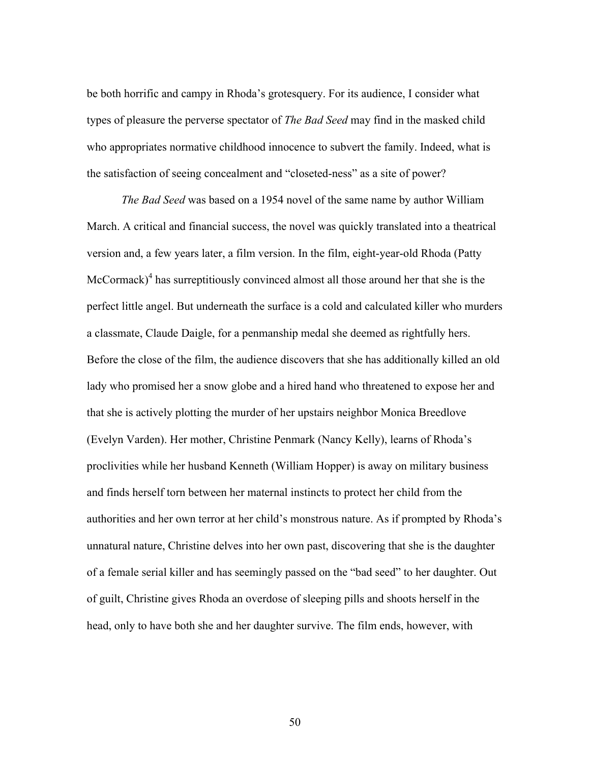be both horrific and campy in Rhoda's grotesquery. For its audience, I consider what types of pleasure the perverse spectator of *The Bad Seed* may find in the masked child who appropriates normative childhood innocence to subvert the family. Indeed, what is the satisfaction of seeing concealment and "closeted-ness" as a site of power?

*The Bad Seed* was based on a 1954 novel of the same name by author William March. A critical and financial success, the novel was quickly translated into a theatrical version and, a few years later, a film version. In the film, eight-year-old Rhoda (Patty McCormack)[4] has surreptitiously convinced almost all those around her that she is the perfect little angel. But underneath the surface is a cold and calculated killer who murders a classmate, Claude Daigle, for a penmanship medal she deemed as rightfully hers. Before the close of the film, the audience discovers that she has additionally killed an old lady who promised her a snow globe and a hired hand who threatened to expose her and that she is actively plotting the murder of her upstairs neighbor Monica Breedlove (Evelyn Varden). Her mother, Christine Penmark (Nancy Kelly), learns of Rhoda's proclivities while her husband Kenneth (William Hopper) is away on military business and finds herself torn between her maternal instincts to protect her child from the authorities and her own terror at her child's monstrous nature. As if prompted by Rhoda's unnatural nature, Christine delves into her own past, discovering that she is the daughter of a female serial killer and has seemingly passed on the "bad seed" to her daughter. Out of guilt, Christine gives Rhoda an overdose of sleeping pills and shoots herself in the head, only to have both she and her daughter survive. The film ends, however, with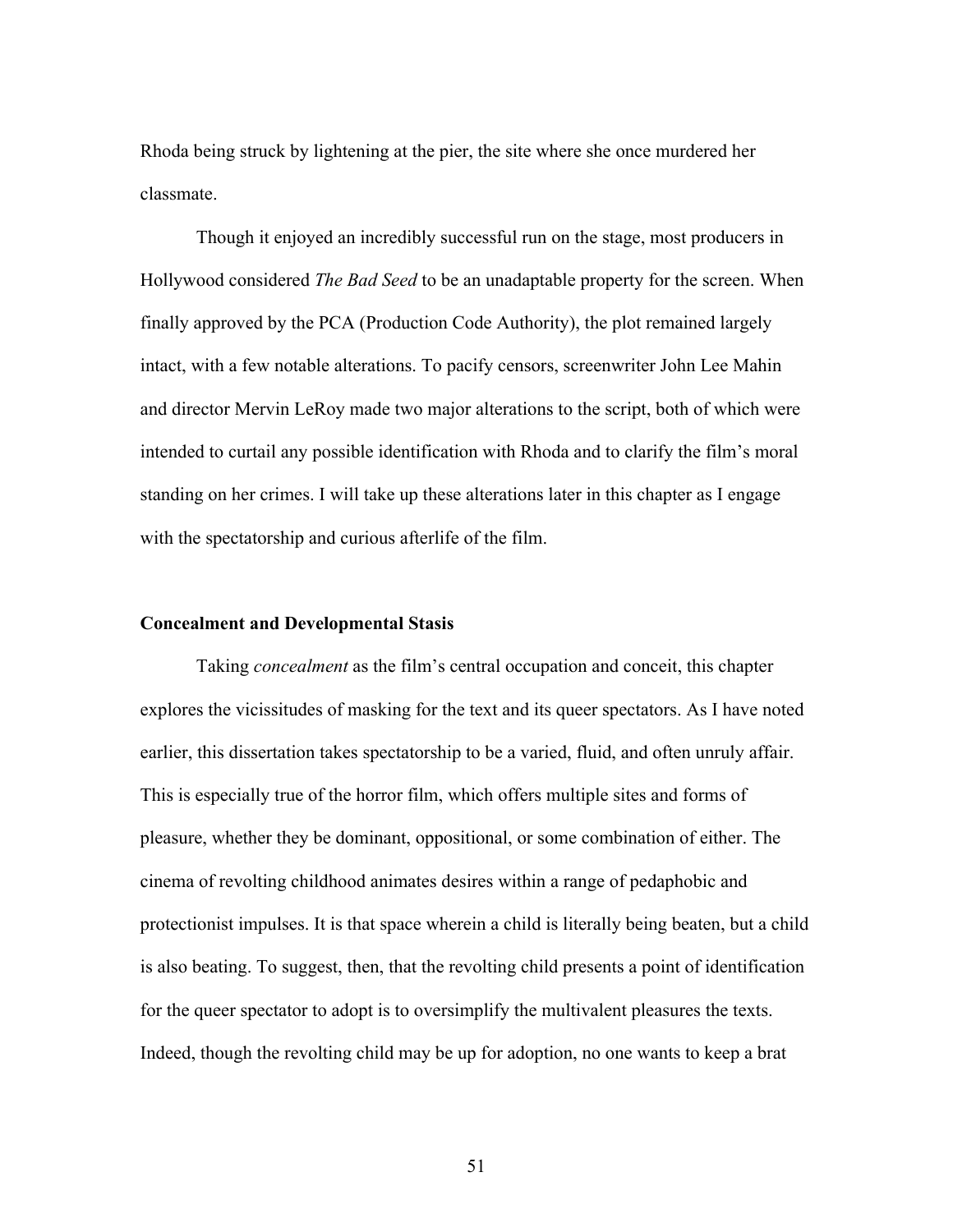Rhoda being struck by lightening at the pier, the site where she once murdered her classmate.

Though it enjoyed an incredibly successful run on the stage, most producers in Hollywood considered *The Bad Seed* to be an unadaptable property for the screen. When finally approved by the PCA (Production Code Authority), the plot remained largely intact, with a few notable alterations. To pacify censors, screenwriter John Lee Mahin and director Mervin LeRoy made two major alterations to the script, both of which were intended to curtail any possible identification with Rhoda and to clarify the film's moral standing on her crimes. I will take up these alterations later in this chapter as I engage with the spectatorship and curious afterlife of the film.

### Concealment and Developmental Stasis

Taking *concealment* as the film's central occupation and conceit, this chapter explores the vicissitudes of masking for the text and its queer spectators. As I have noted earlier, this dissertation takes spectatorship to be a varied, fluid, and often unruly affair. This is especially true of the horror film, which offers multiple sites and forms of pleasure, whether they be dominant, oppositional, or some combination of either. The cinema of revolting childhood animates desires within a range of pedaphobic and protectionist impulses. It is that space wherein a child is literally being beaten, but a child is also beating. To suggest, then, that the revolting child presents a point of identification for the queer spectator to adopt is to oversimplify the multivalent pleasures the texts. Indeed, though the revolting child may be up for adoption, no one wants to keep a brat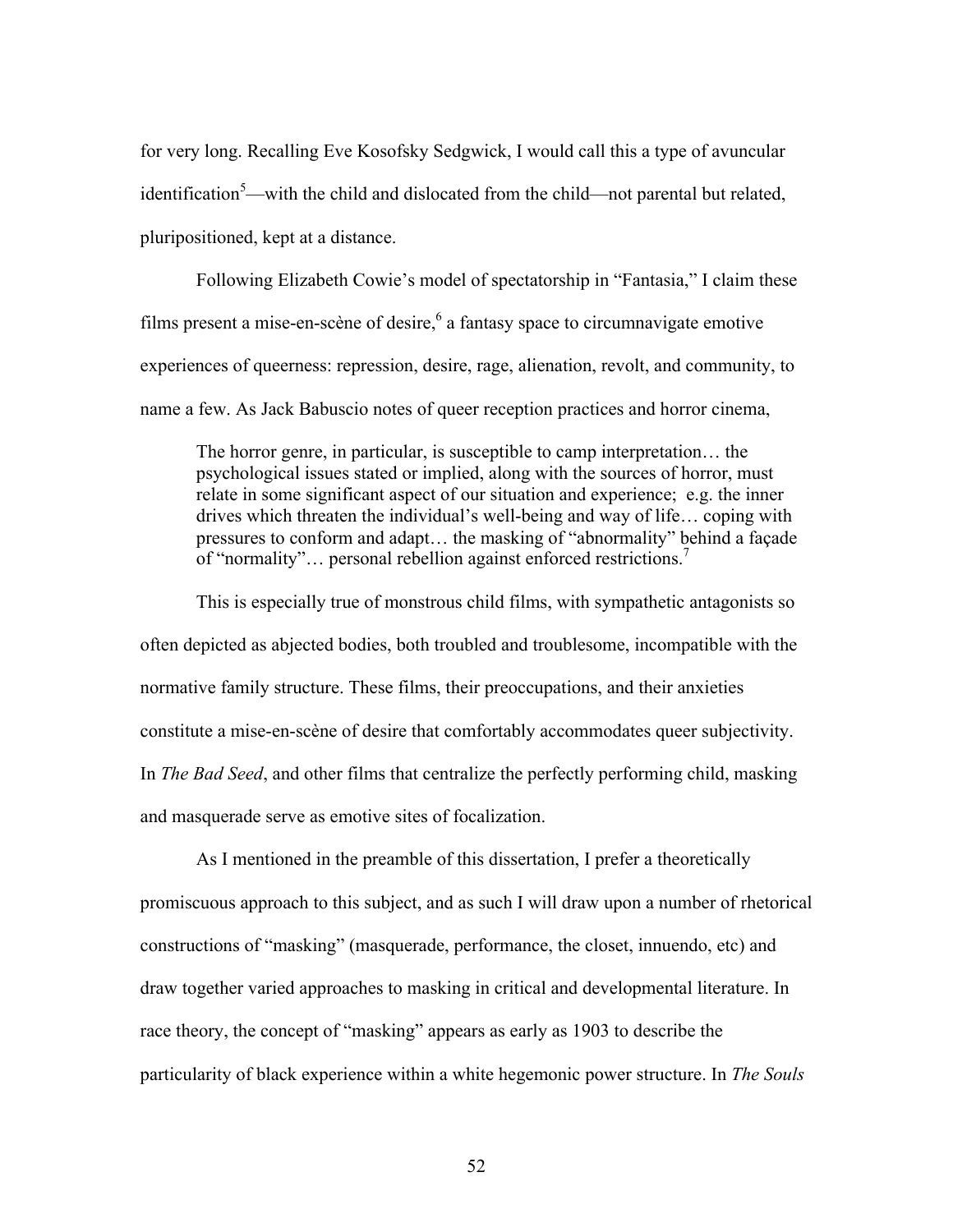for very long. Recalling Eve Kosofsky Sedgwick, I would call this a type of avuncular identification[5]—with the child and dislocated from the child—not parental but related, pluripositioned, kept at a distance.

Following Elizabeth Cowie's model of spectatorship in "Fantasia," I claim these films present a mise-en-scène of desire,[6] a fantasy space to circumnavigate emotive experiences of queerness: repression, desire, rage, alienation, revolt, and community, to name a few. As Jack Babuscio notes of queer reception practices and horror cinema,

> The horror genre, in particular, is susceptible to camp interpretation… the psychological issues stated or implied, along with the sources of horror, must relate in some significant aspect of our situation and experience; e.g. the inner drives which threaten the individual's well-being and way of life… coping with pressures to conform and adapt… the masking of "abnormality" behind a façade of "normality"… personal rebellion against enforced restrictions.[7]

This is especially true of monstrous child films, with sympathetic antagonists so often depicted as abjected bodies, both troubled and troublesome, incompatible with the normative family structure. These films, their preoccupations, and their anxieties constitute a mise-en-scène of desire that comfortably accommodates queer subjectivity. In *The Bad Seed*, and other films that centralize the perfectly performing child, masking and masquerade serve as emotive sites of focalization.

As I mentioned in the preamble of this dissertation, I prefer a theoretically promiscuous approach to this subject, and as such I will draw upon a number of rhetorical constructions of "masking" (masquerade, performance, the closet, innuendo, etc) and draw together varied approaches to masking in critical and developmental literature. In race theory, the concept of "masking" appears as early as 1903 to describe the particularity of black experience within a white hegemonic power structure. In *The Souls*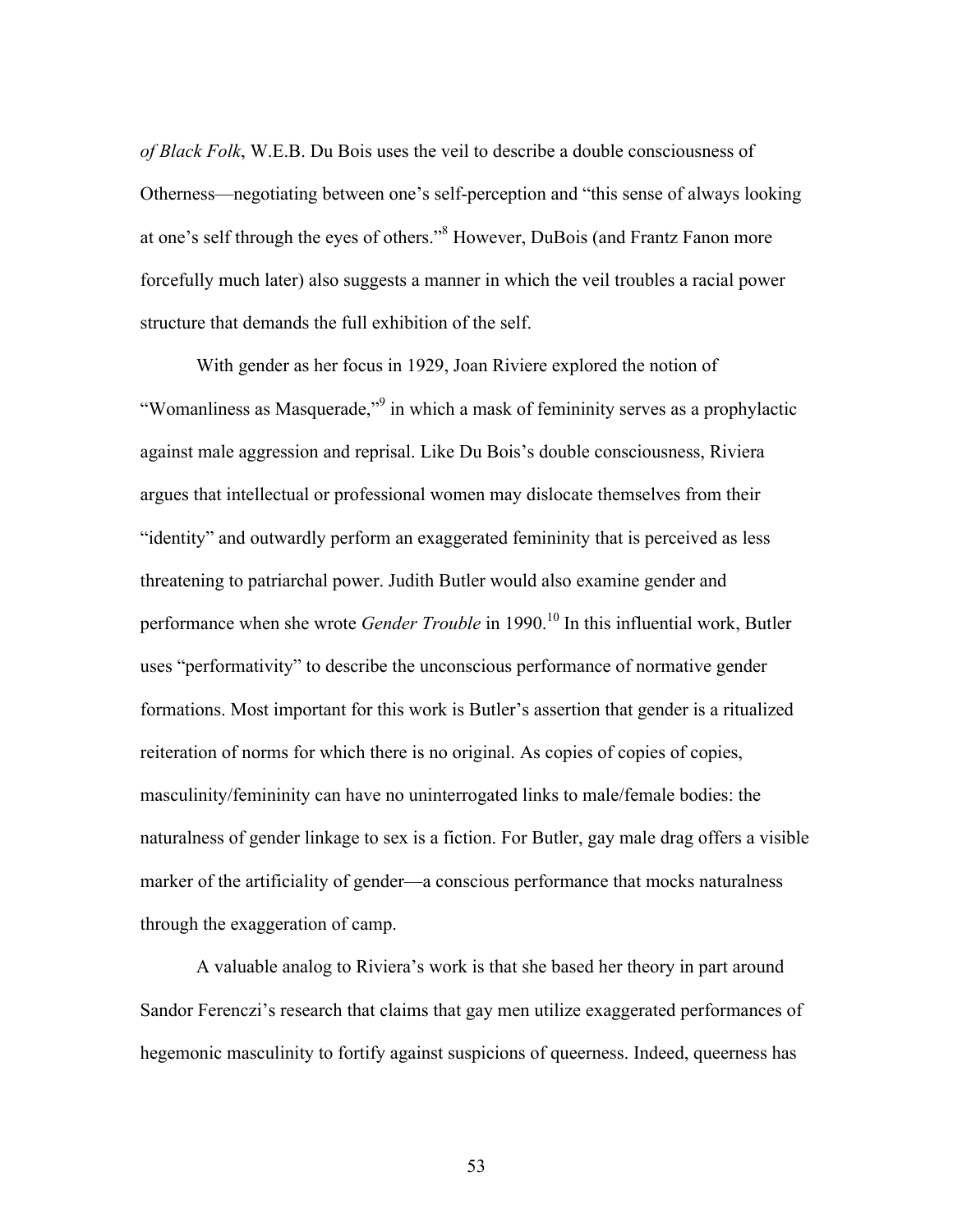*of Black Folk*, W.E.B. Du Bois uses the veil to describe a double consciousness of Otherness—negotiating between one's self-perception and "this sense of always looking at one's self through the eyes of others."[8] However, DuBois (and Frantz Fanon more forcefully much later) also suggests a manner in which the veil troubles a racial power structure that demands the full exhibition of the self.

With gender as her focus in 1929, Joan Riviere explored the notion of "Womanliness as Masquerade,"[9] in which a mask of femininity serves as a prophylactic against male aggression and reprisal. Like Du Bois's double consciousness, Riviera argues that intellectual or professional women may dislocate themselves from their "identity" and outwardly perform an exaggerated femininity that is perceived as less threatening to patriarchal power. Judith Butler would also examine gender and performance when she wrote *Gender Trouble* in 1990.[10] In this influential work, Butler uses "performativity" to describe the unconscious performance of normative gender formations. Most important for this work is Butler's assertion that gender is a ritualized reiteration of norms for which there is no original. As copies of copies of copies, masculinity/femininity can have no uninterrogated links to male/female bodies: the naturalness of gender linkage to sex is a fiction. For Butler, gay male drag offers a visible marker of the artificiality of gender—a conscious performance that mocks naturalness through the exaggeration of camp.

A valuable analog to Riviera's work is that she based her theory in part around Sandor Ferenczi's research that claims that gay men utilize exaggerated performances of hegemonic masculinity to fortify against suspicions of queerness. Indeed, queerness has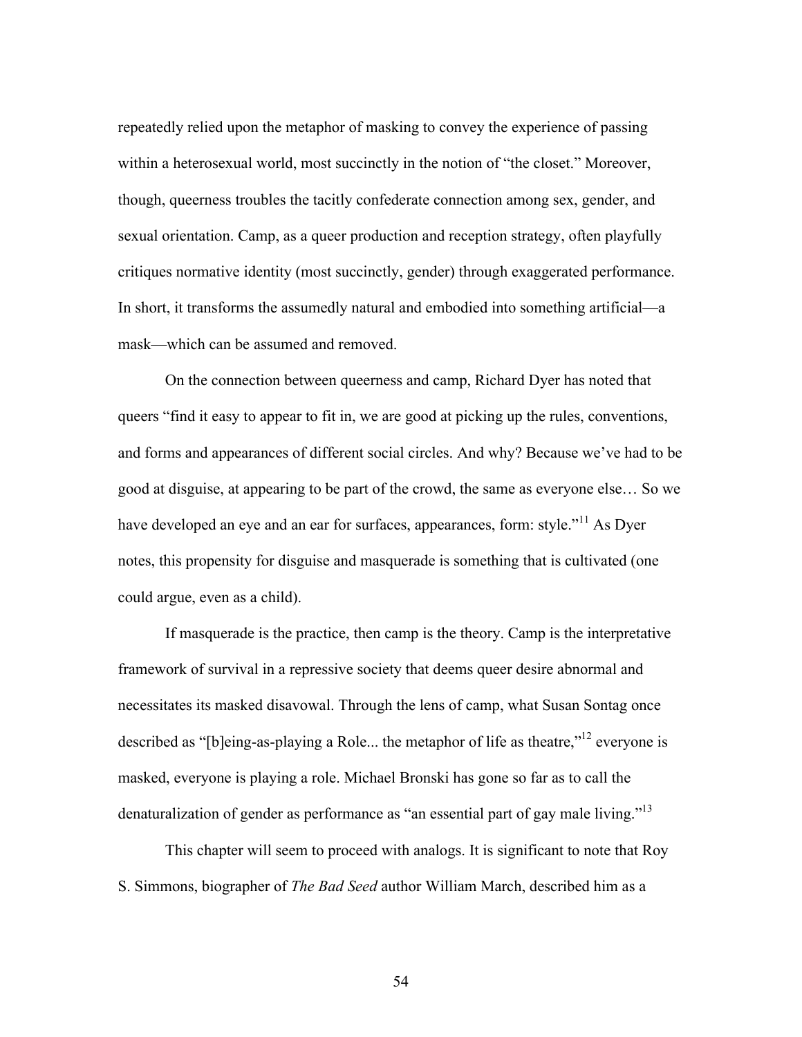repeatedly relied upon the metaphor of masking to convey the experience of passing within a heterosexual world, most succinctly in the notion of "the closet." Moreover, though, queerness troubles the tacitly confederate connection among sex, gender, and sexual orientation. Camp, as a queer production and reception strategy, often playfully critiques normative identity (most succinctly, gender) through exaggerated performance. In short, it transforms the assumedly natural and embodied into something artificial—a mask—which can be assumed and removed.

On the connection between queerness and camp, Richard Dyer has noted that queers "find it easy to appear to fit in, we are good at picking up the rules, conventions, and forms and appearances of different social circles. And why? Because we've had to be good at disguise, at appearing to be part of the crowd, the same as everyone else… So we have developed an eye and an ear for surfaces, appearances, form: style."[11] As Dyer notes, this propensity for disguise and masquerade is something that is cultivated (one could argue, even as a child).

If masquerade is the practice, then camp is the theory. Camp is the interpretative framework of survival in a repressive society that deems queer desire abnormal and necessitates its masked disavowal. Through the lens of camp, what Susan Sontag once described as "[b]eing-as-playing a Role... the metaphor of life as theatre,"[12] everyone is masked, everyone is playing a role. Michael Bronski has gone so far as to call the denaturalization of gender as performance as "an essential part of gay male living."[13]

This chapter will seem to proceed with analogs. It is significant to note that Roy S. Simmons, biographer of *The Bad Seed* author William March, described him as a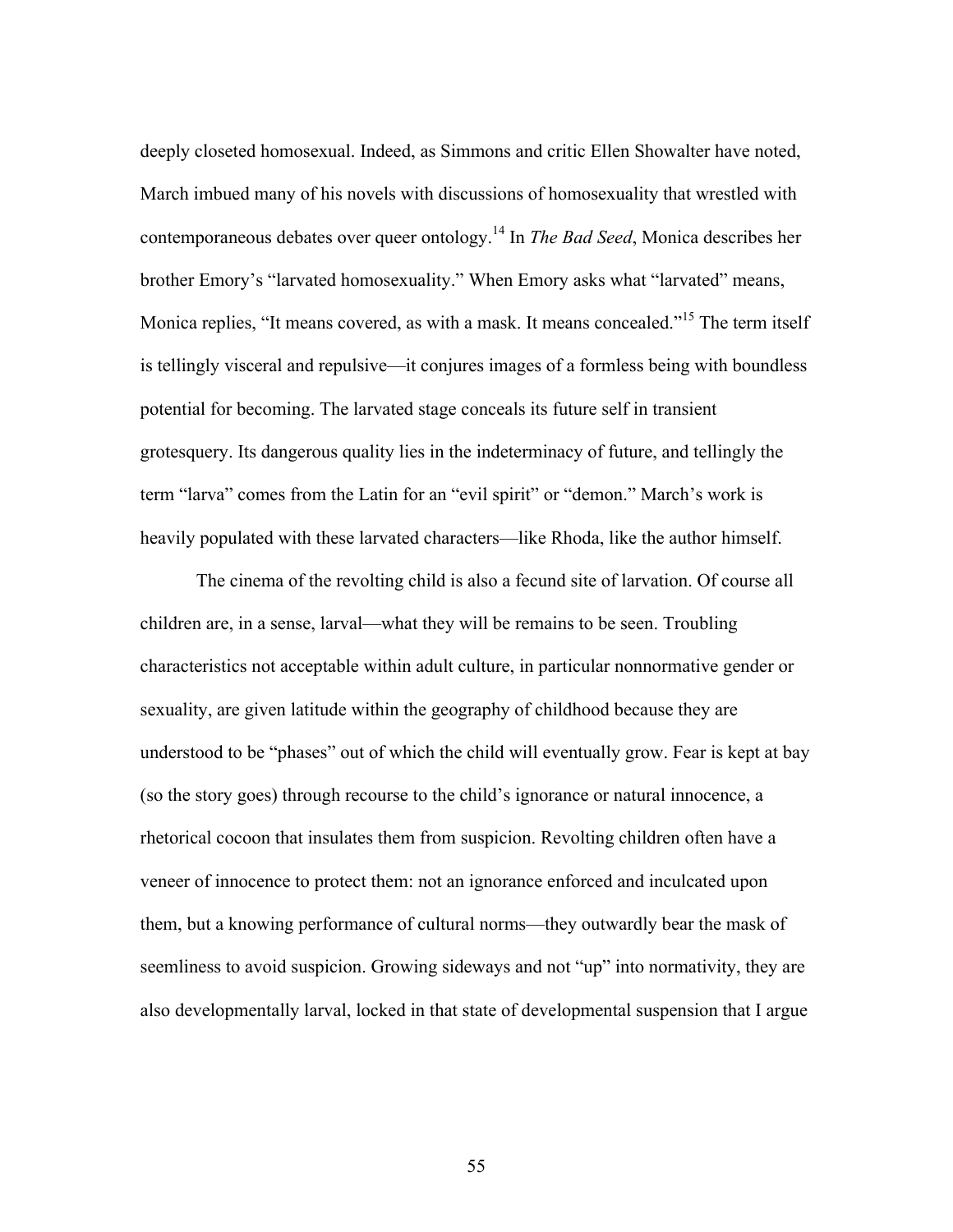deeply closeted homosexual. Indeed, as Simmons and critic Ellen Showalter have noted, March imbued many of his novels with discussions of homosexuality that wrestled with contemporaneous debates over queer ontology.[14] In *The Bad Seed*, Monica describes her brother Emory's "larvated homosexuality." When Emory asks what "larvated" means, Monica replies, "It means covered, as with a mask. It means concealed."[15] The term itself is tellingly visceral and repulsive—it conjures images of a formless being with boundless potential for becoming. The larvated stage conceals its future self in transient grotesquery. Its dangerous quality lies in the indeterminacy of future, and tellingly the term "larva" comes from the Latin for an "evil spirit" or "demon." March's work is heavily populated with these larvated characters—like Rhoda, like the author himself.

The cinema of the revolting child is also a fecund site of larvation. Of course all children are, in a sense, larval—what they will be remains to be seen. Troubling characteristics not acceptable within adult culture, in particular nonnormative gender or sexuality, are given latitude within the geography of childhood because they are understood to be "phases" out of which the child will eventually grow. Fear is kept at bay (so the story goes) through recourse to the child's ignorance or natural innocence, a rhetorical cocoon that insulates them from suspicion. Revolting children often have a veneer of innocence to protect them: not an ignorance enforced and inculcated upon them, but a knowing performance of cultural norms—they outwardly bear the mask of seemliness to avoid suspicion. Growing sideways and not "up" into normativity, they are also developmentally larval, locked in that state of developmental suspension that I argue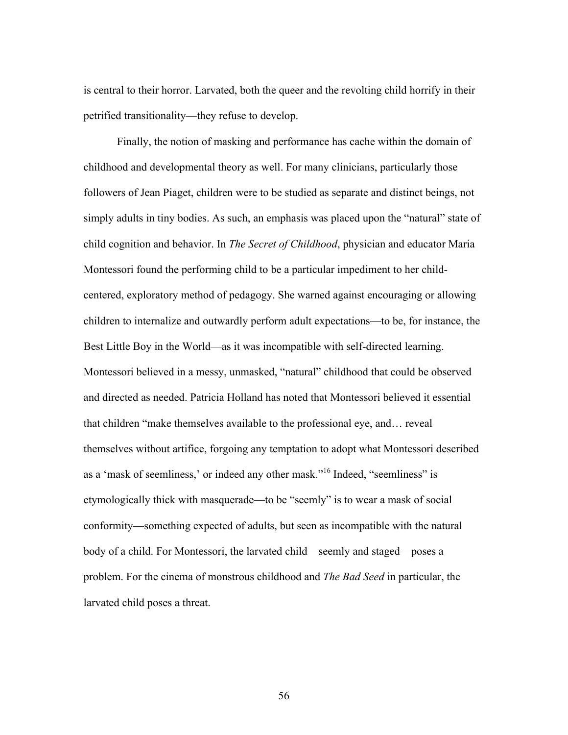is central to their horror. Larvated, both the queer and the revolting child horrify in their petrified transitionality—they refuse to develop.

Finally, the notion of masking and performance has cache within the domain of childhood and developmental theory as well. For many clinicians, particularly those followers of Jean Piaget, children were to be studied as separate and distinct beings, not simply adults in tiny bodies. As such, an emphasis was placed upon the "natural" state of child cognition and behavior. In *The Secret of Childhood*, physician and educator Maria Montessori found the performing child to be a particular impediment to her child-centered, exploratory method of pedagogy. She warned against encouraging or allowing children to internalize and outwardly perform adult expectations—to be, for instance, the Best Little Boy in the World—as it was incompatible with self-directed learning. Montessori believed in a messy, unmasked, "natural" childhood that could be observed and directed as needed. Patricia Holland has noted that Montessori believed it essential that children "make themselves available to the professional eye, and… reveal themselves without artifice, forgoing any temptation to adopt what Montessori described as a 'mask of seemliness,' or indeed any other mask."[16] Indeed, "seemliness" is etymologically thick with masquerade—to be "seemly" is to wear a mask of social conformity—something expected of adults, but seen as incompatible with the natural body of a child. For Montessori, the larvated child—seemly and staged—poses a problem. For the cinema of monstrous childhood and *The Bad Seed* in particular, the larvated child poses a threat.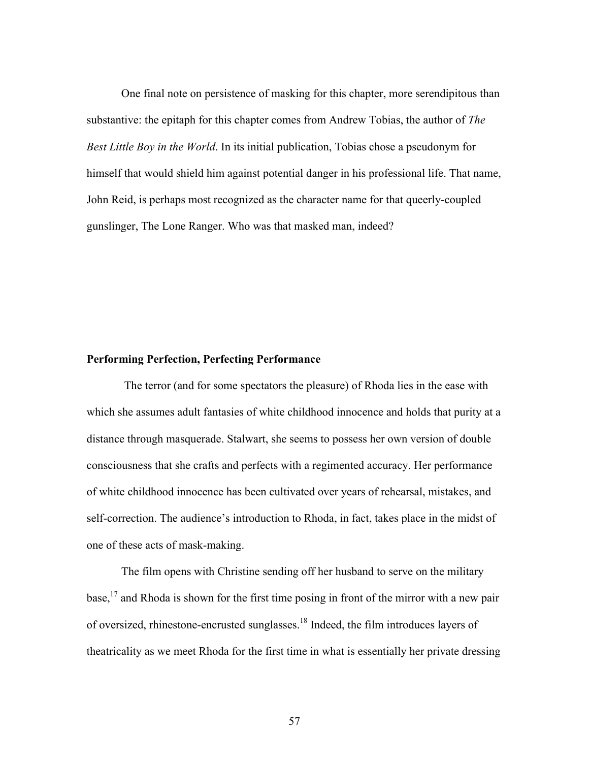One final note on persistence of masking for this chapter, more serendipitous than substantive: the epitaph for this chapter comes from Andrew Tobias, the author of *The Best Little Boy in the World*. In its initial publication, Tobias chose a pseudonym for himself that would shield him against potential danger in his professional life. That name, John Reid, is perhaps most recognized as the character name for that queerly-coupled gunslinger, The Lone Ranger. Who was that masked man, indeed?

### Performing Perfection, Perfecting Performance

The terror (and for some spectators the pleasure) of Rhoda lies in the ease with which she assumes adult fantasies of white childhood innocence and holds that purity at a distance through masquerade. Stalwart, she seems to possess her own version of double consciousness that she crafts and perfects with a regimented accuracy. Her performance of white childhood innocence has been cultivated over years of rehearsal, mistakes, and self-correction. The audience's introduction to Rhoda, in fact, takes place in the midst of one of these acts of mask-making.

The film opens with Christine sending off her husband to serve on the military base,[17] and Rhoda is shown for the first time posing in front of the mirror with a new pair of oversized, rhinestone-encrusted sunglasses.[18] Indeed, the film introduces layers of theatricality as we meet Rhoda for the first time in what is essentially her private dressing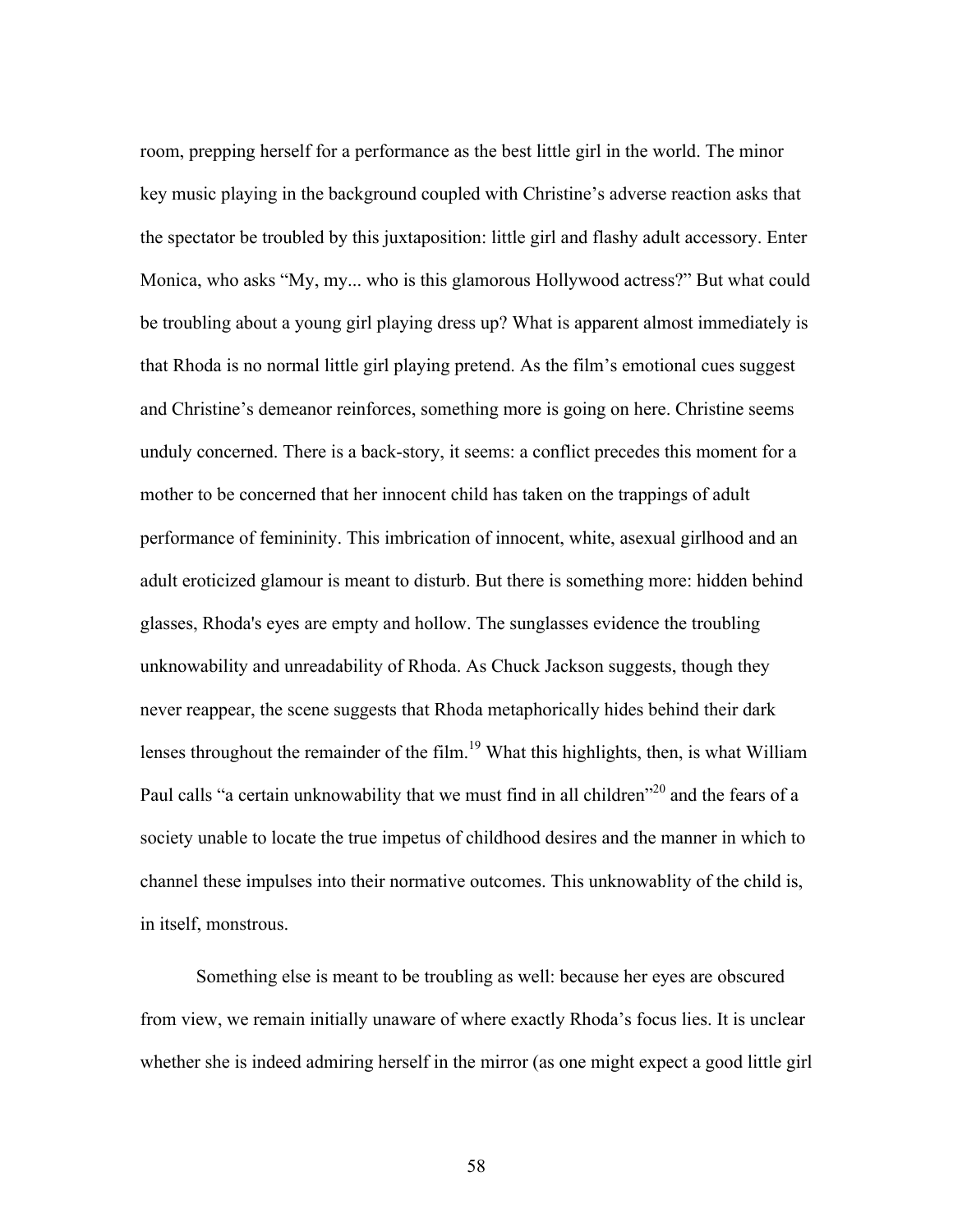room, prepping herself for a performance as the best little girl in the world. The minor key music playing in the background coupled with Christine's adverse reaction asks that the spectator be troubled by this juxtaposition: little girl and flashy adult accessory. Enter Monica, who asks "My, my... who is this glamorous Hollywood actress?" But what could be troubling about a young girl playing dress up? What is apparent almost immediately is that Rhoda is no normal little girl playing pretend. As the film's emotional cues suggest and Christine's demeanor reinforces, something more is going on here. Christine seems unduly concerned. There is a back-story, it seems: a conflict precedes this moment for a mother to be concerned that her innocent child has taken on the trappings of adult performance of femininity. This imbrication of innocent, white, asexual girlhood and an adult eroticized glamour is meant to disturb. But there is something more: hidden behind glasses, Rhoda's eyes are empty and hollow. The sunglasses evidence the troubling unknowability and unreadability of Rhoda. As Chuck Jackson suggests, though they never reappear, the scene suggests that Rhoda metaphorically hides behind their dark lenses throughout the remainder of the film.[19] What this highlights, then, is what William Paul calls "a certain unknowability that we must find in all children"[20] and the fears of a society unable to locate the true impetus of childhood desires and the manner in which to channel these impulses into their normative outcomes. This unknowablity of the child is, in itself, monstrous.

Something else is meant to be troubling as well: because her eyes are obscured from view, we remain initially unaware of where exactly Rhoda's focus lies. It is unclear whether she is indeed admiring herself in the mirror (as one might expect a good little girl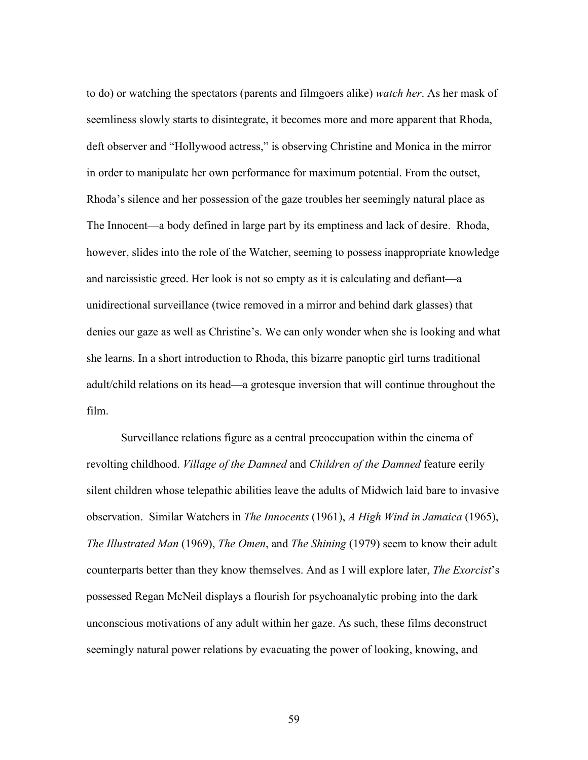to do) or watching the spectators (parents and filmgoers alike) *watch her*. As her mask of seemliness slowly starts to disintegrate, it becomes more and more apparent that Rhoda, deft observer and "Hollywood actress," is observing Christine and Monica in the mirror in order to manipulate her own performance for maximum potential. From the outset, Rhoda's silence and her possession of the gaze troubles her seemingly natural place as The Innocent—a body defined in large part by its emptiness and lack of desire. Rhoda, however, slides into the role of the Watcher, seeming to possess inappropriate knowledge and narcissistic greed. Her look is not so empty as it is calculating and defiant—a unidirectional surveillance (twice removed in a mirror and behind dark glasses) that denies our gaze as well as Christine's. We can only wonder when she is looking and what she learns. In a short introduction to Rhoda, this bizarre panoptic girl turns traditional adult/child relations on its head—a grotesque inversion that will continue throughout the film.

Surveillance relations figure as a central preoccupation within the cinema of revolting childhood. *Village of the Damned* and *Children of the Damned* feature eerily silent children whose telepathic abilities leave the adults of Midwich laid bare to invasive observation. Similar Watchers in *The Innocents* (1961), *A High Wind in Jamaica* (1965), *The Illustrated Man* (1969), *The Omen*, and *The Shining* (1979) seem to know their adult counterparts better than they know themselves. And as I will explore later, *The Exorcist*'s possessed Regan McNeil displays a flourish for psychoanalytic probing into the dark unconscious motivations of any adult within her gaze. As such, these films deconstruct seemingly natural power relations by evacuating the power of looking, knowing, and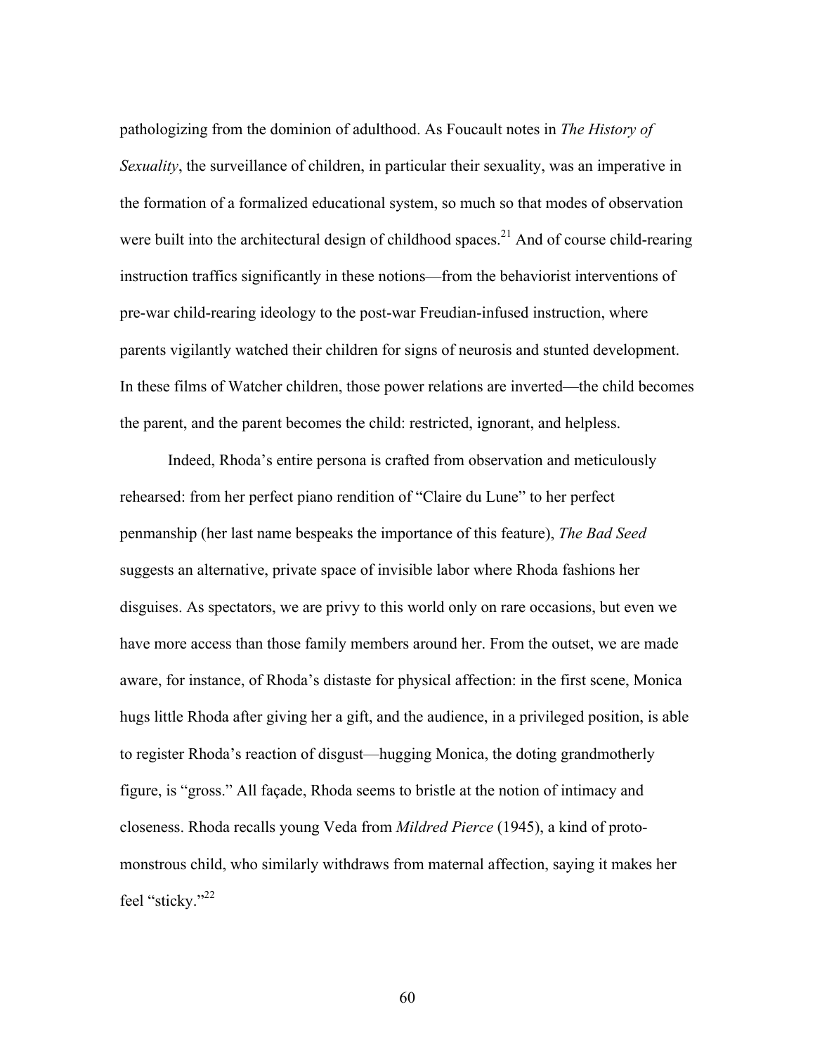pathologizing from the dominion of adulthood. As Foucault notes in *The History of Sexuality*, the surveillance of children, in particular their sexuality, was an imperative in the formation of a formalized educational system, so much so that modes of observation were built into the architectural design of childhood spaces.[21] And of course child-rearing instruction traffics significantly in these notions—from the behaviorist interventions of pre-war child-rearing ideology to the post-war Freudian-infused instruction, where parents vigilantly watched their children for signs of neurosis and stunted development. In these films of Watcher children, those power relations are inverted—the child becomes the parent, and the parent becomes the child: restricted, ignorant, and helpless.

Indeed, Rhoda's entire persona is crafted from observation and meticulously rehearsed: from her perfect piano rendition of "Claire du Lune" to her perfect penmanship (her last name bespeaks the importance of this feature), *The Bad Seed* suggests an alternative, private space of invisible labor where Rhoda fashions her disguises. As spectators, we are privy to this world only on rare occasions, but even we have more access than those family members around her. From the outset, we are made aware, for instance, of Rhoda's distaste for physical affection: in the first scene, Monica hugs little Rhoda after giving her a gift, and the audience, in a privileged position, is able to register Rhoda's reaction of disgust—hugging Monica, the doting grandmotherly figure, is "gross." All façade, Rhoda seems to bristle at the notion of intimacy and closeness. Rhoda recalls young Veda from *Mildred Pierce* (1945), a kind of proto-monstrous child, who similarly withdraws from maternal affection, saying it makes her feel "sticky."[22]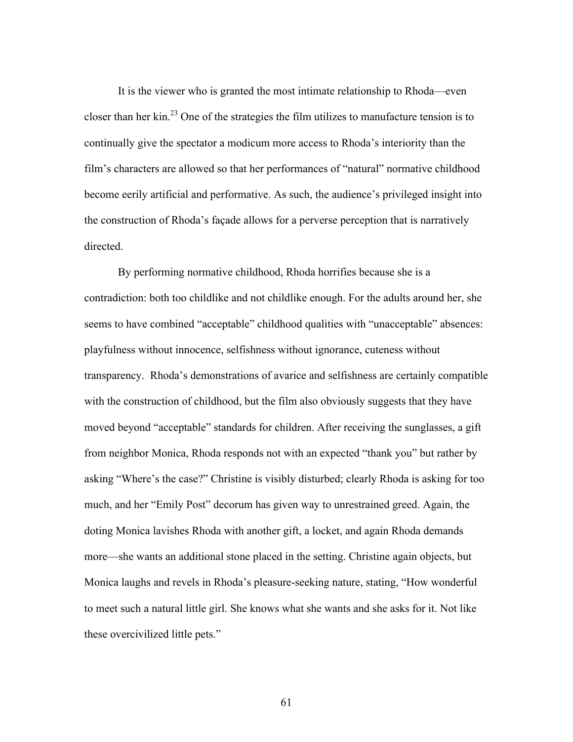It is the viewer who is granted the most intimate relationship to Rhoda—even closer than her kin.[23] One of the strategies the film utilizes to manufacture tension is to continually give the spectator a modicum more access to Rhoda's interiority than the film's characters are allowed so that her performances of "natural" normative childhood become eerily artificial and performative. As such, the audience's privileged insight into the construction of Rhoda's façade allows for a perverse perception that is narratively directed.

By performing normative childhood, Rhoda horrifies because she is a contradiction: both too childlike and not childlike enough. For the adults around her, she seems to have combined "acceptable" childhood qualities with "unacceptable" absences: playfulness without innocence, selfishness without ignorance, cuteness without transparency. Rhoda's demonstrations of avarice and selfishness are certainly compatible with the construction of childhood, but the film also obviously suggests that they have moved beyond "acceptable" standards for children. After receiving the sunglasses, a gift from neighbor Monica, Rhoda responds not with an expected "thank you" but rather by asking "Where's the case?" Christine is visibly disturbed; clearly Rhoda is asking for too much, and her "Emily Post" decorum has given way to unrestrained greed. Again, the doting Monica lavishes Rhoda with another gift, a locket, and again Rhoda demands more—she wants an additional stone placed in the setting. Christine again objects, but Monica laughs and revels in Rhoda's pleasure-seeking nature, stating, "How wonderful to meet such a natural little girl. She knows what she wants and she asks for it. Not like these overcivilized little pets."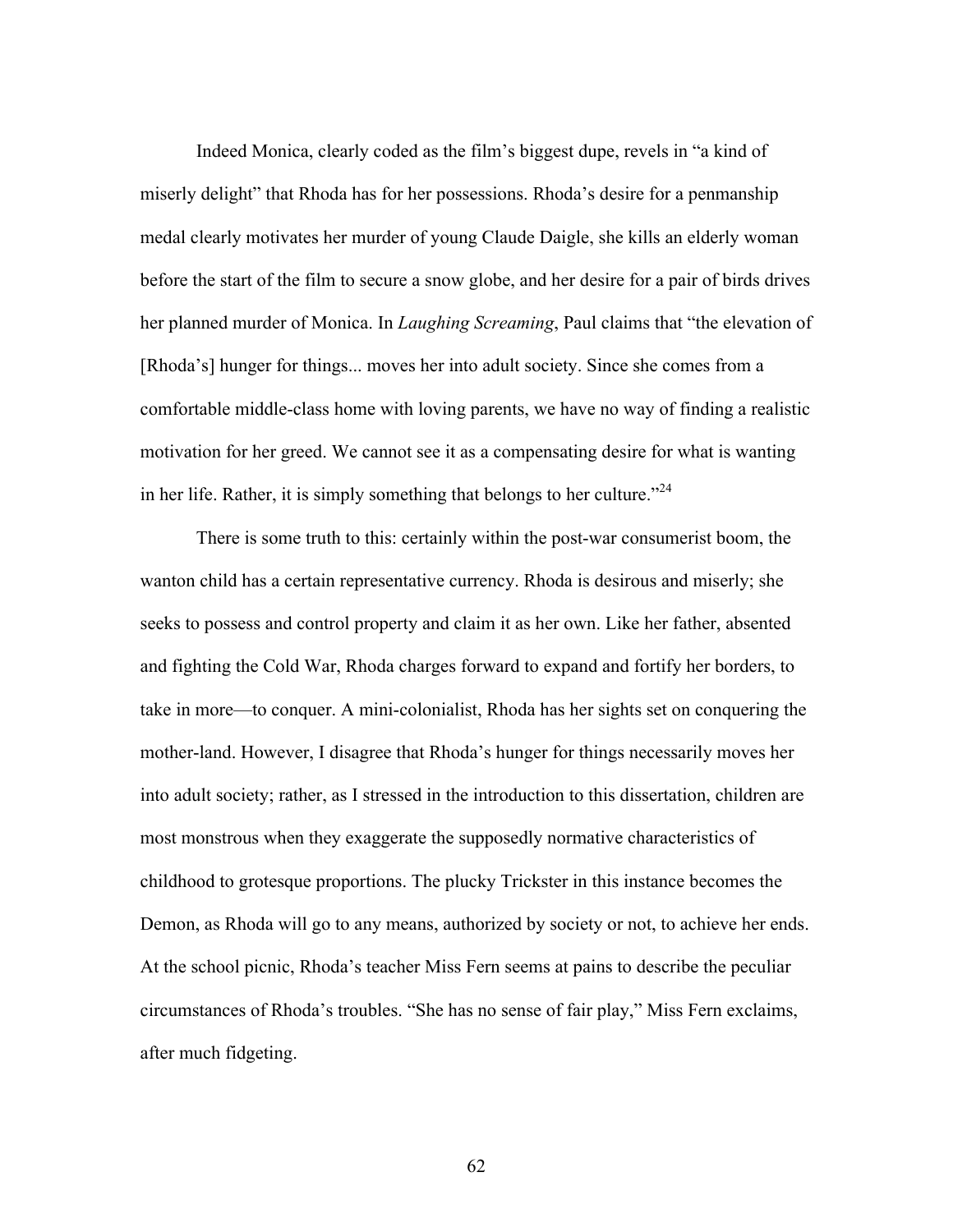Indeed Monica, clearly coded as the film's biggest dupe, revels in "a kind of miserly delight" that Rhoda has for her possessions. Rhoda's desire for a penmanship medal clearly motivates her murder of young Claude Daigle, she kills an elderly woman before the start of the film to secure a snow globe, and her desire for a pair of birds drives her planned murder of Monica. In *Laughing Screaming*, Paul claims that "the elevation of [Rhoda's] hunger for things... moves her into adult society. Since she comes from a comfortable middle-class home with loving parents, we have no way of finding a realistic motivation for her greed. We cannot see it as a compensating desire for what is wanting in her life. Rather, it is simply something that belongs to her culture."[24]

There is some truth to this: certainly within the post-war consumerist boom, the wanton child has a certain representative currency. Rhoda is desirous and miserly; she seeks to possess and control property and claim it as her own. Like her father, absented and fighting the Cold War, Rhoda charges forward to expand and fortify her borders, to take in more—to conquer. A mini-colonialist, Rhoda has her sights set on conquering the mother-land. However, I disagree that Rhoda's hunger for things necessarily moves her into adult society; rather, as I stressed in the introduction to this dissertation, children are most monstrous when they exaggerate the supposedly normative characteristics of childhood to grotesque proportions. The plucky Trickster in this instance becomes the Demon, as Rhoda will go to any means, authorized by society or not, to achieve her ends. At the school picnic, Rhoda's teacher Miss Fern seems at pains to describe the peculiar circumstances of Rhoda's troubles. "She has no sense of fair play," Miss Fern exclaims, after much fidgeting.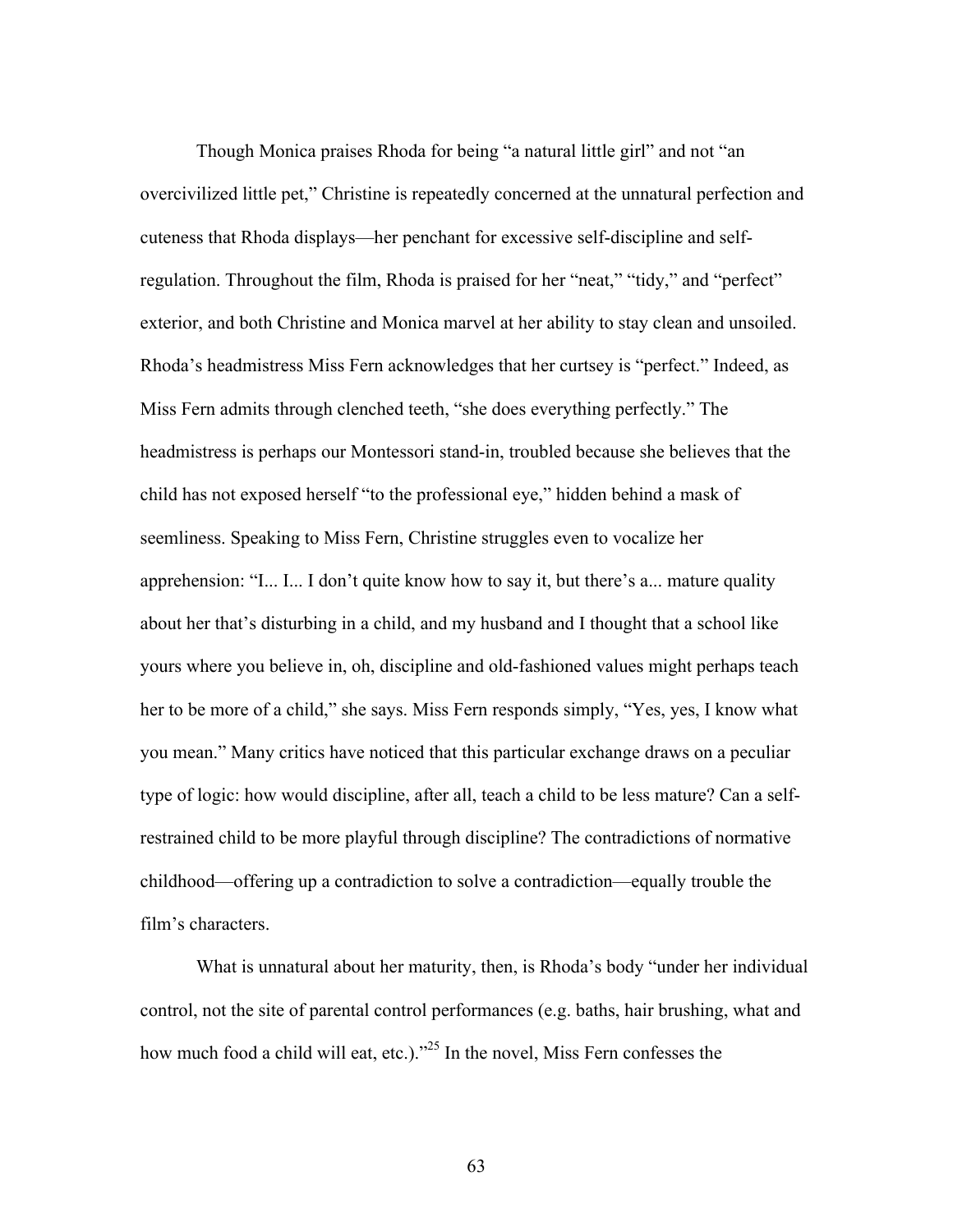Though Monica praises Rhoda for being "a natural little girl" and not "an overcivilized little pet," Christine is repeatedly concerned at the unnatural perfection and cuteness that Rhoda displays—her penchant for excessive self-discipline and self-regulation. Throughout the film, Rhoda is praised for her "neat," "tidy," and "perfect" exterior, and both Christine and Monica marvel at her ability to stay clean and unsoiled. Rhoda's headmistress Miss Fern acknowledges that her curtsey is "perfect." Indeed, as Miss Fern admits through clenched teeth, "she does everything perfectly." The headmistress is perhaps our Montessori stand-in, troubled because she believes that the child has not exposed herself "to the professional eye," hidden behind a mask of seemliness. Speaking to Miss Fern, Christine struggles even to vocalize her apprehension: "I... I... I don't quite know how to say it, but there's a... mature quality about her that's disturbing in a child, and my husband and I thought that a school like yours where you believe in, oh, discipline and old-fashioned values might perhaps teach her to be more of a child," she says. Miss Fern responds simply, "Yes, yes, I know what you mean." Many critics have noticed that this particular exchange draws on a peculiar type of logic: how would discipline, after all, teach a child to be less mature? Can a self-restrained child to be more playful through discipline? The contradictions of normative childhood—offering up a contradiction to solve a contradiction—equally trouble the film's characters.

What is unnatural about her maturity, then, is Rhoda's body "under her individual control, not the site of parental control performances (e.g. baths, hair brushing, what and how much food a child will eat, etc.)."[25] In the novel, Miss Fern confesses the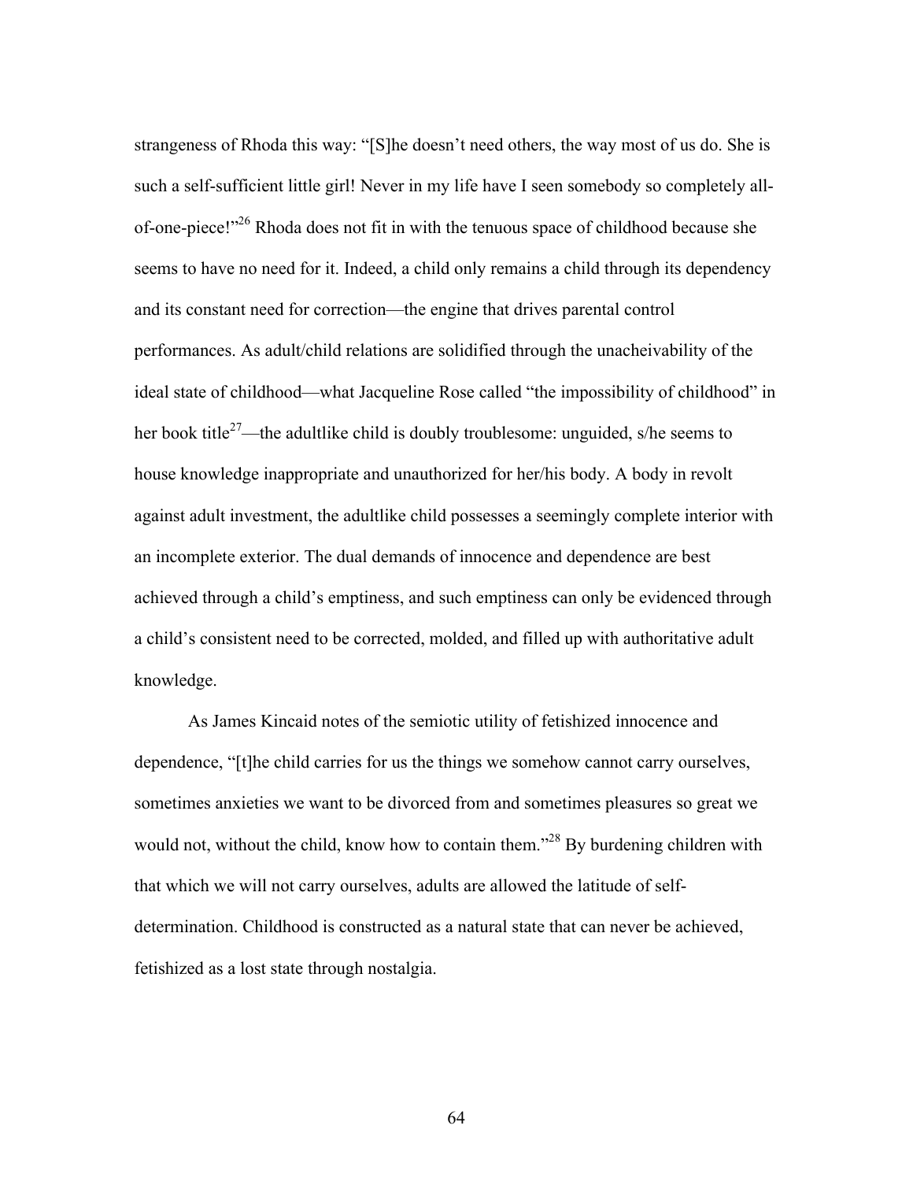strangeness of Rhoda this way: "[S]he doesn't need others, the way most of us do. She is such a self-sufficient little girl! Never in my life have I seen somebody so completely all-of-one-piece!"[26] Rhoda does not fit in with the tenuous space of childhood because she seems to have no need for it. Indeed, a child only remains a child through its dependency and its constant need for correction—the engine that drives parental control performances. As adult/child relations are solidified through the unacheivability of the ideal state of childhood—what Jacqueline Rose called "the impossibility of childhood" in her book title[27]—the adultlike child is doubly troublesome: unguided, s/he seems to house knowledge inappropriate and unauthorized for her/his body. A body in revolt against adult investment, the adultlike child possesses a seemingly complete interior with an incomplete exterior. The dual demands of innocence and dependence are best achieved through a child's emptiness, and such emptiness can only be evidenced through a child's consistent need to be corrected, molded, and filled up with authoritative adult knowledge.

As James Kincaid notes of the semiotic utility of fetishized innocence and dependence, "[t]he child carries for us the things we somehow cannot carry ourselves, sometimes anxieties we want to be divorced from and sometimes pleasures so great we would not, without the child, know how to contain them."[28] By burdening children with that which we will not carry ourselves, adults are allowed the latitude of self-determination. Childhood is constructed as a natural state that can never be achieved, fetishized as a lost state through nostalgia.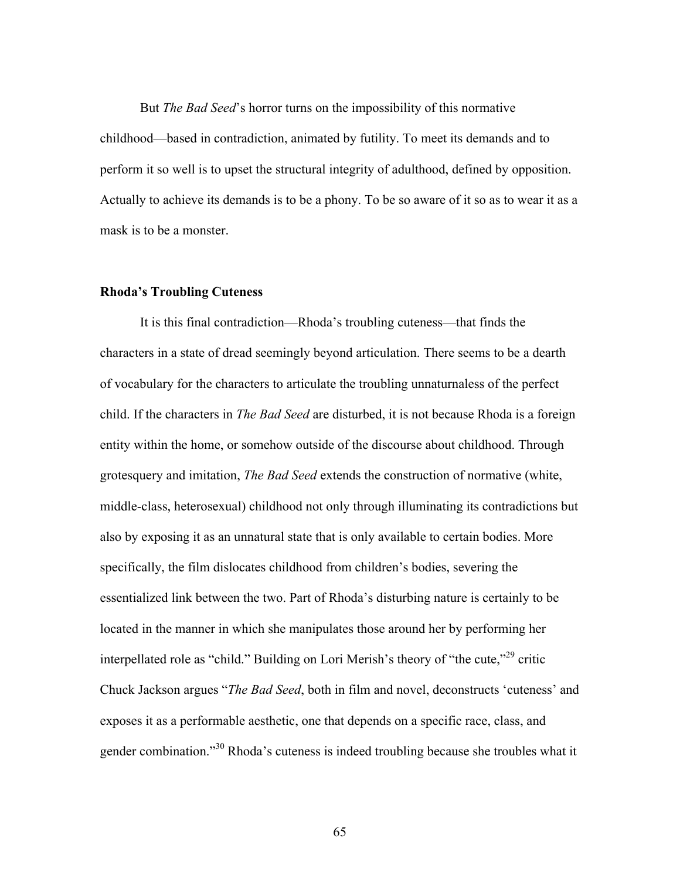But *The Bad Seed*'s horror turns on the impossibility of this normative childhood—based in contradiction, animated by futility. To meet its demands and to perform it so well is to upset the structural integrity of adulthood, defined by opposition. Actually to achieve its demands is to be a phony. To be so aware of it so as to wear it as a mask is to be a monster.

### Rhoda's Troubling Cuteness

It is this final contradiction—Rhoda's troubling cuteness—that finds the characters in a state of dread seemingly beyond articulation. There seems to be a dearth of vocabulary for the characters to articulate the troubling unnaturnaless of the perfect child. If the characters in *The Bad Seed* are disturbed, it is not because Rhoda is a foreign entity within the home, or somehow outside of the discourse about childhood. Through grotesquery and imitation, *The Bad Seed* extends the construction of normative (white, middle-class, heterosexual) childhood not only through illuminating its contradictions but also by exposing it as an unnatural state that is only available to certain bodies. More specifically, the film dislocates childhood from children's bodies, severing the essentialized link between the two. Part of Rhoda's disturbing nature is certainly to be located in the manner in which she manipulates those around her by performing her interpellated role as "child." Building on Lori Merish's theory of "the cute,"[29] critic Chuck Jackson argues "*The Bad Seed*, both in film and novel, deconstructs 'cuteness' and exposes it as a performable aesthetic, one that depends on a specific race, class, and gender combination."[30] Rhoda's cuteness is indeed troubling because she troubles what it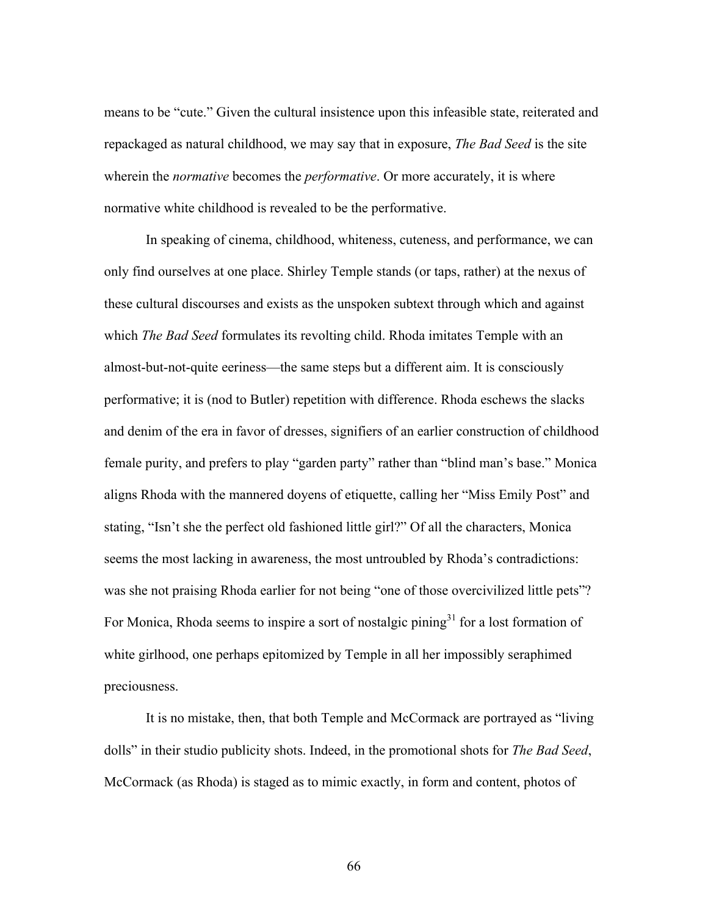means to be "cute." Given the cultural insistence upon this infeasible state, reiterated and repackaged as natural childhood, we may say that in exposure, *The Bad Seed* is the site wherein the *normative* becomes the *performative*. Or more accurately, it is where normative white childhood is revealed to be the performative.

In speaking of cinema, childhood, whiteness, cuteness, and performance, we can only find ourselves at one place. Shirley Temple stands (or taps, rather) at the nexus of these cultural discourses and exists as the unspoken subtext through which and against which *The Bad Seed* formulates its revolting child. Rhoda imitates Temple with an almost-but-not-quite eeriness—the same steps but a different aim. It is consciously performative; it is (nod to Butler) repetition with difference. Rhoda eschews the slacks and denim of the era in favor of dresses, signifiers of an earlier construction of childhood female purity, and prefers to play "garden party" rather than "blind man's base." Monica aligns Rhoda with the mannered doyens of etiquette, calling her "Miss Emily Post" and stating, "Isn't she the perfect old fashioned little girl?" Of all the characters, Monica seems the most lacking in awareness, the most untroubled by Rhoda's contradictions: was she not praising Rhoda earlier for not being "one of those overcivilized little pets"? For Monica, Rhoda seems to inspire a sort of nostalgic pining[31] for a lost formation of white girlhood, one perhaps epitomized by Temple in all her impossibly seraphimed preciousness.

It is no mistake, then, that both Temple and McCormack are portrayed as "living dolls" in their studio publicity shots. Indeed, in the promotional shots for *The Bad Seed*, McCormack (as Rhoda) is staged as to mimic exactly, in form and content, photos of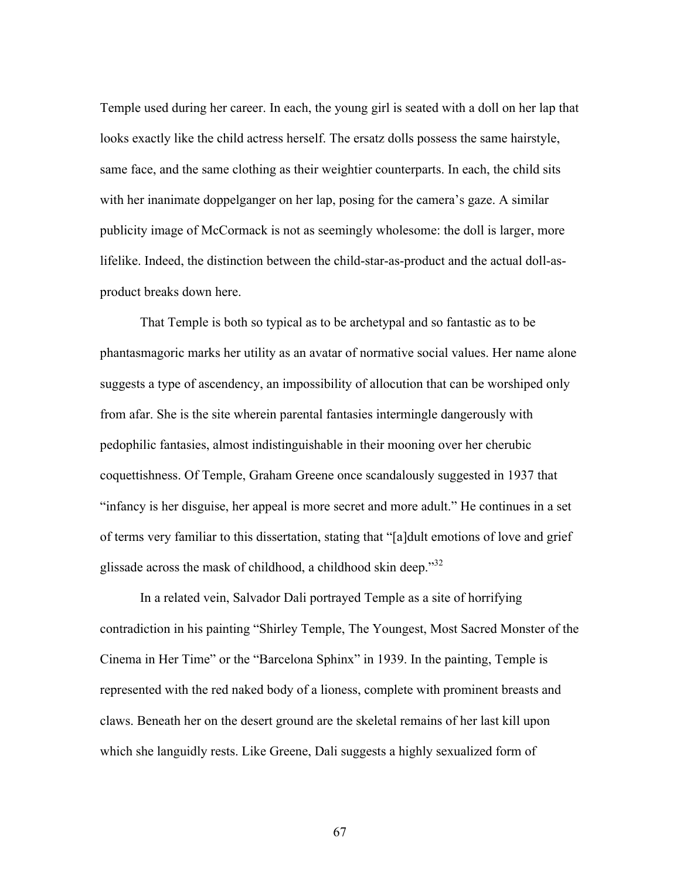Temple used during her career. In each, the young girl is seated with a doll on her lap that looks exactly like the child actress herself. The ersatz dolls possess the same hairstyle, same face, and the same clothing as their weightier counterparts. In each, the child sits with her inanimate doppelganger on her lap, posing for the camera's gaze. A similar publicity image of McCormack is not as seemingly wholesome: the doll is larger, more lifelike. Indeed, the distinction between the child-star-as-product and the actual doll-as-product breaks down here.

That Temple is both so typical as to be archetypal and so fantastic as to be phantasmagoric marks her utility as an avatar of normative social values. Her name alone suggests a type of ascendency, an impossibility of allocution that can be worshiped only from afar. She is the site wherein parental fantasies intermingle dangerously with pedophilic fantasies, almost indistinguishable in their mooning over her cherubic coquettishness. Of Temple, Graham Greene once scandalously suggested in 1937 that "infancy is her disguise, her appeal is more secret and more adult." He continues in a set of terms very familiar to this dissertation, stating that "[a]dult emotions of love and grief glissade across the mask of childhood, a childhood skin deep."[32]

In a related vein, Salvador Dali portrayed Temple as a site of horrifying contradiction in his painting "Shirley Temple, The Youngest, Most Sacred Monster of the Cinema in Her Time" or the "Barcelona Sphinx" in 1939. In the painting, Temple is represented with the red naked body of a lioness, complete with prominent breasts and claws. Beneath her on the desert ground are the skeletal remains of her last kill upon which she languidly rests. Like Greene, Dali suggests a highly sexualized form of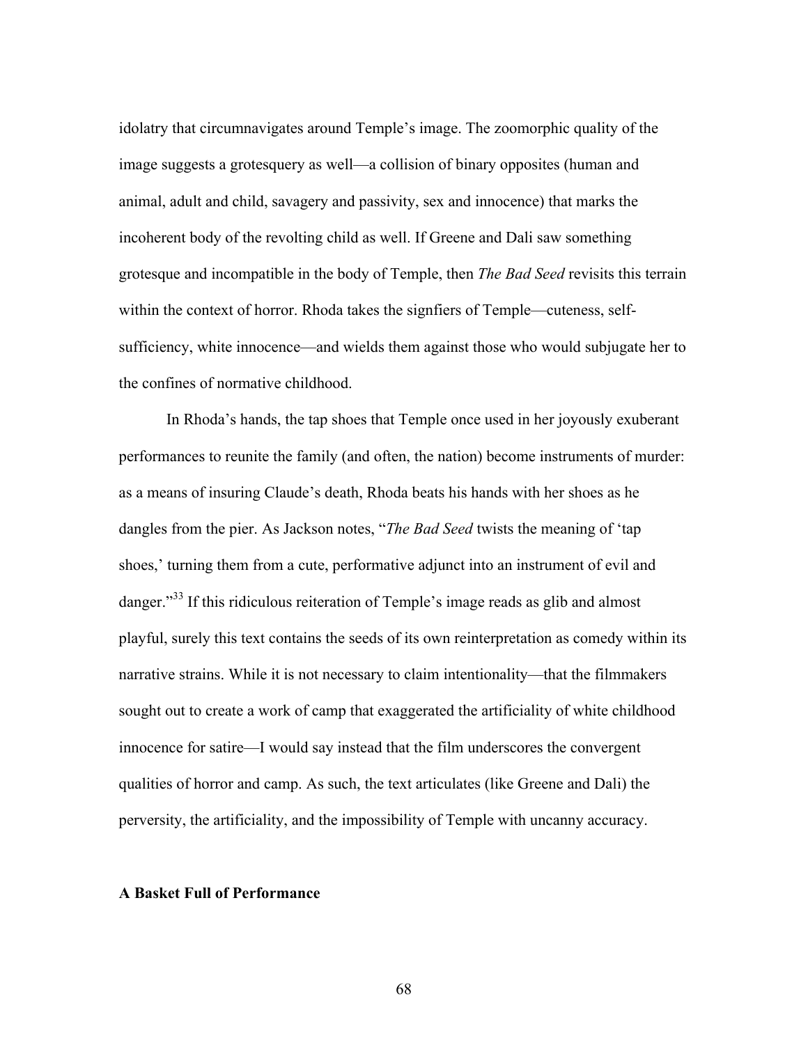idolatry that circumnavigates around Temple's image. The zoomorphic quality of the image suggests a grotesquery as well—a collision of binary opposites (human and animal, adult and child, savagery and passivity, sex and innocence) that marks the incoherent body of the revolting child as well. If Greene and Dali saw something grotesque and incompatible in the body of Temple, then *The Bad Seed* revisits this terrain within the context of horror. Rhoda takes the signfiers of Temple—cuteness, self-sufficiency, white innocence—and wields them against those who would subjugate her to the confines of normative childhood.

In Rhoda's hands, the tap shoes that Temple once used in her joyously exuberant performances to reunite the family (and often, the nation) become instruments of murder: as a means of insuring Claude's death, Rhoda beats his hands with her shoes as he dangles from the pier. As Jackson notes, "*The Bad Seed* twists the meaning of 'tap shoes,' turning them from a cute, performative adjunct into an instrument of evil and danger."[33] If this ridiculous reiteration of Temple's image reads as glib and almost playful, surely this text contains the seeds of its own reinterpretation as comedy within its narrative strains. While it is not necessary to claim intentionality—that the filmmakers sought out to create a work of camp that exaggerated the artificiality of white childhood innocence for satire—I would say instead that the film underscores the convergent qualities of horror and camp. As such, the text articulates (like Greene and Dali) the perversity, the artificiality, and the impossibility of Temple with uncanny accuracy.

## A Basket Full of Performance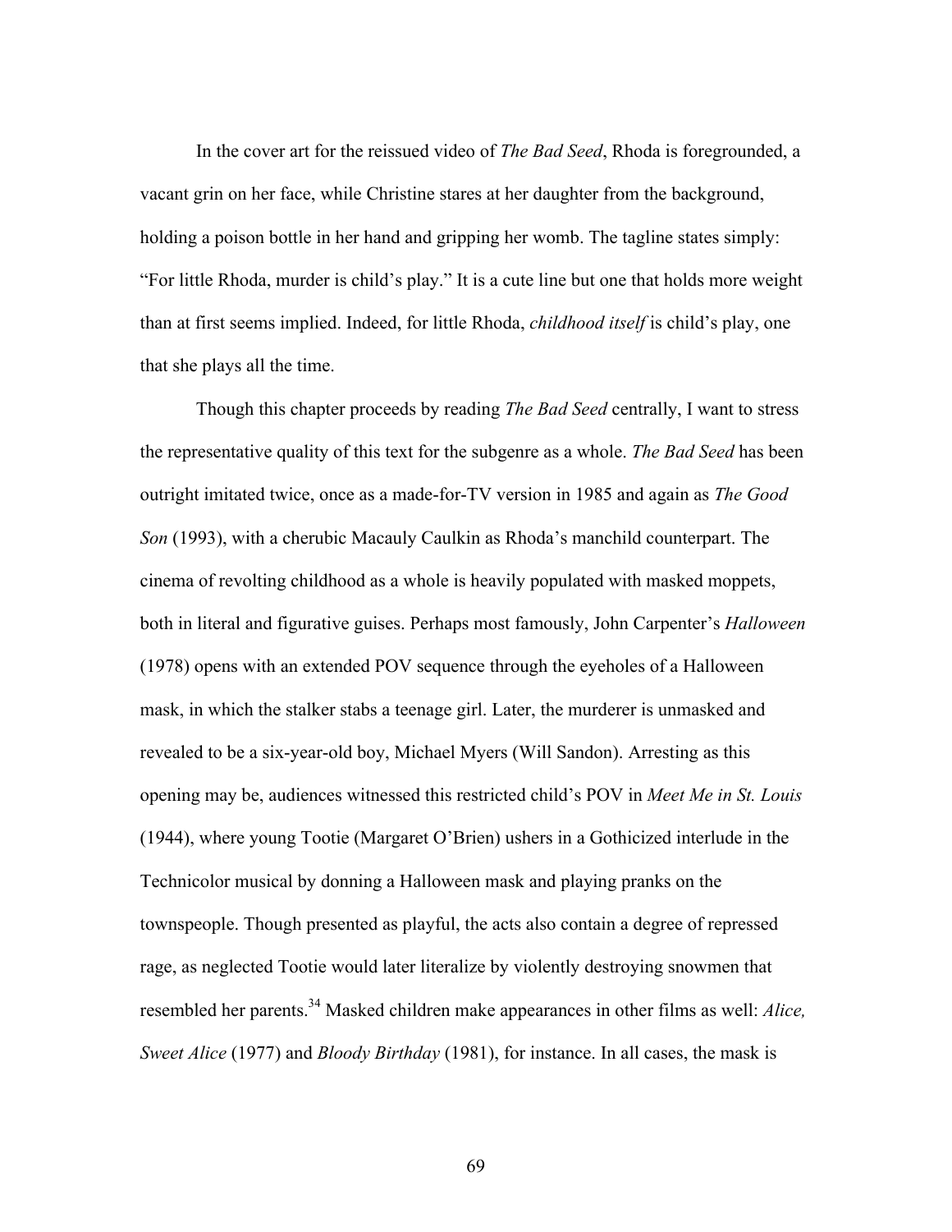In the cover art for the reissued video of *The Bad Seed*, Rhoda is foregrounded, a vacant grin on her face, while Christine stares at her daughter from the background, holding a poison bottle in her hand and gripping her womb. The tagline states simply: "For little Rhoda, murder is child's play." It is a cute line but one that holds more weight than at first seems implied. Indeed, for little Rhoda, *childhood itself* is child's play, one that she plays all the time.

Though this chapter proceeds by reading *The Bad Seed* centrally, I want to stress the representative quality of this text for the subgenre as a whole. *The Bad Seed* has been outright imitated twice, once as a made-for-TV version in 1985 and again as *The Good Son* (1993), with a cherubic Macauly Caulkin as Rhoda's manchild counterpart. The cinema of revolting childhood as a whole is heavily populated with masked moppets, both in literal and figurative guises. Perhaps most famously, John Carpenter's *Halloween* (1978) opens with an extended POV sequence through the eyeholes of a Halloween mask, in which the stalker stabs a teenage girl. Later, the murderer is unmasked and revealed to be a six-year-old boy, Michael Myers (Will Sandon). Arresting as this opening may be, audiences witnessed this restricted child's POV in *Meet Me in St. Louis* (1944), where young Tootie (Margaret O'Brien) ushers in a Gothicized interlude in the Technicolor musical by donning a Halloween mask and playing pranks on the townspeople. Though presented as playful, the acts also contain a degree of repressed rage, as neglected Tootie would later literalize by violently destroying snowmen that resembled her parents.[34] Masked children make appearances in other films as well: *Alice, Sweet Alice* (1977) and *Bloody Birthday* (1981), for instance. In all cases, the mask is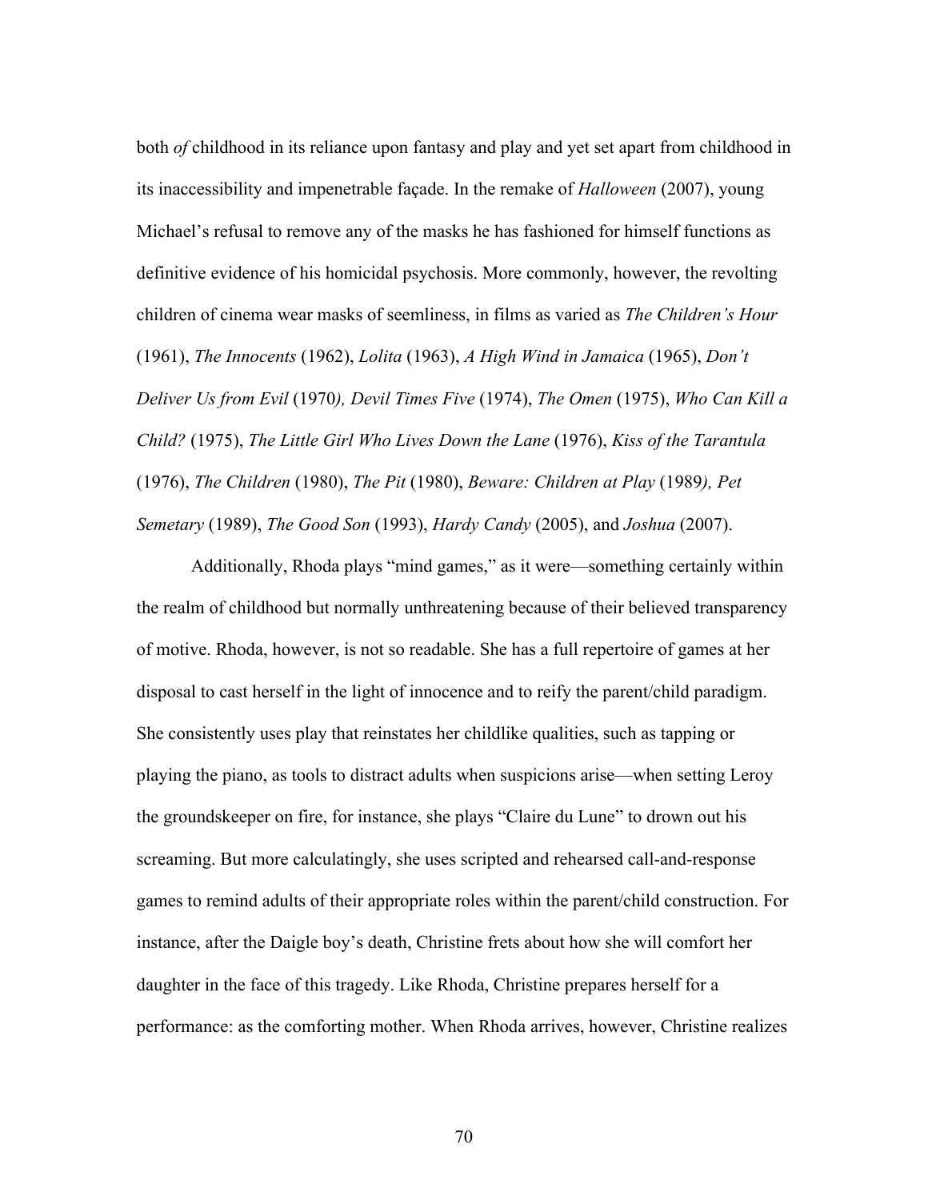both *of* childhood in its reliance upon fantasy and play and yet set apart from childhood in its inaccessibility and impenetrable façade. In the remake of *Halloween* (2007), young Michael's refusal to remove any of the masks he has fashioned for himself functions as definitive evidence of his homicidal psychosis. More commonly, however, the revolting children of cinema wear masks of seemliness, in films as varied as *The Children's Hour* (1961), *The Innocents* (1962), *Lolita* (1963), *A High Wind in Jamaica* (1965), *Don't Deliver Us from Evil* (1970*), Devil Times Five* (1974), *The Omen* (1975), *Who Can Kill a Child?* (1975), *The Little Girl Who Lives Down the Lane* (1976), *Kiss of the Tarantula* (1976), *The Children* (1980), *The Pit* (1980), *Beware: Children at Play* (1989*), Pet Semetary* (1989), *The Good Son* (1993), *Hardy Candy* (2005), and *Joshua* (2007).

Additionally, Rhoda plays "mind games," as it were—something certainly within the realm of childhood but normally unthreatening because of their believed transparency of motive. Rhoda, however, is not so readable. She has a full repertoire of games at her disposal to cast herself in the light of innocence and to reify the parent/child paradigm. She consistently uses play that reinstates her childlike qualities, such as tapping or playing the piano, as tools to distract adults when suspicions arise—when setting Leroy the groundskeeper on fire, for instance, she plays "Claire du Lune" to drown out his screaming. But more calculatingly, she uses scripted and rehearsed call-and-response games to remind adults of their appropriate roles within the parent/child construction. For instance, after the Daigle boy's death, Christine frets about how she will comfort her daughter in the face of this tragedy. Like Rhoda, Christine prepares herself for a performance: as the comforting mother. When Rhoda arrives, however, Christine realizes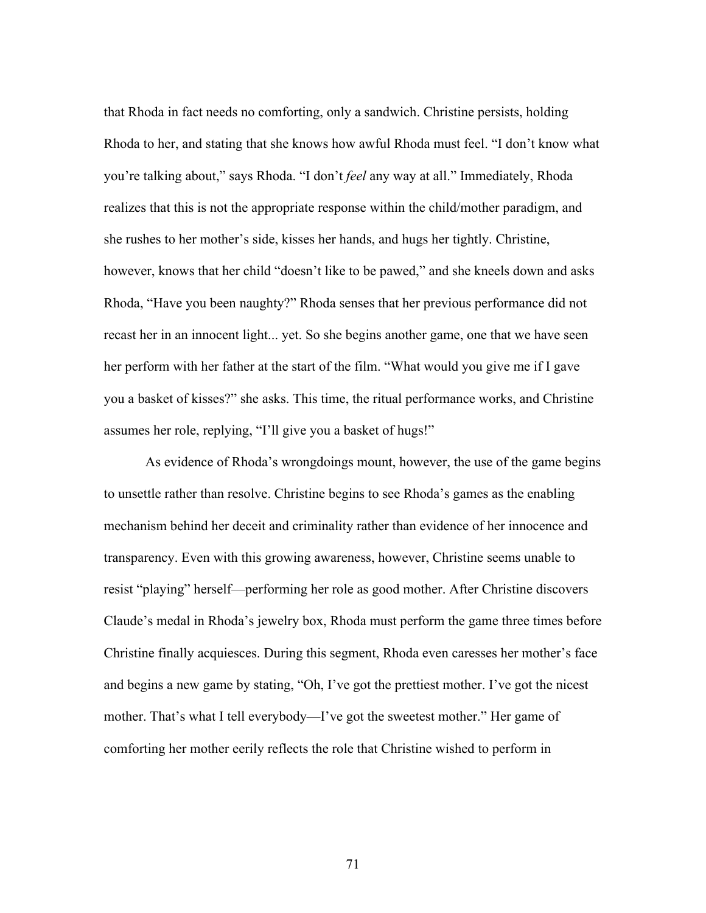that Rhoda in fact needs no comforting, only a sandwich. Christine persists, holding Rhoda to her, and stating that she knows how awful Rhoda must feel. "I don't know what you're talking about," says Rhoda. "I don't *feel* any way at all." Immediately, Rhoda realizes that this is not the appropriate response within the child/mother paradigm, and she rushes to her mother's side, kisses her hands, and hugs her tightly. Christine, however, knows that her child "doesn't like to be pawed," and she kneels down and asks Rhoda, "Have you been naughty?" Rhoda senses that her previous performance did not recast her in an innocent light... yet. So she begins another game, one that we have seen her perform with her father at the start of the film. "What would you give me if I gave you a basket of kisses?" she asks. This time, the ritual performance works, and Christine assumes her role, replying, "I'll give you a basket of hugs!"

As evidence of Rhoda's wrongdoings mount, however, the use of the game begins to unsettle rather than resolve. Christine begins to see Rhoda's games as the enabling mechanism behind her deceit and criminality rather than evidence of her innocence and transparency. Even with this growing awareness, however, Christine seems unable to resist "playing" herself—performing her role as good mother. After Christine discovers Claude's medal in Rhoda's jewelry box, Rhoda must perform the game three times before Christine finally acquiesces. During this segment, Rhoda even caresses her mother's face and begins a new game by stating, "Oh, I've got the prettiest mother. I've got the nicest mother. That's what I tell everybody—I've got the sweetest mother." Her game of comforting her mother eerily reflects the role that Christine wished to perform in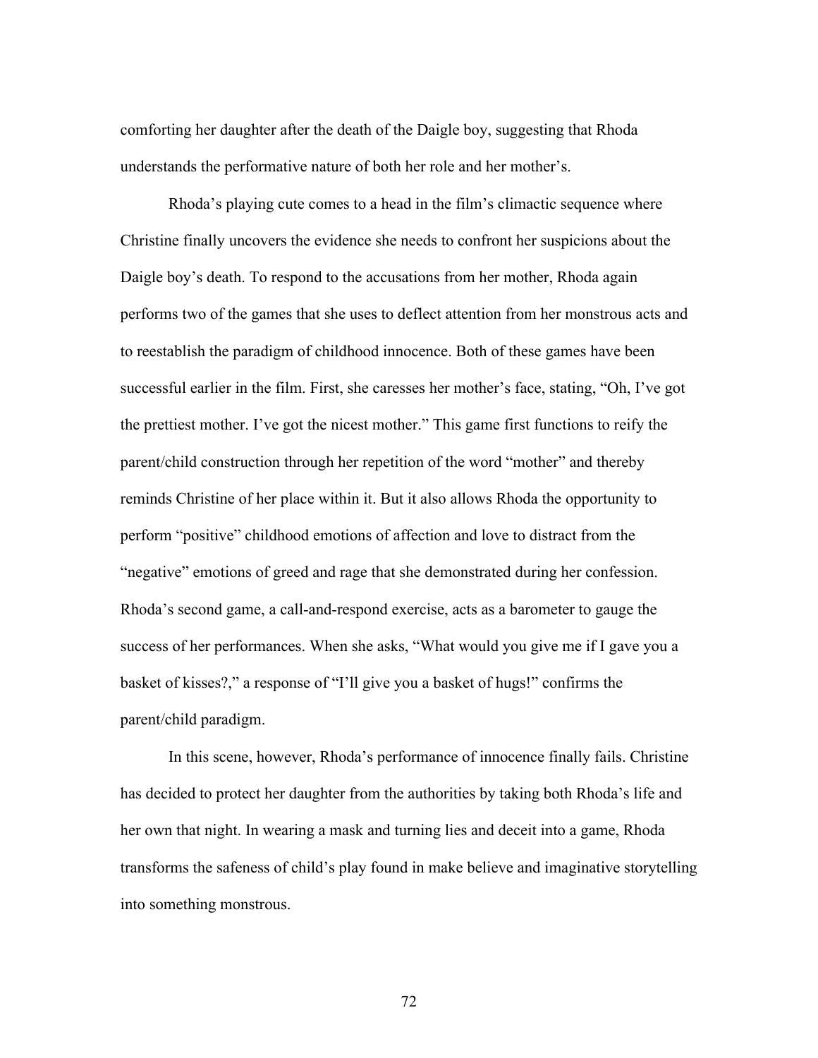comforting her daughter after the death of the Daigle boy, suggesting that Rhoda understands the performative nature of both her role and her mother's.

Rhoda's playing cute comes to a head in the film's climactic sequence where Christine finally uncovers the evidence she needs to confront her suspicions about the Daigle boy's death. To respond to the accusations from her mother, Rhoda again performs two of the games that she uses to deflect attention from her monstrous acts and to reestablish the paradigm of childhood innocence. Both of these games have been successful earlier in the film. First, she caresses her mother's face, stating, "Oh, I've got the prettiest mother. I've got the nicest mother." This game first functions to reify the parent/child construction through her repetition of the word "mother" and thereby reminds Christine of her place within it. But it also allows Rhoda the opportunity to perform "positive" childhood emotions of affection and love to distract from the "negative" emotions of greed and rage that she demonstrated during her confession. Rhoda's second game, a call-and-respond exercise, acts as a barometer to gauge the success of her performances. When she asks, "What would you give me if I gave you a basket of kisses?," a response of "I'll give you a basket of hugs!" confirms the parent/child paradigm.

In this scene, however, Rhoda's performance of innocence finally fails. Christine has decided to protect her daughter from the authorities by taking both Rhoda's life and her own that night. In wearing a mask and turning lies and deceit into a game, Rhoda transforms the safeness of child's play found in make believe and imaginative storytelling into something monstrous.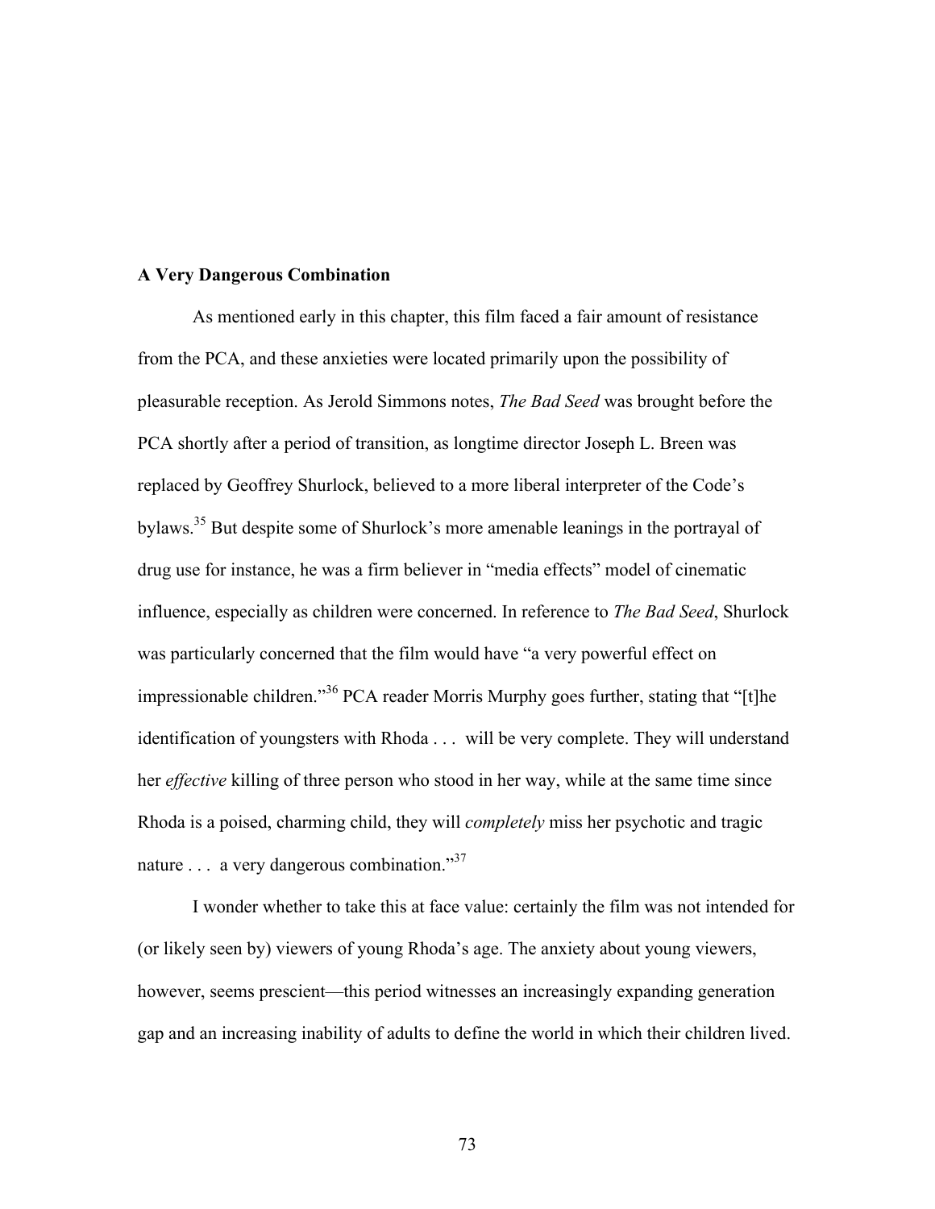**A Very Dangerous Combination**

As mentioned early in this chapter, this film faced a fair amount of resistance from the PCA, and these anxieties were located primarily upon the possibility of pleasurable reception. As Jerold Simmons notes, *The Bad Seed* was brought before the PCA shortly after a period of transition, as longtime director Joseph L. Breen was replaced by Geoffrey Shurlock, believed to a more liberal interpreter of the Code's bylaws.[35] But despite some of Shurlock's more amenable leanings in the portrayal of drug use for instance, he was a firm believer in "media effects" model of cinematic influence, especially as children were concerned. In reference to *The Bad Seed*, Shurlock was particularly concerned that the film would have "a very powerful effect on impressionable children."[36] PCA reader Morris Murphy goes further, stating that "[t]he identification of youngsters with Rhoda . . . will be very complete. They will understand her *effective* killing of three person who stood in her way, while at the same time since Rhoda is a poised, charming child, they will *completely* miss her psychotic and tragic nature . . . a very dangerous combination."[37]

I wonder whether to take this at face value: certainly the film was not intended for (or likely seen by) viewers of young Rhoda's age. The anxiety about young viewers, however, seems prescient—this period witnesses an increasingly expanding generation gap and an increasing inability of adults to define the world in which their children lived.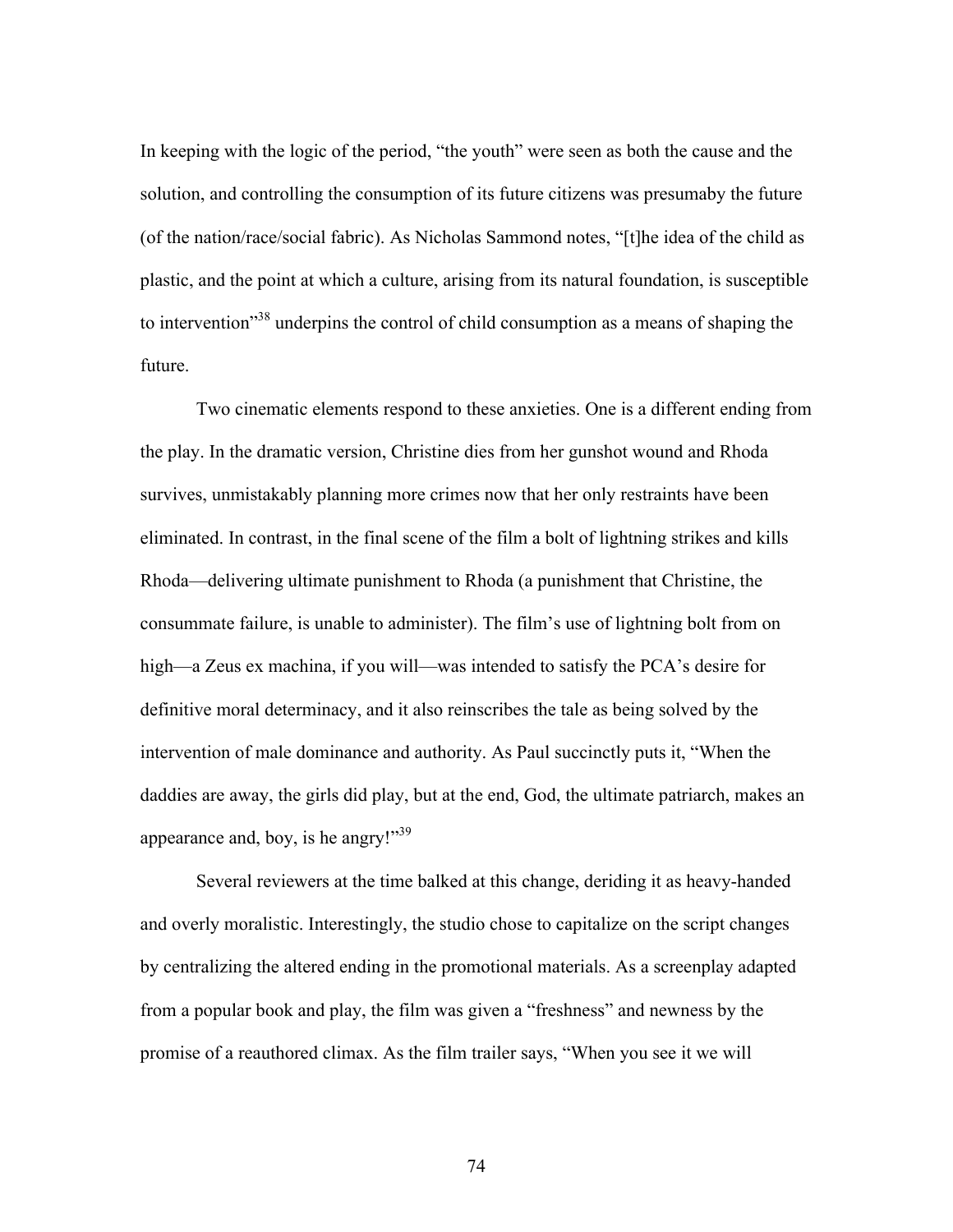In keeping with the logic of the period, "the youth" were seen as both the cause and the solution, and controlling the consumption of its future citizens was presumaby the future (of the nation/race/social fabric). As Nicholas Sammond notes, "[t]he idea of the child as plastic, and the point at which a culture, arising from its natural foundation, is susceptible to intervention"[38] underpins the control of child consumption as a means of shaping the future.

Two cinematic elements respond to these anxieties. One is a different ending from the play. In the dramatic version, Christine dies from her gunshot wound and Rhoda survives, unmistakably planning more crimes now that her only restraints have been eliminated. In contrast, in the final scene of the film a bolt of lightning strikes and kills Rhoda—delivering ultimate punishment to Rhoda (a punishment that Christine, the consummate failure, is unable to administer). The film's use of lightning bolt from on high—a Zeus ex machina, if you will—was intended to satisfy the PCA's desire for definitive moral determinacy, and it also reinscribes the tale as being solved by the intervention of male dominance and authority. As Paul succinctly puts it, "When the daddies are away, the girls did play, but at the end, God, the ultimate patriarch, makes an appearance and, boy, is he angry!"[39]

Several reviewers at the time balked at this change, deriding it as heavy-handed and overly moralistic. Interestingly, the studio chose to capitalize on the script changes by centralizing the altered ending in the promotional materials. As a screenplay adapted from a popular book and play, the film was given a "freshness" and newness by the promise of a reauthored climax. As the film trailer says, "When you see it we will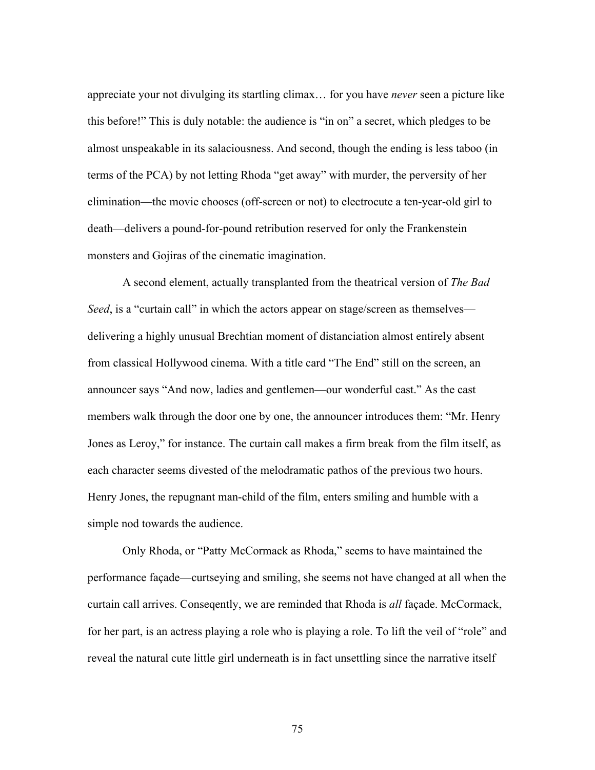appreciate your not divulging its startling climax… for you have *never* seen a picture like this before!" This is duly notable: the audience is "in on" a secret, which pledges to be almost unspeakable in its salaciousness. And second, though the ending is less taboo (in terms of the PCA) by not letting Rhoda "get away" with murder, the perversity of her elimination—the movie chooses (off-screen or not) to electrocute a ten-year-old girl to death—delivers a pound-for-pound retribution reserved for only the Frankenstein monsters and Gojiras of the cinematic imagination.

A second element, actually transplanted from the theatrical version of *The Bad Seed*, is a "curtain call" in which the actors appear on stage/screen as themselves—delivering a highly unusual Brechtian moment of distanciation almost entirely absent from classical Hollywood cinema. With a title card "The End" still on the screen, an announcer says "And now, ladies and gentlemen—our wonderful cast." As the cast members walk through the door one by one, the announcer introduces them: "Mr. Henry Jones as Leroy," for instance. The curtain call makes a firm break from the film itself, as each character seems divested of the melodramatic pathos of the previous two hours. Henry Jones, the repugnant man-child of the film, enters smiling and humble with a simple nod towards the audience.

Only Rhoda, or "Patty McCormack as Rhoda," seems to have maintained the performance façade—curtseying and smiling, she seems not have changed at all when the curtain call arrives. Conseqently, we are reminded that Rhoda is *all* façade. McCormack, for her part, is an actress playing a role who is playing a role. To lift the veil of "role" and reveal the natural cute little girl underneath is in fact unsettling since the narrative itself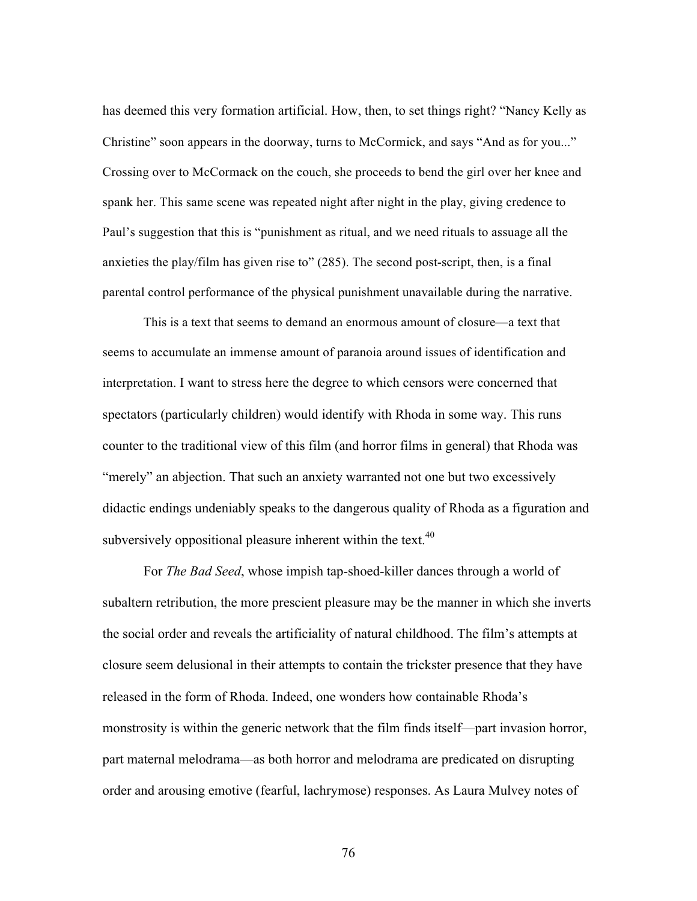has deemed this very formation artificial. How, then, to set things right? "Nancy Kelly as Christine" soon appears in the doorway, turns to McCormick, and says "And as for you..." Crossing over to McCormack on the couch, she proceeds to bend the girl over her knee and spank her. This same scene was repeated night after night in the play, giving credence to Paul's suggestion that this is "punishment as ritual, and we need rituals to assuage all the anxieties the play/film has given rise to" (285). The second post-script, then, is a final parental control performance of the physical punishment unavailable during the narrative.

This is a text that seems to demand an enormous amount of closure—a text that seems to accumulate an immense amount of paranoia around issues of identification and interpretation. I want to stress here the degree to which censors were concerned that spectators (particularly children) would identify with Rhoda in some way. This runs counter to the traditional view of this film (and horror films in general) that Rhoda was "merely" an abjection. That such an anxiety warranted not one but two excessively didactic endings undeniably speaks to the dangerous quality of Rhoda as a figuration and subversively oppositional pleasure inherent within the text.[40]

For *The Bad Seed*, whose impish tap-shoed-killer dances through a world of subaltern retribution, the more prescient pleasure may be the manner in which she inverts the social order and reveals the artificiality of natural childhood. The film's attempts at closure seem delusional in their attempts to contain the trickster presence that they have released in the form of Rhoda. Indeed, one wonders how containable Rhoda's monstrosity is within the generic network that the film finds itself—part invasion horror, part maternal melodrama—as both horror and melodrama are predicated on disrupting order and arousing emotive (fearful, lachrymose) responses. As Laura Mulvey notes of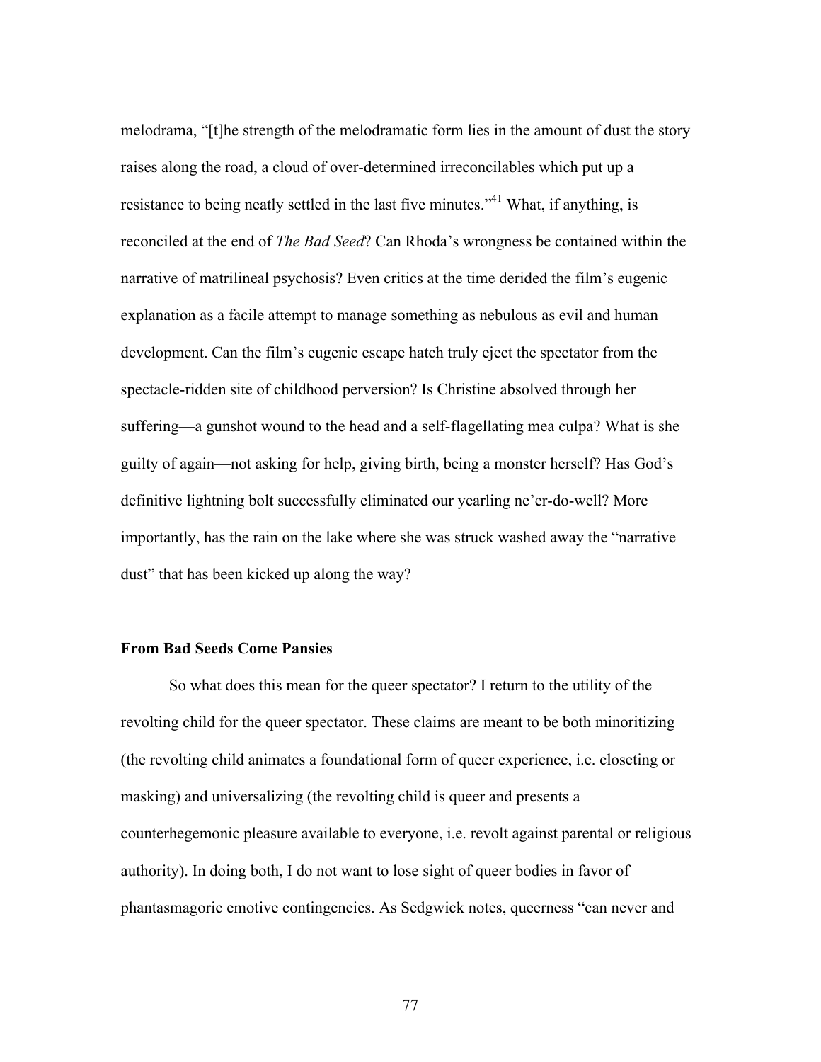melodrama, "[t]he strength of the melodramatic form lies in the amount of dust the story raises along the road, a cloud of over-determined irreconcilables which put up a resistance to being neatly settled in the last five minutes."[41] What, if anything, is reconciled at the end of *The Bad Seed*? Can Rhoda's wrongness be contained within the narrative of matrilineal psychosis? Even critics at the time derided the film's eugenic explanation as a facile attempt to manage something as nebulous as evil and human development. Can the film's eugenic escape hatch truly eject the spectator from the spectacle-ridden site of childhood perversion? Is Christine absolved through her suffering—a gunshot wound to the head and a self-flagellating mea culpa? What is she guilty of again—not asking for help, giving birth, being a monster herself? Has God's definitive lightning bolt successfully eliminated our yearling ne'er-do-well? More importantly, has the rain on the lake where she was struck washed away the "narrative dust" that has been kicked up along the way?

**From Bad Seeds Come Pansies**

So what does this mean for the queer spectator? I return to the utility of the revolting child for the queer spectator. These claims are meant to be both minoritizing (the revolting child animates a foundational form of queer experience, i.e. closeting or masking) and universalizing (the revolting child is queer and presents a counterhegemonic pleasure available to everyone, i.e. revolt against parental or religious authority). In doing both, I do not want to lose sight of queer bodies in favor of phantasmagoric emotive contingencies. As Sedgwick notes, queerness "can never and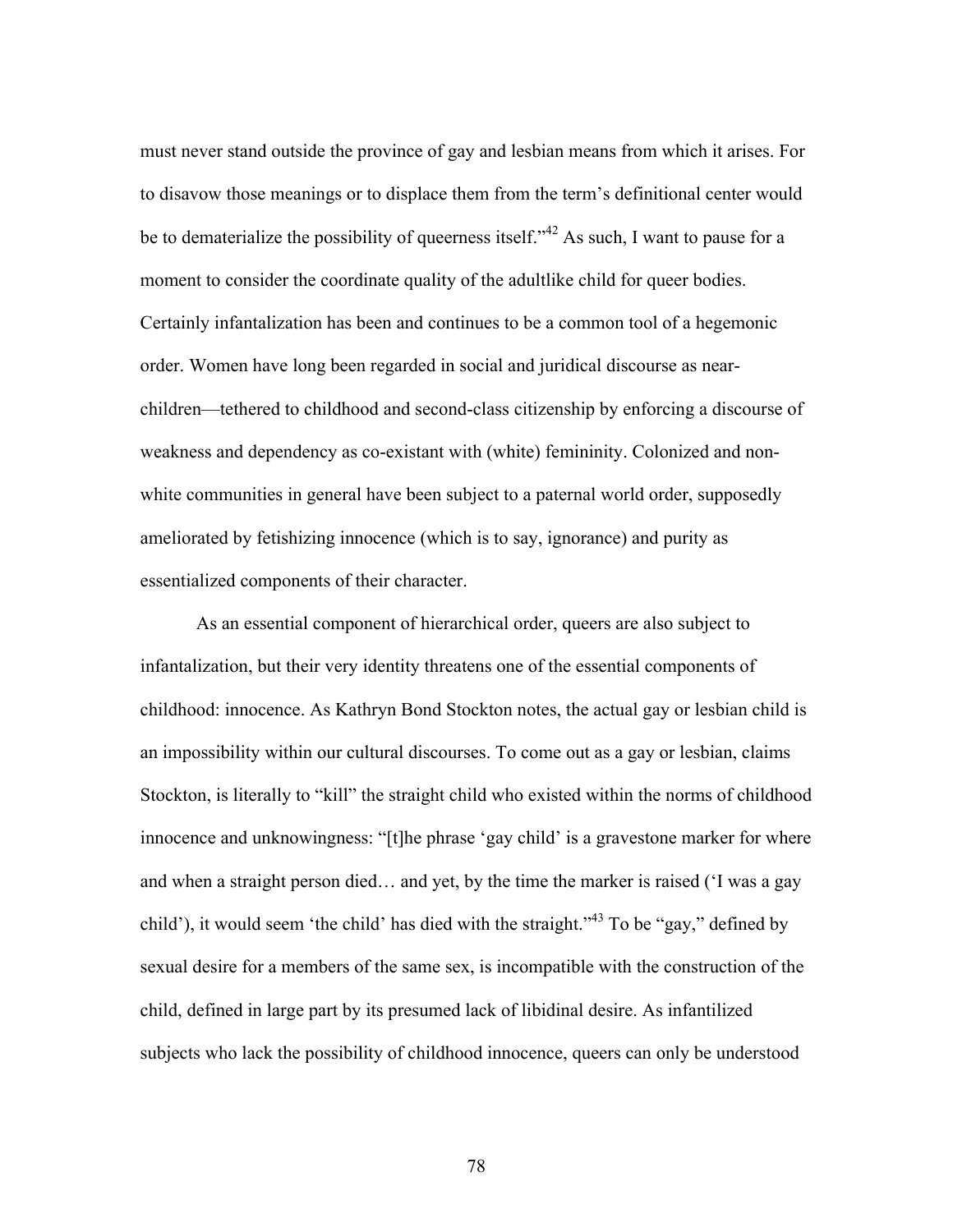must never stand outside the province of gay and lesbian means from which it arises. For to disavow those meanings or to displace them from the term's definitional center would be to dematerialize the possibility of queerness itself."[42] As such, I want to pause for a moment to consider the coordinate quality of the adultlike child for queer bodies. Certainly infantalization has been and continues to be a common tool of a hegemonic order. Women have long been regarded in social and juridical discourse as near-children—tethered to childhood and second-class citizenship by enforcing a discourse of weakness and dependency as co-existant with (white) femininity. Colonized and non-white communities in general have been subject to a paternal world order, supposedly ameliorated by fetishizing innocence (which is to say, ignorance) and purity as essentialized components of their character.

As an essential component of hierarchical order, queers are also subject to infantalization, but their very identity threatens one of the essential components of childhood: innocence. As Kathryn Bond Stockton notes, the actual gay or lesbian child is an impossibility within our cultural discourses. To come out as a gay or lesbian, claims Stockton, is literally to "kill" the straight child who existed within the norms of childhood innocence and unknowingness: "[t]he phrase 'gay child' is a gravestone marker for where and when a straight person died… and yet, by the time the marker is raised ('I was a gay child'), it would seem 'the child' has died with the straight."[43] To be "gay," defined by sexual desire for a members of the same sex, is incompatible with the construction of the child, defined in large part by its presumed lack of libidinal desire. As infantilized subjects who lack the possibility of childhood innocence, queers can only be understood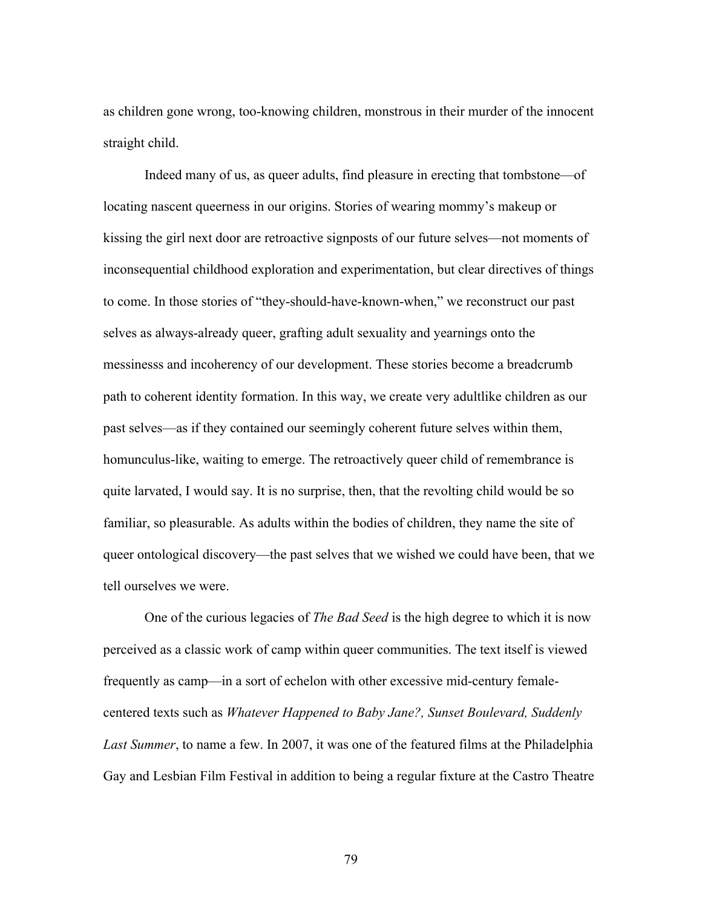as children gone wrong, too-knowing children, monstrous in their murder of the innocent straight child.

Indeed many of us, as queer adults, find pleasure in erecting that tombstone—of locating nascent queerness in our origins. Stories of wearing mommy's makeup or kissing the girl next door are retroactive signposts of our future selves—not moments of inconsequential childhood exploration and experimentation, but clear directives of things to come. In those stories of "they-should-have-known-when," we reconstruct our past selves as always-already queer, grafting adult sexuality and yearnings onto the messinesss and incoherency of our development. These stories become a breadcrumb path to coherent identity formation. In this way, we create very adultlike children as our past selves—as if they contained our seemingly coherent future selves within them, homunculus-like, waiting to emerge. The retroactively queer child of remembrance is quite larvated, I would say. It is no surprise, then, that the revolting child would be so familiar, so pleasurable. As adults within the bodies of children, they name the site of queer ontological discovery—the past selves that we wished we could have been, that we tell ourselves we were.

One of the curious legacies of *The Bad Seed* is the high degree to which it is now perceived as a classic work of camp within queer communities. The text itself is viewed frequently as camp—in a sort of echelon with other excessive mid-century female-centered texts such as *Whatever Happened to Baby Jane?, Sunset Boulevard, Suddenly Last Summer*, to name a few. In 2007, it was one of the featured films at the Philadelphia Gay and Lesbian Film Festival in addition to being a regular fixture at the Castro Theatre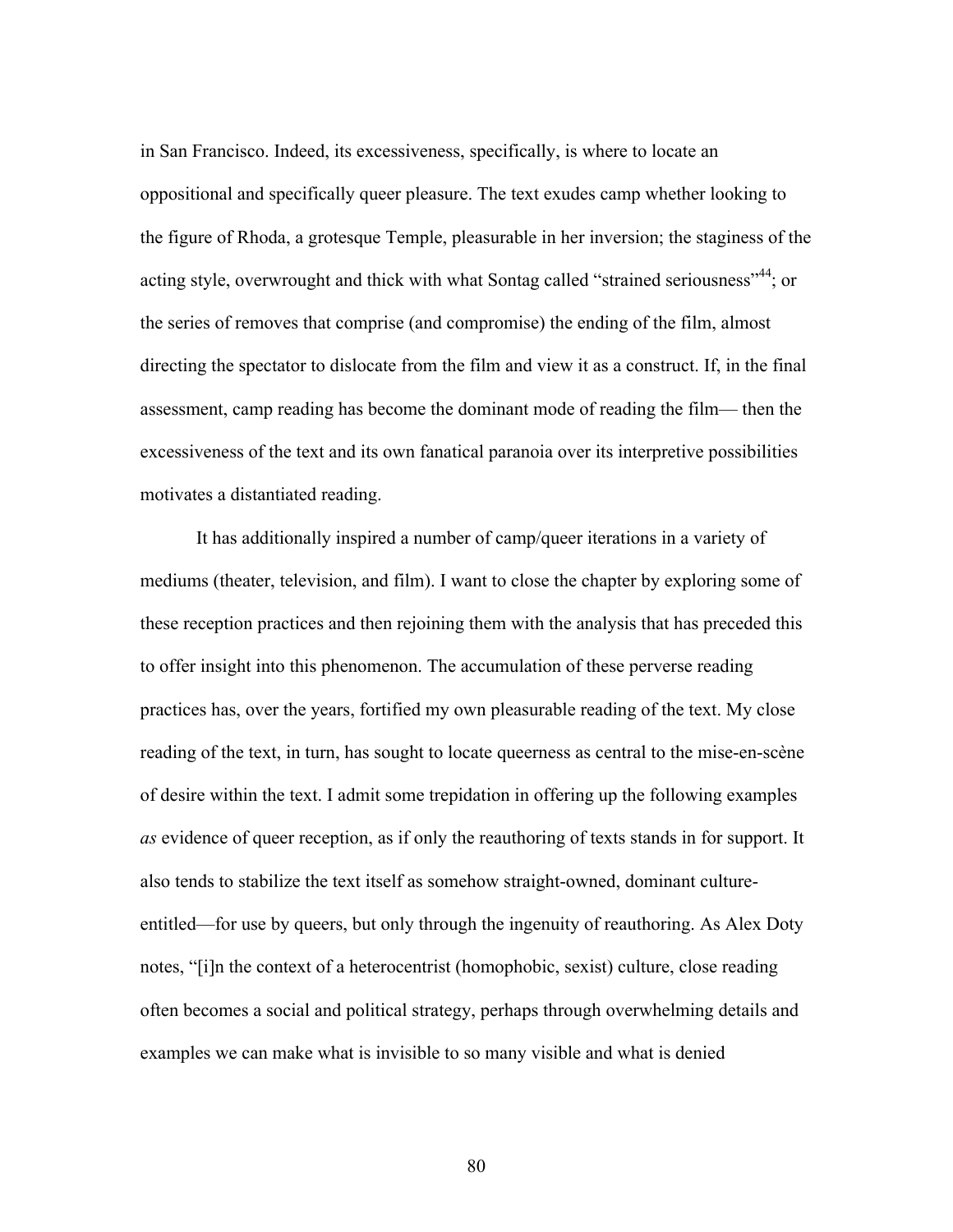in San Francisco. Indeed, its excessiveness, specifically, is where to locate an oppositional and specifically queer pleasure. The text exudes camp whether looking to the figure of Rhoda, a grotesque Temple, pleasurable in her inversion; the staginess of the acting style, overwrought and thick with what Sontag called "strained seriousness"[44]; or the series of removes that comprise (and compromise) the ending of the film, almost directing the spectator to dislocate from the film and view it as a construct. If, in the final assessment, camp reading has become the dominant mode of reading the film— then the excessiveness of the text and its own fanatical paranoia over its interpretive possibilities motivates a distantiated reading.

It has additionally inspired a number of camp/queer iterations in a variety of mediums (theater, television, and film). I want to close the chapter by exploring some of these reception practices and then rejoining them with the analysis that has preceded this to offer insight into this phenomenon. The accumulation of these perverse reading practices has, over the years, fortified my own pleasurable reading of the text. My close reading of the text, in turn, has sought to locate queerness as central to the mise-en-scène of desire within the text. I admit some trepidation in offering up the following examples *as* evidence of queer reception, as if only the reauthoring of texts stands in for support. It also tends to stabilize the text itself as somehow straight-owned, dominant culture-entitled—for use by queers, but only through the ingenuity of reauthoring. As Alex Doty notes, "[i]n the context of a heterocentrist (homophobic, sexist) culture, close reading often becomes a social and political strategy, perhaps through overwhelming details and examples we can make what is invisible to so many visible and what is denied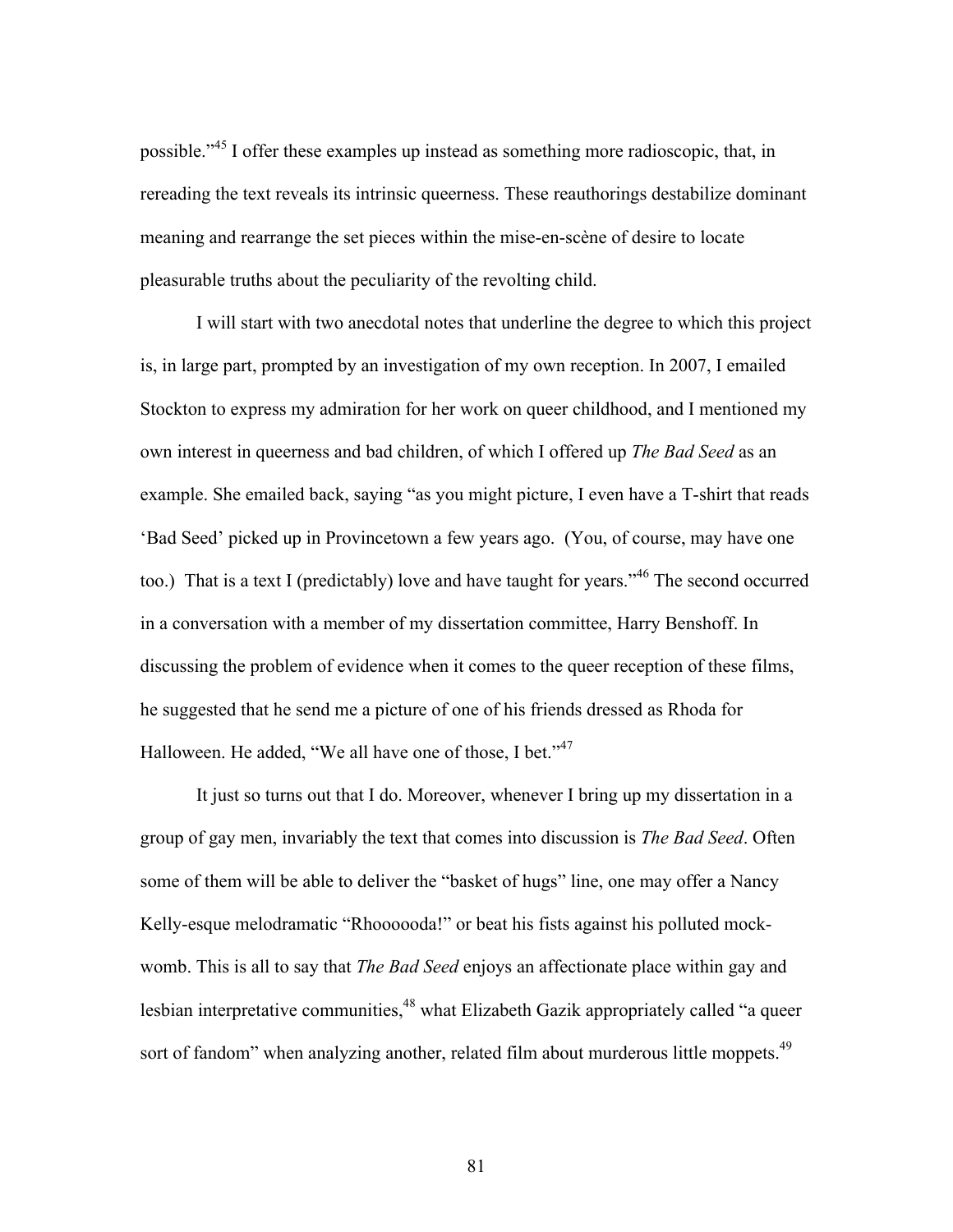possible."[45] I offer these examples up instead as something more radioscopic, that, in rereading the text reveals its intrinsic queerness. These reauthorings destabilize dominant meaning and rearrange the set pieces within the mise-en-scène of desire to locate pleasurable truths about the peculiarity of the revolting child.

I will start with two anecdotal notes that underline the degree to which this project is, in large part, prompted by an investigation of my own reception. In 2007, I emailed Stockton to express my admiration for her work on queer childhood, and I mentioned my own interest in queerness and bad children, of which I offered up *The Bad Seed* as an example. She emailed back, saying "as you might picture, I even have a T-shirt that reads 'Bad Seed' picked up in Provincetown a few years ago. (You, of course, may have one too.) That is a text I (predictably) love and have taught for years."[46] The second occurred in a conversation with a member of my dissertation committee, Harry Benshoff. In discussing the problem of evidence when it comes to the queer reception of these films, he suggested that he send me a picture of one of his friends dressed as Rhoda for Halloween. He added, "We all have one of those, I bet."[47]

It just so turns out that I do. Moreover, whenever I bring up my dissertation in a group of gay men, invariably the text that comes into discussion is *The Bad Seed*. Often some of them will be able to deliver the "basket of hugs" line, one may offer a Nancy Kelly-esque melodramatic "Rhoooooda!" or beat his fists against his polluted mock-womb. This is all to say that *The Bad Seed* enjoys an affectionate place within gay and lesbian interpretative communities,[48] what Elizabeth Gazik appropriately called "a queer sort of fandom" when analyzing another, related film about murderous little moppets.[49]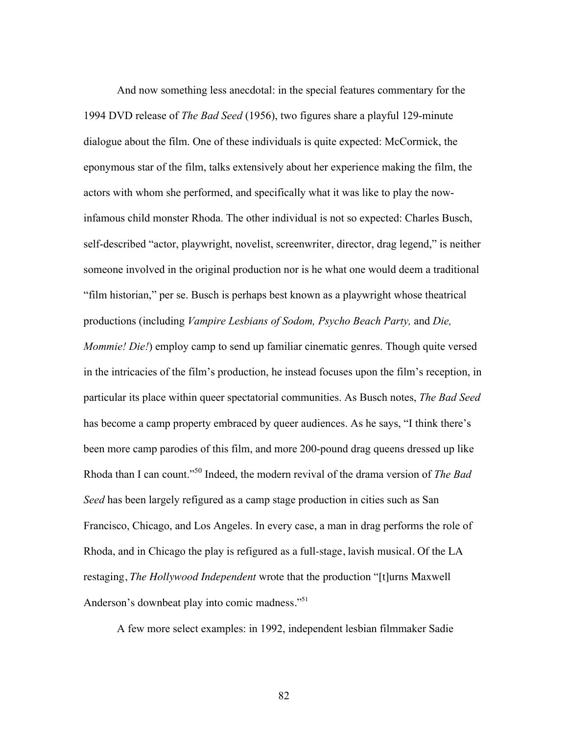And now something less anecdotal: in the special features commentary for the 1994 DVD release of *The Bad Seed* (1956), two figures share a playful 129-minute dialogue about the film. One of these individuals is quite expected: McCormick, the eponymous star of the film, talks extensively about her experience making the film, the actors with whom she performed, and specifically what it was like to play the now-infamous child monster Rhoda. The other individual is not so expected: Charles Busch, self-described "actor, playwright, novelist, screenwriter, director, drag legend," is neither someone involved in the original production nor is he what one would deem a traditional "film historian," per se. Busch is perhaps best known as a playwright whose theatrical productions (including *Vampire Lesbians of Sodom, Psycho Beach Party,* and *Die, Mommie! Die!*) employ camp to send up familiar cinematic genres. Though quite versed in the intricacies of the film's production, he instead focuses upon the film's reception, in particular its place within queer spectatorial communities. As Busch notes, *The Bad Seed* has become a camp property embraced by queer audiences. As he says, "I think there's been more camp parodies of this film, and more 200-pound drag queens dressed up like Rhoda than I can count."[50] Indeed, the modern revival of the drama version of *The Bad Seed* has been largely refigured as a camp stage production in cities such as San Francisco, Chicago, and Los Angeles. In every case, a man in drag performs the role of Rhoda, and in Chicago the play is refigured as a full-stage, lavish musical. Of the LA restaging, *The Hollywood Independent* wrote that the production "[t]urns Maxwell Anderson's downbeat play into comic madness."[51]

A few more select examples: in 1992, independent lesbian filmmaker Sadie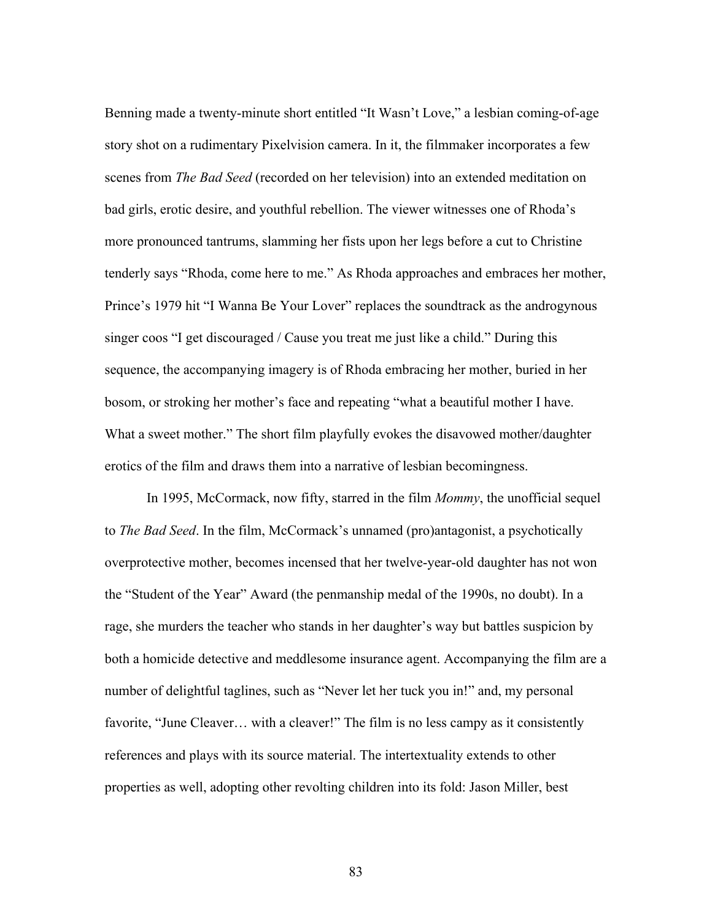Benning made a twenty-minute short entitled "It Wasn't Love," a lesbian coming-of-age story shot on a rudimentary Pixelvision camera. In it, the filmmaker incorporates a few scenes from *The Bad Seed* (recorded on her television) into an extended meditation on bad girls, erotic desire, and youthful rebellion. The viewer witnesses one of Rhoda's more pronounced tantrums, slamming her fists upon her legs before a cut to Christine tenderly says "Rhoda, come here to me." As Rhoda approaches and embraces her mother, Prince's 1979 hit "I Wanna Be Your Lover" replaces the soundtrack as the androgynous singer coos "I get discouraged / Cause you treat me just like a child." During this sequence, the accompanying imagery is of Rhoda embracing her mother, buried in her bosom, or stroking her mother's face and repeating "what a beautiful mother I have. What a sweet mother." The short film playfully evokes the disavowed mother/daughter erotics of the film and draws them into a narrative of lesbian becomingness.

In 1995, McCormack, now fifty, starred in the film *Mommy*, the unofficial sequel to *The Bad Seed*. In the film, McCormack's unnamed (pro)antagonist, a psychotically overprotective mother, becomes incensed that her twelve-year-old daughter has not won the "Student of the Year" Award (the penmanship medal of the 1990s, no doubt). In a rage, she murders the teacher who stands in her daughter's way but battles suspicion by both a homicide detective and meddlesome insurance agent. Accompanying the film are a number of delightful taglines, such as "Never let her tuck you in!" and, my personal favorite, "June Cleaver… with a cleaver!" The film is no less campy as it consistently references and plays with its source material. The intertextuality extends to other properties as well, adopting other revolting children into its fold: Jason Miller, best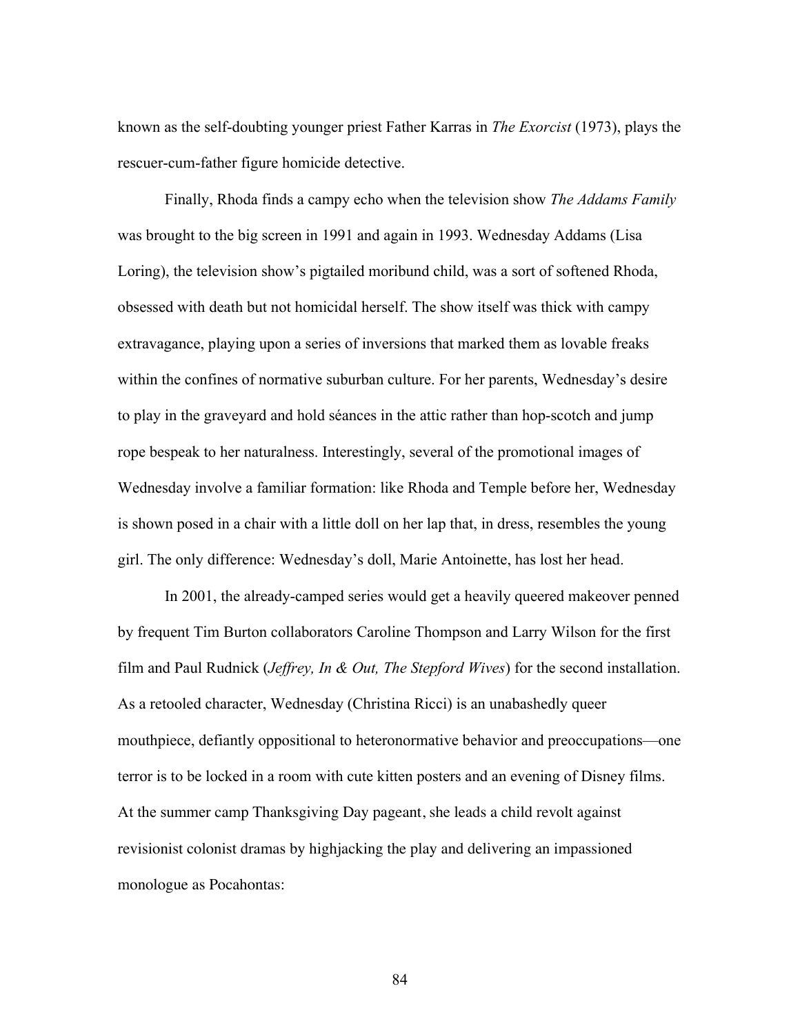known as the self-doubting younger priest Father Karras in *The Exorcist* (1973), plays the rescuer-cum-father figure homicide detective.

Finally, Rhoda finds a campy echo when the television show *The Addams Family* was brought to the big screen in 1991 and again in 1993. Wednesday Addams (Lisa Loring), the television show's pigtailed moribund child, was a sort of softened Rhoda, obsessed with death but not homicidal herself. The show itself was thick with campy extravagance, playing upon a series of inversions that marked them as lovable freaks within the confines of normative suburban culture. For her parents, Wednesday's desire to play in the graveyard and hold séances in the attic rather than hop-scotch and jump rope bespeak to her naturalness. Interestingly, several of the promotional images of Wednesday involve a familiar formation: like Rhoda and Temple before her, Wednesday is shown posed in a chair with a little doll on her lap that, in dress, resembles the young girl. The only difference: Wednesday's doll, Marie Antoinette, has lost her head.

In 2001, the already-camped series would get a heavily queered makeover penned by frequent Tim Burton collaborators Caroline Thompson and Larry Wilson for the first film and Paul Rudnick (*Jeffrey, In & Out, The Stepford Wives*) for the second installation. As a retooled character, Wednesday (Christina Ricci) is an unabashedly queer mouthpiece, defiantly oppositional to heteronormative behavior and preoccupations—one terror is to be locked in a room with cute kitten posters and an evening of Disney films. At the summer camp Thanksgiving Day pageant, she leads a child revolt against revisionist colonist dramas by highjacking the play and delivering an impassioned monologue as Pocahontas: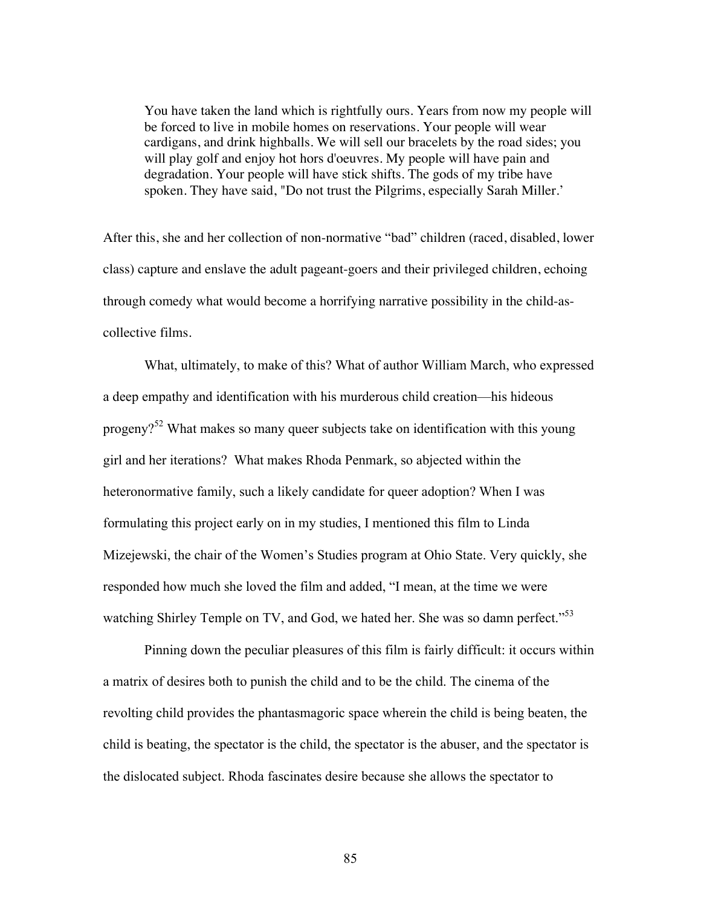> You have taken the land which is rightfully ours. Years from now my people will be forced to live in mobile homes on reservations. Your people will wear cardigans, and drink highballs. We will sell our bracelets by the road sides; you will play golf and enjoy hot hors d'oeuvres. My people will have pain and degradation. Your people will have stick shifts. The gods of my tribe have spoken. They have said, "Do not trust the Pilgrims, especially Sarah Miller.'

After this, she and her collection of non-normative "bad" children (raced, disabled, lower class) capture and enslave the adult pageant-goers and their privileged children, echoing through comedy what would become a horrifying narrative possibility in the child-as-collective films.

What, ultimately, to make of this? What of author William March, who expressed a deep empathy and identification with his murderous child creation—his hideous progeny?[52] What makes so many queer subjects take on identification with this young girl and her iterations? What makes Rhoda Penmark, so abjected within the heteronormative family, such a likely candidate for queer adoption? When I was formulating this project early on in my studies, I mentioned this film to Linda Mizejewski, the chair of the Women's Studies program at Ohio State. Very quickly, she responded how much she loved the film and added, "I mean, at the time we were watching Shirley Temple on TV, and God, we hated her. She was so damn perfect."[53]

Pinning down the peculiar pleasures of this film is fairly difficult: it occurs within a matrix of desires both to punish the child and to be the child. The cinema of the revolting child provides the phantasmagoric space wherein the child is being beaten, the child is beating, the spectator is the child, the spectator is the abuser, and the spectator is the dislocated subject. Rhoda fascinates desire because she allows the spectator to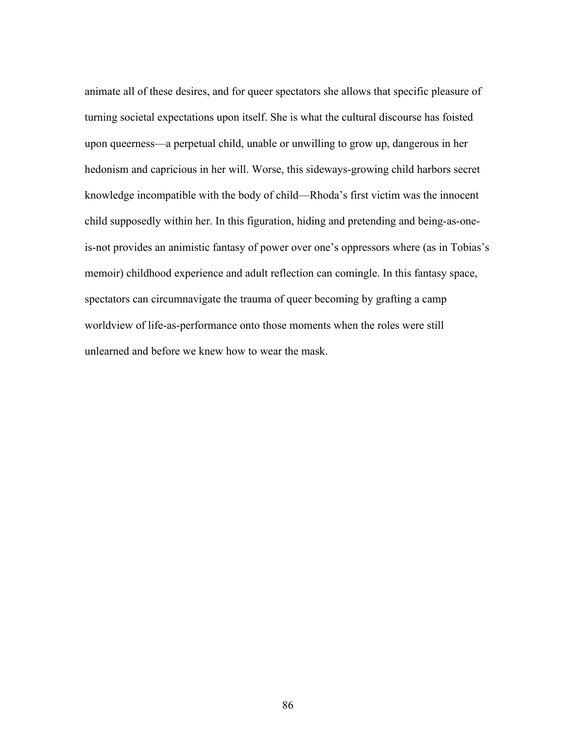animate all of these desires, and for queer spectators she allows that specific pleasure of turning societal expectations upon itself. She is what the cultural discourse has foisted upon queerness—a perpetual child, unable or unwilling to grow up, dangerous in her hedonism and capricious in her will. Worse, this sideways-growing child harbors secret knowledge incompatible with the body of child—Rhoda's first victim was the innocent child supposedly within her. In this figuration, hiding and pretending and being-as-one-is-not provides an animistic fantasy of power over one's oppressors where (as in Tobias's memoir) childhood experience and adult reflection can comingle. In this fantasy space, spectators can circumnavigate the trauma of queer becoming by grafting a camp worldview of life-as-performance onto those moments when the roles were still unlearned and before we knew how to wear the mask.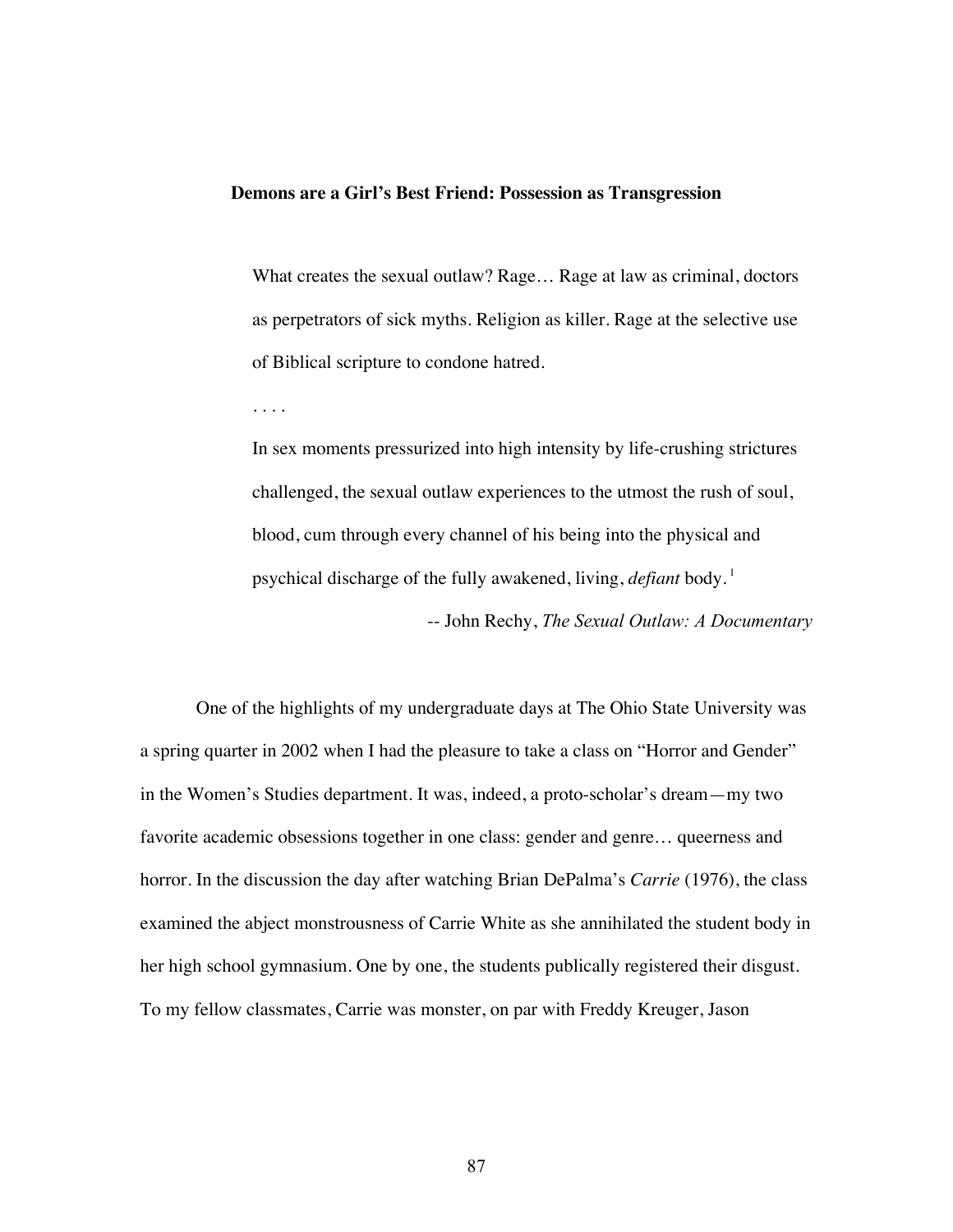## Demons are a Girl's Best Friend: Possession as Transgression

> What creates the sexual outlaw? Rage… Rage at law as criminal, doctors as perpetrators of sick myths. Religion as killer. Rage at the selective use of Biblical scripture to condone hatred.
>
> . . . .
>
> In sex moments pressurized into high intensity by life-crushing strictures challenged, the sexual outlaw experiences to the utmost the rush of soul, blood, cum through every channel of his being into the physical and psychical discharge of the fully awakened, living, *defiant* body.[1]
>
> -- John Rechy, *The Sexual Outlaw: A Documentary*

One of the highlights of my undergraduate days at The Ohio State University was a spring quarter in 2002 when I had the pleasure to take a class on "Horror and Gender" in the Women's Studies department. It was, indeed, a proto-scholar's dream—my two favorite academic obsessions together in one class: gender and genre… queerness and horror. In the discussion the day after watching Brian DePalma's *Carrie* (1976), the class examined the abject monstrousness of Carrie White as she annihilated the student body in her high school gymnasium. One by one, the students publically registered their disgust. To my fellow classmates, Carrie was monster, on par with Freddy Kreuger, Jason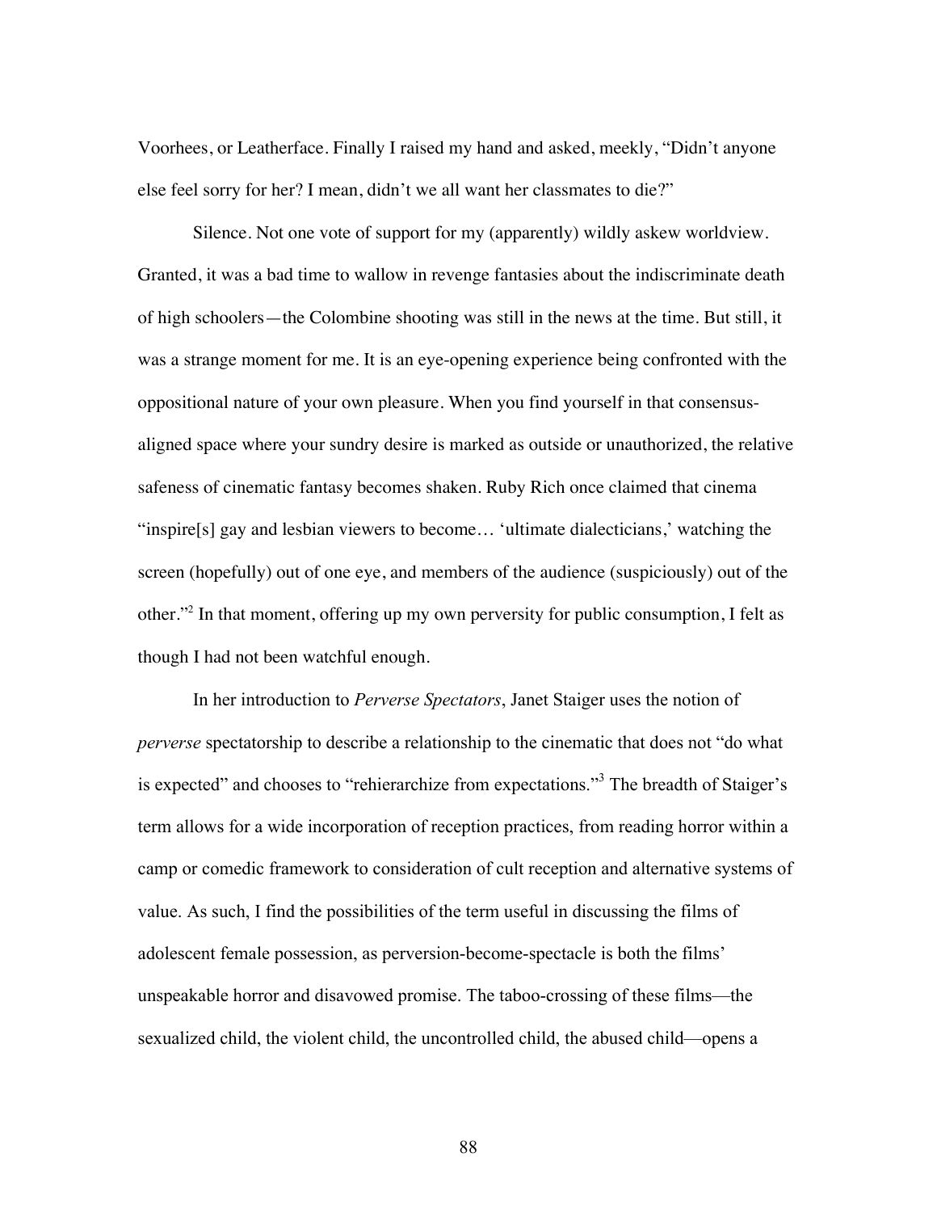Voorhees, or Leatherface. Finally I raised my hand and asked, meekly, "Didn't anyone else feel sorry for her? I mean, didn't we all want her classmates to die?"

Silence. Not one vote of support for my (apparently) wildly askew worldview. Granted, it was a bad time to wallow in revenge fantasies about the indiscriminate death of high schoolers—the Colombine shooting was still in the news at the time. But still, it was a strange moment for me. It is an eye-opening experience being confronted with the oppositional nature of your own pleasure. When you find yourself in that consensus-aligned space where your sundry desire is marked as outside or unauthorized, the relative safeness of cinematic fantasy becomes shaken. Ruby Rich once claimed that cinema "inspire[s] gay and lesbian viewers to become… 'ultimate dialecticians,' watching the screen (hopefully) out of one eye, and members of the audience (suspiciously) out of the other."[2] In that moment, offering up my own perversity for public consumption, I felt as though I had not been watchful enough.

In her introduction to *Perverse Spectators*, Janet Staiger uses the notion of *perverse* spectatorship to describe a relationship to the cinematic that does not "do what is expected" and chooses to "rehierarchize from expectations."[3] The breadth of Staiger's term allows for a wide incorporation of reception practices, from reading horror within a camp or comedic framework to consideration of cult reception and alternative systems of value. As such, I find the possibilities of the term useful in discussing the films of adolescent female possession, as perversion-become-spectacle is both the films' unspeakable horror and disavowed promise. The taboo-crossing of these films—the sexualized child, the violent child, the uncontrolled child, the abused child—opens a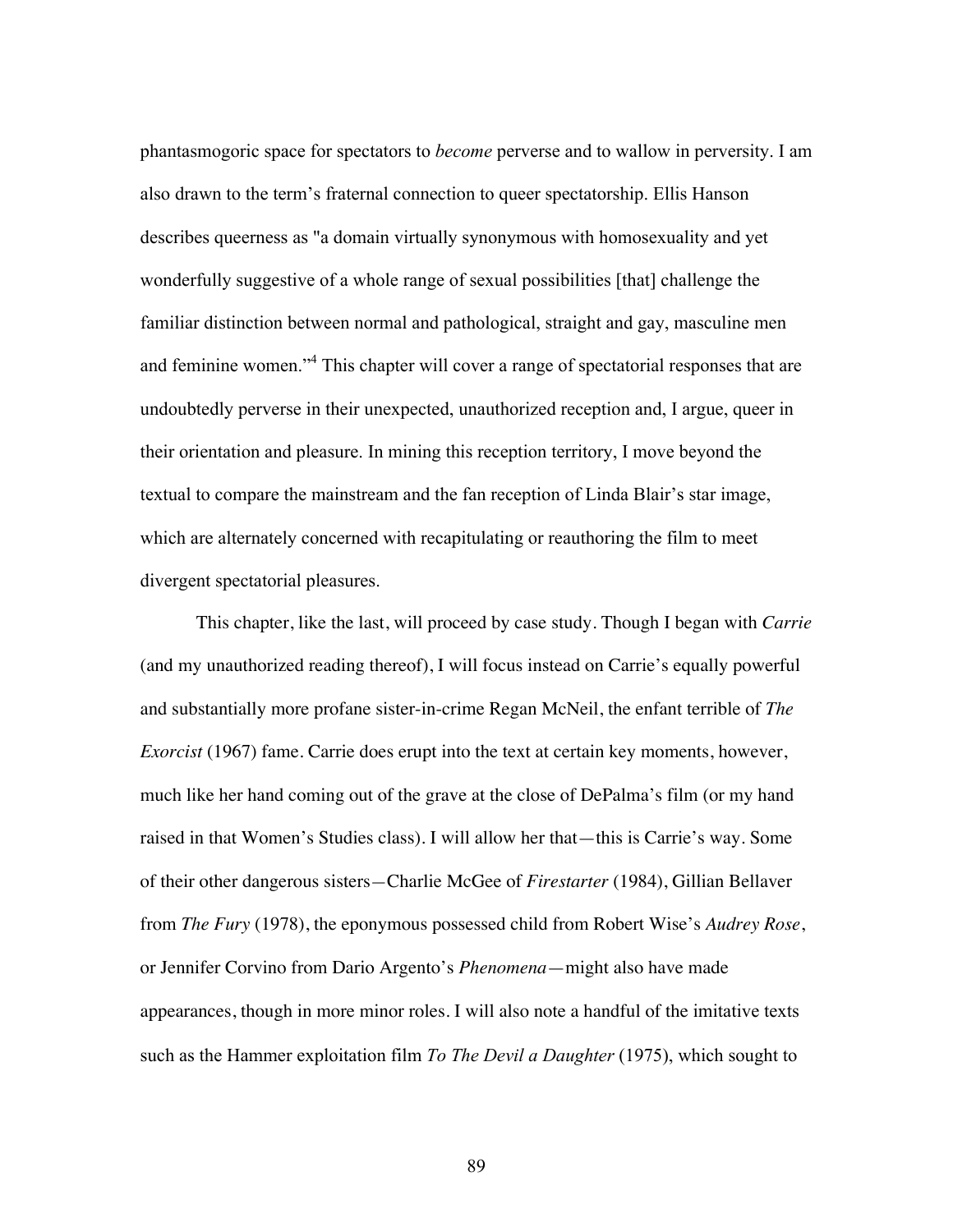phantasmogoric space for spectators to *become* perverse and to wallow in perversity. I am also drawn to the term's fraternal connection to queer spectatorship. Ellis Hanson describes queerness as "a domain virtually synonymous with homosexuality and yet wonderfully suggestive of a whole range of sexual possibilities [that] challenge the familiar distinction between normal and pathological, straight and gay, masculine men and feminine women."[4] This chapter will cover a range of spectatorial responses that are undoubtedly perverse in their unexpected, unauthorized reception and, I argue, queer in their orientation and pleasure. In mining this reception territory, I move beyond the textual to compare the mainstream and the fan reception of Linda Blair's star image, which are alternately concerned with recapitulating or reauthoring the film to meet divergent spectatorial pleasures.

This chapter, like the last, will proceed by case study. Though I began with *Carrie* (and my unauthorized reading thereof), I will focus instead on Carrie's equally powerful and substantially more profane sister-in-crime Regan McNeil, the enfant terrible of *The Exorcist* (1967) fame. Carrie does erupt into the text at certain key moments, however, much like her hand coming out of the grave at the close of DePalma's film (or my hand raised in that Women's Studies class). I will allow her that—this is Carrie's way. Some of their other dangerous sisters—Charlie McGee of *Firestarter* (1984), Gillian Bellaver from *The Fury* (1978), the eponymous possessed child from Robert Wise's *Audrey Rose*, or Jennifer Corvino from Dario Argento's *Phenomena*—might also have made appearances, though in more minor roles. I will also note a handful of the imitative texts such as the Hammer exploitation film *To The Devil a Daughter* (1975), which sought to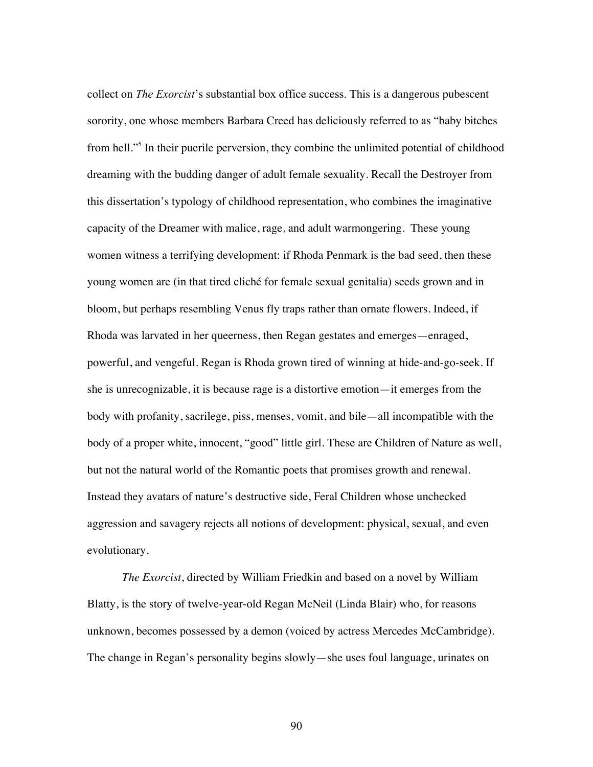collect on *The Exorcist*'s substantial box office success. This is a dangerous pubescent sorority, one whose members Barbara Creed has deliciously referred to as "baby bitches from hell."[5] In their puerile perversion, they combine the unlimited potential of childhood dreaming with the budding danger of adult female sexuality. Recall the Destroyer from this dissertation's typology of childhood representation, who combines the imaginative capacity of the Dreamer with malice, rage, and adult warmongering. These young women witness a terrifying development: if Rhoda Penmark is the bad seed, then these young women are (in that tired cliché for female sexual genitalia) seeds grown and in bloom, but perhaps resembling Venus fly traps rather than ornate flowers. Indeed, if Rhoda was larvated in her queerness, then Regan gestates and emerges—enraged, powerful, and vengeful. Regan is Rhoda grown tired of winning at hide-and-go-seek. If she is unrecognizable, it is because rage is a distortive emotion—it emerges from the body with profanity, sacrilege, piss, menses, vomit, and bile—all incompatible with the body of a proper white, innocent, "good" little girl. These are Children of Nature as well, but not the natural world of the Romantic poets that promises growth and renewal. Instead they avatars of nature's destructive side, Feral Children whose unchecked aggression and savagery rejects all notions of development: physical, sexual, and even evolutionary.

*The Exorcist*, directed by William Friedkin and based on a novel by William Blatty, is the story of twelve-year-old Regan McNeil (Linda Blair) who, for reasons unknown, becomes possessed by a demon (voiced by actress Mercedes McCambridge). The change in Regan's personality begins slowly—she uses foul language, urinates on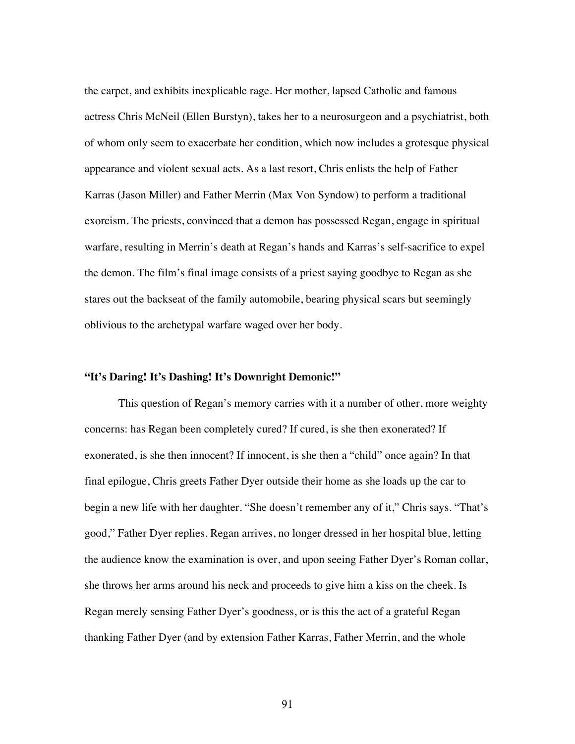the carpet, and exhibits inexplicable rage. Her mother, lapsed Catholic and famous actress Chris McNeil (Ellen Burstyn), takes her to a neurosurgeon and a psychiatrist, both of whom only seem to exacerbate her condition, which now includes a grotesque physical appearance and violent sexual acts. As a last resort, Chris enlists the help of Father Karras (Jason Miller) and Father Merrin (Max Von Syndow) to perform a traditional exorcism. The priests, convinced that a demon has possessed Regan, engage in spiritual warfare, resulting in Merrin's death at Regan's hands and Karras's self-sacrifice to expel the demon. The film's final image consists of a priest saying goodbye to Regan as she stares out the backseat of the family automobile, bearing physical scars but seemingly oblivious to the archetypal warfare waged over her body.

### "It's Daring! It's Dashing! It's Downright Demonic!"

This question of Regan's memory carries with it a number of other, more weighty concerns: has Regan been completely cured? If cured, is she then exonerated? If exonerated, is she then innocent? If innocent, is she then a "child" once again? In that final epilogue, Chris greets Father Dyer outside their home as she loads up the car to begin a new life with her daughter. "She doesn't remember any of it," Chris says. "That's good," Father Dyer replies. Regan arrives, no longer dressed in her hospital blue, letting the audience know the examination is over, and upon seeing Father Dyer's Roman collar, she throws her arms around his neck and proceeds to give him a kiss on the cheek. Is Regan merely sensing Father Dyer's goodness, or is this the act of a grateful Regan thanking Father Dyer (and by extension Father Karras, Father Merrin, and the whole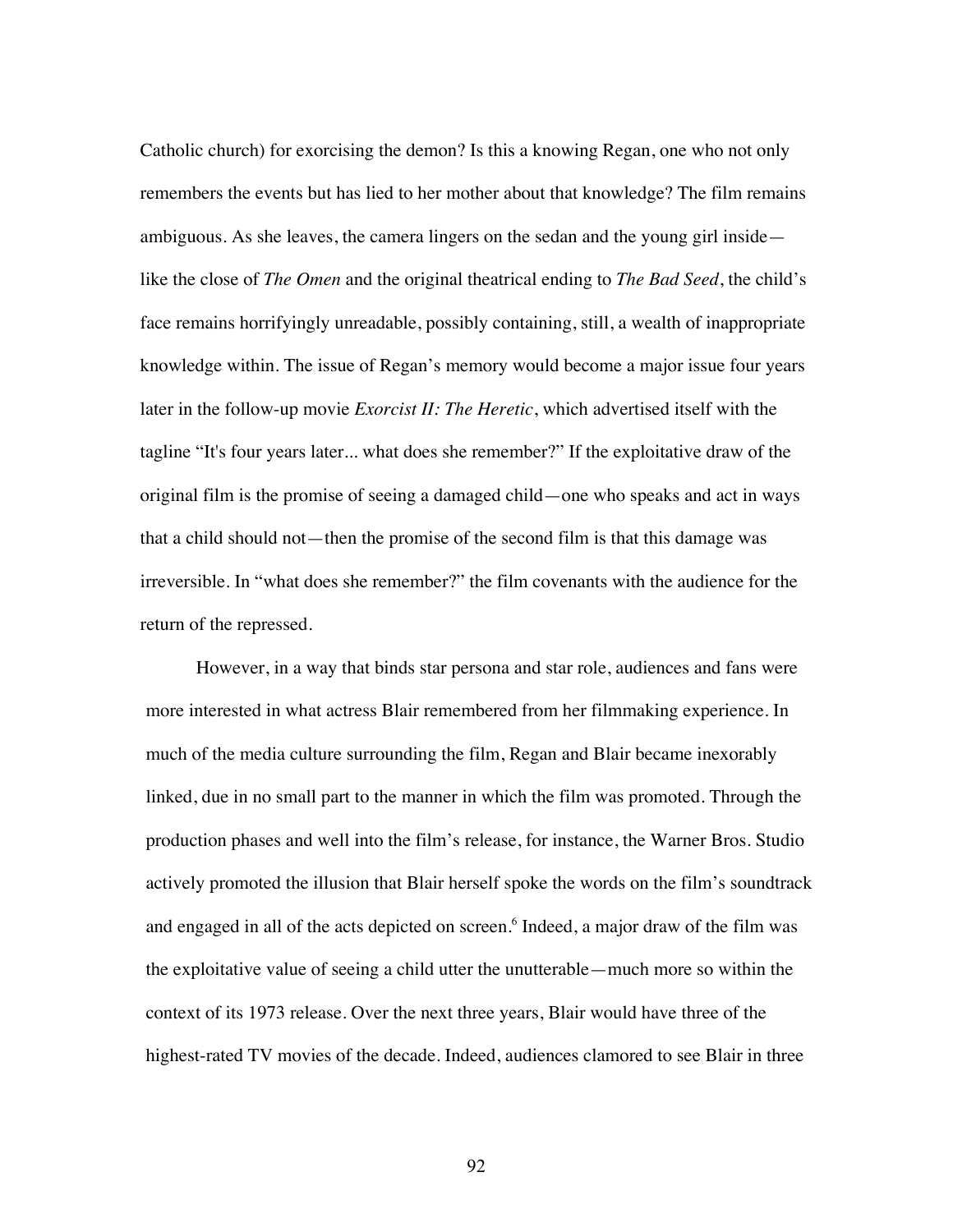Catholic church) for exorcising the demon? Is this a knowing Regan, one who not only remembers the events but has lied to her mother about that knowledge? The film remains ambiguous. As she leaves, the camera lingers on the sedan and the young girl inside—like the close of *The Omen* and the original theatrical ending to *The Bad Seed*, the child's face remains horrifyingly unreadable, possibly containing, still, a wealth of inappropriate knowledge within. The issue of Regan's memory would become a major issue four years later in the follow-up movie *Exorcist II: The Heretic*, which advertised itself with the tagline "It's four years later... what does she remember?" If the exploitative draw of the original film is the promise of seeing a damaged child—one who speaks and act in ways that a child should not—then the promise of the second film is that this damage was irreversible. In "what does she remember?" the film covenants with the audience for the return of the repressed.

However, in a way that binds star persona and star role, audiences and fans were more interested in what actress Blair remembered from her filmmaking experience. In much of the media culture surrounding the film, Regan and Blair became inexorably linked, due in no small part to the manner in which the film was promoted. Through the production phases and well into the film's release, for instance, the Warner Bros. Studio actively promoted the illusion that Blair herself spoke the words on the film's soundtrack and engaged in all of the acts depicted on screen.[6] Indeed, a major draw of the film was the exploitative value of seeing a child utter the unutterable—much more so within the context of its 1973 release. Over the next three years, Blair would have three of the highest-rated TV movies of the decade. Indeed, audiences clamored to see Blair in three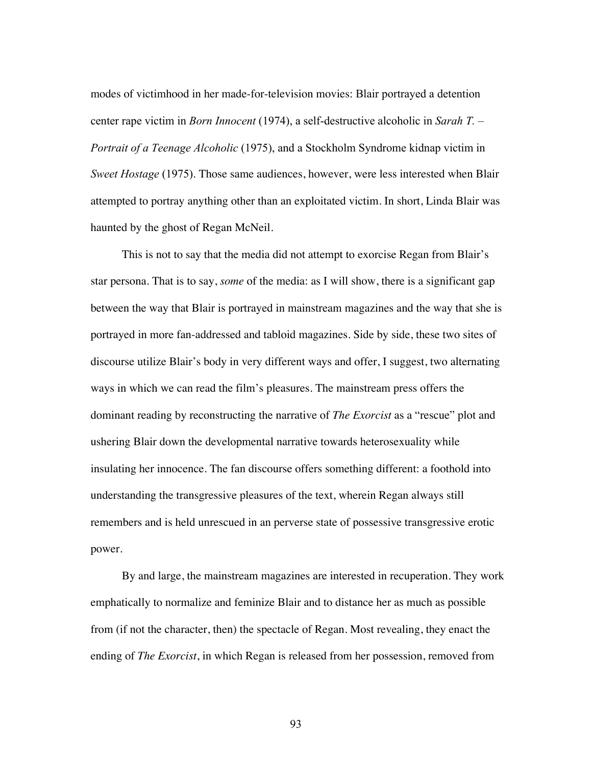modes of victimhood in her made-for-television movies: Blair portrayed a detention center rape victim in *Born Innocent* (1974), a self-destructive alcoholic in *Sarah T. – Portrait of a Teenage Alcoholic* (1975), and a Stockholm Syndrome kidnap victim in *Sweet Hostage* (1975). Those same audiences, however, were less interested when Blair attempted to portray anything other than an exploitated victim. In short, Linda Blair was haunted by the ghost of Regan McNeil.

This is not to say that the media did not attempt to exorcise Regan from Blair's star persona. That is to say, *some* of the media: as I will show, there is a significant gap between the way that Blair is portrayed in mainstream magazines and the way that she is portrayed in more fan-addressed and tabloid magazines. Side by side, these two sites of discourse utilize Blair's body in very different ways and offer, I suggest, two alternating ways in which we can read the film's pleasures. The mainstream press offers the dominant reading by reconstructing the narrative of *The Exorcist* as a "rescue" plot and ushering Blair down the developmental narrative towards heterosexuality while insulating her innocence. The fan discourse offers something different: a foothold into understanding the transgressive pleasures of the text, wherein Regan always still remembers and is held unrescued in an perverse state of possessive transgressive erotic power.

By and large, the mainstream magazines are interested in recuperation. They work emphatically to normalize and feminize Blair and to distance her as much as possible from (if not the character, then) the spectacle of Regan. Most revealing, they enact the ending of *The Exorcist*, in which Regan is released from her possession, removed from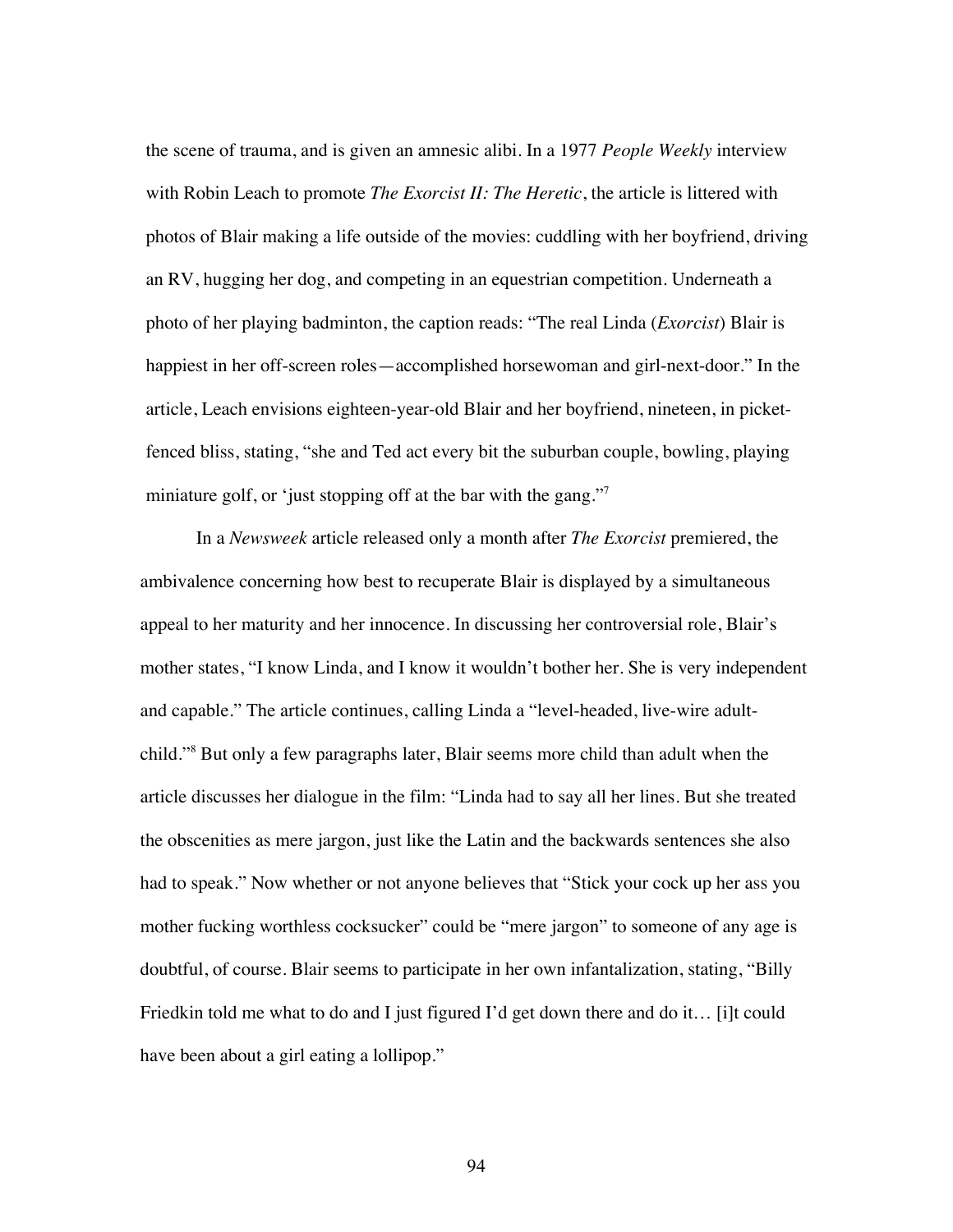the scene of trauma, and is given an amnesic alibi. In a 1977 *People Weekly* interview with Robin Leach to promote *The Exorcist II: The Heretic*, the article is littered with photos of Blair making a life outside of the movies: cuddling with her boyfriend, driving an RV, hugging her dog, and competing in an equestrian competition. Underneath a photo of her playing badminton, the caption reads: "The real Linda (*Exorcist*) Blair is happiest in her off-screen roles—accomplished horsewoman and girl-next-door." In the article, Leach envisions eighteen-year-old Blair and her boyfriend, nineteen, in picket-fenced bliss, stating, "she and Ted act every bit the suburban couple, bowling, playing miniature golf, or 'just stopping off at the bar with the gang."[7]

In a *Newsweek* article released only a month after *The Exorcist* premiered, the ambivalence concerning how best to recuperate Blair is displayed by a simultaneous appeal to her maturity and her innocence. In discussing her controversial role, Blair's mother states, "I know Linda, and I know it wouldn't bother her. She is very independent and capable." The article continues, calling Linda a "level-headed, live-wire adult-child."[8] But only a few paragraphs later, Blair seems more child than adult when the article discusses her dialogue in the film: "Linda had to say all her lines. But she treated the obscenities as mere jargon, just like the Latin and the backwards sentences she also had to speak." Now whether or not anyone believes that "Stick your cock up her ass you mother fucking worthless cocksucker" could be "mere jargon" to someone of any age is doubtful, of course. Blair seems to participate in her own infantalization, stating, "Billy Friedkin told me what to do and I just figured I'd get down there and do it… [i]t could have been about a girl eating a lollipop."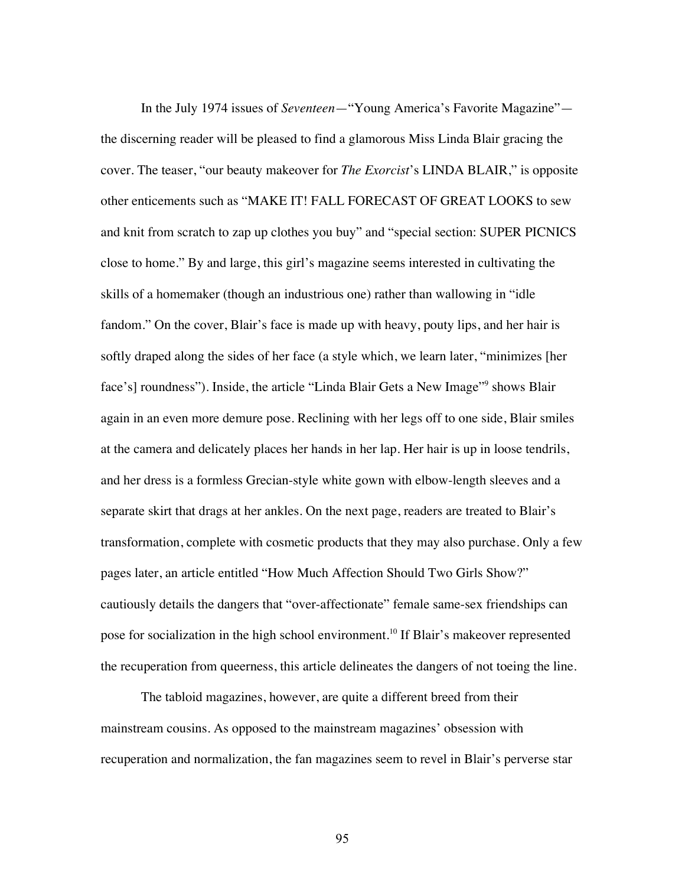In the July 1974 issues of *Seventeen*—"Young America's Favorite Magazine"—the discerning reader will be pleased to find a glamorous Miss Linda Blair gracing the cover. The teaser, "our beauty makeover for *The Exorcist*'s LINDA BLAIR," is opposite other enticements such as "MAKE IT! FALL FORECAST OF GREAT LOOKS to sew and knit from scratch to zap up clothes you buy" and "special section: SUPER PICNICS close to home." By and large, this girl's magazine seems interested in cultivating the skills of a homemaker (though an industrious one) rather than wallowing in "idle fandom." On the cover, Blair's face is made up with heavy, pouty lips, and her hair is softly draped along the sides of her face (a style which, we learn later, "minimizes [her face's] roundness"). Inside, the article "Linda Blair Gets a New Image"[9] shows Blair again in an even more demure pose. Reclining with her legs off to one side, Blair smiles at the camera and delicately places her hands in her lap. Her hair is up in loose tendrils, and her dress is a formless Grecian-style white gown with elbow-length sleeves and a separate skirt that drags at her ankles. On the next page, readers are treated to Blair's transformation, complete with cosmetic products that they may also purchase. Only a few pages later, an article entitled "How Much Affection Should Two Girls Show?" cautiously details the dangers that "over-affectionate" female same-sex friendships can pose for socialization in the high school environment.[10] If Blair's makeover represented the recuperation from queerness, this article delineates the dangers of not toeing the line.

The tabloid magazines, however, are quite a different breed from their mainstream cousins. As opposed to the mainstream magazines' obsession with recuperation and normalization, the fan magazines seem to revel in Blair's perverse star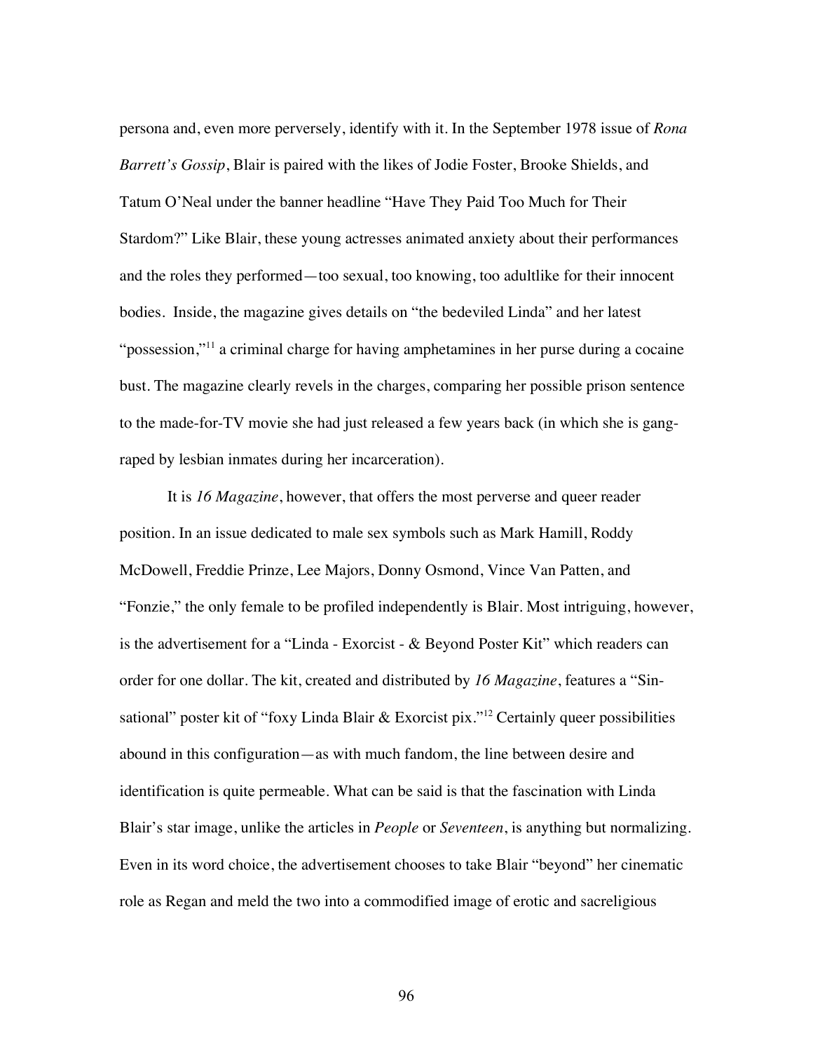persona and, even more perversely, identify with it. In the September 1978 issue of *Rona Barrett's Gossip*, Blair is paired with the likes of Jodie Foster, Brooke Shields, and Tatum O'Neal under the banner headline "Have They Paid Too Much for Their Stardom?" Like Blair, these young actresses animated anxiety about their performances and the roles they performed—too sexual, too knowing, too adultlike for their innocent bodies. Inside, the magazine gives details on "the bedeviled Linda" and her latest "possession,"[11] a criminal charge for having amphetamines in her purse during a cocaine bust. The magazine clearly revels in the charges, comparing her possible prison sentence to the made-for-TV movie she had just released a few years back (in which she is gang-raped by lesbian inmates during her incarceration).

It is *16 Magazine*, however, that offers the most perverse and queer reader position. In an issue dedicated to male sex symbols such as Mark Hamill, Roddy McDowell, Freddie Prinze, Lee Majors, Donny Osmond, Vince Van Patten, and "Fonzie," the only female to be profiled independently is Blair. Most intriguing, however, is the advertisement for a "Linda - Exorcist - & Beyond Poster Kit" which readers can order for one dollar. The kit, created and distributed by *16 Magazine*, features a "Sin-sational" poster kit of "foxy Linda Blair & Exorcist pix."[12] Certainly queer possibilities abound in this configuration—as with much fandom, the line between desire and identification is quite permeable. What can be said is that the fascination with Linda Blair's star image, unlike the articles in *People* or *Seventeen*, is anything but normalizing. Even in its word choice, the advertisement chooses to take Blair "beyond" her cinematic role as Regan and meld the two into a commodified image of erotic and sacreligious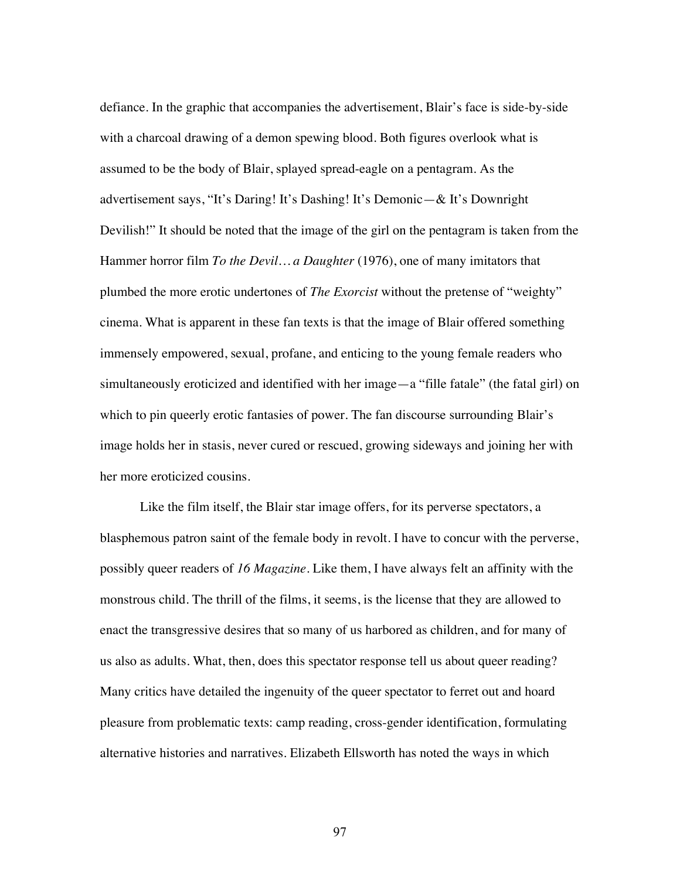defiance. In the graphic that accompanies the advertisement, Blair's face is side-by-side with a charcoal drawing of a demon spewing blood. Both figures overlook what is assumed to be the body of Blair, splayed spread-eagle on a pentagram. As the advertisement says, "It's Daring! It's Dashing! It's Demonic—& It's Downright Devilish!" It should be noted that the image of the girl on the pentagram is taken from the Hammer horror film *To the Devil… a Daughter* (1976), one of many imitators that plumbed the more erotic undertones of *The Exorcist* without the pretense of "weighty" cinema. What is apparent in these fan texts is that the image of Blair offered something immensely empowered, sexual, profane, and enticing to the young female readers who simultaneously eroticized and identified with her image—a "fille fatale" (the fatal girl) on which to pin queerly erotic fantasies of power. The fan discourse surrounding Blair's image holds her in stasis, never cured or rescued, growing sideways and joining her with her more eroticized cousins.

Like the film itself, the Blair star image offers, for its perverse spectators, a blasphemous patron saint of the female body in revolt. I have to concur with the perverse, possibly queer readers of *16 Magazine*. Like them, I have always felt an affinity with the monstrous child. The thrill of the films, it seems, is the license that they are allowed to enact the transgressive desires that so many of us harbored as children, and for many of us also as adults. What, then, does this spectator response tell us about queer reading? Many critics have detailed the ingenuity of the queer spectator to ferret out and hoard pleasure from problematic texts: camp reading, cross-gender identification, formulating alternative histories and narratives. Elizabeth Ellsworth has noted the ways in which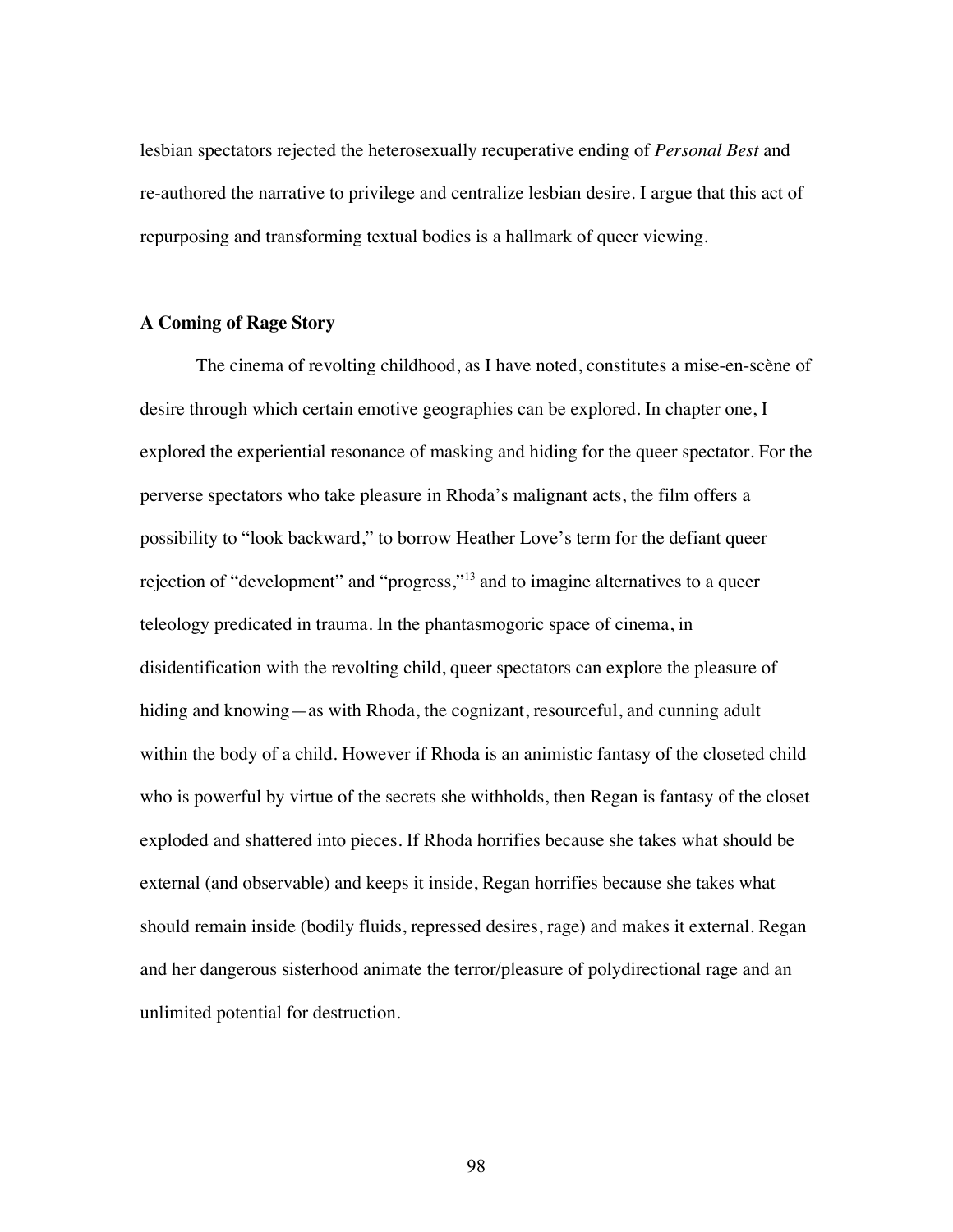lesbian spectators rejected the heterosexually recuperative ending of *Personal Best* and re-authored the narrative to privilege and centralize lesbian desire. I argue that this act of repurposing and transforming textual bodies is a hallmark of queer viewing.

### A Coming of Rage Story

The cinema of revolting childhood, as I have noted, constitutes a mise-en-scène of desire through which certain emotive geographies can be explored. In chapter one, I explored the experiential resonance of masking and hiding for the queer spectator. For the perverse spectators who take pleasure in Rhoda's malignant acts, the film offers a possibility to "look backward," to borrow Heather Love's term for the defiant queer rejection of "development" and "progress,"[13] and to imagine alternatives to a queer teleology predicated in trauma. In the phantasmogoric space of cinema, in disidentification with the revolting child, queer spectators can explore the pleasure of hiding and knowing—as with Rhoda, the cognizant, resourceful, and cunning adult within the body of a child. However if Rhoda is an animistic fantasy of the closeted child who is powerful by virtue of the secrets she withholds, then Regan is fantasy of the closet exploded and shattered into pieces. If Rhoda horrifies because she takes what should be external (and observable) and keeps it inside, Regan horrifies because she takes what should remain inside (bodily fluids, repressed desires, rage) and makes it external. Regan and her dangerous sisterhood animate the terror/pleasure of polydirectional rage and an unlimited potential for destruction.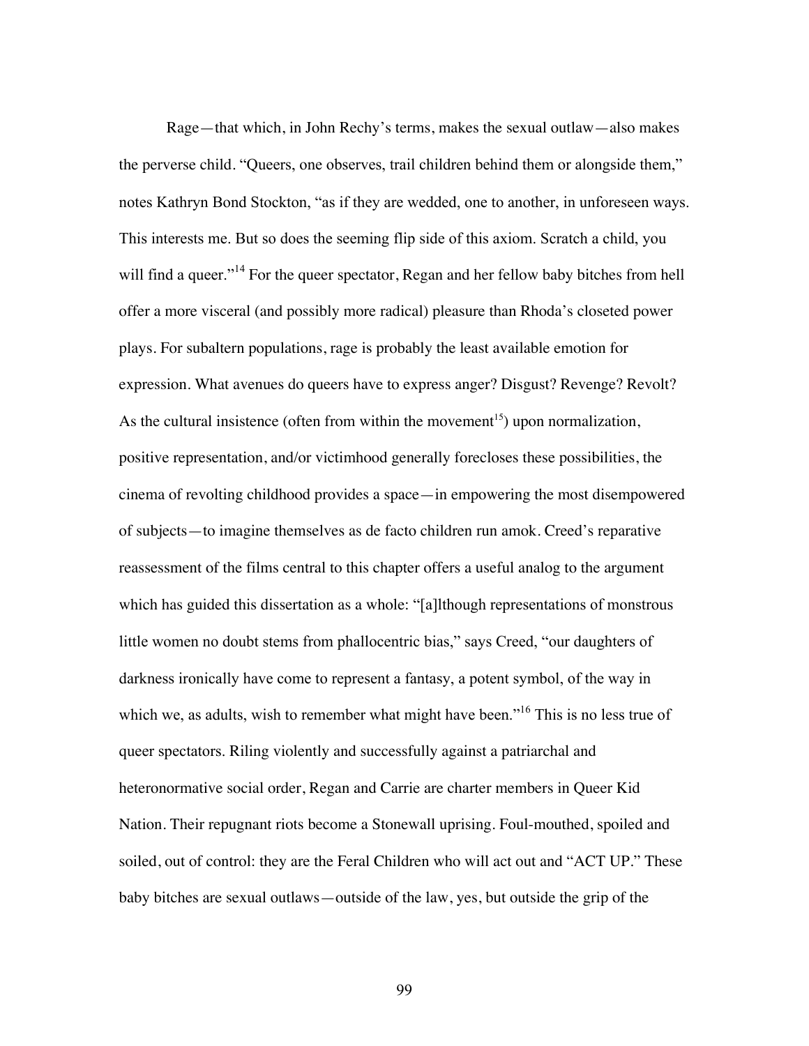Rage—that which, in John Rechy's terms, makes the sexual outlaw—also makes the perverse child. "Queers, one observes, trail children behind them or alongside them," notes Kathryn Bond Stockton, "as if they are wedded, one to another, in unforeseen ways. This interests me. But so does the seeming flip side of this axiom. Scratch a child, you will find a queer."[14] For the queer spectator, Regan and her fellow baby bitches from hell offer a more visceral (and possibly more radical) pleasure than Rhoda's closeted power plays. For subaltern populations, rage is probably the least available emotion for expression. What avenues do queers have to express anger? Disgust? Revenge? Revolt? As the cultural insistence (often from within the movement[15]) upon normalization, positive representation, and/or victimhood generally forecloses these possibilities, the cinema of revolting childhood provides a space—in empowering the most disempowered of subjects—to imagine themselves as de facto children run amok. Creed's reparative reassessment of the films central to this chapter offers a useful analog to the argument which has guided this dissertation as a whole: "[a]lthough representations of monstrous little women no doubt stems from phallocentric bias," says Creed, "our daughters of darkness ironically have come to represent a fantasy, a potent symbol, of the way in which we, as adults, wish to remember what might have been."[16] This is no less true of queer spectators. Riling violently and successfully against a patriarchal and heteronormative social order, Regan and Carrie are charter members in Queer Kid Nation. Their repugnant riots become a Stonewall uprising. Foul-mouthed, spoiled and soiled, out of control: they are the Feral Children who will act out and "ACT UP." These baby bitches are sexual outlaws—outside of the law, yes, but outside the grip of the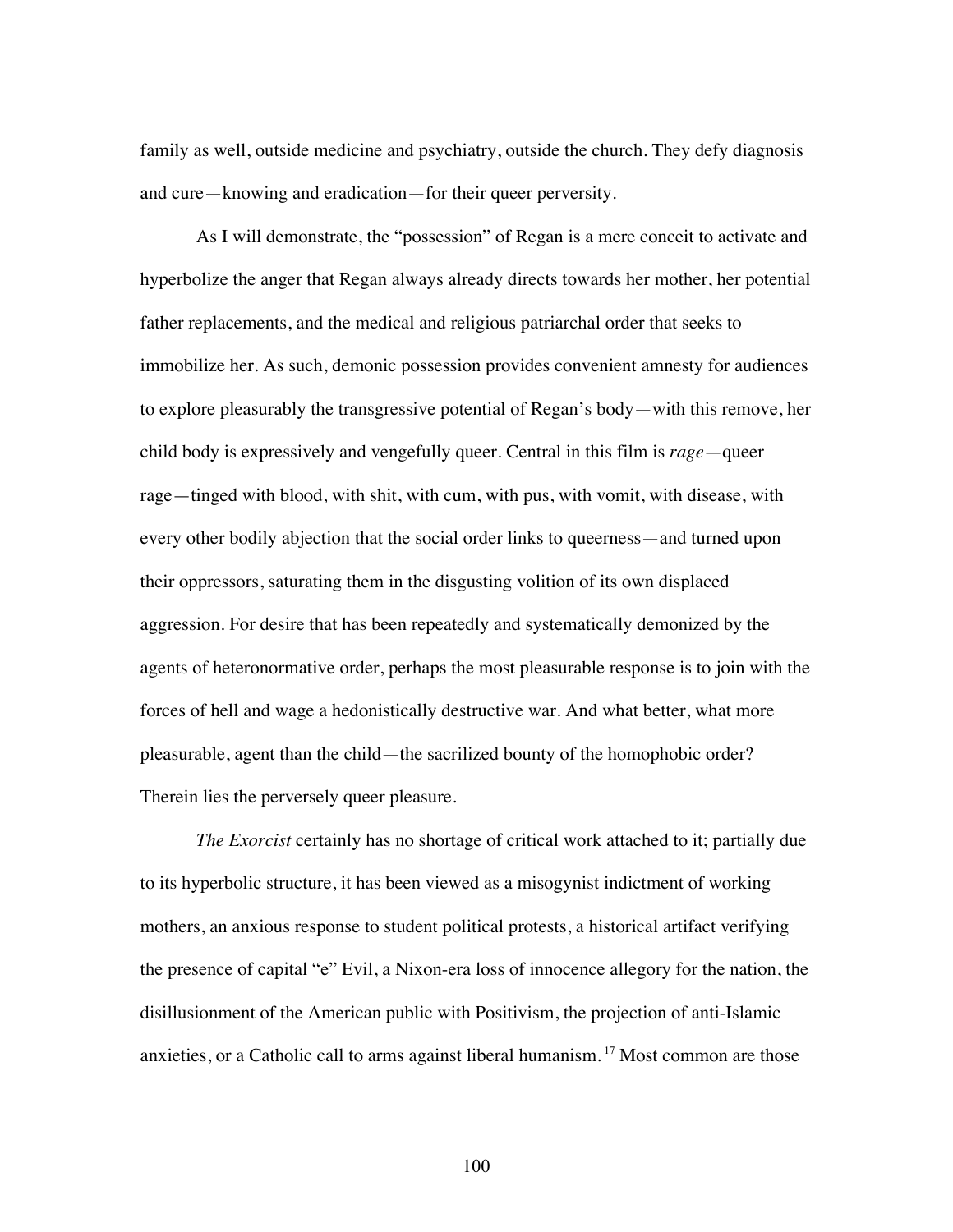family as well, outside medicine and psychiatry, outside the church. They defy diagnosis and cure—knowing and eradication—for their queer perversity.

As I will demonstrate, the "possession" of Regan is a mere conceit to activate and hyperbolize the anger that Regan always already directs towards her mother, her potential father replacements, and the medical and religious patriarchal order that seeks to immobilize her. As such, demonic possession provides convenient amnesty for audiences to explore pleasurably the transgressive potential of Regan's body—with this remove, her child body is expressively and vengefully queer. Central in this film is *rage*—queer rage—tinged with blood, with shit, with cum, with pus, with vomit, with disease, with every other bodily abjection that the social order links to queerness—and turned upon their oppressors, saturating them in the disgusting volition of its own displaced aggression. For desire that has been repeatedly and systematically demonized by the agents of heteronormative order, perhaps the most pleasurable response is to join with the forces of hell and wage a hedonistically destructive war. And what better, what more pleasurable, agent than the child—the sacrilized bounty of the homophobic order? Therein lies the perversely queer pleasure.

*The Exorcist* certainly has no shortage of critical work attached to it; partially due to its hyperbolic structure, it has been viewed as a misogynist indictment of working mothers, an anxious response to student political protests, a historical artifact verifying the presence of capital "e" Evil, a Nixon-era loss of innocence allegory for the nation, the disillusionment of the American public with Positivism, the projection of anti-Islamic anxieties, or a Catholic call to arms against liberal humanism. [17] Most common are those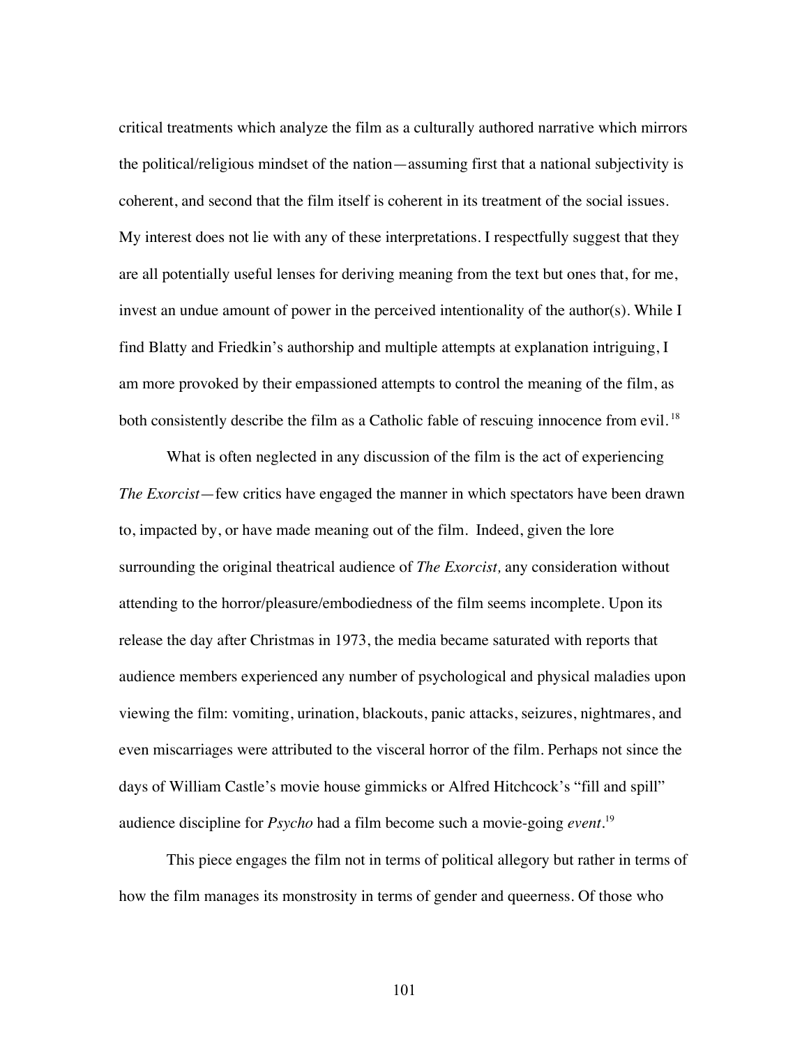critical treatments which analyze the film as a culturally authored narrative which mirrors the political/religious mindset of the nation—assuming first that a national subjectivity is coherent, and second that the film itself is coherent in its treatment of the social issues. My interest does not lie with any of these interpretations. I respectfully suggest that they are all potentially useful lenses for deriving meaning from the text but ones that, for me, invest an undue amount of power in the perceived intentionality of the author(s). While I find Blatty and Friedkin's authorship and multiple attempts at explanation intriguing, I am more provoked by their empassioned attempts to control the meaning of the film, as both consistently describe the film as a Catholic fable of rescuing innocence from evil.[18]

What is often neglected in any discussion of the film is the act of experiencing *The Exorcist*—few critics have engaged the manner in which spectators have been drawn to, impacted by, or have made meaning out of the film. Indeed, given the lore surrounding the original theatrical audience of *The Exorcist,* any consideration without attending to the horror/pleasure/embodiedness of the film seems incomplete. Upon its release the day after Christmas in 1973, the media became saturated with reports that audience members experienced any number of psychological and physical maladies upon viewing the film: vomiting, urination, blackouts, panic attacks, seizures, nightmares, and even miscarriages were attributed to the visceral horror of the film. Perhaps not since the days of William Castle's movie house gimmicks or Alfred Hitchcock's "fill and spill" audience discipline for *Psycho* had a film become such a movie-going *event*.[19]

This piece engages the film not in terms of political allegory but rather in terms of how the film manages its monstrosity in terms of gender and queerness. Of those who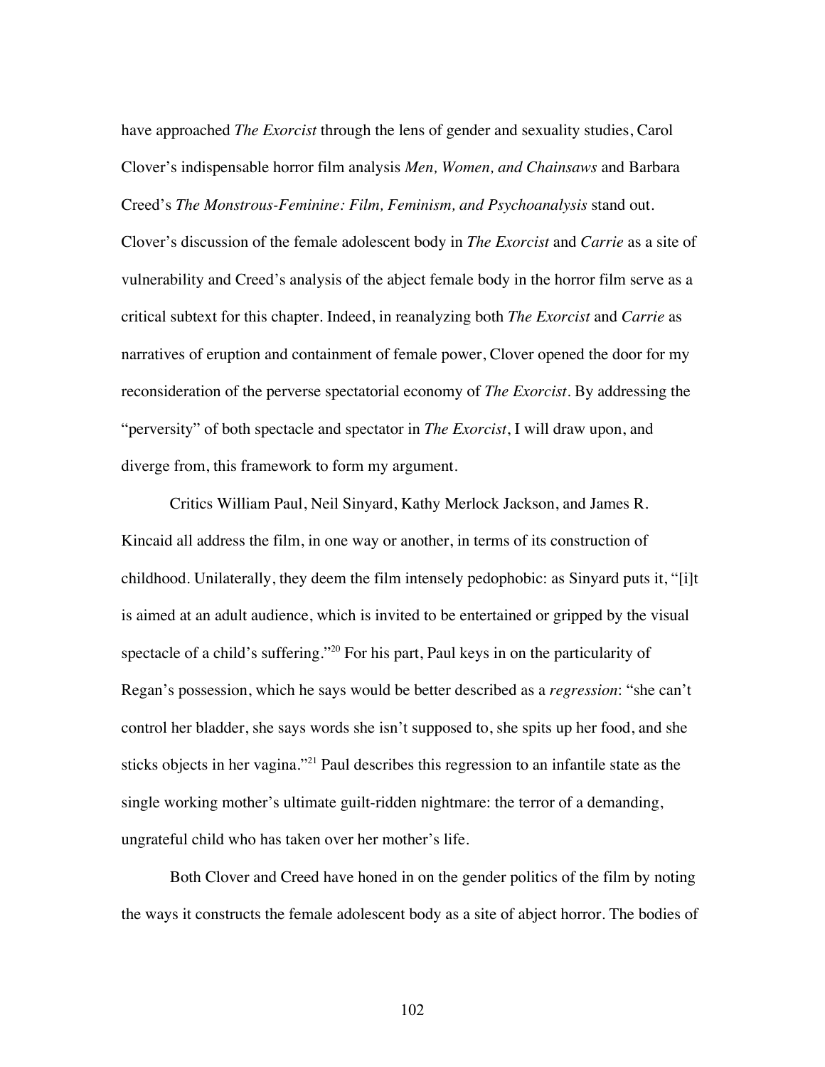have approached *The Exorcist* through the lens of gender and sexuality studies, Carol Clover's indispensable horror film analysis *Men, Women, and Chainsaws* and Barbara Creed's *The Monstrous-Feminine: Film, Feminism, and Psychoanalysis* stand out. Clover's discussion of the female adolescent body in *The Exorcist* and *Carrie* as a site of vulnerability and Creed's analysis of the abject female body in the horror film serve as a critical subtext for this chapter. Indeed, in reanalyzing both *The Exorcist* and *Carrie* as narratives of eruption and containment of female power, Clover opened the door for my reconsideration of the perverse spectatorial economy of *The Exorcist*. By addressing the "perversity" of both spectacle and spectator in *The Exorcist*, I will draw upon, and diverge from, this framework to form my argument.

Critics William Paul, Neil Sinyard, Kathy Merlock Jackson, and James R. Kincaid all address the film, in one way or another, in terms of its construction of childhood. Unilaterally, they deem the film intensely pedophobic: as Sinyard puts it, "[i]t is aimed at an adult audience, which is invited to be entertained or gripped by the visual spectacle of a child's suffering."[20] For his part, Paul keys in on the particularity of Regan's possession, which he says would be better described as a *regression*: "she can't control her bladder, she says words she isn't supposed to, she spits up her food, and she sticks objects in her vagina."[21] Paul describes this regression to an infantile state as the single working mother's ultimate guilt-ridden nightmare: the terror of a demanding, ungrateful child who has taken over her mother's life.

Both Clover and Creed have honed in on the gender politics of the film by noting the ways it constructs the female adolescent body as a site of abject horror. The bodies of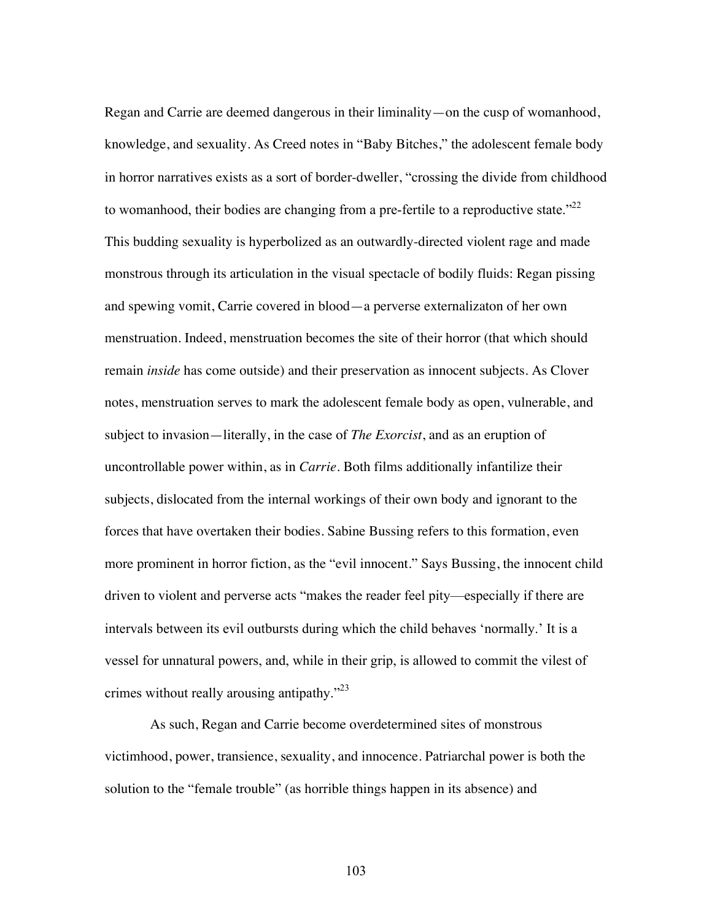Regan and Carrie are deemed dangerous in their liminality—on the cusp of womanhood, knowledge, and sexuality. As Creed notes in "Baby Bitches," the adolescent female body in horror narratives exists as a sort of border-dweller, "crossing the divide from childhood to womanhood, their bodies are changing from a pre-fertile to a reproductive state."[22] This budding sexuality is hyperbolized as an outwardly-directed violent rage and made monstrous through its articulation in the visual spectacle of bodily fluids: Regan pissing and spewing vomit, Carrie covered in blood—a perverse externalizaton of her own menstruation. Indeed, menstruation becomes the site of their horror (that which should remain *inside* has come outside) and their preservation as innocent subjects. As Clover notes, menstruation serves to mark the adolescent female body as open, vulnerable, and subject to invasion—literally, in the case of *The Exorcist*, and as an eruption of uncontrollable power within, as in *Carrie*. Both films additionally infantilize their subjects, dislocated from the internal workings of their own body and ignorant to the forces that have overtaken their bodies. Sabine Bussing refers to this formation, even more prominent in horror fiction, as the "evil innocent." Says Bussing, the innocent child driven to violent and perverse acts "makes the reader feel pity—especially if there are intervals between its evil outbursts during which the child behaves 'normally.' It is a vessel for unnatural powers, and, while in their grip, is allowed to commit the vilest of crimes without really arousing antipathy."[23]

As such, Regan and Carrie become overdetermined sites of monstrous victimhood, power, transience, sexuality, and innocence. Patriarchal power is both the solution to the "female trouble" (as horrible things happen in its absence) and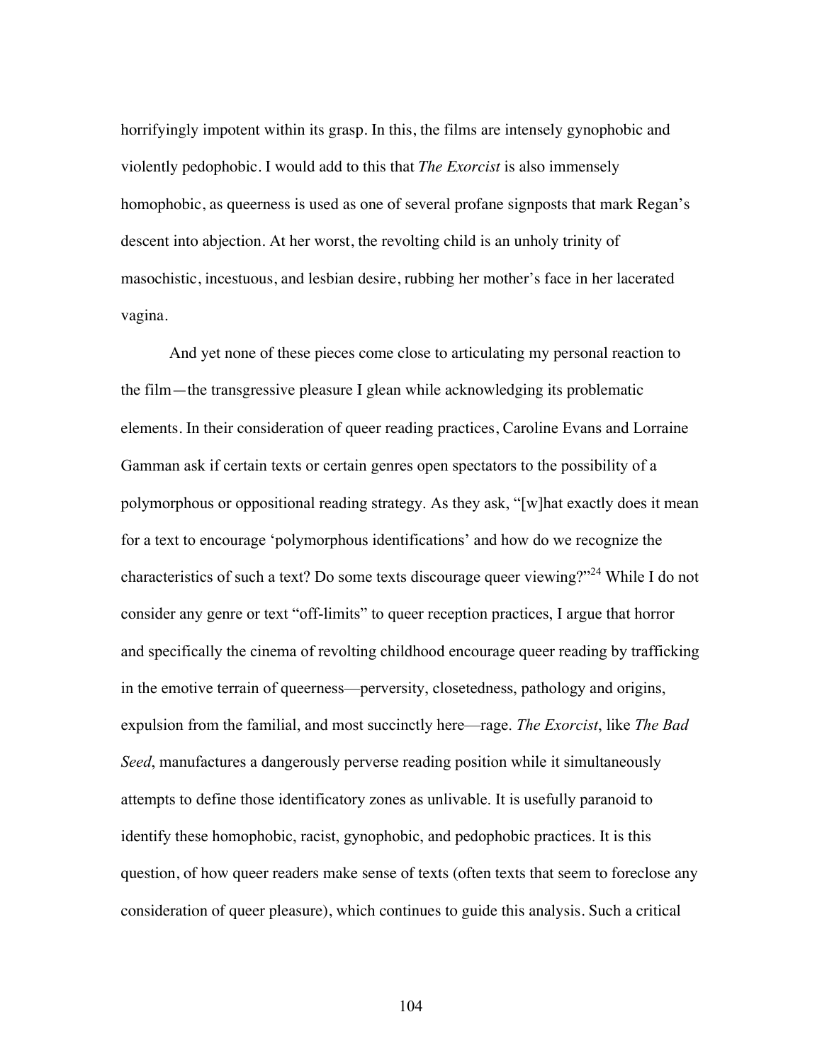horrifyingly impotent within its grasp. In this, the films are intensely gynophobic and violently pedophobic. I would add to this that *The Exorcist* is also immensely homophobic, as queerness is used as one of several profane signposts that mark Regan's descent into abjection. At her worst, the revolting child is an unholy trinity of masochistic, incestuous, and lesbian desire, rubbing her mother's face in her lacerated vagina.

And yet none of these pieces come close to articulating my personal reaction to the film—the transgressive pleasure I glean while acknowledging its problematic elements. In their consideration of queer reading practices, Caroline Evans and Lorraine Gamman ask if certain texts or certain genres open spectators to the possibility of a polymorphous or oppositional reading strategy. As they ask, "[w]hat exactly does it mean for a text to encourage 'polymorphous identifications' and how do we recognize the characteristics of such a text? Do some texts discourage queer viewing?"[24] While I do not consider any genre or text "off-limits" to queer reception practices, I argue that horror and specifically the cinema of revolting childhood encourage queer reading by trafficking in the emotive terrain of queerness—perversity, closetedness, pathology and origins, expulsion from the familial, and most succinctly here—rage. *The Exorcist*, like *The Bad Seed*, manufactures a dangerously perverse reading position while it simultaneously attempts to define those identificatory zones as unlivable. It is usefully paranoid to identify these homophobic, racist, gynophobic, and pedophobic practices. It is this question, of how queer readers make sense of texts (often texts that seem to foreclose any consideration of queer pleasure), which continues to guide this analysis. Such a critical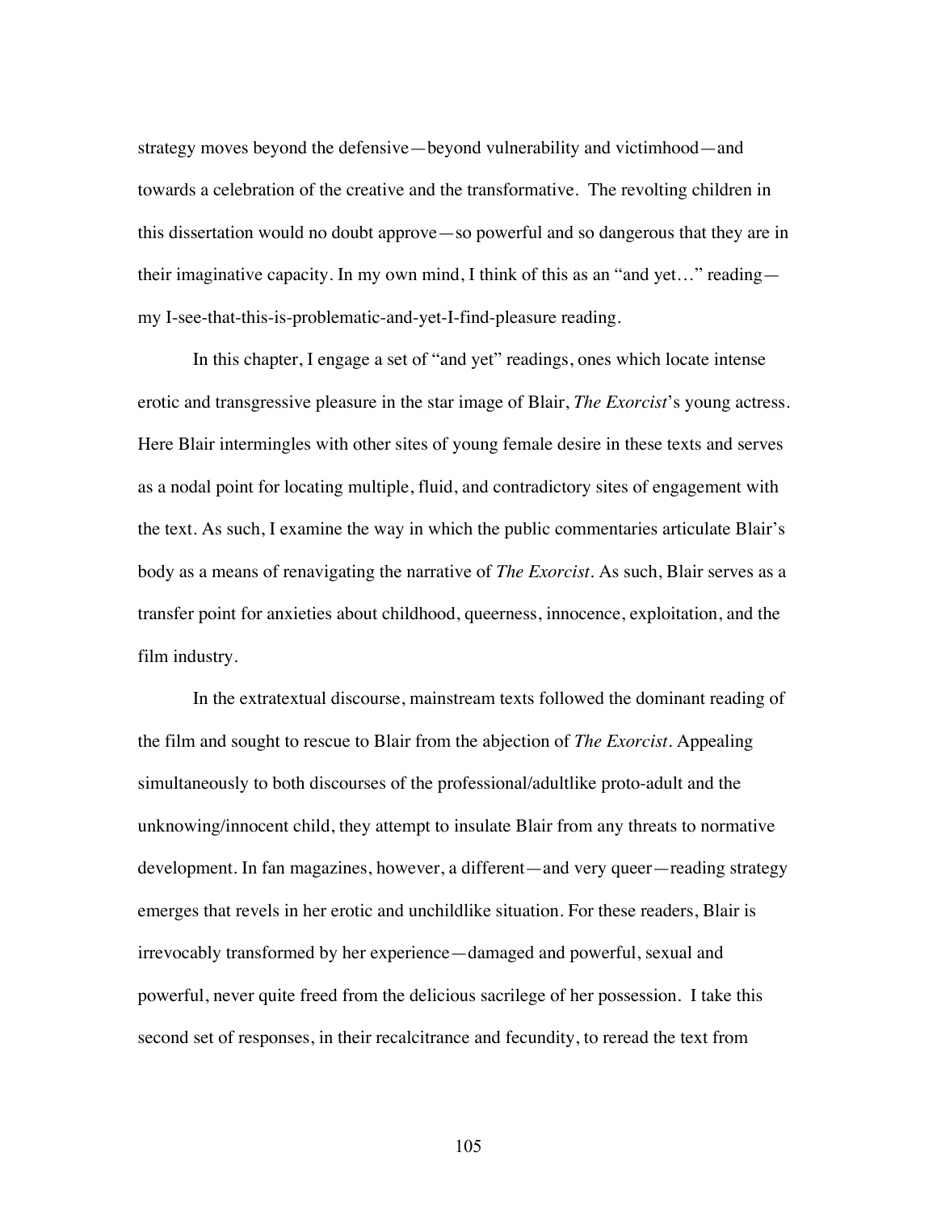strategy moves beyond the defensive—beyond vulnerability and victimhood—and towards a celebration of the creative and the transformative. The revolting children in this dissertation would no doubt approve—so powerful and so dangerous that they are in their imaginative capacity. In my own mind, I think of this as an "and yet…" reading—my I-see-that-this-is-problematic-and-yet-I-find-pleasure reading.

In this chapter, I engage a set of "and yet" readings, ones which locate intense erotic and transgressive pleasure in the star image of Blair, *The Exorcist*'s young actress. Here Blair intermingles with other sites of young female desire in these texts and serves as a nodal point for locating multiple, fluid, and contradictory sites of engagement with the text. As such, I examine the way in which the public commentaries articulate Blair's body as a means of renavigating the narrative of *The Exorcist*. As such, Blair serves as a transfer point for anxieties about childhood, queerness, innocence, exploitation, and the film industry.

In the extratextual discourse, mainstream texts followed the dominant reading of the film and sought to rescue to Blair from the abjection of *The Exorcist*. Appealing simultaneously to both discourses of the professional/adultlike proto-adult and the unknowing/innocent child, they attempt to insulate Blair from any threats to normative development. In fan magazines, however, a different—and very queer—reading strategy emerges that revels in her erotic and unchildlike situation. For these readers, Blair is irrevocably transformed by her experience—damaged and powerful, sexual and powerful, never quite freed from the delicious sacrilege of her possession. I take this second set of responses, in their recalcitrance and fecundity, to reread the text from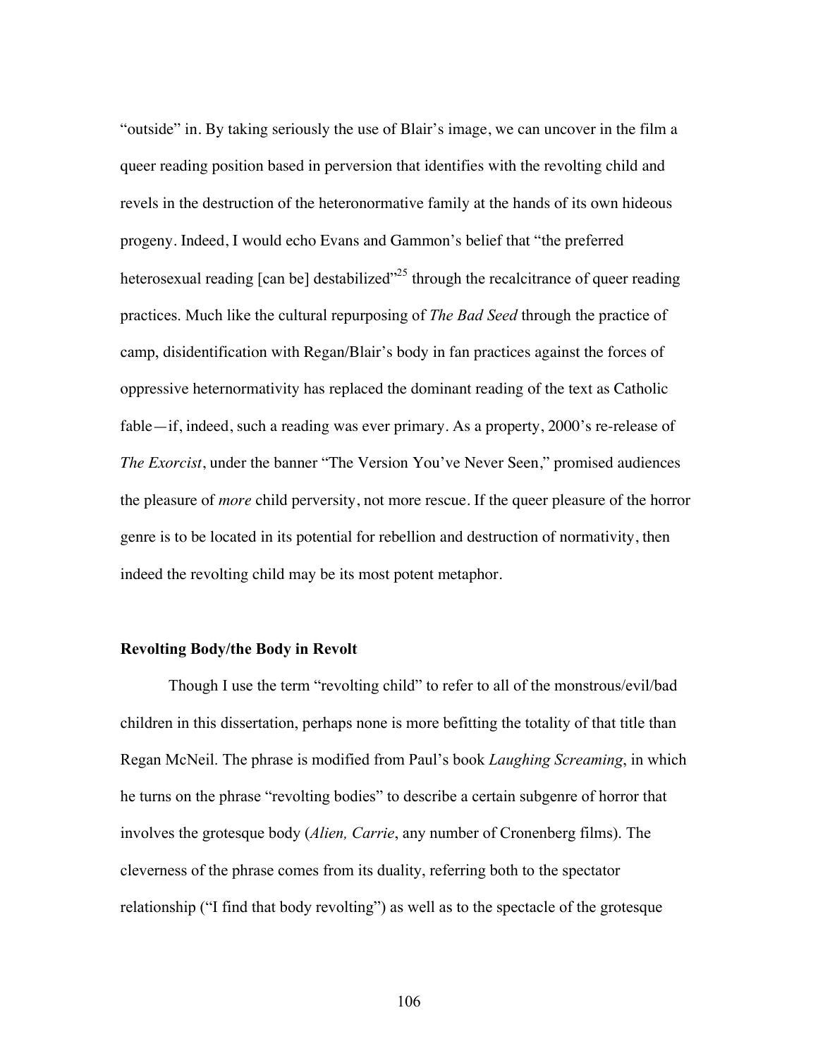"outside" in. By taking seriously the use of Blair's image, we can uncover in the film a queer reading position based in perversion that identifies with the revolting child and revels in the destruction of the heteronormative family at the hands of its own hideous progeny. Indeed, I would echo Evans and Gammon's belief that "the preferred heterosexual reading [can be] destabilized"[25] through the recalcitrance of queer reading practices. Much like the cultural repurposing of *The Bad Seed* through the practice of camp, disidentification with Regan/Blair's body in fan practices against the forces of oppressive heternormativity has replaced the dominant reading of the text as Catholic fable—if, indeed, such a reading was ever primary. As a property, 2000's re-release of *The Exorcist*, under the banner "The Version You've Never Seen," promised audiences the pleasure of *more* child perversity, not more rescue. If the queer pleasure of the horror genre is to be located in its potential for rebellion and destruction of normativity, then indeed the revolting child may be its most potent metaphor.

**Revolting Body/the Body in Revolt**

Though I use the term "revolting child" to refer to all of the monstrous/evil/bad children in this dissertation, perhaps none is more befitting the totality of that title than Regan McNeil. The phrase is modified from Paul's book *Laughing Screaming*, in which he turns on the phrase "revolting bodies" to describe a certain subgenre of horror that involves the grotesque body (*Alien, Carrie*, any number of Cronenberg films). The cleverness of the phrase comes from its duality, referring both to the spectator relationship ("I find that body revolting") as well as to the spectacle of the grotesque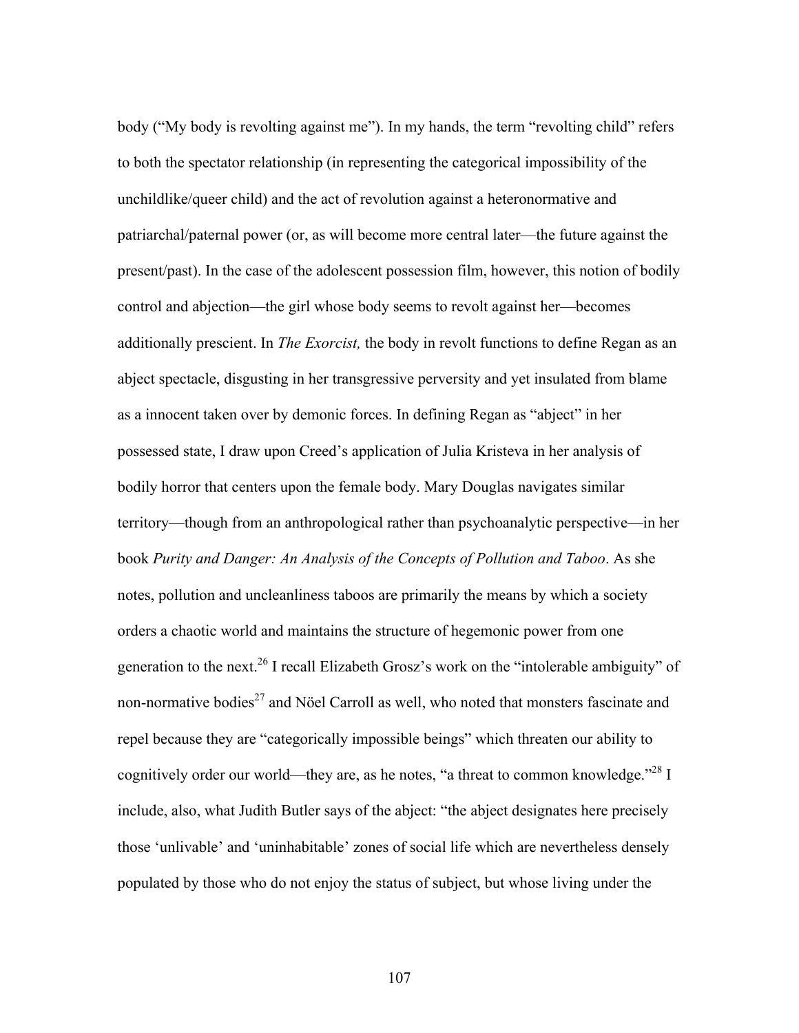body ("My body is revolting against me"). In my hands, the term "revolting child" refers to both the spectator relationship (in representing the categorical impossibility of the unchildlike/queer child) and the act of revolution against a heteronormative and patriarchal/paternal power (or, as will become more central later—the future against the present/past). In the case of the adolescent possession film, however, this notion of bodily control and abjection—the girl whose body seems to revolt against her—becomes additionally prescient. In *The Exorcist,* the body in revolt functions to define Regan as an abject spectacle, disgusting in her transgressive perversity and yet insulated from blame as a innocent taken over by demonic forces. In defining Regan as "abject" in her possessed state, I draw upon Creed's application of Julia Kristeva in her analysis of bodily horror that centers upon the female body. Mary Douglas navigates similar territory—though from an anthropological rather than psychoanalytic perspective—in her book *Purity and Danger: An Analysis of the Concepts of Pollution and Taboo*. As she notes, pollution and uncleanliness taboos are primarily the means by which a society orders a chaotic world and maintains the structure of hegemonic power from one generation to the next.[26] I recall Elizabeth Grosz's work on the "intolerable ambiguity" of non-normative bodies[27] and Nöel Carroll as well, who noted that monsters fascinate and repel because they are "categorically impossible beings" which threaten our ability to cognitively order our world—they are, as he notes, "a threat to common knowledge."[28] I include, also, what Judith Butler says of the abject: "the abject designates here precisely those 'unlivable' and 'uninhabitable' zones of social life which are nevertheless densely populated by those who do not enjoy the status of subject, but whose living under the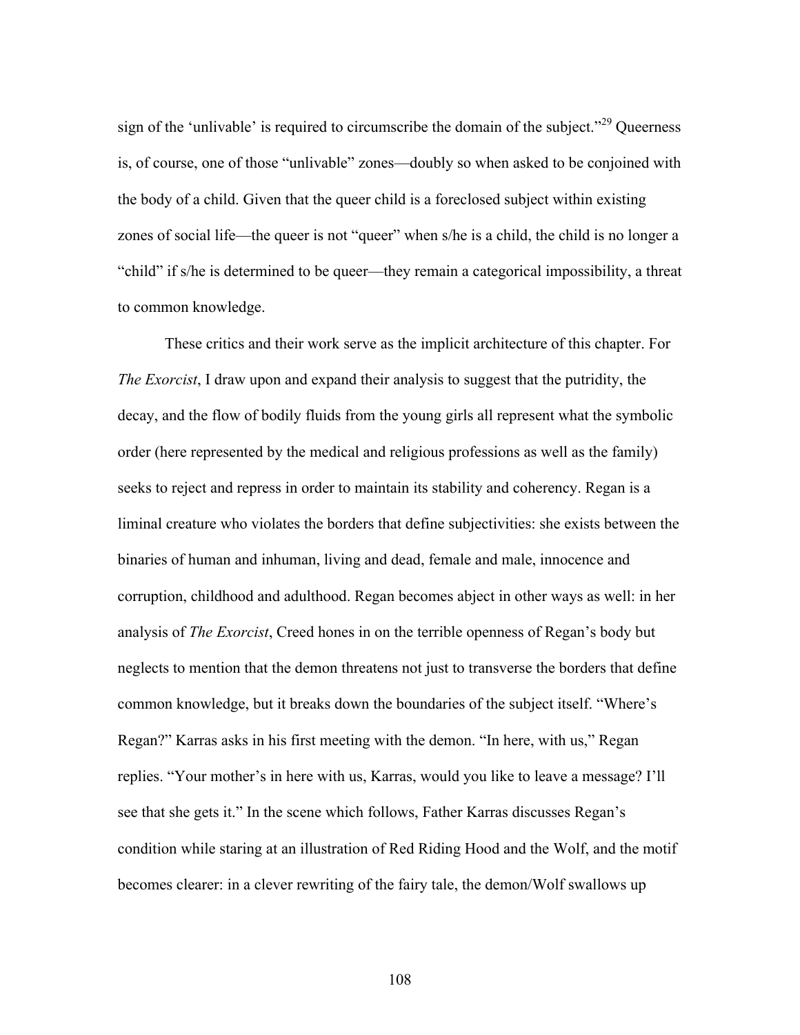sign of the 'unlivable' is required to circumscribe the domain of the subject."[29] Queerness is, of course, one of those "unlivable" zones—doubly so when asked to be conjoined with the body of a child. Given that the queer child is a foreclosed subject within existing zones of social life—the queer is not "queer" when s/he is a child, the child is no longer a "child" if s/he is determined to be queer—they remain a categorical impossibility, a threat to common knowledge.

These critics and their work serve as the implicit architecture of this chapter. For *The Exorcist*, I draw upon and expand their analysis to suggest that the putridity, the decay, and the flow of bodily fluids from the young girls all represent what the symbolic order (here represented by the medical and religious professions as well as the family) seeks to reject and repress in order to maintain its stability and coherency. Regan is a liminal creature who violates the borders that define subjectivities: she exists between the binaries of human and inhuman, living and dead, female and male, innocence and corruption, childhood and adulthood. Regan becomes abject in other ways as well: in her analysis of *The Exorcist*, Creed hones in on the terrible openness of Regan's body but neglects to mention that the demon threatens not just to transverse the borders that define common knowledge, but it breaks down the boundaries of the subject itself. "Where's Regan?" Karras asks in his first meeting with the demon. "In here, with us," Regan replies. "Your mother's in here with us, Karras, would you like to leave a message? I'll see that she gets it." In the scene which follows, Father Karras discusses Regan's condition while staring at an illustration of Red Riding Hood and the Wolf, and the motif becomes clearer: in a clever rewriting of the fairy tale, the demon/Wolf swallows up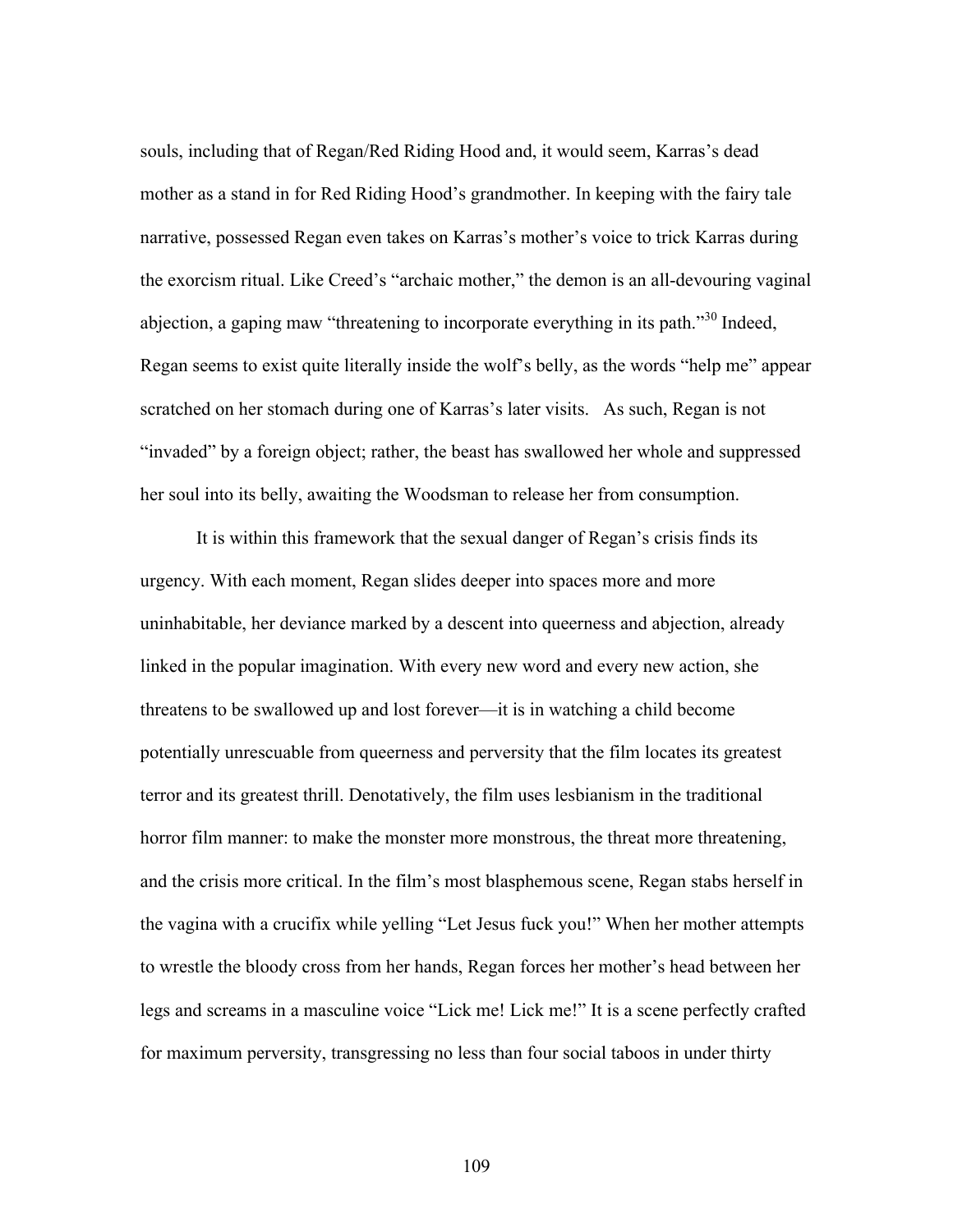souls, including that of Regan/Red Riding Hood and, it would seem, Karras's dead mother as a stand in for Red Riding Hood's grandmother. In keeping with the fairy tale narrative, possessed Regan even takes on Karras's mother's voice to trick Karras during the exorcism ritual. Like Creed's "archaic mother," the demon is an all-devouring vaginal abjection, a gaping maw "threatening to incorporate everything in its path."[30] Indeed, Regan seems to exist quite literally inside the wolf's belly, as the words "help me" appear scratched on her stomach during one of Karras's later visits. As such, Regan is not "invaded" by a foreign object; rather, the beast has swallowed her whole and suppressed her soul into its belly, awaiting the Woodsman to release her from consumption.

It is within this framework that the sexual danger of Regan's crisis finds its urgency. With each moment, Regan slides deeper into spaces more and more uninhabitable, her deviance marked by a descent into queerness and abjection, already linked in the popular imagination. With every new word and every new action, she threatens to be swallowed up and lost forever—it is in watching a child become potentially unrescuable from queerness and perversity that the film locates its greatest terror and its greatest thrill. Denotatively, the film uses lesbianism in the traditional horror film manner: to make the monster more monstrous, the threat more threatening, and the crisis more critical. In the film's most blasphemous scene, Regan stabs herself in the vagina with a crucifix while yelling "Let Jesus fuck you!" When her mother attempts to wrestle the bloody cross from her hands, Regan forces her mother's head between her legs and screams in a masculine voice "Lick me! Lick me!" It is a scene perfectly crafted for maximum perversity, transgressing no less than four social taboos in under thirty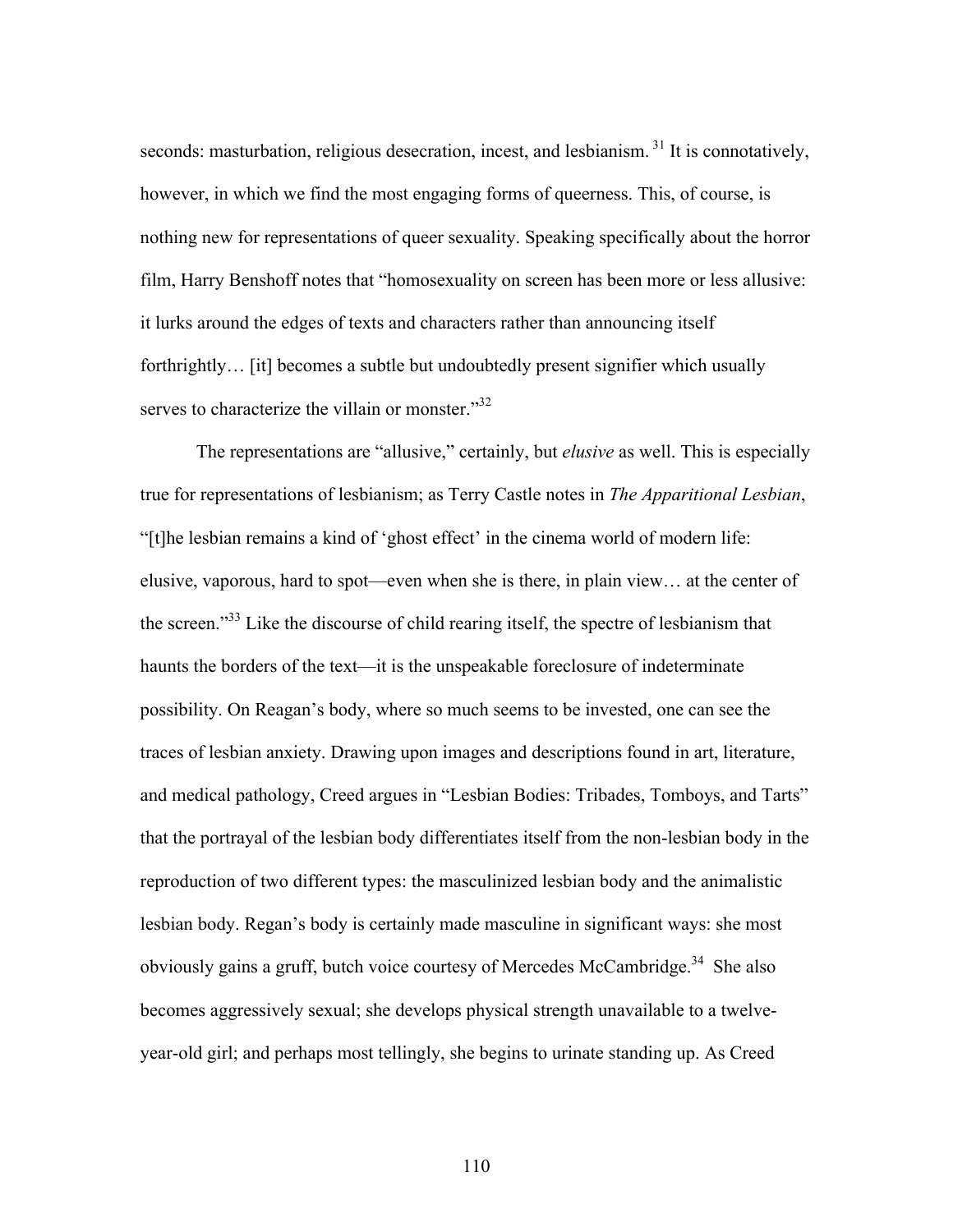seconds: masturbation, religious desecration, incest, and lesbianism.[31] It is connotatively, however, in which we find the most engaging forms of queerness. This, of course, is nothing new for representations of queer sexuality. Speaking specifically about the horror film, Harry Benshoff notes that "homosexuality on screen has been more or less allusive: it lurks around the edges of texts and characters rather than announcing itself forthrightly… [it] becomes a subtle but undoubtedly present signifier which usually serves to characterize the villain or monster."[32]

The representations are "allusive," certainly, but *elusive* as well. This is especially true for representations of lesbianism; as Terry Castle notes in *The Apparitional Lesbian*, "[t]he lesbian remains a kind of 'ghost effect' in the cinema world of modern life: elusive, vaporous, hard to spot—even when she is there, in plain view… at the center of the screen."[33] Like the discourse of child rearing itself, the spectre of lesbianism that haunts the borders of the text—it is the unspeakable foreclosure of indeterminate possibility. On Reagan's body, where so much seems to be invested, one can see the traces of lesbian anxiety. Drawing upon images and descriptions found in art, literature, and medical pathology, Creed argues in "Lesbian Bodies: Tribades, Tomboys, and Tarts" that the portrayal of the lesbian body differentiates itself from the non-lesbian body in the reproduction of two different types: the masculinized lesbian body and the animalistic lesbian body. Regan's body is certainly made masculine in significant ways: she most obviously gains a gruff, butch voice courtesy of Mercedes McCambridge.[34] She also becomes aggressively sexual; she develops physical strength unavailable to a twelve-year-old girl; and perhaps most tellingly, she begins to urinate standing up. As Creed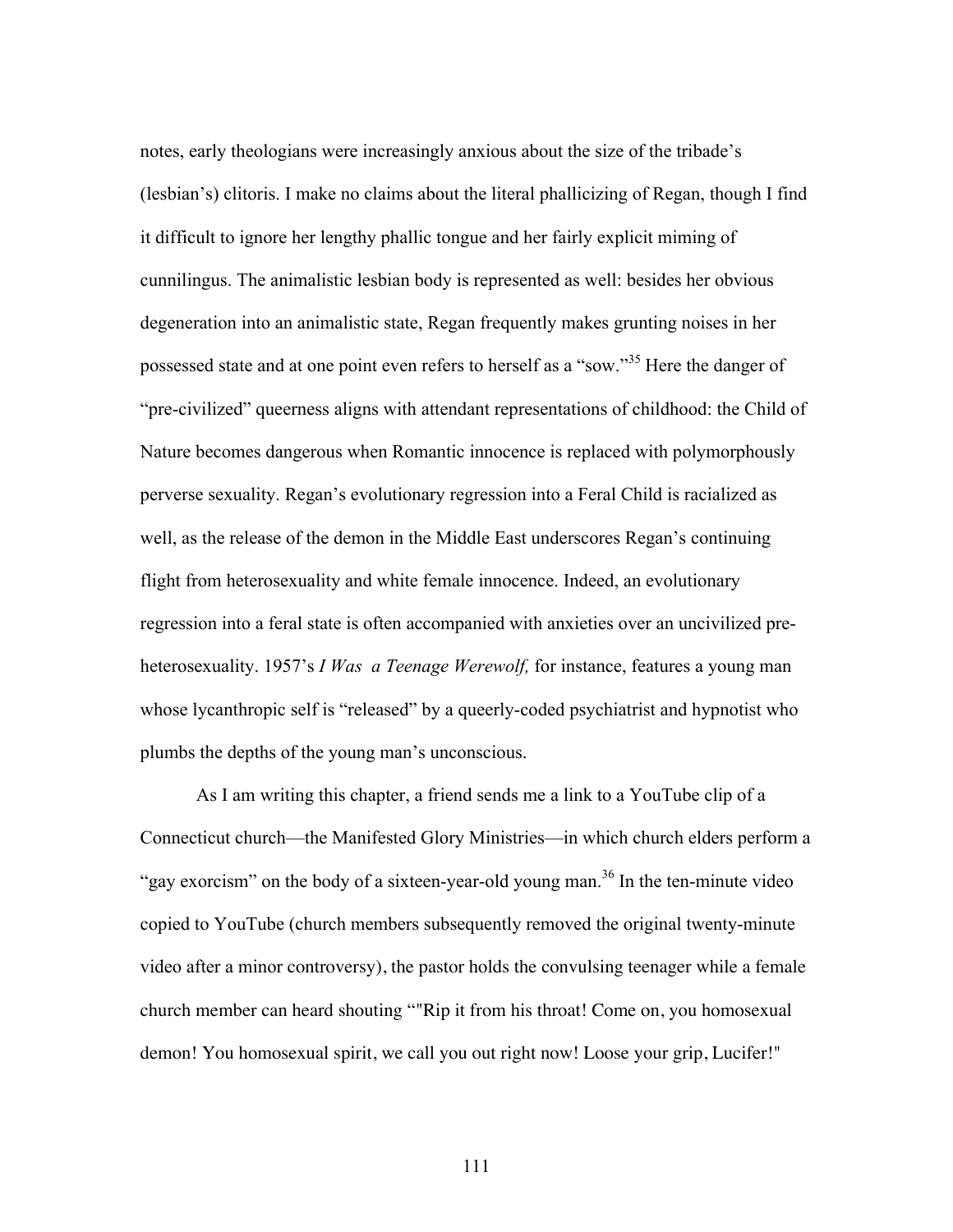notes, early theologians were increasingly anxious about the size of the tribade's (lesbian's) clitoris. I make no claims about the literal phallicizing of Regan, though I find it difficult to ignore her lengthy phallic tongue and her fairly explicit miming of cunnilingus. The animalistic lesbian body is represented as well: besides her obvious degeneration into an animalistic state, Regan frequently makes grunting noises in her possessed state and at one point even refers to herself as a "sow."[35] Here the danger of "pre-civilized" queerness aligns with attendant representations of childhood: the Child of Nature becomes dangerous when Romantic innocence is replaced with polymorphously perverse sexuality. Regan's evolutionary regression into a Feral Child is racialized as well, as the release of the demon in the Middle East underscores Regan's continuing flight from heterosexuality and white female innocence. Indeed, an evolutionary regression into a feral state is often accompanied with anxieties over an uncivilized pre-heterosexuality. 1957's *I Was a Teenage Werewolf,* for instance, features a young man whose lycanthropic self is "released" by a queerly-coded psychiatrist and hypnotist who plumbs the depths of the young man's unconscious.

As I am writing this chapter, a friend sends me a link to a YouTube clip of a Connecticut church—the Manifested Glory Ministries—in which church elders perform a "gay exorcism" on the body of a sixteen-year-old young man.[36] In the ten-minute video copied to YouTube (church members subsequently removed the original twenty-minute video after a minor controversy), the pastor holds the convulsing teenager while a female church member can heard shouting ""Rip it from his throat! Come on, you homosexual demon! You homosexual spirit, we call you out right now! Loose your grip, Lucifer!"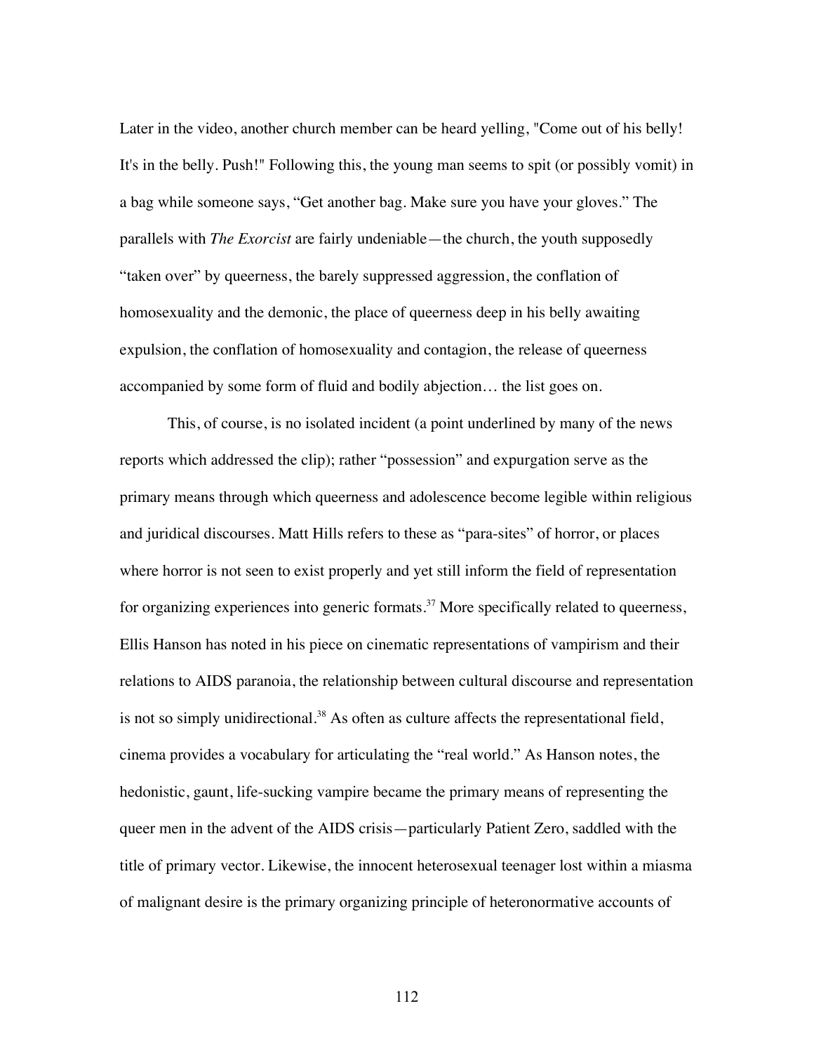Later in the video, another church member can be heard yelling, "Come out of his belly! It's in the belly. Push!" Following this, the young man seems to spit (or possibly vomit) in a bag while someone says, "Get another bag. Make sure you have your gloves." The parallels with *The Exorcist* are fairly undeniable—the church, the youth supposedly "taken over" by queerness, the barely suppressed aggression, the conflation of homosexuality and the demonic, the place of queerness deep in his belly awaiting expulsion, the conflation of homosexuality and contagion, the release of queerness accompanied by some form of fluid and bodily abjection… the list goes on.

This, of course, is no isolated incident (a point underlined by many of the news reports which addressed the clip); rather "possession" and expurgation serve as the primary means through which queerness and adolescence become legible within religious and juridical discourses. Matt Hills refers to these as "para-sites" of horror, or places where horror is not seen to exist properly and yet still inform the field of representation for organizing experiences into generic formats.[37] More specifically related to queerness, Ellis Hanson has noted in his piece on cinematic representations of vampirism and their relations to AIDS paranoia, the relationship between cultural discourse and representation is not so simply unidirectional.[38] As often as culture affects the representational field, cinema provides a vocabulary for articulating the "real world." As Hanson notes, the hedonistic, gaunt, life-sucking vampire became the primary means of representing the queer men in the advent of the AIDS crisis—particularly Patient Zero, saddled with the title of primary vector. Likewise, the innocent heterosexual teenager lost within a miasma of malignant desire is the primary organizing principle of heteronormative accounts of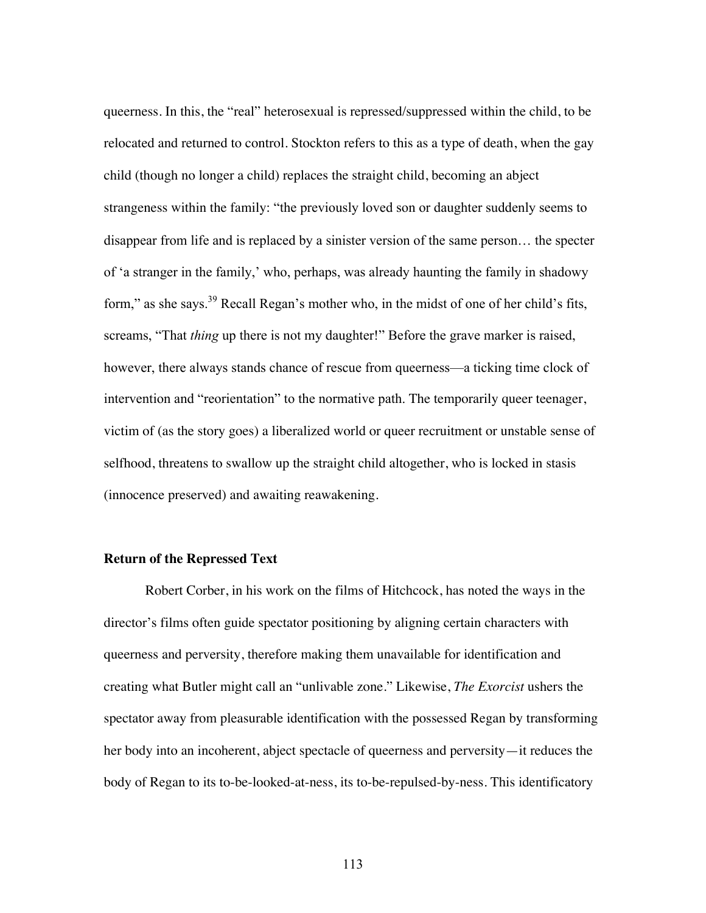queerness. In this, the "real" heterosexual is repressed/suppressed within the child, to be relocated and returned to control. Stockton refers to this as a type of death, when the gay child (though no longer a child) replaces the straight child, becoming an abject strangeness within the family: "the previously loved son or daughter suddenly seems to disappear from life and is replaced by a sinister version of the same person… the specter of 'a stranger in the family,' who, perhaps, was already haunting the family in shadowy form," as she says.[39] Recall Regan's mother who, in the midst of one of her child's fits, screams, "That *thing* up there is not my daughter!" Before the grave marker is raised, however, there always stands chance of rescue from queerness—a ticking time clock of intervention and "reorientation" to the normative path. The temporarily queer teenager, victim of (as the story goes) a liberalized world or queer recruitment or unstable sense of selfhood, threatens to swallow up the straight child altogether, who is locked in stasis (innocence preserved) and awaiting reawakening.

**Return of the Repressed Text**

Robert Corber, in his work on the films of Hitchcock, has noted the ways in the director's films often guide spectator positioning by aligning certain characters with queerness and perversity, therefore making them unavailable for identification and creating what Butler might call an "unlivable zone." Likewise, *The Exorcist* ushers the spectator away from pleasurable identification with the possessed Regan by transforming her body into an incoherent, abject spectacle of queerness and perversity—it reduces the body of Regan to its to-be-looked-at-ness, its to-be-repulsed-by-ness. This identificatory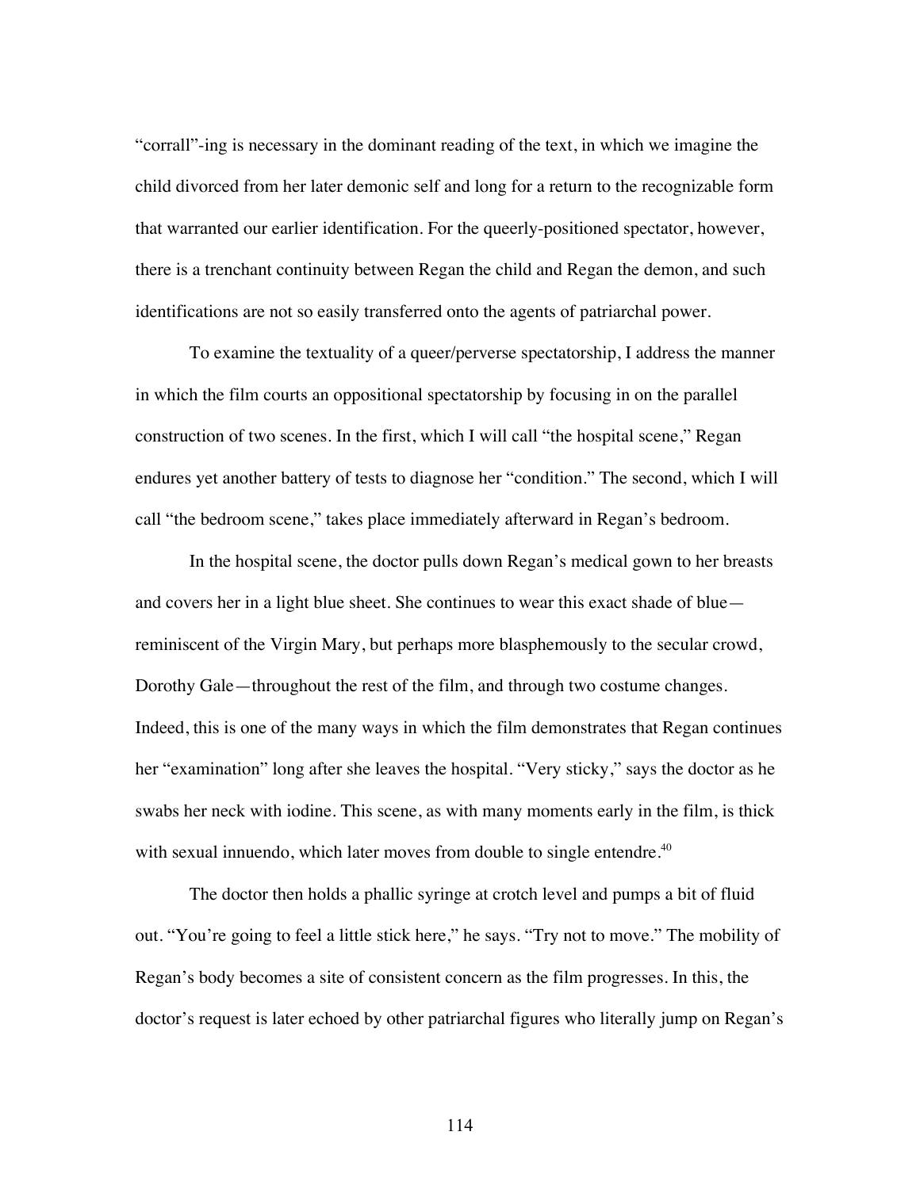"corrall"-ing is necessary in the dominant reading of the text, in which we imagine the child divorced from her later demonic self and long for a return to the recognizable form that warranted our earlier identification. For the queerly-positioned spectator, however, there is a trenchant continuity between Regan the child and Regan the demon, and such identifications are not so easily transferred onto the agents of patriarchal power.

To examine the textuality of a queer/perverse spectatorship, I address the manner in which the film courts an oppositional spectatorship by focusing in on the parallel construction of two scenes. In the first, which I will call "the hospital scene," Regan endures yet another battery of tests to diagnose her "condition." The second, which I will call "the bedroom scene," takes place immediately afterward in Regan's bedroom.

In the hospital scene, the doctor pulls down Regan's medical gown to her breasts and covers her in a light blue sheet. She continues to wear this exact shade of blue—reminiscent of the Virgin Mary, but perhaps more blasphemously to the secular crowd, Dorothy Gale—throughout the rest of the film, and through two costume changes. Indeed, this is one of the many ways in which the film demonstrates that Regan continues her "examination" long after she leaves the hospital. "Very sticky," says the doctor as he swabs her neck with iodine. This scene, as with many moments early in the film, is thick with sexual innuendo, which later moves from double to single entendre.[40]

The doctor then holds a phallic syringe at crotch level and pumps a bit of fluid out. "You're going to feel a little stick here," he says. "Try not to move." The mobility of Regan's body becomes a site of consistent concern as the film progresses. In this, the doctor's request is later echoed by other patriarchal figures who literally jump on Regan's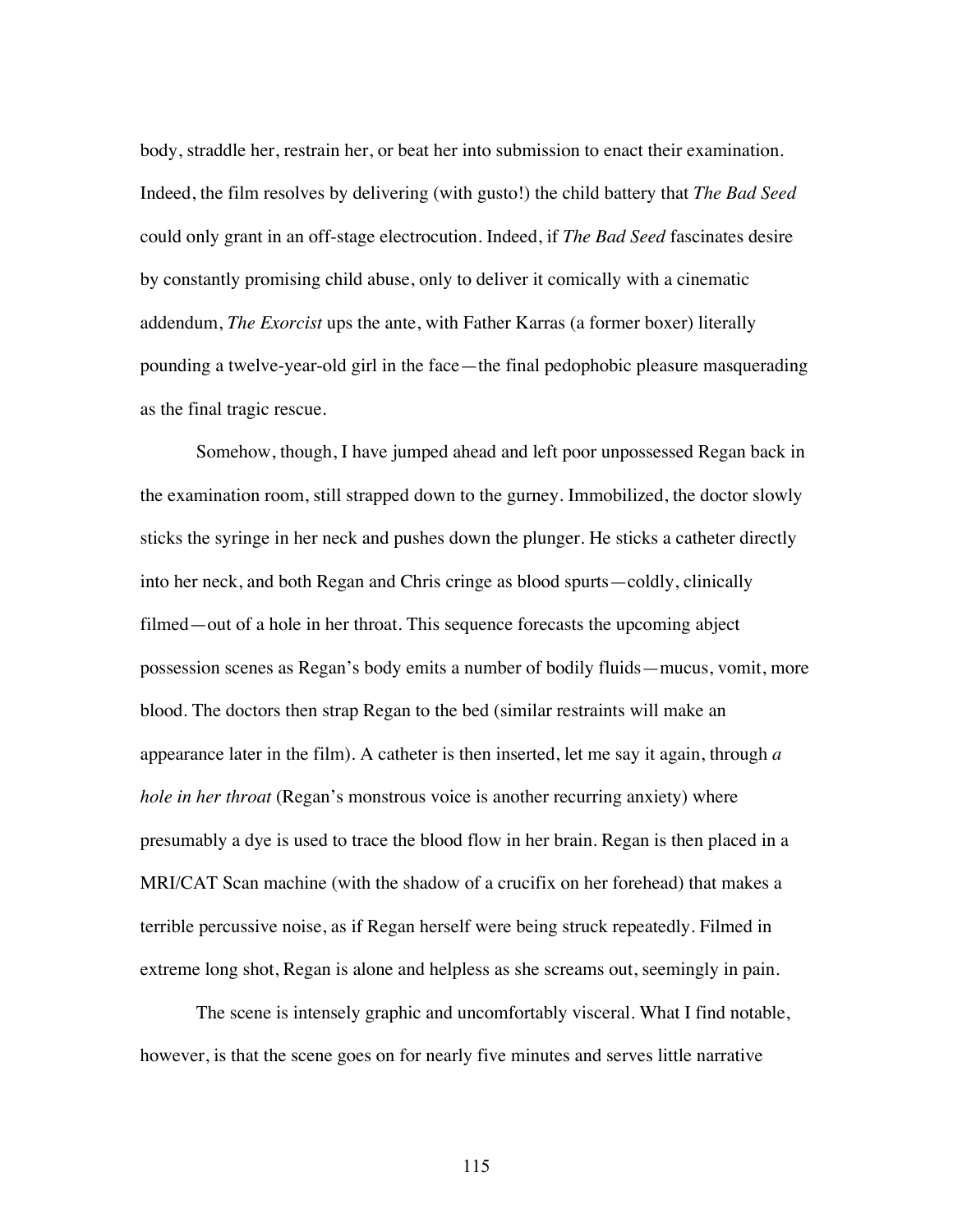body, straddle her, restrain her, or beat her into submission to enact their examination. Indeed, the film resolves by delivering (with gusto!) the child battery that *The Bad Seed* could only grant in an off-stage electrocution. Indeed, if *The Bad Seed* fascinates desire by constantly promising child abuse, only to deliver it comically with a cinematic addendum, *The Exorcist* ups the ante, with Father Karras (a former boxer) literally pounding a twelve-year-old girl in the face—the final pedophobic pleasure masquerading as the final tragic rescue.

Somehow, though, I have jumped ahead and left poor unpossessed Regan back in the examination room, still strapped down to the gurney. Immobilized, the doctor slowly sticks the syringe in her neck and pushes down the plunger. He sticks a catheter directly into her neck, and both Regan and Chris cringe as blood spurts—coldly, clinically filmed—out of a hole in her throat. This sequence forecasts the upcoming abject possession scenes as Regan's body emits a number of bodily fluids—mucus, vomit, more blood. The doctors then strap Regan to the bed (similar restraints will make an appearance later in the film). A catheter is then inserted, let me say it again, through *a hole in her throat* (Regan's monstrous voice is another recurring anxiety) where presumably a dye is used to trace the blood flow in her brain. Regan is then placed in a MRI/CAT Scan machine (with the shadow of a crucifix on her forehead) that makes a terrible percussive noise, as if Regan herself were being struck repeatedly. Filmed in extreme long shot, Regan is alone and helpless as she screams out, seemingly in pain.

The scene is intensely graphic and uncomfortably visceral. What I find notable, however, is that the scene goes on for nearly five minutes and serves little narrative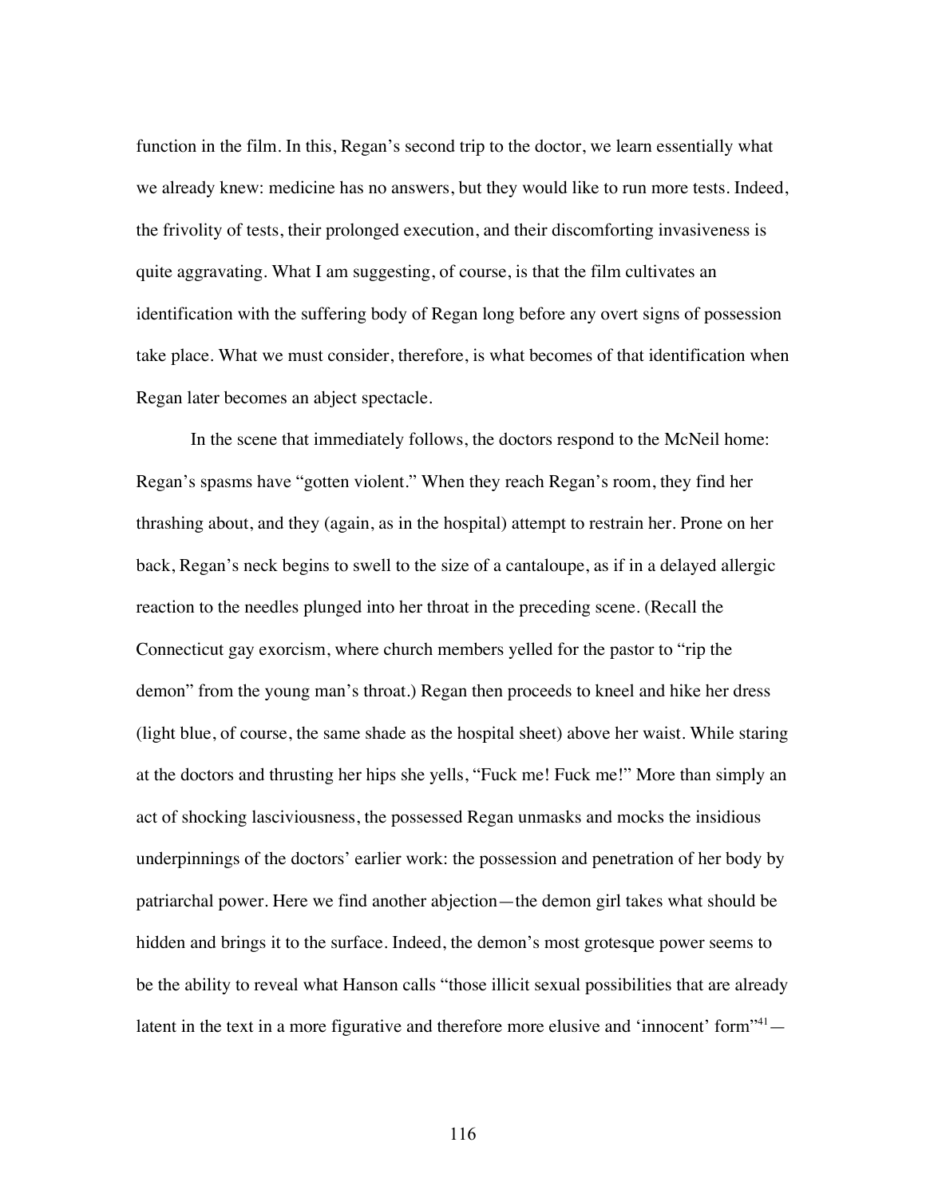function in the film. In this, Regan's second trip to the doctor, we learn essentially what we already knew: medicine has no answers, but they would like to run more tests. Indeed, the frivolity of tests, their prolonged execution, and their discomforting invasiveness is quite aggravating. What I am suggesting, of course, is that the film cultivates an identification with the suffering body of Regan long before any overt signs of possession take place. What we must consider, therefore, is what becomes of that identification when Regan later becomes an abject spectacle.

In the scene that immediately follows, the doctors respond to the McNeil home: Regan's spasms have "gotten violent." When they reach Regan's room, they find her thrashing about, and they (again, as in the hospital) attempt to restrain her. Prone on her back, Regan's neck begins to swell to the size of a cantaloupe, as if in a delayed allergic reaction to the needles plunged into her throat in the preceding scene. (Recall the Connecticut gay exorcism, where church members yelled for the pastor to "rip the demon" from the young man's throat.) Regan then proceeds to kneel and hike her dress (light blue, of course, the same shade as the hospital sheet) above her waist. While staring at the doctors and thrusting her hips she yells, "Fuck me! Fuck me!" More than simply an act of shocking lasciviousness, the possessed Regan unmasks and mocks the insidious underpinnings of the doctors' earlier work: the possession and penetration of her body by patriarchal power. Here we find another abjection—the demon girl takes what should be hidden and brings it to the surface. Indeed, the demon's most grotesque power seems to be the ability to reveal what Hanson calls "those illicit sexual possibilities that are already latent in the text in a more figurative and therefore more elusive and 'innocent' form"[41]—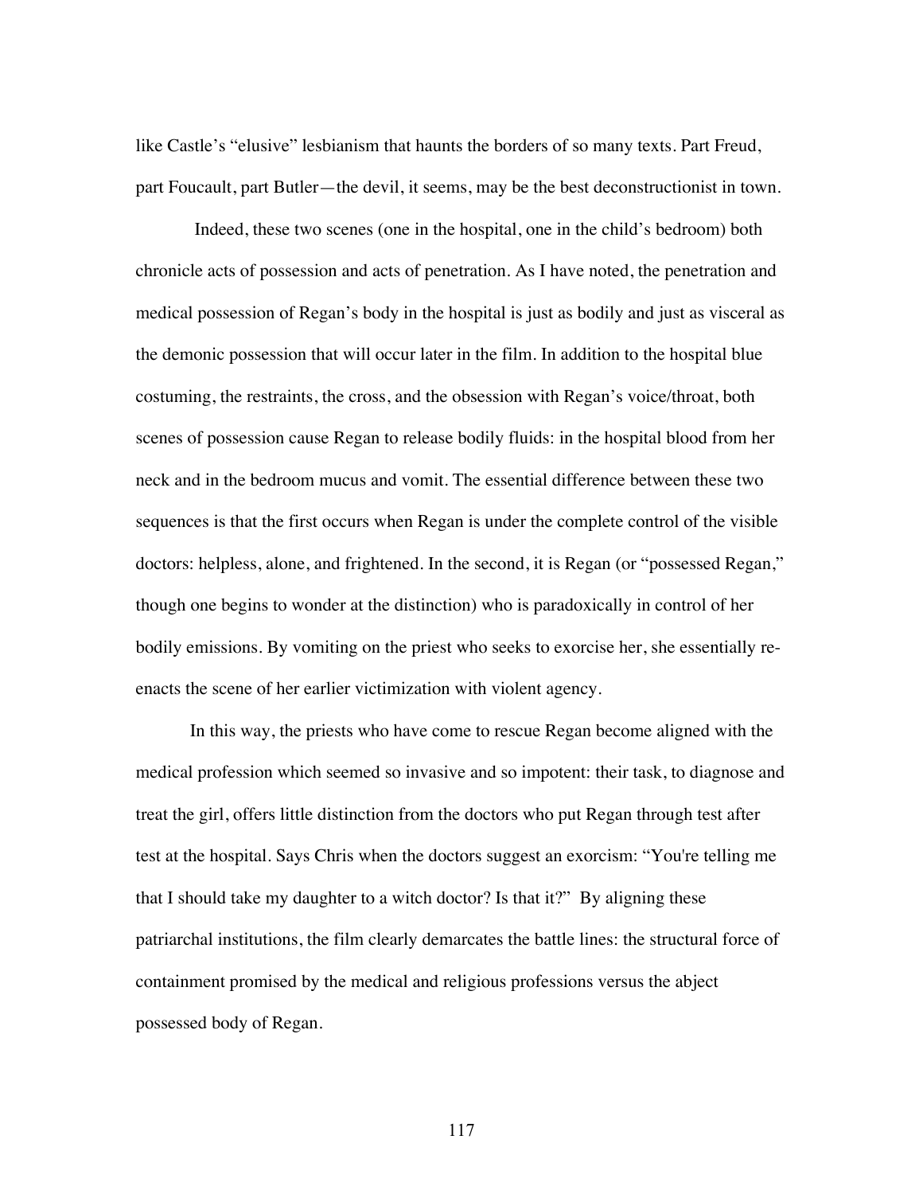like Castle's "elusive" lesbianism that haunts the borders of so many texts. Part Freud, part Foucault, part Butler—the devil, it seems, may be the best deconstructionist in town.

Indeed, these two scenes (one in the hospital, one in the child's bedroom) both chronicle acts of possession and acts of penetration. As I have noted, the penetration and medical possession of Regan's body in the hospital is just as bodily and just as visceral as the demonic possession that will occur later in the film. In addition to the hospital blue costuming, the restraints, the cross, and the obsession with Regan's voice/throat, both scenes of possession cause Regan to release bodily fluids: in the hospital blood from her neck and in the bedroom mucus and vomit. The essential difference between these two sequences is that the first occurs when Regan is under the complete control of the visible doctors: helpless, alone, and frightened. In the second, it is Regan (or "possessed Regan," though one begins to wonder at the distinction) who is paradoxically in control of her bodily emissions. By vomiting on the priest who seeks to exorcise her, she essentially re-enacts the scene of her earlier victimization with violent agency.

In this way, the priests who have come to rescue Regan become aligned with the medical profession which seemed so invasive and so impotent: their task, to diagnose and treat the girl, offers little distinction from the doctors who put Regan through test after test at the hospital. Says Chris when the doctors suggest an exorcism: "You're telling me that I should take my daughter to a witch doctor? Is that it?" By aligning these patriarchal institutions, the film clearly demarcates the battle lines: the structural force of containment promised by the medical and religious professions versus the abject possessed body of Regan.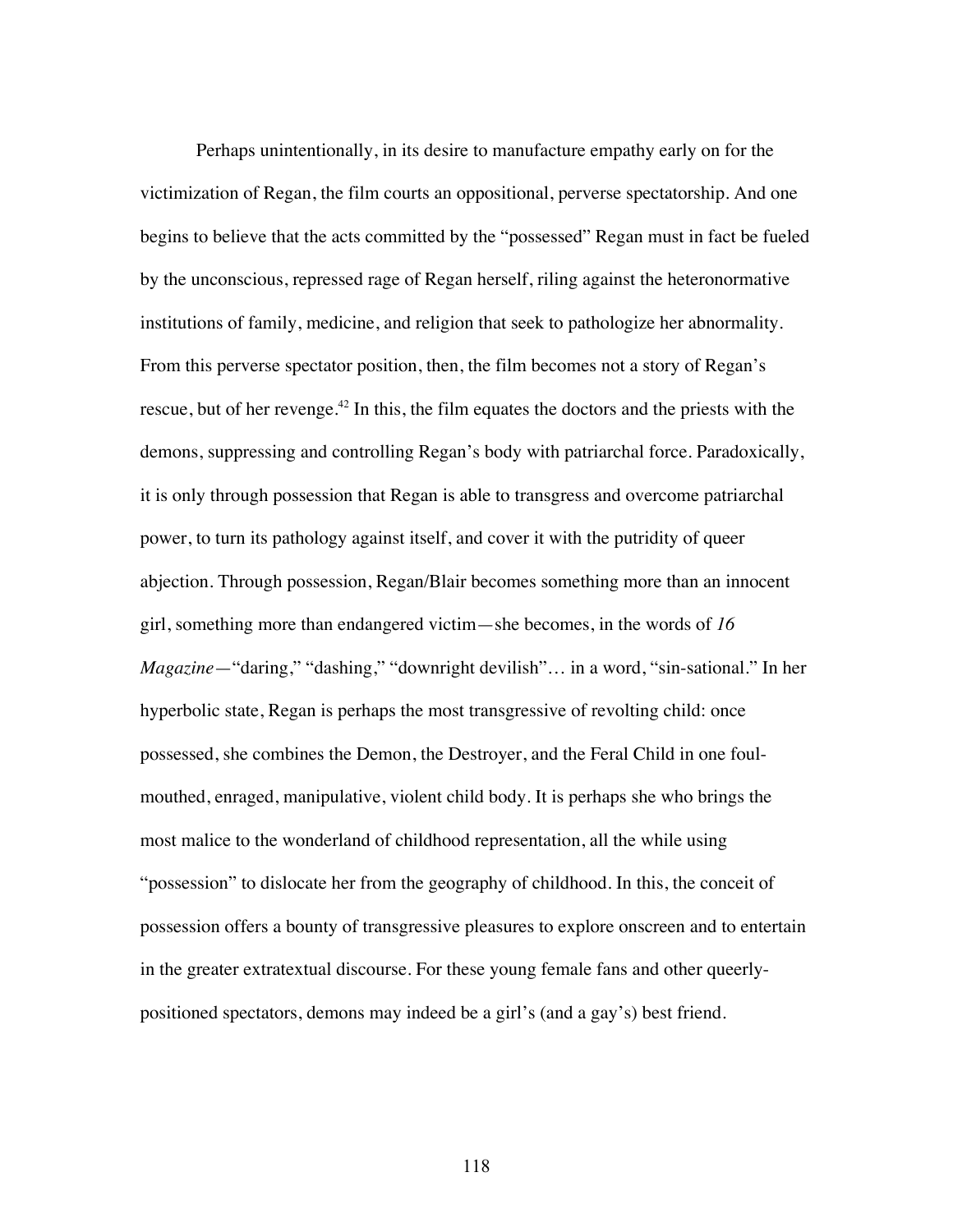Perhaps unintentionally, in its desire to manufacture empathy early on for the victimization of Regan, the film courts an oppositional, perverse spectatorship. And one begins to believe that the acts committed by the "possessed" Regan must in fact be fueled by the unconscious, repressed rage of Regan herself, riling against the heteronormative institutions of family, medicine, and religion that seek to pathologize her abnormality. From this perverse spectator position, then, the film becomes not a story of Regan's rescue, but of her revenge.[42] In this, the film equates the doctors and the priests with the demons, suppressing and controlling Regan's body with patriarchal force. Paradoxically, it is only through possession that Regan is able to transgress and overcome patriarchal power, to turn its pathology against itself, and cover it with the putridity of queer abjection. Through possession, Regan/Blair becomes something more than an innocent girl, something more than endangered victim—she becomes, in the words of *16 Magazine*—"daring," "dashing," "downright devilish"… in a word, "sin-sational." In her hyperbolic state, Regan is perhaps the most transgressive of revolting child: once possessed, she combines the Demon, the Destroyer, and the Feral Child in one foul-mouthed, enraged, manipulative, violent child body. It is perhaps she who brings the most malice to the wonderland of childhood representation, all the while using "possession" to dislocate her from the geography of childhood. In this, the conceit of possession offers a bounty of transgressive pleasures to explore onscreen and to entertain in the greater extratextual discourse. For these young female fans and other queerly-positioned spectators, demons may indeed be a girl's (and a gay's) best friend.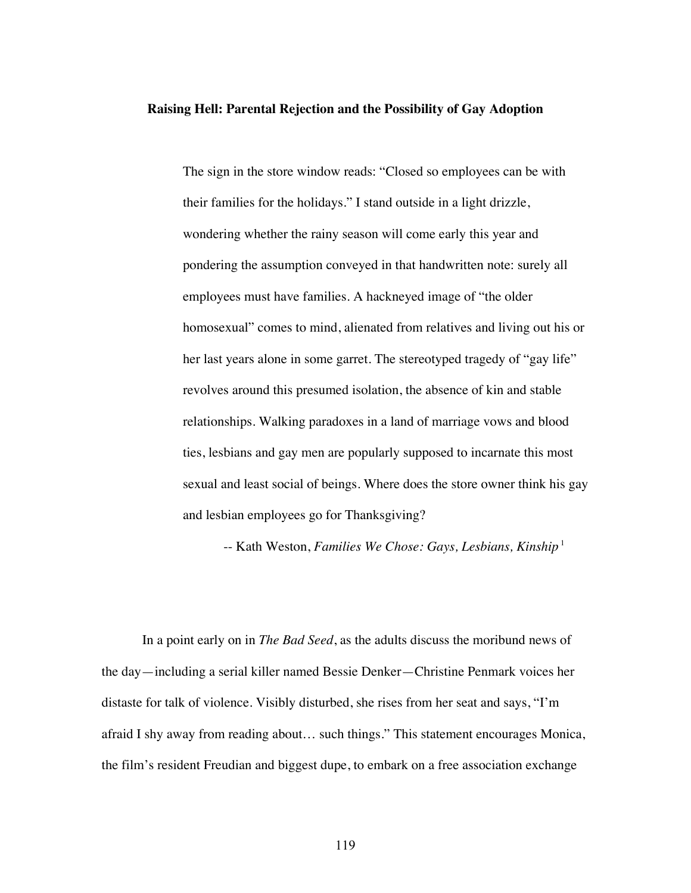## Raising Hell: Parental Rejection and the Possibility of Gay Adoption

> The sign in the store window reads: "Closed so employees can be with their families for the holidays." I stand outside in a light drizzle, wondering whether the rainy season will come early this year and pondering the assumption conveyed in that handwritten note: surely all employees must have families. A hackneyed image of "the older homosexual" comes to mind, alienated from relatives and living out his or her last years alone in some garret. The stereotyped tragedy of "gay life" revolves around this presumed isolation, the absence of kin and stable relationships. Walking paradoxes in a land of marriage vows and blood ties, lesbians and gay men are popularly supposed to incarnate this most sexual and least social of beings. Where does the store owner think his gay and lesbian employees go for Thanksgiving?
>
> -- Kath Weston, *Families We Chose: Gays, Lesbians, Kinship*[1]

In a point early on in *The Bad Seed*, as the adults discuss the moribund news of the day—including a serial killer named Bessie Denker—Christine Penmark voices her distaste for talk of violence. Visibly disturbed, she rises from her seat and says, "I'm afraid I shy away from reading about… such things." This statement encourages Monica, the film's resident Freudian and biggest dupe, to embark on a free association exchange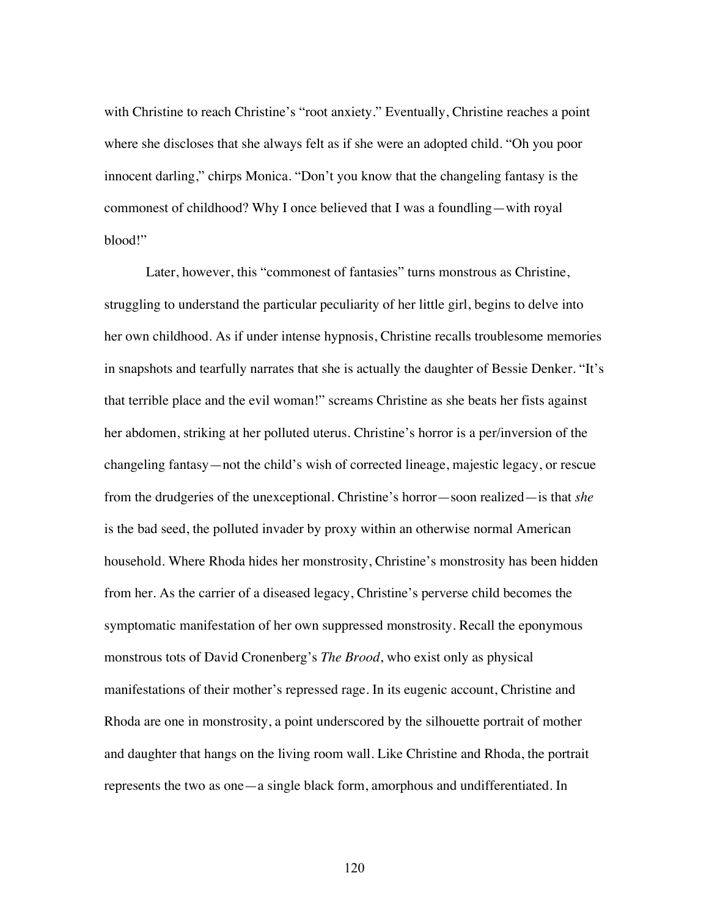with Christine to reach Christine's "root anxiety." Eventually, Christine reaches a point where she discloses that she always felt as if she were an adopted child. "Oh you poor innocent darling," chirps Monica. "Don't you know that the changeling fantasy is the commonest of childhood? Why I once believed that I was a foundling—with royal blood!"

Later, however, this "commonest of fantasies" turns monstrous as Christine, struggling to understand the particular peculiarity of her little girl, begins to delve into her own childhood. As if under intense hypnosis, Christine recalls troublesome memories in snapshots and tearfully narrates that she is actually the daughter of Bessie Denker. "It's that terrible place and the evil woman!" screams Christine as she beats her fists against her abdomen, striking at her polluted uterus. Christine's horror is a per/inversion of the changeling fantasy—not the child's wish of corrected lineage, majestic legacy, or rescue from the drudgeries of the unexceptional. Christine's horror—soon realized—is that *she* is the bad seed, the polluted invader by proxy within an otherwise normal American household. Where Rhoda hides her monstrosity, Christine's monstrosity has been hidden from her. As the carrier of a diseased legacy, Christine's perverse child becomes the symptomatic manifestation of her own suppressed monstrosity. Recall the eponymous monstrous tots of David Cronenberg's *The Brood*, who exist only as physical manifestations of their mother's repressed rage. In its eugenic account, Christine and Rhoda are one in monstrosity, a point underscored by the silhouette portrait of mother and daughter that hangs on the living room wall. Like Christine and Rhoda, the portrait represents the two as one—a single black form, amorphous and undifferentiated. In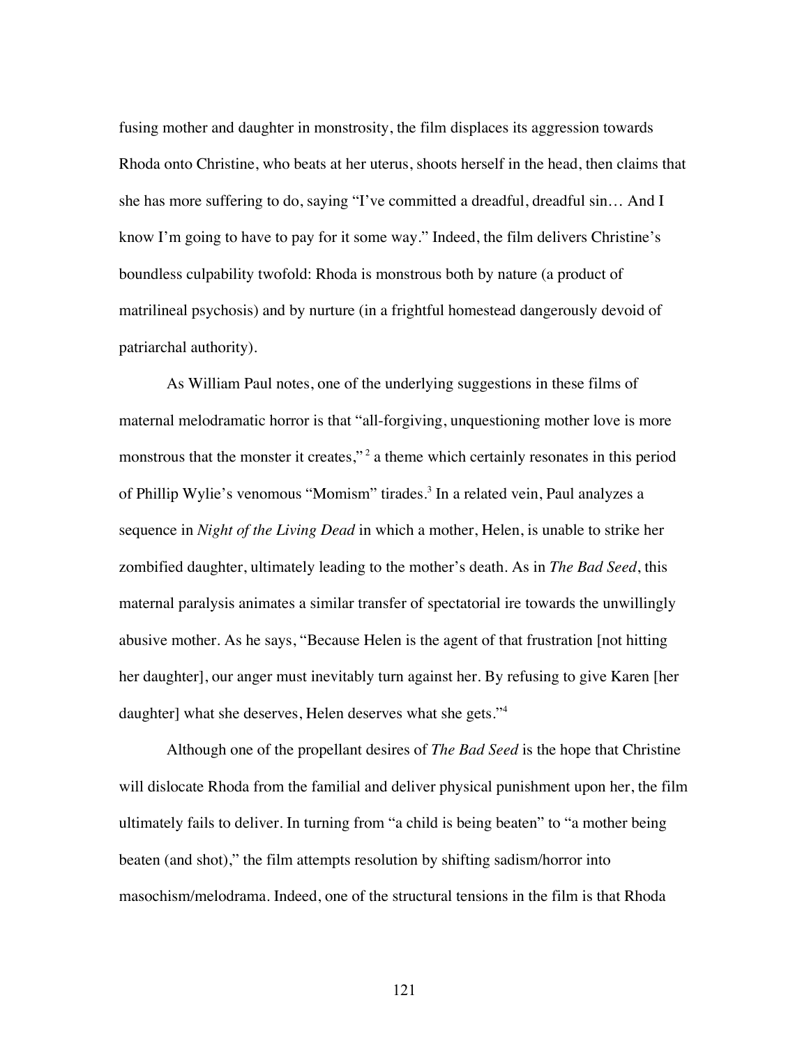fusing mother and daughter in monstrosity, the film displaces its aggression towards Rhoda onto Christine, who beats at her uterus, shoots herself in the head, then claims that she has more suffering to do, saying "I've committed a dreadful, dreadful sin… And I know I'm going to have to pay for it some way." Indeed, the film delivers Christine's boundless culpability twofold: Rhoda is monstrous both by nature (a product of matrilineal psychosis) and by nurture (in a frightful homestead dangerously devoid of patriarchal authority).

As William Paul notes, one of the underlying suggestions in these films of maternal melodramatic horror is that "all-forgiving, unquestioning mother love is more monstrous that the monster it creates,"[2] a theme which certainly resonates in this period of Phillip Wylie's venomous "Momism" tirades.[3] In a related vein, Paul analyzes a sequence in *Night of the Living Dead* in which a mother, Helen, is unable to strike her zombified daughter, ultimately leading to the mother's death. As in *The Bad Seed*, this maternal paralysis animates a similar transfer of spectatorial ire towards the unwillingly abusive mother. As he says, "Because Helen is the agent of that frustration [not hitting her daughter], our anger must inevitably turn against her. By refusing to give Karen [her daughter] what she deserves, Helen deserves what she gets."[4]

Although one of the propellant desires of *The Bad Seed* is the hope that Christine will dislocate Rhoda from the familial and deliver physical punishment upon her, the film ultimately fails to deliver. In turning from "a child is being beaten" to "a mother being beaten (and shot)," the film attempts resolution by shifting sadism/horror into masochism/melodrama. Indeed, one of the structural tensions in the film is that Rhoda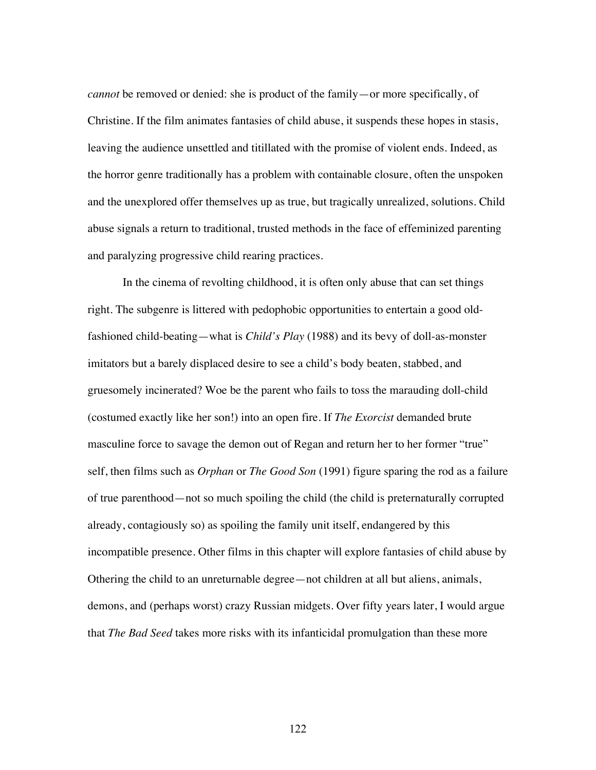*cannot* be removed or denied: she is product of the family—or more specifically, of Christine. If the film animates fantasies of child abuse, it suspends these hopes in stasis, leaving the audience unsettled and titillated with the promise of violent ends. Indeed, as the horror genre traditionally has a problem with containable closure, often the unspoken and the unexplored offer themselves up as true, but tragically unrealized, solutions. Child abuse signals a return to traditional, trusted methods in the face of effeminized parenting and paralyzing progressive child rearing practices.

In the cinema of revolting childhood, it is often only abuse that can set things right. The subgenre is littered with pedophobic opportunities to entertain a good old-fashioned child-beating—what is *Child's Play* (1988) and its bevy of doll-as-monster imitators but a barely displaced desire to see a child's body beaten, stabbed, and gruesomely incinerated? Woe be the parent who fails to toss the marauding doll-child (costumed exactly like her son!) into an open fire. If *The Exorcist* demanded brute masculine force to savage the demon out of Regan and return her to her former "true" self, then films such as *Orphan* or *The Good Son* (1991) figure sparing the rod as a failure of true parenthood—not so much spoiling the child (the child is preternaturally corrupted already, contagiously so) as spoiling the family unit itself, endangered by this incompatible presence. Other films in this chapter will explore fantasies of child abuse by Othering the child to an unreturnable degree—not children at all but aliens, animals, demons, and (perhaps worst) crazy Russian midgets. Over fifty years later, I would argue that *The Bad Seed* takes more risks with its infanticidal promulgation than these more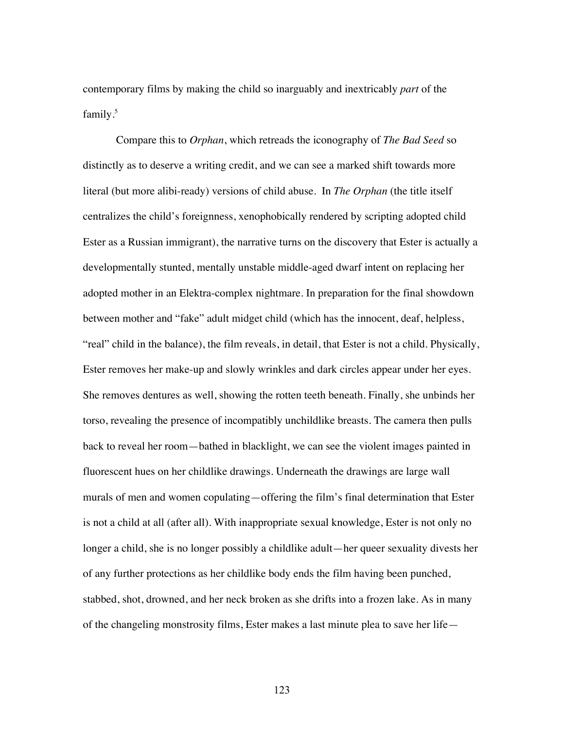contemporary films by making the child so inarguably and inextricably *part* of the family.[5]

Compare this to *Orphan*, which retreads the iconography of *The Bad Seed* so distinctly as to deserve a writing credit, and we can see a marked shift towards more literal (but more alibi-ready) versions of child abuse. In *The Orphan* (the title itself centralizes the child's foreignness, xenophobically rendered by scripting adopted child Ester as a Russian immigrant), the narrative turns on the discovery that Ester is actually a developmentally stunted, mentally unstable middle-aged dwarf intent on replacing her adopted mother in an Elektra-complex nightmare. In preparation for the final showdown between mother and "fake" adult midget child (which has the innocent, deaf, helpless, "real" child in the balance), the film reveals, in detail, that Ester is not a child. Physically, Ester removes her make-up and slowly wrinkles and dark circles appear under her eyes. She removes dentures as well, showing the rotten teeth beneath. Finally, she unbinds her torso, revealing the presence of incompatibly unchildlike breasts. The camera then pulls back to reveal her room—bathed in blacklight, we can see the violent images painted in fluorescent hues on her childlike drawings. Underneath the drawings are large wall murals of men and women copulating—offering the film's final determination that Ester is not a child at all (after all). With inappropriate sexual knowledge, Ester is not only no longer a child, she is no longer possibly a childlike adult—her queer sexuality divests her of any further protections as her childlike body ends the film having been punched, stabbed, shot, drowned, and her neck broken as she drifts into a frozen lake. As in many of the changeling monstrosity films, Ester makes a last minute plea to save her life—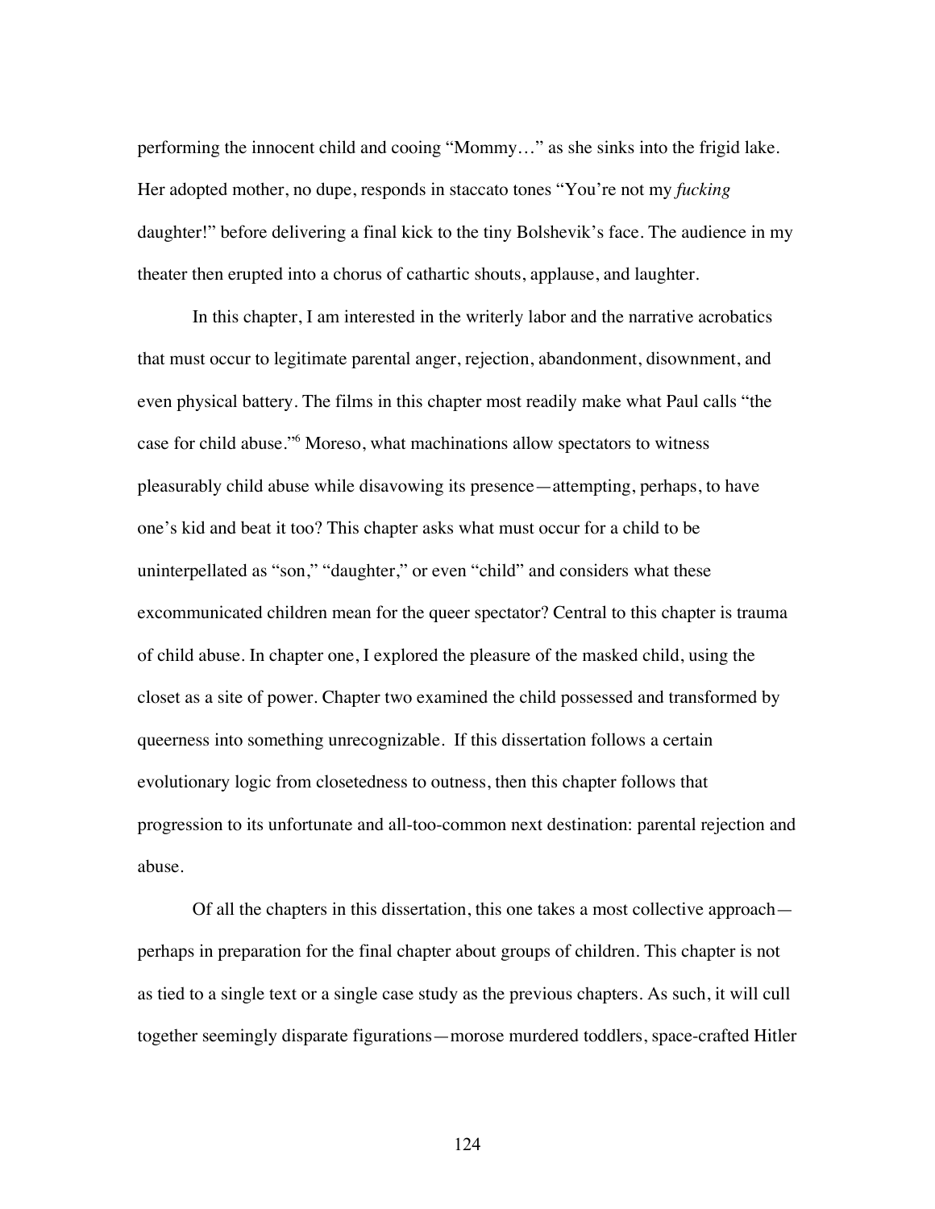performing the innocent child and cooing "Mommy…" as she sinks into the frigid lake. Her adopted mother, no dupe, responds in staccato tones "You're not my *fucking* daughter!" before delivering a final kick to the tiny Bolshevik's face. The audience in my theater then erupted into a chorus of cathartic shouts, applause, and laughter.

In this chapter, I am interested in the writerly labor and the narrative acrobatics that must occur to legitimate parental anger, rejection, abandonment, disownment, and even physical battery. The films in this chapter most readily make what Paul calls "the case for child abuse."[6] Moreso, what machinations allow spectators to witness pleasurably child abuse while disavowing its presence—attempting, perhaps, to have one's kid and beat it too? This chapter asks what must occur for a child to be uninterpellated as "son," "daughter," or even "child" and considers what these excommunicated children mean for the queer spectator? Central to this chapter is trauma of child abuse. In chapter one, I explored the pleasure of the masked child, using the closet as a site of power. Chapter two examined the child possessed and transformed by queerness into something unrecognizable. If this dissertation follows a certain evolutionary logic from closetedness to outness, then this chapter follows that progression to its unfortunate and all-too-common next destination: parental rejection and abuse.

Of all the chapters in this dissertation, this one takes a most collective approach—perhaps in preparation for the final chapter about groups of children. This chapter is not as tied to a single text or a single case study as the previous chapters. As such, it will cull together seemingly disparate figurations—morose murdered toddlers, space-crafted Hitler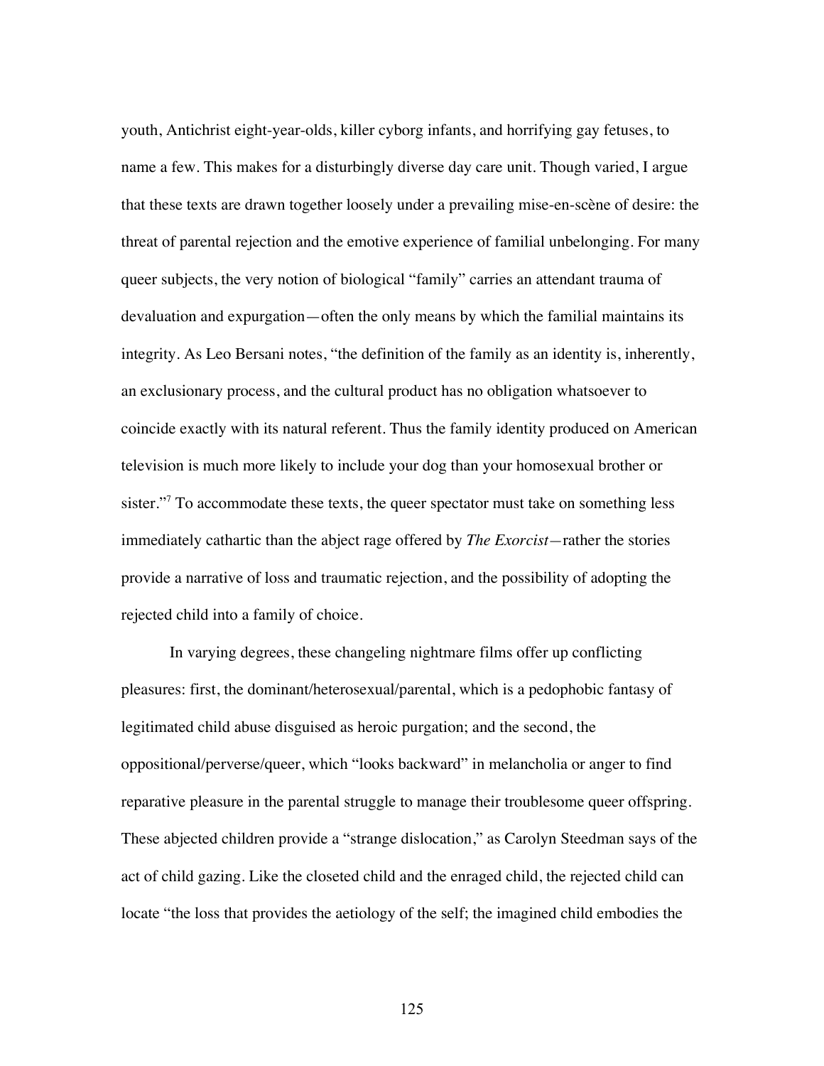youth, Antichrist eight-year-olds, killer cyborg infants, and horrifying gay fetuses, to name a few. This makes for a disturbingly diverse day care unit. Though varied, I argue that these texts are drawn together loosely under a prevailing mise-en-scène of desire: the threat of parental rejection and the emotive experience of familial unbelonging. For many queer subjects, the very notion of biological "family" carries an attendant trauma of devaluation and expurgation—often the only means by which the familial maintains its integrity. As Leo Bersani notes, "the definition of the family as an identity is, inherently, an exclusionary process, and the cultural product has no obligation whatsoever to coincide exactly with its natural referent. Thus the family identity produced on American television is much more likely to include your dog than your homosexual brother or sister."[7] To accommodate these texts, the queer spectator must take on something less immediately cathartic than the abject rage offered by *The Exorcist*—rather the stories provide a narrative of loss and traumatic rejection, and the possibility of adopting the rejected child into a family of choice.

In varying degrees, these changeling nightmare films offer up conflicting pleasures: first, the dominant/heterosexual/parental, which is a pedophobic fantasy of legitimated child abuse disguised as heroic purgation; and the second, the oppositional/perverse/queer, which "looks backward" in melancholia or anger to find reparative pleasure in the parental struggle to manage their troublesome queer offspring. These abjected children provide a "strange dislocation," as Carolyn Steedman says of the act of child gazing. Like the closeted child and the enraged child, the rejected child can locate "the loss that provides the aetiology of the self; the imagined child embodies the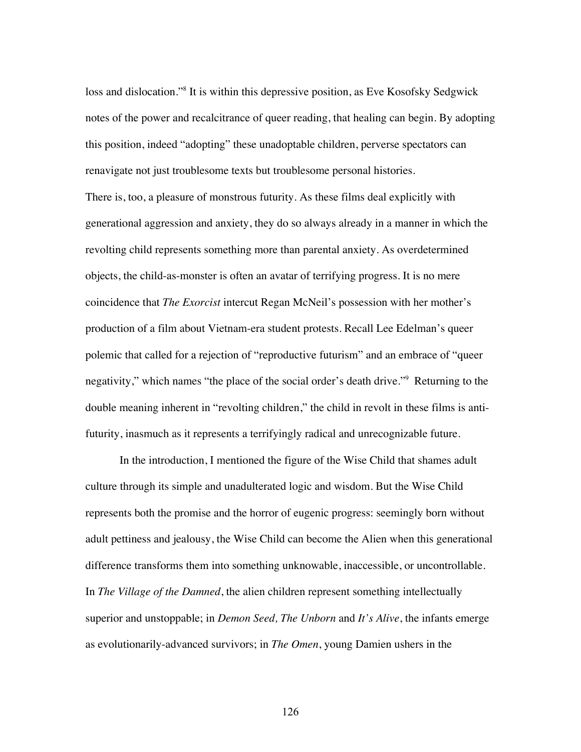loss and dislocation."[8] It is within this depressive position, as Eve Kosofsky Sedgwick notes of the power and recalcitrance of queer reading, that healing can begin. By adopting this position, indeed "adopting" these unadoptable children, perverse spectators can renavigate not just troublesome texts but troublesome personal histories.

There is, too, a pleasure of monstrous futurity. As these films deal explicitly with generational aggression and anxiety, they do so always already in a manner in which the revolting child represents something more than parental anxiety. As overdetermined objects, the child-as-monster is often an avatar of terrifying progress. It is no mere coincidence that *The Exorcist* intercut Regan McNeil's possession with her mother's production of a film about Vietnam-era student protests. Recall Lee Edelman's queer polemic that called for a rejection of "reproductive futurism" and an embrace of "queer negativity," which names "the place of the social order's death drive."[9] Returning to the double meaning inherent in "revolting children," the child in revolt in these films is anti-futurity, inasmuch as it represents a terrifyingly radical and unrecognizable future.

In the introduction, I mentioned the figure of the Wise Child that shames adult culture through its simple and unadulterated logic and wisdom. But the Wise Child represents both the promise and the horror of eugenic progress: seemingly born without adult pettiness and jealousy, the Wise Child can become the Alien when this generational difference transforms them into something unknowable, inaccessible, or uncontrollable. In *The Village of the Damned*, the alien children represent something intellectually superior and unstoppable; in *Demon Seed, The Unborn* and *It's Alive*, the infants emerge as evolutionarily-advanced survivors; in *The Omen*, young Damien ushers in the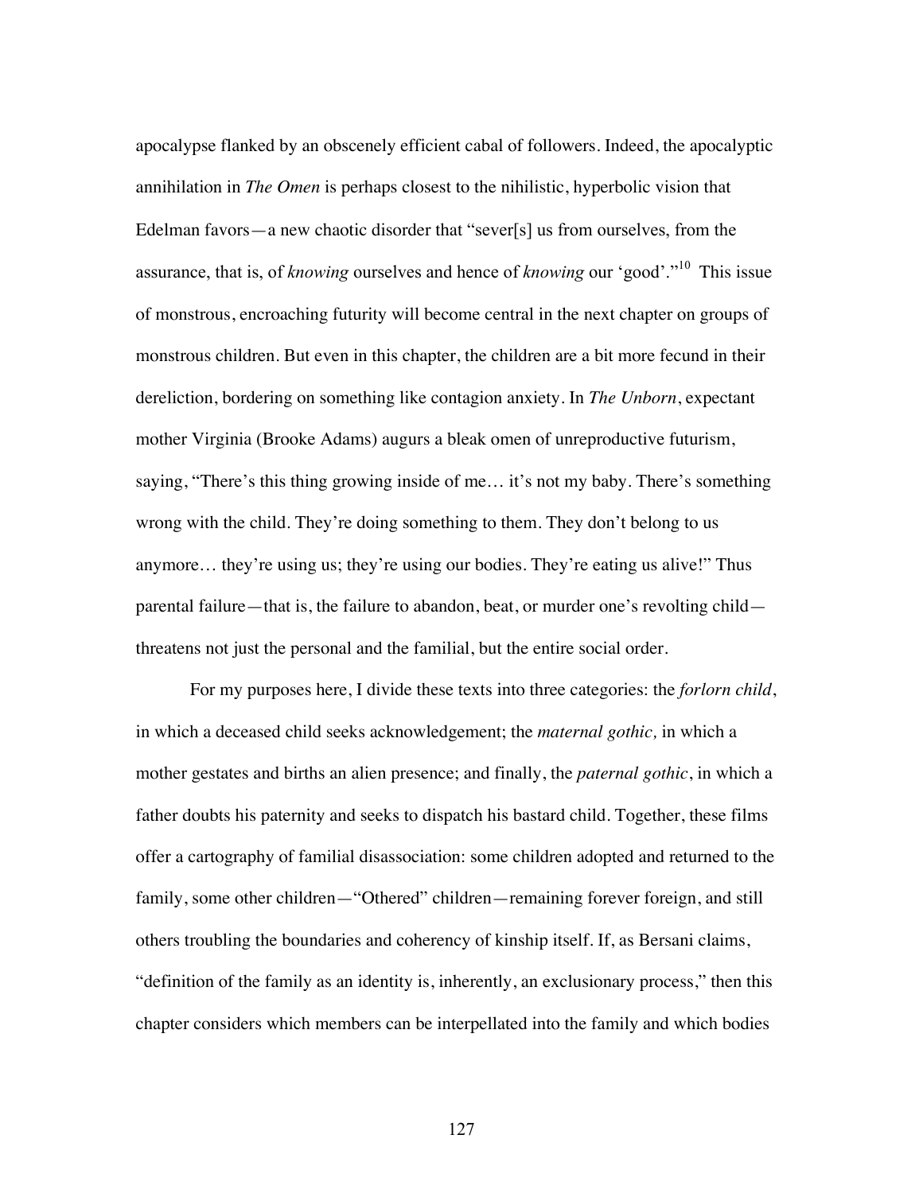apocalypse flanked by an obscenely efficient cabal of followers. Indeed, the apocalyptic annihilation in *The Omen* is perhaps closest to the nihilistic, hyperbolic vision that Edelman favors—a new chaotic disorder that "sever[s] us from ourselves, from the assurance, that is, of *knowing* ourselves and hence of *knowing* our 'good'."[10] This issue of monstrous, encroaching futurity will become central in the next chapter on groups of monstrous children. But even in this chapter, the children are a bit more fecund in their dereliction, bordering on something like contagion anxiety. In *The Unborn*, expectant mother Virginia (Brooke Adams) augurs a bleak omen of unreproductive futurism, saying, "There's this thing growing inside of me… it's not my baby. There's something wrong with the child. They're doing something to them. They don't belong to us anymore… they're using us; they're using our bodies. They're eating us alive!" Thus parental failure—that is, the failure to abandon, beat, or murder one's revolting child—threatens not just the personal and the familial, but the entire social order.

For my purposes here, I divide these texts into three categories: the *forlorn child*, in which a deceased child seeks acknowledgement; the *maternal gothic,* in which a mother gestates and births an alien presence; and finally, the *paternal gothic*, in which a father doubts his paternity and seeks to dispatch his bastard child. Together, these films offer a cartography of familial disassociation: some children adopted and returned to the family, some other children—"Othered" children—remaining forever foreign, and still others troubling the boundaries and coherency of kinship itself. If, as Bersani claims, "definition of the family as an identity is, inherently, an exclusionary process," then this chapter considers which members can be interpellated into the family and which bodies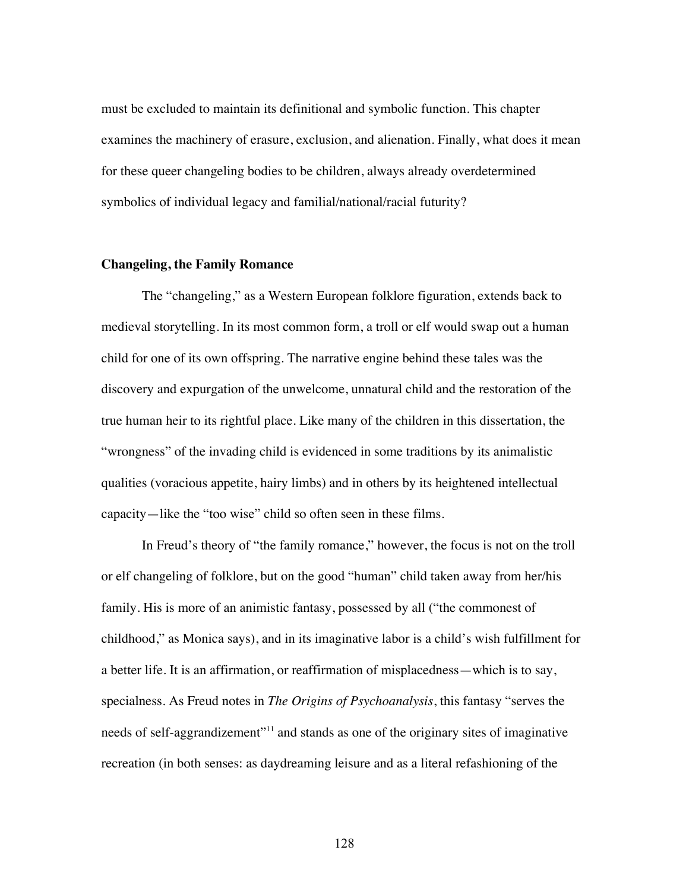must be excluded to maintain its definitional and symbolic function. This chapter examines the machinery of erasure, exclusion, and alienation. Finally, what does it mean for these queer changeling bodies to be children, always already overdetermined symbolics of individual legacy and familial/national/racial futurity?

### Changeling, the Family Romance

The "changeling," as a Western European folklore figuration, extends back to medieval storytelling. In its most common form, a troll or elf would swap out a human child for one of its own offspring. The narrative engine behind these tales was the discovery and expurgation of the unwelcome, unnatural child and the restoration of the true human heir to its rightful place. Like many of the children in this dissertation, the "wrongness" of the invading child is evidenced in some traditions by its animalistic qualities (voracious appetite, hairy limbs) and in others by its heightened intellectual capacity—like the "too wise" child so often seen in these films.

In Freud's theory of "the family romance," however, the focus is not on the troll or elf changeling of folklore, but on the good "human" child taken away from her/his family. His is more of an animistic fantasy, possessed by all ("the commonest of childhood," as Monica says), and in its imaginative labor is a child's wish fulfillment for a better life. It is an affirmation, or reaffirmation of misplacedness—which is to say, specialness. As Freud notes in *The Origins of Psychoanalysis*, this fantasy "serves the needs of self-aggrandizement"[11] and stands as one of the originary sites of imaginative recreation (in both senses: as daydreaming leisure and as a literal refashioning of the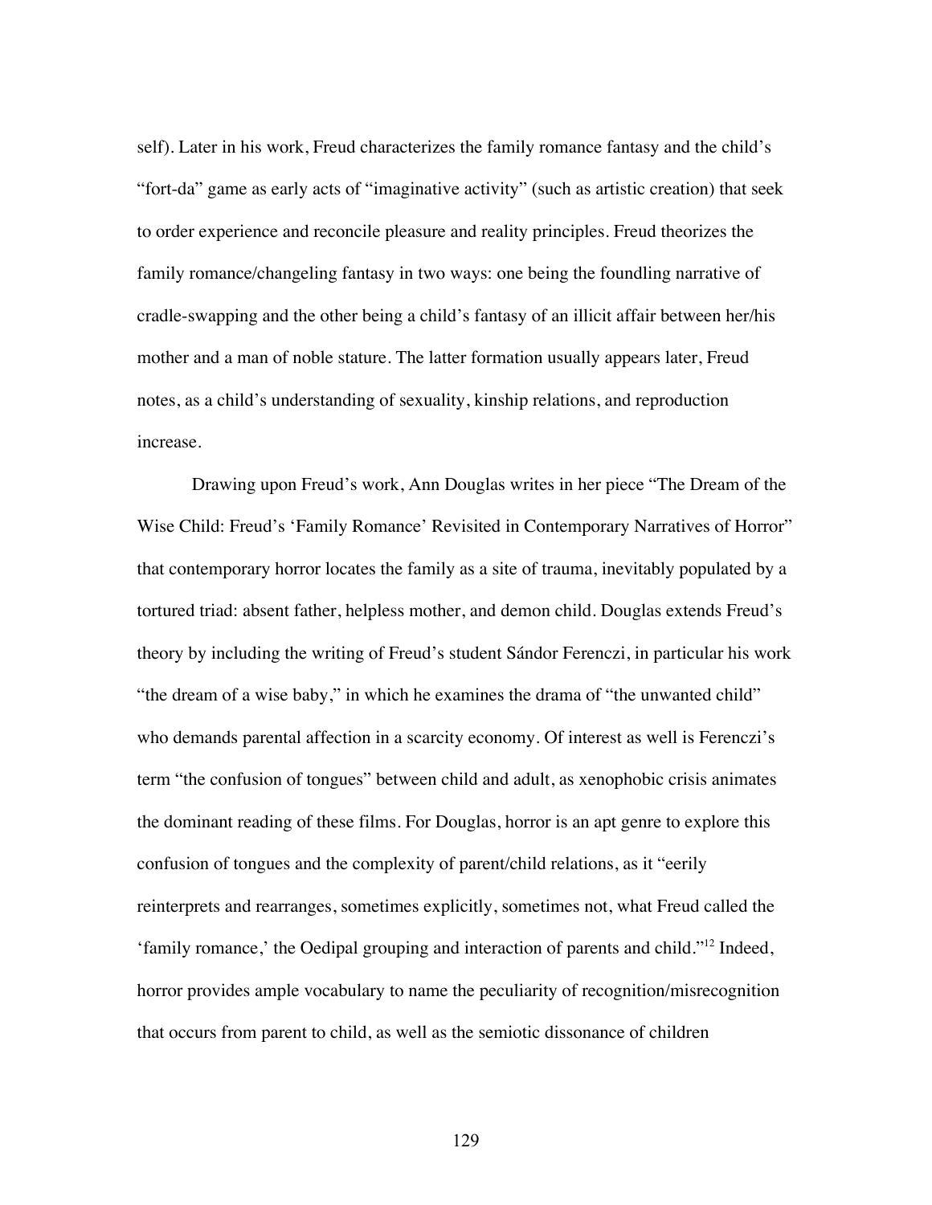self). Later in his work, Freud characterizes the family romance fantasy and the child's "fort-da" game as early acts of "imaginative activity" (such as artistic creation) that seek to order experience and reconcile pleasure and reality principles. Freud theorizes the family romance/changeling fantasy in two ways: one being the foundling narrative of cradle-swapping and the other being a child's fantasy of an illicit affair between her/his mother and a man of noble stature. The latter formation usually appears later, Freud notes, as a child's understanding of sexuality, kinship relations, and reproduction increase.

Drawing upon Freud's work, Ann Douglas writes in her piece "The Dream of the Wise Child: Freud's 'Family Romance' Revisited in Contemporary Narratives of Horror" that contemporary horror locates the family as a site of trauma, inevitably populated by a tortured triad: absent father, helpless mother, and demon child. Douglas extends Freud's theory by including the writing of Freud's student Sándor Ferenczi, in particular his work "the dream of a wise baby," in which he examines the drama of "the unwanted child" who demands parental affection in a scarcity economy. Of interest as well is Ferenczi's term "the confusion of tongues" between child and adult, as xenophobic crisis animates the dominant reading of these films. For Douglas, horror is an apt genre to explore this confusion of tongues and the complexity of parent/child relations, as it "eerily reinterprets and rearranges, sometimes explicitly, sometimes not, what Freud called the 'family romance,' the Oedipal grouping and interaction of parents and child."[12] Indeed, horror provides ample vocabulary to name the peculiarity of recognition/misrecognition that occurs from parent to child, as well as the semiotic dissonance of children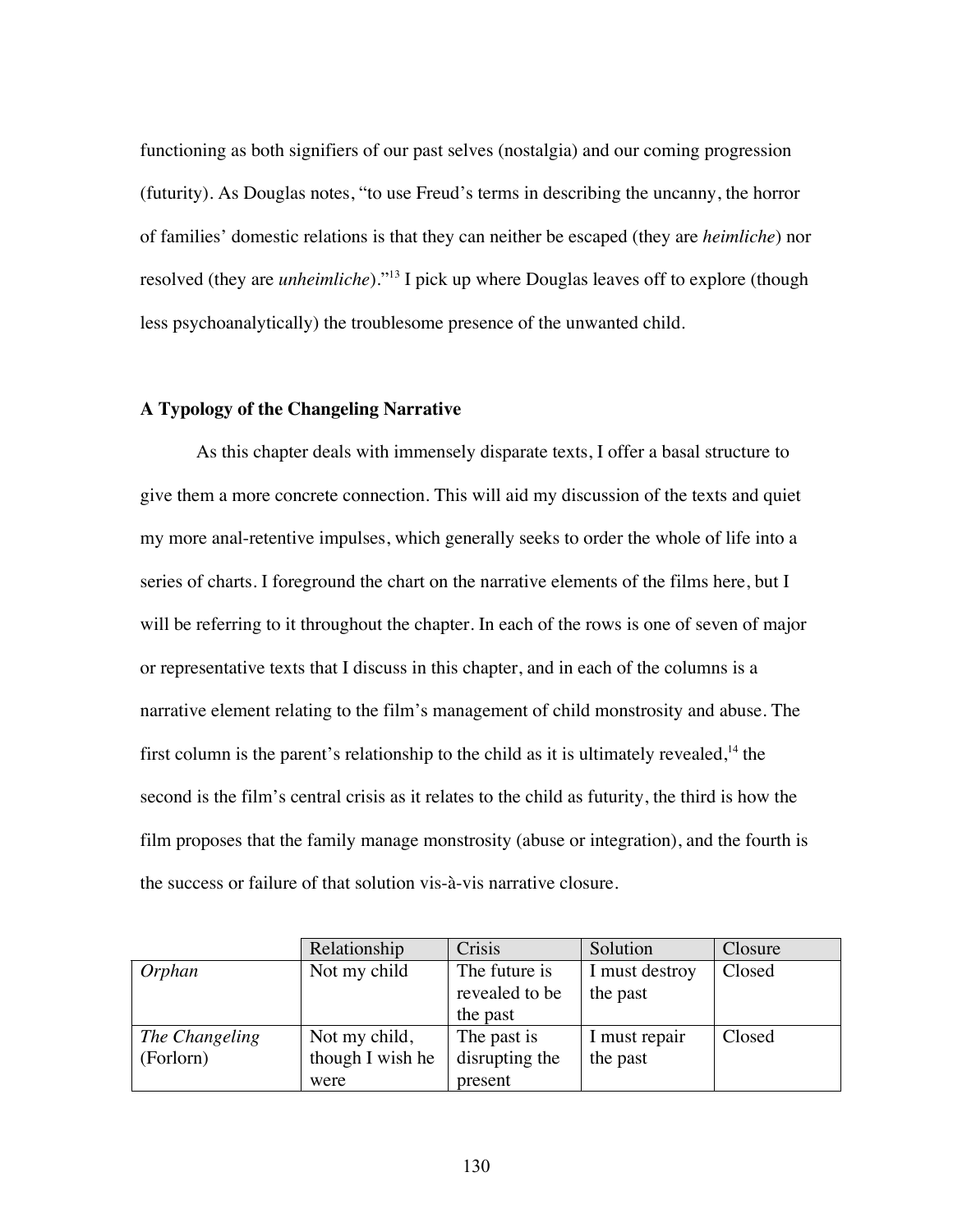functioning as both signifiers of our past selves (nostalgia) and our coming progression (futurity). As Douglas notes, "to use Freud's terms in describing the uncanny, the horror of families' domestic relations is that they can neither be escaped (they are *heimliche*) nor resolved (they are *unheimliche*)."[13] I pick up where Douglas leaves off to explore (though less psychoanalytically) the troublesome presence of the unwanted child.

### A Typology of the Changeling Narrative

As this chapter deals with immensely disparate texts, I offer a basal structure to give them a more concrete connection. This will aid my discussion of the texts and quiet my more anal-retentive impulses, which generally seeks to order the whole of life into a series of charts. I foreground the chart on the narrative elements of the films here, but I will be referring to it throughout the chapter. In each of the rows is one of seven of major or representative texts that I discuss in this chapter, and in each of the columns is a narrative element relating to the film's management of child monstrosity and abuse. The first column is the parent's relationship to the child as it is ultimately revealed,[14] the second is the film's central crisis as it relates to the child as futurity, the third is how the film proposes that the family manage monstrosity (abuse or integration), and the fourth is the success or failure of that solution vis-à-vis narrative closure.

| | Relationship | Crisis | Solution | Closure |
|---|---|---|---|---|
| *Orphan* | Not my child | The future is revealed to be the past | I must destroy the past | Closed |
| *The Changeling* (Forlorn) | Not my child, though I wish he were | The past is disrupting the present | I must repair the past | Closed |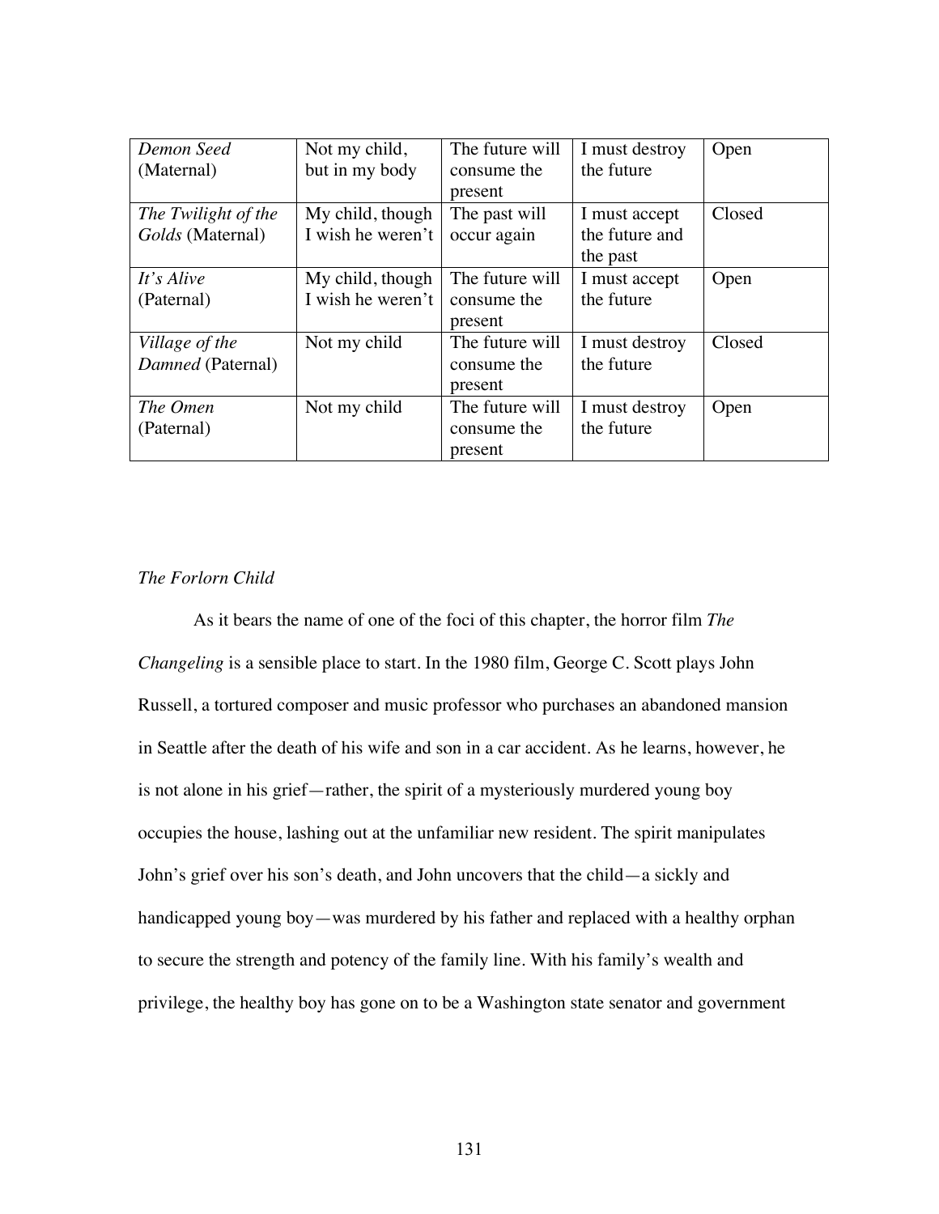| *Demon Seed* (Maternal) | Not my child, but in my body | The future will consume the present | I must destroy the future | Open |
|---|---|---|---|---|
| *The Twilight of the Golds* (Maternal) | My child, though I wish he weren't | The past will occur again | I must accept the future and the past | Closed |
| *It's Alive* (Paternal) | My child, though I wish he weren't | The future will consume the present | I must accept the future | Open |
| *Village of the Damned* (Paternal) | Not my child | The future will consume the present | I must destroy the future | Closed |
| *The Omen* (Paternal) | Not my child | The future will consume the present | I must destroy the future | Open |

*The Forlorn Child*

As it bears the name of one of the foci of this chapter, the horror film *The Changeling* is a sensible place to start. In the 1980 film, George C. Scott plays John Russell, a tortured composer and music professor who purchases an abandoned mansion in Seattle after the death of his wife and son in a car accident. As he learns, however, he is not alone in his grief—rather, the spirit of a mysteriously murdered young boy occupies the house, lashing out at the unfamiliar new resident. The spirit manipulates John's grief over his son's death, and John uncovers that the child—a sickly and handicapped young boy—was murdered by his father and replaced with a healthy orphan to secure the strength and potency of the family line. With his family's wealth and privilege, the healthy boy has gone on to be a Washington state senator and government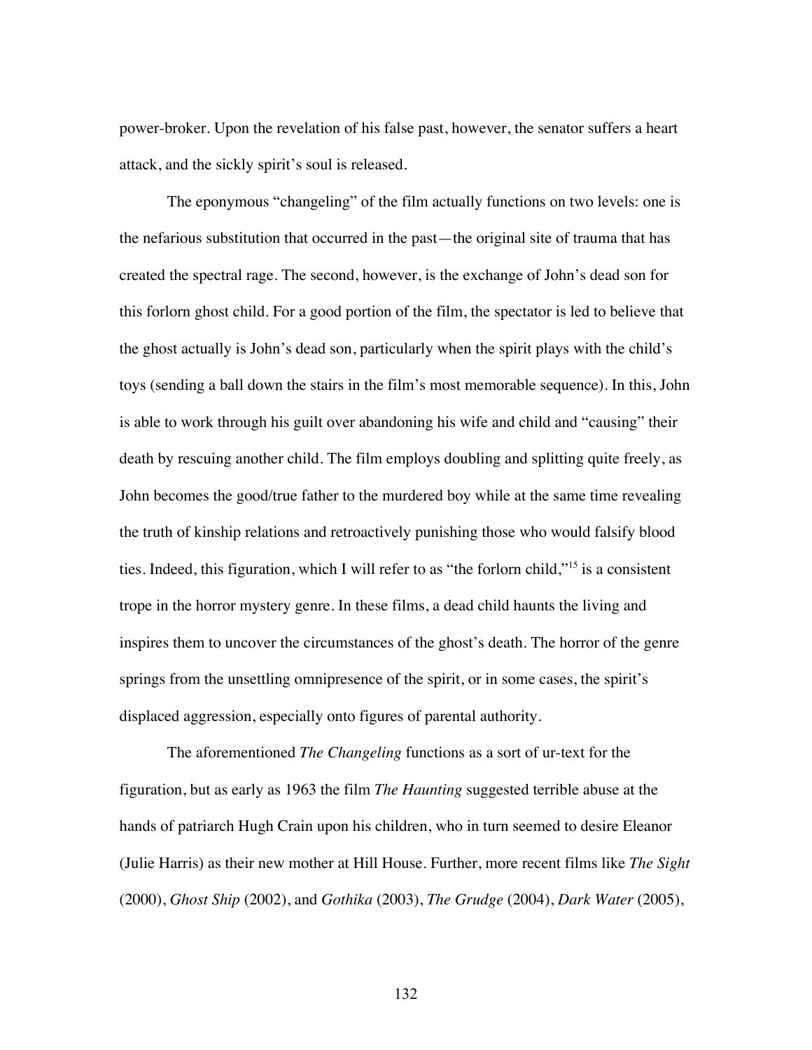power-broker. Upon the revelation of his false past, however, the senator suffers a heart attack, and the sickly spirit's soul is released.

The eponymous "changeling" of the film actually functions on two levels: one is the nefarious substitution that occurred in the past—the original site of trauma that has created the spectral rage. The second, however, is the exchange of John's dead son for this forlorn ghost child. For a good portion of the film, the spectator is led to believe that the ghost actually is John's dead son, particularly when the spirit plays with the child's toys (sending a ball down the stairs in the film's most memorable sequence). In this, John is able to work through his guilt over abandoning his wife and child and "causing" their death by rescuing another child. The film employs doubling and splitting quite freely, as John becomes the good/true father to the murdered boy while at the same time revealing the truth of kinship relations and retroactively punishing those who would falsify blood ties. Indeed, this figuration, which I will refer to as "the forlorn child,"[15] is a consistent trope in the horror mystery genre. In these films, a dead child haunts the living and inspires them to uncover the circumstances of the ghost's death. The horror of the genre springs from the unsettling omnipresence of the spirit, or in some cases, the spirit's displaced aggression, especially onto figures of parental authority.

The aforementioned *The Changeling* functions as a sort of ur-text for the figuration, but as early as 1963 the film *The Haunting* suggested terrible abuse at the hands of patriarch Hugh Crain upon his children, who in turn seemed to desire Eleanor (Julie Harris) as their new mother at Hill House. Further, more recent films like *The Sight* (2000), *Ghost Ship* (2002), and *Gothika* (2003), *The Grudge* (2004), *Dark Water* (2005),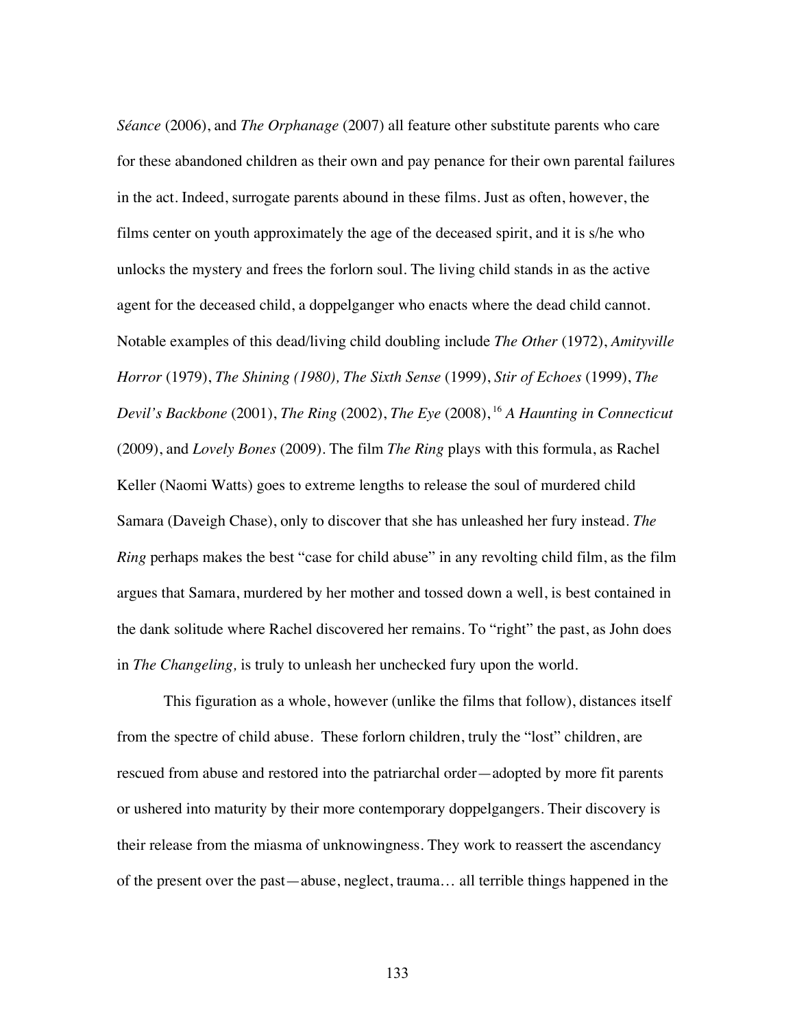*Séance* (2006), and *The Orphanage* (2007) all feature other substitute parents who care for these abandoned children as their own and pay penance for their own parental failures in the act. Indeed, surrogate parents abound in these films. Just as often, however, the films center on youth approximately the age of the deceased spirit, and it is s/he who unlocks the mystery and frees the forlorn soul. The living child stands in as the active agent for the deceased child, a doppelganger who enacts where the dead child cannot. Notable examples of this dead/living child doubling include *The Other* (1972), *Amityville Horror* (1979), *The Shining (1980), The Sixth Sense* (1999), *Stir of Echoes* (1999), *The Devil's Backbone* (2001), *The Ring* (2002), *The Eye* (2008),[16] *A Haunting in Connecticut* (2009), and *Lovely Bones* (2009). The film *The Ring* plays with this formula, as Rachel Keller (Naomi Watts) goes to extreme lengths to release the soul of murdered child Samara (Daveigh Chase), only to discover that she has unleashed her fury instead. *The Ring* perhaps makes the best "case for child abuse" in any revolting child film, as the film argues that Samara, murdered by her mother and tossed down a well, is best contained in the dank solitude where Rachel discovered her remains. To "right" the past, as John does in *The Changeling,* is truly to unleash her unchecked fury upon the world.

This figuration as a whole, however (unlike the films that follow), distances itself from the spectre of child abuse. These forlorn children, truly the "lost" children, are rescued from abuse and restored into the patriarchal order—adopted by more fit parents or ushered into maturity by their more contemporary doppelgangers. Their discovery is their release from the miasma of unknowingness. They work to reassert the ascendancy of the present over the past—abuse, neglect, trauma… all terrible things happened in the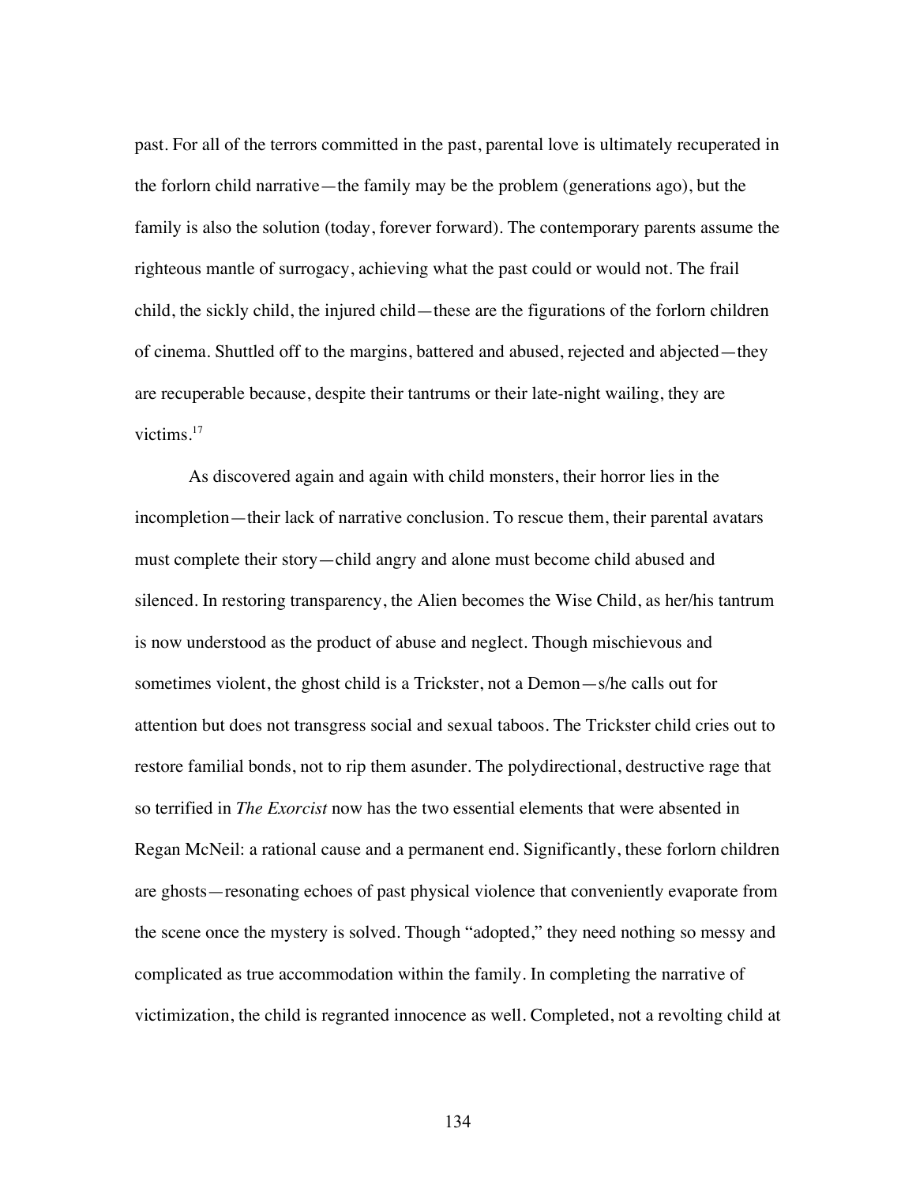past. For all of the terrors committed in the past, parental love is ultimately recuperated in the forlorn child narrative—the family may be the problem (generations ago), but the family is also the solution (today, forever forward). The contemporary parents assume the righteous mantle of surrogacy, achieving what the past could or would not. The frail child, the sickly child, the injured child—these are the figurations of the forlorn children of cinema. Shuttled off to the margins, battered and abused, rejected and abjected—they are recuperable because, despite their tantrums or their late-night wailing, they are victims.[17]

As discovered again and again with child monsters, their horror lies in the incompletion—their lack of narrative conclusion. To rescue them, their parental avatars must complete their story—child angry and alone must become child abused and silenced. In restoring transparency, the Alien becomes the Wise Child, as her/his tantrum is now understood as the product of abuse and neglect. Though mischievous and sometimes violent, the ghost child is a Trickster, not a Demon—s/he calls out for attention but does not transgress social and sexual taboos. The Trickster child cries out to restore familial bonds, not to rip them asunder. The polydirectional, destructive rage that so terrified in *The Exorcist* now has the two essential elements that were absented in Regan McNeil: a rational cause and a permanent end. Significantly, these forlorn children are ghosts—resonating echoes of past physical violence that conveniently evaporate from the scene once the mystery is solved. Though "adopted," they need nothing so messy and complicated as true accommodation within the family. In completing the narrative of victimization, the child is regranted innocence as well. Completed, not a revolting child at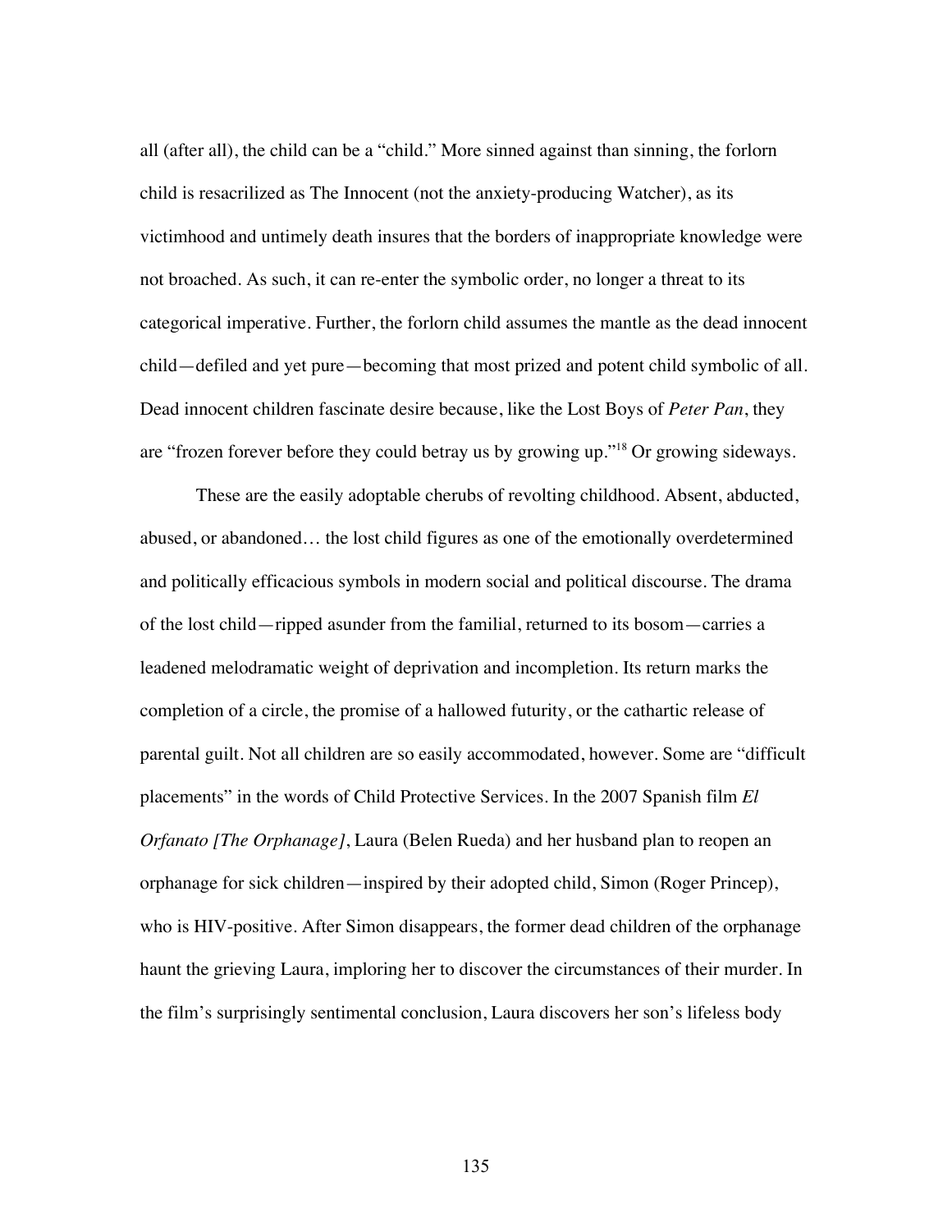all (after all), the child can be a "child." More sinned against than sinning, the forlorn child is resacrilized as The Innocent (not the anxiety-producing Watcher), as its victimhood and untimely death insures that the borders of inappropriate knowledge were not broached. As such, it can re-enter the symbolic order, no longer a threat to its categorical imperative. Further, the forlorn child assumes the mantle as the dead innocent child—defiled and yet pure—becoming that most prized and potent child symbolic of all. Dead innocent children fascinate desire because, like the Lost Boys of *Peter Pan*, they are "frozen forever before they could betray us by growing up."[18] Or growing sideways.

These are the easily adoptable cherubs of revolting childhood. Absent, abducted, abused, or abandoned… the lost child figures as one of the emotionally overdetermined and politically efficacious symbols in modern social and political discourse. The drama of the lost child—ripped asunder from the familial, returned to its bosom—carries a leadened melodramatic weight of deprivation and incompletion. Its return marks the completion of a circle, the promise of a hallowed futurity, or the cathartic release of parental guilt. Not all children are so easily accommodated, however. Some are "difficult placements" in the words of Child Protective Services. In the 2007 Spanish film *El Orfanato [The Orphanage]*, Laura (Belen Rueda) and her husband plan to reopen an orphanage for sick children—inspired by their adopted child, Simon (Roger Princep), who is HIV-positive. After Simon disappears, the former dead children of the orphanage haunt the grieving Laura, imploring her to discover the circumstances of their murder. In the film's surprisingly sentimental conclusion, Laura discovers her son's lifeless body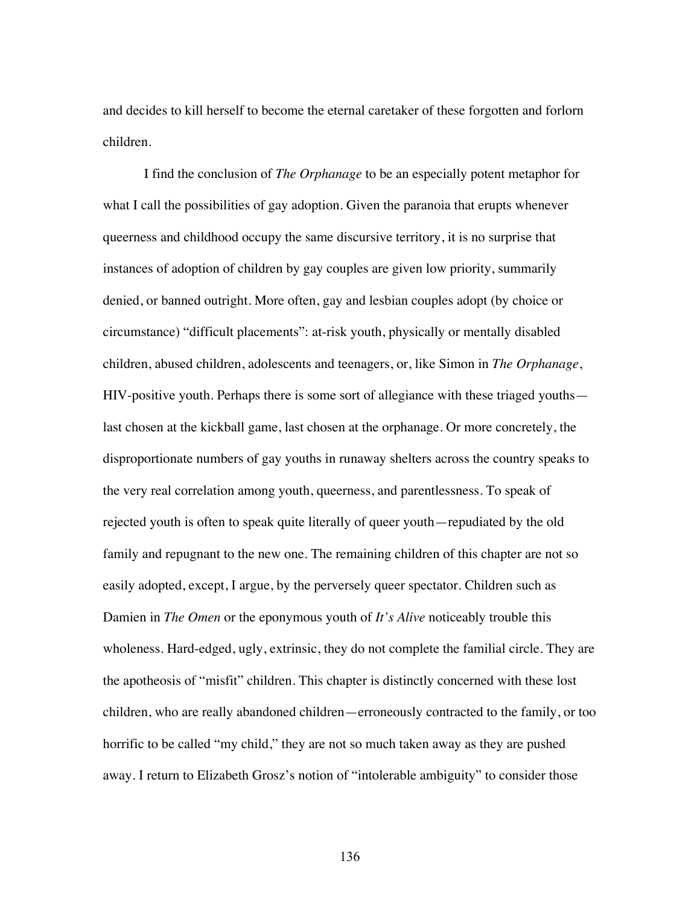and decides to kill herself to become the eternal caretaker of these forgotten and forlorn children.

I find the conclusion of *The Orphanage* to be an especially potent metaphor for what I call the possibilities of gay adoption. Given the paranoia that erupts whenever queerness and childhood occupy the same discursive territory, it is no surprise that instances of adoption of children by gay couples are given low priority, summarily denied, or banned outright. More often, gay and lesbian couples adopt (by choice or circumstance) "difficult placements": at-risk youth, physically or mentally disabled children, abused children, adolescents and teenagers, or, like Simon in *The Orphanage*, HIV-positive youth. Perhaps there is some sort of allegiance with these triaged youths—last chosen at the kickball game, last chosen at the orphanage. Or more concretely, the disproportionate numbers of gay youths in runaway shelters across the country speaks to the very real correlation among youth, queerness, and parentlessness. To speak of rejected youth is often to speak quite literally of queer youth—repudiated by the old family and repugnant to the new one. The remaining children of this chapter are not so easily adopted, except, I argue, by the perversely queer spectator. Children such as Damien in *The Omen* or the eponymous youth of *It's Alive* noticeably trouble this wholeness. Hard-edged, ugly, extrinsic, they do not complete the familial circle. They are the apotheosis of "misfit" children. This chapter is distinctly concerned with these lost children, who are really abandoned children—erroneously contracted to the family, or too horrific to be called "my child," they are not so much taken away as they are pushed away. I return to Elizabeth Grosz's notion of "intolerable ambiguity" to consider those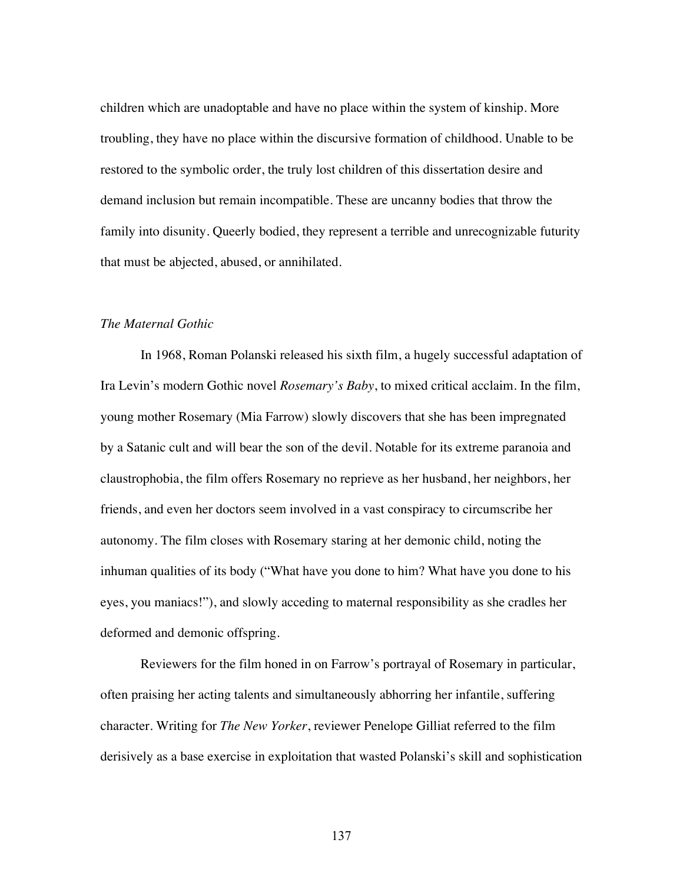children which are unadoptable and have no place within the system of kinship. More troubling, they have no place within the discursive formation of childhood. Unable to be restored to the symbolic order, the truly lost children of this dissertation desire and demand inclusion but remain incompatible. These are uncanny bodies that throw the family into disunity. Queerly bodied, they represent a terrible and unrecognizable futurity that must be abjected, abused, or annihilated.

### *The Maternal Gothic*

In 1968, Roman Polanski released his sixth film, a hugely successful adaptation of Ira Levin's modern Gothic novel *Rosemary's Baby*, to mixed critical acclaim. In the film, young mother Rosemary (Mia Farrow) slowly discovers that she has been impregnated by a Satanic cult and will bear the son of the devil. Notable for its extreme paranoia and claustrophobia, the film offers Rosemary no reprieve as her husband, her neighbors, her friends, and even her doctors seem involved in a vast conspiracy to circumscribe her autonomy. The film closes with Rosemary staring at her demonic child, noting the inhuman qualities of its body ("What have you done to him? What have you done to his eyes, you maniacs!"), and slowly acceding to maternal responsibility as she cradles her deformed and demonic offspring.

Reviewers for the film honed in on Farrow's portrayal of Rosemary in particular, often praising her acting talents and simultaneously abhorring her infantile, suffering character. Writing for *The New Yorker*, reviewer Penelope Gilliat referred to the film derisively as a base exercise in exploitation that wasted Polanski's skill and sophistication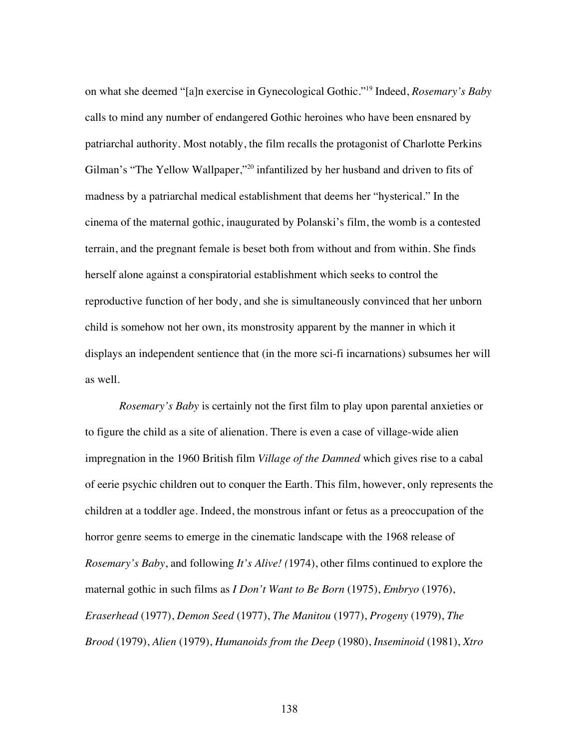on what she deemed "[a]n exercise in Gynecological Gothic."[19] Indeed, *Rosemary's Baby* calls to mind any number of endangered Gothic heroines who have been ensnared by patriarchal authority. Most notably, the film recalls the protagonist of Charlotte Perkins Gilman's "The Yellow Wallpaper,"[20] infantilized by her husband and driven to fits of madness by a patriarchal medical establishment that deems her "hysterical." In the cinema of the maternal gothic, inaugurated by Polanski's film, the womb is a contested terrain, and the pregnant female is beset both from without and from within. She finds herself alone against a conspiratorial establishment which seeks to control the reproductive function of her body, and she is simultaneously convinced that her unborn child is somehow not her own, its monstrosity apparent by the manner in which it displays an independent sentience that (in the more sci-fi incarnations) subsumes her will as well.

*Rosemary's Baby* is certainly not the first film to play upon parental anxieties or to figure the child as a site of alienation. There is even a case of village-wide alien impregnation in the 1960 British film *Village of the Damned* which gives rise to a cabal of eerie psychic children out to conquer the Earth. This film, however, only represents the children at a toddler age. Indeed, the monstrous infant or fetus as a preoccupation of the horror genre seems to emerge in the cinematic landscape with the 1968 release of *Rosemary's Baby*, and following *It's Alive! (*1974), other films continued to explore the maternal gothic in such films as *I Don't Want to Be Born* (1975), *Embryo* (1976), *Eraserhead* (1977), *Demon Seed* (1977), *The Manitou* (1977), *Progeny* (1979), *The Brood* (1979), *Alien* (1979), *Humanoids from the Deep* (1980), *Inseminoid* (1981), *Xtro*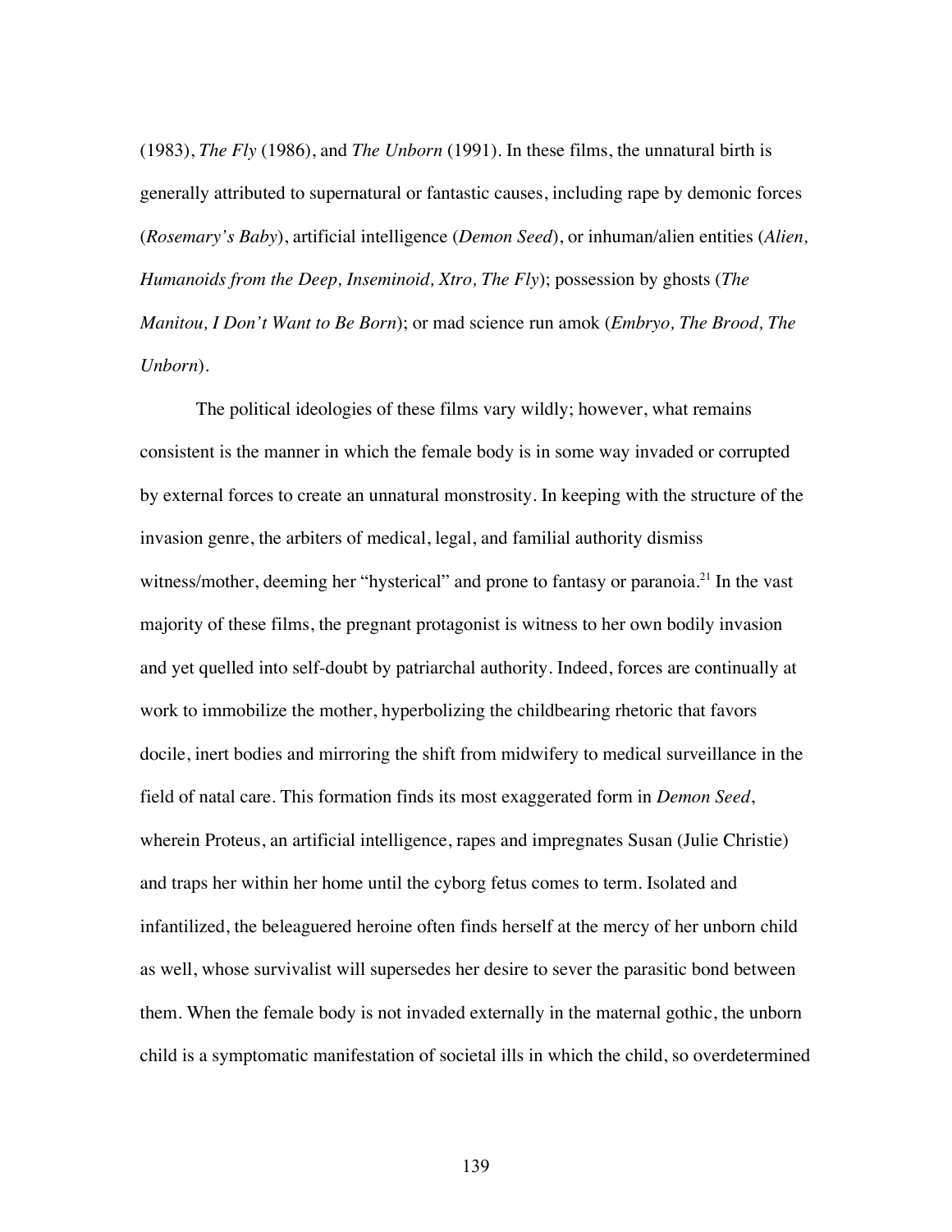(1983), *The Fly* (1986), and *The Unborn* (1991). In these films, the unnatural birth is generally attributed to supernatural or fantastic causes, including rape by demonic forces (*Rosemary's Baby*), artificial intelligence (*Demon Seed*), or inhuman/alien entities (*Alien, Humanoids from the Deep, Inseminoid, Xtro, The Fly*); possession by ghosts (*The Manitou, I Don't Want to Be Born*); or mad science run amok (*Embryo, The Brood, The Unborn*).

The political ideologies of these films vary wildly; however, what remains consistent is the manner in which the female body is in some way invaded or corrupted by external forces to create an unnatural monstrosity. In keeping with the structure of the invasion genre, the arbiters of medical, legal, and familial authority dismiss witness/mother, deeming her "hysterical" and prone to fantasy or paranoia.[21] In the vast majority of these films, the pregnant protagonist is witness to her own bodily invasion and yet quelled into self-doubt by patriarchal authority. Indeed, forces are continually at work to immobilize the mother, hyperbolizing the childbearing rhetoric that favors docile, inert bodies and mirroring the shift from midwifery to medical surveillance in the field of natal care. This formation finds its most exaggerated form in *Demon Seed*, wherein Proteus, an artificial intelligence, rapes and impregnates Susan (Julie Christie) and traps her within her home until the cyborg fetus comes to term. Isolated and infantilized, the beleaguered heroine often finds herself at the mercy of her unborn child as well, whose survivalist will supersedes her desire to sever the parasitic bond between them. When the female body is not invaded externally in the maternal gothic, the unborn child is a symptomatic manifestation of societal ills in which the child, so overdetermined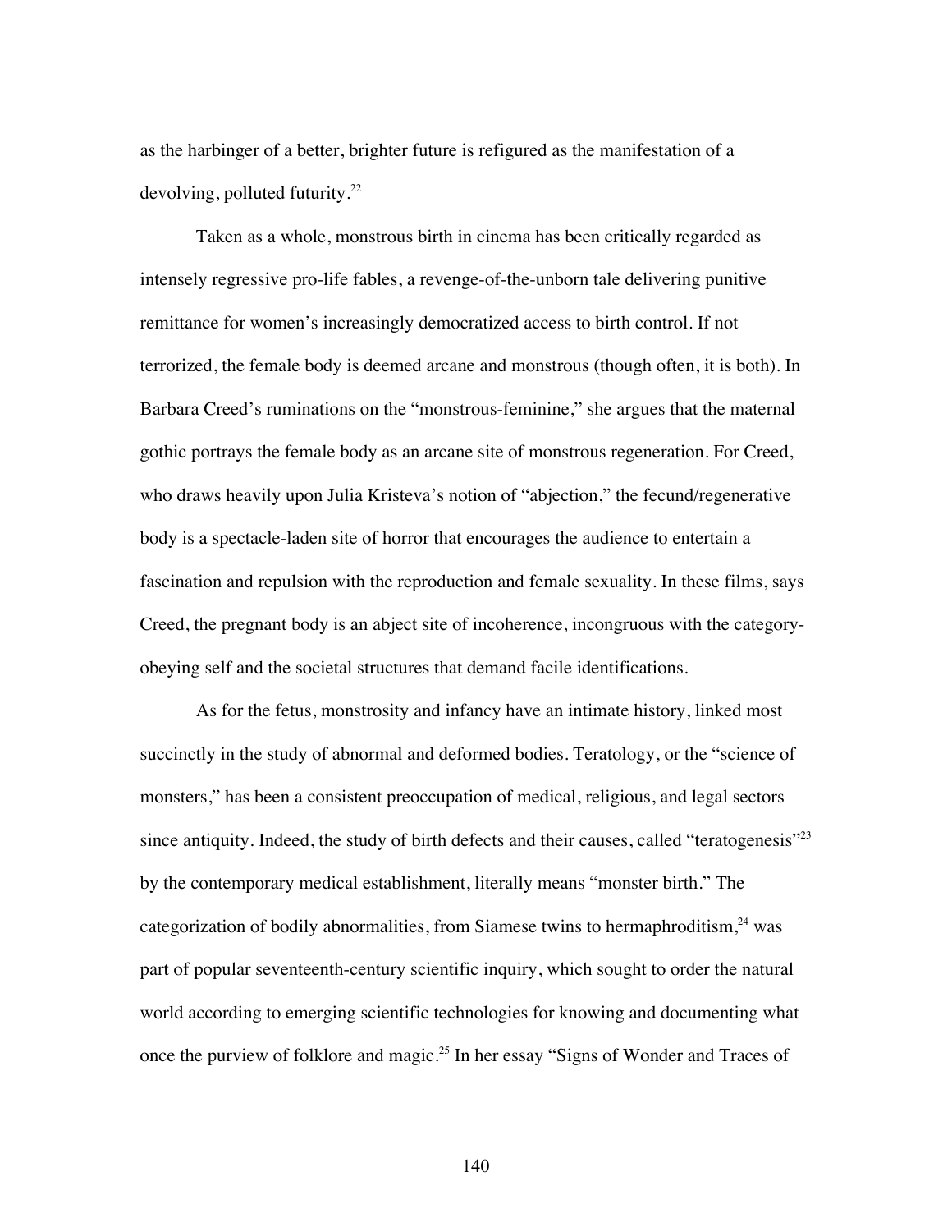as the harbinger of a better, brighter future is refigured as the manifestation of a devolving, polluted futurity.[22]

Taken as a whole, monstrous birth in cinema has been critically regarded as intensely regressive pro-life fables, a revenge-of-the-unborn tale delivering punitive remittance for women's increasingly democratized access to birth control. If not terrorized, the female body is deemed arcane and monstrous (though often, it is both). In Barbara Creed's ruminations on the "monstrous-feminine," she argues that the maternal gothic portrays the female body as an arcane site of monstrous regeneration. For Creed, who draws heavily upon Julia Kristeva's notion of "abjection," the fecund/regenerative body is a spectacle-laden site of horror that encourages the audience to entertain a fascination and repulsion with the reproduction and female sexuality. In these films, says Creed, the pregnant body is an abject site of incoherence, incongruous with the category-obeying self and the societal structures that demand facile identifications.

As for the fetus, monstrosity and infancy have an intimate history, linked most succinctly in the study of abnormal and deformed bodies. Teratology, or the "science of monsters," has been a consistent preoccupation of medical, religious, and legal sectors since antiquity. Indeed, the study of birth defects and their causes, called "teratogenesis"[23] by the contemporary medical establishment, literally means "monster birth." The categorization of bodily abnormalities, from Siamese twins to hermaphroditism,[24] was part of popular seventeenth-century scientific inquiry, which sought to order the natural world according to emerging scientific technologies for knowing and documenting what once the purview of folklore and magic.[25] In her essay "Signs of Wonder and Traces of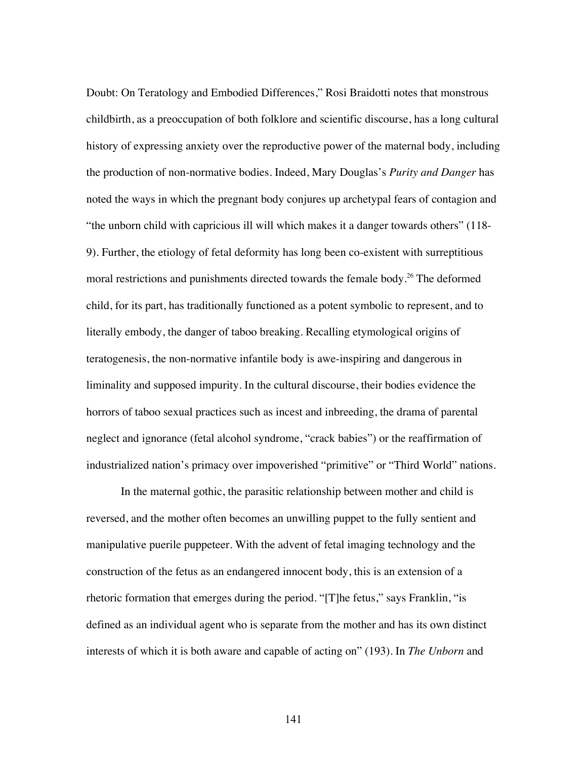Doubt: On Teratology and Embodied Differences," Rosi Braidotti notes that monstrous childbirth, as a preoccupation of both folklore and scientific discourse, has a long cultural history of expressing anxiety over the reproductive power of the maternal body, including the production of non-normative bodies. Indeed, Mary Douglas's *Purity and Danger* has noted the ways in which the pregnant body conjures up archetypal fears of contagion and "the unborn child with capricious ill will which makes it a danger towards others" (118-9). Further, the etiology of fetal deformity has long been co-existent with surreptitious moral restrictions and punishments directed towards the female body.[26] The deformed child, for its part, has traditionally functioned as a potent symbolic to represent, and to literally embody, the danger of taboo breaking. Recalling etymological origins of teratogenesis, the non-normative infantile body is awe-inspiring and dangerous in liminality and supposed impurity. In the cultural discourse, their bodies evidence the horrors of taboo sexual practices such as incest and inbreeding, the drama of parental neglect and ignorance (fetal alcohol syndrome, "crack babies") or the reaffirmation of industrialized nation's primacy over impoverished "primitive" or "Third World" nations.

In the maternal gothic, the parasitic relationship between mother and child is reversed, and the mother often becomes an unwilling puppet to the fully sentient and manipulative puerile puppeteer. With the advent of fetal imaging technology and the construction of the fetus as an endangered innocent body, this is an extension of a rhetoric formation that emerges during the period. "[T]he fetus," says Franklin, "is defined as an individual agent who is separate from the mother and has its own distinct interests of which it is both aware and capable of acting on" (193). In *The Unborn* and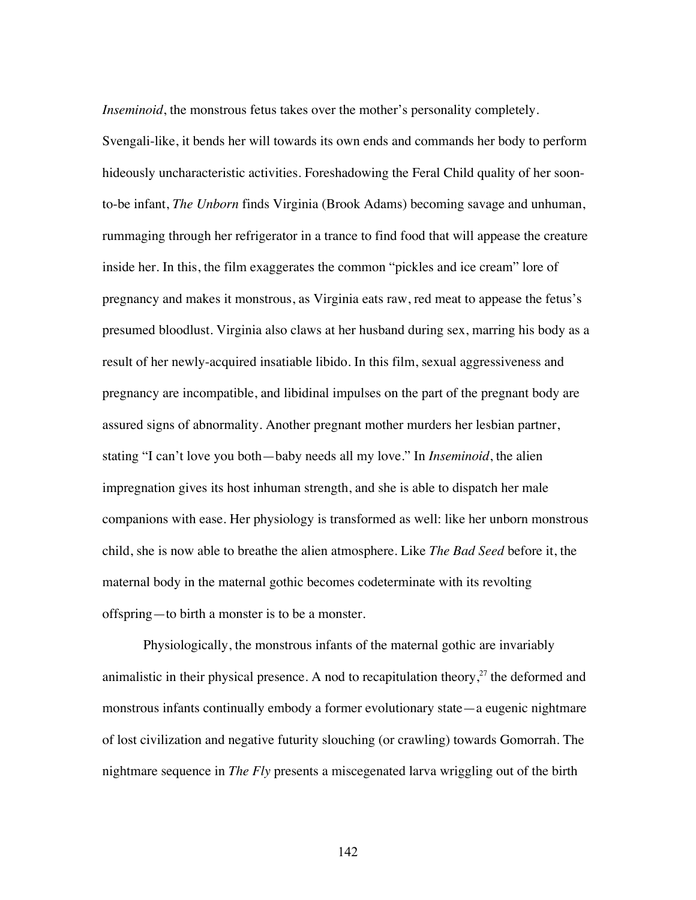*Inseminoid*, the monstrous fetus takes over the mother's personality completely. Svengali-like, it bends her will towards its own ends and commands her body to perform hideously uncharacteristic activities. Foreshadowing the Feral Child quality of her soon-to-be infant, *The Unborn* finds Virginia (Brook Adams) becoming savage and unhuman, rummaging through her refrigerator in a trance to find food that will appease the creature inside her. In this, the film exaggerates the common "pickles and ice cream" lore of pregnancy and makes it monstrous, as Virginia eats raw, red meat to appease the fetus's presumed bloodlust. Virginia also claws at her husband during sex, marring his body as a result of her newly-acquired insatiable libido. In this film, sexual aggressiveness and pregnancy are incompatible, and libidinal impulses on the part of the pregnant body are assured signs of abnormality. Another pregnant mother murders her lesbian partner, stating "I can't love you both—baby needs all my love." In *Inseminoid*, the alien impregnation gives its host inhuman strength, and she is able to dispatch her male companions with ease. Her physiology is transformed as well: like her unborn monstrous child, she is now able to breathe the alien atmosphere. Like *The Bad Seed* before it, the maternal body in the maternal gothic becomes codeterminate with its revolting offspring—to birth a monster is to be a monster.

Physiologically, the monstrous infants of the maternal gothic are invariably animalistic in their physical presence. A nod to recapitulation theory,[27] the deformed and monstrous infants continually embody a former evolutionary state—a eugenic nightmare of lost civilization and negative futurity slouching (or crawling) towards Gomorrah. The nightmare sequence in *The Fly* presents a miscegenated larva wriggling out of the birth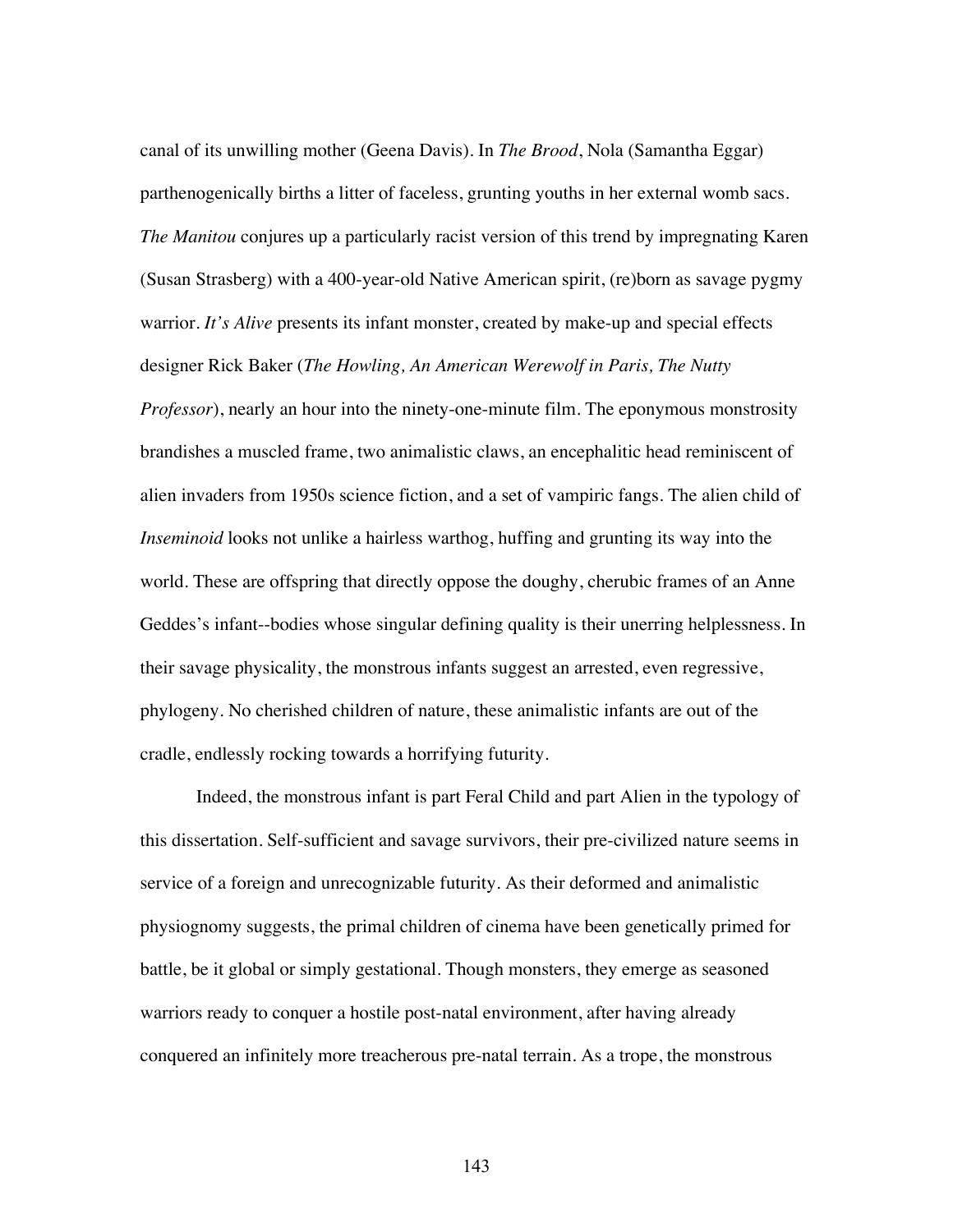canal of its unwilling mother (Geena Davis). In *The Brood*, Nola (Samantha Eggar) parthenogenically births a litter of faceless, grunting youths in her external womb sacs. *The Manitou* conjures up a particularly racist version of this trend by impregnating Karen (Susan Strasberg) with a 400-year-old Native American spirit, (re)born as savage pygmy warrior. *It's Alive* presents its infant monster, created by make-up and special effects designer Rick Baker (*The Howling, An American Werewolf in Paris, The Nutty Professor*), nearly an hour into the ninety-one-minute film. The eponymous monstrosity brandishes a muscled frame, two animalistic claws, an encephalitic head reminiscent of alien invaders from 1950s science fiction, and a set of vampiric fangs. The alien child of *Inseminoid* looks not unlike a hairless warthog, huffing and grunting its way into the world. These are offspring that directly oppose the doughy, cherubic frames of an Anne Geddes's infant--bodies whose singular defining quality is their unerring helplessness. In their savage physicality, the monstrous infants suggest an arrested, even regressive, phylogeny. No cherished children of nature, these animalistic infants are out of the cradle, endlessly rocking towards a horrifying futurity.

Indeed, the monstrous infant is part Feral Child and part Alien in the typology of this dissertation. Self-sufficient and savage survivors, their pre-civilized nature seems in service of a foreign and unrecognizable futurity. As their deformed and animalistic physiognomy suggests, the primal children of cinema have been genetically primed for battle, be it global or simply gestational. Though monsters, they emerge as seasoned warriors ready to conquer a hostile post-natal environment, after having already conquered an infinitely more treacherous pre-natal terrain. As a trope, the monstrous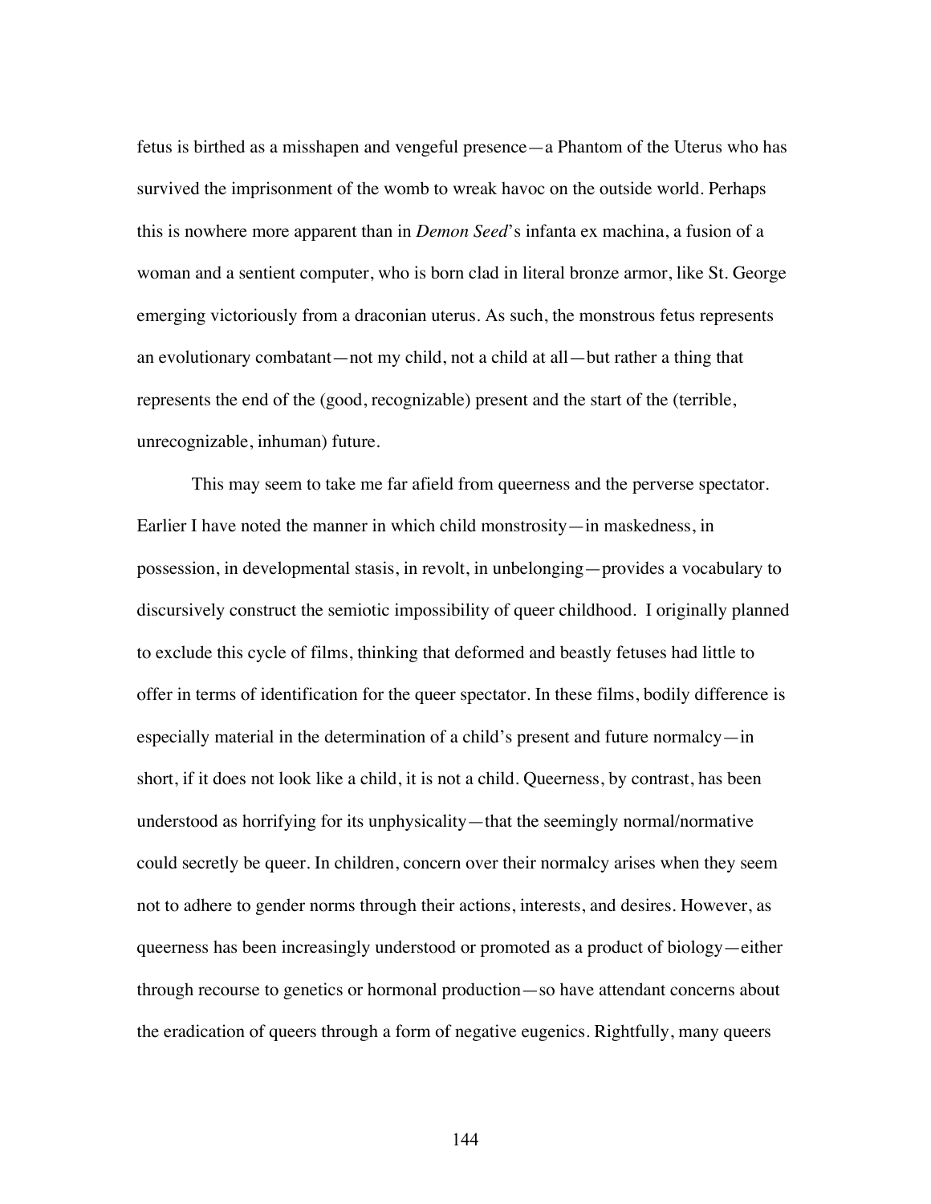fetus is birthed as a misshapen and vengeful presence—a Phantom of the Uterus who has survived the imprisonment of the womb to wreak havoc on the outside world. Perhaps this is nowhere more apparent than in *Demon Seed*'s infanta ex machina, a fusion of a woman and a sentient computer, who is born clad in literal bronze armor, like St. George emerging victoriously from a draconian uterus. As such, the monstrous fetus represents an evolutionary combatant—not my child, not a child at all—but rather a thing that represents the end of the (good, recognizable) present and the start of the (terrible, unrecognizable, inhuman) future.

This may seem to take me far afield from queerness and the perverse spectator. Earlier I have noted the manner in which child monstrosity—in maskedness, in possession, in developmental stasis, in revolt, in unbelonging—provides a vocabulary to discursively construct the semiotic impossibility of queer childhood. I originally planned to exclude this cycle of films, thinking that deformed and beastly fetuses had little to offer in terms of identification for the queer spectator. In these films, bodily difference is especially material in the determination of a child's present and future normalcy—in short, if it does not look like a child, it is not a child. Queerness, by contrast, has been understood as horrifying for its unphysicality—that the seemingly normal/normative could secretly be queer. In children, concern over their normalcy arises when they seem not to adhere to gender norms through their actions, interests, and desires. However, as queerness has been increasingly understood or promoted as a product of biology—either through recourse to genetics or hormonal production—so have attendant concerns about the eradication of queers through a form of negative eugenics. Rightfully, many queers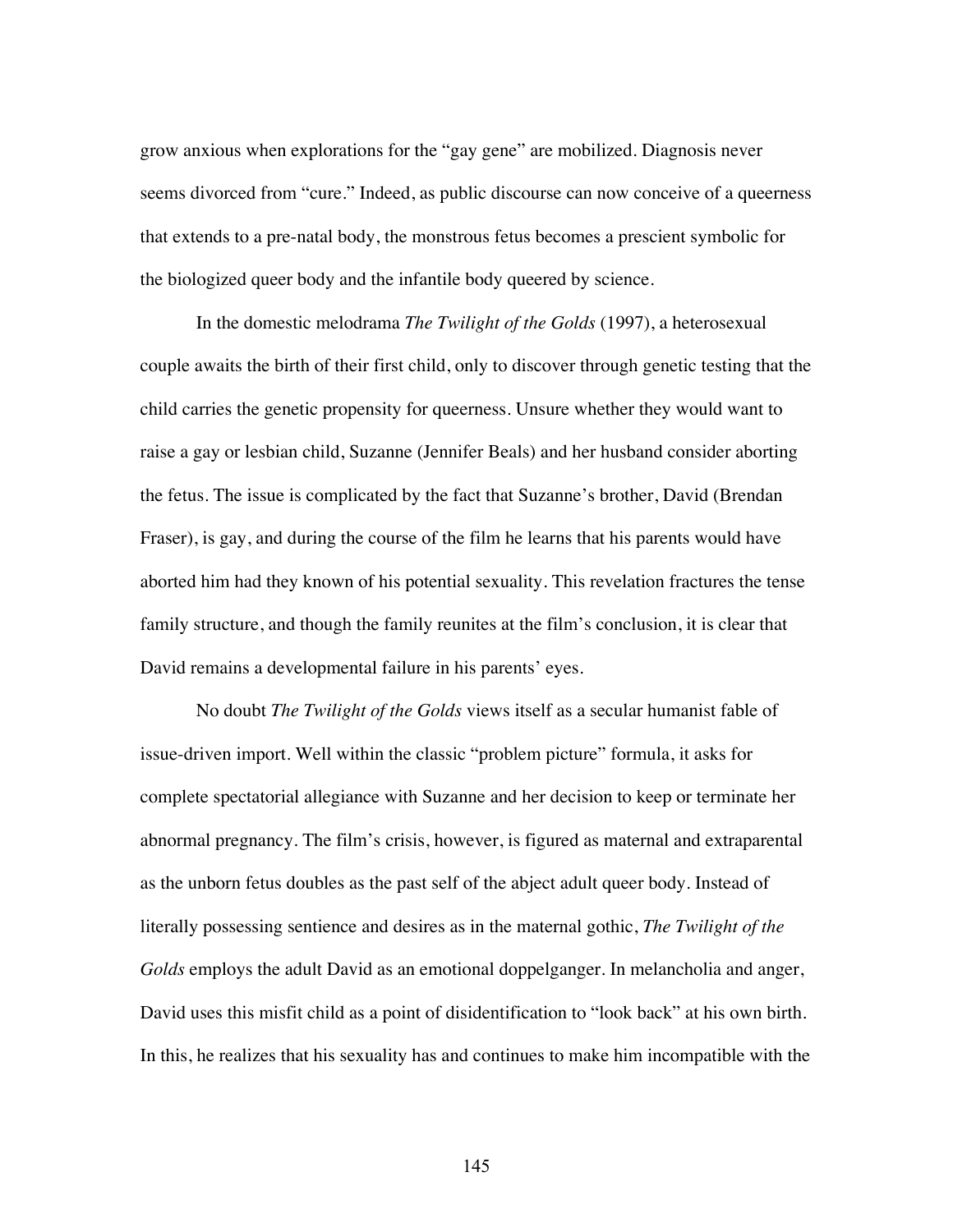grow anxious when explorations for the "gay gene" are mobilized. Diagnosis never seems divorced from "cure." Indeed, as public discourse can now conceive of a queerness that extends to a pre-natal body, the monstrous fetus becomes a prescient symbolic for the biologized queer body and the infantile body queered by science.

In the domestic melodrama *The Twilight of the Golds* (1997), a heterosexual couple awaits the birth of their first child, only to discover through genetic testing that the child carries the genetic propensity for queerness. Unsure whether they would want to raise a gay or lesbian child, Suzanne (Jennifer Beals) and her husband consider aborting the fetus. The issue is complicated by the fact that Suzanne's brother, David (Brendan Fraser), is gay, and during the course of the film he learns that his parents would have aborted him had they known of his potential sexuality. This revelation fractures the tense family structure, and though the family reunites at the film's conclusion, it is clear that David remains a developmental failure in his parents' eyes.

No doubt *The Twilight of the Golds* views itself as a secular humanist fable of issue-driven import. Well within the classic "problem picture" formula, it asks for complete spectatorial allegiance with Suzanne and her decision to keep or terminate her abnormal pregnancy. The film's crisis, however, is figured as maternal and extraparental as the unborn fetus doubles as the past self of the abject adult queer body. Instead of literally possessing sentience and desires as in the maternal gothic, *The Twilight of the Golds* employs the adult David as an emotional doppelganger. In melancholia and anger, David uses this misfit child as a point of disidentification to "look back" at his own birth. In this, he realizes that his sexuality has and continues to make him incompatible with the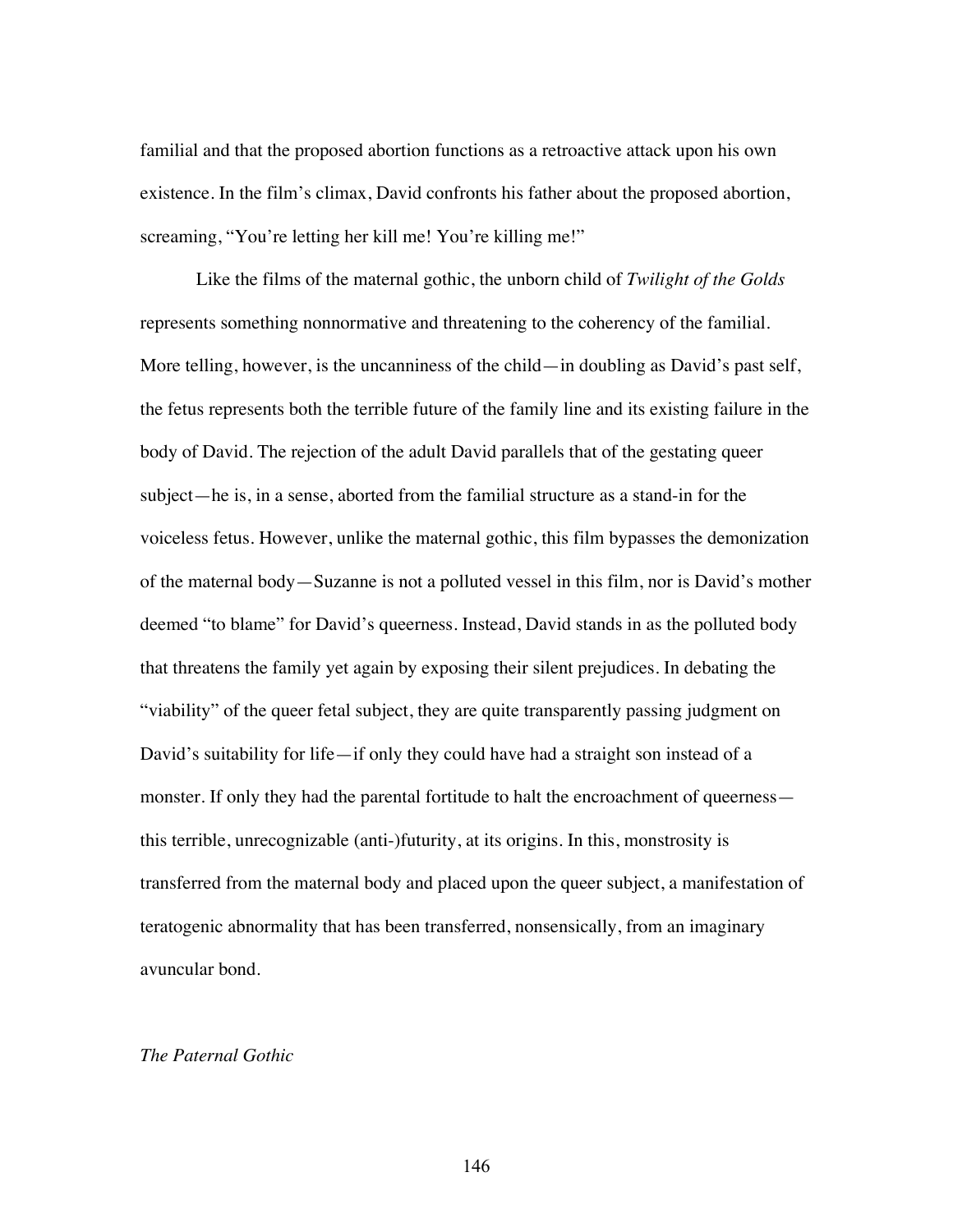familial and that the proposed abortion functions as a retroactive attack upon his own existence. In the film's climax, David confronts his father about the proposed abortion, screaming, "You're letting her kill me! You're killing me!"

Like the films of the maternal gothic, the unborn child of *Twilight of the Golds* represents something nonnormative and threatening to the coherency of the familial. More telling, however, is the uncanniness of the child—in doubling as David's past self, the fetus represents both the terrible future of the family line and its existing failure in the body of David. The rejection of the adult David parallels that of the gestating queer subject—he is, in a sense, aborted from the familial structure as a stand-in for the voiceless fetus. However, unlike the maternal gothic, this film bypasses the demonization of the maternal body—Suzanne is not a polluted vessel in this film, nor is David's mother deemed "to blame" for David's queerness. Instead, David stands in as the polluted body that threatens the family yet again by exposing their silent prejudices. In debating the "viability" of the queer fetal subject, they are quite transparently passing judgment on David's suitability for life—if only they could have had a straight son instead of a monster. If only they had the parental fortitude to halt the encroachment of queerness—this terrible, unrecognizable (anti-)futurity, at its origins. In this, monstrosity is transferred from the maternal body and placed upon the queer subject, a manifestation of teratogenic abnormality that has been transferred, nonsensically, from an imaginary avuncular bond.

### *The Paternal Gothic*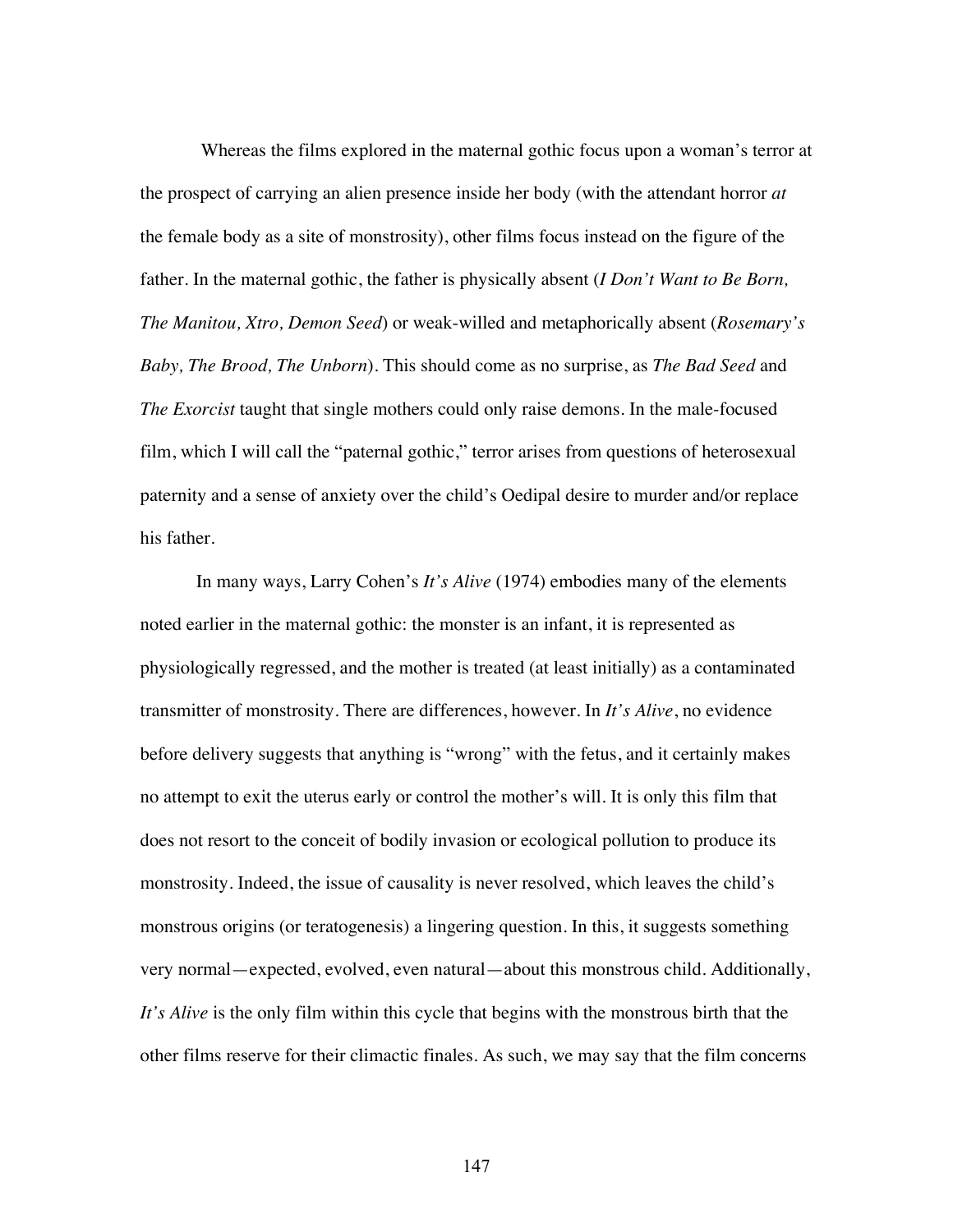Whereas the films explored in the maternal gothic focus upon a woman's terror at the prospect of carrying an alien presence inside her body (with the attendant horror *at* the female body as a site of monstrosity), other films focus instead on the figure of the father. In the maternal gothic, the father is physically absent (*I Don't Want to Be Born, The Manitou, Xtro, Demon Seed*) or weak-willed and metaphorically absent (*Rosemary's Baby, The Brood, The Unborn*). This should come as no surprise, as *The Bad Seed* and *The Exorcist* taught that single mothers could only raise demons. In the male-focused film, which I will call the "paternal gothic," terror arises from questions of heterosexual paternity and a sense of anxiety over the child's Oedipal desire to murder and/or replace his father.

In many ways, Larry Cohen's *It's Alive* (1974) embodies many of the elements noted earlier in the maternal gothic: the monster is an infant, it is represented as physiologically regressed, and the mother is treated (at least initially) as a contaminated transmitter of monstrosity. There are differences, however. In *It's Alive*, no evidence before delivery suggests that anything is "wrong" with the fetus, and it certainly makes no attempt to exit the uterus early or control the mother's will. It is only this film that does not resort to the conceit of bodily invasion or ecological pollution to produce its monstrosity. Indeed, the issue of causality is never resolved, which leaves the child's monstrous origins (or teratogenesis) a lingering question. In this, it suggests something very normal—expected, evolved, even natural—about this monstrous child. Additionally, *It's Alive* is the only film within this cycle that begins with the monstrous birth that the other films reserve for their climactic finales. As such, we may say that the film concerns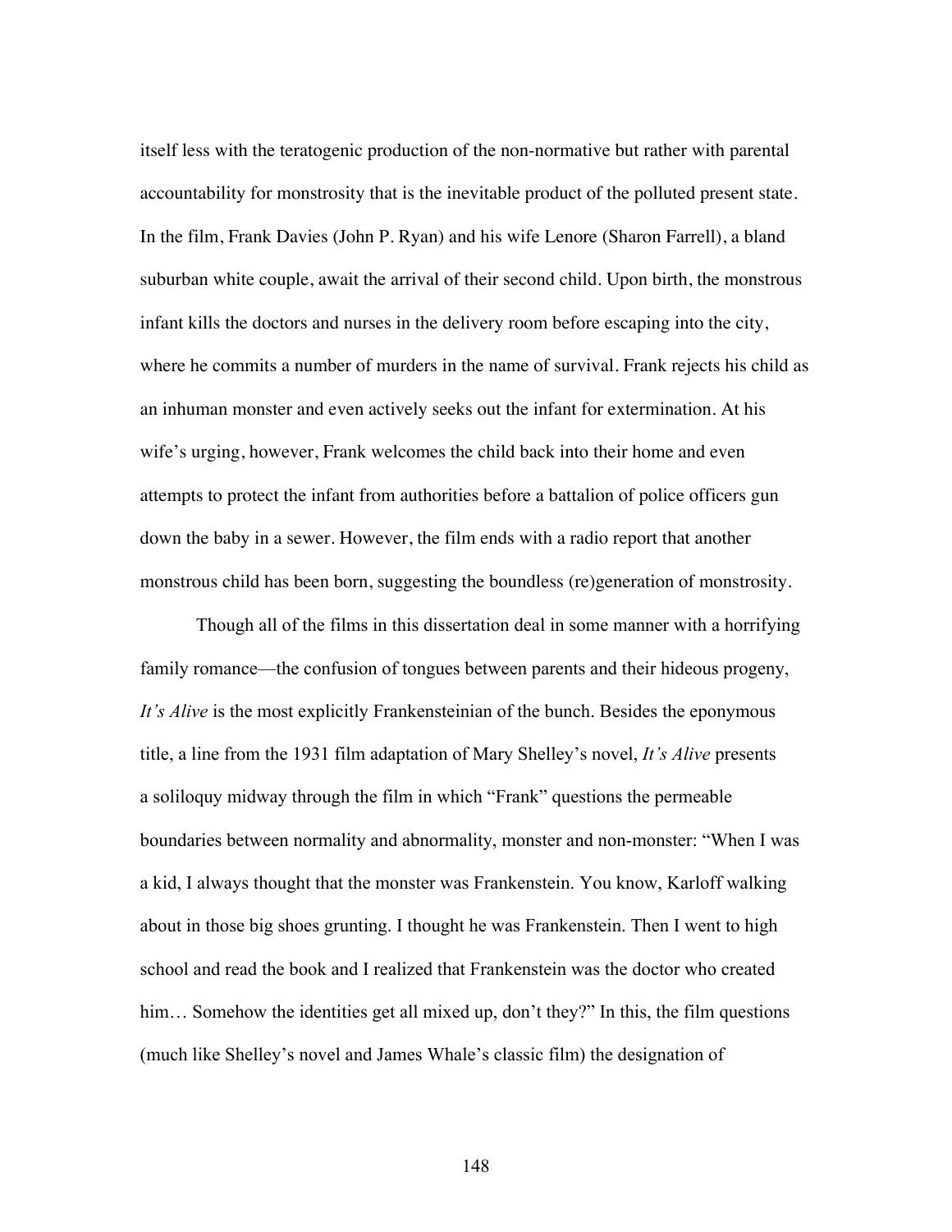itself less with the teratogenic production of the non-normative but rather with parental accountability for monstrosity that is the inevitable product of the polluted present state. In the film, Frank Davies (John P. Ryan) and his wife Lenore (Sharon Farrell), a bland suburban white couple, await the arrival of their second child. Upon birth, the monstrous infant kills the doctors and nurses in the delivery room before escaping into the city, where he commits a number of murders in the name of survival. Frank rejects his child as an inhuman monster and even actively seeks out the infant for extermination. At his wife's urging, however, Frank welcomes the child back into their home and even attempts to protect the infant from authorities before a battalion of police officers gun down the baby in a sewer. However, the film ends with a radio report that another monstrous child has been born, suggesting the boundless (re)generation of monstrosity.

Though all of the films in this dissertation deal in some manner with a horrifying family romance—the confusion of tongues between parents and their hideous progeny, *It's Alive* is the most explicitly Frankensteinian of the bunch. Besides the eponymous title, a line from the 1931 film adaptation of Mary Shelley's novel, *It's Alive* presents a soliloquy midway through the film in which "Frank" questions the permeable boundaries between normality and abnormality, monster and non-monster: "When I was a kid, I always thought that the monster was Frankenstein. You know, Karloff walking about in those big shoes grunting. I thought he was Frankenstein. Then I went to high school and read the book and I realized that Frankenstein was the doctor who created him… Somehow the identities get all mixed up, don't they?" In this, the film questions (much like Shelley's novel and James Whale's classic film) the designation of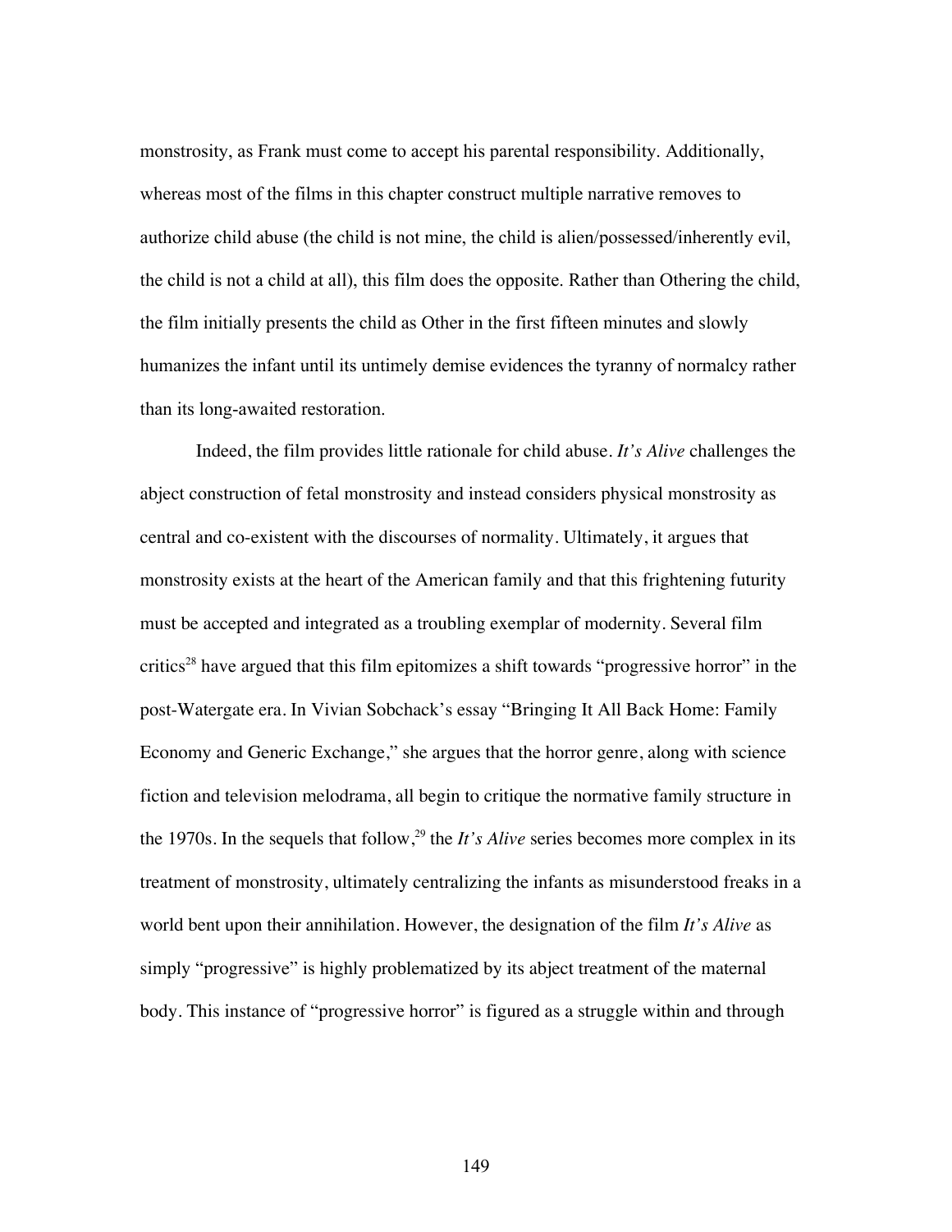monstrosity, as Frank must come to accept his parental responsibility. Additionally, whereas most of the films in this chapter construct multiple narrative removes to authorize child abuse (the child is not mine, the child is alien/possessed/inherently evil, the child is not a child at all), this film does the opposite. Rather than Othering the child, the film initially presents the child as Other in the first fifteen minutes and slowly humanizes the infant until its untimely demise evidences the tyranny of normalcy rather than its long-awaited restoration.

Indeed, the film provides little rationale for child abuse. *It's Alive* challenges the abject construction of fetal monstrosity and instead considers physical monstrosity as central and co-existent with the discourses of normality. Ultimately, it argues that monstrosity exists at the heart of the American family and that this frightening futurity must be accepted and integrated as a troubling exemplar of modernity. Several film critics[28] have argued that this film epitomizes a shift towards "progressive horror" in the post-Watergate era. In Vivian Sobchack's essay "Bringing It All Back Home: Family Economy and Generic Exchange," she argues that the horror genre, along with science fiction and television melodrama, all begin to critique the normative family structure in the 1970s. In the sequels that follow,[29] the *It's Alive* series becomes more complex in its treatment of monstrosity, ultimately centralizing the infants as misunderstood freaks in a world bent upon their annihilation. However, the designation of the film *It's Alive* as simply "progressive" is highly problematized by its abject treatment of the maternal body. This instance of "progressive horror" is figured as a struggle within and through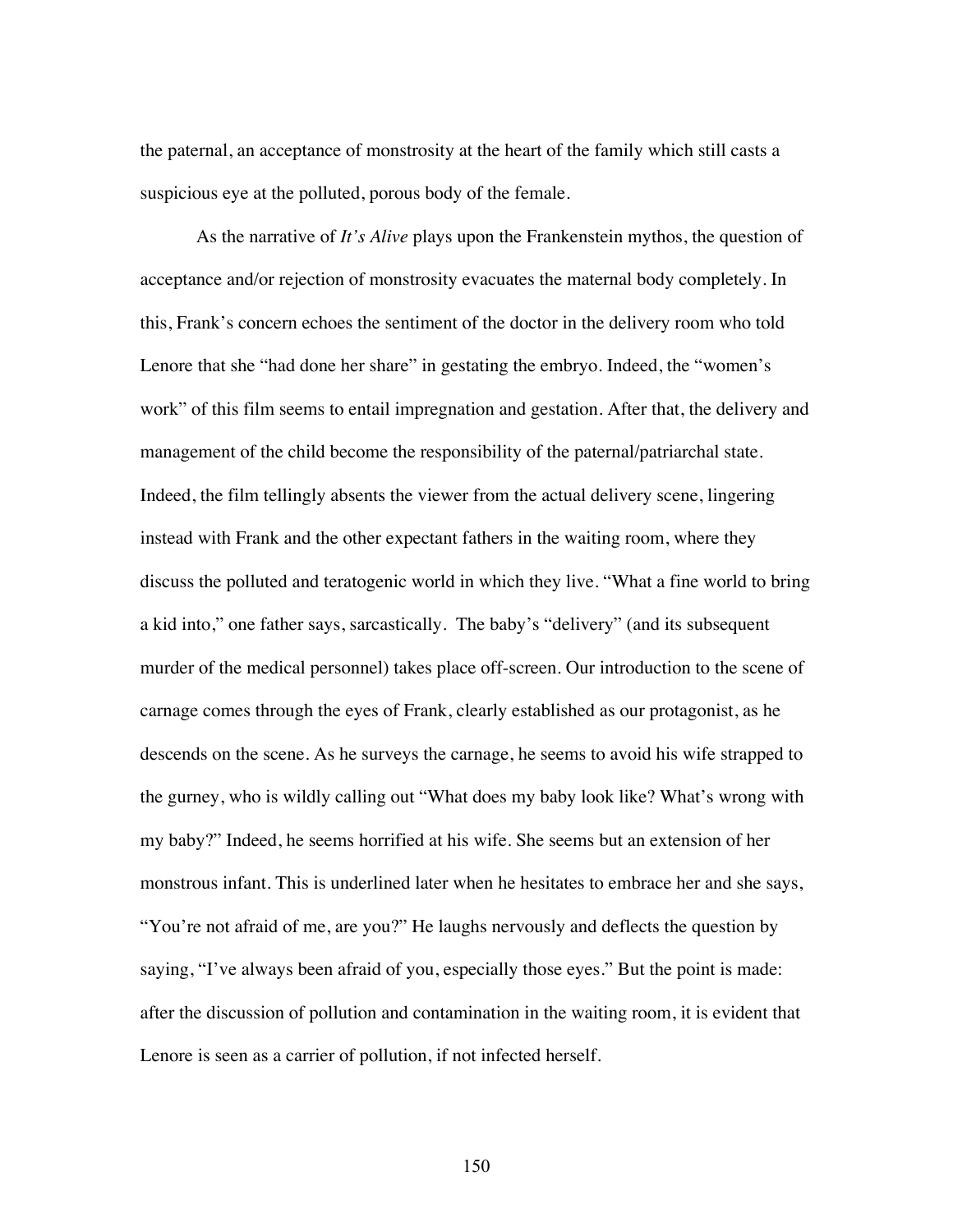the paternal, an acceptance of monstrosity at the heart of the family which still casts a suspicious eye at the polluted, porous body of the female.

As the narrative of *It's Alive* plays upon the Frankenstein mythos, the question of acceptance and/or rejection of monstrosity evacuates the maternal body completely. In this, Frank's concern echoes the sentiment of the doctor in the delivery room who told Lenore that she "had done her share" in gestating the embryo. Indeed, the "women's work" of this film seems to entail impregnation and gestation. After that, the delivery and management of the child become the responsibility of the paternal/patriarchal state. Indeed, the film tellingly absents the viewer from the actual delivery scene, lingering instead with Frank and the other expectant fathers in the waiting room, where they discuss the polluted and teratogenic world in which they live. "What a fine world to bring a kid into," one father says, sarcastically. The baby's "delivery" (and its subsequent murder of the medical personnel) takes place off-screen. Our introduction to the scene of carnage comes through the eyes of Frank, clearly established as our protagonist, as he descends on the scene. As he surveys the carnage, he seems to avoid his wife strapped to the gurney, who is wildly calling out "What does my baby look like? What's wrong with my baby?" Indeed, he seems horrified at his wife. She seems but an extension of her monstrous infant. This is underlined later when he hesitates to embrace her and she says, "You're not afraid of me, are you?" He laughs nervously and deflects the question by saying, "I've always been afraid of you, especially those eyes." But the point is made: after the discussion of pollution and contamination in the waiting room, it is evident that Lenore is seen as a carrier of pollution, if not infected herself.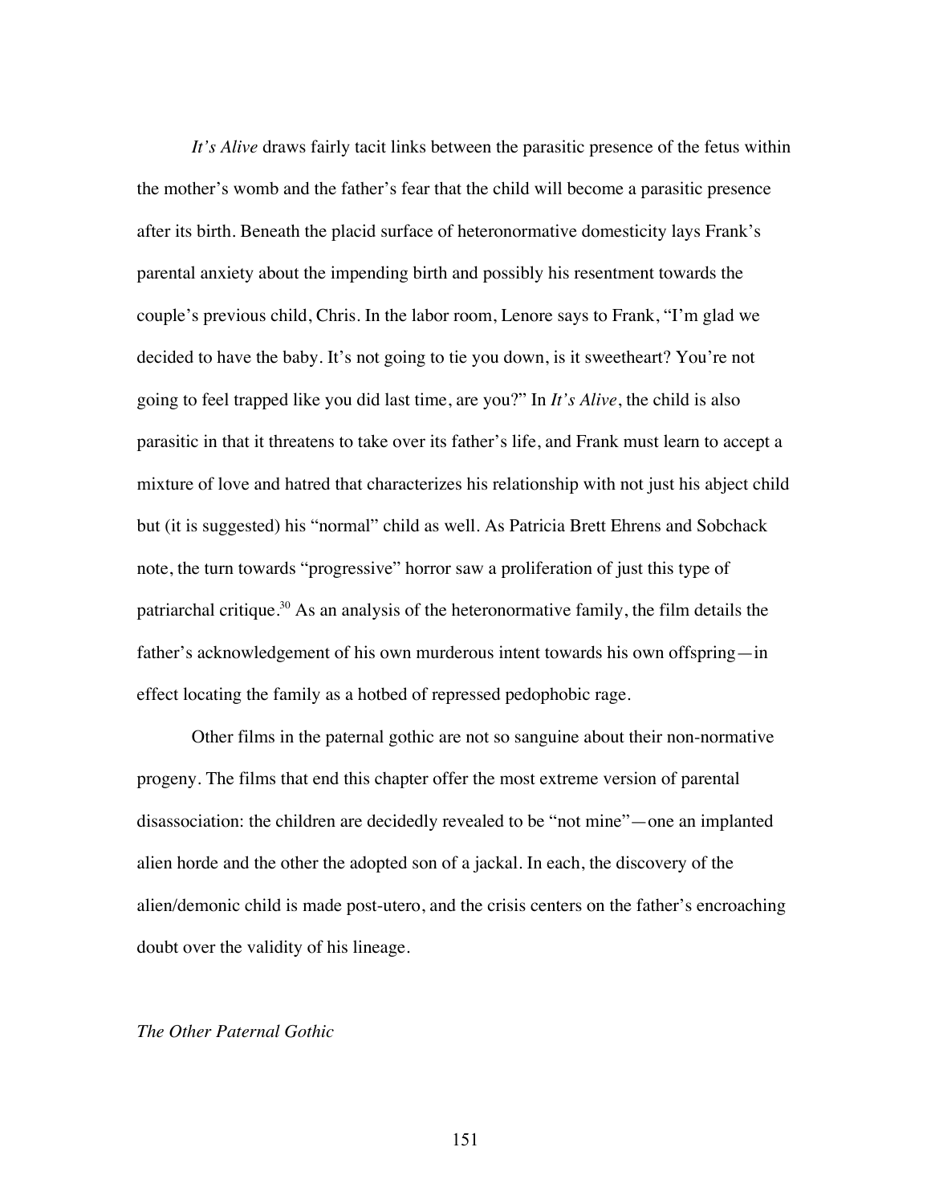*It's Alive* draws fairly tacit links between the parasitic presence of the fetus within the mother's womb and the father's fear that the child will become a parasitic presence after its birth. Beneath the placid surface of heteronormative domesticity lays Frank's parental anxiety about the impending birth and possibly his resentment towards the couple's previous child, Chris. In the labor room, Lenore says to Frank, "I'm glad we decided to have the baby. It's not going to tie you down, is it sweetheart? You're not going to feel trapped like you did last time, are you?" In *It's Alive*, the child is also parasitic in that it threatens to take over its father's life, and Frank must learn to accept a mixture of love and hatred that characterizes his relationship with not just his abject child but (it is suggested) his "normal" child as well. As Patricia Brett Ehrens and Sobchack note, the turn towards "progressive" horror saw a proliferation of just this type of patriarchal critique.[30] As an analysis of the heteronormative family, the film details the father's acknowledgement of his own murderous intent towards his own offspring—in effect locating the family as a hotbed of repressed pedophobic rage.

Other films in the paternal gothic are not so sanguine about their non-normative progeny. The films that end this chapter offer the most extreme version of parental disassociation: the children are decidedly revealed to be "not mine"—one an implanted alien horde and the other the adopted son of a jackal. In each, the discovery of the alien/demonic child is made post-utero, and the crisis centers on the father's encroaching doubt over the validity of his lineage.

*The Other Paternal Gothic*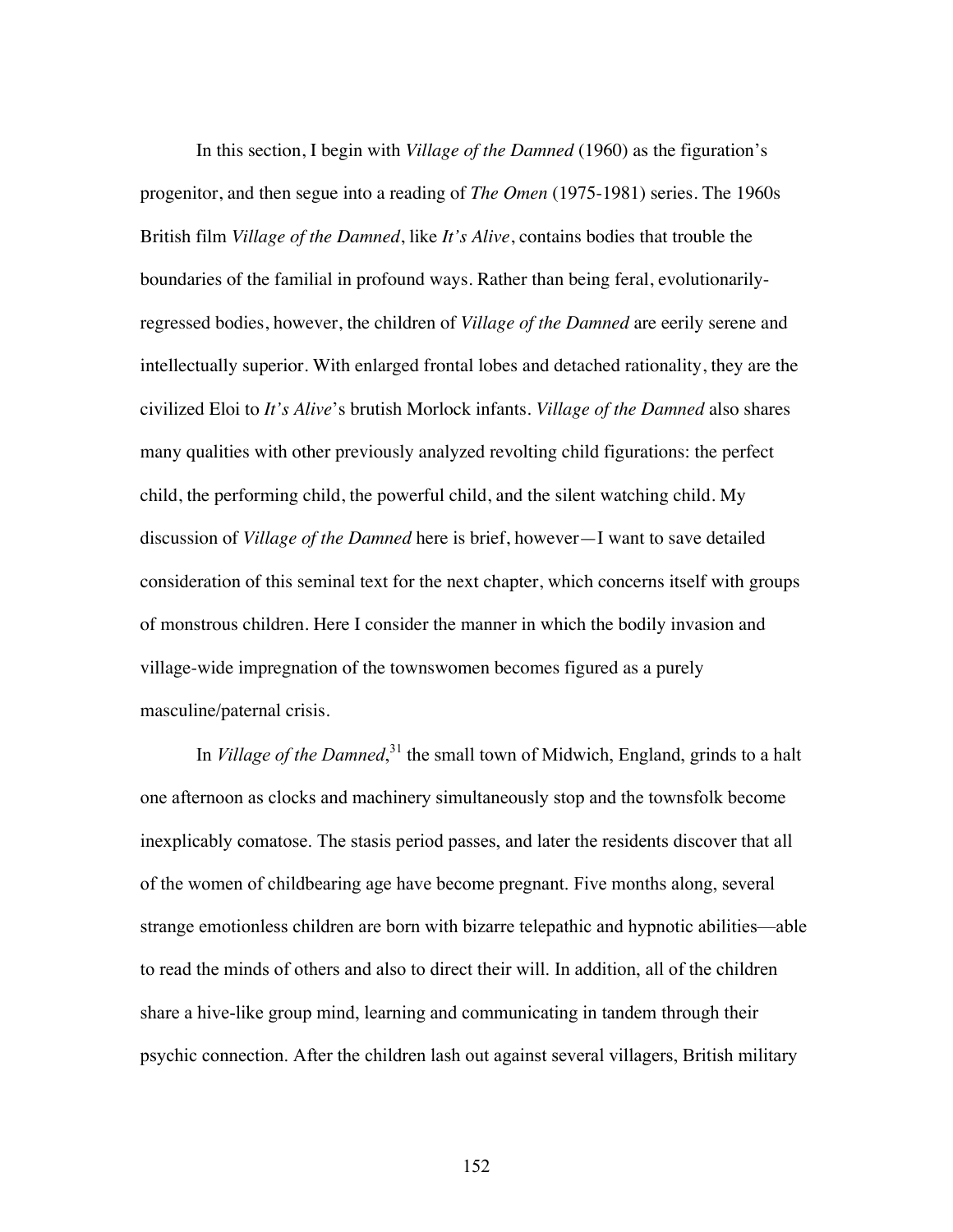In this section, I begin with *Village of the Damned* (1960) as the figuration's progenitor, and then segue into a reading of *The Omen* (1975-1981) series. The 1960s British film *Village of the Damned*, like *It's Alive*, contains bodies that trouble the boundaries of the familial in profound ways. Rather than being feral, evolutionarily-regressed bodies, however, the children of *Village of the Damned* are eerily serene and intellectually superior. With enlarged frontal lobes and detached rationality, they are the civilized Eloi to *It's Alive*'s brutish Morlock infants. *Village of the Damned* also shares many qualities with other previously analyzed revolting child figurations: the perfect child, the performing child, the powerful child, and the silent watching child. My discussion of *Village of the Damned* here is brief, however—I want to save detailed consideration of this seminal text for the next chapter, which concerns itself with groups of monstrous children. Here I consider the manner in which the bodily invasion and village-wide impregnation of the townswomen becomes figured as a purely masculine/paternal crisis.

In *Village of the Damned*,[31] the small town of Midwich, England, grinds to a halt one afternoon as clocks and machinery simultaneously stop and the townsfolk become inexplicably comatose. The stasis period passes, and later the residents discover that all of the women of childbearing age have become pregnant. Five months along, several strange emotionless children are born with bizarre telepathic and hypnotic abilities—able to read the minds of others and also to direct their will. In addition, all of the children share a hive-like group mind, learning and communicating in tandem through their psychic connection. After the children lash out against several villagers, British military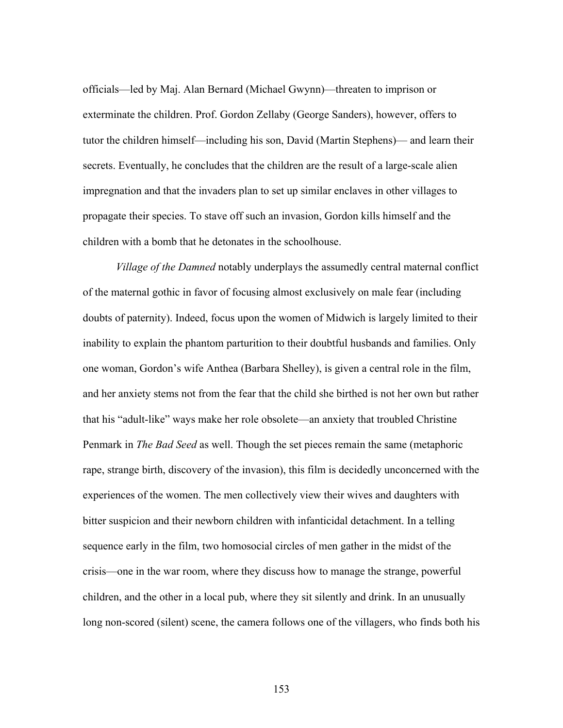officials—led by Maj. Alan Bernard (Michael Gwynn)—threaten to imprison or exterminate the children. Prof. Gordon Zellaby (George Sanders), however, offers to tutor the children himself—including his son, David (Martin Stephens)— and learn their secrets. Eventually, he concludes that the children are the result of a large-scale alien impregnation and that the invaders plan to set up similar enclaves in other villages to propagate their species. To stave off such an invasion, Gordon kills himself and the children with a bomb that he detonates in the schoolhouse.

*Village of the Damned* notably underplays the assumedly central maternal conflict of the maternal gothic in favor of focusing almost exclusively on male fear (including doubts of paternity). Indeed, focus upon the women of Midwich is largely limited to their inability to explain the phantom parturition to their doubtful husbands and families. Only one woman, Gordon's wife Anthea (Barbara Shelley), is given a central role in the film, and her anxiety stems not from the fear that the child she birthed is not her own but rather that his "adult-like" ways make her role obsolete—an anxiety that troubled Christine Penmark in *The Bad Seed* as well. Though the set pieces remain the same (metaphoric rape, strange birth, discovery of the invasion), this film is decidedly unconcerned with the experiences of the women. The men collectively view their wives and daughters with bitter suspicion and their newborn children with infanticidal detachment. In a telling sequence early in the film, two homosocial circles of men gather in the midst of the crisis—one in the war room, where they discuss how to manage the strange, powerful children, and the other in a local pub, where they sit silently and drink. In an unusually long non-scored (silent) scene, the camera follows one of the villagers, who finds both his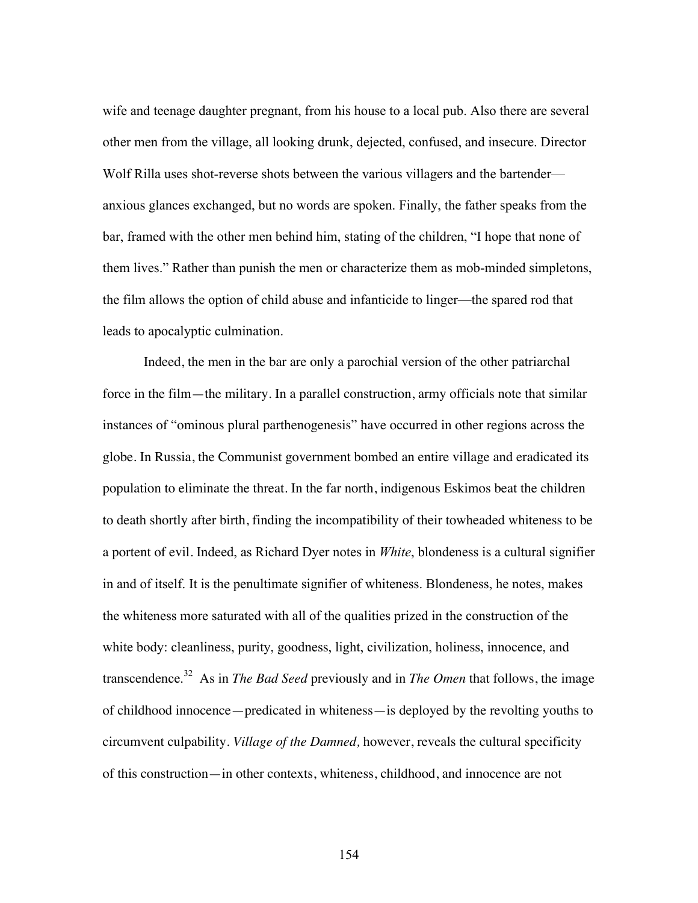wife and teenage daughter pregnant, from his house to a local pub. Also there are several other men from the village, all looking drunk, dejected, confused, and insecure. Director Wolf Rilla uses shot-reverse shots between the various villagers and the bartender—anxious glances exchanged, but no words are spoken. Finally, the father speaks from the bar, framed with the other men behind him, stating of the children, "I hope that none of them lives." Rather than punish the men or characterize them as mob-minded simpletons, the film allows the option of child abuse and infanticide to linger—the spared rod that leads to apocalyptic culmination.

Indeed, the men in the bar are only a parochial version of the other patriarchal force in the film—the military. In a parallel construction, army officials note that similar instances of "ominous plural parthenogenesis" have occurred in other regions across the globe. In Russia, the Communist government bombed an entire village and eradicated its population to eliminate the threat. In the far north, indigenous Eskimos beat the children to death shortly after birth, finding the incompatibility of their towheaded whiteness to be a portent of evil. Indeed, as Richard Dyer notes in *White*, blondeness is a cultural signifier in and of itself. It is the penultimate signifier of whiteness. Blondeness, he notes, makes the whiteness more saturated with all of the qualities prized in the construction of the white body: cleanliness, purity, goodness, light, civilization, holiness, innocence, and transcendence.[32] As in *The Bad Seed* previously and in *The Omen* that follows, the image of childhood innocence—predicated in whiteness—is deployed by the revolting youths to circumvent culpability. *Village of the Damned,* however, reveals the cultural specificity of this construction—in other contexts, whiteness, childhood, and innocence are not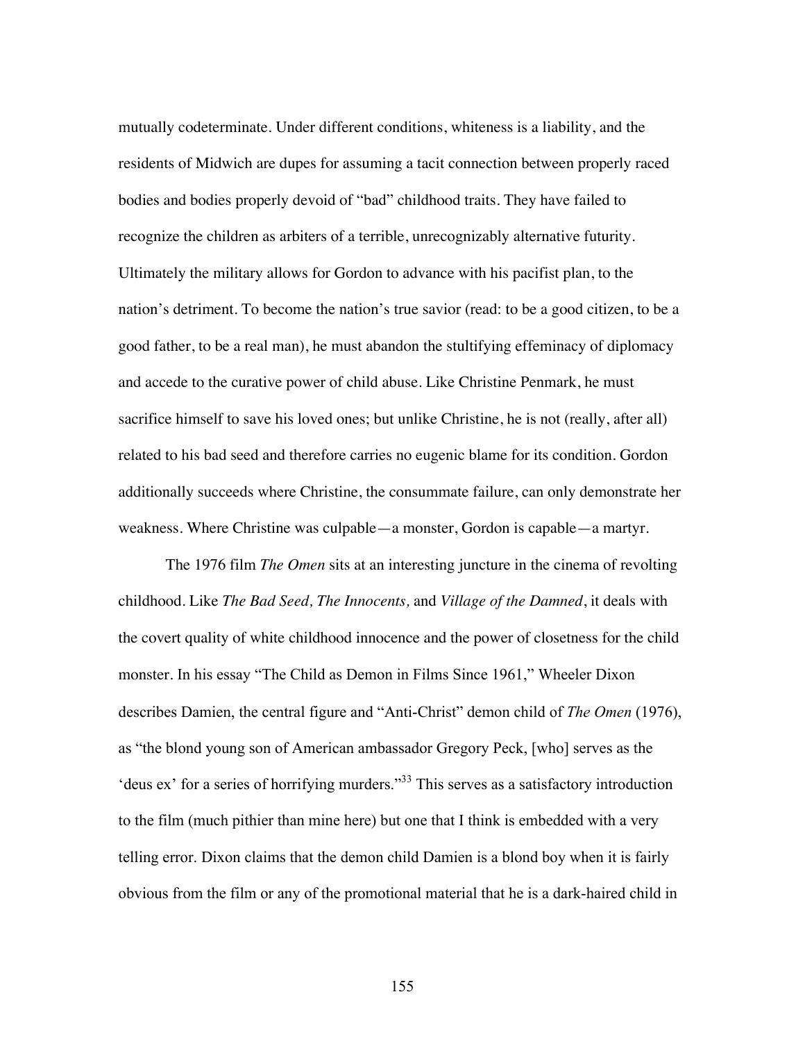mutually codeterminate. Under different conditions, whiteness is a liability, and the residents of Midwich are dupes for assuming a tacit connection between properly raced bodies and bodies properly devoid of "bad" childhood traits. They have failed to recognize the children as arbiters of a terrible, unrecognizably alternative futurity. Ultimately the military allows for Gordon to advance with his pacifist plan, to the nation's detriment. To become the nation's true savior (read: to be a good citizen, to be a good father, to be a real man), he must abandon the stultifying effeminacy of diplomacy and accede to the curative power of child abuse. Like Christine Penmark, he must sacrifice himself to save his loved ones; but unlike Christine, he is not (really, after all) related to his bad seed and therefore carries no eugenic blame for its condition. Gordon additionally succeeds where Christine, the consummate failure, can only demonstrate her weakness. Where Christine was culpable—a monster, Gordon is capable—a martyr.

The 1976 film *The Omen* sits at an interesting juncture in the cinema of revolting childhood. Like *The Bad Seed, The Innocents,* and *Village of the Damned*, it deals with the covert quality of white childhood innocence and the power of closetness for the child monster. In his essay "The Child as Demon in Films Since 1961," Wheeler Dixon describes Damien, the central figure and "Anti-Christ" demon child of *The Omen* (1976), as "the blond young son of American ambassador Gregory Peck, [who] serves as the 'deus ex' for a series of horrifying murders."[33] This serves as a satisfactory introduction to the film (much pithier than mine here) but one that I think is embedded with a very telling error. Dixon claims that the demon child Damien is a blond boy when it is fairly obvious from the film or any of the promotional material that he is a dark-haired child in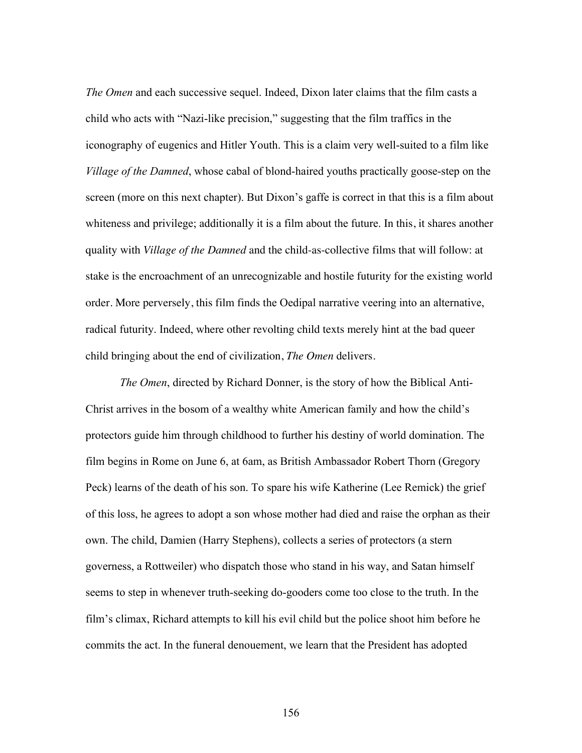*The Omen* and each successive sequel. Indeed, Dixon later claims that the film casts a child who acts with "Nazi-like precision," suggesting that the film traffics in the iconography of eugenics and Hitler Youth. This is a claim very well-suited to a film like *Village of the Damned*, whose cabal of blond-haired youths practically goose-step on the screen (more on this next chapter). But Dixon's gaffe is correct in that this is a film about whiteness and privilege; additionally it is a film about the future. In this, it shares another quality with *Village of the Damned* and the child-as-collective films that will follow: at stake is the encroachment of an unrecognizable and hostile futurity for the existing world order. More perversely, this film finds the Oedipal narrative veering into an alternative, radical futurity. Indeed, where other revolting child texts merely hint at the bad queer child bringing about the end of civilization, *The Omen* delivers.

*The Omen*, directed by Richard Donner, is the story of how the Biblical Anti-Christ arrives in the bosom of a wealthy white American family and how the child's protectors guide him through childhood to further his destiny of world domination. The film begins in Rome on June 6, at 6am, as British Ambassador Robert Thorn (Gregory Peck) learns of the death of his son. To spare his wife Katherine (Lee Remick) the grief of this loss, he agrees to adopt a son whose mother had died and raise the orphan as their own. The child, Damien (Harry Stephens), collects a series of protectors (a stern governess, a Rottweiler) who dispatch those who stand in his way, and Satan himself seems to step in whenever truth-seeking do-gooders come too close to the truth. In the film's climax, Richard attempts to kill his evil child but the police shoot him before he commits the act. In the funeral denouement, we learn that the President has adopted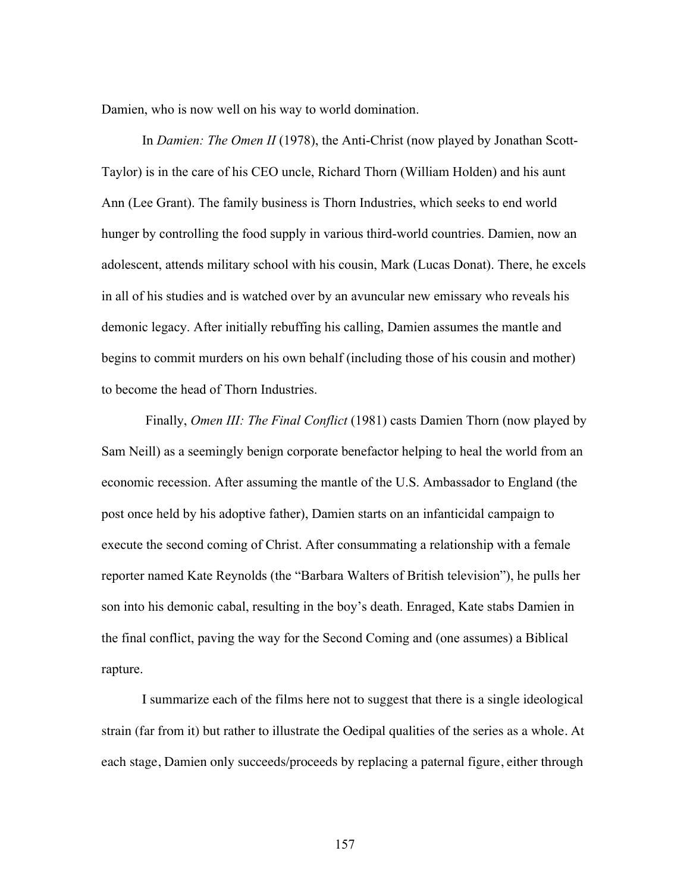Damien, who is now well on his way to world domination.

In *Damien: The Omen II* (1978), the Anti-Christ (now played by Jonathan Scott-Taylor) is in the care of his CEO uncle, Richard Thorn (William Holden) and his aunt Ann (Lee Grant). The family business is Thorn Industries, which seeks to end world hunger by controlling the food supply in various third-world countries. Damien, now an adolescent, attends military school with his cousin, Mark (Lucas Donat). There, he excels in all of his studies and is watched over by an avuncular new emissary who reveals his demonic legacy. After initially rebuffing his calling, Damien assumes the mantle and begins to commit murders on his own behalf (including those of his cousin and mother) to become the head of Thorn Industries.

Finally, *Omen III: The Final Conflict* (1981) casts Damien Thorn (now played by Sam Neill) as a seemingly benign corporate benefactor helping to heal the world from an economic recession. After assuming the mantle of the U.S. Ambassador to England (the post once held by his adoptive father), Damien starts on an infanticidal campaign to execute the second coming of Christ. After consummating a relationship with a female reporter named Kate Reynolds (the "Barbara Walters of British television"), he pulls her son into his demonic cabal, resulting in the boy's death. Enraged, Kate stabs Damien in the final conflict, paving the way for the Second Coming and (one assumes) a Biblical rapture.

I summarize each of the films here not to suggest that there is a single ideological strain (far from it) but rather to illustrate the Oedipal qualities of the series as a whole. At each stage, Damien only succeeds/proceeds by replacing a paternal figure, either through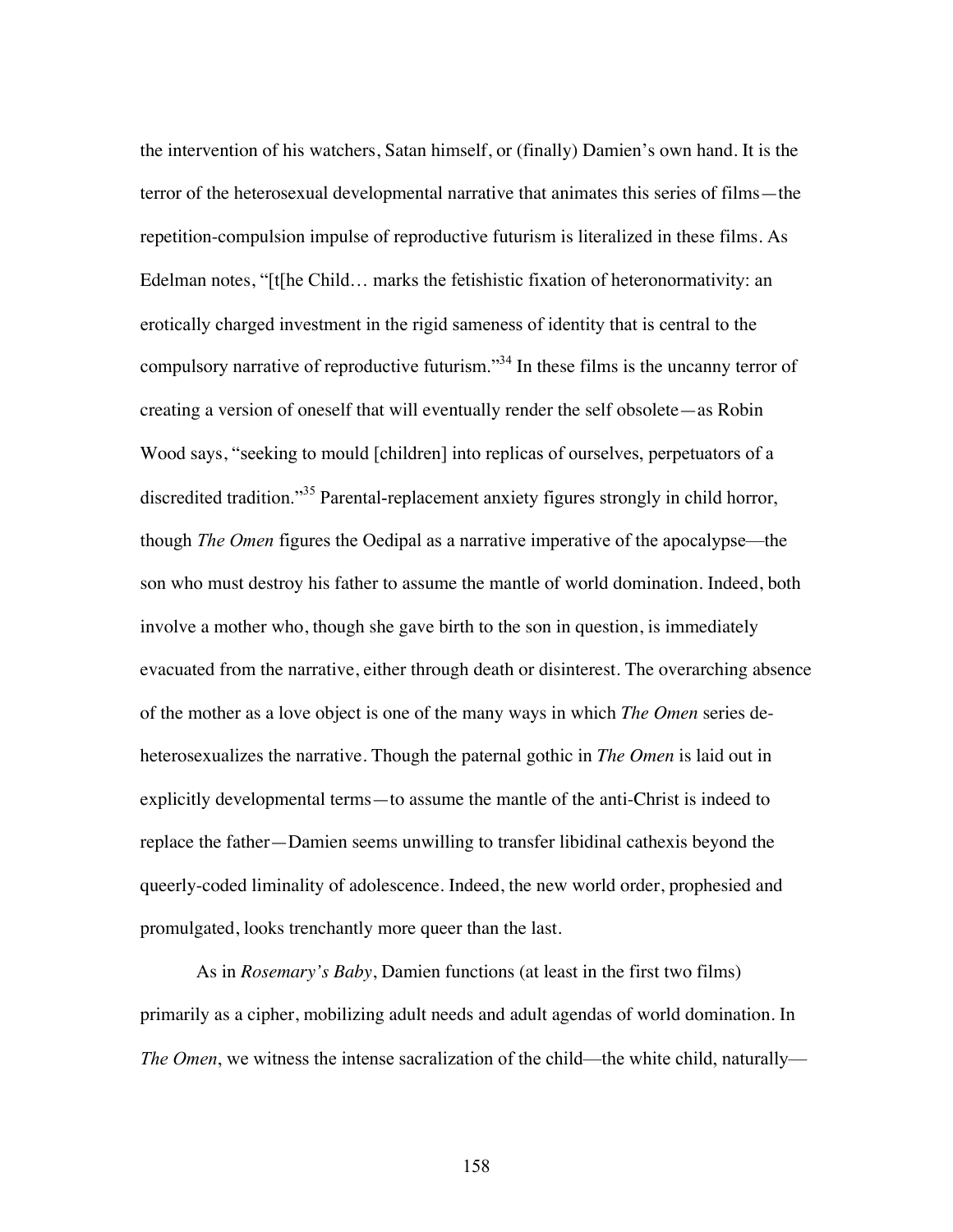the intervention of his watchers, Satan himself, or (finally) Damien's own hand. It is the terror of the heterosexual developmental narrative that animates this series of films—the repetition-compulsion impulse of reproductive futurism is literalized in these films. As Edelman notes, "[t[he Child… marks the fetishistic fixation of heteronormativity: an erotically charged investment in the rigid sameness of identity that is central to the compulsory narrative of reproductive futurism."[34] In these films is the uncanny terror of creating a version of oneself that will eventually render the self obsolete—as Robin Wood says, "seeking to mould [children] into replicas of ourselves, perpetuators of a discredited tradition."[35] Parental-replacement anxiety figures strongly in child horror, though *The Omen* figures the Oedipal as a narrative imperative of the apocalypse—the son who must destroy his father to assume the mantle of world domination. Indeed, both involve a mother who, though she gave birth to the son in question, is immediately evacuated from the narrative, either through death or disinterest. The overarching absence of the mother as a love object is one of the many ways in which *The Omen* series de-heterosexualizes the narrative. Though the paternal gothic in *The Omen* is laid out in explicitly developmental terms—to assume the mantle of the anti-Christ is indeed to replace the father—Damien seems unwilling to transfer libidinal cathexis beyond the queerly-coded liminality of adolescence. Indeed, the new world order, prophesied and promulgated, looks trenchantly more queer than the last.

As in *Rosemary's Baby*, Damien functions (at least in the first two films) primarily as a cipher, mobilizing adult needs and adult agendas of world domination. In *The Omen*, we witness the intense sacralization of the child—the white child, naturally—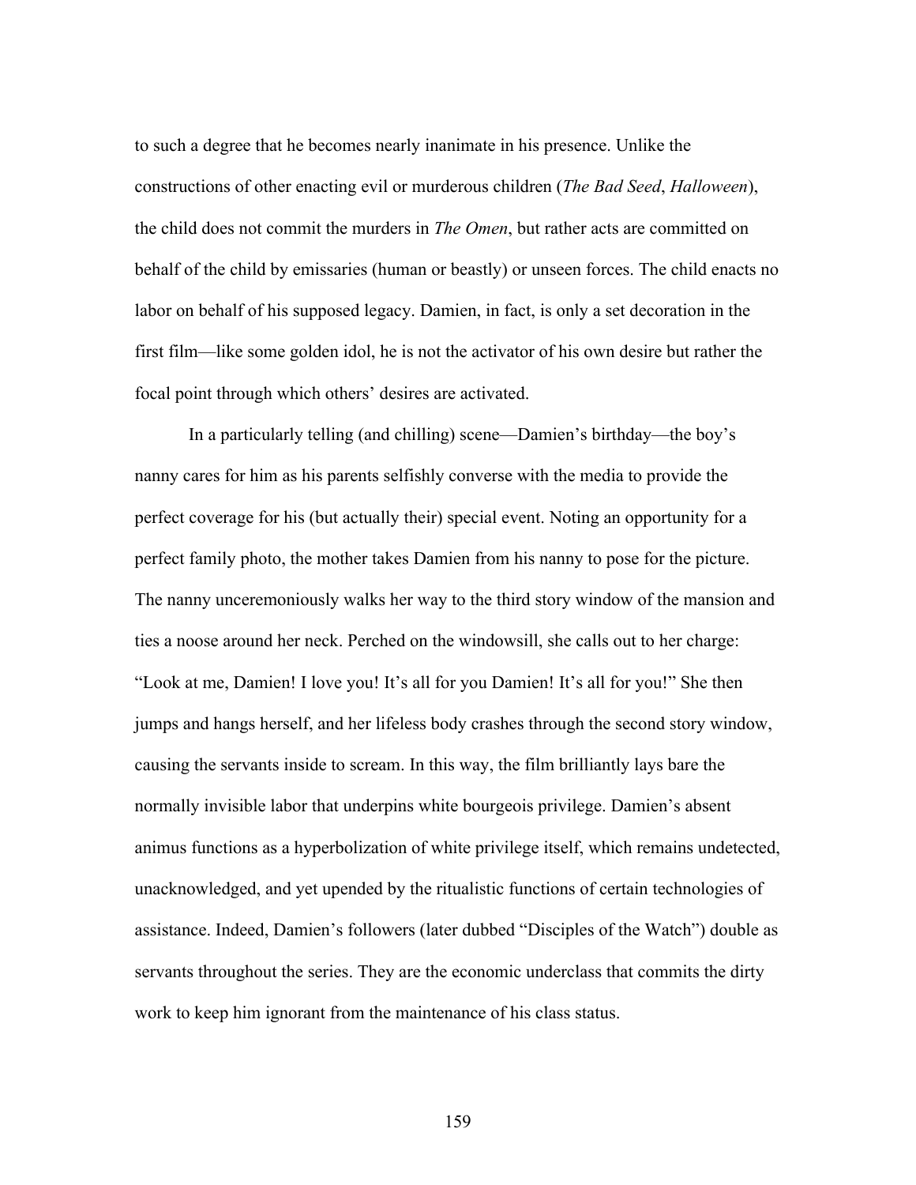to such a degree that he becomes nearly inanimate in his presence. Unlike the constructions of other enacting evil or murderous children (*The Bad Seed*, *Halloween*), the child does not commit the murders in *The Omen*, but rather acts are committed on behalf of the child by emissaries (human or beastly) or unseen forces. The child enacts no labor on behalf of his supposed legacy. Damien, in fact, is only a set decoration in the first film—like some golden idol, he is not the activator of his own desire but rather the focal point through which others' desires are activated.

In a particularly telling (and chilling) scene—Damien's birthday—the boy's nanny cares for him as his parents selfishly converse with the media to provide the perfect coverage for his (but actually their) special event. Noting an opportunity for a perfect family photo, the mother takes Damien from his nanny to pose for the picture. The nanny unceremoniously walks her way to the third story window of the mansion and ties a noose around her neck. Perched on the windowsill, she calls out to her charge: "Look at me, Damien! I love you! It's all for you Damien! It's all for you!" She then jumps and hangs herself, and her lifeless body crashes through the second story window, causing the servants inside to scream. In this way, the film brilliantly lays bare the normally invisible labor that underpins white bourgeois privilege. Damien's absent animus functions as a hyperbolization of white privilege itself, which remains undetected, unacknowledged, and yet upended by the ritualistic functions of certain technologies of assistance. Indeed, Damien's followers (later dubbed "Disciples of the Watch") double as servants throughout the series. They are the economic underclass that commits the dirty work to keep him ignorant from the maintenance of his class status.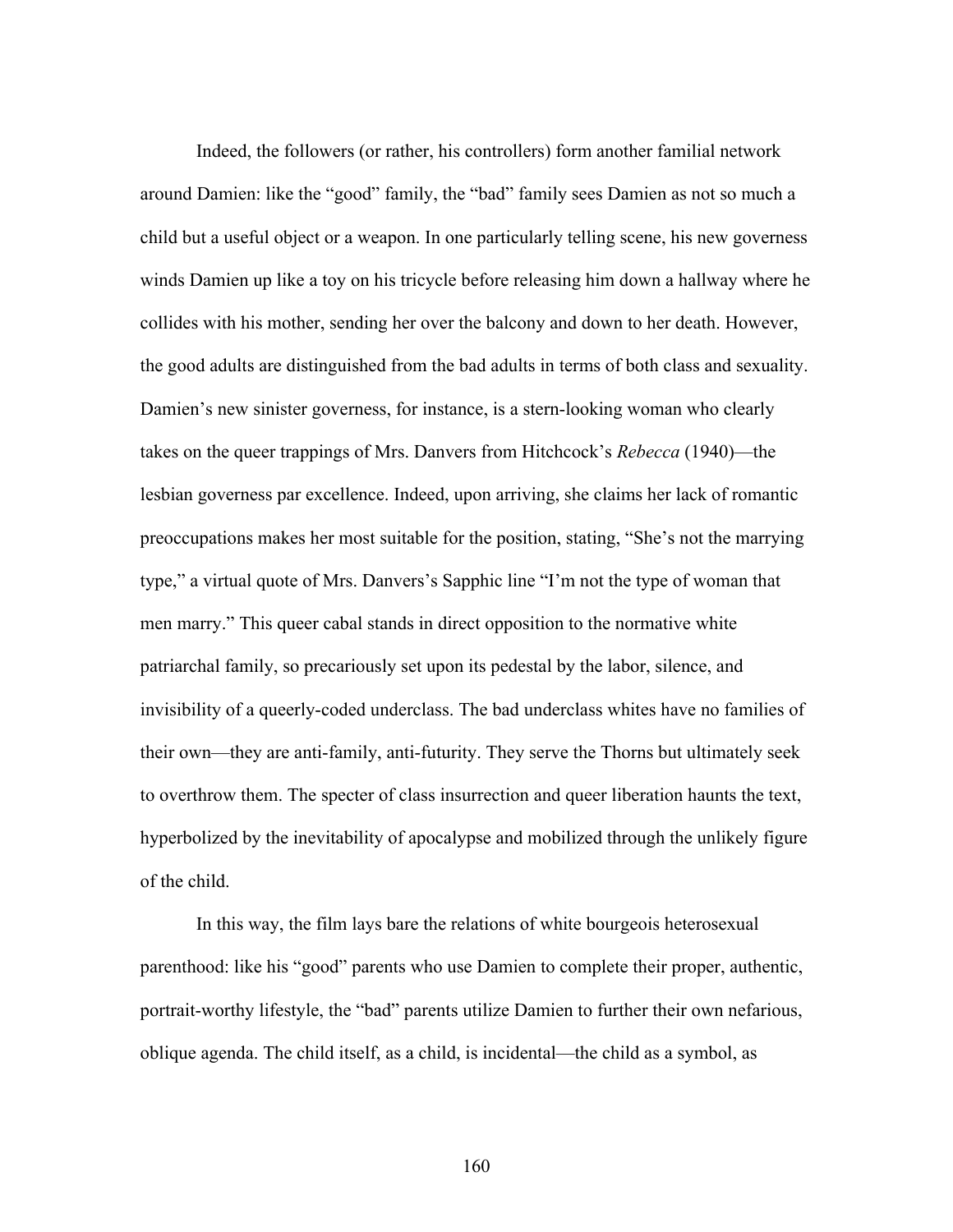Indeed, the followers (or rather, his controllers) form another familial network around Damien: like the "good" family, the "bad" family sees Damien as not so much a child but a useful object or a weapon. In one particularly telling scene, his new governess winds Damien up like a toy on his tricycle before releasing him down a hallway where he collides with his mother, sending her over the balcony and down to her death. However, the good adults are distinguished from the bad adults in terms of both class and sexuality. Damien's new sinister governess, for instance, is a stern-looking woman who clearly takes on the queer trappings of Mrs. Danvers from Hitchcock's *Rebecca* (1940)—the lesbian governess par excellence. Indeed, upon arriving, she claims her lack of romantic preoccupations makes her most suitable for the position, stating, "She's not the marrying type," a virtual quote of Mrs. Danvers's Sapphic line "I'm not the type of woman that men marry." This queer cabal stands in direct opposition to the normative white patriarchal family, so precariously set upon its pedestal by the labor, silence, and invisibility of a queerly-coded underclass. The bad underclass whites have no families of their own—they are anti-family, anti-futurity. They serve the Thorns but ultimately seek to overthrow them. The specter of class insurrection and queer liberation haunts the text, hyperbolized by the inevitability of apocalypse and mobilized through the unlikely figure of the child.

In this way, the film lays bare the relations of white bourgeois heterosexual parenthood: like his "good" parents who use Damien to complete their proper, authentic, portrait-worthy lifestyle, the "bad" parents utilize Damien to further their own nefarious, oblique agenda. The child itself, as a child, is incidental—the child as a symbol, as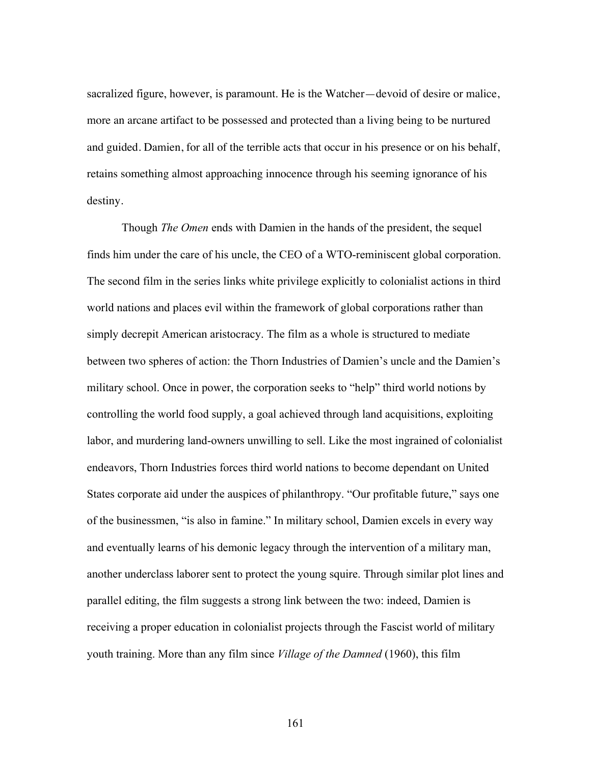sacralized figure, however, is paramount. He is the Watcher—devoid of desire or malice, more an arcane artifact to be possessed and protected than a living being to be nurtured and guided. Damien, for all of the terrible acts that occur in his presence or on his behalf, retains something almost approaching innocence through his seeming ignorance of his destiny.

Though *The Omen* ends with Damien in the hands of the president, the sequel finds him under the care of his uncle, the CEO of a WTO-reminiscent global corporation. The second film in the series links white privilege explicitly to colonialist actions in third world nations and places evil within the framework of global corporations rather than simply decrepit American aristocracy. The film as a whole is structured to mediate between two spheres of action: the Thorn Industries of Damien's uncle and the Damien's military school. Once in power, the corporation seeks to "help" third world notions by controlling the world food supply, a goal achieved through land acquisitions, exploiting labor, and murdering land-owners unwilling to sell. Like the most ingrained of colonialist endeavors, Thorn Industries forces third world nations to become dependant on United States corporate aid under the auspices of philanthropy. "Our profitable future," says one of the businessmen, "is also in famine." In military school, Damien excels in every way and eventually learns of his demonic legacy through the intervention of a military man, another underclass laborer sent to protect the young squire. Through similar plot lines and parallel editing, the film suggests a strong link between the two: indeed, Damien is receiving a proper education in colonialist projects through the Fascist world of military youth training. More than any film since *Village of the Damned* (1960), this film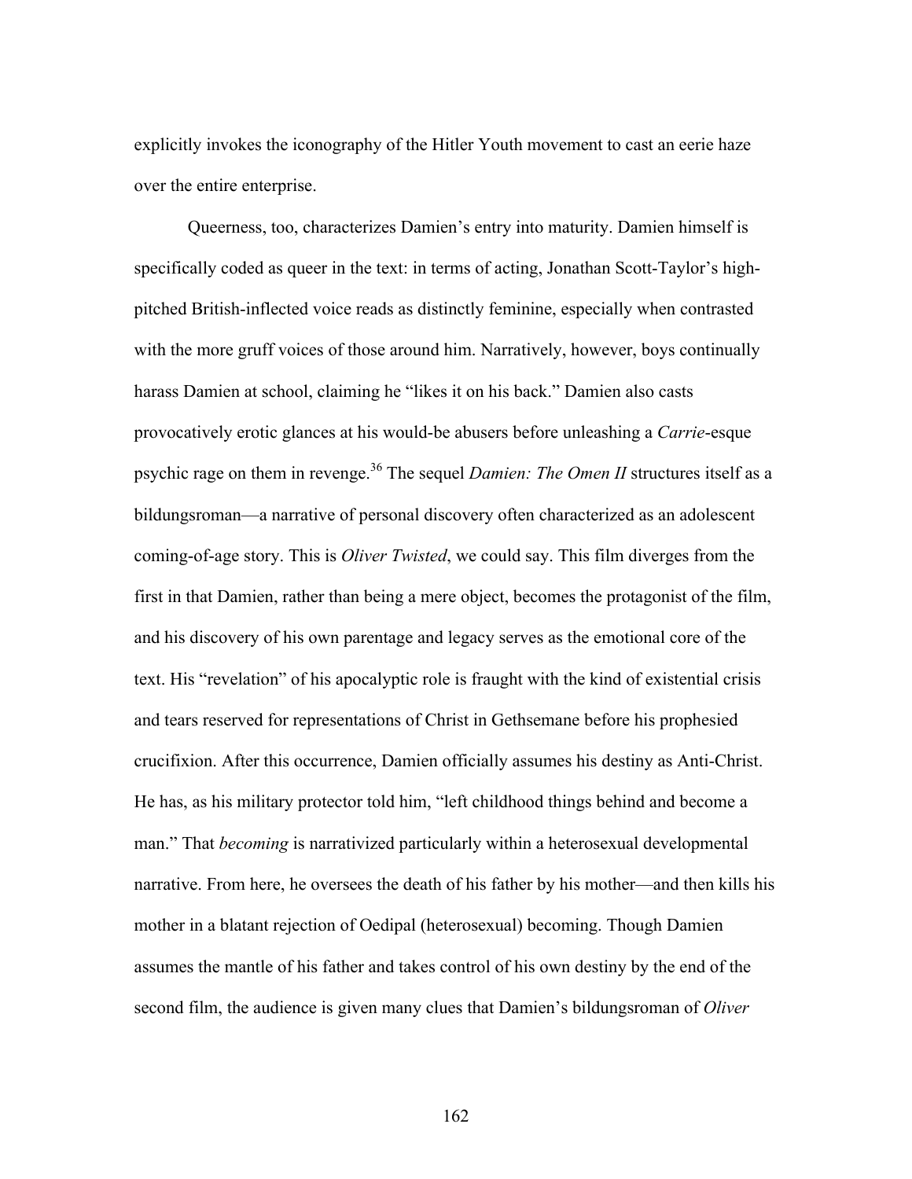explicitly invokes the iconography of the Hitler Youth movement to cast an eerie haze over the entire enterprise.

Queerness, too, characterizes Damien's entry into maturity. Damien himself is specifically coded as queer in the text: in terms of acting, Jonathan Scott-Taylor's high-pitched British-inflected voice reads as distinctly feminine, especially when contrasted with the more gruff voices of those around him. Narratively, however, boys continually harass Damien at school, claiming he "likes it on his back." Damien also casts provocatively erotic glances at his would-be abusers before unleashing a *Carrie*-esque psychic rage on them in revenge.[36] The sequel *Damien: The Omen II* structures itself as a bildungsroman—a narrative of personal discovery often characterized as an adolescent coming-of-age story. This is *Oliver Twisted*, we could say. This film diverges from the first in that Damien, rather than being a mere object, becomes the protagonist of the film, and his discovery of his own parentage and legacy serves as the emotional core of the text. His "revelation" of his apocalyptic role is fraught with the kind of existential crisis and tears reserved for representations of Christ in Gethsemane before his prophesied crucifixion. After this occurrence, Damien officially assumes his destiny as Anti-Christ. He has, as his military protector told him, "left childhood things behind and become a man." That *becoming* is narrativized particularly within a heterosexual developmental narrative. From here, he oversees the death of his father by his mother—and then kills his mother in a blatant rejection of Oedipal (heterosexual) becoming. Though Damien assumes the mantle of his father and takes control of his own destiny by the end of the second film, the audience is given many clues that Damien's bildungsroman of *Oliver*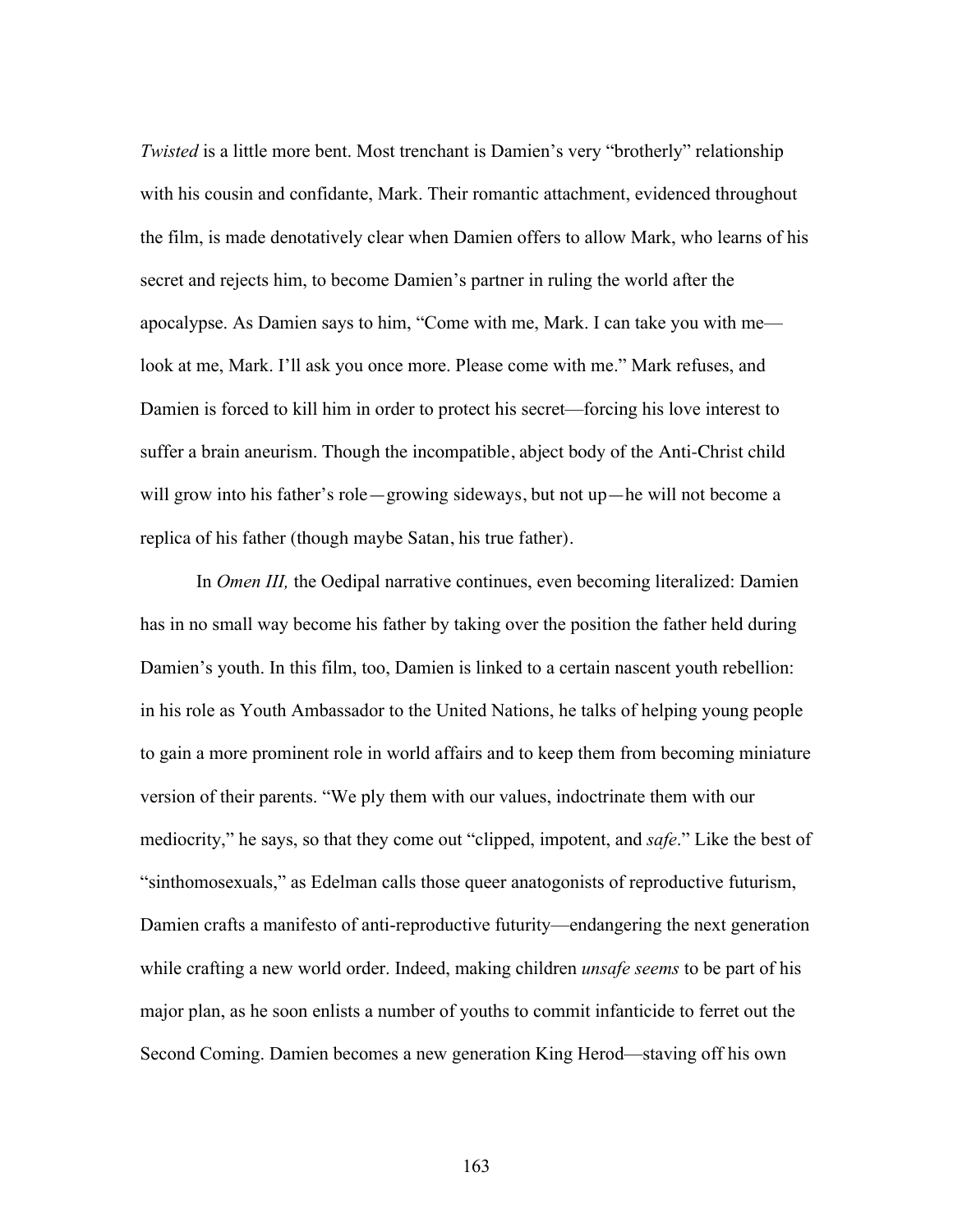*Twisted* is a little more bent. Most trenchant is Damien's very "brotherly" relationship with his cousin and confidante, Mark. Their romantic attachment, evidenced throughout the film, is made denotatively clear when Damien offers to allow Mark, who learns of his secret and rejects him, to become Damien's partner in ruling the world after the apocalypse. As Damien says to him, "Come with me, Mark. I can take you with me—look at me, Mark. I'll ask you once more. Please come with me." Mark refuses, and Damien is forced to kill him in order to protect his secret—forcing his love interest to suffer a brain aneurism. Though the incompatible, abject body of the Anti-Christ child will grow into his father's role—growing sideways, but not up—he will not become a replica of his father (though maybe Satan, his true father).

In *Omen III,* the Oedipal narrative continues, even becoming literalized: Damien has in no small way become his father by taking over the position the father held during Damien's youth. In this film, too, Damien is linked to a certain nascent youth rebellion: in his role as Youth Ambassador to the United Nations, he talks of helping young people to gain a more prominent role in world affairs and to keep them from becoming miniature version of their parents. "We ply them with our values, indoctrinate them with our mediocrity," he says, so that they come out "clipped, impotent, and *safe*." Like the best of "sinthomosexuals," as Edelman calls those queer anatogonists of reproductive futurism, Damien crafts a manifesto of anti-reproductive futurity—endangering the next generation while crafting a new world order. Indeed, making children *unsafe seems* to be part of his major plan, as he soon enlists a number of youths to commit infanticide to ferret out the Second Coming. Damien becomes a new generation King Herod—staving off his own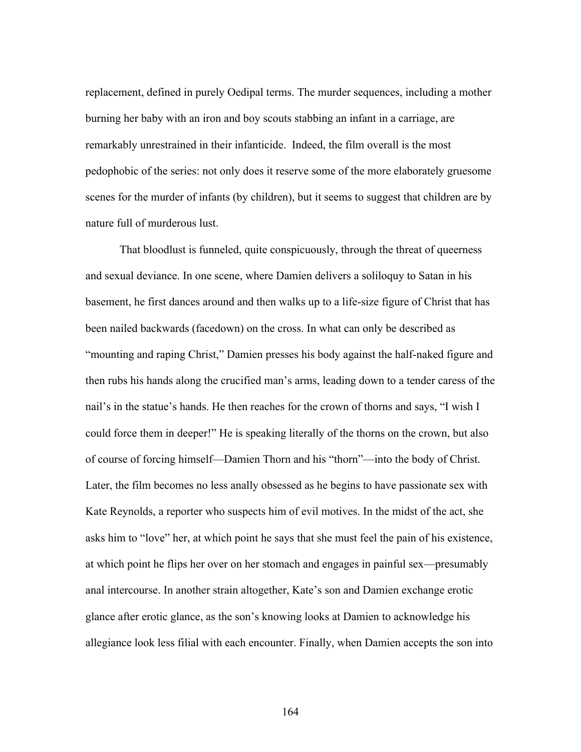replacement, defined in purely Oedipal terms. The murder sequences, including a mother burning her baby with an iron and boy scouts stabbing an infant in a carriage, are remarkably unrestrained in their infanticide. Indeed, the film overall is the most pedophobic of the series: not only does it reserve some of the more elaborately gruesome scenes for the murder of infants (by children), but it seems to suggest that children are by nature full of murderous lust.

That bloodlust is funneled, quite conspicuously, through the threat of queerness and sexual deviance. In one scene, where Damien delivers a soliloquy to Satan in his basement, he first dances around and then walks up to a life-size figure of Christ that has been nailed backwards (facedown) on the cross. In what can only be described as "mounting and raping Christ," Damien presses his body against the half-naked figure and then rubs his hands along the crucified man's arms, leading down to a tender caress of the nail's in the statue's hands. He then reaches for the crown of thorns and says, "I wish I could force them in deeper!" He is speaking literally of the thorns on the crown, but also of course of forcing himself—Damien Thorn and his "thorn"—into the body of Christ. Later, the film becomes no less anally obsessed as he begins to have passionate sex with Kate Reynolds, a reporter who suspects him of evil motives. In the midst of the act, she asks him to "love" her, at which point he says that she must feel the pain of his existence, at which point he flips her over on her stomach and engages in painful sex—presumably anal intercourse. In another strain altogether, Kate's son and Damien exchange erotic glance after erotic glance, as the son's knowing looks at Damien to acknowledge his allegiance look less filial with each encounter. Finally, when Damien accepts the son into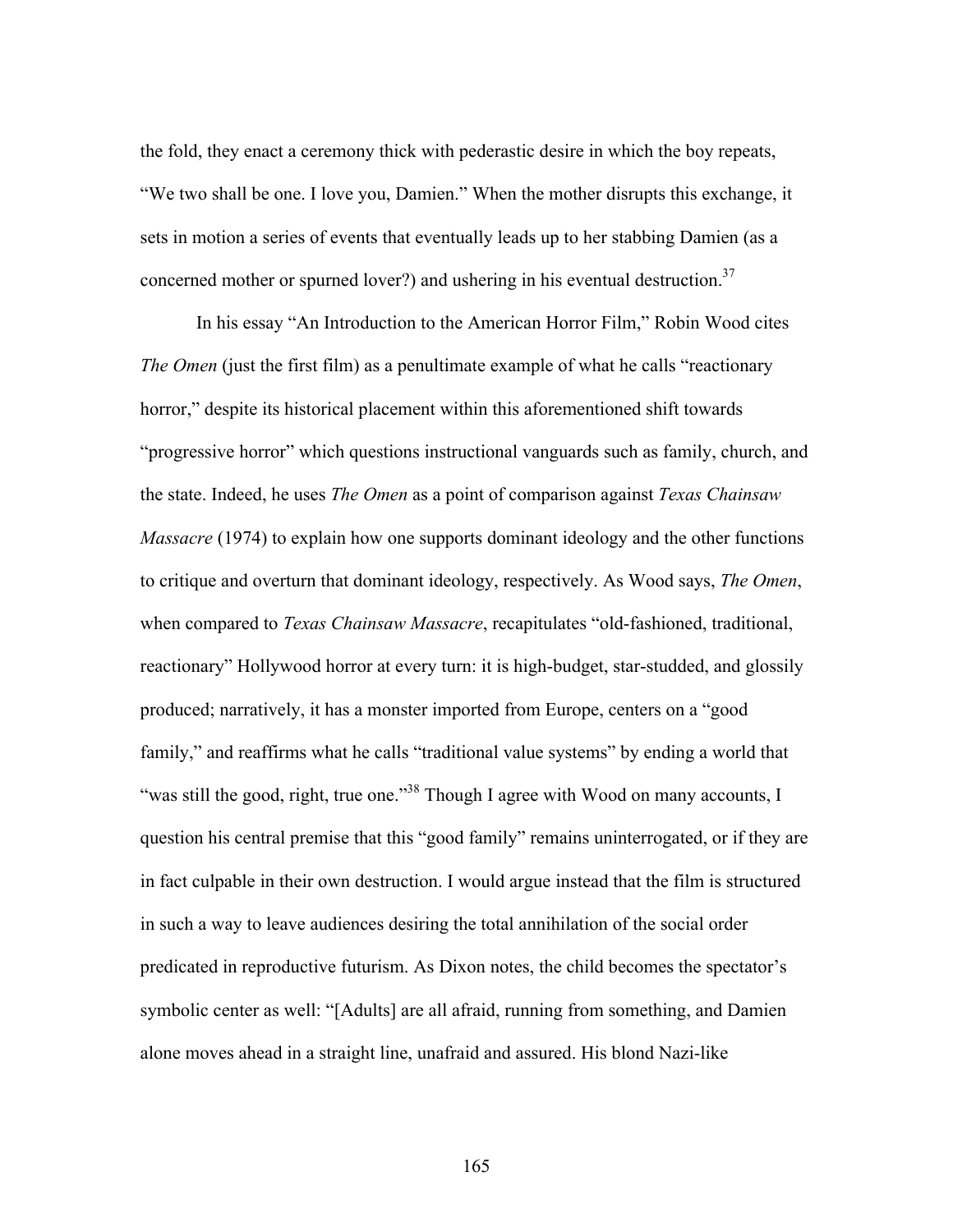the fold, they enact a ceremony thick with pederastic desire in which the boy repeats, "We two shall be one. I love you, Damien." When the mother disrupts this exchange, it sets in motion a series of events that eventually leads up to her stabbing Damien (as a concerned mother or spurned lover?) and ushering in his eventual destruction.[37]

In his essay "An Introduction to the American Horror Film," Robin Wood cites *The Omen* (just the first film) as a penultimate example of what he calls "reactionary horror," despite its historical placement within this aforementioned shift towards "progressive horror" which questions instructional vanguards such as family, church, and the state. Indeed, he uses *The Omen* as a point of comparison against *Texas Chainsaw Massacre* (1974) to explain how one supports dominant ideology and the other functions to critique and overturn that dominant ideology, respectively. As Wood says, *The Omen*, when compared to *Texas Chainsaw Massacre*, recapitulates "old-fashioned, traditional, reactionary" Hollywood horror at every turn: it is high-budget, star-studded, and glossily produced; narratively, it has a monster imported from Europe, centers on a "good family," and reaffirms what he calls "traditional value systems" by ending a world that "was still the good, right, true one."[38] Though I agree with Wood on many accounts, I question his central premise that this "good family" remains uninterrogated, or if they are in fact culpable in their own destruction. I would argue instead that the film is structured in such a way to leave audiences desiring the total annihilation of the social order predicated in reproductive futurism. As Dixon notes, the child becomes the spectator's symbolic center as well: "[Adults] are all afraid, running from something, and Damien alone moves ahead in a straight line, unafraid and assured. His blond Nazi-like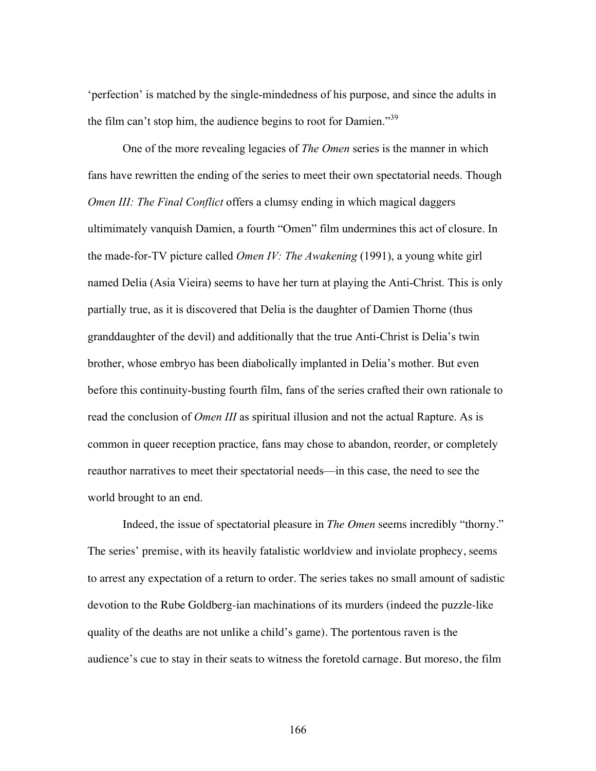'perfection' is matched by the single-mindedness of his purpose, and since the adults in the film can't stop him, the audience begins to root for Damien."[39]

One of the more revealing legacies of *The Omen* series is the manner in which fans have rewritten the ending of the series to meet their own spectatorial needs. Though *Omen III: The Final Conflict* offers a clumsy ending in which magical daggers ultimimately vanquish Damien, a fourth "Omen" film undermines this act of closure. In the made-for-TV picture called *Omen IV: The Awakening* (1991), a young white girl named Delia (Asia Vieira) seems to have her turn at playing the Anti-Christ. This is only partially true, as it is discovered that Delia is the daughter of Damien Thorne (thus granddaughter of the devil) and additionally that the true Anti-Christ is Delia's twin brother, whose embryo has been diabolically implanted in Delia's mother. But even before this continuity-busting fourth film, fans of the series crafted their own rationale to read the conclusion of *Omen III* as spiritual illusion and not the actual Rapture. As is common in queer reception practice, fans may chose to abandon, reorder, or completely reauthor narratives to meet their spectatorial needs—in this case, the need to see the world brought to an end.

Indeed, the issue of spectatorial pleasure in *The Omen* seems incredibly "thorny." The series' premise, with its heavily fatalistic worldview and inviolate prophecy, seems to arrest any expectation of a return to order. The series takes no small amount of sadistic devotion to the Rube Goldberg-ian machinations of its murders (indeed the puzzle-like quality of the deaths are not unlike a child's game). The portentous raven is the audience's cue to stay in their seats to witness the foretold carnage. But moreso, the film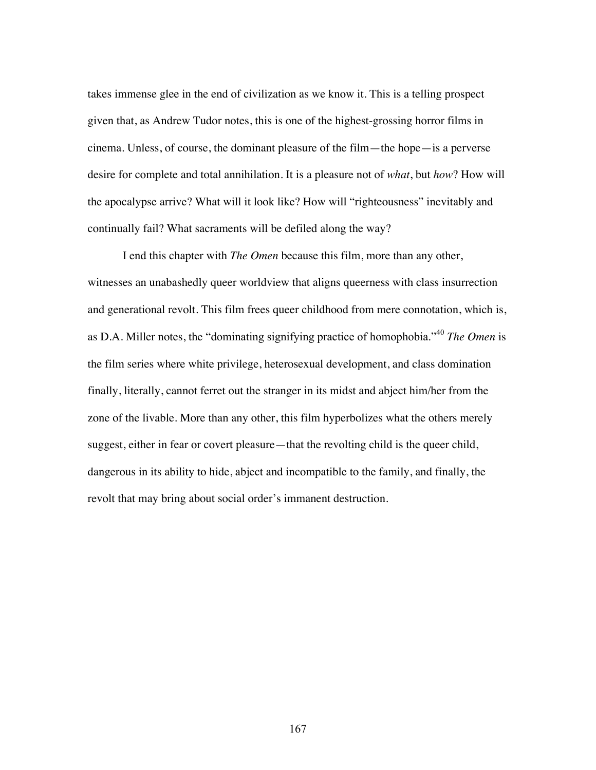takes immense glee in the end of civilization as we know it. This is a telling prospect given that, as Andrew Tudor notes, this is one of the highest-grossing horror films in cinema. Unless, of course, the dominant pleasure of the film—the hope—is a perverse desire for complete and total annihilation. It is a pleasure not of *what*, but *how*? How will the apocalypse arrive? What will it look like? How will "righteousness" inevitably and continually fail? What sacraments will be defiled along the way?

I end this chapter with *The Omen* because this film, more than any other, witnesses an unabashedly queer worldview that aligns queerness with class insurrection and generational revolt. This film frees queer childhood from mere connotation, which is, as D.A. Miller notes, the "dominating signifying practice of homophobia."[40] *The Omen* is the film series where white privilege, heterosexual development, and class domination finally, literally, cannot ferret out the stranger in its midst and abject him/her from the zone of the livable. More than any other, this film hyperbolizes what the others merely suggest, either in fear or covert pleasure—that the revolting child is the queer child, dangerous in its ability to hide, abject and incompatible to the family, and finally, the revolt that may bring about social order's immanent destruction.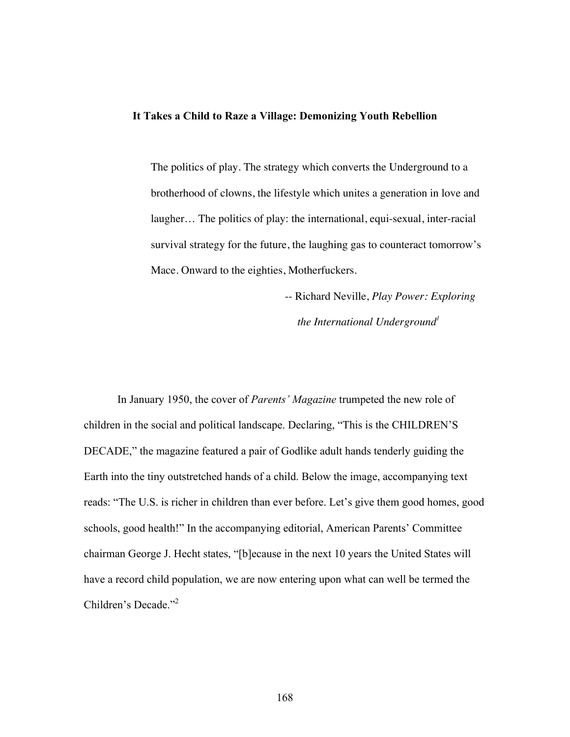## It Takes a Child to Raze a Village: Demonizing Youth Rebellion

> The politics of play. The strategy which converts the Underground to a brotherhood of clowns, the lifestyle which unites a generation in love and laughter… The politics of play: the international, equi-sexual, inter-racial survival strategy for the future, the laughing gas to counteract tomorrow's Mace. Onward to the eighties, Motherfuckers.
>
> -- Richard Neville, *Play Power: Exploring the International Underground*[1]

In January 1950, the cover of *Parents' Magazine* trumpeted the new role of children in the social and political landscape. Declaring, "This is the CHILDREN'S DECADE," the magazine featured a pair of Godlike adult hands tenderly guiding the Earth into the tiny outstretched hands of a child. Below the image, accompanying text reads: "The U.S. is richer in children than ever before. Let's give them good homes, good schools, good health!" In the accompanying editorial, American Parents' Committee chairman George J. Hecht states, "[b]ecause in the next 10 years the United States will have a record child population, we are now entering upon what can well be termed the Children's Decade."[2]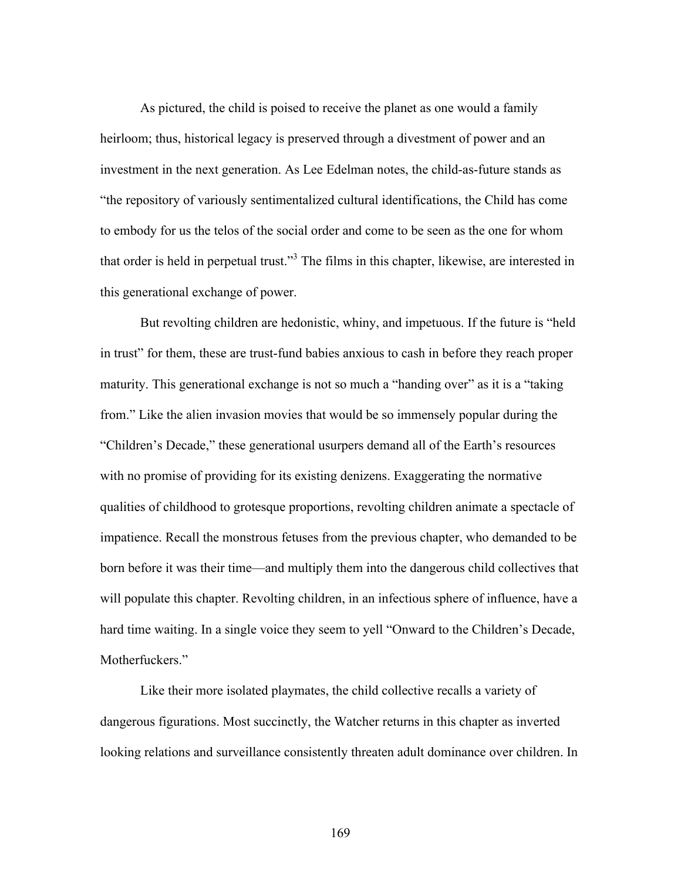As pictured, the child is poised to receive the planet as one would a family heirloom; thus, historical legacy is preserved through a divestment of power and an investment in the next generation. As Lee Edelman notes, the child-as-future stands as "the repository of variously sentimentalized cultural identifications, the Child has come to embody for us the telos of the social order and come to be seen as the one for whom that order is held in perpetual trust."[3] The films in this chapter, likewise, are interested in this generational exchange of power.

But revolting children are hedonistic, whiny, and impetuous. If the future is "held in trust" for them, these are trust-fund babies anxious to cash in before they reach proper maturity. This generational exchange is not so much a "handing over" as it is a "taking from." Like the alien invasion movies that would be so immensely popular during the "Children's Decade," these generational usurpers demand all of the Earth's resources with no promise of providing for its existing denizens. Exaggerating the normative qualities of childhood to grotesque proportions, revolting children animate a spectacle of impatience. Recall the monstrous fetuses from the previous chapter, who demanded to be born before it was their time—and multiply them into the dangerous child collectives that will populate this chapter. Revolting children, in an infectious sphere of influence, have a hard time waiting. In a single voice they seem to yell "Onward to the Children's Decade, Motherfuckers."

Like their more isolated playmates, the child collective recalls a variety of dangerous figurations. Most succinctly, the Watcher returns in this chapter as inverted looking relations and surveillance consistently threaten adult dominance over children. In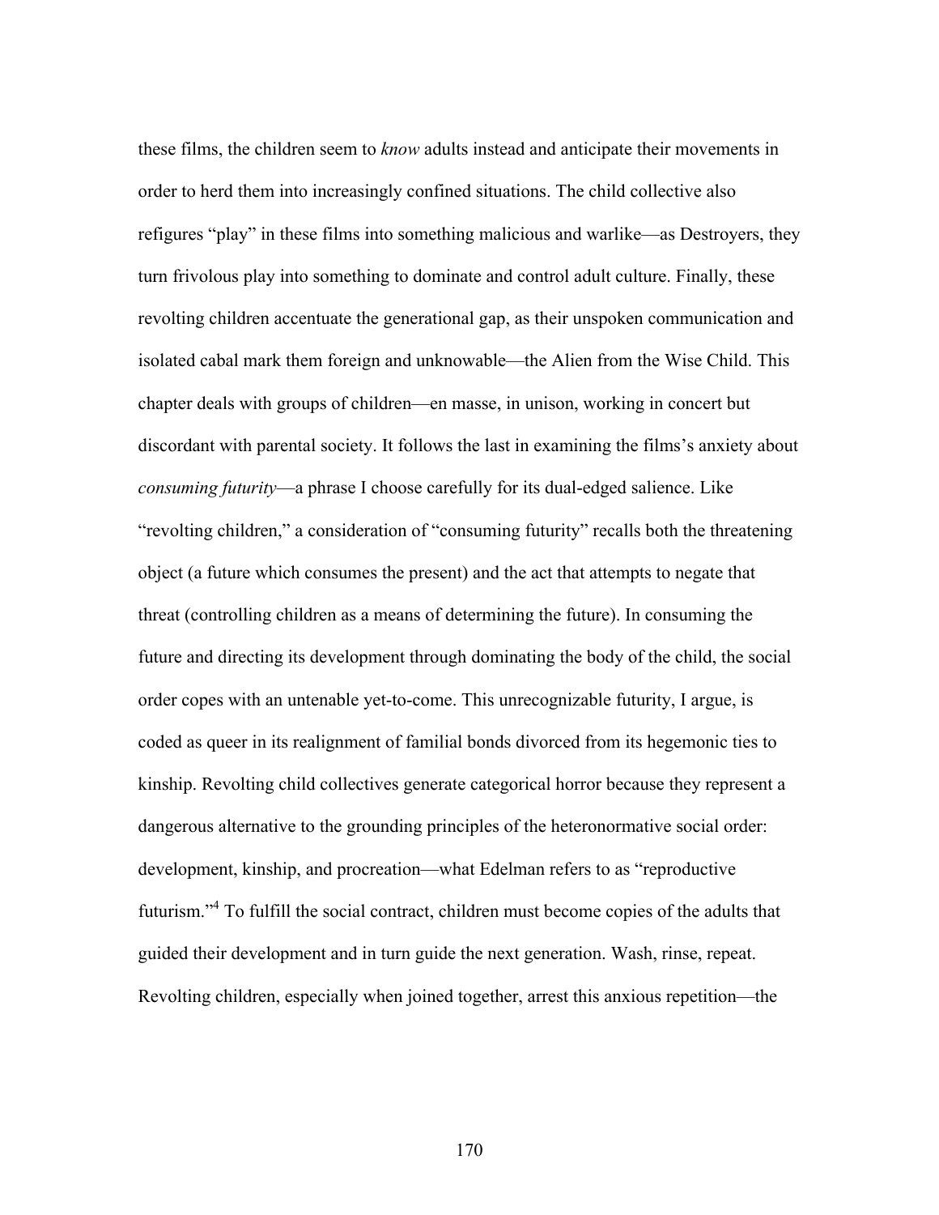these films, the children seem to *know* adults instead and anticipate their movements in order to herd them into increasingly confined situations. The child collective also refigures "play" in these films into something malicious and warlike—as Destroyers, they turn frivolous play into something to dominate and control adult culture. Finally, these revolting children accentuate the generational gap, as their unspoken communication and isolated cabal mark them foreign and unknowable—the Alien from the Wise Child. This chapter deals with groups of children—en masse, in unison, working in concert but discordant with parental society. It follows the last in examining the films's anxiety about *consuming futurity*—a phrase I choose carefully for its dual-edged salience. Like "revolting children," a consideration of "consuming futurity" recalls both the threatening object (a future which consumes the present) and the act that attempts to negate that threat (controlling children as a means of determining the future). In consuming the future and directing its development through dominating the body of the child, the social order copes with an untenable yet-to-come. This unrecognizable futurity, I argue, is coded as queer in its realignment of familial bonds divorced from its hegemonic ties to kinship. Revolting child collectives generate categorical horror because they represent a dangerous alternative to the grounding principles of the heteronormative social order: development, kinship, and procreation—what Edelman refers to as "reproductive futurism."[4] To fulfill the social contract, children must become copies of the adults that guided their development and in turn guide the next generation. Wash, rinse, repeat. Revolting children, especially when joined together, arrest this anxious repetition—the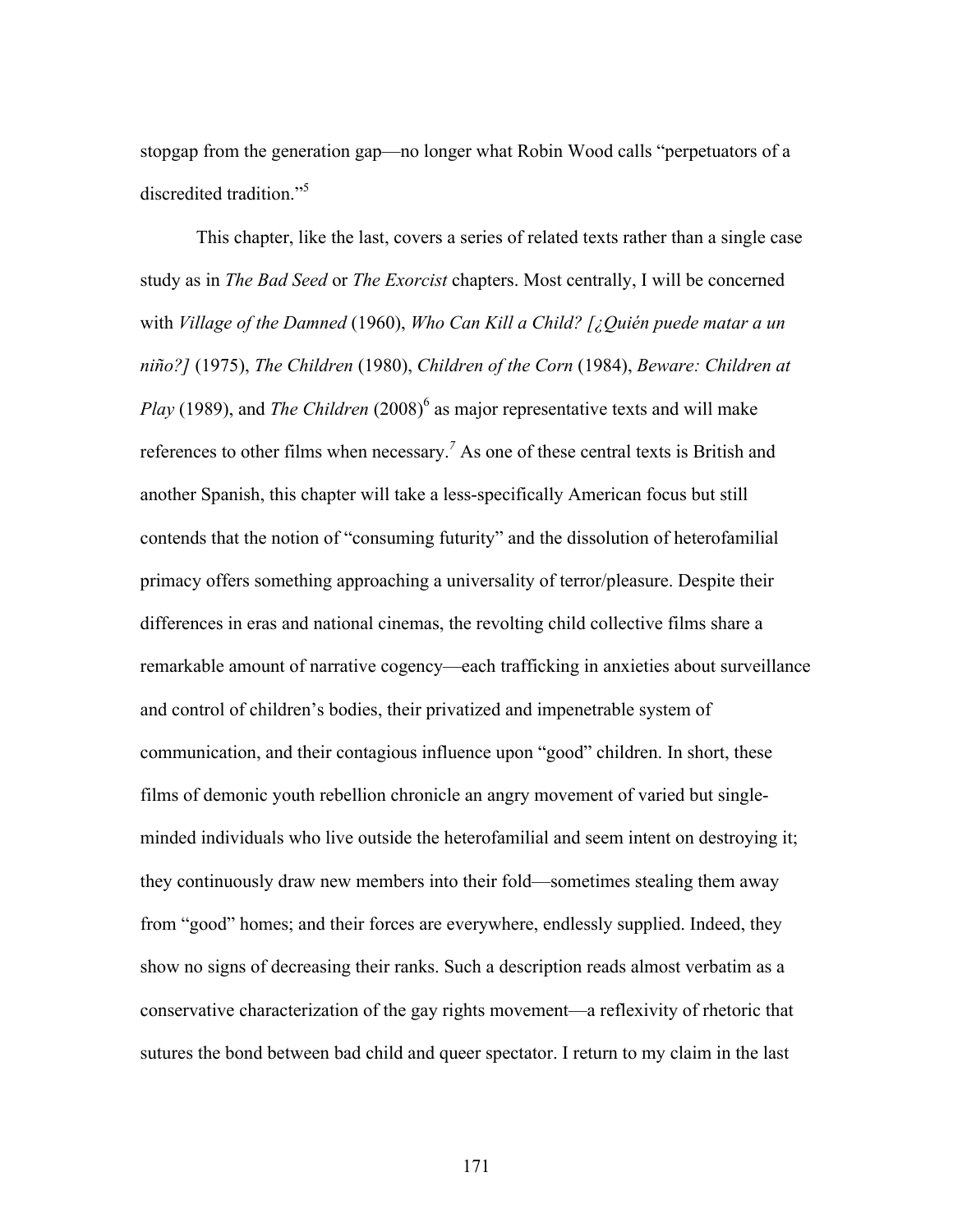stopgap from the generation gap—no longer what Robin Wood calls "perpetuators of a discredited tradition."[5]

This chapter, like the last, covers a series of related texts rather than a single case study as in *The Bad Seed* or *The Exorcist* chapters. Most centrally, I will be concerned with *Village of the Damned* (1960), *Who Can Kill a Child? [¿Quién puede matar a un niño?]* (1975), *The Children* (1980), *Children of the Corn* (1984), *Beware: Children at Play* (1989), and *The Children* (2008)[6] as major representative texts and will make references to other films when necessary.[7] As one of these central texts is British and another Spanish, this chapter will take a less-specifically American focus but still contends that the notion of "consuming futurity" and the dissolution of heterofamilial primacy offers something approaching a universality of terror/pleasure. Despite their differences in eras and national cinemas, the revolting child collective films share a remarkable amount of narrative cogency—each trafficking in anxieties about surveillance and control of children's bodies, their privatized and impenetrable system of communication, and their contagious influence upon "good" children. In short, these films of demonic youth rebellion chronicle an angry movement of varied but single-minded individuals who live outside the heterofamilial and seem intent on destroying it; they continuously draw new members into their fold—sometimes stealing them away from "good" homes; and their forces are everywhere, endlessly supplied. Indeed, they show no signs of decreasing their ranks. Such a description reads almost verbatim as a conservative characterization of the gay rights movement—a reflexivity of rhetoric that sutures the bond between bad child and queer spectator. I return to my claim in the last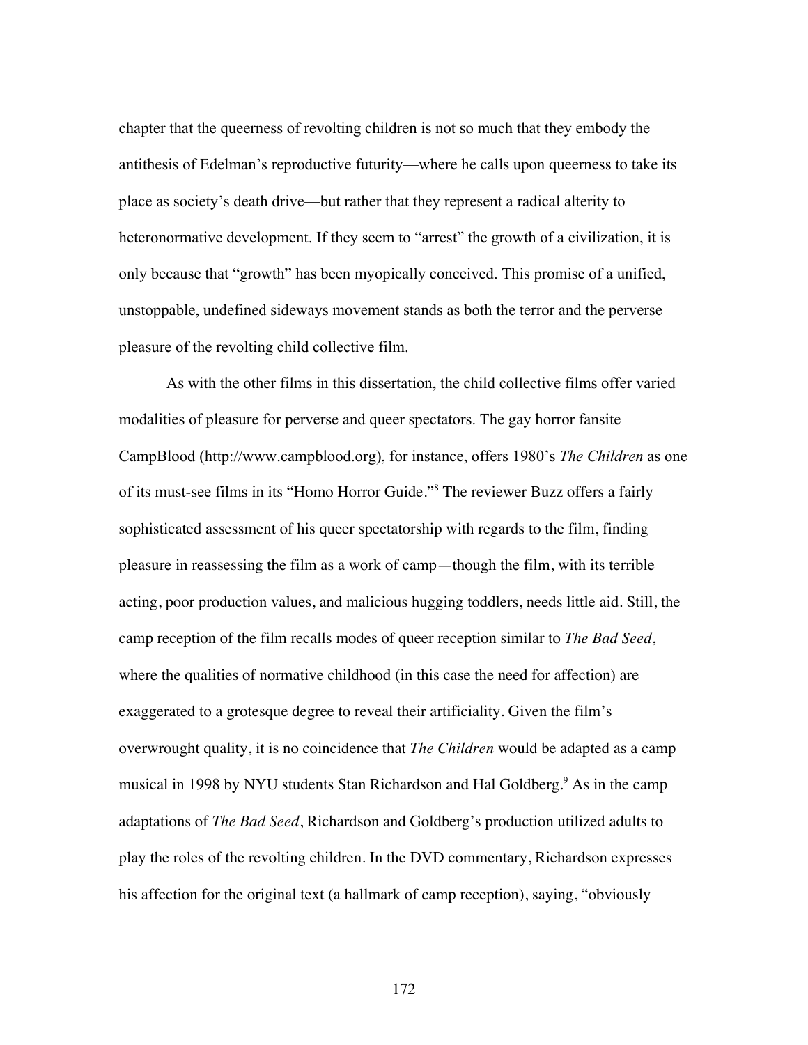chapter that the queerness of revolting children is not so much that they embody the antithesis of Edelman's reproductive futurity—where he calls upon queerness to take its place as society's death drive—but rather that they represent a radical alterity to heteronormative development. If they seem to "arrest" the growth of a civilization, it is only because that "growth" has been myopically conceived. This promise of a unified, unstoppable, undefined sideways movement stands as both the terror and the perverse pleasure of the revolting child collective film.

As with the other films in this dissertation, the child collective films offer varied modalities of pleasure for perverse and queer spectators. The gay horror fansite CampBlood (http://www.campblood.org), for instance, offers 1980's *The Children* as one of its must-see films in its "Homo Horror Guide."[8] The reviewer Buzz offers a fairly sophisticated assessment of his queer spectatorship with regards to the film, finding pleasure in reassessing the film as a work of camp—though the film, with its terrible acting, poor production values, and malicious hugging toddlers, needs little aid. Still, the camp reception of the film recalls modes of queer reception similar to *The Bad Seed*, where the qualities of normative childhood (in this case the need for affection) are exaggerated to a grotesque degree to reveal their artificiality. Given the film's overwrought quality, it is no coincidence that *The Children* would be adapted as a camp musical in 1998 by NYU students Stan Richardson and Hal Goldberg.[9] As in the camp adaptations of *The Bad Seed*, Richardson and Goldberg's production utilized adults to play the roles of the revolting children. In the DVD commentary, Richardson expresses his affection for the original text (a hallmark of camp reception), saying, "obviously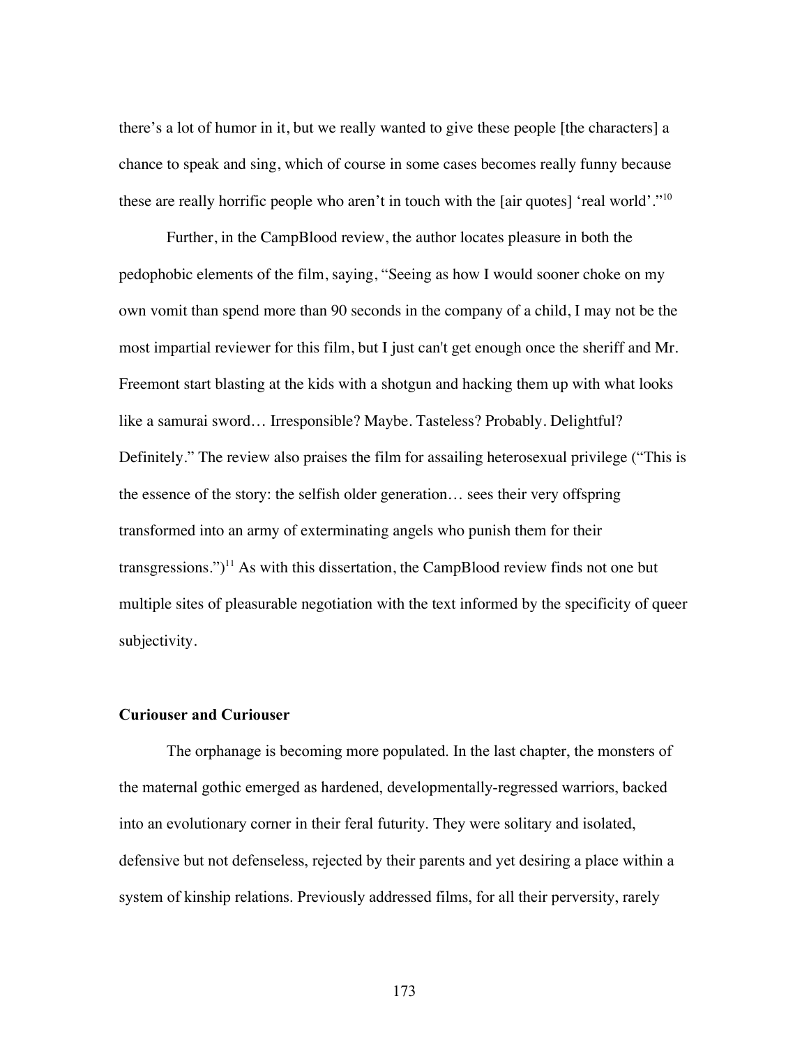there's a lot of humor in it, but we really wanted to give these people [the characters] a chance to speak and sing, which of course in some cases becomes really funny because these are really horrific people who aren't in touch with the [air quotes] 'real world'."[10]

Further, in the CampBlood review, the author locates pleasure in both the pedophobic elements of the film, saying, "Seeing as how I would sooner choke on my own vomit than spend more than 90 seconds in the company of a child, I may not be the most impartial reviewer for this film, but I just can't get enough once the sheriff and Mr. Freemont start blasting at the kids with a shotgun and hacking them up with what looks like a samurai sword… Irresponsible? Maybe. Tasteless? Probably. Delightful? Definitely." The review also praises the film for assailing heterosexual privilege ("This is the essence of the story: the selfish older generation… sees their very offspring transformed into an army of exterminating angels who punish them for their transgressions.")[11] As with this dissertation, the CampBlood review finds not one but multiple sites of pleasurable negotiation with the text informed by the specificity of queer subjectivity.

### Curiouser and Curiouser

The orphanage is becoming more populated. In the last chapter, the monsters of the maternal gothic emerged as hardened, developmentally-regressed warriors, backed into an evolutionary corner in their feral futurity. They were solitary and isolated, defensive but not defenseless, rejected by their parents and yet desiring a place within a system of kinship relations. Previously addressed films, for all their perversity, rarely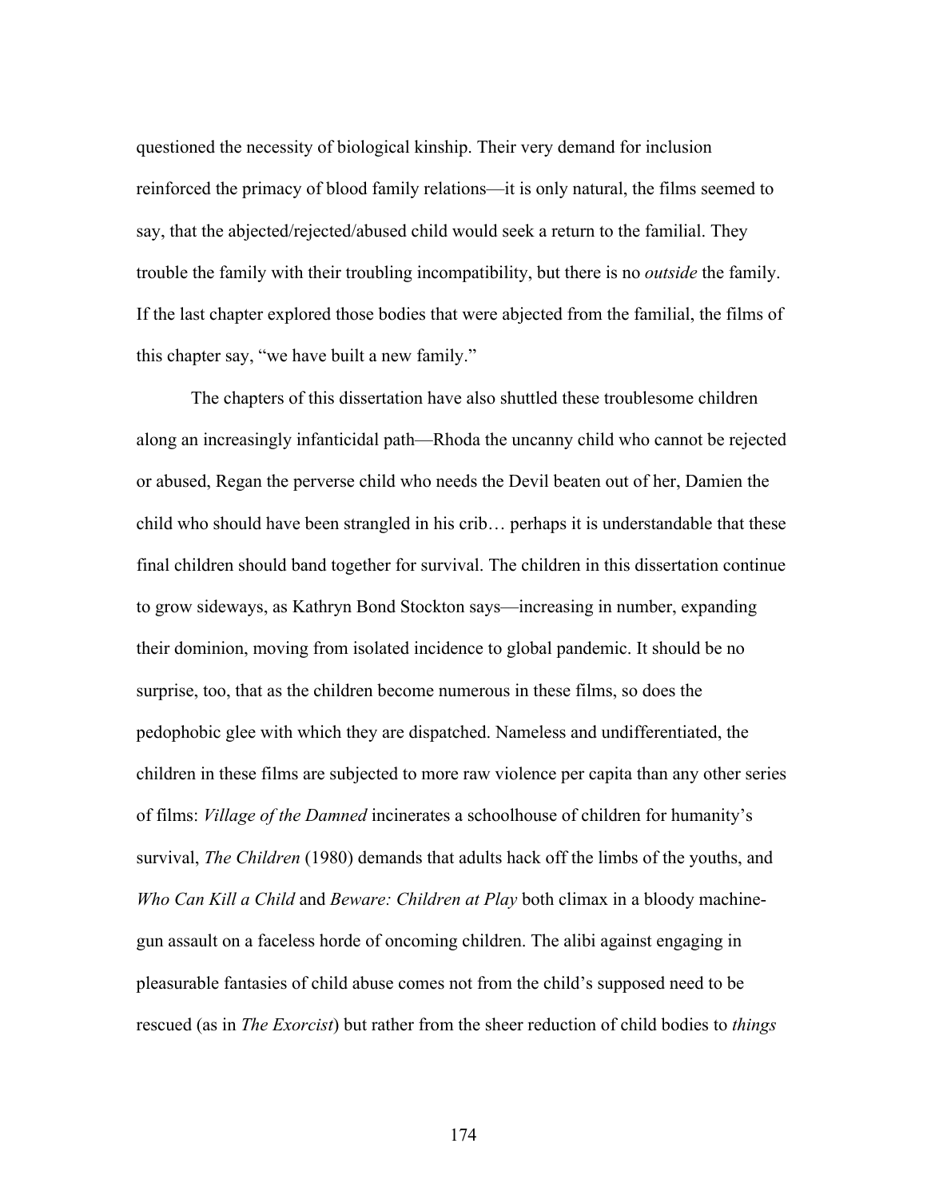questioned the necessity of biological kinship. Their very demand for inclusion reinforced the primacy of blood family relations—it is only natural, the films seemed to say, that the abjected/rejected/abused child would seek a return to the familial. They trouble the family with their troubling incompatibility, but there is no *outside* the family. If the last chapter explored those bodies that were abjected from the familial, the films of this chapter say, "we have built a new family."

The chapters of this dissertation have also shuttled these troublesome children along an increasingly infanticidal path—Rhoda the uncanny child who cannot be rejected or abused, Regan the perverse child who needs the Devil beaten out of her, Damien the child who should have been strangled in his crib… perhaps it is understandable that these final children should band together for survival. The children in this dissertation continue to grow sideways, as Kathryn Bond Stockton says—increasing in number, expanding their dominion, moving from isolated incidence to global pandemic. It should be no surprise, too, that as the children become numerous in these films, so does the pedophobic glee with which they are dispatched. Nameless and undifferentiated, the children in these films are subjected to more raw violence per capita than any other series of films: *Village of the Damned* incinerates a schoolhouse of children for humanity's survival, *The Children* (1980) demands that adults hack off the limbs of the youths, and *Who Can Kill a Child* and *Beware: Children at Play* both climax in a bloody machine-gun assault on a faceless horde of oncoming children. The alibi against engaging in pleasurable fantasies of child abuse comes not from the child's supposed need to be rescued (as in *The Exorcist*) but rather from the sheer reduction of child bodies to *things*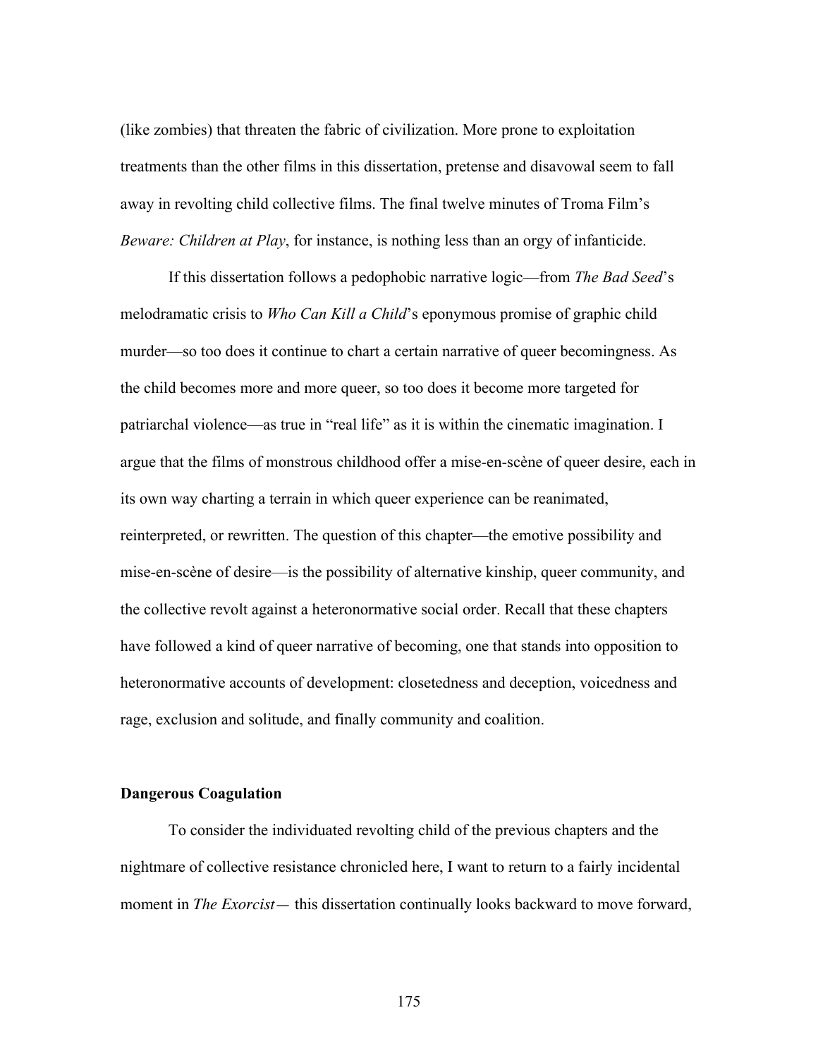(like zombies) that threaten the fabric of civilization. More prone to exploitation treatments than the other films in this dissertation, pretense and disavowal seem to fall away in revolting child collective films. The final twelve minutes of Troma Film's *Beware: Children at Play*, for instance, is nothing less than an orgy of infanticide.

If this dissertation follows a pedophobic narrative logic—from *The Bad Seed*'s melodramatic crisis to *Who Can Kill a Child*'s eponymous promise of graphic child murder—so too does it continue to chart a certain narrative of queer becomingness. As the child becomes more and more queer, so too does it become more targeted for patriarchal violence—as true in "real life" as it is within the cinematic imagination. I argue that the films of monstrous childhood offer a mise-en-scène of queer desire, each in its own way charting a terrain in which queer experience can be reanimated, reinterpreted, or rewritten. The question of this chapter—the emotive possibility and mise-en-scène of desire—is the possibility of alternative kinship, queer community, and the collective revolt against a heteronormative social order. Recall that these chapters have followed a kind of queer narrative of becoming, one that stands into opposition to heteronormative accounts of development: closetedness and deception, voicedness and rage, exclusion and solitude, and finally community and coalition.

**Dangerous Coagulation**

To consider the individuated revolting child of the previous chapters and the nightmare of collective resistance chronicled here, I want to return to a fairly incidental moment in *The Exorcist*— this dissertation continually looks backward to move forward,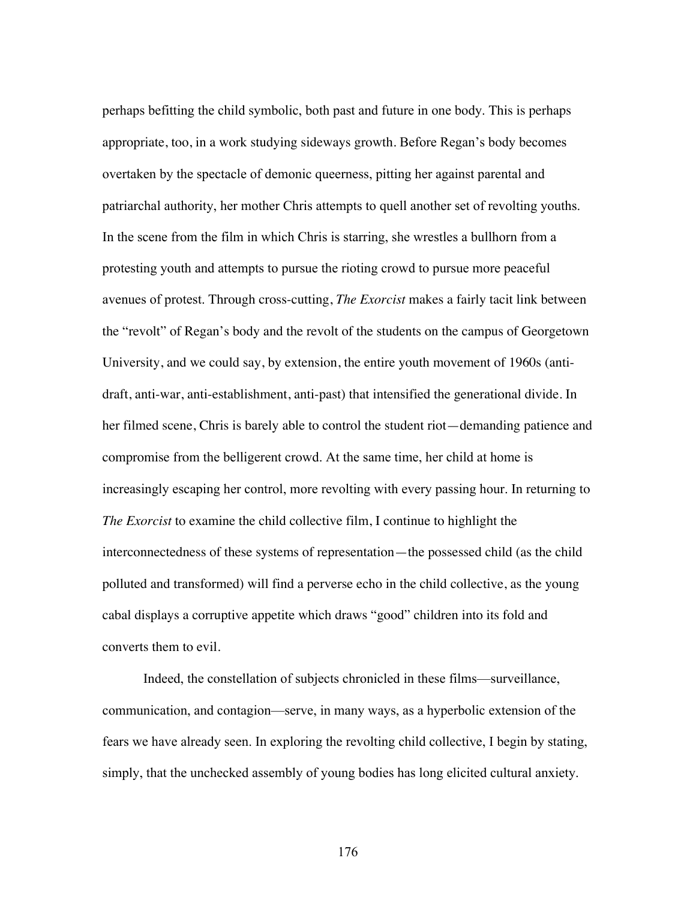perhaps befitting the child symbolic, both past and future in one body. This is perhaps appropriate, too, in a work studying sideways growth. Before Regan's body becomes overtaken by the spectacle of demonic queerness, pitting her against parental and patriarchal authority, her mother Chris attempts to quell another set of revolting youths. In the scene from the film in which Chris is starring, she wrestles a bullhorn from a protesting youth and attempts to pursue the rioting crowd to pursue more peaceful avenues of protest. Through cross-cutting, *The Exorcist* makes a fairly tacit link between the "revolt" of Regan's body and the revolt of the students on the campus of Georgetown University, and we could say, by extension, the entire youth movement of 1960s (anti-draft, anti-war, anti-establishment, anti-past) that intensified the generational divide. In her filmed scene, Chris is barely able to control the student riot—demanding patience and compromise from the belligerent crowd. At the same time, her child at home is increasingly escaping her control, more revolting with every passing hour. In returning to *The Exorcist* to examine the child collective film, I continue to highlight the interconnectedness of these systems of representation—the possessed child (as the child polluted and transformed) will find a perverse echo in the child collective, as the young cabal displays a corruptive appetite which draws "good" children into its fold and converts them to evil.

Indeed, the constellation of subjects chronicled in these films—surveillance, communication, and contagion—serve, in many ways, as a hyperbolic extension of the fears we have already seen. In exploring the revolting child collective, I begin by stating, simply, that the unchecked assembly of young bodies has long elicited cultural anxiety.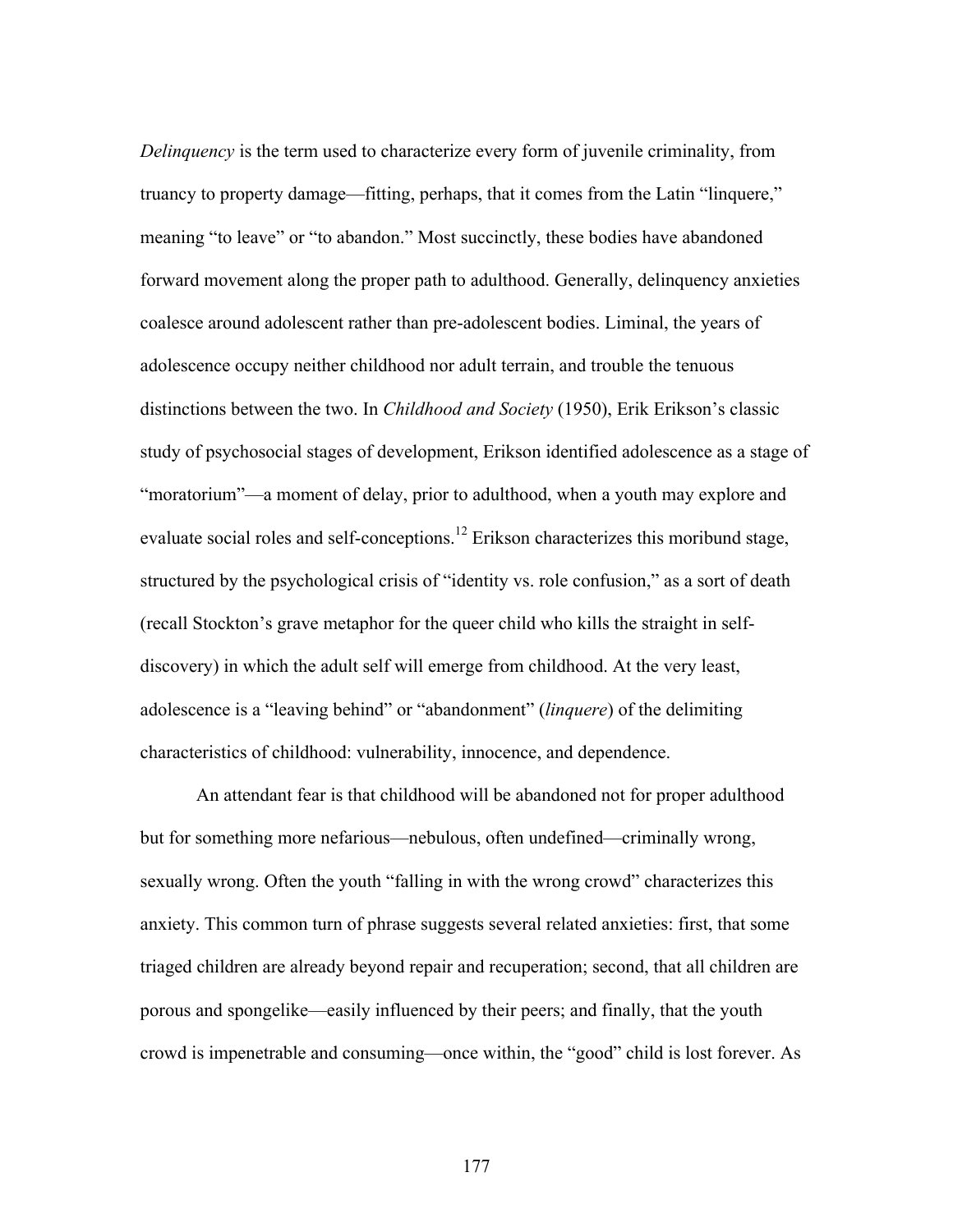*Delinquency* is the term used to characterize every form of juvenile criminality, from truancy to property damage—fitting, perhaps, that it comes from the Latin "linquere," meaning "to leave" or "to abandon." Most succinctly, these bodies have abandoned forward movement along the proper path to adulthood. Generally, delinquency anxieties coalesce around adolescent rather than pre-adolescent bodies. Liminal, the years of adolescence occupy neither childhood nor adult terrain, and trouble the tenuous distinctions between the two. In *Childhood and Society* (1950), Erik Erikson's classic study of psychosocial stages of development, Erikson identified adolescence as a stage of "moratorium"—a moment of delay, prior to adulthood, when a youth may explore and evaluate social roles and self-conceptions.[12] Erikson characterizes this moribund stage, structured by the psychological crisis of "identity vs. role confusion," as a sort of death (recall Stockton's grave metaphor for the queer child who kills the straight in self-discovery) in which the adult self will emerge from childhood. At the very least, adolescence is a "leaving behind" or "abandonment" (*linquere*) of the delimiting characteristics of childhood: vulnerability, innocence, and dependence.

An attendant fear is that childhood will be abandoned not for proper adulthood but for something more nefarious—nebulous, often undefined—criminally wrong, sexually wrong. Often the youth "falling in with the wrong crowd" characterizes this anxiety. This common turn of phrase suggests several related anxieties: first, that some triaged children are already beyond repair and recuperation; second, that all children are porous and spongelike—easily influenced by their peers; and finally, that the youth crowd is impenetrable and consuming—once within, the "good" child is lost forever. As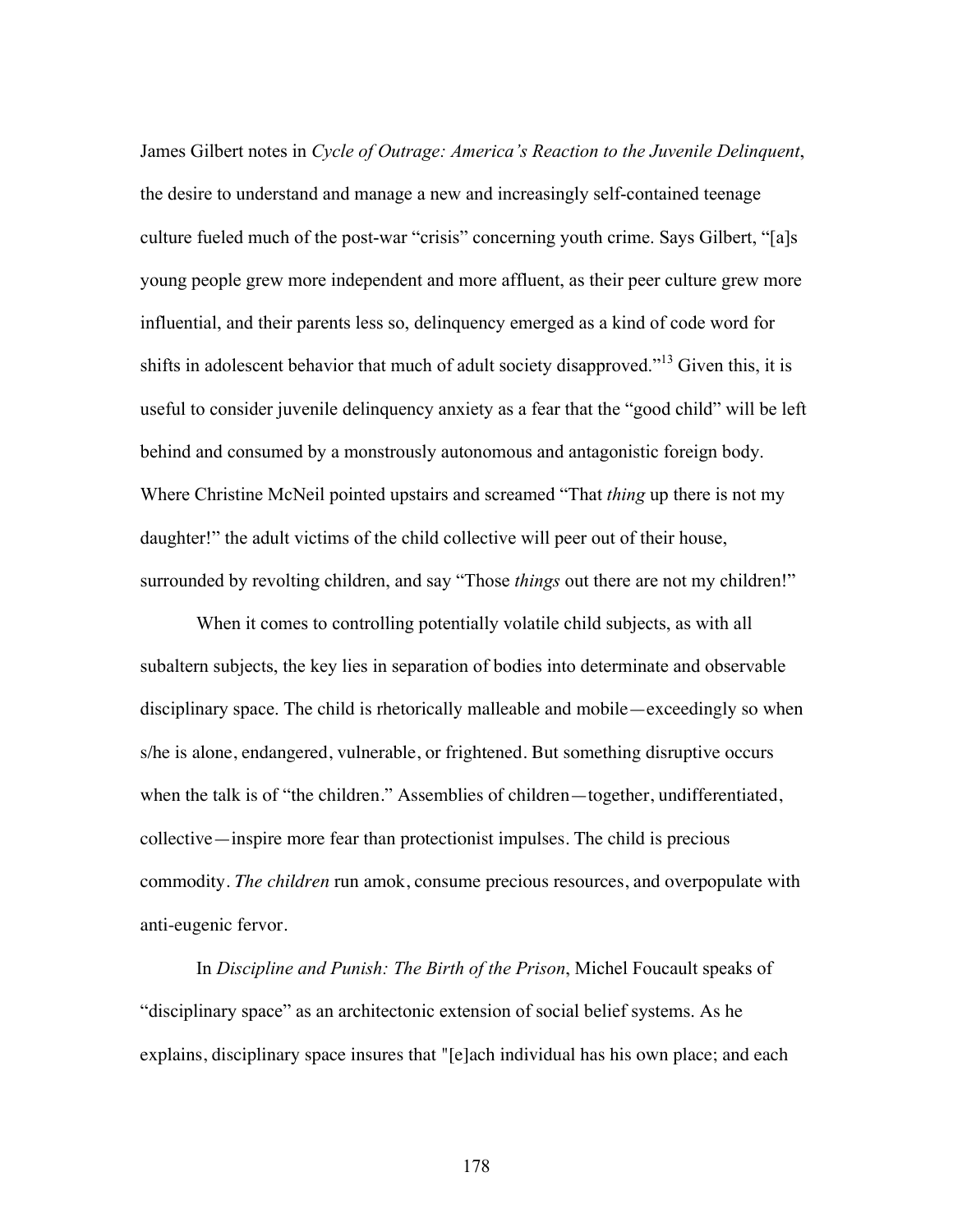James Gilbert notes in *Cycle of Outrage: America's Reaction to the Juvenile Delinquent*, the desire to understand and manage a new and increasingly self-contained teenage culture fueled much of the post-war "crisis" concerning youth crime. Says Gilbert, "[a]s young people grew more independent and more affluent, as their peer culture grew more influential, and their parents less so, delinquency emerged as a kind of code word for shifts in adolescent behavior that much of adult society disapproved."[13] Given this, it is useful to consider juvenile delinquency anxiety as a fear that the "good child" will be left behind and consumed by a monstrously autonomous and antagonistic foreign body. Where Christine McNeil pointed upstairs and screamed "That *thing* up there is not my daughter!" the adult victims of the child collective will peer out of their house, surrounded by revolting children, and say "Those *things* out there are not my children!"

When it comes to controlling potentially volatile child subjects, as with all subaltern subjects, the key lies in separation of bodies into determinate and observable disciplinary space. The child is rhetorically malleable and mobile—exceedingly so when s/he is alone, endangered, vulnerable, or frightened. But something disruptive occurs when the talk is of "the children." Assemblies of children—together, undifferentiated, collective—inspire more fear than protectionist impulses. The child is precious commodity. *The children* run amok, consume precious resources, and overpopulate with anti-eugenic fervor.

In *Discipline and Punish: The Birth of the Prison*, Michel Foucault speaks of "disciplinary space" as an architectonic extension of social belief systems. As he explains, disciplinary space insures that "[e]ach individual has his own place; and each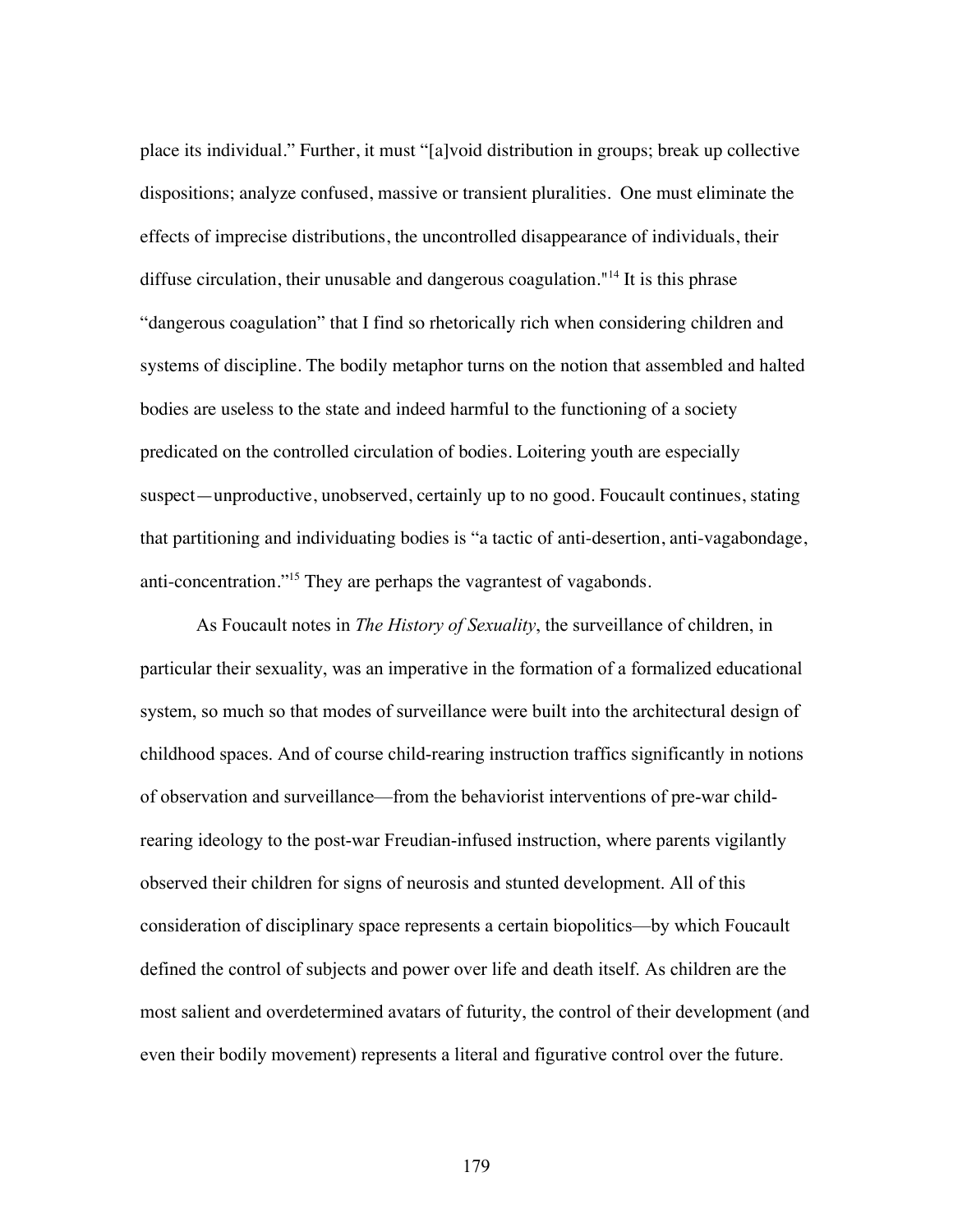place its individual." Further, it must "[a]void distribution in groups; break up collective dispositions; analyze confused, massive or transient pluralities. One must eliminate the effects of imprecise distributions, the uncontrolled disappearance of individuals, their diffuse circulation, their unusable and dangerous coagulation."[14] It is this phrase "dangerous coagulation" that I find so rhetorically rich when considering children and systems of discipline. The bodily metaphor turns on the notion that assembled and halted bodies are useless to the state and indeed harmful to the functioning of a society predicated on the controlled circulation of bodies. Loitering youth are especially suspect—unproductive, unobserved, certainly up to no good. Foucault continues, stating that partitioning and individuating bodies is "a tactic of anti-desertion, anti-vagabondage, anti-concentration."[15] They are perhaps the vagrantest of vagabonds.

As Foucault notes in *The History of Sexuality*, the surveillance of children, in particular their sexuality, was an imperative in the formation of a formalized educational system, so much so that modes of surveillance were built into the architectural design of childhood spaces. And of course child-rearing instruction traffics significantly in notions of observation and surveillance—from the behaviorist interventions of pre-war child-rearing ideology to the post-war Freudian-infused instruction, where parents vigilantly observed their children for signs of neurosis and stunted development. All of this consideration of disciplinary space represents a certain biopolitics—by which Foucault defined the control of subjects and power over life and death itself. As children are the most salient and overdetermined avatars of futurity, the control of their development (and even their bodily movement) represents a literal and figurative control over the future.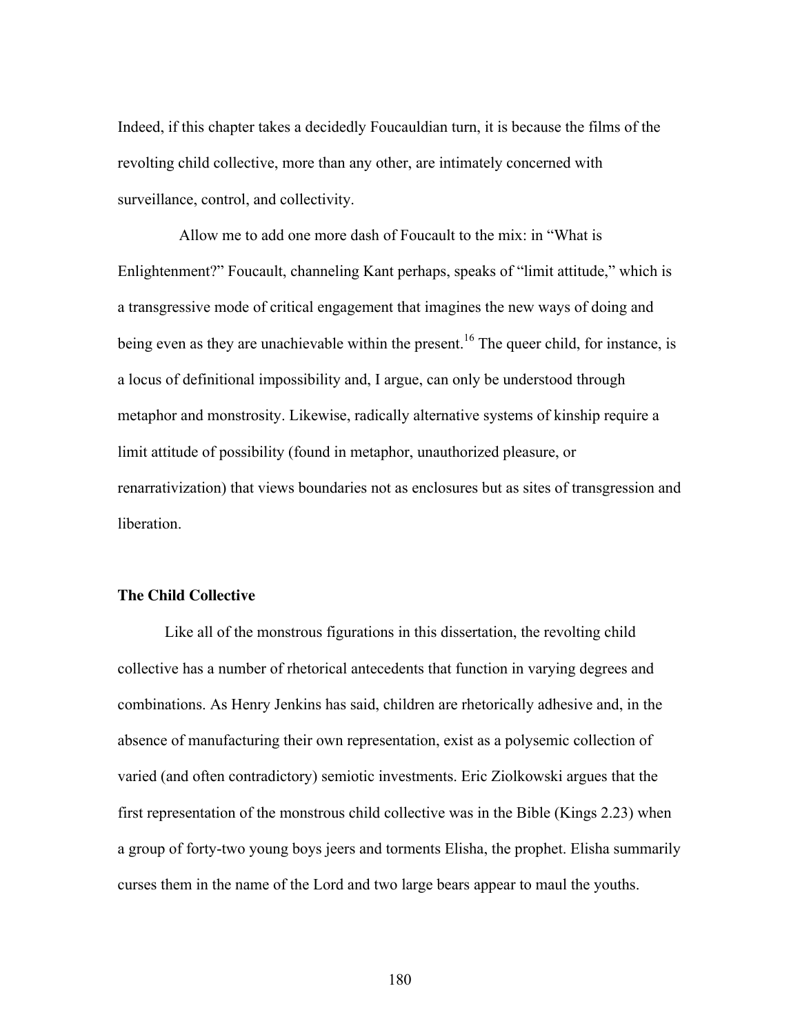Indeed, if this chapter takes a decidedly Foucauldian turn, it is because the films of the revolting child collective, more than any other, are intimately concerned with surveillance, control, and collectivity.

Allow me to add one more dash of Foucault to the mix: in "What is Enlightenment?" Foucault, channeling Kant perhaps, speaks of "limit attitude," which is a transgressive mode of critical engagement that imagines the new ways of doing and being even as they are unachievable within the present.[16] The queer child, for instance, is a locus of definitional impossibility and, I argue, can only be understood through metaphor and monstrosity. Likewise, radically alternative systems of kinship require a limit attitude of possibility (found in metaphor, unauthorized pleasure, or renarrativization) that views boundaries not as enclosures but as sites of transgression and liberation.

### The Child Collective

Like all of the monstrous figurations in this dissertation, the revolting child collective has a number of rhetorical antecedents that function in varying degrees and combinations. As Henry Jenkins has said, children are rhetorically adhesive and, in the absence of manufacturing their own representation, exist as a polysemic collection of varied (and often contradictory) semiotic investments. Eric Ziolkowski argues that the first representation of the monstrous child collective was in the Bible (Kings 2.23) when a group of forty-two young boys jeers and torments Elisha, the prophet. Elisha summarily curses them in the name of the Lord and two large bears appear to maul the youths.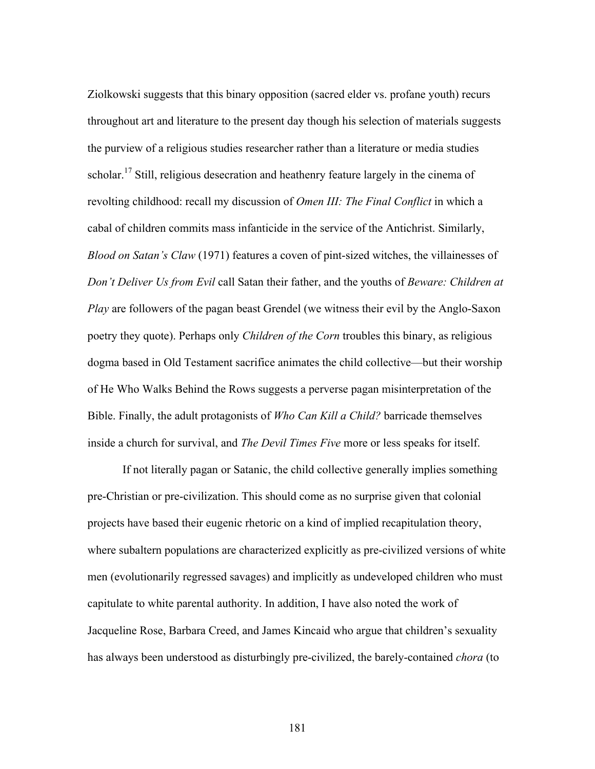Ziolkowski suggests that this binary opposition (sacred elder vs. profane youth) recurs throughout art and literature to the present day though his selection of materials suggests the purview of a religious studies researcher rather than a literature or media studies scholar.[17] Still, religious desecration and heathenry feature largely in the cinema of revolting childhood: recall my discussion of *Omen III: The Final Conflict* in which a cabal of children commits mass infanticide in the service of the Antichrist. Similarly, *Blood on Satan's Claw* (1971) features a coven of pint-sized witches, the villainesses of *Don't Deliver Us from Evil* call Satan their father, and the youths of *Beware: Children at Play* are followers of the pagan beast Grendel (we witness their evil by the Anglo-Saxon poetry they quote). Perhaps only *Children of the Corn* troubles this binary, as religious dogma based in Old Testament sacrifice animates the child collective—but their worship of He Who Walks Behind the Rows suggests a perverse pagan misinterpretation of the Bible. Finally, the adult protagonists of *Who Can Kill a Child?* barricade themselves inside a church for survival, and *The Devil Times Five* more or less speaks for itself.

If not literally pagan or Satanic, the child collective generally implies something pre-Christian or pre-civilization. This should come as no surprise given that colonial projects have based their eugenic rhetoric on a kind of implied recapitulation theory, where subaltern populations are characterized explicitly as pre-civilized versions of white men (evolutionarily regressed savages) and implicitly as undeveloped children who must capitulate to white parental authority. In addition, I have also noted the work of Jacqueline Rose, Barbara Creed, and James Kincaid who argue that children's sexuality has always been understood as disturbingly pre-civilized, the barely-contained *chora* (to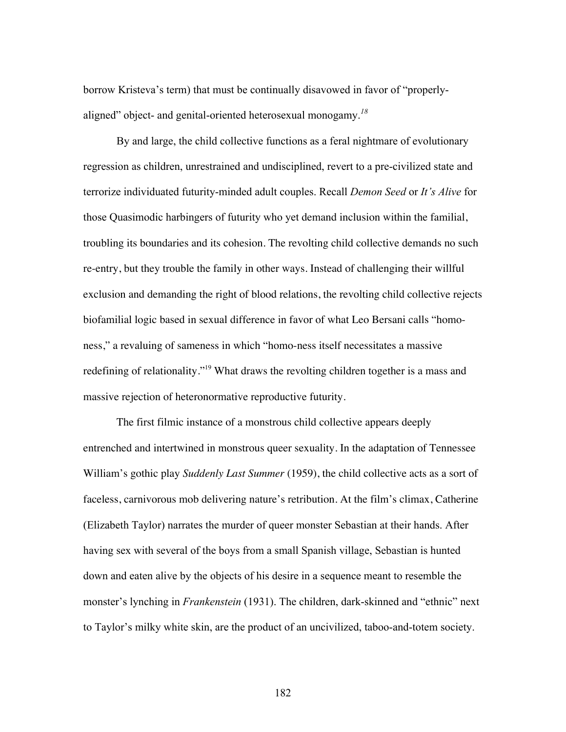borrow Kristeva's term) that must be continually disavowed in favor of "properly-aligned" object- and genital-oriented heterosexual monogamy.[18]

By and large, the child collective functions as a feral nightmare of evolutionary regression as children, unrestrained and undisciplined, revert to a pre-civilized state and terrorize individuated futurity-minded adult couples. Recall *Demon Seed* or *It's Alive* for those Quasimodic harbingers of futurity who yet demand inclusion within the familial, troubling its boundaries and its cohesion. The revolting child collective demands no such re-entry, but they trouble the family in other ways. Instead of challenging their willful exclusion and demanding the right of blood relations, the revolting child collective rejects biofamilial logic based in sexual difference in favor of what Leo Bersani calls "homo-ness," a revaluing of sameness in which "homo-ness itself necessitates a massive redefining of relationality."[19] What draws the revolting children together is a mass and massive rejection of heteronormative reproductive futurity.

The first filmic instance of a monstrous child collective appears deeply entrenched and intertwined in monstrous queer sexuality. In the adaptation of Tennessee William's gothic play *Suddenly Last Summer* (1959), the child collective acts as a sort of faceless, carnivorous mob delivering nature's retribution. At the film's climax, Catherine (Elizabeth Taylor) narrates the murder of queer monster Sebastian at their hands. After having sex with several of the boys from a small Spanish village, Sebastian is hunted down and eaten alive by the objects of his desire in a sequence meant to resemble the monster's lynching in *Frankenstein* (1931). The children, dark-skinned and "ethnic" next to Taylor's milky white skin, are the product of an uncivilized, taboo-and-totem society.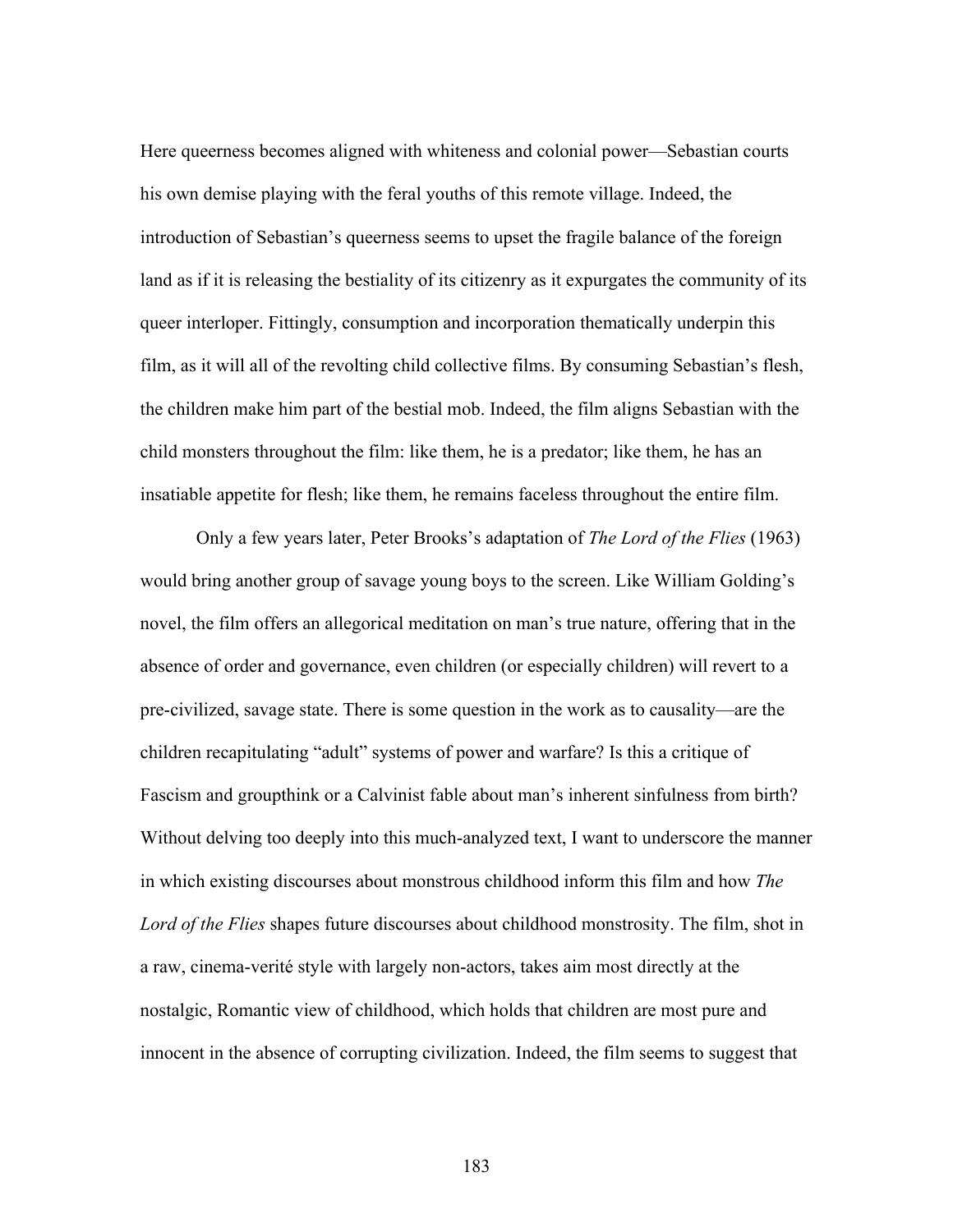Here queerness becomes aligned with whiteness and colonial power—Sebastian courts his own demise playing with the feral youths of this remote village. Indeed, the introduction of Sebastian's queerness seems to upset the fragile balance of the foreign land as if it is releasing the bestiality of its citizenry as it expurgates the community of its queer interloper. Fittingly, consumption and incorporation thematically underpin this film, as it will all of the revolting child collective films. By consuming Sebastian's flesh, the children make him part of the bestial mob. Indeed, the film aligns Sebastian with the child monsters throughout the film: like them, he is a predator; like them, he has an insatiable appetite for flesh; like them, he remains faceless throughout the entire film.

Only a few years later, Peter Brooks's adaptation of *The Lord of the Flies* (1963) would bring another group of savage young boys to the screen. Like William Golding's novel, the film offers an allegorical meditation on man's true nature, offering that in the absence of order and governance, even children (or especially children) will revert to a pre-civilized, savage state. There is some question in the work as to causality—are the children recapitulating "adult" systems of power and warfare? Is this a critique of Fascism and groupthink or a Calvinist fable about man's inherent sinfulness from birth? Without delving too deeply into this much-analyzed text, I want to underscore the manner in which existing discourses about monstrous childhood inform this film and how *The Lord of the Flies* shapes future discourses about childhood monstrosity. The film, shot in a raw, cinema-verité style with largely non-actors, takes aim most directly at the nostalgic, Romantic view of childhood, which holds that children are most pure and innocent in the absence of corrupting civilization. Indeed, the film seems to suggest that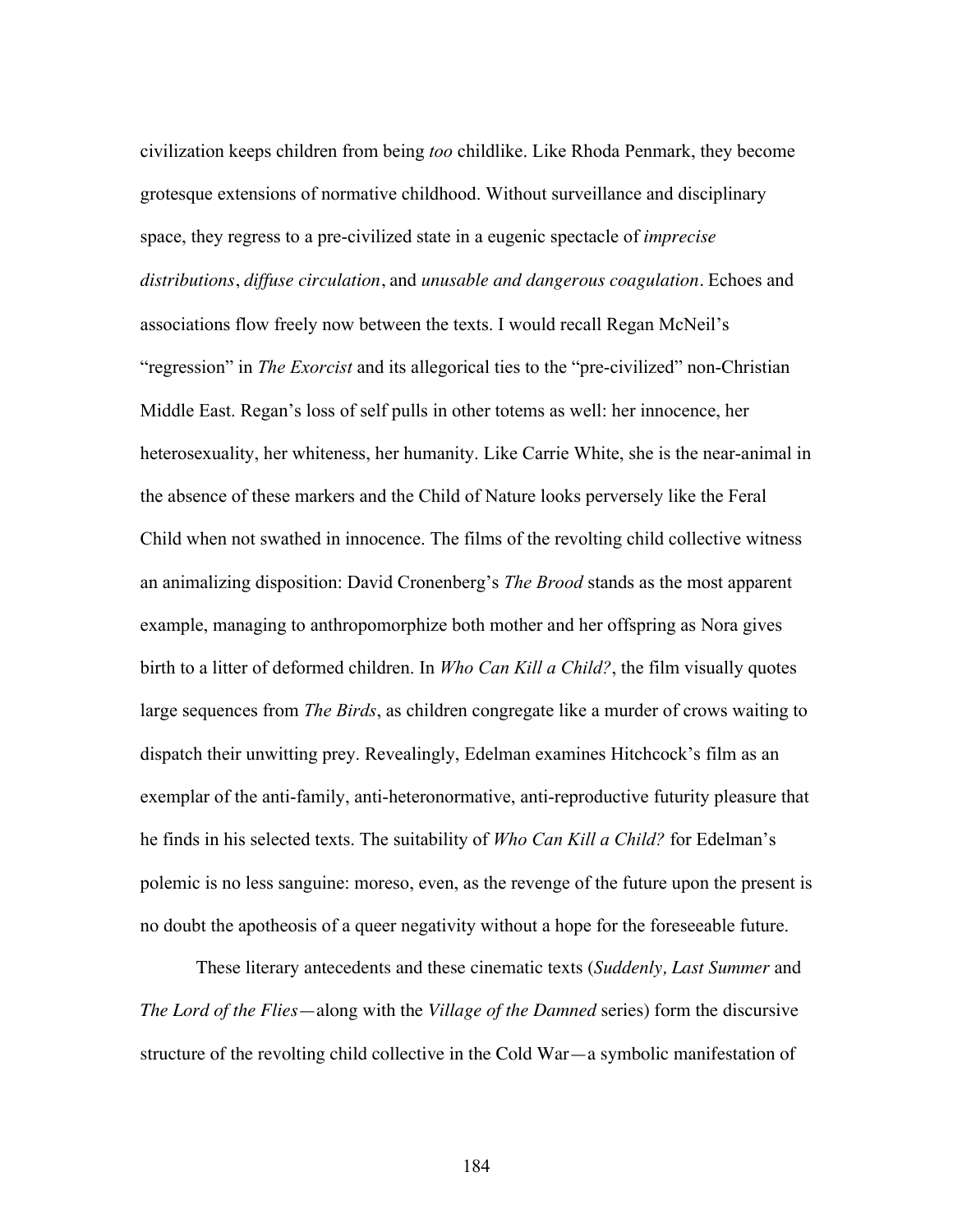civilization keeps children from being *too* childlike. Like Rhoda Penmark, they become grotesque extensions of normative childhood. Without surveillance and disciplinary space, they regress to a pre-civilized state in a eugenic spectacle of *imprecise distributions*, *diffuse circulation*, and *unusable and dangerous coagulation*. Echoes and associations flow freely now between the texts. I would recall Regan McNeil's "regression" in *The Exorcist* and its allegorical ties to the "pre-civilized" non-Christian Middle East. Regan's loss of self pulls in other totems as well: her innocence, her heterosexuality, her whiteness, her humanity. Like Carrie White, she is the near-animal in the absence of these markers and the Child of Nature looks perversely like the Feral Child when not swathed in innocence. The films of the revolting child collective witness an animalizing disposition: David Cronenberg's *The Brood* stands as the most apparent example, managing to anthropomorphize both mother and her offspring as Nora gives birth to a litter of deformed children. In *Who Can Kill a Child?*, the film visually quotes large sequences from *The Birds*, as children congregate like a murder of crows waiting to dispatch their unwitting prey. Revealingly, Edelman examines Hitchcock's film as an exemplar of the anti-family, anti-heteronormative, anti-reproductive futurity pleasure that he finds in his selected texts. The suitability of *Who Can Kill a Child?* for Edelman's polemic is no less sanguine: moreso, even, as the revenge of the future upon the present is no doubt the apotheosis of a queer negativity without a hope for the foreseeable future.

These literary antecedents and these cinematic texts (*Suddenly, Last Summer* and *The Lord of the Flies*—along with the *Village of the Damned* series) form the discursive structure of the revolting child collective in the Cold War—a symbolic manifestation of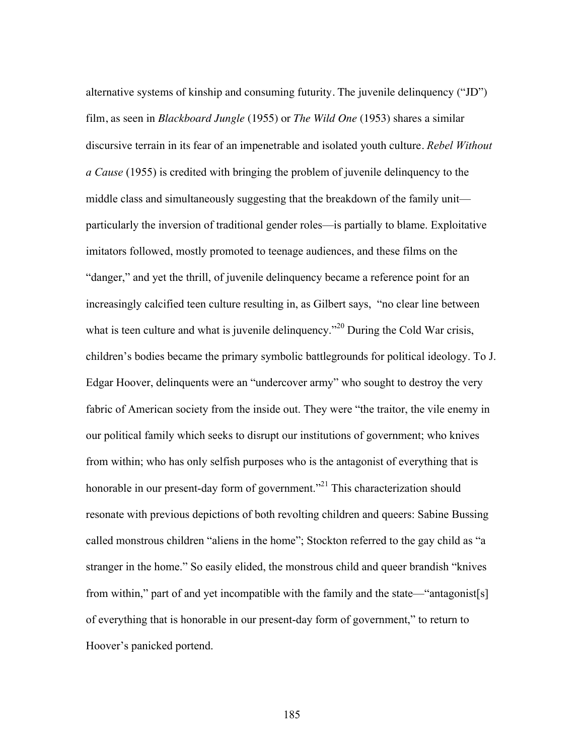alternative systems of kinship and consuming futurity. The juvenile delinquency ("JD") film, as seen in *Blackboard Jungle* (1955) or *The Wild One* (1953) shares a similar discursive terrain in its fear of an impenetrable and isolated youth culture. *Rebel Without a Cause* (1955) is credited with bringing the problem of juvenile delinquency to the middle class and simultaneously suggesting that the breakdown of the family unit—particularly the inversion of traditional gender roles—is partially to blame. Exploitative imitators followed, mostly promoted to teenage audiences, and these films on the "danger," and yet the thrill, of juvenile delinquency became a reference point for an increasingly calcified teen culture resulting in, as Gilbert says, "no clear line between what is teen culture and what is juvenile delinquency."[20] During the Cold War crisis, children's bodies became the primary symbolic battlegrounds for political ideology. To J. Edgar Hoover, delinquents were an "undercover army" who sought to destroy the very fabric of American society from the inside out. They were "the traitor, the vile enemy in our political family which seeks to disrupt our institutions of government; who knives from within; who has only selfish purposes who is the antagonist of everything that is honorable in our present-day form of government."[21] This characterization should resonate with previous depictions of both revolting children and queers: Sabine Bussing called monstrous children "aliens in the home"; Stockton referred to the gay child as "a stranger in the home." So easily elided, the monstrous child and queer brandish "knives from within," part of and yet incompatible with the family and the state—"antagonist[s] of everything that is honorable in our present-day form of government," to return to Hoover's panicked portend.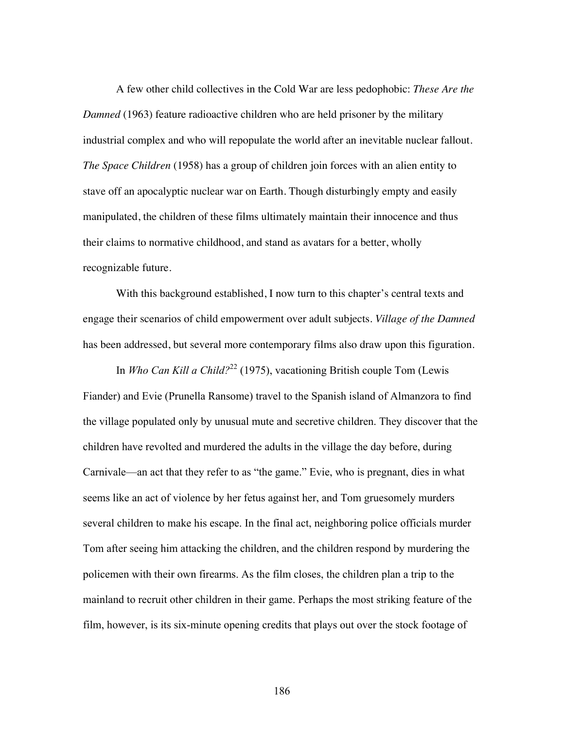A few other child collectives in the Cold War are less pedophobic: *These Are the Damned* (1963) feature radioactive children who are held prisoner by the military industrial complex and who will repopulate the world after an inevitable nuclear fallout. *The Space Children* (1958) has a group of children join forces with an alien entity to stave off an apocalyptic nuclear war on Earth. Though disturbingly empty and easily manipulated, the children of these films ultimately maintain their innocence and thus their claims to normative childhood, and stand as avatars for a better, wholly recognizable future.

With this background established, I now turn to this chapter's central texts and engage their scenarios of child empowerment over adult subjects. *Village of the Damned* has been addressed, but several more contemporary films also draw upon this figuration.

In *Who Can Kill a Child?*[22] (1975), vacationing British couple Tom (Lewis Fiander) and Evie (Prunella Ransome) travel to the Spanish island of Almanzora to find the village populated only by unusual mute and secretive children. They discover that the children have revolted and murdered the adults in the village the day before, during Carnivale—an act that they refer to as "the game." Evie, who is pregnant, dies in what seems like an act of violence by her fetus against her, and Tom gruesomely murders several children to make his escape. In the final act, neighboring police officials murder Tom after seeing him attacking the children, and the children respond by murdering the policemen with their own firearms. As the film closes, the children plan a trip to the mainland to recruit other children in their game. Perhaps the most striking feature of the film, however, is its six-minute opening credits that plays out over the stock footage of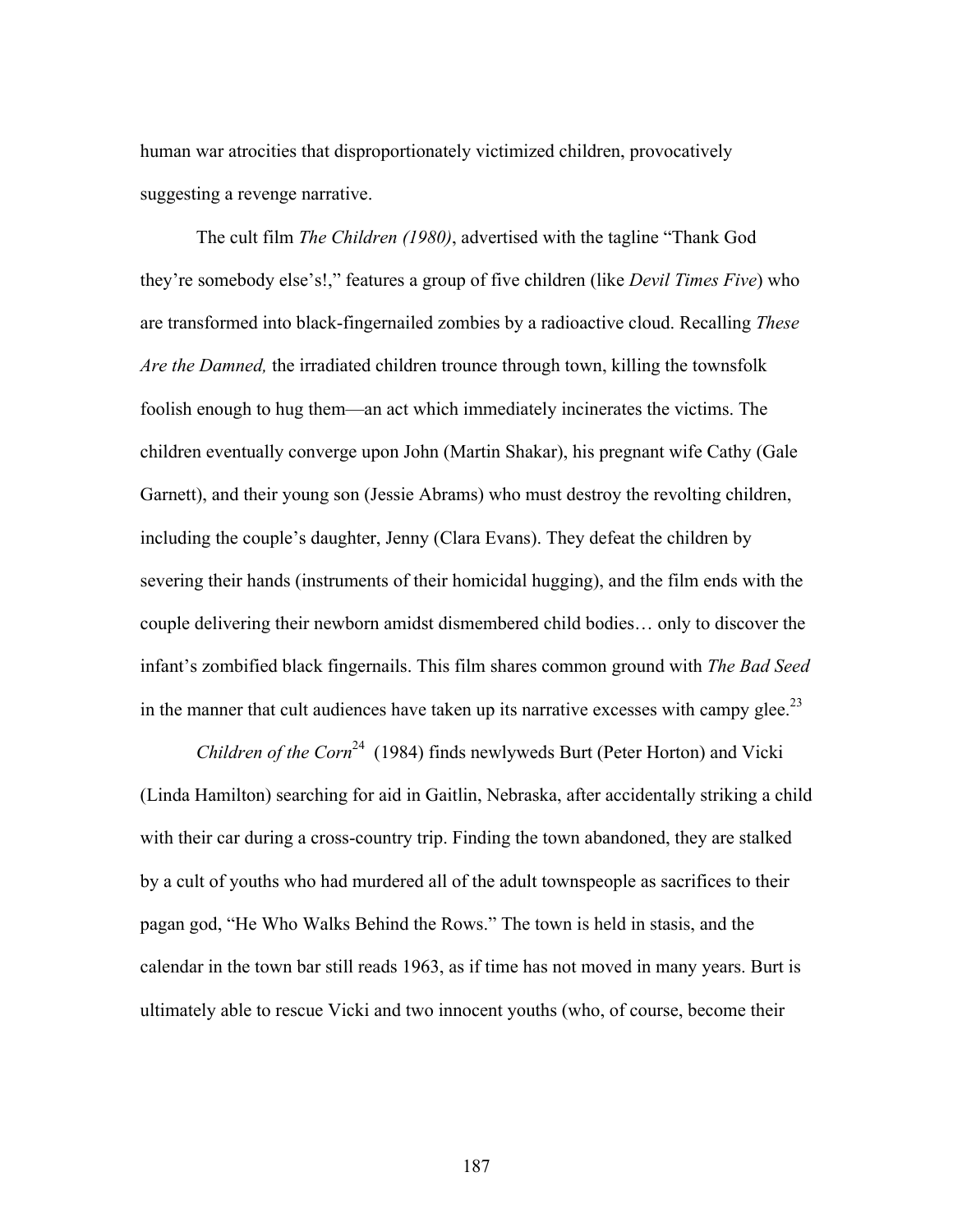human war atrocities that disproportionately victimized children, provocatively suggesting a revenge narrative.

The cult film *The Children (1980)*, advertised with the tagline "Thank God they're somebody else's!," features a group of five children (like *Devil Times Five*) who are transformed into black-fingernailed zombies by a radioactive cloud. Recalling *These Are the Damned,* the irradiated children trounce through town, killing the townsfolk foolish enough to hug them—an act which immediately incinerates the victims. The children eventually converge upon John (Martin Shakar), his pregnant wife Cathy (Gale Garnett), and their young son (Jessie Abrams) who must destroy the revolting children, including the couple's daughter, Jenny (Clara Evans). They defeat the children by severing their hands (instruments of their homicidal hugging), and the film ends with the couple delivering their newborn amidst dismembered child bodies… only to discover the infant's zombified black fingernails. This film shares common ground with *The Bad Seed* in the manner that cult audiences have taken up its narrative excesses with campy glee.[23]

*Children of the Corn*[24] (1984) finds newlyweds Burt (Peter Horton) and Vicki (Linda Hamilton) searching for aid in Gaitlin, Nebraska, after accidentally striking a child with their car during a cross-country trip. Finding the town abandoned, they are stalked by a cult of youths who had murdered all of the adult townspeople as sacrifices to their pagan god, "He Who Walks Behind the Rows." The town is held in stasis, and the calendar in the town bar still reads 1963, as if time has not moved in many years. Burt is ultimately able to rescue Vicki and two innocent youths (who, of course, become their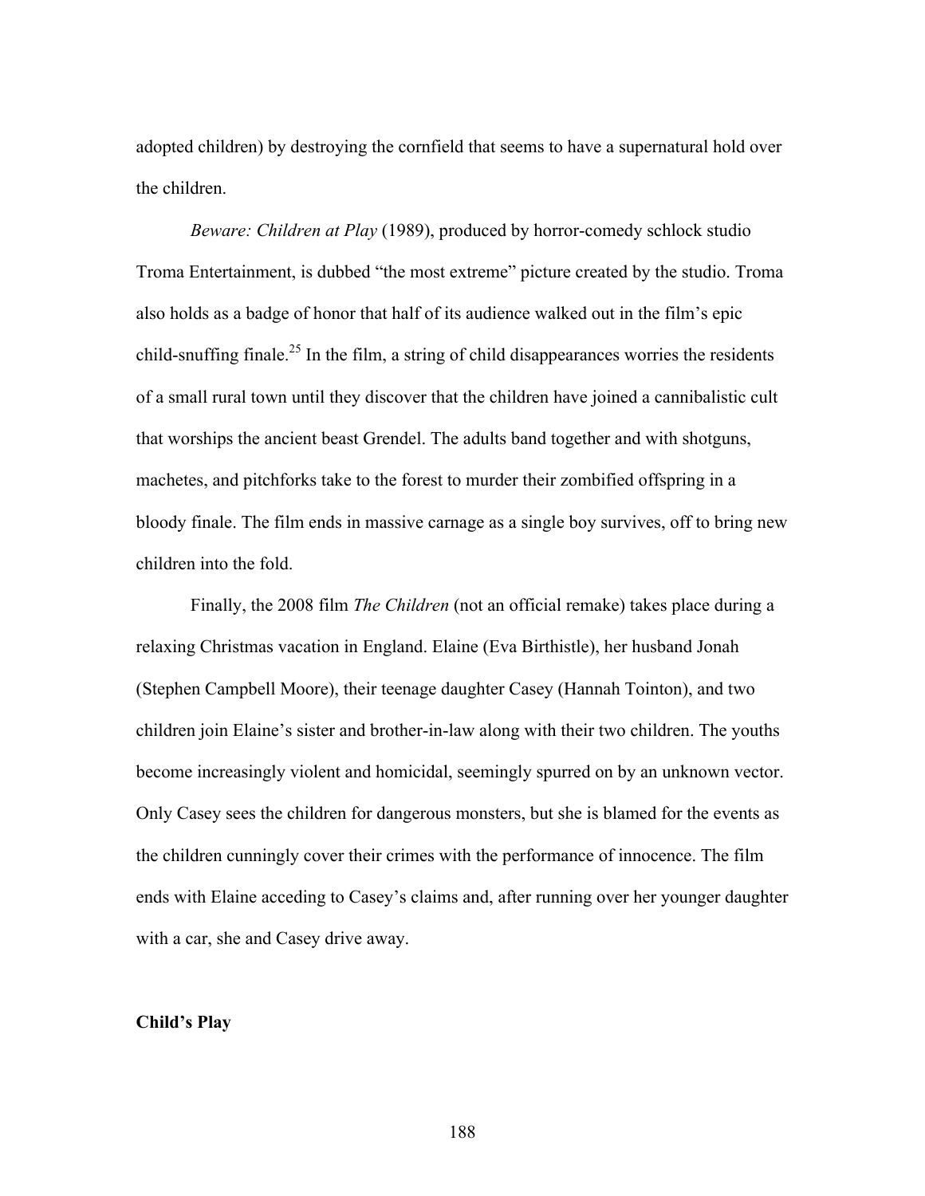adopted children) by destroying the cornfield that seems to have a supernatural hold over the children.

*Beware: Children at Play* (1989), produced by horror-comedy schlock studio Troma Entertainment, is dubbed "the most extreme" picture created by the studio. Troma also holds as a badge of honor that half of its audience walked out in the film's epic child-snuffing finale.[25] In the film, a string of child disappearances worries the residents of a small rural town until they discover that the children have joined a cannibalistic cult that worships the ancient beast Grendel. The adults band together and with shotguns, machetes, and pitchforks take to the forest to murder their zombified offspring in a bloody finale. The film ends in massive carnage as a single boy survives, off to bring new children into the fold.

Finally, the 2008 film *The Children* (not an official remake) takes place during a relaxing Christmas vacation in England. Elaine (Eva Birthistle), her husband Jonah (Stephen Campbell Moore), their teenage daughter Casey (Hannah Tointon), and two children join Elaine's sister and brother-in-law along with their two children. The youths become increasingly violent and homicidal, seemingly spurred on by an unknown vector. Only Casey sees the children for dangerous monsters, but she is blamed for the events as the children cunningly cover their crimes with the performance of innocence. The film ends with Elaine acceding to Casey's claims and, after running over her younger daughter with a car, she and Casey drive away.

**Child's Play**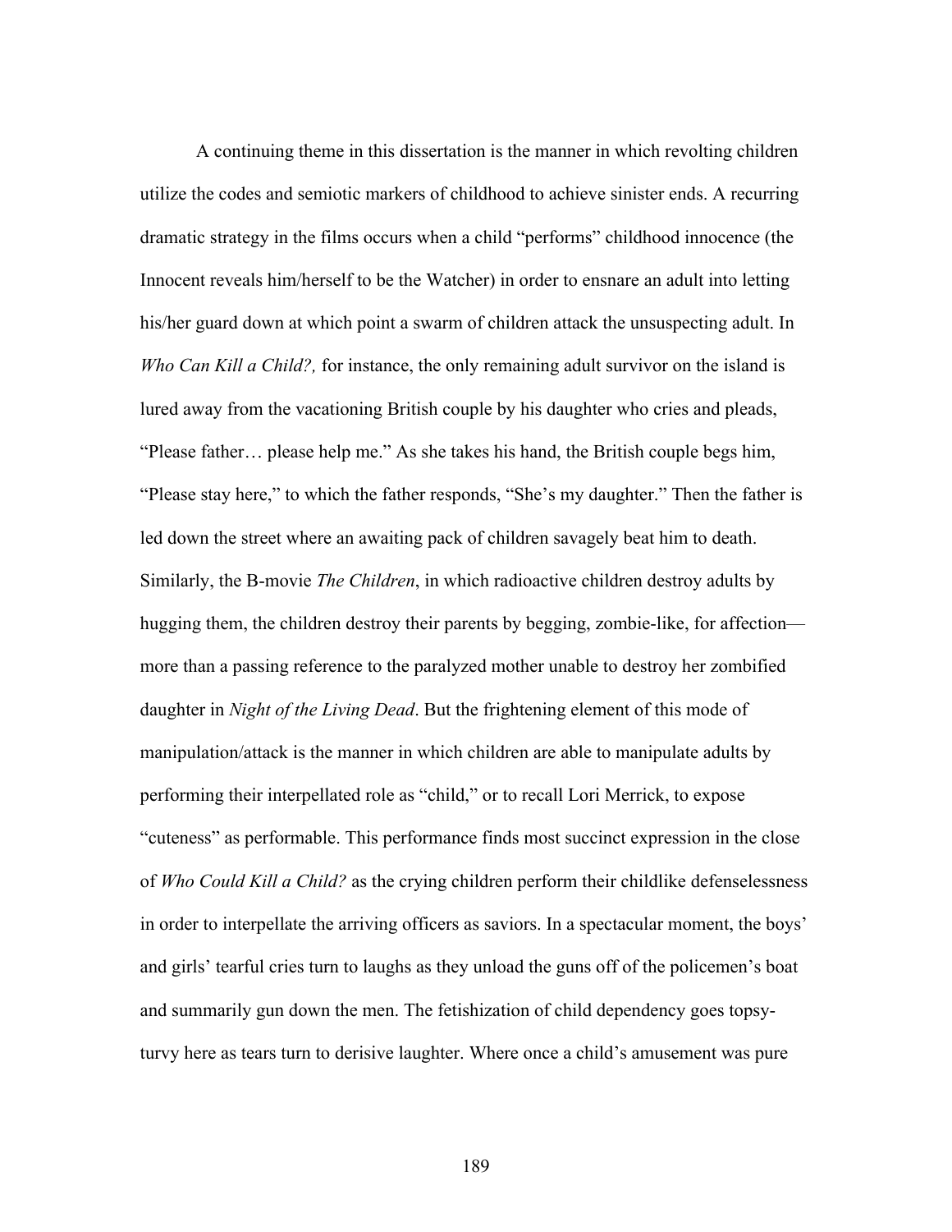A continuing theme in this dissertation is the manner in which revolting children utilize the codes and semiotic markers of childhood to achieve sinister ends. A recurring dramatic strategy in the films occurs when a child "performs" childhood innocence (the Innocent reveals him/herself to be the Watcher) in order to ensnare an adult into letting his/her guard down at which point a swarm of children attack the unsuspecting adult. In *Who Can Kill a Child?,* for instance, the only remaining adult survivor on the island is lured away from the vacationing British couple by his daughter who cries and pleads, "Please father… please help me." As she takes his hand, the British couple begs him, "Please stay here," to which the father responds, "She's my daughter." Then the father is led down the street where an awaiting pack of children savagely beat him to death. Similarly, the B-movie *The Children*, in which radioactive children destroy adults by hugging them, the children destroy their parents by begging, zombie-like, for affection—more than a passing reference to the paralyzed mother unable to destroy her zombified daughter in *Night of the Living Dead*. But the frightening element of this mode of manipulation/attack is the manner in which children are able to manipulate adults by performing their interpellated role as "child," or to recall Lori Merrick, to expose "cuteness" as performable. This performance finds most succinct expression in the close of *Who Could Kill a Child?* as the crying children perform their childlike defenselessness in order to interpellate the arriving officers as saviors. In a spectacular moment, the boys' and girls' tearful cries turn to laughs as they unload the guns off of the policemen's boat and summarily gun down the men. The fetishization of child dependency goes topsy-turvy here as tears turn to derisive laughter. Where once a child's amusement was pure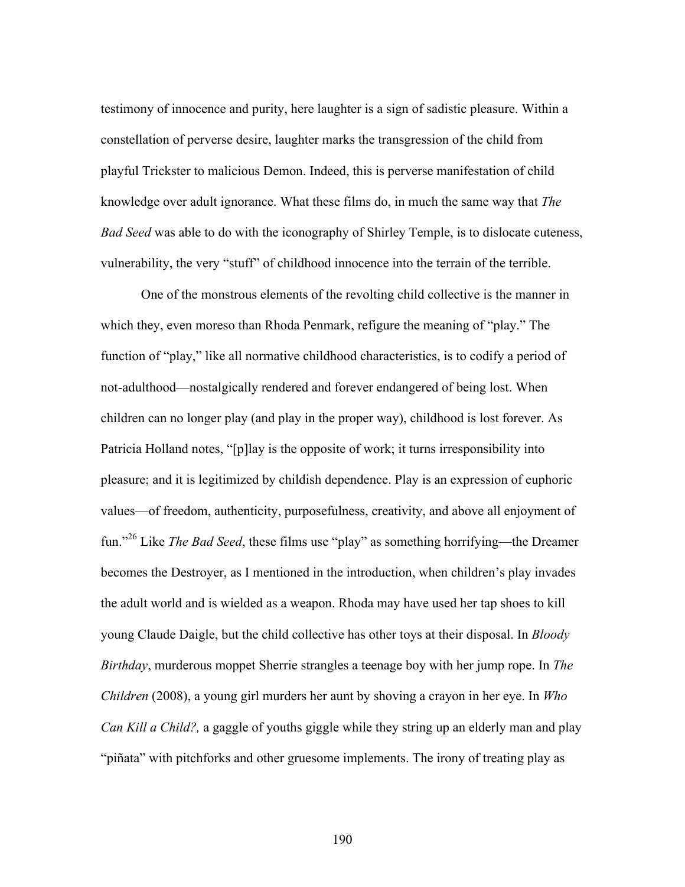testimony of innocence and purity, here laughter is a sign of sadistic pleasure. Within a constellation of perverse desire, laughter marks the transgression of the child from playful Trickster to malicious Demon. Indeed, this is perverse manifestation of child knowledge over adult ignorance. What these films do, in much the same way that *The Bad Seed* was able to do with the iconography of Shirley Temple, is to dislocate cuteness, vulnerability, the very "stuff" of childhood innocence into the terrain of the terrible.

One of the monstrous elements of the revolting child collective is the manner in which they, even moreso than Rhoda Penmark, refigure the meaning of "play." The function of "play," like all normative childhood characteristics, is to codify a period of not-adulthood—nostalgically rendered and forever endangered of being lost. When children can no longer play (and play in the proper way), childhood is lost forever. As Patricia Holland notes, "[p]lay is the opposite of work; it turns irresponsibility into pleasure; and it is legitimized by childish dependence. Play is an expression of euphoric values—of freedom, authenticity, purposefulness, creativity, and above all enjoyment of fun."[26] Like *The Bad Seed*, these films use "play" as something horrifying—the Dreamer becomes the Destroyer, as I mentioned in the introduction, when children's play invades the adult world and is wielded as a weapon. Rhoda may have used her tap shoes to kill young Claude Daigle, but the child collective has other toys at their disposal. In *Bloody Birthday*, murderous moppet Sherrie strangles a teenage boy with her jump rope. In *The Children* (2008), a young girl murders her aunt by shoving a crayon in her eye. In *Who Can Kill a Child?,* a gaggle of youths giggle while they string up an elderly man and play "piñata" with pitchforks and other gruesome implements. The irony of treating play as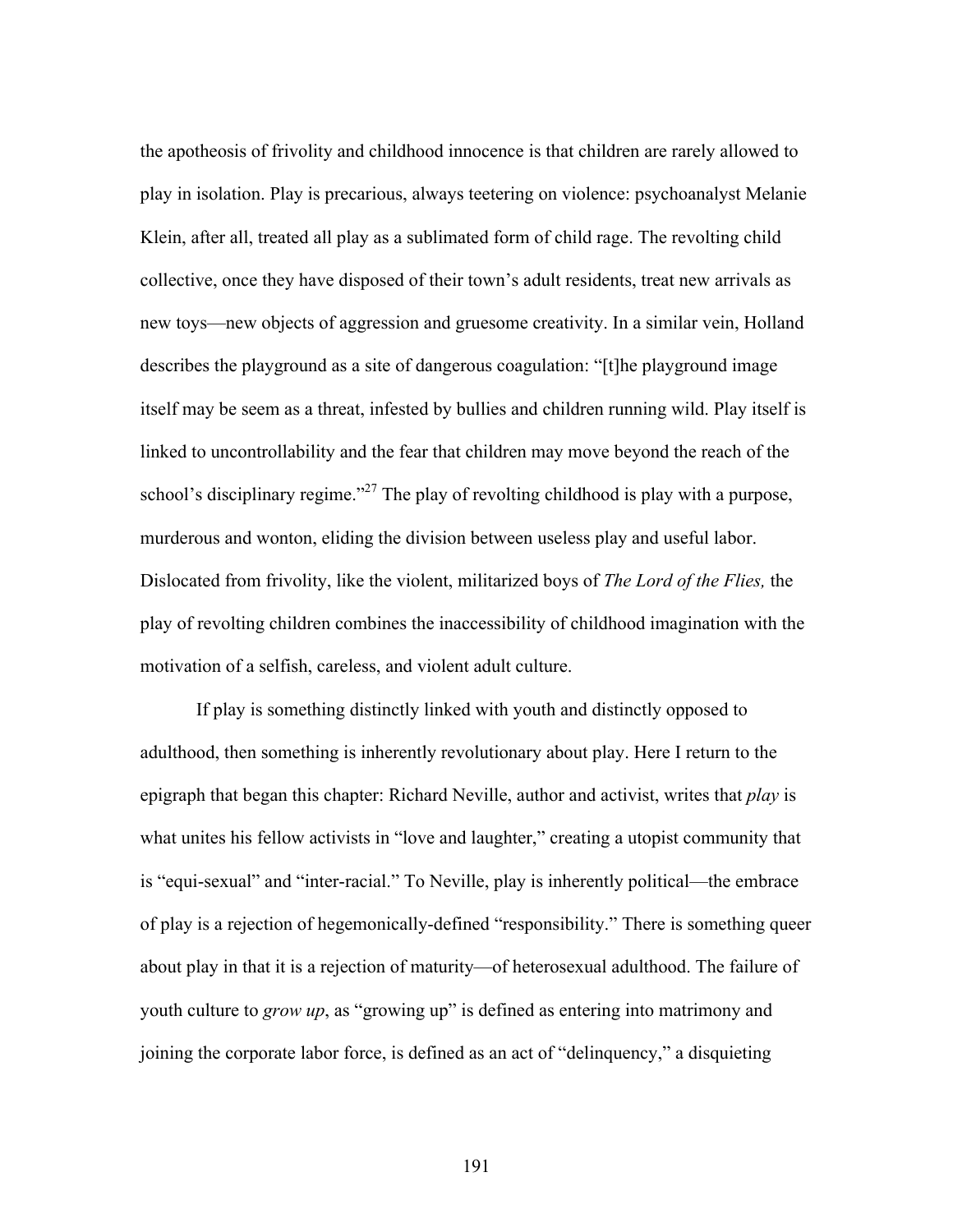the apotheosis of frivolity and childhood innocence is that children are rarely allowed to play in isolation. Play is precarious, always teetering on violence: psychoanalyst Melanie Klein, after all, treated all play as a sublimated form of child rage. The revolting child collective, once they have disposed of their town's adult residents, treat new arrivals as new toys—new objects of aggression and gruesome creativity. In a similar vein, Holland describes the playground as a site of dangerous coagulation: "[t]he playground image itself may be seem as a threat, infested by bullies and children running wild. Play itself is linked to uncontrollability and the fear that children may move beyond the reach of the school's disciplinary regime."[27] The play of revolting childhood is play with a purpose, murderous and wonton, eliding the division between useless play and useful labor. Dislocated from frivolity, like the violent, militarized boys of *The Lord of the Flies,* the play of revolting children combines the inaccessibility of childhood imagination with the motivation of a selfish, careless, and violent adult culture.

If play is something distinctly linked with youth and distinctly opposed to adulthood, then something is inherently revolutionary about play. Here I return to the epigraph that began this chapter: Richard Neville, author and activist, writes that *play* is what unites his fellow activists in "love and laughter," creating a utopist community that is "equi-sexual" and "inter-racial." To Neville, play is inherently political—the embrace of play is a rejection of hegemonically-defined "responsibility." There is something queer about play in that it is a rejection of maturity—of heterosexual adulthood. The failure of youth culture to *grow up*, as "growing up" is defined as entering into matrimony and joining the corporate labor force, is defined as an act of "delinquency," a disquieting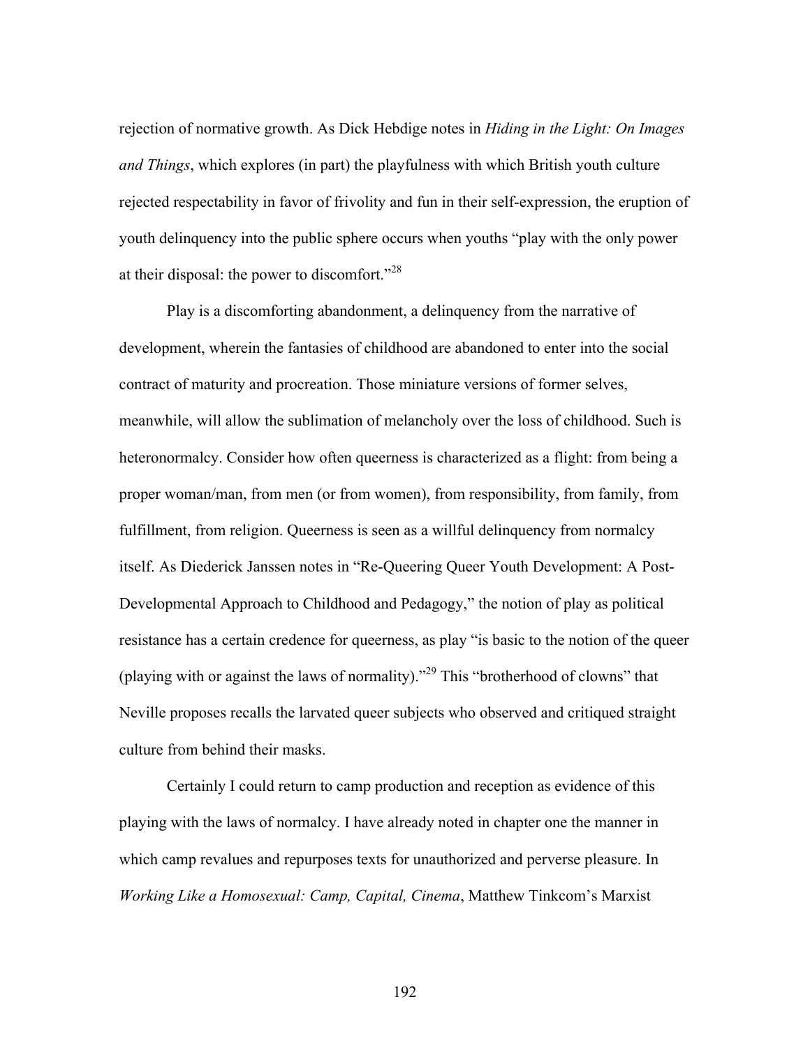rejection of normative growth. As Dick Hebdige notes in *Hiding in the Light: On Images and Things*, which explores (in part) the playfulness with which British youth culture rejected respectability in favor of frivolity and fun in their self-expression, the eruption of youth delinquency into the public sphere occurs when youths "play with the only power at their disposal: the power to discomfort."[28]

Play is a discomforting abandonment, a delinquency from the narrative of development, wherein the fantasies of childhood are abandoned to enter into the social contract of maturity and procreation. Those miniature versions of former selves, meanwhile, will allow the sublimation of melancholy over the loss of childhood. Such is heteronormalcy. Consider how often queerness is characterized as a flight: from being a proper woman/man, from men (or from women), from responsibility, from family, from fulfillment, from religion. Queerness is seen as a willful delinquency from normalcy itself. As Diederick Janssen notes in "Re-Queering Queer Youth Development: A Post-Developmental Approach to Childhood and Pedagogy," the notion of play as political resistance has a certain credence for queerness, as play "is basic to the notion of the queer (playing with or against the laws of normality)."[29] This "brotherhood of clowns" that Neville proposes recalls the larvated queer subjects who observed and critiqued straight culture from behind their masks.

Certainly I could return to camp production and reception as evidence of this playing with the laws of normalcy. I have already noted in chapter one the manner in which camp revalues and repurposes texts for unauthorized and perverse pleasure. In *Working Like a Homosexual: Camp, Capital, Cinema*, Matthew Tinkcom's Marxist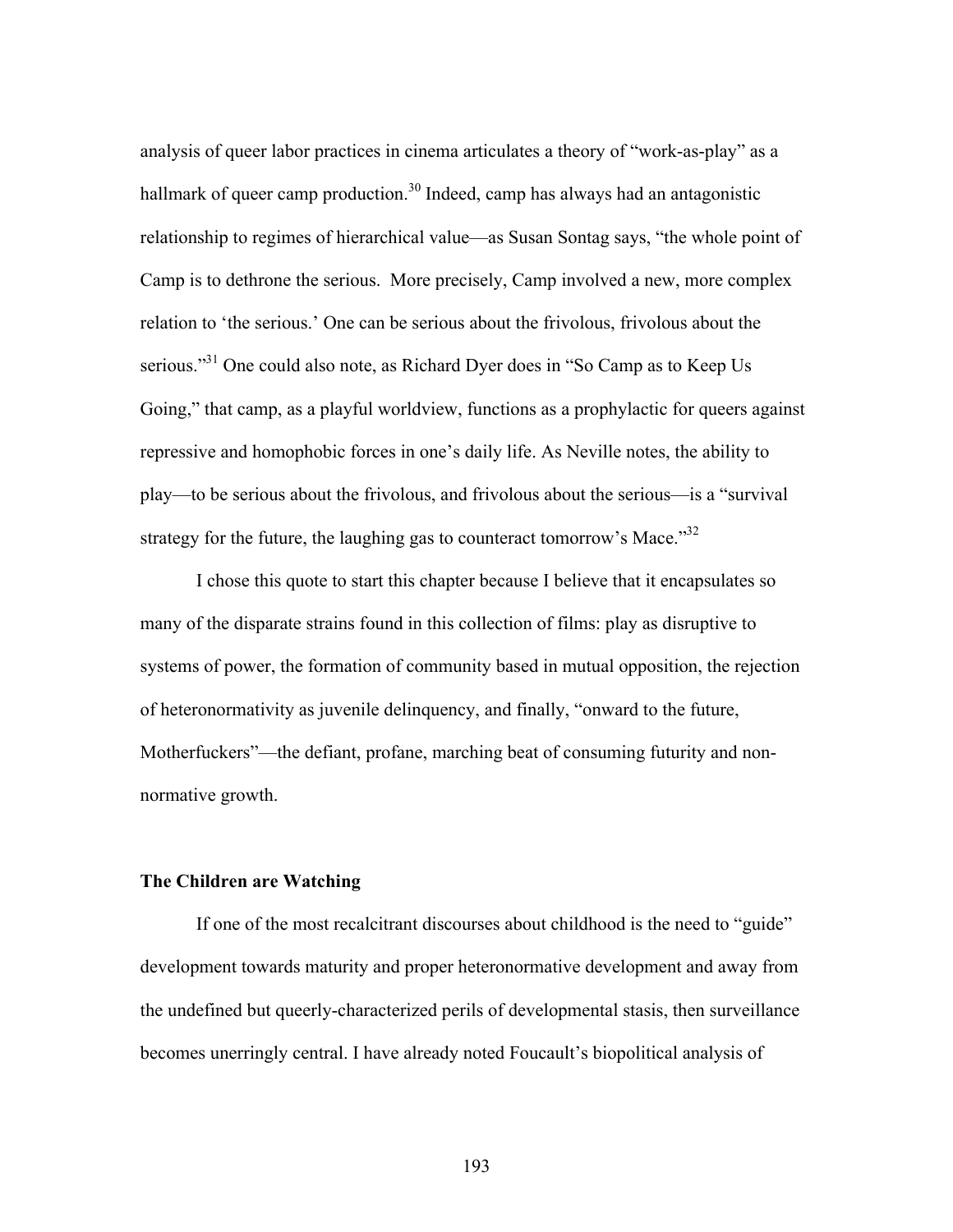analysis of queer labor practices in cinema articulates a theory of "work-as-play" as a hallmark of queer camp production.[30] Indeed, camp has always had an antagonistic relationship to regimes of hierarchical value—as Susan Sontag says, "the whole point of Camp is to dethrone the serious. More precisely, Camp involved a new, more complex relation to 'the serious.' One can be serious about the frivolous, frivolous about the serious."[31] One could also note, as Richard Dyer does in "So Camp as to Keep Us Going," that camp, as a playful worldview, functions as a prophylactic for queers against repressive and homophobic forces in one's daily life. As Neville notes, the ability to play—to be serious about the frivolous, and frivolous about the serious—is a "survival strategy for the future, the laughing gas to counteract tomorrow's Mace."[32]

I chose this quote to start this chapter because I believe that it encapsulates so many of the disparate strains found in this collection of films: play as disruptive to systems of power, the formation of community based in mutual opposition, the rejection of heteronormativity as juvenile delinquency, and finally, "onward to the future, Motherfuckers"—the defiant, profane, marching beat of consuming futurity and non-normative growth.

### The Children are Watching

If one of the most recalcitrant discourses about childhood is the need to "guide" development towards maturity and proper heteronormative development and away from the undefined but queerly-characterized perils of developmental stasis, then surveillance becomes unerringly central. I have already noted Foucault's biopolitical analysis of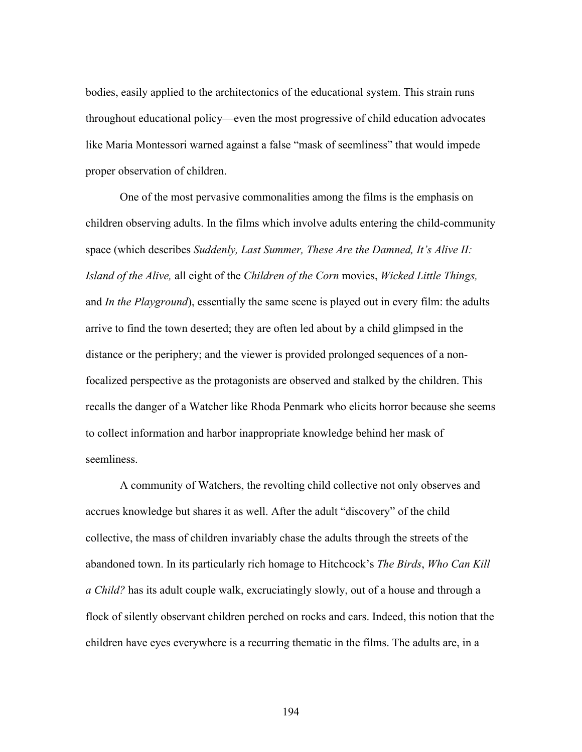bodies, easily applied to the architectonics of the educational system. This strain runs throughout educational policy—even the most progressive of child education advocates like Maria Montessori warned against a false "mask of seemliness" that would impede proper observation of children.

One of the most pervasive commonalities among the films is the emphasis on children observing adults. In the films which involve adults entering the child-community space (which describes *Suddenly, Last Summer, These Are the Damned, It's Alive II: Island of the Alive,* all eight of the *Children of the Corn* movies, *Wicked Little Things,* and *In the Playground*), essentially the same scene is played out in every film: the adults arrive to find the town deserted; they are often led about by a child glimpsed in the distance or the periphery; and the viewer is provided prolonged sequences of a non-focalized perspective as the protagonists are observed and stalked by the children. This recalls the danger of a Watcher like Rhoda Penmark who elicits horror because she seems to collect information and harbor inappropriate knowledge behind her mask of seemliness.

A community of Watchers, the revolting child collective not only observes and accrues knowledge but shares it as well. After the adult "discovery" of the child collective, the mass of children invariably chase the adults through the streets of the abandoned town. In its particularly rich homage to Hitchcock's *The Birds*, *Who Can Kill a Child?* has its adult couple walk, excruciatingly slowly, out of a house and through a flock of silently observant children perched on rocks and cars. Indeed, this notion that the children have eyes everywhere is a recurring thematic in the films. The adults are, in a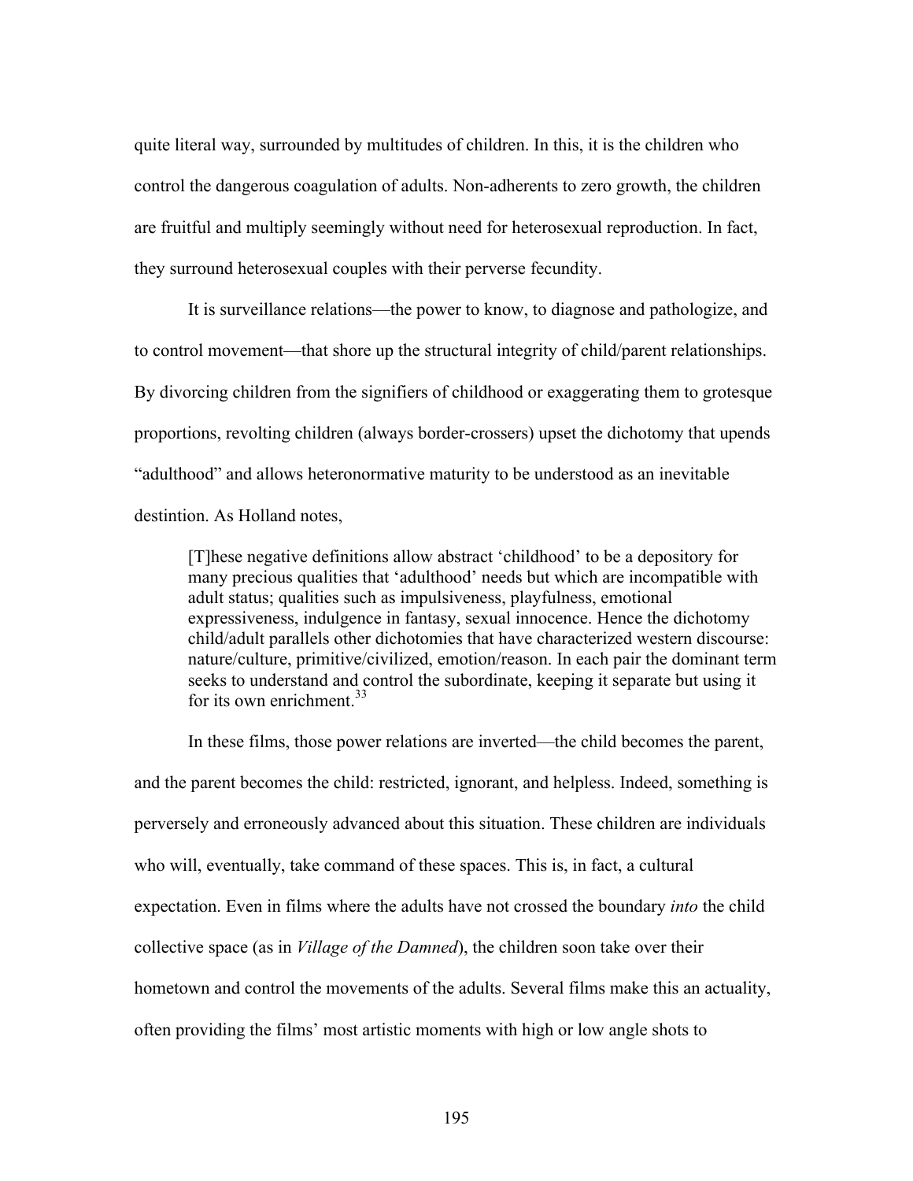quite literal way, surrounded by multitudes of children. In this, it is the children who control the dangerous coagulation of adults. Non-adherents to zero growth, the children are fruitful and multiply seemingly without need for heterosexual reproduction. In fact, they surround heterosexual couples with their perverse fecundity.

It is surveillance relations—the power to know, to diagnose and pathologize, and to control movement—that shore up the structural integrity of child/parent relationships. By divorcing children from the signifiers of childhood or exaggerating them to grotesque proportions, revolting children (always border-crossers) upset the dichotomy that upends "adulthood" and allows heteronormative maturity to be understood as an inevitable destintion. As Holland notes,

> [T]hese negative definitions allow abstract 'childhood' to be a depository for many precious qualities that 'adulthood' needs but which are incompatible with adult status; qualities such as impulsiveness, playfulness, emotional expressiveness, indulgence in fantasy, sexual innocence. Hence the dichotomy child/adult parallels other dichotomies that have characterized western discourse: nature/culture, primitive/civilized, emotion/reason. In each pair the dominant term seeks to understand and control the subordinate, keeping it separate but using it for its own enrichment.[33]

In these films, those power relations are inverted—the child becomes the parent, and the parent becomes the child: restricted, ignorant, and helpless. Indeed, something is perversely and erroneously advanced about this situation. These children are individuals who will, eventually, take command of these spaces. This is, in fact, a cultural expectation. Even in films where the adults have not crossed the boundary *into* the child collective space (as in *Village of the Damned*), the children soon take over their hometown and control the movements of the adults. Several films make this an actuality, often providing the films' most artistic moments with high or low angle shots to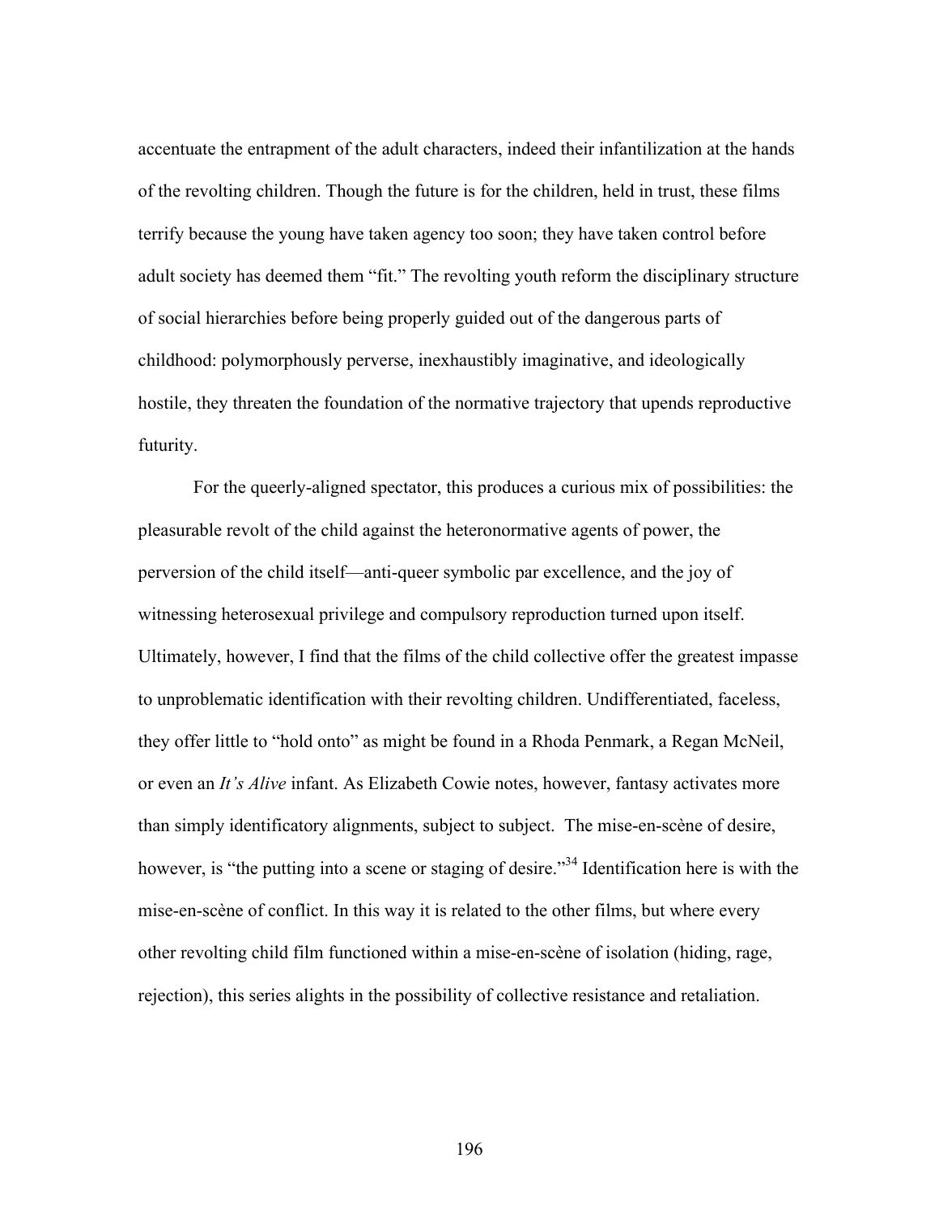accentuate the entrapment of the adult characters, indeed their infantilization at the hands of the revolting children. Though the future is for the children, held in trust, these films terrify because the young have taken agency too soon; they have taken control before adult society has deemed them "fit." The revolting youth reform the disciplinary structure of social hierarchies before being properly guided out of the dangerous parts of childhood: polymorphously perverse, inexhaustibly imaginative, and ideologically hostile, they threaten the foundation of the normative trajectory that upends reproductive futurity.

For the queerly-aligned spectator, this produces a curious mix of possibilities: the pleasurable revolt of the child against the heteronormative agents of power, the perversion of the child itself—anti-queer symbolic par excellence, and the joy of witnessing heterosexual privilege and compulsory reproduction turned upon itself. Ultimately, however, I find that the films of the child collective offer the greatest impasse to unproblematic identification with their revolting children. Undifferentiated, faceless, they offer little to "hold onto" as might be found in a Rhoda Penmark, a Regan McNeil, or even an *It's Alive* infant. As Elizabeth Cowie notes, however, fantasy activates more than simply identificatory alignments, subject to subject. The mise-en-scène of desire, however, is "the putting into a scene or staging of desire."[34] Identification here is with the mise-en-scène of conflict. In this way it is related to the other films, but where every other revolting child film functioned within a mise-en-scène of isolation (hiding, rage, rejection), this series alights in the possibility of collective resistance and retaliation.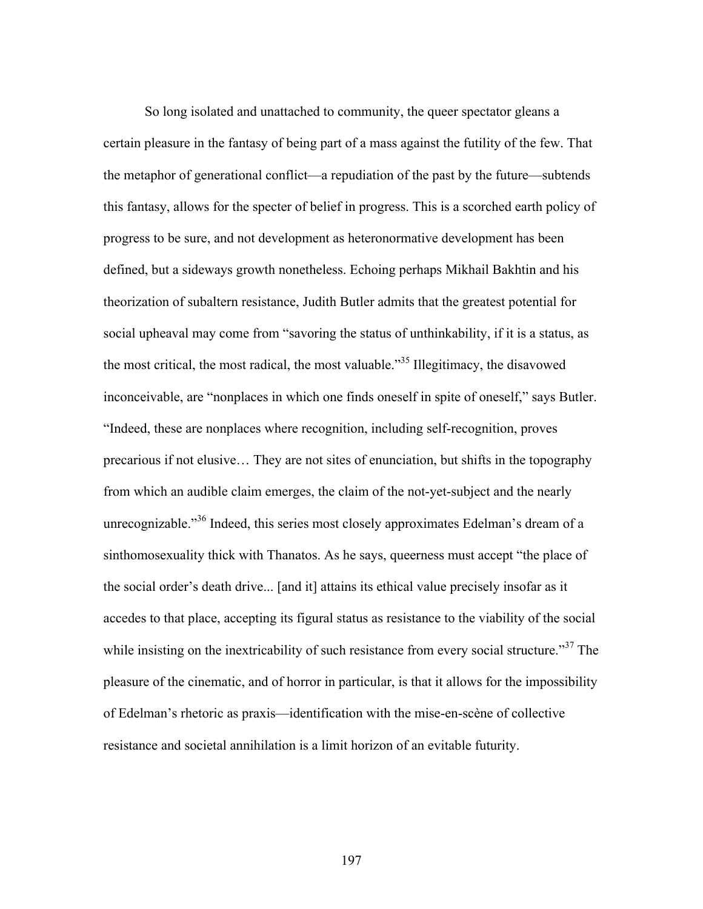So long isolated and unattached to community, the queer spectator gleans a certain pleasure in the fantasy of being part of a mass against the futility of the few. That the metaphor of generational conflict—a repudiation of the past by the future—subtends this fantasy, allows for the specter of belief in progress. This is a scorched earth policy of progress to be sure, and not development as heteronormative development has been defined, but a sideways growth nonetheless. Echoing perhaps Mikhail Bakhtin and his theorization of subaltern resistance, Judith Butler admits that the greatest potential for social upheaval may come from "savoring the status of unthinkability, if it is a status, as the most critical, the most radical, the most valuable."[35] Illegitimacy, the disavowed inconceivable, are "nonplaces in which one finds oneself in spite of oneself," says Butler. "Indeed, these are nonplaces where recognition, including self-recognition, proves precarious if not elusive… They are not sites of enunciation, but shifts in the topography from which an audible claim emerges, the claim of the not-yet-subject and the nearly unrecognizable."[36] Indeed, this series most closely approximates Edelman's dream of a sinthomosexuality thick with Thanatos. As he says, queerness must accept "the place of the social order's death drive... [and it] attains its ethical value precisely insofar as it accedes to that place, accepting its figural status as resistance to the viability of the social while insisting on the inextricability of such resistance from every social structure."[37] The pleasure of the cinematic, and of horror in particular, is that it allows for the impossibility of Edelman's rhetoric as praxis—identification with the mise-en-scène of collective resistance and societal annihilation is a limit horizon of an evitable futurity.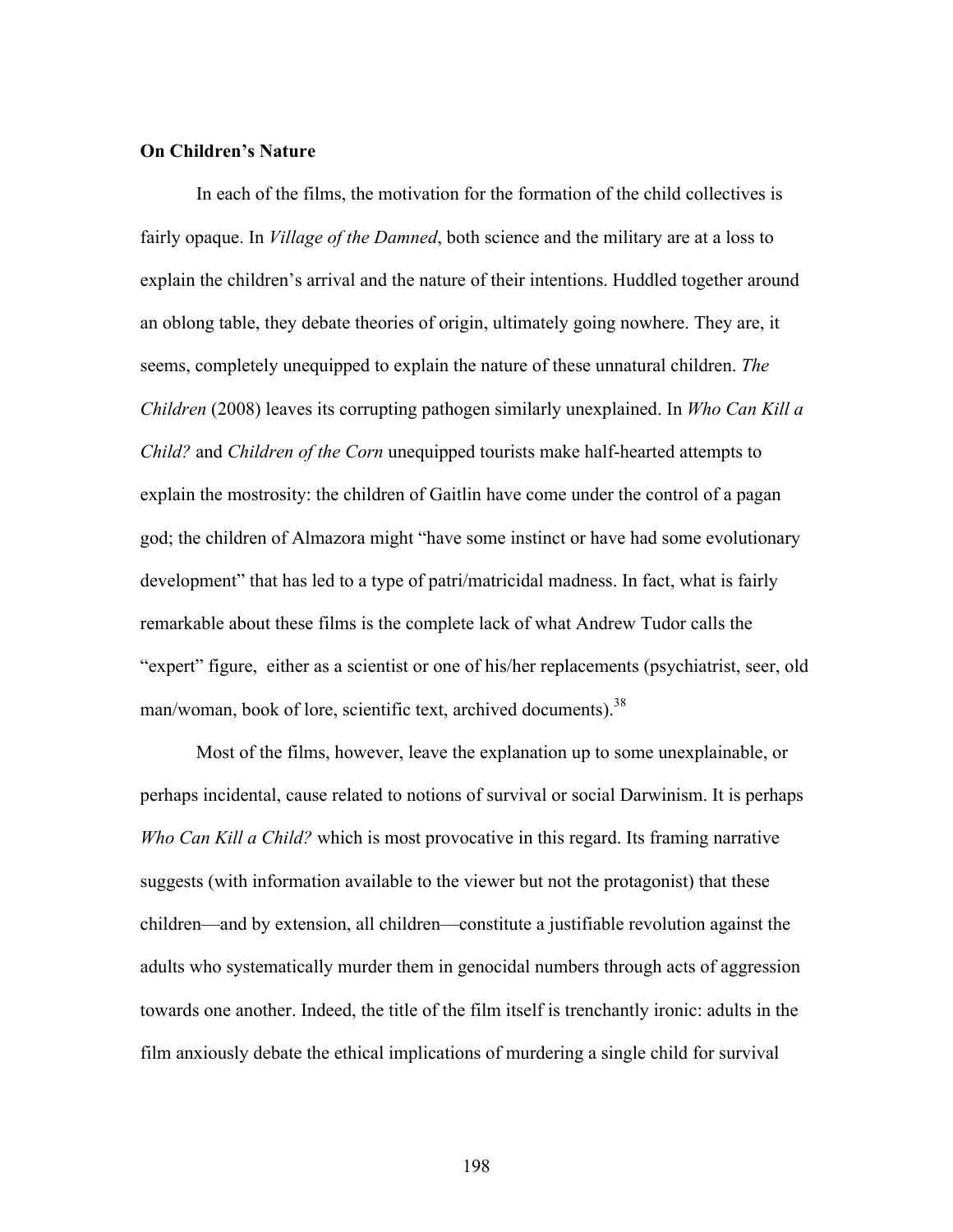**On Children's Nature**

In each of the films, the motivation for the formation of the child collectives is fairly opaque. In *Village of the Damned*, both science and the military are at a loss to explain the children's arrival and the nature of their intentions. Huddled together around an oblong table, they debate theories of origin, ultimately going nowhere. They are, it seems, completely unequipped to explain the nature of these unnatural children. *The Children* (2008) leaves its corrupting pathogen similarly unexplained. In *Who Can Kill a Child?* and *Children of the Corn* unequipped tourists make half-hearted attempts to explain the mostrosity: the children of Gaitlin have come under the control of a pagan god; the children of Almazora might "have some instinct or have had some evolutionary development" that has led to a type of patri/matricidal madness. In fact, what is fairly remarkable about these films is the complete lack of what Andrew Tudor calls the "expert" figure, either as a scientist or one of his/her replacements (psychiatrist, seer, old man/woman, book of lore, scientific text, archived documents).[38]

Most of the films, however, leave the explanation up to some unexplainable, or perhaps incidental, cause related to notions of survival or social Darwinism. It is perhaps *Who Can Kill a Child?* which is most provocative in this regard. Its framing narrative suggests (with information available to the viewer but not the protagonist) that these children—and by extension, all children—constitute a justifiable revolution against the adults who systematically murder them in genocidal numbers through acts of aggression towards one another. Indeed, the title of the film itself is trenchantly ironic: adults in the film anxiously debate the ethical implications of murdering a single child for survival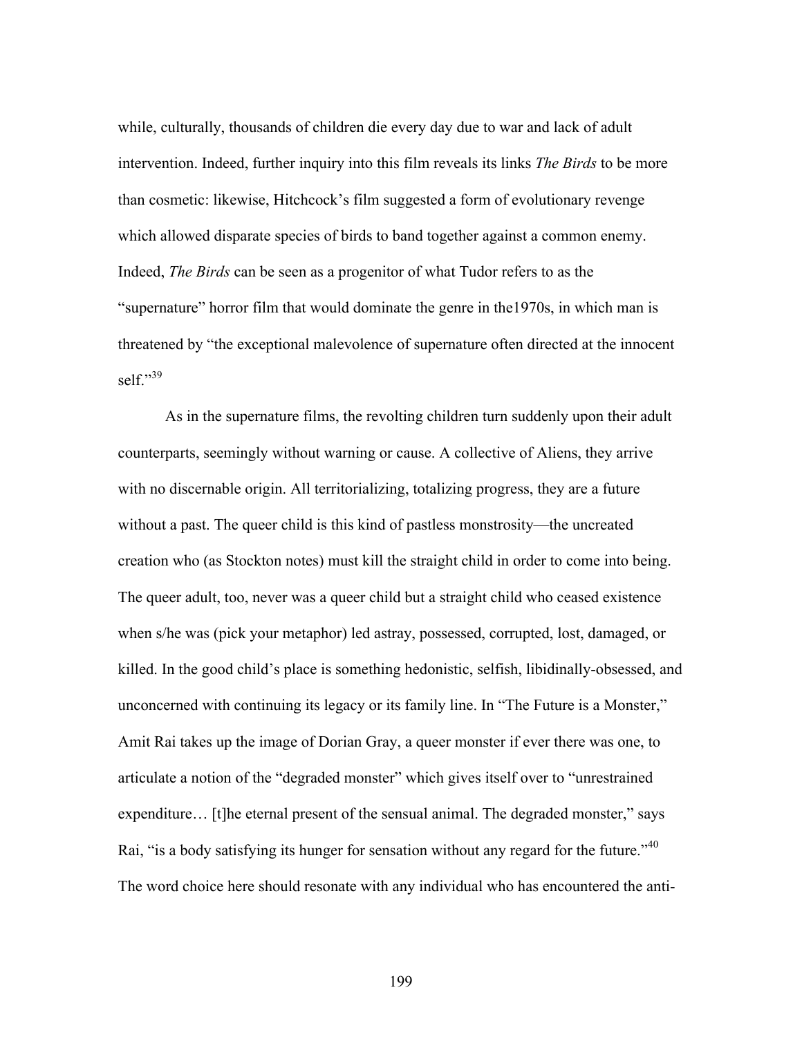while, culturally, thousands of children die every day due to war and lack of adult intervention. Indeed, further inquiry into this film reveals its links *The Birds* to be more than cosmetic: likewise, Hitchcock's film suggested a form of evolutionary revenge which allowed disparate species of birds to band together against a common enemy. Indeed, *The Birds* can be seen as a progenitor of what Tudor refers to as the "supernature" horror film that would dominate the genre in the1970s, in which man is threatened by "the exceptional malevolence of supernature often directed at the innocent self."[39]

As in the supernature films, the revolting children turn suddenly upon their adult counterparts, seemingly without warning or cause. A collective of Aliens, they arrive with no discernable origin. All territorializing, totalizing progress, they are a future without a past. The queer child is this kind of pastless monstrosity—the uncreated creation who (as Stockton notes) must kill the straight child in order to come into being. The queer adult, too, never was a queer child but a straight child who ceased existence when s/he was (pick your metaphor) led astray, possessed, corrupted, lost, damaged, or killed. In the good child's place is something hedonistic, selfish, libidinally-obsessed, and unconcerned with continuing its legacy or its family line. In "The Future is a Monster," Amit Rai takes up the image of Dorian Gray, a queer monster if ever there was one, to articulate a notion of the "degraded monster" which gives itself over to "unrestrained expenditure… [t]he eternal present of the sensual animal. The degraded monster," says Rai, "is a body satisfying its hunger for sensation without any regard for the future."[40] The word choice here should resonate with any individual who has encountered the anti-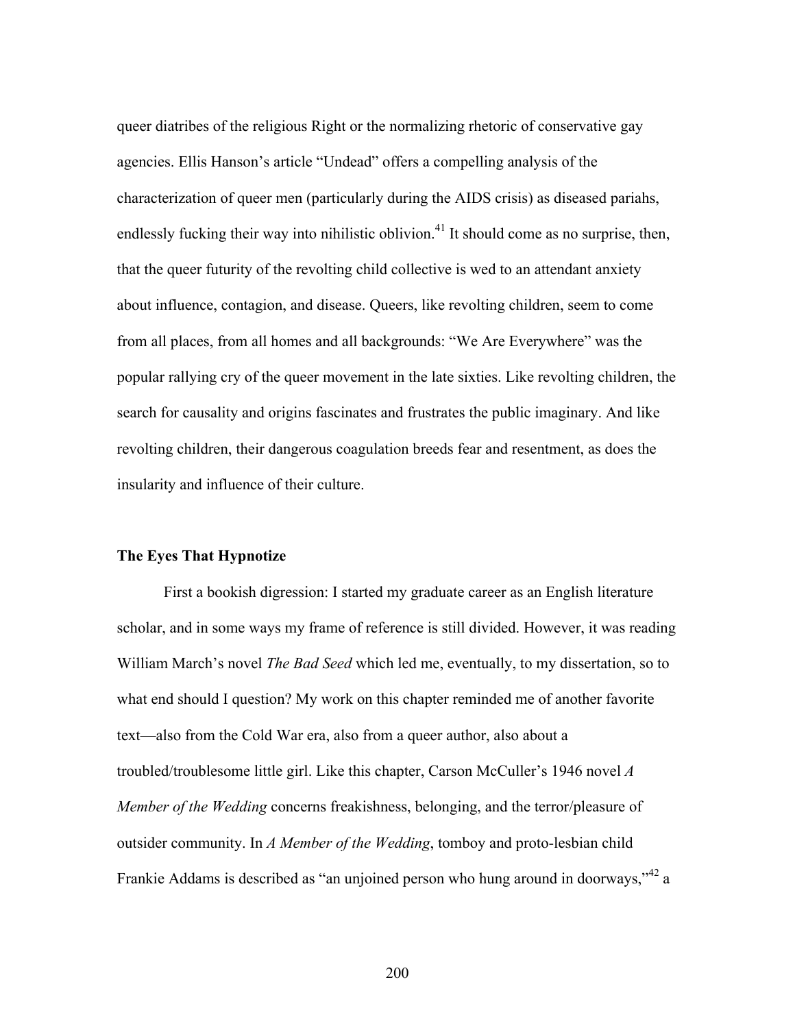queer diatribes of the religious Right or the normalizing rhetoric of conservative gay agencies. Ellis Hanson's article "Undead" offers a compelling analysis of the characterization of queer men (particularly during the AIDS crisis) as diseased pariahs, endlessly fucking their way into nihilistic oblivion.[41] It should come as no surprise, then, that the queer futurity of the revolting child collective is wed to an attendant anxiety about influence, contagion, and disease. Queers, like revolting children, seem to come from all places, from all homes and all backgrounds: "We Are Everywhere" was the popular rallying cry of the queer movement in the late sixties. Like revolting children, the search for causality and origins fascinates and frustrates the public imaginary. And like revolting children, their dangerous coagulation breeds fear and resentment, as does the insularity and influence of their culture.

### The Eyes That Hypnotize

First a bookish digression: I started my graduate career as an English literature scholar, and in some ways my frame of reference is still divided. However, it was reading William March's novel *The Bad Seed* which led me, eventually, to my dissertation, so to what end should I question? My work on this chapter reminded me of another favorite text—also from the Cold War era, also from a queer author, also about a troubled/troublesome little girl. Like this chapter, Carson McCuller's 1946 novel *A Member of the Wedding* concerns freakishness, belonging, and the terror/pleasure of outsider community. In *A Member of the Wedding*, tomboy and proto-lesbian child Frankie Addams is described as "an unjoined person who hung around in doorways,"[42] a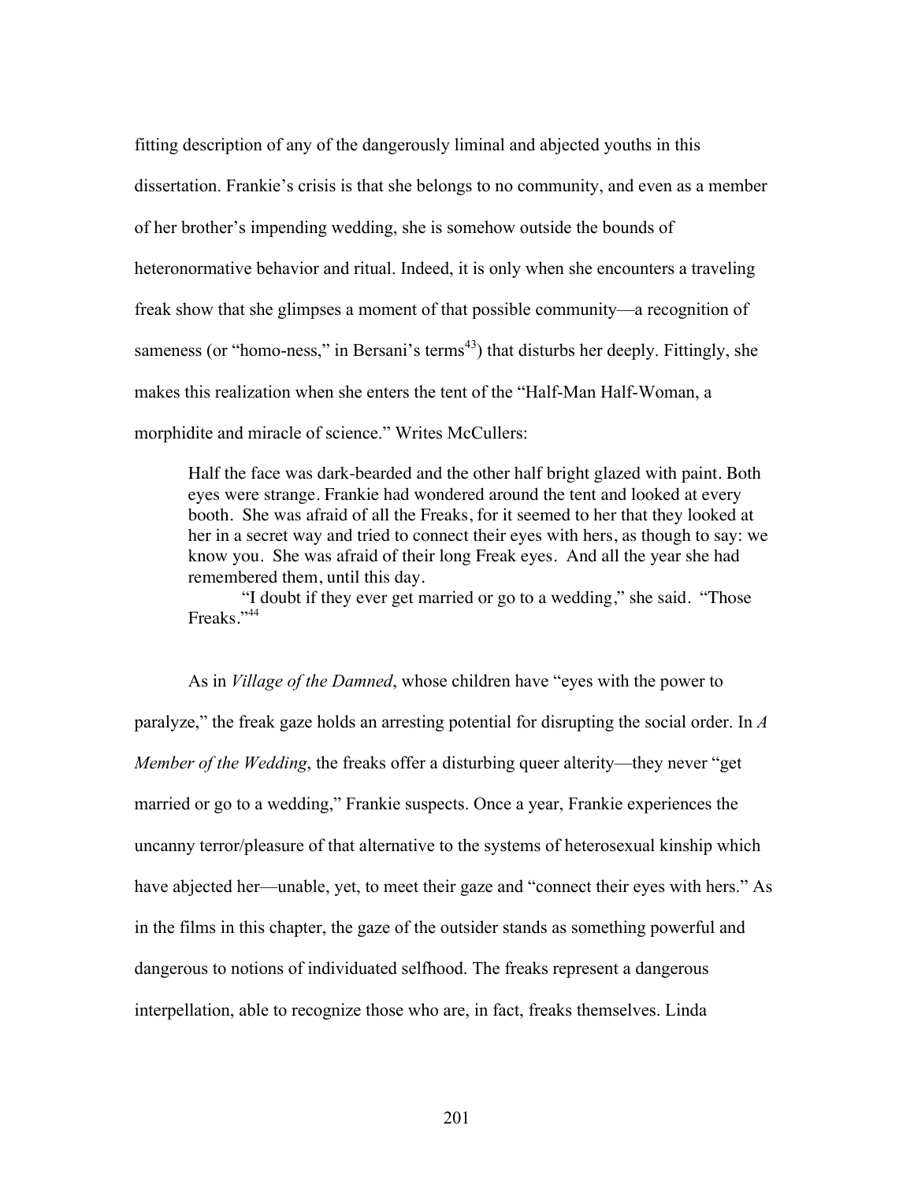fitting description of any of the dangerously liminal and abjected youths in this dissertation. Frankie's crisis is that she belongs to no community, and even as a member of her brother's impending wedding, she is somehow outside the bounds of heteronormative behavior and ritual. Indeed, it is only when she encounters a traveling freak show that she glimpses a moment of that possible community—a recognition of sameness (or "homo-ness," in Bersani's terms[43]) that disturbs her deeply. Fittingly, she makes this realization when she enters the tent of the "Half-Man Half-Woman, a morphidite and miracle of science." Writes McCullers:

> Half the face was dark-bearded and the other half bright glazed with paint. Both eyes were strange. Frankie had wondered around the tent and looked at every booth. She was afraid of all the Freaks, for it seemed to her that they looked at her in a secret way and tried to connect their eyes with hers, as though to say: we know you. She was afraid of their long Freak eyes. And all the year she had remembered them, until this day.
>
> "I doubt if they ever get married or go to a wedding," she said. "Those Freaks."[44]

As in *Village of the Damned*, whose children have "eyes with the power to paralyze," the freak gaze holds an arresting potential for disrupting the social order. In *A Member of the Wedding*, the freaks offer a disturbing queer alterity—they never "get married or go to a wedding," Frankie suspects. Once a year, Frankie experiences the uncanny terror/pleasure of that alternative to the systems of heterosexual kinship which have abjected her—unable, yet, to meet their gaze and "connect their eyes with hers." As in the films in this chapter, the gaze of the outsider stands as something powerful and dangerous to notions of individuated selfhood. The freaks represent a dangerous interpellation, able to recognize those who are, in fact, freaks themselves. Linda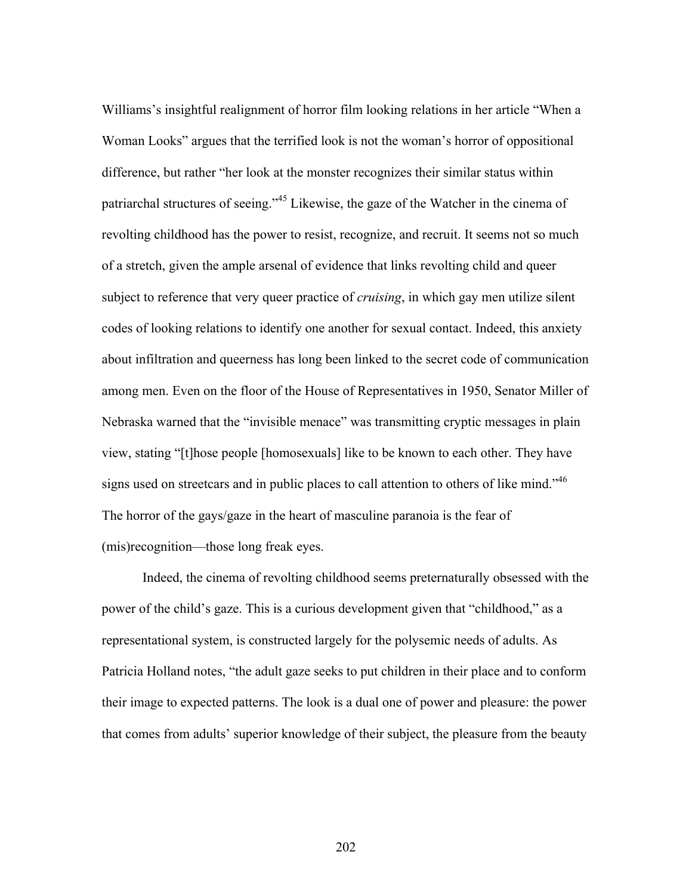Williams's insightful realignment of horror film looking relations in her article "When a Woman Looks" argues that the terrified look is not the woman's horror of oppositional difference, but rather "her look at the monster recognizes their similar status within patriarchal structures of seeing."[45] Likewise, the gaze of the Watcher in the cinema of revolting childhood has the power to resist, recognize, and recruit. It seems not so much of a stretch, given the ample arsenal of evidence that links revolting child and queer subject to reference that very queer practice of *cruising*, in which gay men utilize silent codes of looking relations to identify one another for sexual contact. Indeed, this anxiety about infiltration and queerness has long been linked to the secret code of communication among men. Even on the floor of the House of Representatives in 1950, Senator Miller of Nebraska warned that the "invisible menace" was transmitting cryptic messages in plain view, stating "[t]hose people [homosexuals] like to be known to each other. They have signs used on streetcars and in public places to call attention to others of like mind."[46] The horror of the gays/gaze in the heart of masculine paranoia is the fear of (mis)recognition—those long freak eyes.

Indeed, the cinema of revolting childhood seems preternaturally obsessed with the power of the child's gaze. This is a curious development given that "childhood," as a representational system, is constructed largely for the polysemic needs of adults. As Patricia Holland notes, "the adult gaze seeks to put children in their place and to conform their image to expected patterns. The look is a dual one of power and pleasure: the power that comes from adults' superior knowledge of their subject, the pleasure from the beauty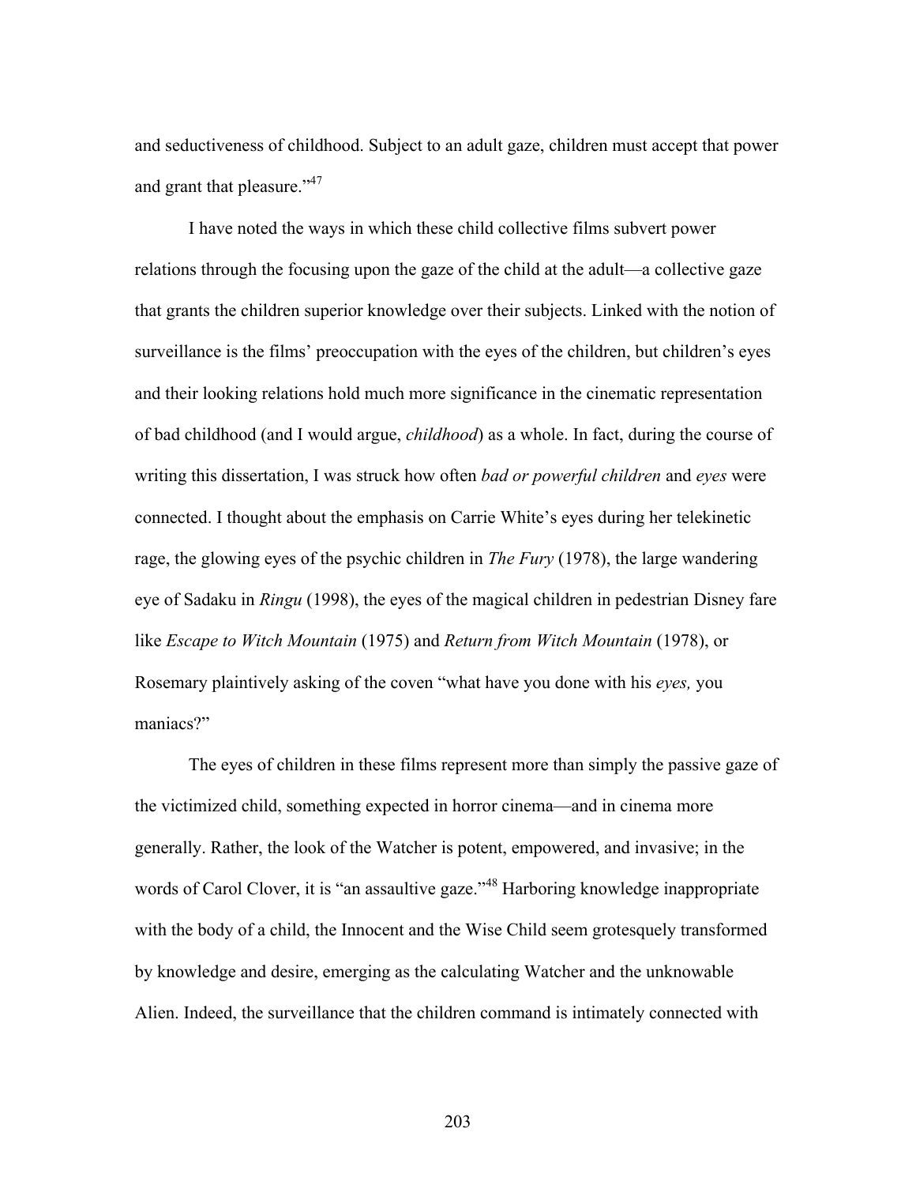and seductiveness of childhood. Subject to an adult gaze, children must accept that power and grant that pleasure."[47]

I have noted the ways in which these child collective films subvert power relations through the focusing upon the gaze of the child at the adult—a collective gaze that grants the children superior knowledge over their subjects. Linked with the notion of surveillance is the films' preoccupation with the eyes of the children, but children's eyes and their looking relations hold much more significance in the cinematic representation of bad childhood (and I would argue, *childhood*) as a whole. In fact, during the course of writing this dissertation, I was struck how often *bad or powerful children* and *eyes* were connected. I thought about the emphasis on Carrie White's eyes during her telekinetic rage, the glowing eyes of the psychic children in *The Fury* (1978), the large wandering eye of Sadaku in *Ringu* (1998), the eyes of the magical children in pedestrian Disney fare like *Escape to Witch Mountain* (1975) and *Return from Witch Mountain* (1978), or Rosemary plaintively asking of the coven "what have you done with his *eyes,* you maniacs?"

The eyes of children in these films represent more than simply the passive gaze of the victimized child, something expected in horror cinema—and in cinema more generally. Rather, the look of the Watcher is potent, empowered, and invasive; in the words of Carol Clover, it is "an assaultive gaze."[48] Harboring knowledge inappropriate with the body of a child, the Innocent and the Wise Child seem grotesquely transformed by knowledge and desire, emerging as the calculating Watcher and the unknowable Alien. Indeed, the surveillance that the children command is intimately connected with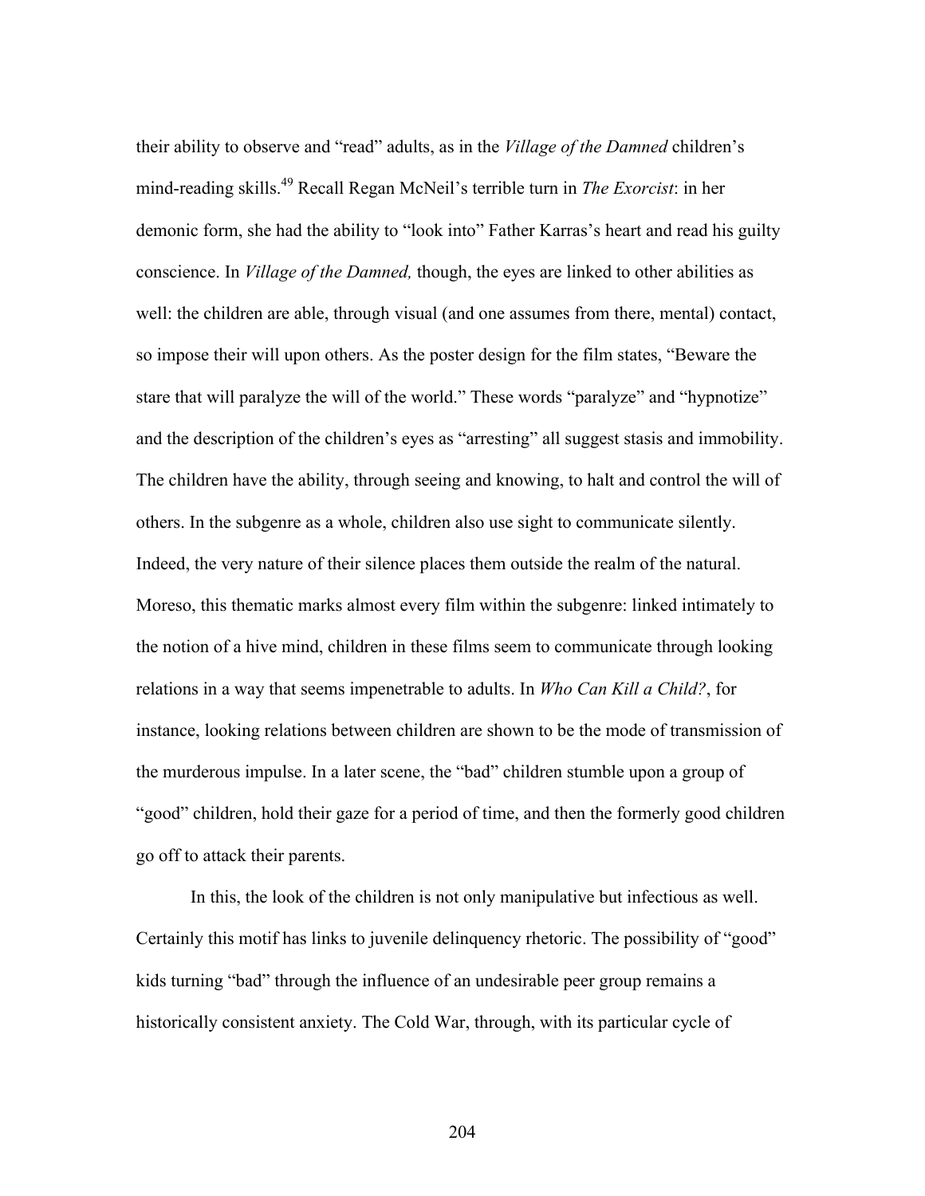their ability to observe and "read" adults, as in the *Village of the Damned* children's mind-reading skills.[49] Recall Regan McNeil's terrible turn in *The Exorcist*: in her demonic form, she had the ability to "look into" Father Karras's heart and read his guilty conscience. In *Village of the Damned,* though, the eyes are linked to other abilities as well: the children are able, through visual (and one assumes from there, mental) contact, so impose their will upon others. As the poster design for the film states, "Beware the stare that will paralyze the will of the world." These words "paralyze" and "hypnotize" and the description of the children's eyes as "arresting" all suggest stasis and immobility. The children have the ability, through seeing and knowing, to halt and control the will of others. In the subgenre as a whole, children also use sight to communicate silently. Indeed, the very nature of their silence places them outside the realm of the natural. Moreso, this thematic marks almost every film within the subgenre: linked intimately to the notion of a hive mind, children in these films seem to communicate through looking relations in a way that seems impenetrable to adults. In *Who Can Kill a Child?*, for instance, looking relations between children are shown to be the mode of transmission of the murderous impulse. In a later scene, the "bad" children stumble upon a group of "good" children, hold their gaze for a period of time, and then the formerly good children go off to attack their parents.

In this, the look of the children is not only manipulative but infectious as well. Certainly this motif has links to juvenile delinquency rhetoric. The possibility of "good" kids turning "bad" through the influence of an undesirable peer group remains a historically consistent anxiety. The Cold War, through, with its particular cycle of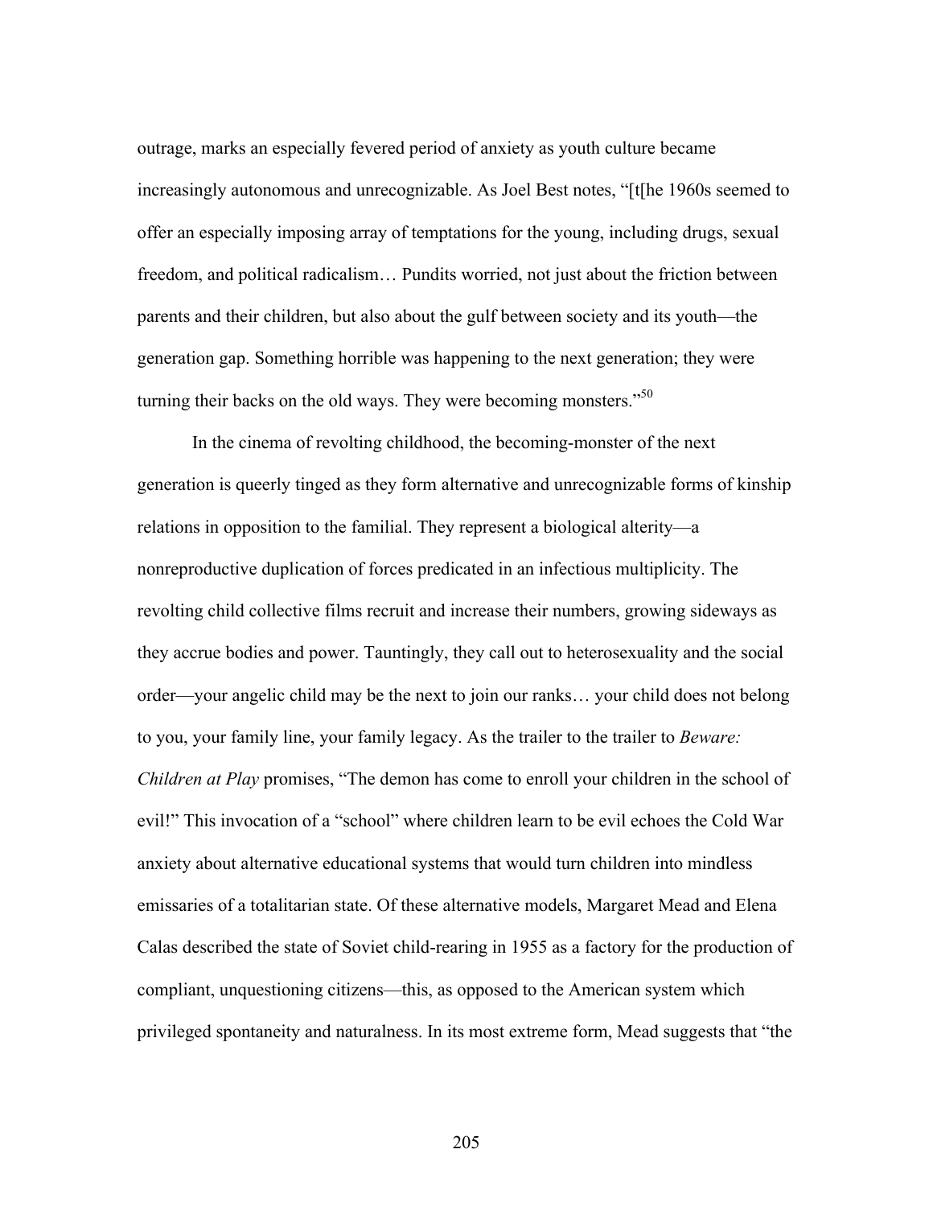outrage, marks an especially fevered period of anxiety as youth culture became increasingly autonomous and unrecognizable. As Joel Best notes, "[t[he 1960s seemed to offer an especially imposing array of temptations for the young, including drugs, sexual freedom, and political radicalism… Pundits worried, not just about the friction between parents and their children, but also about the gulf between society and its youth—the generation gap. Something horrible was happening to the next generation; they were turning their backs on the old ways. They were becoming monsters."[50]

In the cinema of revolting childhood, the becoming-monster of the next generation is queerly tinged as they form alternative and unrecognizable forms of kinship relations in opposition to the familial. They represent a biological alterity—a nonreproductive duplication of forces predicated in an infectious multiplicity. The revolting child collective films recruit and increase their numbers, growing sideways as they accrue bodies and power. Tauntingly, they call out to heterosexuality and the social order—your angelic child may be the next to join our ranks… your child does not belong to you, your family line, your family legacy. As the trailer to the trailer to *Beware: Children at Play* promises, "The demon has come to enroll your children in the school of evil!" This invocation of a "school" where children learn to be evil echoes the Cold War anxiety about alternative educational systems that would turn children into mindless emissaries of a totalitarian state. Of these alternative models, Margaret Mead and Elena Calas described the state of Soviet child-rearing in 1955 as a factory for the production of compliant, unquestioning citizens—this, as opposed to the American system which privileged spontaneity and naturalness. In its most extreme form, Mead suggests that "the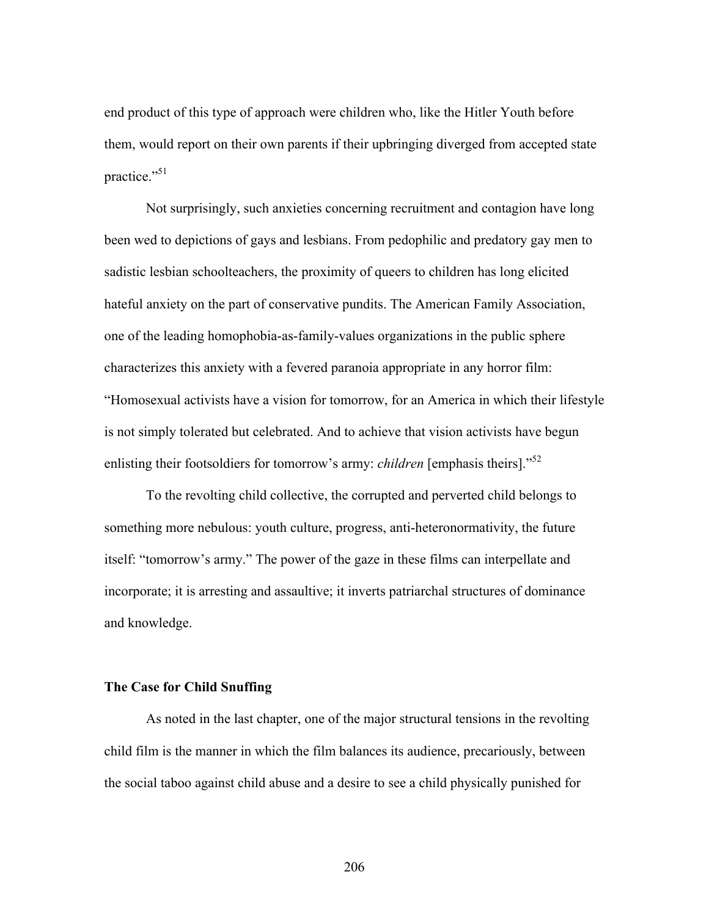end product of this type of approach were children who, like the Hitler Youth before them, would report on their own parents if their upbringing diverged from accepted state practice."[51]

Not surprisingly, such anxieties concerning recruitment and contagion have long been wed to depictions of gays and lesbians. From pedophilic and predatory gay men to sadistic lesbian schoolteachers, the proximity of queers to children has long elicited hateful anxiety on the part of conservative pundits. The American Family Association, one of the leading homophobia-as-family-values organizations in the public sphere characterizes this anxiety with a fevered paranoia appropriate in any horror film: "Homosexual activists have a vision for tomorrow, for an America in which their lifestyle is not simply tolerated but celebrated. And to achieve that vision activists have begun enlisting their footsoldiers for tomorrow's army: *children* [emphasis theirs]."[52]

To the revolting child collective, the corrupted and perverted child belongs to something more nebulous: youth culture, progress, anti-heteronormativity, the future itself: "tomorrow's army." The power of the gaze in these films can interpellate and incorporate; it is arresting and assaultive; it inverts patriarchal structures of dominance and knowledge.

**The Case for Child Snuffing**

As noted in the last chapter, one of the major structural tensions in the revolting child film is the manner in which the film balances its audience, precariously, between the social taboo against child abuse and a desire to see a child physically punished for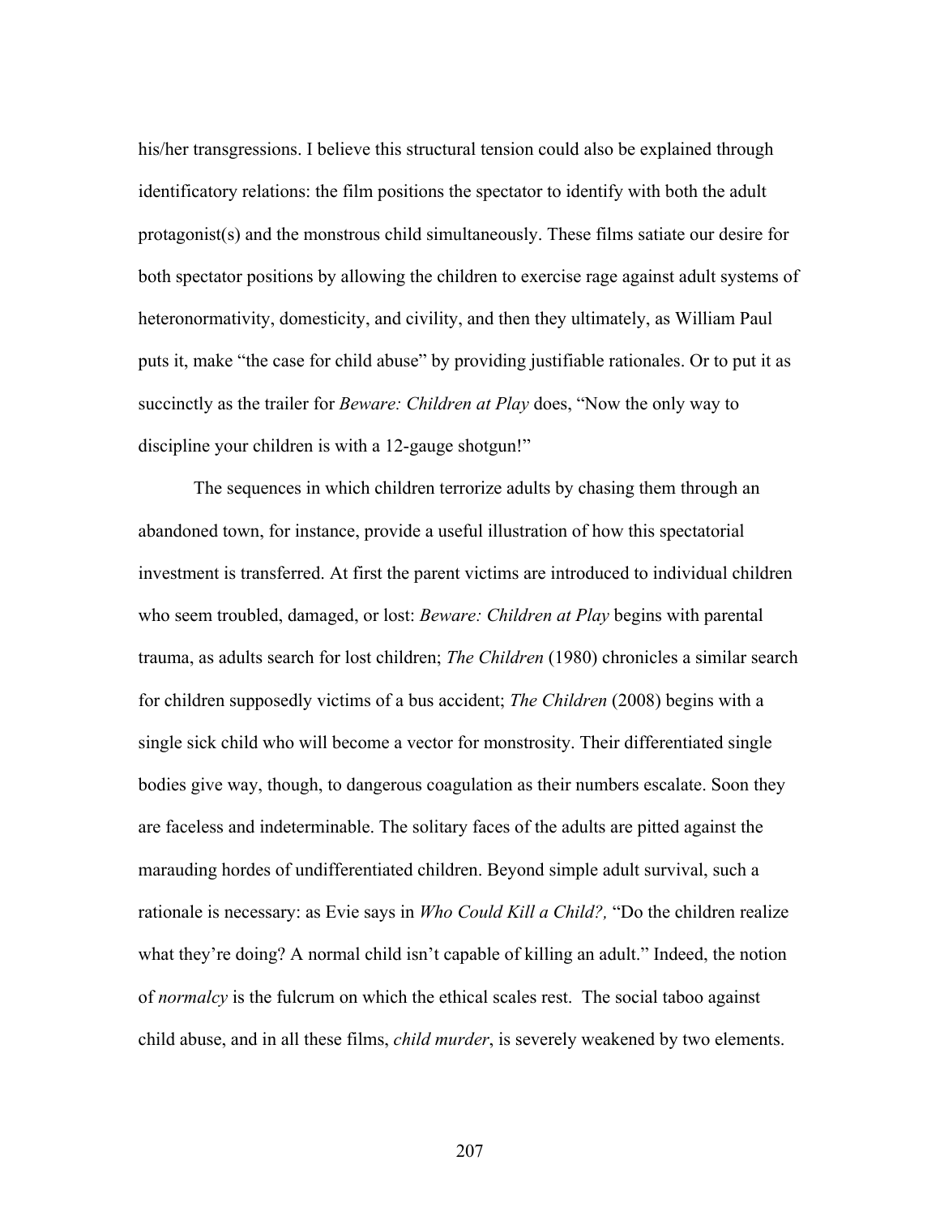his/her transgressions. I believe this structural tension could also be explained through identificatory relations: the film positions the spectator to identify with both the adult protagonist(s) and the monstrous child simultaneously. These films satiate our desire for both spectator positions by allowing the children to exercise rage against adult systems of heteronormativity, domesticity, and civility, and then they ultimately, as William Paul puts it, make "the case for child abuse" by providing justifiable rationales. Or to put it as succinctly as the trailer for *Beware: Children at Play* does, "Now the only way to discipline your children is with a 12-gauge shotgun!"

The sequences in which children terrorize adults by chasing them through an abandoned town, for instance, provide a useful illustration of how this spectatorial investment is transferred. At first the parent victims are introduced to individual children who seem troubled, damaged, or lost: *Beware: Children at Play* begins with parental trauma, as adults search for lost children; *The Children* (1980) chronicles a similar search for children supposedly victims of a bus accident; *The Children* (2008) begins with a single sick child who will become a vector for monstrosity. Their differentiated single bodies give way, though, to dangerous coagulation as their numbers escalate. Soon they are faceless and indeterminable. The solitary faces of the adults are pitted against the marauding hordes of undifferentiated children. Beyond simple adult survival, such a rationale is necessary: as Evie says in *Who Could Kill a Child?,* "Do the children realize what they're doing? A normal child isn't capable of killing an adult." Indeed, the notion of *normalcy* is the fulcrum on which the ethical scales rest. The social taboo against child abuse, and in all these films, *child murder*, is severely weakened by two elements.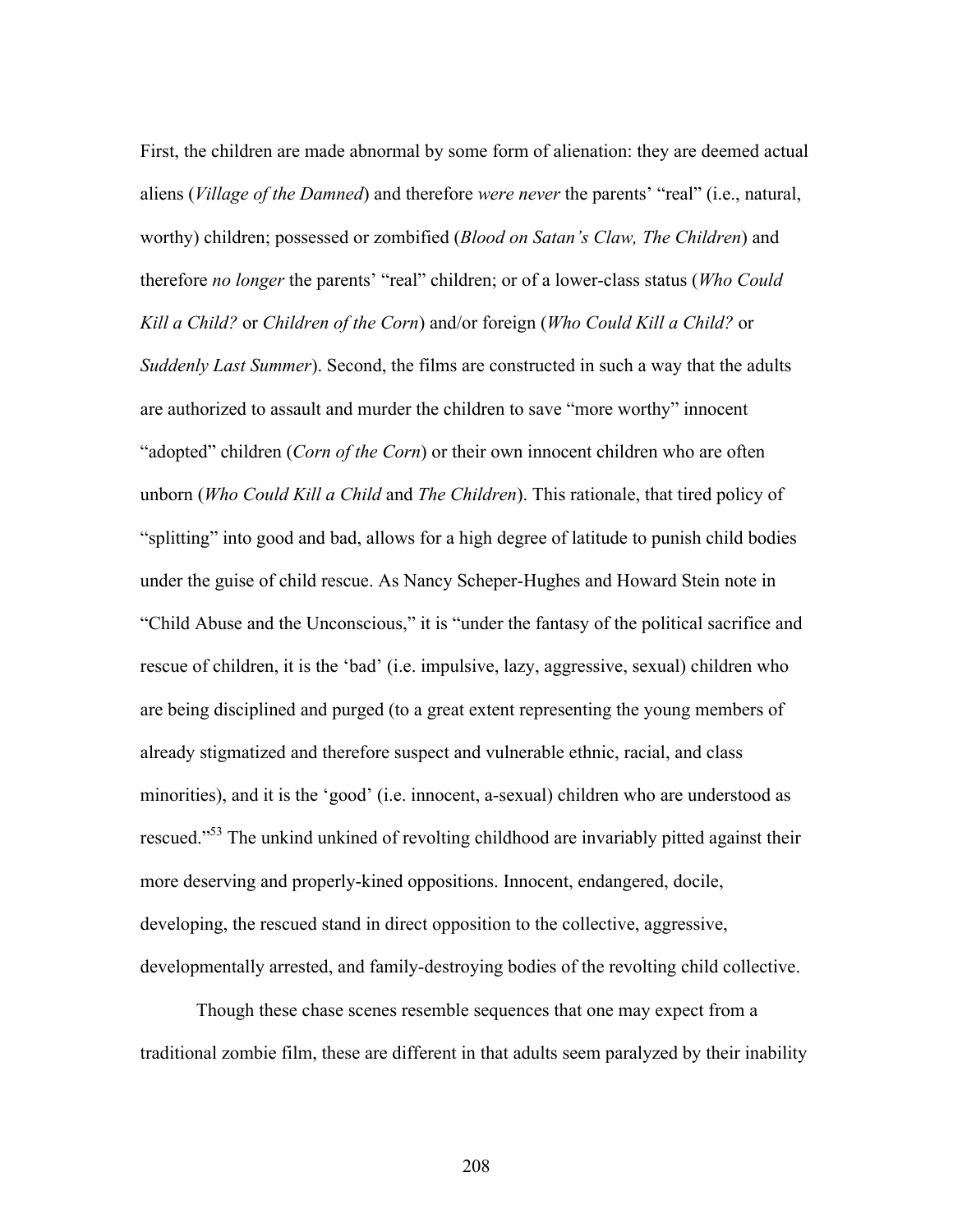First, the children are made abnormal by some form of alienation: they are deemed actual aliens (*Village of the Damned*) and therefore *were never* the parents' "real" (i.e., natural, worthy) children; possessed or zombified (*Blood on Satan's Claw, The Children*) and therefore *no longer* the parents' "real" children; or of a lower-class status (*Who Could Kill a Child?* or *Children of the Corn*) and/or foreign (*Who Could Kill a Child?* or *Suddenly Last Summer*). Second, the films are constructed in such a way that the adults are authorized to assault and murder the children to save "more worthy" innocent "adopted" children (*Corn of the Corn*) or their own innocent children who are often unborn (*Who Could Kill a Child* and *The Children*). This rationale, that tired policy of "splitting" into good and bad, allows for a high degree of latitude to punish child bodies under the guise of child rescue. As Nancy Scheper-Hughes and Howard Stein note in "Child Abuse and the Unconscious," it is "under the fantasy of the political sacrifice and rescue of children, it is the 'bad' (i.e. impulsive, lazy, aggressive, sexual) children who are being disciplined and purged (to a great extent representing the young members of already stigmatized and therefore suspect and vulnerable ethnic, racial, and class minorities), and it is the 'good' (i.e. innocent, a-sexual) children who are understood as rescued."[53] The unkind unkined of revolting childhood are invariably pitted against their more deserving and properly-kined oppositions. Innocent, endangered, docile, developing, the rescued stand in direct opposition to the collective, aggressive, developmentally arrested, and family-destroying bodies of the revolting child collective.

Though these chase scenes resemble sequences that one may expect from a traditional zombie film, these are different in that adults seem paralyzed by their inability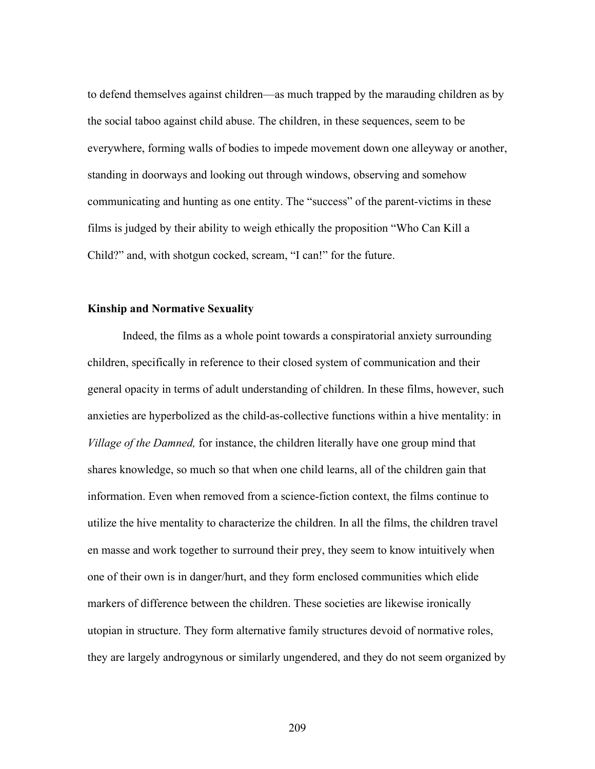to defend themselves against children—as much trapped by the marauding children as by the social taboo against child abuse. The children, in these sequences, seem to be everywhere, forming walls of bodies to impede movement down one alleyway or another, standing in doorways and looking out through windows, observing and somehow communicating and hunting as one entity. The "success" of the parent-victims in these films is judged by their ability to weigh ethically the proposition "Who Can Kill a Child?" and, with shotgun cocked, scream, "I can!" for the future.

## Kinship and Normative Sexuality

Indeed, the films as a whole point towards a conspiratorial anxiety surrounding children, specifically in reference to their closed system of communication and their general opacity in terms of adult understanding of children. In these films, however, such anxieties are hyperbolized as the child-as-collective functions within a hive mentality: in *Village of the Damned,* for instance, the children literally have one group mind that shares knowledge, so much so that when one child learns, all of the children gain that information. Even when removed from a science-fiction context, the films continue to utilize the hive mentality to characterize the children. In all the films, the children travel en masse and work together to surround their prey, they seem to know intuitively when one of their own is in danger/hurt, and they form enclosed communities which elide markers of difference between the children. These societies are likewise ironically utopian in structure. They form alternative family structures devoid of normative roles, they are largely androgynous or similarly ungendered, and they do not seem organized by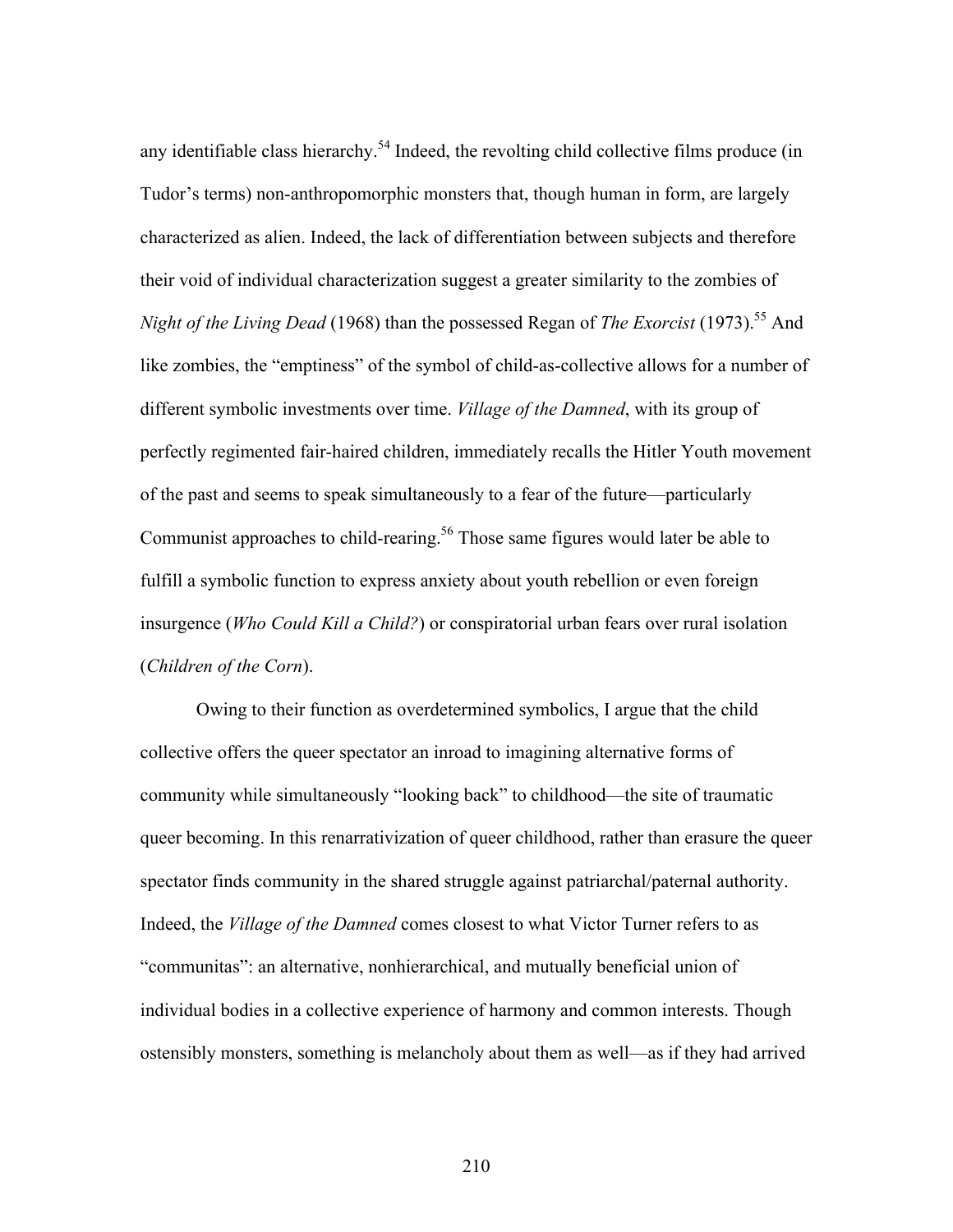any identifiable class hierarchy.[54] Indeed, the revolting child collective films produce (in Tudor's terms) non-anthropomorphic monsters that, though human in form, are largely characterized as alien. Indeed, the lack of differentiation between subjects and therefore their void of individual characterization suggest a greater similarity to the zombies of *Night of the Living Dead* (1968) than the possessed Regan of *The Exorcist* (1973).[55] And like zombies, the "emptiness" of the symbol of child-as-collective allows for a number of different symbolic investments over time. *Village of the Damned*, with its group of perfectly regimented fair-haired children, immediately recalls the Hitler Youth movement of the past and seems to speak simultaneously to a fear of the future—particularly Communist approaches to child-rearing.[56] Those same figures would later be able to fulfill a symbolic function to express anxiety about youth rebellion or even foreign insurgence (*Who Could Kill a Child?*) or conspiratorial urban fears over rural isolation (*Children of the Corn*).

Owing to their function as overdetermined symbolics, I argue that the child collective offers the queer spectator an inroad to imagining alternative forms of community while simultaneously "looking back" to childhood—the site of traumatic queer becoming. In this renarrativization of queer childhood, rather than erasure the queer spectator finds community in the shared struggle against patriarchal/paternal authority. Indeed, the *Village of the Damned* comes closest to what Victor Turner refers to as "communitas": an alternative, nonhierarchical, and mutually beneficial union of individual bodies in a collective experience of harmony and common interests. Though ostensibly monsters, something is melancholy about them as well—as if they had arrived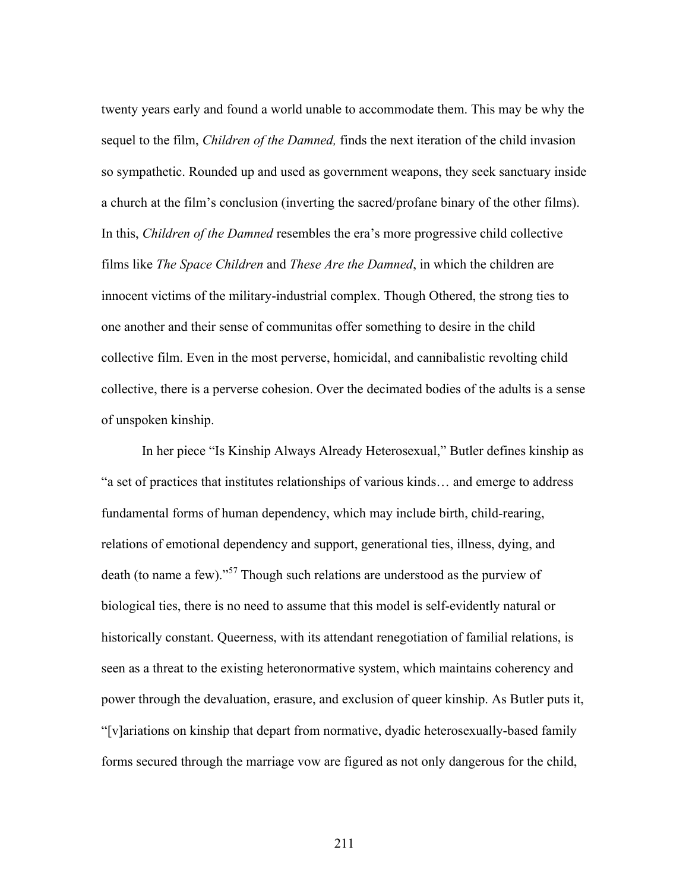twenty years early and found a world unable to accommodate them. This may be why the sequel to the film, *Children of the Damned,* finds the next iteration of the child invasion so sympathetic. Rounded up and used as government weapons, they seek sanctuary inside a church at the film's conclusion (inverting the sacred/profane binary of the other films). In this, *Children of the Damned* resembles the era's more progressive child collective films like *The Space Children* and *These Are the Damned*, in which the children are innocent victims of the military-industrial complex. Though Othered, the strong ties to one another and their sense of communitas offer something to desire in the child collective film. Even in the most perverse, homicidal, and cannibalistic revolting child collective, there is a perverse cohesion. Over the decimated bodies of the adults is a sense of unspoken kinship.

In her piece "Is Kinship Always Already Heterosexual," Butler defines kinship as "a set of practices that institutes relationships of various kinds… and emerge to address fundamental forms of human dependency, which may include birth, child-rearing, relations of emotional dependency and support, generational ties, illness, dying, and death (to name a few)."[57] Though such relations are understood as the purview of biological ties, there is no need to assume that this model is self-evidently natural or historically constant. Queerness, with its attendant renegotiation of familial relations, is seen as a threat to the existing heteronormative system, which maintains coherency and power through the devaluation, erasure, and exclusion of queer kinship. As Butler puts it, "[v]ariations on kinship that depart from normative, dyadic heterosexually-based family forms secured through the marriage vow are figured as not only dangerous for the child,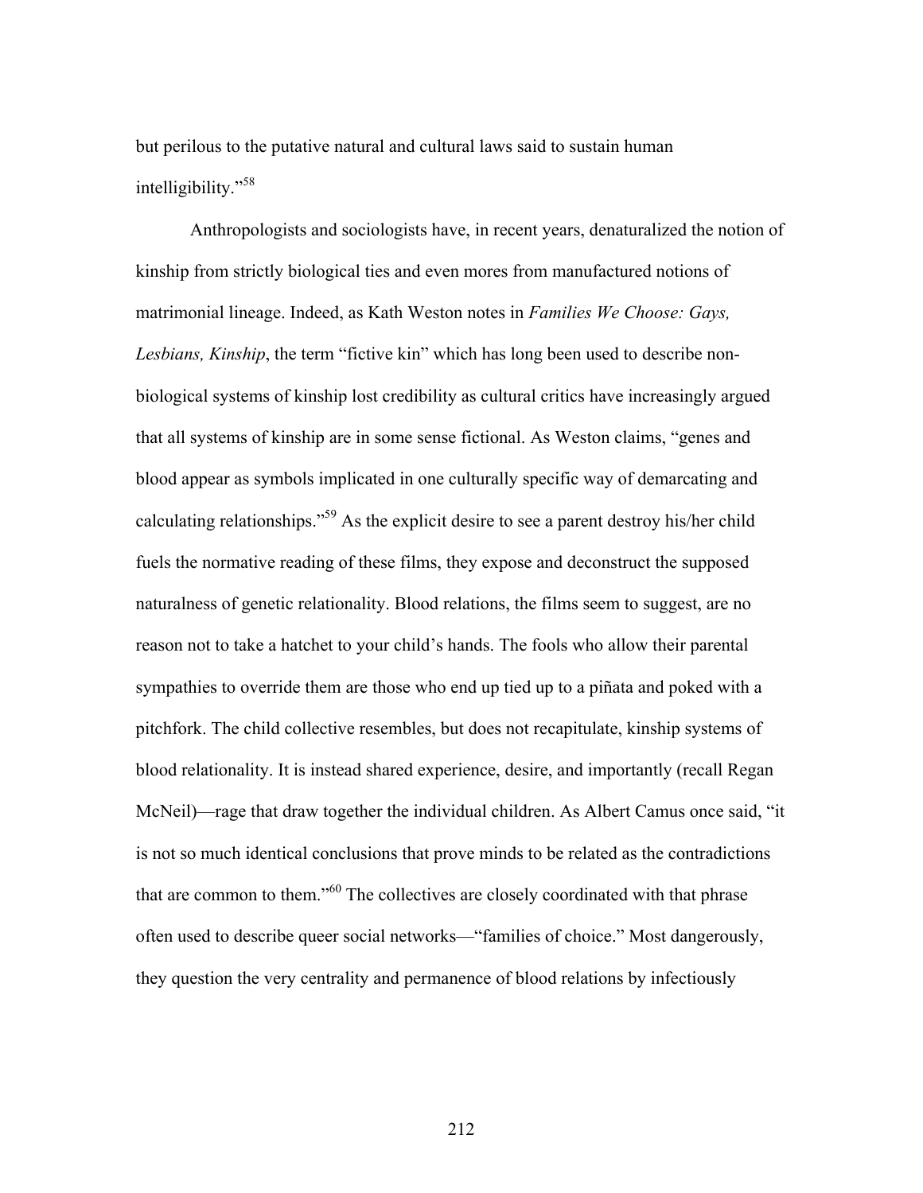but perilous to the putative natural and cultural laws said to sustain human intelligibility."[58]

Anthropologists and sociologists have, in recent years, denaturalized the notion of kinship from strictly biological ties and even mores from manufactured notions of matrimonial lineage. Indeed, as Kath Weston notes in *Families We Choose: Gays, Lesbians, Kinship*, the term "fictive kin" which has long been used to describe non-biological systems of kinship lost credibility as cultural critics have increasingly argued that all systems of kinship are in some sense fictional. As Weston claims, "genes and blood appear as symbols implicated in one culturally specific way of demarcating and calculating relationships."[59] As the explicit desire to see a parent destroy his/her child fuels the normative reading of these films, they expose and deconstruct the supposed naturalness of genetic relationality. Blood relations, the films seem to suggest, are no reason not to take a hatchet to your child's hands. The fools who allow their parental sympathies to override them are those who end up tied up to a piñata and poked with a pitchfork. The child collective resembles, but does not recapitulate, kinship systems of blood relationality. It is instead shared experience, desire, and importantly (recall Regan McNeil)—rage that draw together the individual children. As Albert Camus once said, "it is not so much identical conclusions that prove minds to be related as the contradictions that are common to them."[60] The collectives are closely coordinated with that phrase often used to describe queer social networks—"families of choice." Most dangerously, they question the very centrality and permanence of blood relations by infectiously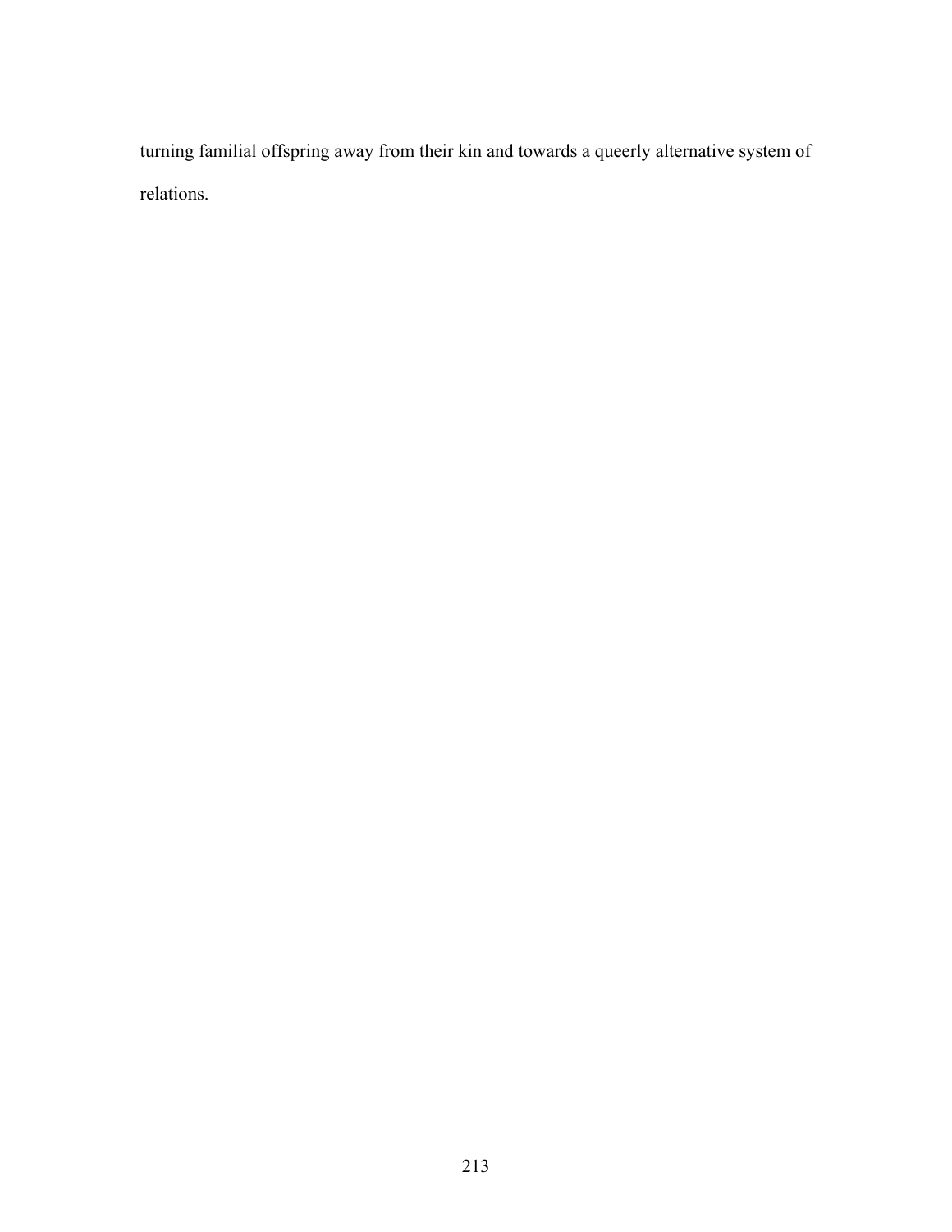turning familial offspring away from their kin and towards a queerly alternative system of relations.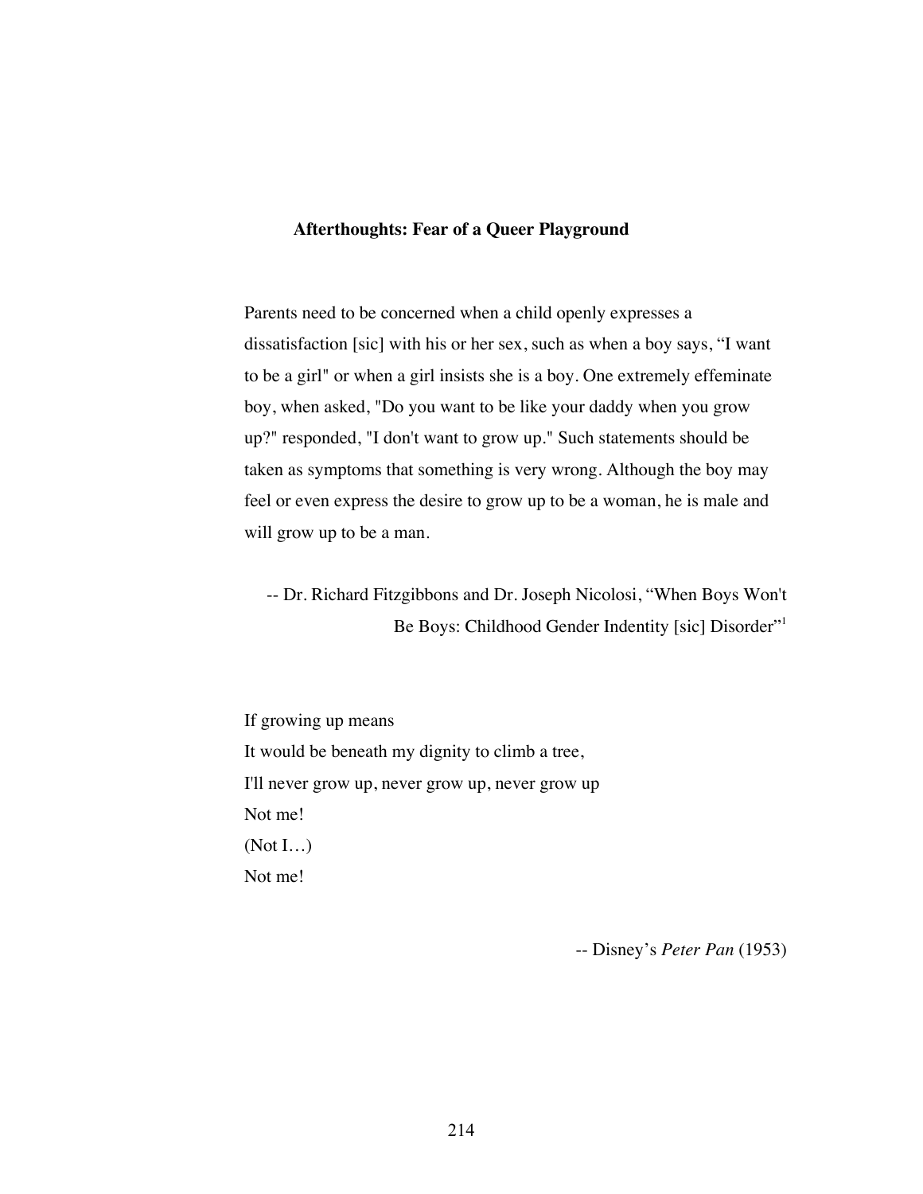## Afterthoughts: Fear of a Queer Playground

> Parents need to be concerned when a child openly expresses a dissatisfaction [sic] with his or her sex, such as when a boy says, "I want to be a girl" or when a girl insists she is a boy. One extremely effeminate boy, when asked, "Do you want to be like your daddy when you grow up?" responded, "I don't want to grow up." Such statements should be taken as symptoms that something is very wrong. Although the boy may feel or even express the desire to grow up to be a woman, he is male and will grow up to be a man.
>
> -- Dr. Richard Fitzgibbons and Dr. Joseph Nicolosi, "When Boys Won't Be Boys: Childhood Gender Indentity [sic] Disorder"[1]

> If growing up means
> It would be beneath my dignity to climb a tree,
> I'll never grow up, never grow up, never grow up
> Not me!
> (Not I…)
> Not me!
>
> -- Disney's *Peter Pan* (1953)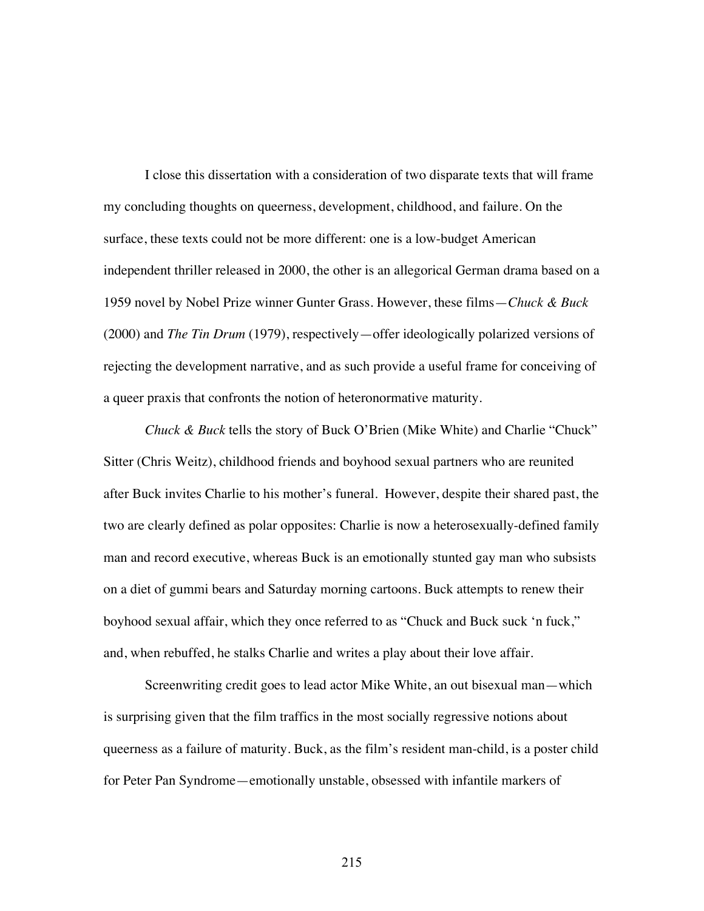I close this dissertation with a consideration of two disparate texts that will frame my concluding thoughts on queerness, development, childhood, and failure. On the surface, these texts could not be more different: one is a low-budget American independent thriller released in 2000, the other is an allegorical German drama based on a 1959 novel by Nobel Prize winner Gunter Grass. However, these films—*Chuck & Buck* (2000) and *The Tin Drum* (1979), respectively—offer ideologically polarized versions of rejecting the development narrative, and as such provide a useful frame for conceiving of a queer praxis that confronts the notion of heteronormative maturity.

*Chuck & Buck* tells the story of Buck O'Brien (Mike White) and Charlie "Chuck" Sitter (Chris Weitz), childhood friends and boyhood sexual partners who are reunited after Buck invites Charlie to his mother's funeral. However, despite their shared past, the two are clearly defined as polar opposites: Charlie is now a heterosexually-defined family man and record executive, whereas Buck is an emotionally stunted gay man who subsists on a diet of gummi bears and Saturday morning cartoons. Buck attempts to renew their boyhood sexual affair, which they once referred to as "Chuck and Buck suck 'n fuck," and, when rebuffed, he stalks Charlie and writes a play about their love affair.

Screenwriting credit goes to lead actor Mike White, an out bisexual man—which is surprising given that the film traffics in the most socially regressive notions about queerness as a failure of maturity. Buck, as the film's resident man-child, is a poster child for Peter Pan Syndrome—emotionally unstable, obsessed with infantile markers of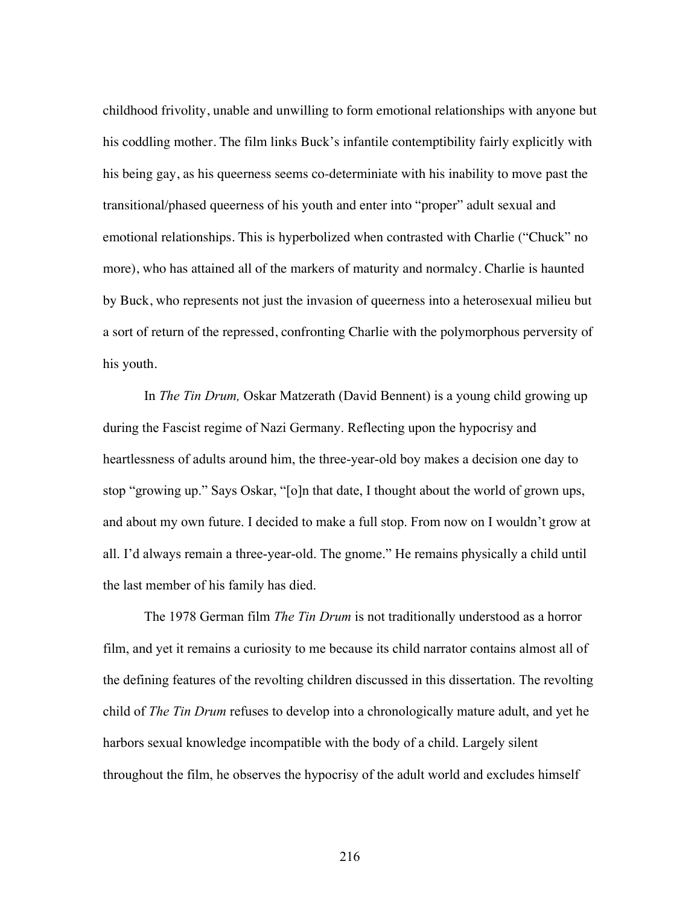childhood frivolity, unable and unwilling to form emotional relationships with anyone but his coddling mother. The film links Buck's infantile contemptibility fairly explicitly with his being gay, as his queerness seems co-determiniate with his inability to move past the transitional/phased queerness of his youth and enter into "proper" adult sexual and emotional relationships. This is hyperbolized when contrasted with Charlie ("Chuck" no more), who has attained all of the markers of maturity and normalcy. Charlie is haunted by Buck, who represents not just the invasion of queerness into a heterosexual milieu but a sort of return of the repressed, confronting Charlie with the polymorphous perversity of his youth.

In *The Tin Drum,* Oskar Matzerath (David Bennent) is a young child growing up during the Fascist regime of Nazi Germany. Reflecting upon the hypocrisy and heartlessness of adults around him, the three-year-old boy makes a decision one day to stop "growing up." Says Oskar, "[o]n that date, I thought about the world of grown ups, and about my own future. I decided to make a full stop. From now on I wouldn't grow at all. I'd always remain a three-year-old. The gnome." He remains physically a child until the last member of his family has died.

The 1978 German film *The Tin Drum* is not traditionally understood as a horror film, and yet it remains a curiosity to me because its child narrator contains almost all of the defining features of the revolting children discussed in this dissertation. The revolting child of *The Tin Drum* refuses to develop into a chronologically mature adult, and yet he harbors sexual knowledge incompatible with the body of a child. Largely silent throughout the film, he observes the hypocrisy of the adult world and excludes himself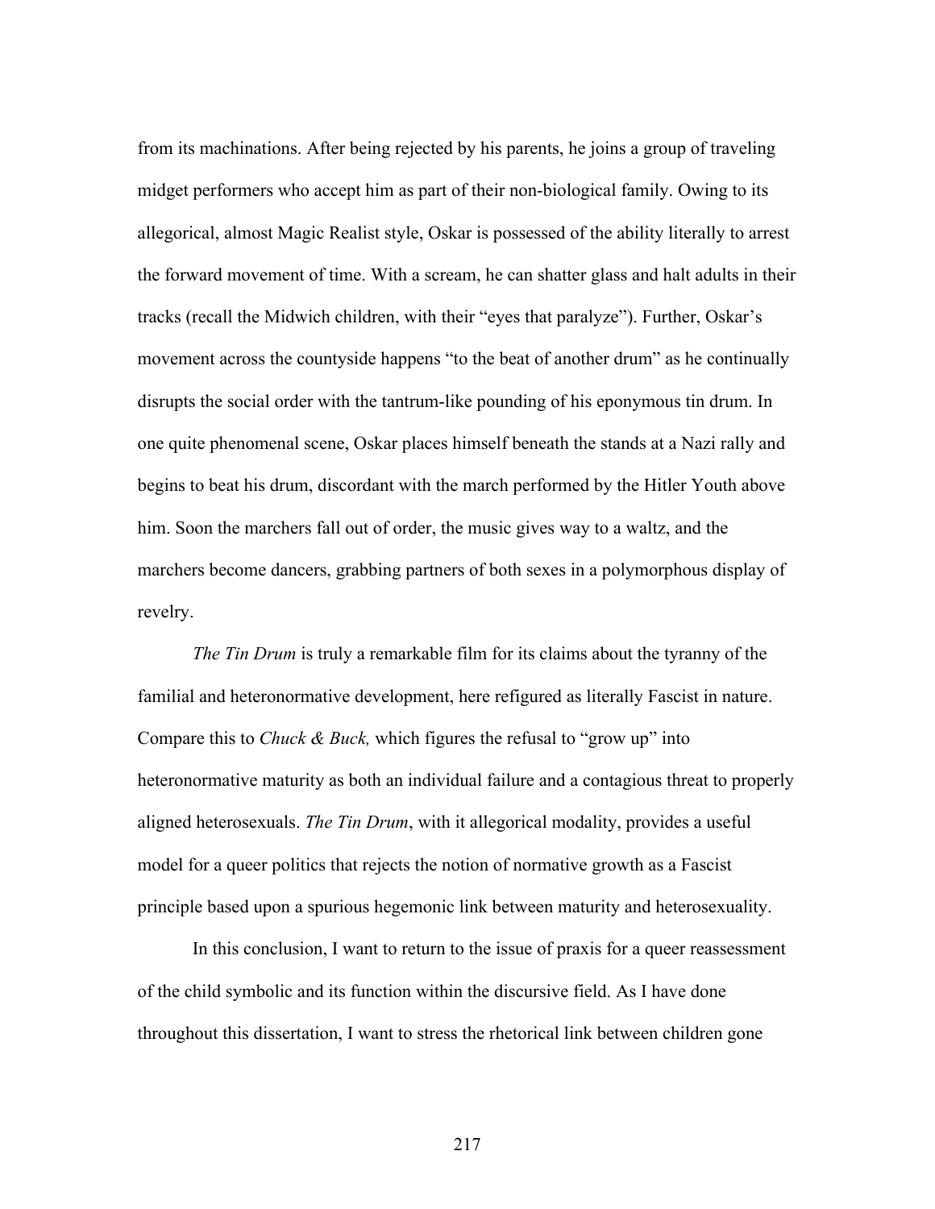from its machinations. After being rejected by his parents, he joins a group of traveling midget performers who accept him as part of their non-biological family. Owing to its allegorical, almost Magic Realist style, Oskar is possessed of the ability literally to arrest the forward movement of time. With a scream, he can shatter glass and halt adults in their tracks (recall the Midwich children, with their "eyes that paralyze"). Further, Oskar's movement across the countyside happens "to the beat of another drum" as he continually disrupts the social order with the tantrum-like pounding of his eponymous tin drum. In one quite phenomenal scene, Oskar places himself beneath the stands at a Nazi rally and begins to beat his drum, discordant with the march performed by the Hitler Youth above him. Soon the marchers fall out of order, the music gives way to a waltz, and the marchers become dancers, grabbing partners of both sexes in a polymorphous display of revelry.

*The Tin Drum* is truly a remarkable film for its claims about the tyranny of the familial and heteronormative development, here refigured as literally Fascist in nature. Compare this to *Chuck & Buck,* which figures the refusal to "grow up" into heteronormative maturity as both an individual failure and a contagious threat to properly aligned heterosexuals. *The Tin Drum*, with it allegorical modality, provides a useful model for a queer politics that rejects the notion of normative growth as a Fascist principle based upon a spurious hegemonic link between maturity and heterosexuality.

In this conclusion, I want to return to the issue of praxis for a queer reassessment of the child symbolic and its function within the discursive field. As I have done throughout this dissertation, I want to stress the rhetorical link between children gone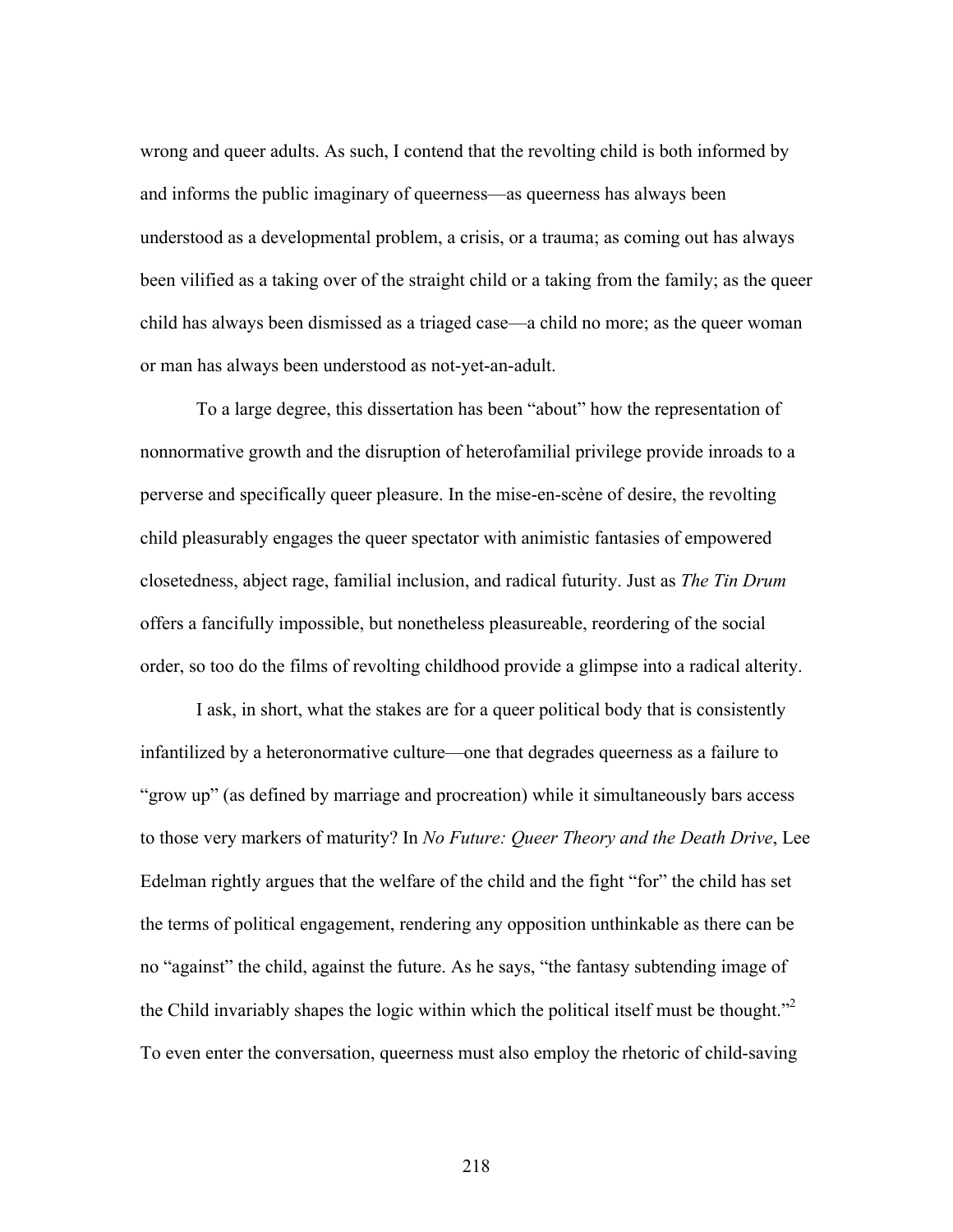wrong and queer adults. As such, I contend that the revolting child is both informed by and informs the public imaginary of queerness—as queerness has always been understood as a developmental problem, a crisis, or a trauma; as coming out has always been vilified as a taking over of the straight child or a taking from the family; as the queer child has always been dismissed as a triaged case—a child no more; as the queer woman or man has always been understood as not-yet-an-adult.

To a large degree, this dissertation has been "about" how the representation of nonnormative growth and the disruption of heterofamilial privilege provide inroads to a perverse and specifically queer pleasure. In the mise-en-scène of desire, the revolting child pleasurably engages the queer spectator with animistic fantasies of empowered closetedness, abject rage, familial inclusion, and radical futurity. Just as *The Tin Drum* offers a fancifully impossible, but nonetheless pleasureable, reordering of the social order, so too do the films of revolting childhood provide a glimpse into a radical alterity.

I ask, in short, what the stakes are for a queer political body that is consistently infantilized by a heteronormative culture—one that degrades queerness as a failure to "grow up" (as defined by marriage and procreation) while it simultaneously bars access to those very markers of maturity? In *No Future: Queer Theory and the Death Drive*, Lee Edelman rightly argues that the welfare of the child and the fight "for" the child has set the terms of political engagement, rendering any opposition unthinkable as there can be no "against" the child, against the future. As he says, "the fantasy subtending image of the Child invariably shapes the logic within which the political itself must be thought."[2] To even enter the conversation, queerness must also employ the rhetoric of child-saving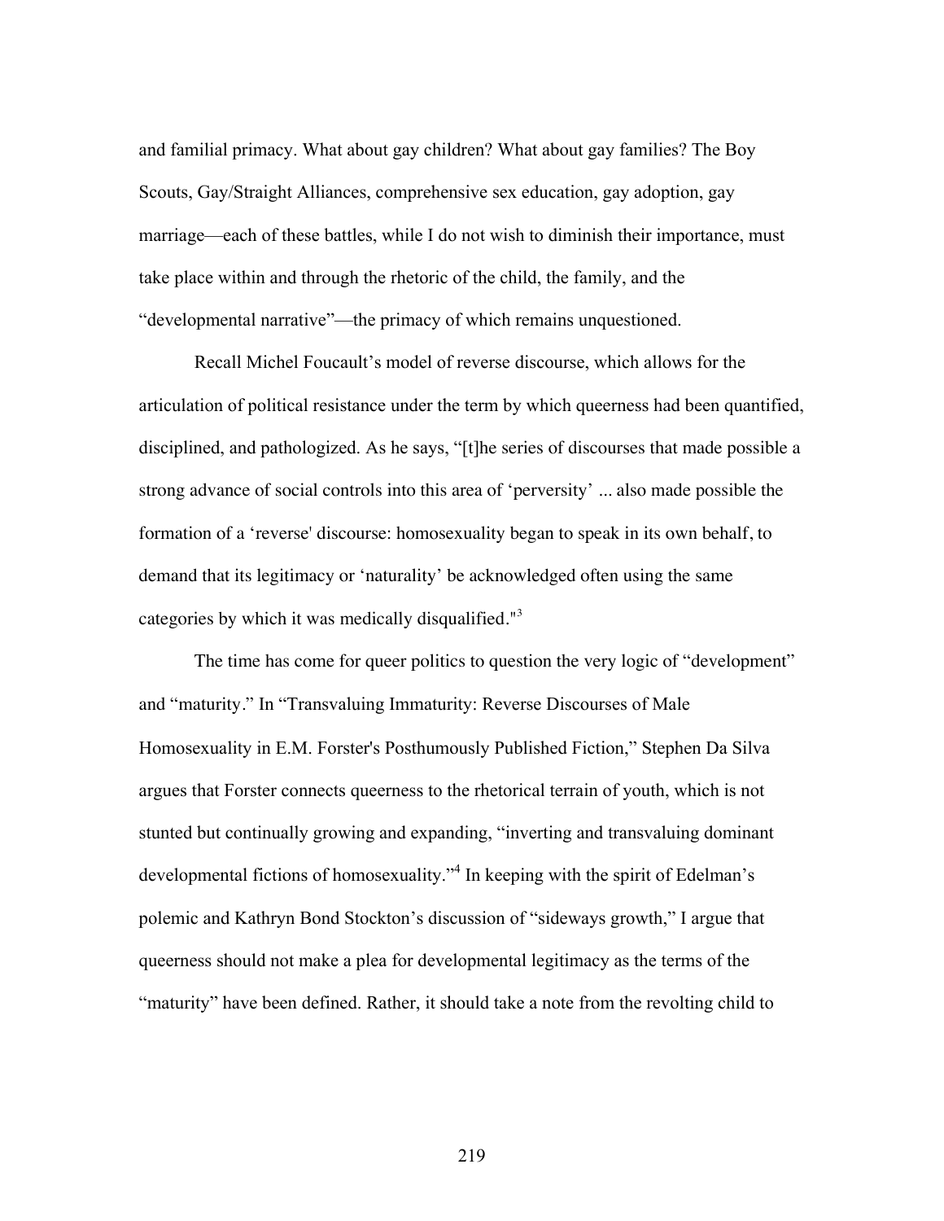and familial primacy. What about gay children? What about gay families? The Boy Scouts, Gay/Straight Alliances, comprehensive sex education, gay adoption, gay marriage—each of these battles, while I do not wish to diminish their importance, must take place within and through the rhetoric of the child, the family, and the "developmental narrative"—the primacy of which remains unquestioned.

Recall Michel Foucault's model of reverse discourse, which allows for the articulation of political resistance under the term by which queerness had been quantified, disciplined, and pathologized. As he says, "[t]he series of discourses that made possible a strong advance of social controls into this area of 'perversity' ... also made possible the formation of a 'reverse' discourse: homosexuality began to speak in its own behalf, to demand that its legitimacy or 'naturality' be acknowledged often using the same categories by which it was medically disqualified."[3]

The time has come for queer politics to question the very logic of "development" and "maturity." In "Transvaluing Immaturity: Reverse Discourses of Male Homosexuality in E.M. Forster's Posthumously Published Fiction," Stephen Da Silva argues that Forster connects queerness to the rhetorical terrain of youth, which is not stunted but continually growing and expanding, "inverting and transvaluing dominant developmental fictions of homosexuality."[4] In keeping with the spirit of Edelman's polemic and Kathryn Bond Stockton's discussion of "sideways growth," I argue that queerness should not make a plea for developmental legitimacy as the terms of the "maturity" have been defined. Rather, it should take a note from the revolting child to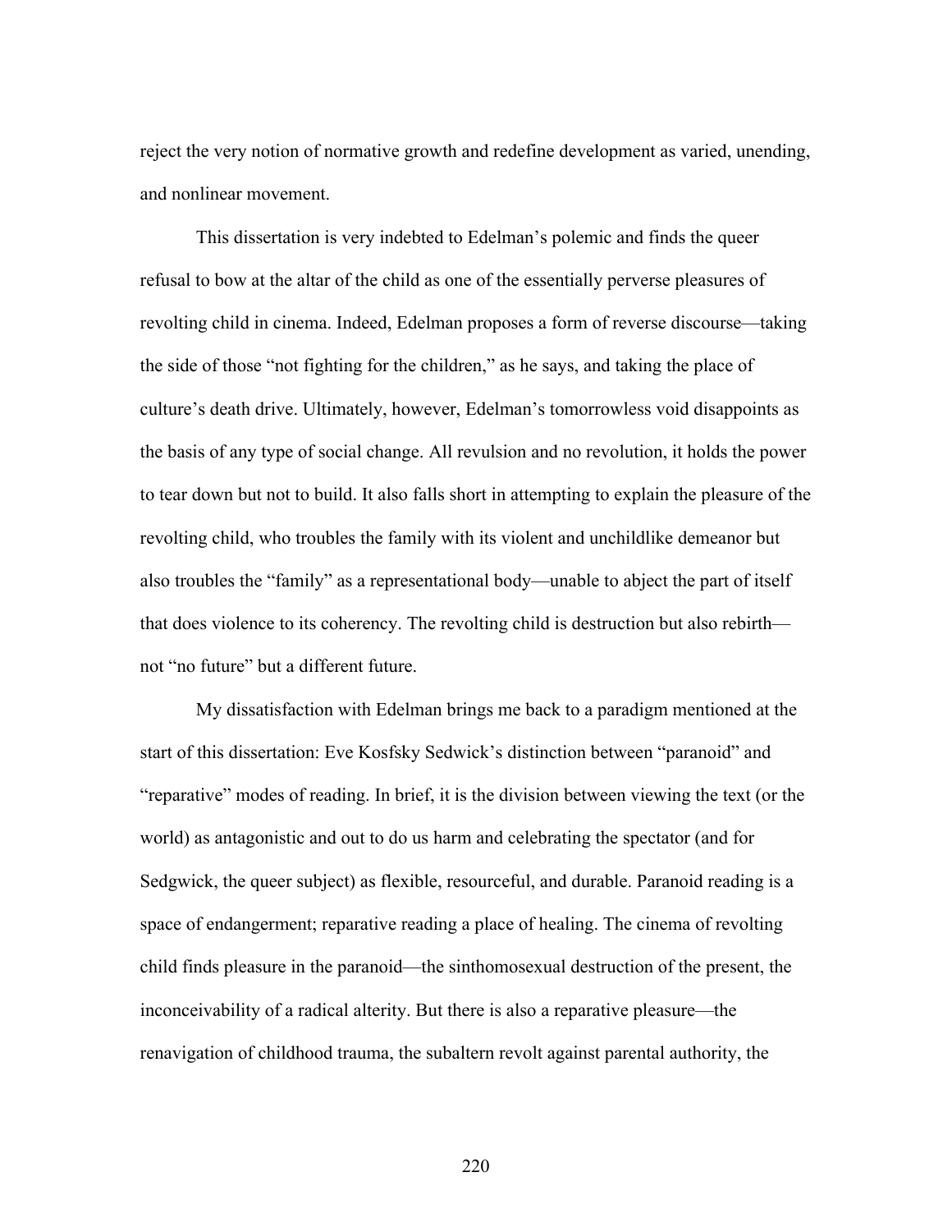reject the very notion of normative growth and redefine development as varied, unending, and nonlinear movement.

This dissertation is very indebted to Edelman's polemic and finds the queer refusal to bow at the altar of the child as one of the essentially perverse pleasures of revolting child in cinema. Indeed, Edelman proposes a form of reverse discourse—taking the side of those "not fighting for the children," as he says, and taking the place of culture's death drive. Ultimately, however, Edelman's tomorrowless void disappoints as the basis of any type of social change. All revulsion and no revolution, it holds the power to tear down but not to build. It also falls short in attempting to explain the pleasure of the revolting child, who troubles the family with its violent and unchildlike demeanor but also troubles the "family" as a representational body—unable to abject the part of itself that does violence to its coherency. The revolting child is destruction but also rebirth—not "no future" but a different future.

My dissatisfaction with Edelman brings me back to a paradigm mentioned at the start of this dissertation: Eve Kosfsky Sedwick's distinction between "paranoid" and "reparative" modes of reading. In brief, it is the division between viewing the text (or the world) as antagonistic and out to do us harm and celebrating the spectator (and for Sedgwick, the queer subject) as flexible, resourceful, and durable. Paranoid reading is a space of endangerment; reparative reading a place of healing. The cinema of revolting child finds pleasure in the paranoid—the sinthomosexual destruction of the present, the inconceivability of a radical alterity. But there is also a reparative pleasure—the renavigation of childhood trauma, the subaltern revolt against parental authority, the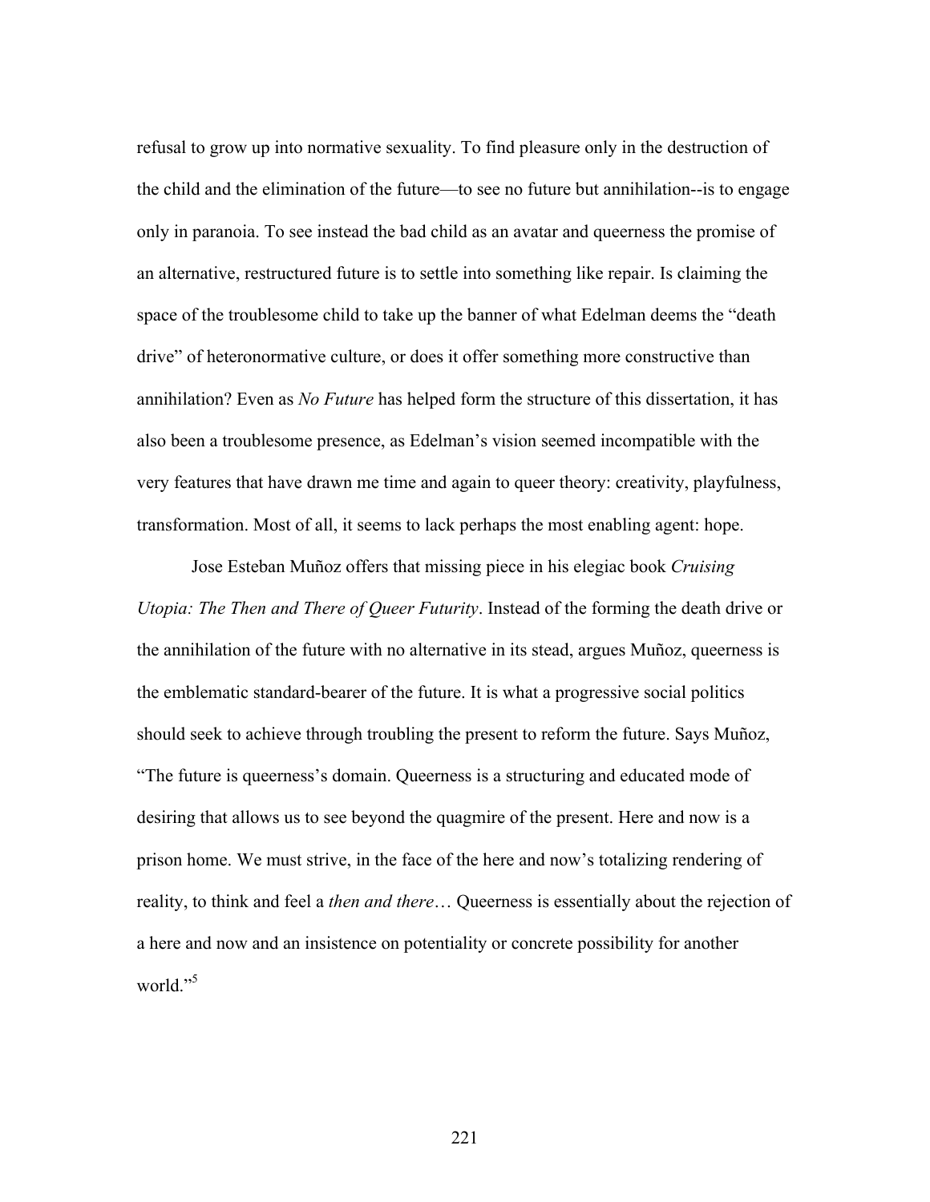refusal to grow up into normative sexuality. To find pleasure only in the destruction of the child and the elimination of the future—to see no future but annihilation--is to engage only in paranoia. To see instead the bad child as an avatar and queerness the promise of an alternative, restructured future is to settle into something like repair. Is claiming the space of the troublesome child to take up the banner of what Edelman deems the "death drive" of heteronormative culture, or does it offer something more constructive than annihilation? Even as *No Future* has helped form the structure of this dissertation, it has also been a troublesome presence, as Edelman's vision seemed incompatible with the very features that have drawn me time and again to queer theory: creativity, playfulness, transformation. Most of all, it seems to lack perhaps the most enabling agent: hope.

Jose Esteban Muñoz offers that missing piece in his elegiac book *Cruising Utopia: The Then and There of Queer Futurity*. Instead of the forming the death drive or the annihilation of the future with no alternative in its stead, argues Muñoz, queerness is the emblematic standard-bearer of the future. It is what a progressive social politics should seek to achieve through troubling the present to reform the future. Says Muñoz, "The future is queerness's domain. Queerness is a structuring and educated mode of desiring that allows us to see beyond the quagmire of the present. Here and now is a prison home. We must strive, in the face of the here and now's totalizing rendering of reality, to think and feel a *then and there*… Queerness is essentially about the rejection of a here and now and an insistence on potentiality or concrete possibility for another world."[5]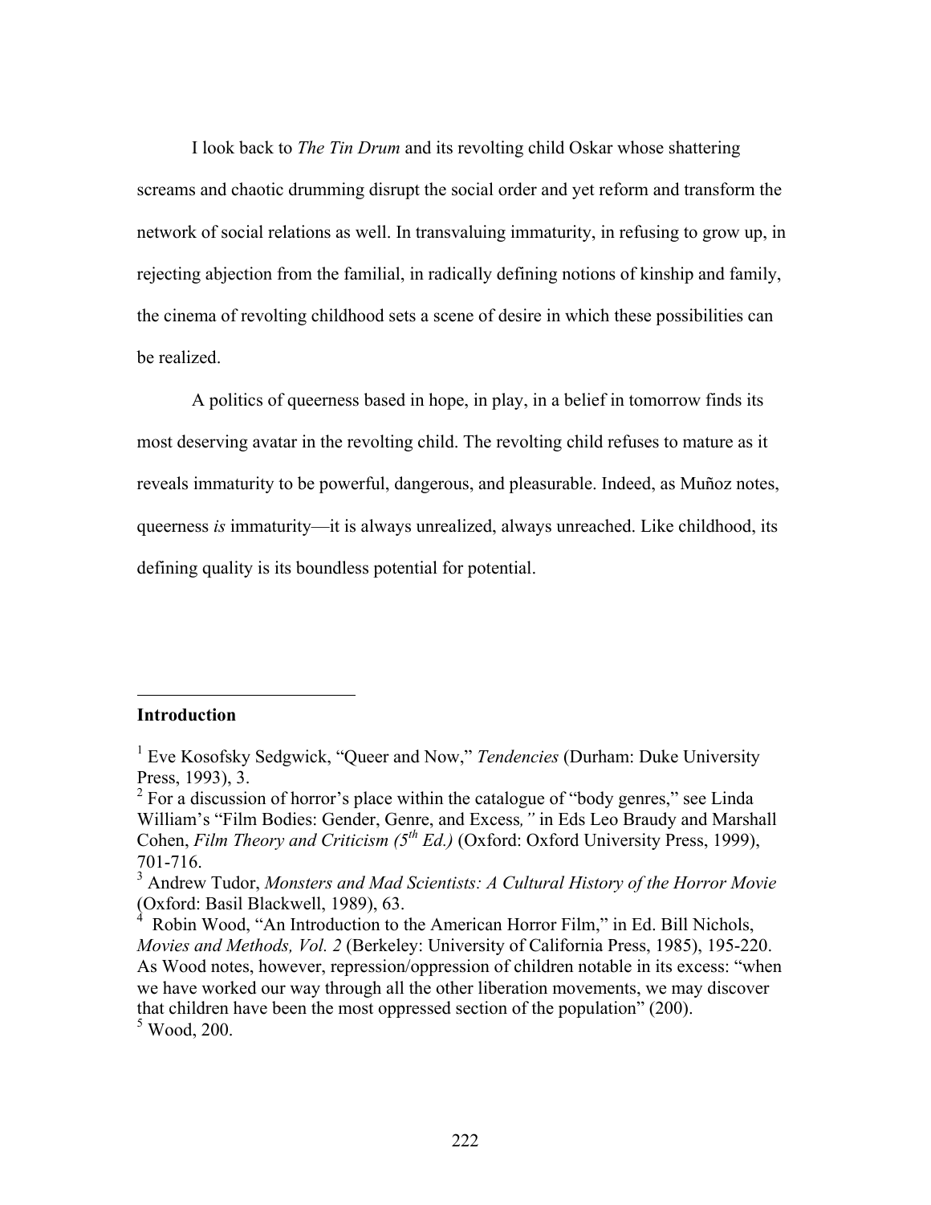I look back to *The Tin Drum* and its revolting child Oskar whose shattering screams and chaotic drumming disrupt the social order and yet reform and transform the network of social relations as well. In transvaluing immaturity, in refusing to grow up, in rejecting abjection from the familial, in radically defining notions of kinship and family, the cinema of revolting childhood sets a scene of desire in which these possibilities can be realized.

A politics of queerness based in hope, in play, in a belief in tomorrow finds its most deserving avatar in the revolting child. The revolting child refuses to mature as it reveals immaturity to be powerful, dangerous, and pleasurable. Indeed, as Muñoz notes, queerness *is* immaturity—it is always unrealized, always unreached. Like childhood, its defining quality is its boundless potential for potential.

---

**Introduction**

[1] Eve Kosofsky Sedgwick, "Queer and Now," *Tendencies* (Durham: Duke University Press, 1993), 3.

[2] For a discussion of horror's place within the catalogue of "body genres," see Linda William's "Film Bodies: Gender, Genre, and Excess*,"* in Eds Leo Braudy and Marshall Cohen, *Film Theory and Criticism (5th Ed.)* (Oxford: Oxford University Press, 1999), 701-716.

[3] Andrew Tudor, *Monsters and Mad Scientists: A Cultural History of the Horror Movie* (Oxford: Basil Blackwell, 1989), 63.

[4] Robin Wood, "An Introduction to the American Horror Film," in Ed. Bill Nichols, *Movies and Methods, Vol. 2* (Berkeley: University of California Press, 1985), 195-220. As Wood notes, however, repression/oppression of children notable in its excess: "when we have worked our way through all the other liberation movements, we may discover that children have been the most oppressed section of the population" (200).

[5] Wood, 200.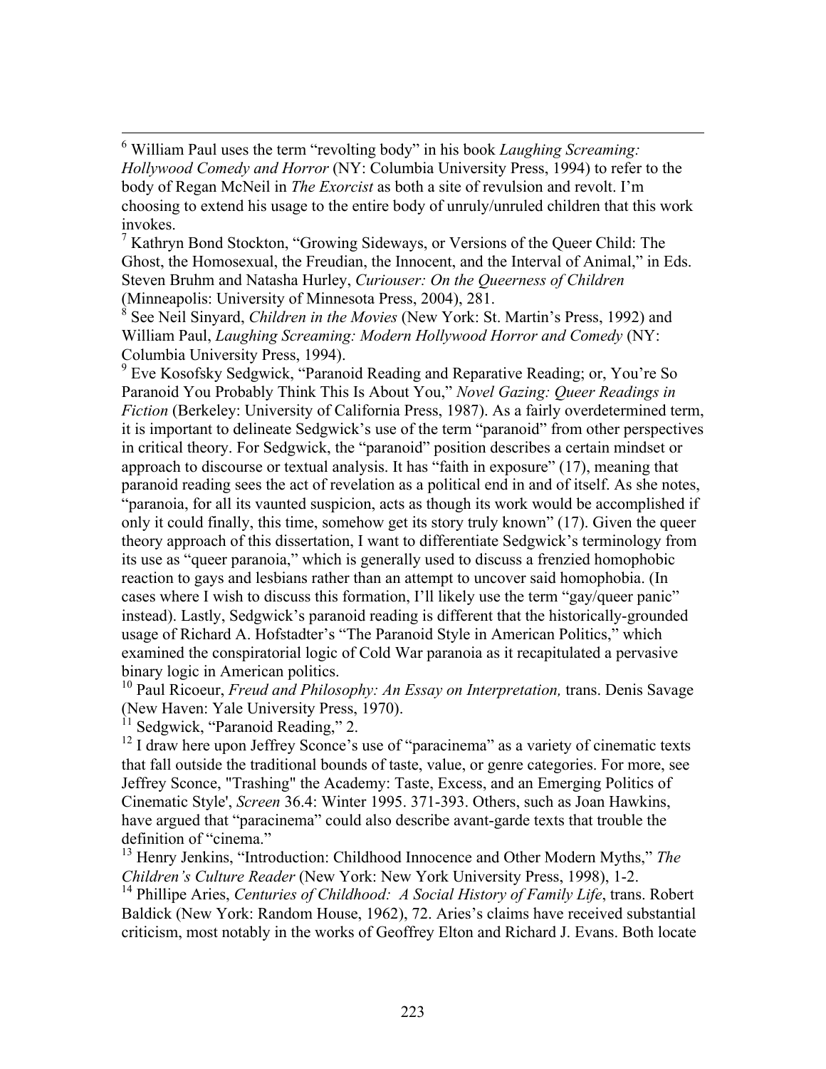[6] William Paul uses the term "revolting body" in his book *Laughing Screaming: Hollywood Comedy and Horror* (NY: Columbia University Press, 1994) to refer to the body of Regan McNeil in *The Exorcist* as both a site of revulsion and revolt. I'm choosing to extend his usage to the entire body of unruly/unruled children that this work invokes.

[7] Kathryn Bond Stockton, "Growing Sideways, or Versions of the Queer Child: The Ghost, the Homosexual, the Freudian, the Innocent, and the Interval of Animal," in Eds. Steven Bruhm and Natasha Hurley, *Curiouser: On the Queerness of Children* (Minneapolis: University of Minnesota Press, 2004), 281.

[8] See Neil Sinyard, *Children in the Movies* (New York: St. Martin's Press, 1992) and William Paul, *Laughing Screaming: Modern Hollywood Horror and Comedy* (NY: Columbia University Press, 1994).

[9] Eve Kosofsky Sedgwick, "Paranoid Reading and Reparative Reading; or, You're So Paranoid You Probably Think This Is About You," *Novel Gazing: Queer Readings in Fiction* (Berkeley: University of California Press, 1987). As a fairly overdetermined term, it is important to delineate Sedgwick's use of the term "paranoid" from other perspectives in critical theory. For Sedgwick, the "paranoid" position describes a certain mindset or approach to discourse or textual analysis. It has "faith in exposure" (17), meaning that paranoid reading sees the act of revelation as a political end in and of itself. As she notes, "paranoia, for all its vaunted suspicion, acts as though its work would be accomplished if only it could finally, this time, somehow get its story truly known" (17). Given the queer theory approach of this dissertation, I want to differentiate Sedgwick's terminology from its use as "queer paranoia," which is generally used to discuss a frenzied homophobic reaction to gays and lesbians rather than an attempt to uncover said homophobia. (In cases where I wish to discuss this formation, I'll likely use the term "gay/queer panic" instead). Lastly, Sedgwick's paranoid reading is different that the historically-grounded usage of Richard A. Hofstadter's "The Paranoid Style in American Politics," which examined the conspiratorial logic of Cold War paranoia as it recapitulated a pervasive binary logic in American politics.

[10] Paul Ricoeur, *Freud and Philosophy: An Essay on Interpretation,* trans. Denis Savage (New Haven: Yale University Press, 1970).

[11] Sedgwick, "Paranoid Reading," 2.

[12] I draw here upon Jeffrey Sconce's use of "paracinema" as a variety of cinematic texts that fall outside the traditional bounds of taste, value, or genre categories. For more, see Jeffrey Sconce, "Trashing" the Academy: Taste, Excess, and an Emerging Politics of Cinematic Style', *Screen* 36.4: Winter 1995. 371-393. Others, such as Joan Hawkins, have argued that "paracinema" could also describe avant-garde texts that trouble the definition of "cinema."

[13] Henry Jenkins, "Introduction: Childhood Innocence and Other Modern Myths," *The Children's Culture Reader* (New York: New York University Press, 1998), 1-2.

[14] Phillipe Aries, *Centuries of Childhood: A Social History of Family Life*, trans. Robert Baldick (New York: Random House, 1962), 72. Aries's claims have received substantial criticism, most notably in the works of Geoffrey Elton and Richard J. Evans. Both locate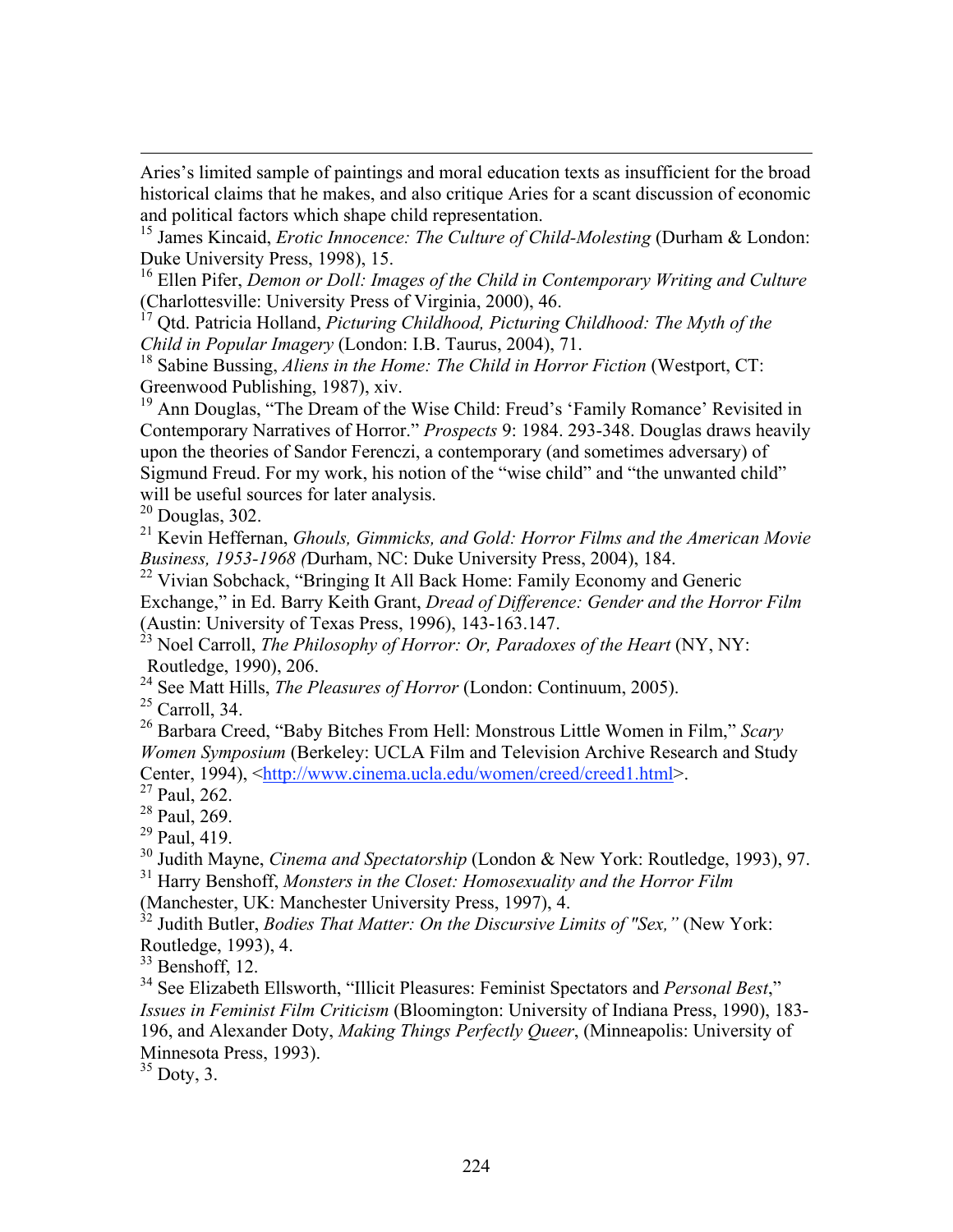Aries's limited sample of paintings and moral education texts as insufficient for the broad historical claims that he makes, and also critique Aries for a scant discussion of economic and political factors which shape child representation.

[15] James Kincaid, *Erotic Innocence: The Culture of Child-Molesting* (Durham & London: Duke University Press, 1998), 15.

[16] Ellen Pifer, *Demon or Doll: Images of the Child in Contemporary Writing and Culture* (Charlottesville: University Press of Virginia, 2000), 46.

[17] Qtd. Patricia Holland, *Picturing Childhood, Picturing Childhood: The Myth of the Child in Popular Imagery* (London: I.B. Taurus, 2004), 71.

[18] Sabine Bussing, *Aliens in the Home: The Child in Horror Fiction* (Westport, CT: Greenwood Publishing, 1987), xiv.

[19] Ann Douglas, "The Dream of the Wise Child: Freud's 'Family Romance' Revisited in Contemporary Narratives of Horror." *Prospects* 9: 1984. 293-348. Douglas draws heavily upon the theories of Sandor Ferenczi, a contemporary (and sometimes adversary) of Sigmund Freud. For my work, his notion of the "wise child" and "the unwanted child" will be useful sources for later analysis.

[20] Douglas, 302.

[21] Kevin Heffernan, *Ghouls, Gimmicks, and Gold: Horror Films and the American Movie Business, 1953-1968 (*Durham, NC: Duke University Press, 2004), 184.

[22] Vivian Sobchack, "Bringing It All Back Home: Family Economy and Generic Exchange," in Ed. Barry Keith Grant, *Dread of Difference: Gender and the Horror Film* (Austin: University of Texas Press, 1996), 143-163.147.

[23] Noel Carroll, *The Philosophy of Horror: Or, Paradoxes of the Heart* (NY, NY: Routledge, 1990), 206.

[24] See Matt Hills, *The Pleasures of Horror* (London: Continuum, 2005).

[25] Carroll, 34.

[26] Barbara Creed, "Baby Bitches From Hell: Monstrous Little Women in Film," *Scary Women Symposium* (Berkeley: UCLA Film and Television Archive Research and Study Center, 1994), <http://www.cinema.ucla.edu/women/creed/creed1.html>.

[27] Paul, 262.

[28] Paul, 269.

[29] Paul, 419.

[30] Judith Mayne, *Cinema and Spectatorship* (London & New York: Routledge, 1993), 97.

[31] Harry Benshoff, *Monsters in the Closet: Homosexuality and the Horror Film* (Manchester, UK: Manchester University Press, 1997), 4.

[32] Judith Butler, *Bodies That Matter: On the Discursive Limits of "Sex,"* (New York: Routledge, 1993), 4.

[33] Benshoff, 12.

[34] See Elizabeth Ellsworth, "Illicit Pleasures: Feminist Spectators and *Personal Best*," *Issues in Feminist Film Criticism* (Bloomington: University of Indiana Press, 1990), 183-196, and Alexander Doty, *Making Things Perfectly Queer*, (Minneapolis: University of Minnesota Press, 1993).

[35] Doty, 3.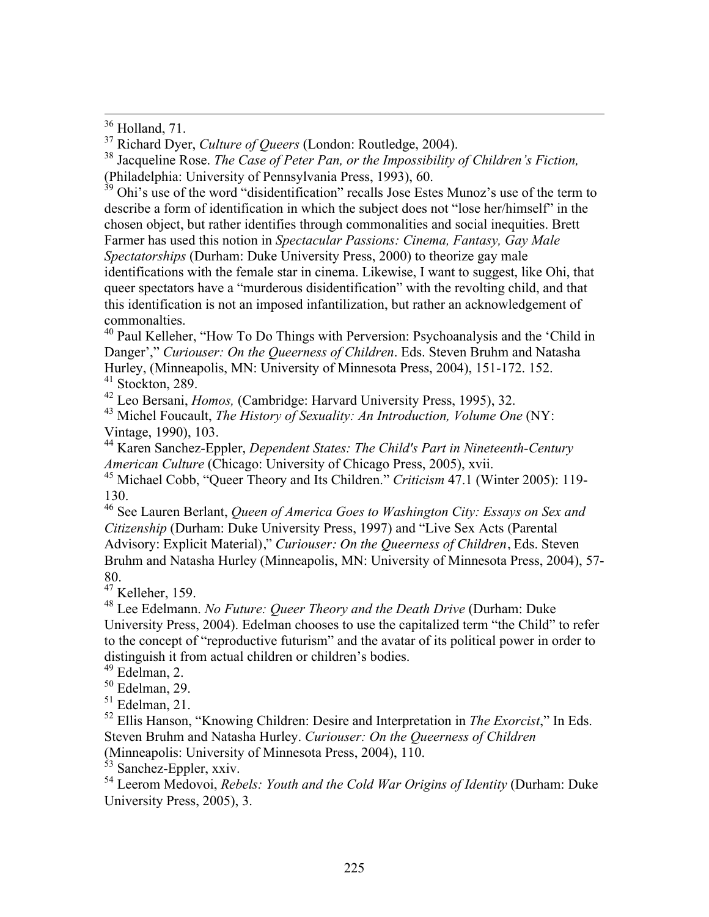[36] Holland, 71.

[37] Richard Dyer, *Culture of Queers* (London: Routledge, 2004).

[38] Jacqueline Rose. *The Case of Peter Pan, or the Impossibility of Children's Fiction,* (Philadelphia: University of Pennsylvania Press, 1993), 60.

[39] Ohi's use of the word "disidentification" recalls Jose Estes Munoz's use of the term to describe a form of identification in which the subject does not "lose her/himself" in the chosen object, but rather identifies through commonalities and social inequities. Brett Farmer has used this notion in *Spectacular Passions: Cinema, Fantasy, Gay Male Spectatorships* (Durham: Duke University Press, 2000) to theorize gay male identifications with the female star in cinema. Likewise, I want to suggest, like Ohi, that queer spectators have a "murderous disidentification" with the revolting child, and that this identification is not an imposed infantilization, but rather an acknowledgement of commonalties.

[40] Paul Kelleher, "How To Do Things with Perversion: Psychoanalysis and the 'Child in Danger'," *Curiouser: On the Queerness of Children*. Eds. Steven Bruhm and Natasha Hurley, (Minneapolis, MN: University of Minnesota Press, 2004), 151-172. 152.

[41] Stockton, 289.

[42] Leo Bersani, *Homos,* (Cambridge: Harvard University Press, 1995), 32.

[43] Michel Foucault, *The History of Sexuality: An Introduction, Volume One* (NY: Vintage, 1990), 103.

[44] Karen Sanchez-Eppler, *Dependent States: The Child's Part in Nineteenth-Century American Culture* (Chicago: University of Chicago Press, 2005), xvii.

[45] Michael Cobb, "Queer Theory and Its Children." *Criticism* 47.1 (Winter 2005): 119-130.

[46] See Lauren Berlant, *Queen of America Goes to Washington City: Essays on Sex and Citizenship* (Durham: Duke University Press, 1997) and "Live Sex Acts (Parental Advisory: Explicit Material)," *Curiouser: On the Queerness of Children*, Eds. Steven Bruhm and Natasha Hurley (Minneapolis, MN: University of Minnesota Press, 2004), 57-80.

[47] Kelleher, 159.

[48] Lee Edelmann. *No Future: Queer Theory and the Death Drive* (Durham: Duke University Press, 2004). Edelman chooses to use the capitalized term "the Child" to refer to the concept of "reproductive futurism" and the avatar of its political power in order to distinguish it from actual children or children's bodies.

[49] Edelman, 2.

[50] Edelman, 29.

[51] Edelman, 21.

[52] Ellis Hanson, "Knowing Children: Desire and Interpretation in *The Exorcist*," In Eds. Steven Bruhm and Natasha Hurley. *Curiouser: On the Queerness of Children* (Minneapolis: University of Minnesota Press, 2004), 110.

[53] Sanchez-Eppler, xxiv.

[54] Leerom Medovoi, *Rebels: Youth and the Cold War Origins of Identity* (Durham: Duke University Press, 2005), 3.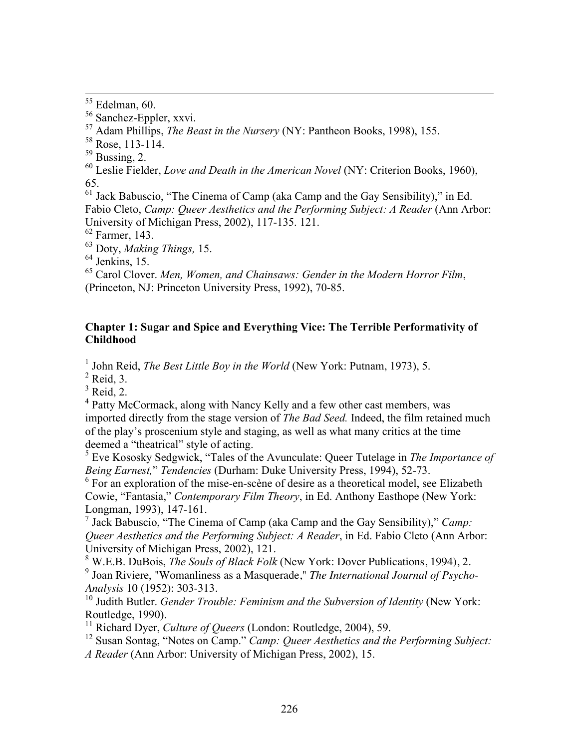[55] Edelman, 60.

[56] Sanchez-Eppler, xxvi.

[57] Adam Phillips, *The Beast in the Nursery* (NY: Pantheon Books, 1998), 155.

[58] Rose, 113-114.

[59] Bussing, 2.

[60] Leslie Fielder, *Love and Death in the American Novel* (NY: Criterion Books, 1960), 65.

[61] Jack Babuscio, "The Cinema of Camp (aka Camp and the Gay Sensibility)," in Ed. Fabio Cleto, *Camp: Queer Aesthetics and the Performing Subject: A Reader* (Ann Arbor: University of Michigan Press, 2002), 117-135. 121.

[62] Farmer, 143.

[63] Doty, *Making Things,* 15.

[64] Jenkins, 15.

[65] Carol Clover. *Men, Women, and Chainsaws: Gender in the Modern Horror Film*, (Princeton, NJ: Princeton University Press, 1992), 70-85.

**Chapter 1: Sugar and Spice and Everything Vice: The Terrible Performativity of Childhood**

[1] John Reid, *The Best Little Boy in the World* (New York: Putnam, 1973), 5.

[2] Reid, 3.

[3] Reid, 2.

[4] Patty McCormack, along with Nancy Kelly and a few other cast members, was imported directly from the stage version of *The Bad Seed.* Indeed, the film retained much of the play's proscenium style and staging, as well as what many critics at the time deemed a "theatrical" style of acting.

[5] Eve Kososky Sedgwick, "Tales of the Avunculate: Queer Tutelage in *The Importance of Being Earnest,*" *Tendencies* (Durham: Duke University Press, 1994), 52-73.

[6] For an exploration of the mise-en-scène of desire as a theoretical model, see Elizabeth Cowie, "Fantasia," *Contemporary Film Theory*, in Ed. Anthony Easthope (New York: Longman, 1993), 147-161.

[7] Jack Babuscio, "The Cinema of Camp (aka Camp and the Gay Sensibility)," *Camp: Queer Aesthetics and the Performing Subject: A Reader*, in Ed. Fabio Cleto (Ann Arbor: University of Michigan Press, 2002), 121.

[8] W.E.B. DuBois, *The Souls of Black Folk* (New York: Dover Publications, 1994), 2.

[9] Joan Riviere, "Womanliness as a Masquerade," *The International Journal of Psycho-Analysis* 10 (1952): 303-313.

[10] Judith Butler. *Gender Trouble: Feminism and the Subversion of Identity* (New York: Routledge, 1990).

[11] Richard Dyer, *Culture of Queers* (London: Routledge, 2004), 59.

[12] Susan Sontag, "Notes on Camp." *Camp: Queer Aesthetics and the Performing Subject: A Reader* (Ann Arbor: University of Michigan Press, 2002), 15.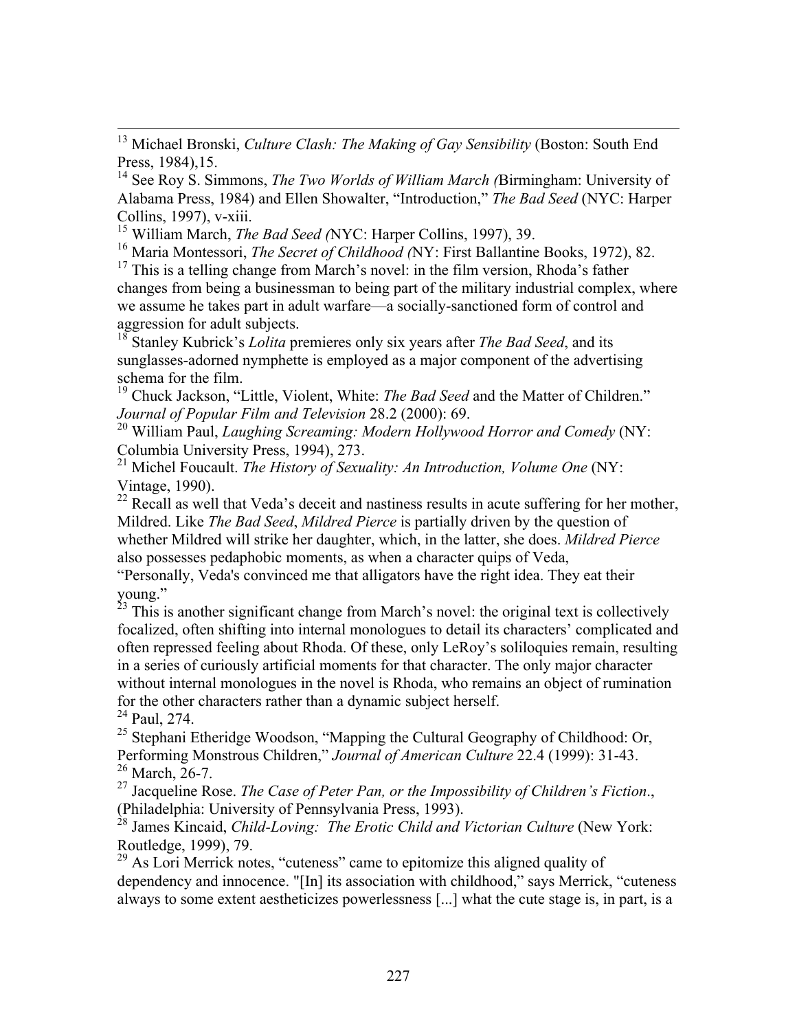[13] Michael Bronski, *Culture Clash: The Making of Gay Sensibility* (Boston: South End Press, 1984),15.

[14] See Roy S. Simmons, *The Two Worlds of William March (*Birmingham: University of Alabama Press, 1984) and Ellen Showalter, "Introduction," *The Bad Seed* (NYC: Harper Collins, 1997), v-xiii.

[15] William March, *The Bad Seed (*NYC: Harper Collins, 1997), 39.

[16] Maria Montessori, *The Secret of Childhood (*NY: First Ballantine Books, 1972), 82.

[17] This is a telling change from March's novel: in the film version, Rhoda's father changes from being a businessman to being part of the military industrial complex, where we assume he takes part in adult warfare—a socially-sanctioned form of control and aggression for adult subjects.

[18] Stanley Kubrick's *Lolita* premieres only six years after *The Bad Seed*, and its sunglasses-adorned nymphette is employed as a major component of the advertising schema for the film.

[19] Chuck Jackson, "Little, Violent, White: *The Bad Seed* and the Matter of Children." *Journal of Popular Film and Television* 28.2 (2000): 69.

[20] William Paul, *Laughing Screaming: Modern Hollywood Horror and Comedy* (NY: Columbia University Press, 1994), 273.

[21] Michel Foucault. *The History of Sexuality: An Introduction, Volume One* (NY: Vintage, 1990).

[22] Recall as well that Veda's deceit and nastiness results in acute suffering for her mother, Mildred. Like *The Bad Seed*, *Mildred Pierce* is partially driven by the question of whether Mildred will strike her daughter, which, in the latter, she does. *Mildred Pierce* also possesses pedaphobic moments, as when a character quips of Veda, "Personally, Veda's convinced me that alligators have the right idea. They eat their young."

[23] This is another significant change from March's novel: the original text is collectively focalized, often shifting into internal monologues to detail its characters' complicated and often repressed feeling about Rhoda. Of these, only LeRoy's soliloquies remain, resulting in a series of curiously artificial moments for that character. The only major character without internal monologues in the novel is Rhoda, who remains an object of rumination for the other characters rather than a dynamic subject herself.

[24] Paul, 274.

[25] Stephani Etheridge Woodson, "Mapping the Cultural Geography of Childhood: Or, Performing Monstrous Children," *Journal of American Culture* 22.4 (1999): 31-43.

[26] March, 26-7.

[27] Jacqueline Rose. *The Case of Peter Pan, or the Impossibility of Children's Fiction*., (Philadelphia: University of Pennsylvania Press, 1993).

[28] James Kincaid, *Child-Loving: The Erotic Child and Victorian Culture* (New York: Routledge, 1999), 79.

[29] As Lori Merrick notes, "cuteness" came to epitomize this aligned quality of dependency and innocence. "[In] its association with childhood," says Merrick, "cuteness always to some extent aestheticizes powerlessness [...] what the cute stage is, in part, is a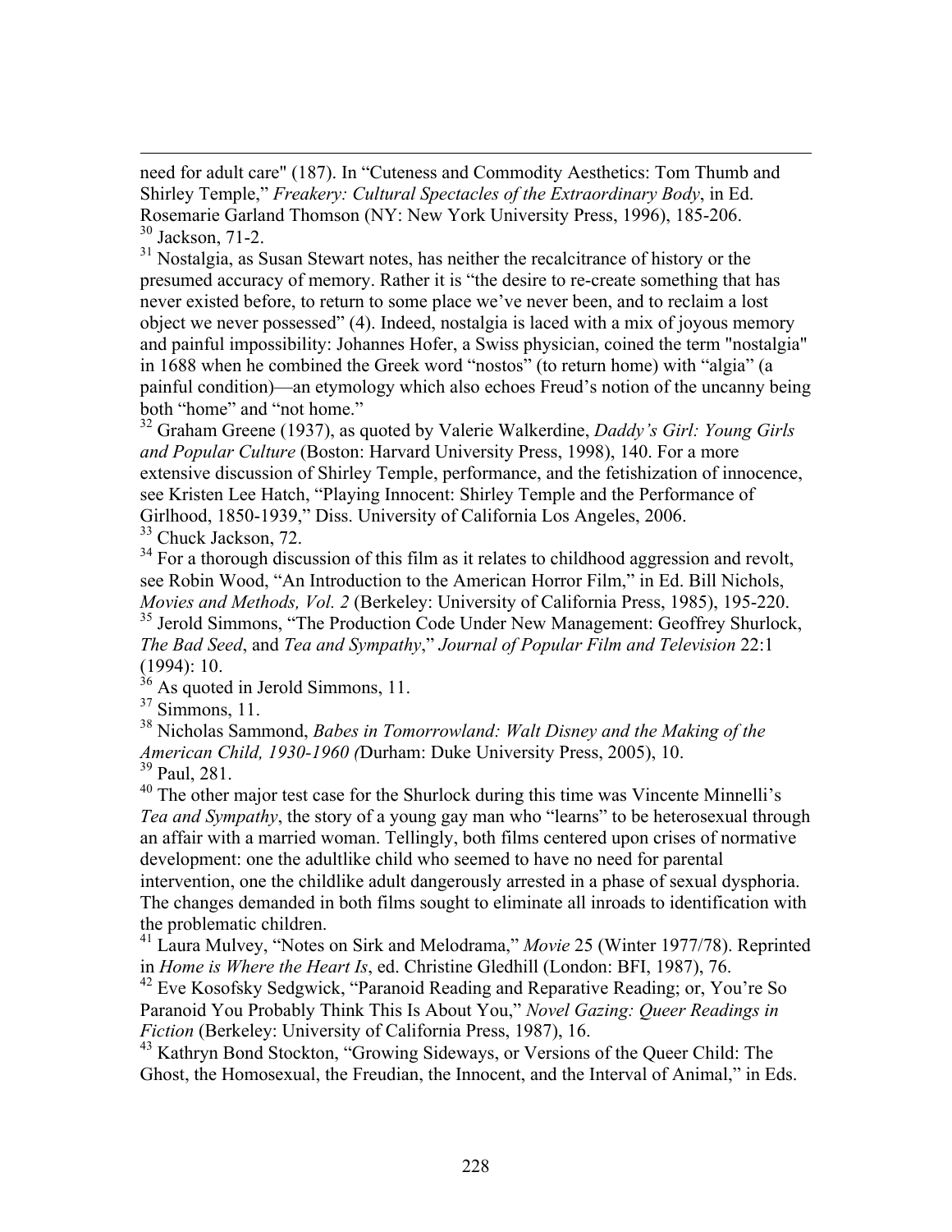need for adult care" (187). In "Cuteness and Commodity Aesthetics: Tom Thumb and Shirley Temple," *Freakery: Cultural Spectacles of the Extraordinary Body*, in Ed. Rosemarie Garland Thomson (NY: New York University Press, 1996), 185-206.

[30] Jackson, 71-2.

[31] Nostalgia, as Susan Stewart notes, has neither the recalcitrance of history or the presumed accuracy of memory. Rather it is "the desire to re-create something that has never existed before, to return to some place we've never been, and to reclaim a lost object we never possessed" (4). Indeed, nostalgia is laced with a mix of joyous memory and painful impossibility: Johannes Hofer, a Swiss physician, coined the term "nostalgia" in 1688 when he combined the Greek word "nostos" (to return home) with "algia" (a painful condition)—an etymology which also echoes Freud's notion of the uncanny being both "home" and "not home."

[32] Graham Greene (1937), as quoted by Valerie Walkerdine, *Daddy's Girl: Young Girls and Popular Culture* (Boston: Harvard University Press, 1998), 140. For a more extensive discussion of Shirley Temple, performance, and the fetishization of innocence, see Kristen Lee Hatch, "Playing Innocent: Shirley Temple and the Performance of Girlhood, 1850-1939," Diss. University of California Los Angeles, 2006.

[33] Chuck Jackson, 72.

[34] For a thorough discussion of this film as it relates to childhood aggression and revolt, see Robin Wood, "An Introduction to the American Horror Film," in Ed. Bill Nichols, *Movies and Methods, Vol. 2* (Berkeley: University of California Press, 1985), 195-220.

[35] Jerold Simmons, "The Production Code Under New Management: Geoffrey Shurlock, *The Bad Seed*, and *Tea and Sympathy*," *Journal of Popular Film and Television* 22:1 (1994): 10.

[36] As quoted in Jerold Simmons, 11.

[37] Simmons, 11.

[38] Nicholas Sammond, *Babes in Tomorrowland: Walt Disney and the Making of the American Child, 1930-1960 (*Durham: Duke University Press, 2005), 10.

[39] Paul, 281.

[40] The other major test case for the Shurlock during this time was Vincente Minnelli's *Tea and Sympathy*, the story of a young gay man who "learns" to be heterosexual through an affair with a married woman. Tellingly, both films centered upon crises of normative development: one the adultlike child who seemed to have no need for parental intervention, one the childlike adult dangerously arrested in a phase of sexual dysphoria. The changes demanded in both films sought to eliminate all inroads to identification with the problematic children.

[41] Laura Mulvey, "Notes on Sirk and Melodrama," *Movie* 25 (Winter 1977/78). Reprinted in *Home is Where the Heart Is*, ed. Christine Gledhill (London: BFI, 1987), 76.

[42] Eve Kosofsky Sedgwick, "Paranoid Reading and Reparative Reading; or, You're So Paranoid You Probably Think This Is About You," *Novel Gazing: Queer Readings in Fiction* (Berkeley: University of California Press, 1987), 16.

[43] Kathryn Bond Stockton, "Growing Sideways, or Versions of the Queer Child: The Ghost, the Homosexual, the Freudian, the Innocent, and the Interval of Animal," in Eds.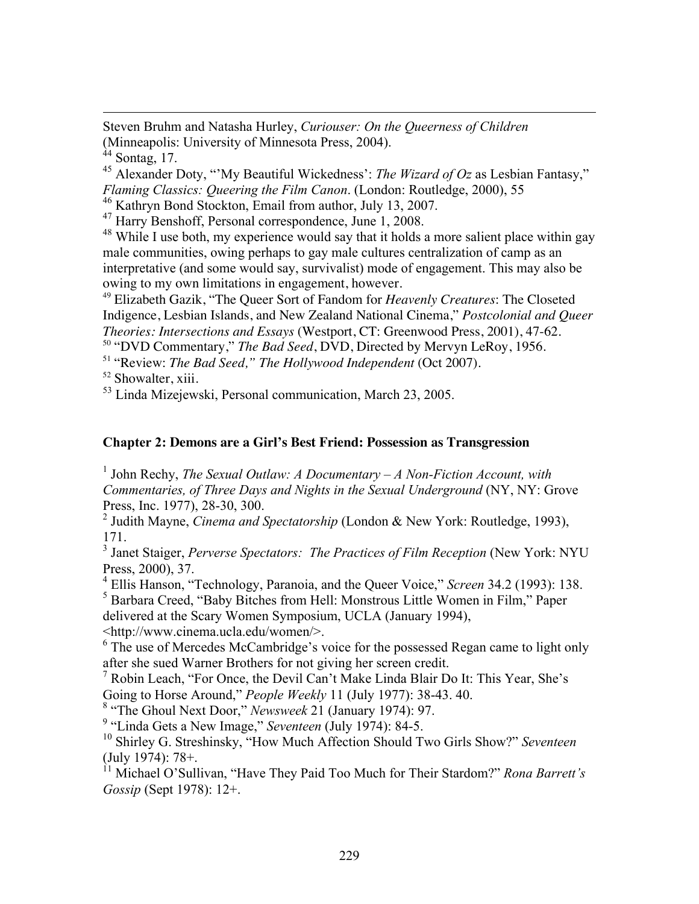Steven Bruhm and Natasha Hurley, *Curiouser: On the Queerness of Children* (Minneapolis: University of Minnesota Press, 2004).

[44] Sontag, 17.

[45] Alexander Doty, "'My Beautiful Wickedness': *The Wizard of Oz* as Lesbian Fantasy," *Flaming Classics: Queering the Film Canon*. (London: Routledge, 2000), 55

[46] Kathryn Bond Stockton, Email from author, July 13, 2007.

[47] Harry Benshoff, Personal correspondence, June 1, 2008.

[48] While I use both, my experience would say that it holds a more salient place within gay male communities, owing perhaps to gay male cultures centralization of camp as an interpretative (and some would say, survivalist) mode of engagement. This may also be owing to my own limitations in engagement, however.

[49] Elizabeth Gazik, "The Queer Sort of Fandom for *Heavenly Creatures*: The Closeted Indigence, Lesbian Islands, and New Zealand National Cinema," *Postcolonial and Queer Theories: Intersections and Essays* (Westport, CT: Greenwood Press, 2001), 47-62.

[50] "DVD Commentary," *The Bad Seed*, DVD, Directed by Mervyn LeRoy, 1956.

[51] "Review: *The Bad Seed*," *The Hollywood Independent* (Oct 2007).

[52] Showalter, xiii.

[53] Linda Mizejewski, Personal communication, March 23, 2005.

**Chapter 2: Demons are a Girl's Best Friend: Possession as Transgression**

[1] John Rechy, *The Sexual Outlaw: A Documentary – A Non-Fiction Account, with Commentaries, of Three Days and Nights in the Sexual Underground* (NY, NY: Grove Press, Inc. 1977), 28-30, 300.

[2] Judith Mayne, *Cinema and Spectatorship* (London & New York: Routledge, 1993), 171.

[3] Janet Staiger, *Perverse Spectators: The Practices of Film Reception* (New York: NYU Press, 2000), 37.

[4] Ellis Hanson, "Technology, Paranoia, and the Queer Voice," *Screen* 34.2 (1993): 138.

[5] Barbara Creed, "Baby Bitches from Hell: Monstrous Little Women in Film," Paper delivered at the Scary Women Symposium, UCLA (January 1994), <http://www.cinema.ucla.edu/women/>.

[6] The use of Mercedes McCambridge's voice for the possessed Regan came to light only after she sued Warner Brothers for not giving her screen credit.

[7] Robin Leach, "For Once, the Devil Can't Make Linda Blair Do It: This Year, She's Going to Horse Around," *People Weekly* 11 (July 1977): 38-43. 40.

[8] "The Ghoul Next Door," *Newsweek* 21 (January 1974): 97.

[9] "Linda Gets a New Image," *Seventeen* (July 1974): 84-5.

[10] Shirley G. Streshinsky, "How Much Affection Should Two Girls Show?" *Seventeen* (July 1974): 78+.

[11] Michael O'Sullivan, "Have They Paid Too Much for Their Stardom?" *Rona Barrett's Gossip* (Sept 1978): 12+.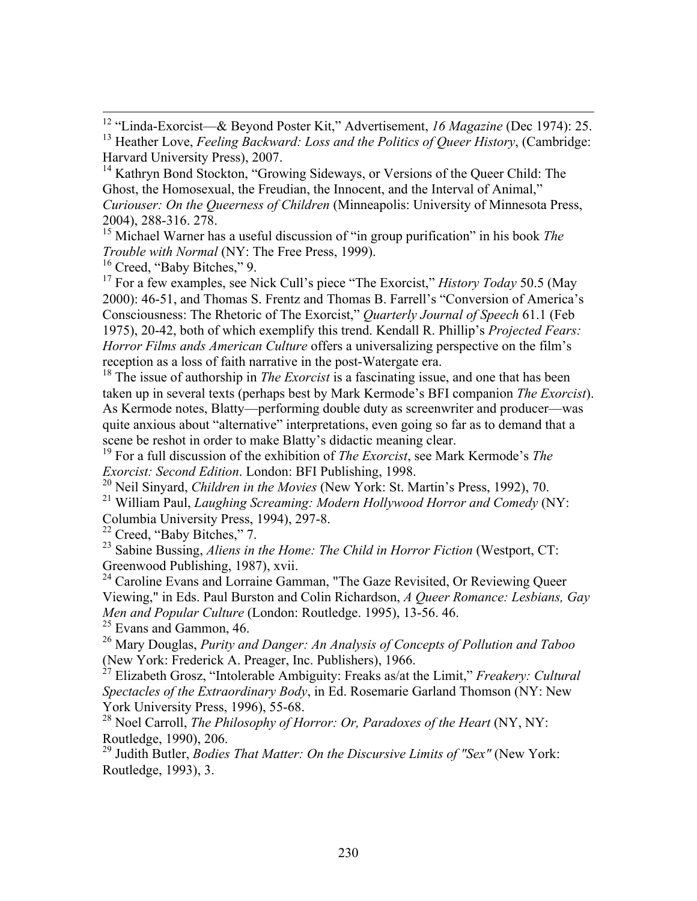[12] "Linda-Exorcist—& Beyond Poster Kit," Advertisement, *16 Magazine* (Dec 1974): 25.

[13] Heather Love, *Feeling Backward: Loss and the Politics of Queer History*, (Cambridge: Harvard University Press), 2007.

[14] Kathryn Bond Stockton, "Growing Sideways, or Versions of the Queer Child: The Ghost, the Homosexual, the Freudian, the Innocent, and the Interval of Animal," *Curiouser: On the Queerness of Children* (Minneapolis: University of Minnesota Press, 2004), 288-316. 278.

[15] Michael Warner has a useful discussion of "in group purification" in his book *The Trouble with Normal* (NY: The Free Press, 1999).

[16] Creed, "Baby Bitches," 9.

[17] For a few examples, see Nick Cull's piece "The Exorcist," *History Today* 50.5 (May 2000): 46-51, and Thomas S. Frentz and Thomas B. Farrell's "Conversion of America's Consciousness: The Rhetoric of The Exorcist," *Quarterly Journal of Speech* 61.1 (Feb 1975), 20-42, both of which exemplify this trend. Kendall R. Phillip's *Projected Fears: Horror Films ands American Culture* offers a universalizing perspective on the film's reception as a loss of faith narrative in the post-Watergate era.

[18] The issue of authorship in *The Exorcist* is a fascinating issue, and one that has been taken up in several texts (perhaps best by Mark Kermode's BFI companion *The Exorcist*). As Kermode notes, Blatty—performing double duty as screenwriter and producer—was quite anxious about "alternative" interpretations, even going so far as to demand that a scene be reshot in order to make Blatty's didactic meaning clear.

[19] For a full discussion of the exhibition of *The Exorcist*, see Mark Kermode's *The Exorcist: Second Edition*. London: BFI Publishing, 1998.

[20] Neil Sinyard, *Children in the Movies* (New York: St. Martin's Press, 1992), 70.

[21] William Paul, *Laughing Screaming: Modern Hollywood Horror and Comedy* (NY: Columbia University Press, 1994), 297-8.

[22] Creed, "Baby Bitches," 7.

[23] Sabine Bussing, *Aliens in the Home: The Child in Horror Fiction* (Westport, CT: Greenwood Publishing, 1987), xvii.

[24] Caroline Evans and Lorraine Gamman, "The Gaze Revisited, Or Reviewing Queer Viewing," in Eds. Paul Burston and Colin Richardson, *A Queer Romance: Lesbians, Gay Men and Popular Culture* (London: Routledge. 1995), 13-56. 46.

[25] Evans and Gammon, 46.

[26] Mary Douglas, *Purity and Danger: An Analysis of Concepts of Pollution and Taboo* (New York: Frederick A. Preager, Inc. Publishers), 1966.

[27] Elizabeth Grosz, "Intolerable Ambiguity: Freaks as/at the Limit," *Freakery: Cultural Spectacles of the Extraordinary Body*, in Ed. Rosemarie Garland Thomson (NY: New York University Press, 1996), 55-68.

[28] Noel Carroll, *The Philosophy of Horror: Or, Paradoxes of the Heart* (NY, NY: Routledge, 1990), 206.

[29] Judith Butler, *Bodies That Matter: On the Discursive Limits of "Sex"* (New York: Routledge, 1993), 3.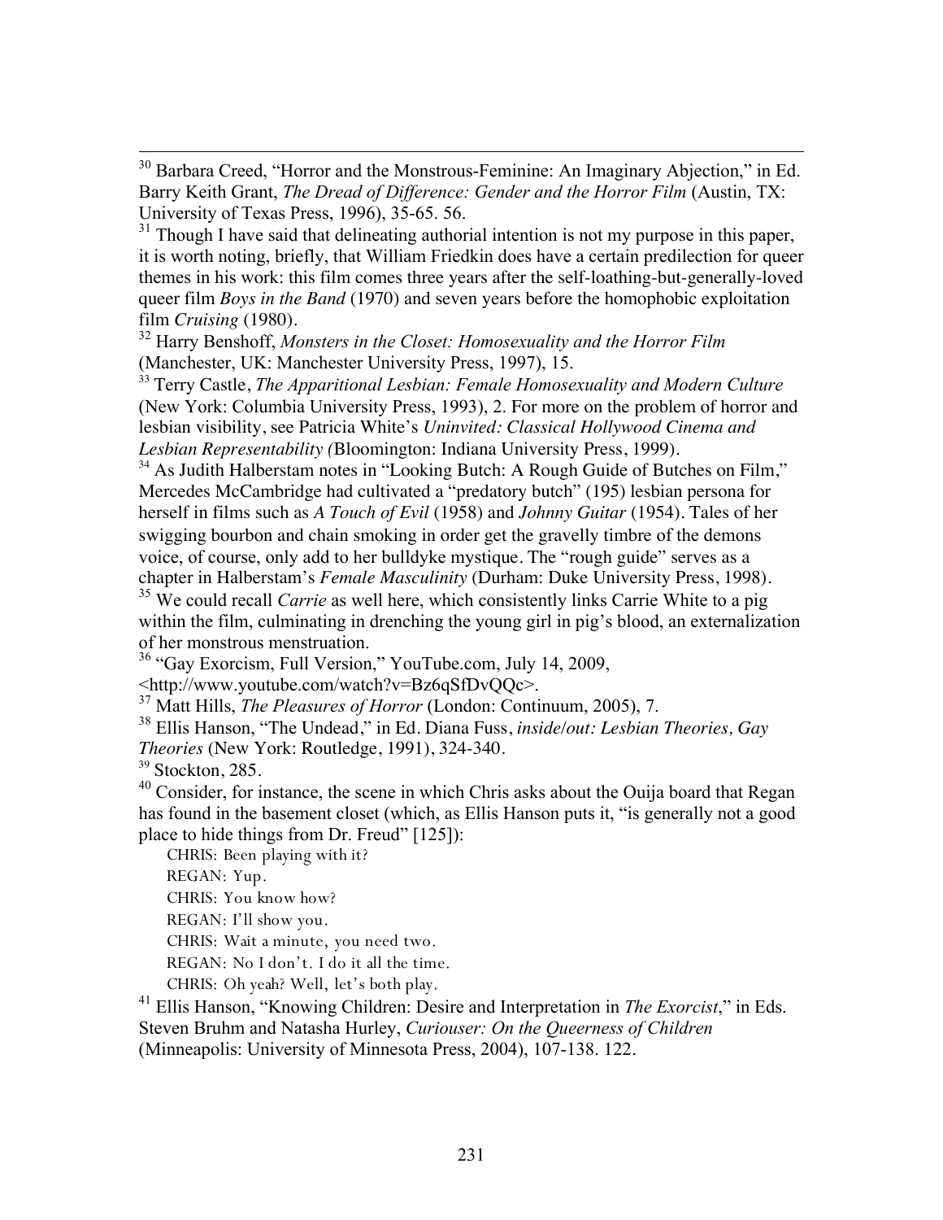[30] Barbara Creed, "Horror and the Monstrous-Feminine: An Imaginary Abjection," in Ed. Barry Keith Grant, *The Dread of Difference: Gender and the Horror Film* (Austin, TX: University of Texas Press, 1996), 35-65. 56.

[31] Though I have said that delineating authorial intention is not my purpose in this paper, it is worth noting, briefly, that William Friedkin does have a certain predilection for queer themes in his work: this film comes three years after the self-loathing-but-generally-loved queer film *Boys in the Band* (1970) and seven years before the homophobic exploitation film *Cruising* (1980).

[32] Harry Benshoff, *Monsters in the Closet: Homosexuality and the Horror Film* (Manchester, UK: Manchester University Press, 1997), 15.

[33] Terry Castle, *The Apparitional Lesbian: Female Homosexuality and Modern Culture* (New York: Columbia University Press, 1993), 2. For more on the problem of horror and lesbian visibility, see Patricia White's *Uninvited: Classical Hollywood Cinema and Lesbian Representability (*Bloomington: Indiana University Press, 1999).

[34] As Judith Halberstam notes in "Looking Butch: A Rough Guide of Butches on Film," Mercedes McCambridge had cultivated a "predatory butch" (195) lesbian persona for herself in films such as *A Touch of Evil* (1958) and *Johnny Guitar* (1954). Tales of her swigging bourbon and chain smoking in order get the gravelly timbre of the demons voice, of course, only add to her bulldyke mystique. The "rough guide" serves as a chapter in Halberstam's *Female Masculinity* (Durham: Duke University Press, 1998).

[35] We could recall *Carrie* as well here, which consistently links Carrie White to a pig within the film, culminating in drenching the young girl in pig's blood, an externalization of her monstrous menstruation.

[36] "Gay Exorcism, Full Version," YouTube.com, July 14, 2009, <http://www.youtube.com/watch?v=Bz6qSfDvQQc>.

[37] Matt Hills, *The Pleasures of Horror* (London: Continuum, 2005), 7.

[38] Ellis Hanson, "The Undead," in Ed. Diana Fuss, *inside/out: Lesbian Theories, Gay Theories* (New York: Routledge, 1991), 324-340.

[39] Stockton, 285.

[40] Consider, for instance, the scene in which Chris asks about the Ouija board that Regan has found in the basement closet (which, as Ellis Hanson puts it, "is generally not a good place to hide things from Dr. Freud" [125]):

CHRIS: Been playing with it?
REGAN: Yup.
CHRIS: You know how?
REGAN: I'll show you.
CHRIS: Wait a minute, you need two.
REGAN: No I don't. I do it all the time.
CHRIS: Oh yeah? Well, let's both play.

[41] Ellis Hanson, "Knowing Children: Desire and Interpretation in *The Exorcist*," in Eds. Steven Bruhm and Natasha Hurley, *Curiouser: On the Queerness of Children* (Minneapolis: University of Minnesota Press, 2004), 107-138. 122.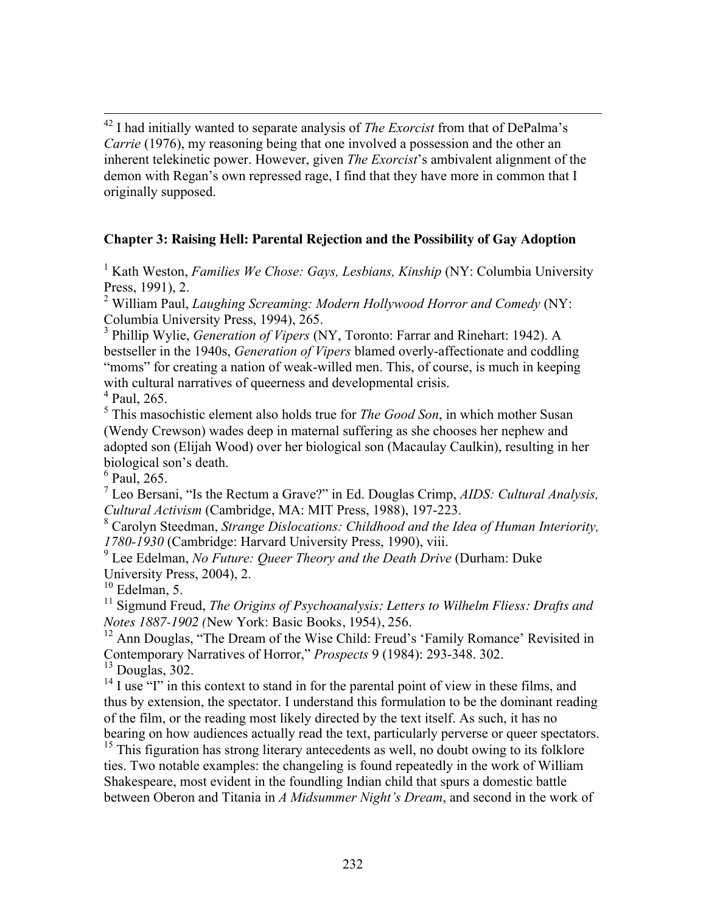[42] I had initially wanted to separate analysis of *The Exorcist* from that of DePalma's *Carrie* (1976), my reasoning being that one involved a possession and the other an inherent telekinetic power. However, given *The Exorcist*'s ambivalent alignment of the demon with Regan's own repressed rage, I find that they have more in common that I originally supposed.

**Chapter 3: Raising Hell: Parental Rejection and the Possibility of Gay Adoption**

[1] Kath Weston, *Families We Chose: Gays, Lesbians, Kinship* (NY: Columbia University Press, 1991), 2.
[2] William Paul, *Laughing Screaming: Modern Hollywood Horror and Comedy* (NY: Columbia University Press, 1994), 265.
[3] Phillip Wylie, *Generation of Vipers* (NY, Toronto: Farrar and Rinehart: 1942). A bestseller in the 1940s, *Generation of Vipers* blamed overly-affectionate and coddling "moms" for creating a nation of weak-willed men. This, of course, is much in keeping with cultural narratives of queerness and developmental crisis.
[4] Paul, 265.
[5] This masochistic element also holds true for *The Good Son*, in which mother Susan (Wendy Crewson) wades deep in maternal suffering as she chooses her nephew and adopted son (Elijah Wood) over her biological son (Macaulay Caulkin), resulting in her biological son's death.
[6] Paul, 265.
[7] Leo Bersani, "Is the Rectum a Grave?" in Ed. Douglas Crimp, *AIDS: Cultural Analysis, Cultural Activism* (Cambridge, MA: MIT Press, 1988), 197-223.
[8] Carolyn Steedman, *Strange Dislocations: Childhood and the Idea of Human Interiority, 1780-1930* (Cambridge: Harvard University Press, 1990), viii.
[9] Lee Edelman, *No Future: Queer Theory and the Death Drive* (Durham: Duke University Press, 2004), 2.
[10] Edelman, 5.
[11] Sigmund Freud, *The Origins of Psychoanalysis: Letters to Wilhelm Fliess: Drafts and Notes 1887-1902* (New York: Basic Books, 1954), 256.
[12] Ann Douglas, "The Dream of the Wise Child: Freud's 'Family Romance' Revisited in Contemporary Narratives of Horror," *Prospects* 9 (1984): 293-348. 302.
[13] Douglas, 302.
[14] I use "I" in this context to stand in for the parental point of view in these films, and thus by extension, the spectator. I understand this formulation to be the dominant reading of the film, or the reading most likely directed by the text itself. As such, it has no bearing on how audiences actually read the text, particularly perverse or queer spectators.
[15] This figuration has strong literary antecedents as well, no doubt owing to its folklore ties. Two notable examples: the changeling is found repeatedly in the work of William Shakespeare, most evident in the foundling Indian child that spurs a domestic battle between Oberon and Titania in *A Midsummer Night's Dream*, and second in the work of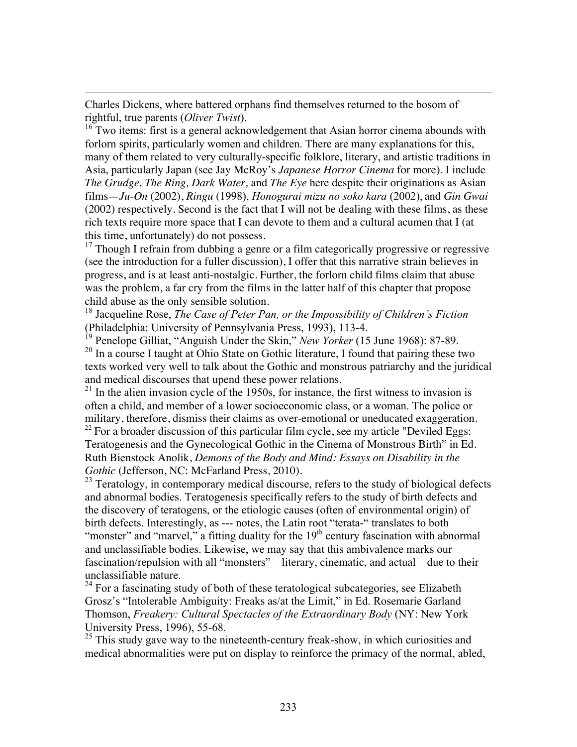Charles Dickens, where battered orphans find themselves returned to the bosom of rightful, true parents (*Oliver Twist*).

[16] Two items: first is a general acknowledgement that Asian horror cinema abounds with forlorn spirits, particularly women and children. There are many explanations for this, many of them related to very culturally-specific folklore, literary, and artistic traditions in Asia, particularly Japan (see Jay McRoy's *Japanese Horror Cinema* for more). I include *The Grudge, The Ring, Dark Water,* and *The Eye* here despite their originations as Asian films—*Ju-On* (2002), *Ringu* (1998), *Honogurai mizu no soko kara* (2002), and *Gin Gwai* (2002) respectively. Second is the fact that I will not be dealing with these films, as these rich texts require more space that I can devote to them and a cultural acumen that I (at this time, unfortunately) do not possess.

[17] Though I refrain from dubbing a genre or a film categorically progressive or regressive (see the introduction for a fuller discussion), I offer that this narrative strain believes in progress, and is at least anti-nostalgic. Further, the forlorn child films claim that abuse was the problem, a far cry from the films in the latter half of this chapter that propose child abuse as the only sensible solution.

[18] Jacqueline Rose, *The Case of Peter Pan, or the Impossibility of Children's Fiction* (Philadelphia: University of Pennsylvania Press, 1993), 113-4.

[19] Penelope Gilliat, "Anguish Under the Skin," *New Yorker* (15 June 1968): 87-89.

[20] In a course I taught at Ohio State on Gothic literature, I found that pairing these two texts worked very well to talk about the Gothic and monstrous patriarchy and the juridical and medical discourses that upend these power relations.

[21] In the alien invasion cycle of the 1950s, for instance, the first witness to invasion is often a child, and member of a lower socioeconomic class, or a woman. The police or military, therefore, dismiss their claims as over-emotional or uneducated exaggeration.

[22] For a broader discussion of this particular film cycle, see my article "Deviled Eggs: Teratogenesis and the Gynecological Gothic in the Cinema of Monstrous Birth" in Ed. Ruth Bienstock Anolik, *Demons of the Body and Mind: Essays on Disability in the Gothic* (Jefferson, NC: McFarland Press, 2010).

[23] Teratology, in contemporary medical discourse, refers to the study of biological defects and abnormal bodies. Teratogenesis specifically refers to the study of birth defects and the discovery of teratogens, or the etiologic causes (often of environmental origin) of birth defects. Interestingly, as --- notes, the Latin root "terata-" translates to both "monster" and "marvel," a fitting duality for the 19th century fascination with abnormal and unclassifiable bodies. Likewise, we may say that this ambivalence marks our fascination/repulsion with all "monsters"—literary, cinematic, and actual—due to their unclassifiable nature.

[24] For a fascinating study of both of these teratological subcategories, see Elizabeth Grosz's "Intolerable Ambiguity: Freaks as/at the Limit," in Ed. Rosemarie Garland Thomson, *Freakery: Cultural Spectacles of the Extraordinary Body* (NY: New York University Press, 1996), 55-68.

[25] This study gave way to the nineteenth-century freak-show, in which curiosities and medical abnormalities were put on display to reinforce the primacy of the normal, abled,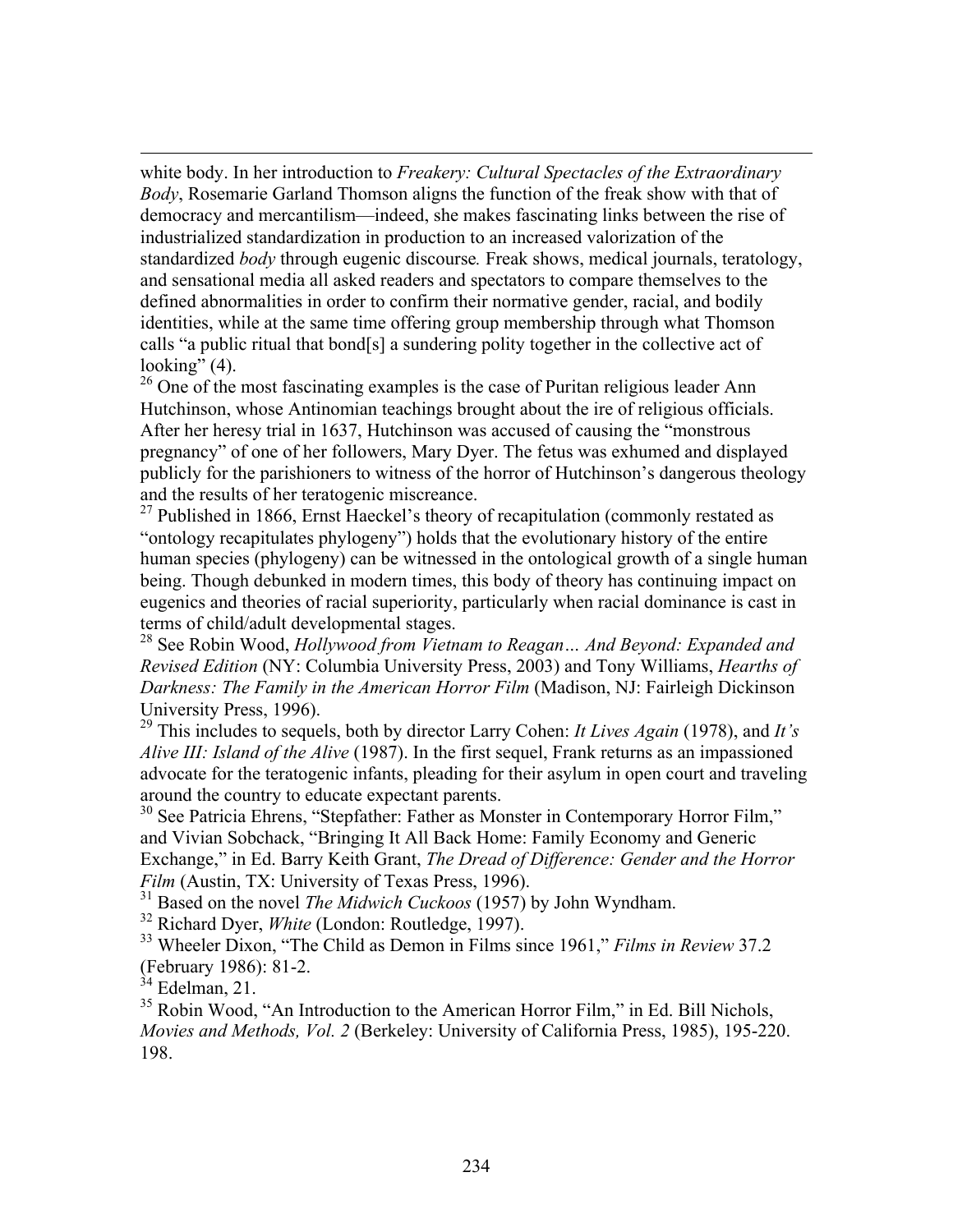white body. In her introduction to *Freakery: Cultural Spectacles of the Extraordinary Body*, Rosemarie Garland Thomson aligns the function of the freak show with that of democracy and mercantilism—indeed, she makes fascinating links between the rise of industrialized standardization in production to an increased valorization of the standardized *body* through eugenic discourse. Freak shows, medical journals, teratology, and sensational media all asked readers and spectators to compare themselves to the defined abnormalities in order to confirm their normative gender, racial, and bodily identities, while at the same time offering group membership through what Thomson calls "a public ritual that bond[s] a sundering polity together in the collective act of looking" (4).

[26] One of the most fascinating examples is the case of Puritan religious leader Ann Hutchinson, whose Antinomian teachings brought about the ire of religious officials. After her heresy trial in 1637, Hutchinson was accused of causing the "monstrous pregnancy" of one of her followers, Mary Dyer. The fetus was exhumed and displayed publicly for the parishioners to witness of the horror of Hutchinson's dangerous theology and the results of her teratogenic miscreance.

[27] Published in 1866, Ernst Haeckel's theory of recapitulation (commonly restated as "ontology recapitulates phylogeny") holds that the evolutionary history of the entire human species (phylogeny) can be witnessed in the ontological growth of a single human being. Though debunked in modern times, this body of theory has continuing impact on eugenics and theories of racial superiority, particularly when racial dominance is cast in terms of child/adult developmental stages.

[28] See Robin Wood, *Hollywood from Vietnam to Reagan… And Beyond: Expanded and Revised Edition* (NY: Columbia University Press, 2003) and Tony Williams, *Hearths of Darkness: The Family in the American Horror Film* (Madison, NJ: Fairleigh Dickinson University Press, 1996).

[29] This includes to sequels, both by director Larry Cohen: *It Lives Again* (1978), and *It's Alive III: Island of the Alive* (1987). In the first sequel, Frank returns as an impassioned advocate for the teratogenic infants, pleading for their asylum in open court and traveling around the country to educate expectant parents.

[30] See Patricia Ehrens, "Stepfather: Father as Monster in Contemporary Horror Film," and Vivian Sobchack, "Bringing It All Back Home: Family Economy and Generic Exchange," in Ed. Barry Keith Grant, *The Dread of Difference: Gender and the Horror Film* (Austin, TX: University of Texas Press, 1996).

[31] Based on the novel *The Midwich Cuckoos* (1957) by John Wyndham.

[32] Richard Dyer, *White* (London: Routledge, 1997).

[33] Wheeler Dixon, "The Child as Demon in Films since 1961," *Films in Review* 37.2 (February 1986): 81-2.

[34] Edelman, 21.

[35] Robin Wood, "An Introduction to the American Horror Film," in Ed. Bill Nichols, *Movies and Methods, Vol. 2* (Berkeley: University of California Press, 1985), 195-220. 198.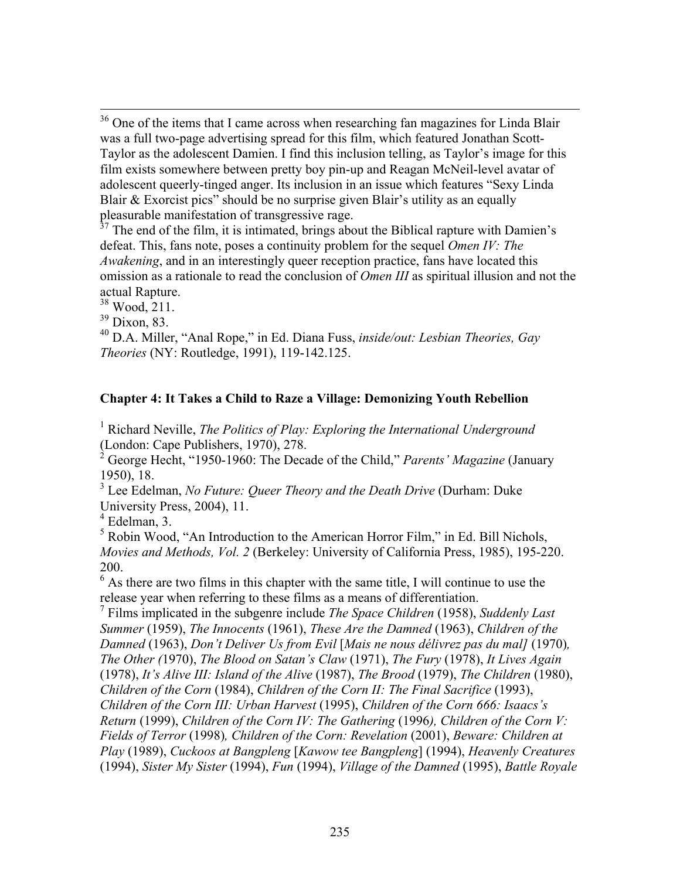[36] One of the items that I came across when researching fan magazines for Linda Blair was a full two-page advertising spread for this film, which featured Jonathan Scott-Taylor as the adolescent Damien. I find this inclusion telling, as Taylor's image for this film exists somewhere between pretty boy pin-up and Reagan McNeil-level avatar of adolescent queerly-tinged anger. Its inclusion in an issue which features "Sexy Linda Blair & Exorcist pics" should be no surprise given Blair's utility as an equally pleasurable manifestation of transgressive rage.

[37] The end of the film, it is intimated, brings about the Biblical rapture with Damien's defeat. This, fans note, poses a continuity problem for the sequel *Omen IV: The Awakening*, and in an interestingly queer reception practice, fans have located this omission as a rationale to read the conclusion of *Omen III* as spiritual illusion and not the actual Rapture.

[38] Wood, 211.

[39] Dixon, 83.

[40] D.A. Miller, "Anal Rope," in Ed. Diana Fuss, *inside/out: Lesbian Theories, Gay Theories* (NY: Routledge, 1991), 119-142.125.

**Chapter 4: It Takes a Child to Raze a Village: Demonizing Youth Rebellion**

[1] Richard Neville, *The Politics of Play: Exploring the International Underground* (London: Cape Publishers, 1970), 278.

[2] George Hecht, "1950-1960: The Decade of the Child," *Parents' Magazine* (January 1950), 18.

[3] Lee Edelman, *No Future: Queer Theory and the Death Drive* (Durham: Duke University Press, 2004), 11.

[4] Edelman, 3.

[5] Robin Wood, "An Introduction to the American Horror Film," in Ed. Bill Nichols, *Movies and Methods, Vol. 2* (Berkeley: University of California Press, 1985), 195-220. 200.

[6] As there are two films in this chapter with the same title, I will continue to use the release year when referring to these films as a means of differentiation.

[7] Films implicated in the subgenre include *The Space Children* (1958), *Suddenly Last Summer* (1959), *The Innocents* (1961), *These Are the Damned* (1963), *Children of the Damned* (1963), *Don't Deliver Us from Evil* [*Mais ne nous délivrez pas du mal]* (1970), *The Other (*1970), *The Blood on Satan's Claw* (1971), *The Fury* (1978), *It Lives Again* (1978), *It's Alive III: Island of the Alive* (1987), *The Brood* (1979), *The Children* (1980), *Children of the Corn* (1984), *Children of the Corn II: The Final Sacrifice* (1993), *Children of the Corn III: Urban Harvest* (1995), *Children of the Corn 666: Isaacs's Return* (1999), *Children of the Corn IV: The Gathering* (1996*), Children of the Corn V: Fields of Terror* (1998*), Children of the Corn: Revelation* (2001), *Beware: Children at Play* (1989), *Cuckoos at Bangpleng* [*Kawow tee Bangpleng*] (1994), *Heavenly Creatures* (1994), *Sister My Sister* (1994), *Fun* (1994), *Village of the Damned* (1995), *Battle Royale*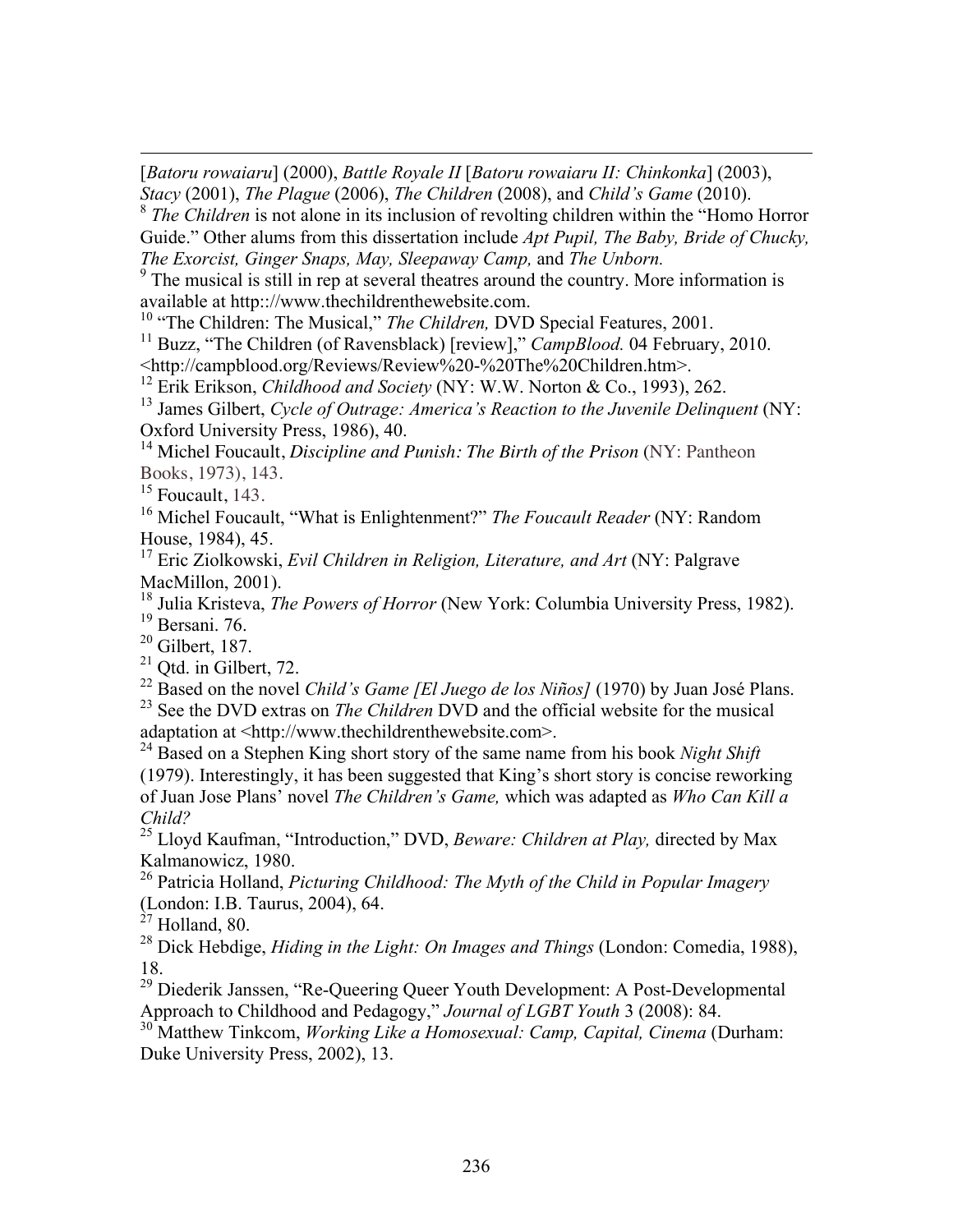[*Batoru rowaiaru*] (2000), *Battle Royale II* [*Batoru rowaiaru II: Chinkonka*] (2003), *Stacy* (2001), *The Plague* (2006), *The Children* (2008), and *Child's Game* (2010).

[8] *The Children* is not alone in its inclusion of revolting children within the "Homo Horror Guide." Other alums from this dissertation include *Apt Pupil, The Baby, Bride of Chucky, The Exorcist, Ginger Snaps, May, Sleepaway Camp,* and *The Unborn.*

[9] The musical is still in rep at several theatres around the country. More information is available at http:://www.thechildrenthewebsite.com.

[10] "The Children: The Musical," *The Children,* DVD Special Features, 2001.

[11] Buzz, "The Children (of Ravensblack) [review]," *CampBlood.* 04 February, 2010. <http://campblood.org/Reviews/Review%20-%20The%20Children.htm>.

[12] Erik Erikson, *Childhood and Society* (NY: W.W. Norton & Co., 1993), 262.

[13] James Gilbert, *Cycle of Outrage: America's Reaction to the Juvenile Delinquent* (NY: Oxford University Press, 1986), 40.

[14] Michel Foucault, *Discipline and Punish: The Birth of the Prison* (NY: Pantheon Books, 1973), 143.

[15] Foucault, 143.

[16] Michel Foucault, "What is Enlightenment?" *The Foucault Reader* (NY: Random House, 1984), 45.

[17] Eric Ziolkowski, *Evil Children in Religion, Literature, and Art* (NY: Palgrave MacMillon, 2001).

[18] Julia Kristeva, *The Powers of Horror* (New York: Columbia University Press, 1982).

[19] Bersani. 76.

[20] Gilbert, 187.

[21] Qtd. in Gilbert, 72.

[22] Based on the novel *Child's Game [El Juego de los Niños]* (1970) by Juan José Plans.

[23] See the DVD extras on *The Children* DVD and the official website for the musical adaptation at <http://www.thechildrenthewebsite.com>.

[24] Based on a Stephen King short story of the same name from his book *Night Shift* (1979). Interestingly, it has been suggested that King's short story is concise reworking of Juan Jose Plans' novel *The Children's Game,* which was adapted as *Who Can Kill a Child?*

[25] Lloyd Kaufman, "Introduction," DVD, *Beware: Children at Play,* directed by Max Kalmanowicz, 1980.

[26] Patricia Holland, *Picturing Childhood: The Myth of the Child in Popular Imagery* (London: I.B. Taurus, 2004), 64.

[27] Holland, 80.

[28] Dick Hebdige, *Hiding in the Light: On Images and Things* (London: Comedia, 1988), 18.

[29] Diederik Janssen, "Re-Queering Queer Youth Development: A Post-Developmental Approach to Childhood and Pedagogy," *Journal of LGBT Youth* 3 (2008): 84.

[30] Matthew Tinkcom, *Working Like a Homosexual: Camp, Capital, Cinema* (Durham: Duke University Press, 2002), 13.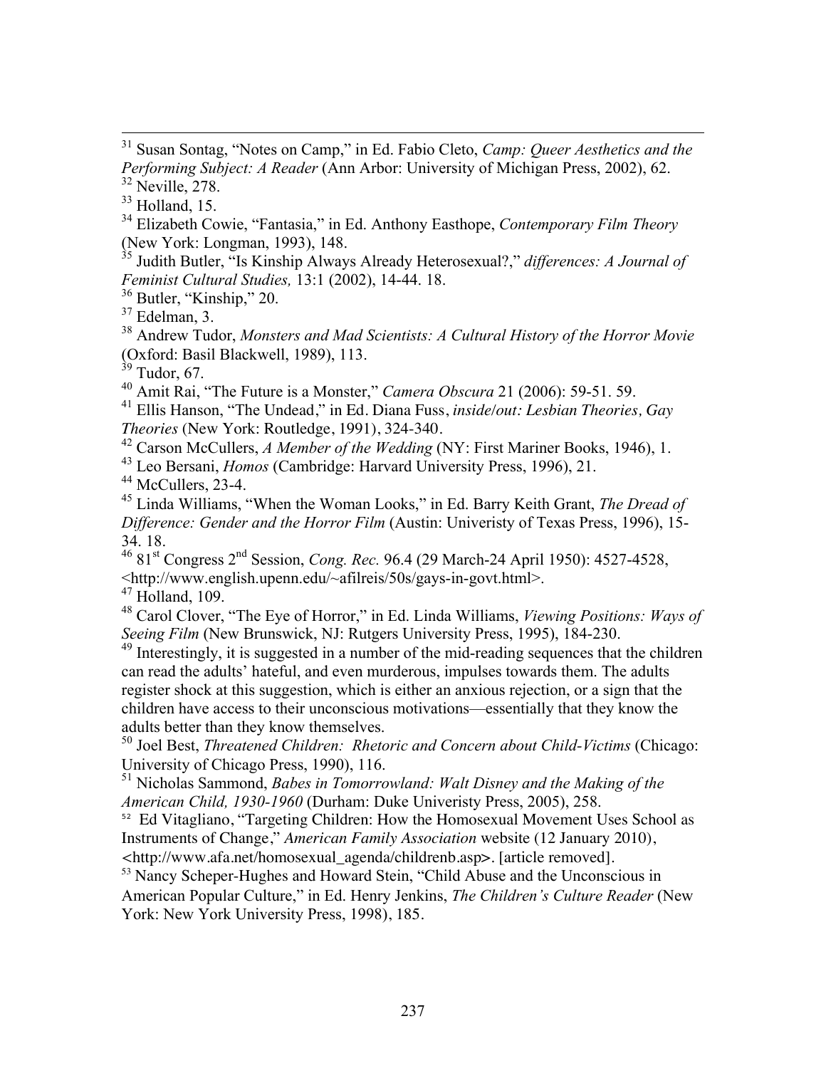[31] Susan Sontag, "Notes on Camp," in Ed. Fabio Cleto, *Camp: Queer Aesthetics and the Performing Subject: A Reader* (Ann Arbor: University of Michigan Press, 2002), 62.

[32] Neville, 278.

[33] Holland, 15.

[34] Elizabeth Cowie, "Fantasia," in Ed. Anthony Easthope, *Contemporary Film Theory* (New York: Longman, 1993), 148.

[35] Judith Butler, "Is Kinship Always Already Heterosexual?," *differences: A Journal of Feminist Cultural Studies,* 13:1 (2002), 14-44. 18.

[36] Butler, "Kinship," 20.

[37] Edelman, 3.

[38] Andrew Tudor, *Monsters and Mad Scientists: A Cultural History of the Horror Movie* (Oxford: Basil Blackwell, 1989), 113.

[39] Tudor, 67.

[40] Amit Rai, "The Future is a Monster," *Camera Obscura* 21 (2006): 59-51. 59.

[41] Ellis Hanson, "The Undead," in Ed. Diana Fuss, *inside/out: Lesbian Theories, Gay Theories* (New York: Routledge, 1991), 324-340.

[42] Carson McCullers, *A Member of the Wedding* (NY: First Mariner Books, 1946), 1.

[43] Leo Bersani, *Homos* (Cambridge: Harvard University Press, 1996), 21.

[44] McCullers, 23-4.

[45] Linda Williams, "When the Woman Looks," in Ed. Barry Keith Grant, *The Dread of Difference: Gender and the Horror Film* (Austin: Univeristy of Texas Press, 1996), 15-34. 18.

[46] 81st Congress 2nd Session, *Cong. Rec.* 96.4 (29 March-24 April 1950): 4527-4528, <http://www.english.upenn.edu/~afilreis/50s/gays-in-govt.html>.

[47] Holland, 109.

[48] Carol Clover, "The Eye of Horror," in Ed. Linda Williams, *Viewing Positions: Ways of Seeing Film* (New Brunswick, NJ: Rutgers University Press, 1995), 184-230.

[49] Interestingly, it is suggested in a number of the mid-reading sequences that the children can read the adults' hateful, and even murderous, impulses towards them. The adults register shock at this suggestion, which is either an anxious rejection, or a sign that the children have access to their unconscious motivations—essentially that they know the adults better than they know themselves.

[50] Joel Best, *Threatened Children: Rhetoric and Concern about Child-Victims* (Chicago: University of Chicago Press, 1990), 116.

[51] Nicholas Sammond, *Babes in Tomorrowland: Walt Disney and the Making of the American Child, 1930-1960* (Durham: Duke Univeristy Press, 2005), 258.

[52] Ed Vitagliano, "Targeting Children: How the Homosexual Movement Uses School as Instruments of Change," *American Family Association* website (12 January 2010), <http://www.afa.net/homosexual_agenda/childrenb.asp>. [article removed].

[53] Nancy Scheper-Hughes and Howard Stein, "Child Abuse and the Unconscious in American Popular Culture," in Ed. Henry Jenkins, *The Children's Culture Reader* (New York: New York University Press, 1998), 185.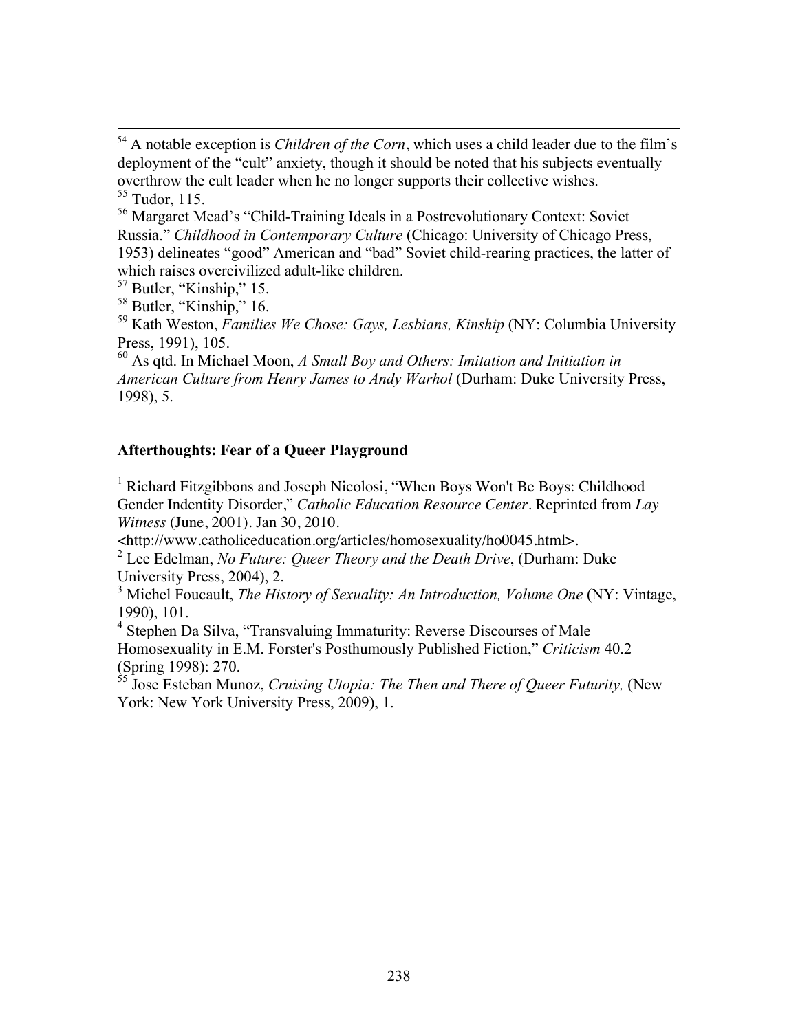[54] A notable exception is *Children of the Corn*, which uses a child leader due to the film's deployment of the "cult" anxiety, though it should be noted that his subjects eventually overthrow the cult leader when he no longer supports their collective wishes.

[55] Tudor, 115.

[56] Margaret Mead's "Child-Training Ideals in a Postrevolutionary Context: Soviet Russia." *Childhood in Contemporary Culture* (Chicago: University of Chicago Press, 1953) delineates "good" American and "bad" Soviet child-rearing practices, the latter of which raises overcivilized adult-like children.

[57] Butler, "Kinship," 15.

[58] Butler, "Kinship," 16.

[59] Kath Weston, *Families We Chose: Gays, Lesbians, Kinship* (NY: Columbia University Press, 1991), 105.

[60] As qtd. In Michael Moon, *A Small Boy and Others: Imitation and Initiation in American Culture from Henry James to Andy Warhol* (Durham: Duke University Press, 1998), 5.

**Afterthoughts: Fear of a Queer Playground**

[1] Richard Fitzgibbons and Joseph Nicolosi, "When Boys Won't Be Boys: Childhood Gender Indentity Disorder," *Catholic Education Resource Center*. Reprinted from *Lay Witness* (June, 2001). Jan 30, 2010. <http://www.catholiceducation.org/articles/homosexuality/ho0045.html>.

[2] Lee Edelman, *No Future: Queer Theory and the Death Drive*, (Durham: Duke University Press, 2004), 2.

[3] Michel Foucault, *The History of Sexuality: An Introduction, Volume One* (NY: Vintage, 1990), 101.

[4] Stephen Da Silva, "Transvaluing Immaturity: Reverse Discourses of Male Homosexuality in E.M. Forster's Posthumously Published Fiction," *Criticism* 40.2 (Spring 1998): 270.

[55] Jose Esteban Munoz, *Cruising Utopia: The Then and There of Queer Futurity,* (New York: New York University Press, 2009), 1.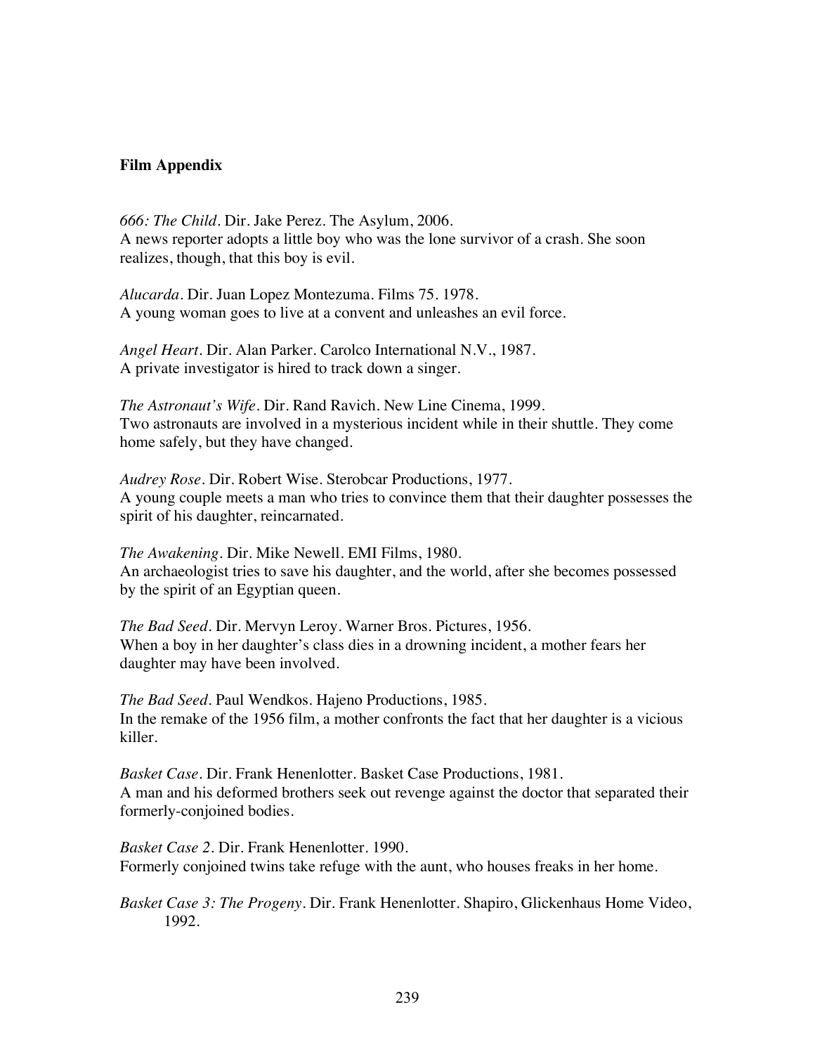**Film Appendix**

*666: The Child*. Dir. Jake Perez. The Asylum, 2006.
A news reporter adopts a little boy who was the lone survivor of a crash. She soon realizes, though, that this boy is evil.

*Alucarda*. Dir. Juan Lopez Montezuma. Films 75. 1978.
A young woman goes to live at a convent and unleashes an evil force.

*Angel Heart*. Dir. Alan Parker. Carolco International N.V., 1987.
A private investigator is hired to track down a singer.

*The Astronaut's Wife*. Dir. Rand Ravich. New Line Cinema, 1999.
Two astronauts are involved in a mysterious incident while in their shuttle. They come home safely, but they have changed.

*Audrey Rose*. Dir. Robert Wise. Sterobcar Productions, 1977.
A young couple meets a man who tries to convince them that their daughter possesses the spirit of his daughter, reincarnated.

*The Awakening*. Dir. Mike Newell. EMI Films, 1980.
An archaeologist tries to save his daughter, and the world, after she becomes possessed by the spirit of an Egyptian queen.

*The Bad Seed*. Dir. Mervyn Leroy. Warner Bros. Pictures, 1956.
When a boy in her daughter's class dies in a drowning incident, a mother fears her daughter may have been involved.

*The Bad Seed*. Paul Wendkos. Hajeno Productions, 1985.
In the remake of the 1956 film, a mother confronts the fact that her daughter is a vicious killer.

*Basket Case*. Dir. Frank Henenlotter. Basket Case Productions, 1981.
A man and his deformed brothers seek out revenge against the doctor that separated their formerly-conjoined bodies.

*Basket Case 2*. Dir. Frank Henenlotter. 1990.
Formerly conjoined twins take refuge with the aunt, who houses freaks in her home.

*Basket Case 3: The Progeny*. Dir. Frank Henenlotter. Shapiro, Glickenhaus Home Video, 1992.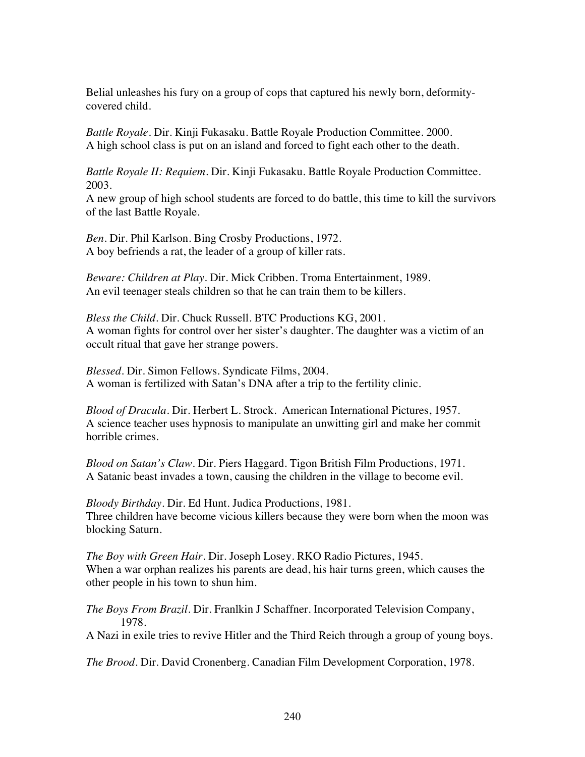Belial unleashes his fury on a group of cops that captured his newly born, deformity-covered child.

*Battle Royale*. Dir. Kinji Fukasaku. Battle Royale Production Committee. 2000.
A high school class is put on an island and forced to fight each other to the death.

*Battle Royale II: Requiem*. Dir. Kinji Fukasaku. Battle Royale Production Committee. 2003.
A new group of high school students are forced to do battle, this time to kill the survivors of the last Battle Royale.

*Ben*. Dir. Phil Karlson. Bing Crosby Productions, 1972.
A boy befriends a rat, the leader of a group of killer rats.

*Beware: Children at Play*. Dir. Mick Cribben. Troma Entertainment, 1989.
An evil teenager steals children so that he can train them to be killers.

*Bless the Child*. Dir. Chuck Russell. BTC Productions KG, 2001.
A woman fights for control over her sister's daughter. The daughter was a victim of an occult ritual that gave her strange powers.

*Blessed*. Dir. Simon Fellows. Syndicate Films, 2004.
A woman is fertilized with Satan's DNA after a trip to the fertility clinic.

*Blood of Dracula*. Dir. Herbert L. Strock. American International Pictures, 1957.
A science teacher uses hypnosis to manipulate an unwitting girl and make her commit horrible crimes.

*Blood on Satan's Claw*. Dir. Piers Haggard. Tigon British Film Productions, 1971.
A Satanic beast invades a town, causing the children in the village to become evil.

*Bloody Birthday*. Dir. Ed Hunt. Judica Productions, 1981.
Three children have become vicious killers because they were born when the moon was blocking Saturn.

*The Boy with Green Hair*. Dir. Joseph Losey. RKO Radio Pictures, 1945.
When a war orphan realizes his parents are dead, his hair turns green, which causes the other people in his town to shun him.

*The Boys From Brazil*. Dir. Franlkin J Schaffner. Incorporated Television Company, 1978.
A Nazi in exile tries to revive Hitler and the Third Reich through a group of young boys.

*The Brood*. Dir. David Cronenberg. Canadian Film Development Corporation, 1978.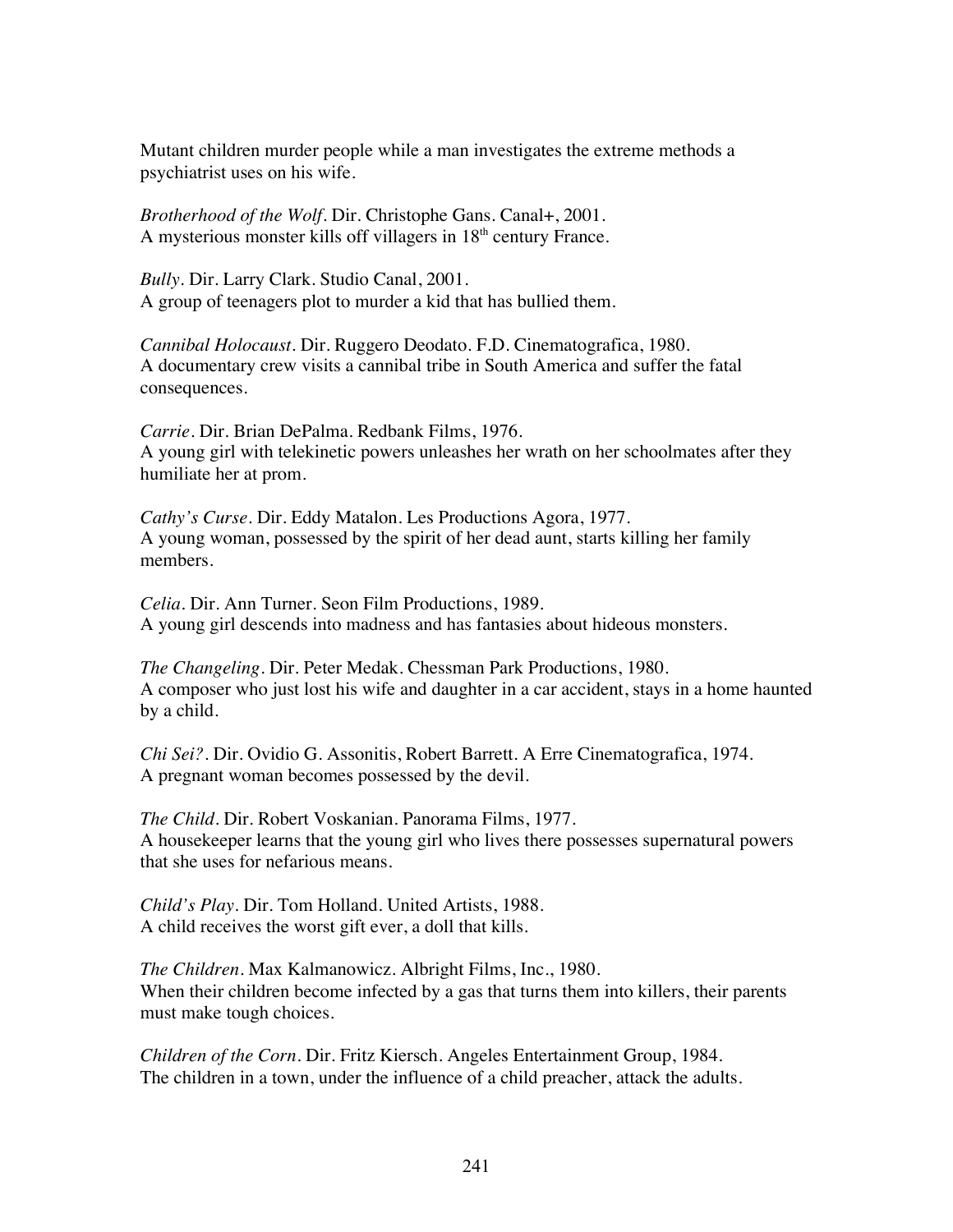Mutant children murder people while a man investigates the extreme methods a psychiatrist uses on his wife.

*Brotherhood of the Wolf*. Dir. Christophe Gans. Canal+, 2001.
A mysterious monster kills off villagers in 18th century France.

*Bully*. Dir. Larry Clark. Studio Canal, 2001.
A group of teenagers plot to murder a kid that has bullied them.

*Cannibal Holocaust*. Dir. Ruggero Deodato. F.D. Cinematografica, 1980.
A documentary crew visits a cannibal tribe in South America and suffer the fatal consequences.

*Carrie*. Dir. Brian DePalma. Redbank Films, 1976.
A young girl with telekinetic powers unleashes her wrath on her schoolmates after they humiliate her at prom.

*Cathy's Curse*. Dir. Eddy Matalon. Les Productions Agora, 1977.
A young woman, possessed by the spirit of her dead aunt, starts killing her family members.

*Celia*. Dir. Ann Turner. Seon Film Productions, 1989.
A young girl descends into madness and has fantasies about hideous monsters.

*The Changeling*. Dir. Peter Medak. Chessman Park Productions, 1980.
A composer who just lost his wife and daughter in a car accident, stays in a home haunted by a child.

*Chi Sei?*. Dir. Ovidio G. Assonitis, Robert Barrett. A Erre Cinematografica, 1974.
A pregnant woman becomes possessed by the devil.

*The Child*. Dir. Robert Voskanian. Panorama Films, 1977.
A housekeeper learns that the young girl who lives there possesses supernatural powers that she uses for nefarious means.

*Child's Play*. Dir. Tom Holland. United Artists, 1988.
A child receives the worst gift ever, a doll that kills.

*The Children*. Max Kalmanowicz. Albright Films, Inc., 1980.
When their children become infected by a gas that turns them into killers, their parents must make tough choices.

*Children of the Corn*. Dir. Fritz Kiersch. Angeles Entertainment Group, 1984.
The children in a town, under the influence of a child preacher, attack the adults.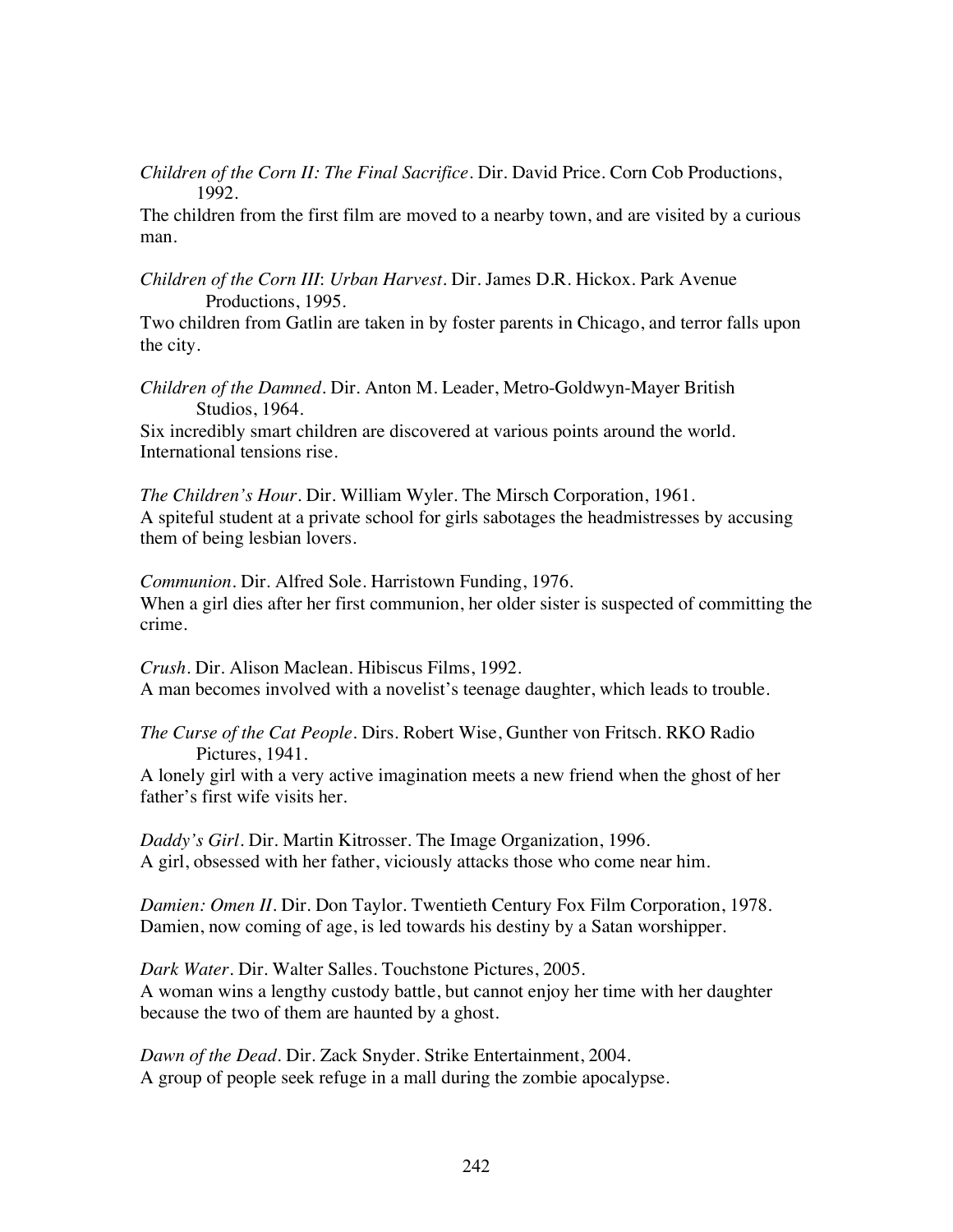*Children of the Corn II: The Final Sacrifice*. Dir. David Price. Corn Cob Productions, 1992.
The children from the first film are moved to a nearby town, and are visited by a curious man.

*Children of the Corn III*: *Urban Harvest*. Dir. James D.R. Hickox. Park Avenue Productions, 1995.
Two children from Gatlin are taken in by foster parents in Chicago, and terror falls upon the city.

*Children of the Damned*. Dir. Anton M. Leader, Metro-Goldwyn-Mayer British Studios, 1964.
Six incredibly smart children are discovered at various points around the world. International tensions rise.

*The Children's Hour*. Dir. William Wyler. The Mirsch Corporation, 1961.
A spiteful student at a private school for girls sabotages the headmistresses by accusing them of being lesbian lovers.

*Communion*. Dir. Alfred Sole. Harristown Funding, 1976.
When a girl dies after her first communion, her older sister is suspected of committing the crime.

*Crush*. Dir. Alison Maclean. Hibiscus Films, 1992.
A man becomes involved with a novelist's teenage daughter, which leads to trouble.

*The Curse of the Cat People*. Dirs. Robert Wise, Gunther von Fritsch. RKO Radio Pictures, 1941.
A lonely girl with a very active imagination meets a new friend when the ghost of her father's first wife visits her.

*Daddy's Girl*. Dir. Martin Kitrosser. The Image Organization, 1996.
A girl, obsessed with her father, viciously attacks those who come near him.

*Damien: Omen II*. Dir. Don Taylor. Twentieth Century Fox Film Corporation, 1978.
Damien, now coming of age, is led towards his destiny by a Satan worshipper.

*Dark Water*. Dir. Walter Salles. Touchstone Pictures, 2005.
A woman wins a lengthy custody battle, but cannot enjoy her time with her daughter because the two of them are haunted by a ghost.

*Dawn of the Dead*. Dir. Zack Snyder. Strike Entertainment, 2004.
A group of people seek refuge in a mall during the zombie apocalypse.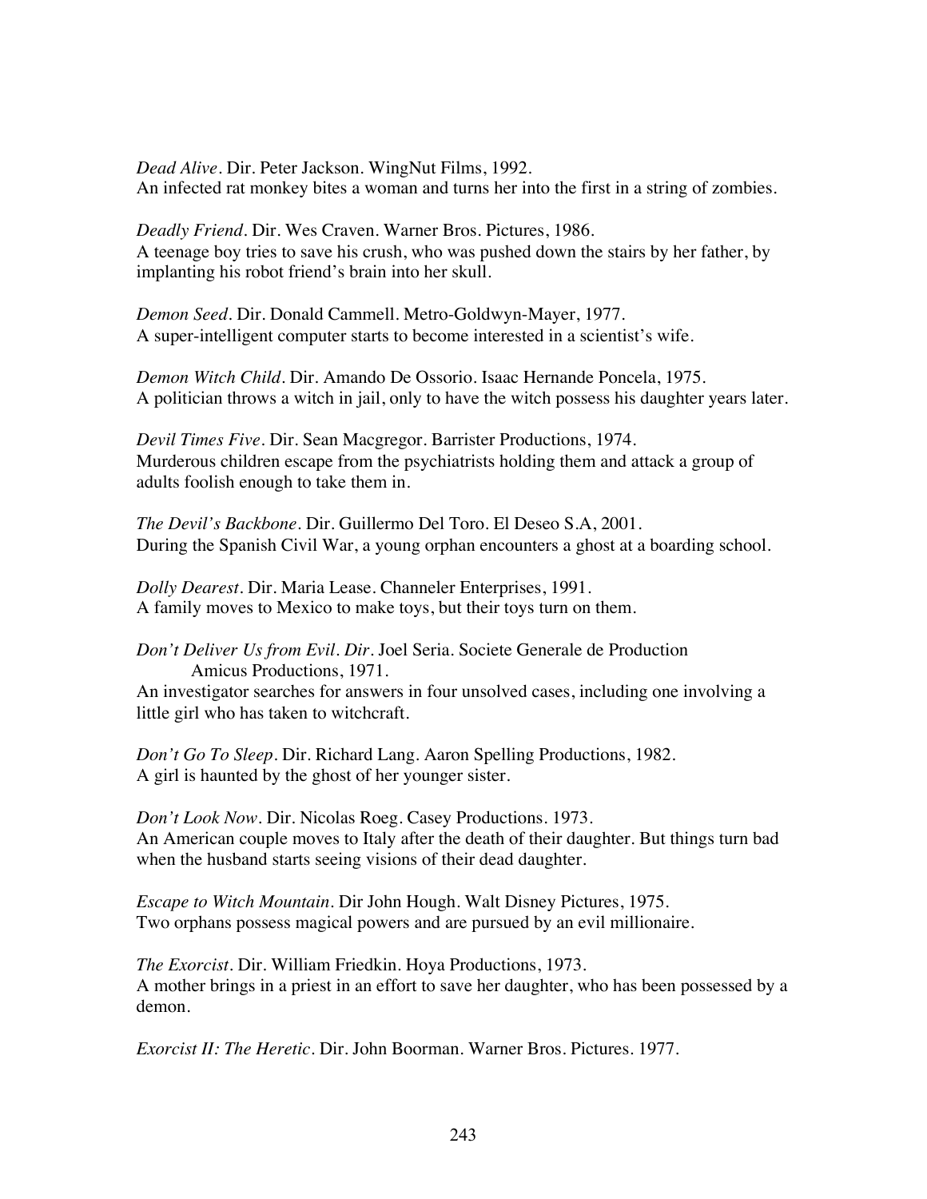*Dead Alive*. Dir. Peter Jackson. WingNut Films, 1992.
An infected rat monkey bites a woman and turns her into the first in a string of zombies.

*Deadly Friend*. Dir. Wes Craven. Warner Bros. Pictures, 1986.
A teenage boy tries to save his crush, who was pushed down the stairs by her father, by implanting his robot friend's brain into her skull.

*Demon Seed*. Dir. Donald Cammell. Metro-Goldwyn-Mayer, 1977.
A super-intelligent computer starts to become interested in a scientist's wife.

*Demon Witch Child*. Dir. Amando De Ossorio. Isaac Hernande Poncela, 1975.
A politician throws a witch in jail, only to have the witch possess his daughter years later.

*Devil Times Five*. Dir. Sean Macgregor. Barrister Productions, 1974.
Murderous children escape from the psychiatrists holding them and attack a group of adults foolish enough to take them in.

*The Devil's Backbone*. Dir. Guillermo Del Toro. El Deseo S.A, 2001.
During the Spanish Civil War, a young orphan encounters a ghost at a boarding school.

*Dolly Dearest*. Dir. Maria Lease. Channeler Enterprises, 1991.
A family moves to Mexico to make toys, but their toys turn on them.

*Don't Deliver Us from Evil*. *Dir*. Joel Seria. Societe Generale de Production Amicus Productions, 1971.
An investigator searches for answers in four unsolved cases, including one involving a little girl who has taken to witchcraft.

*Don't Go To Sleep*. Dir. Richard Lang. Aaron Spelling Productions, 1982.
A girl is haunted by the ghost of her younger sister.

*Don't Look Now*. Dir. Nicolas Roeg. Casey Productions. 1973.
An American couple moves to Italy after the death of their daughter. But things turn bad when the husband starts seeing visions of their dead daughter.

*Escape to Witch Mountain*. Dir John Hough. Walt Disney Pictures, 1975.
Two orphans possess magical powers and are pursued by an evil millionaire.

*The Exorcist*. Dir. William Friedkin. Hoya Productions, 1973.
A mother brings in a priest in an effort to save her daughter, who has been possessed by a demon.

*Exorcist II: The Heretic*. Dir. John Boorman. Warner Bros. Pictures. 1977.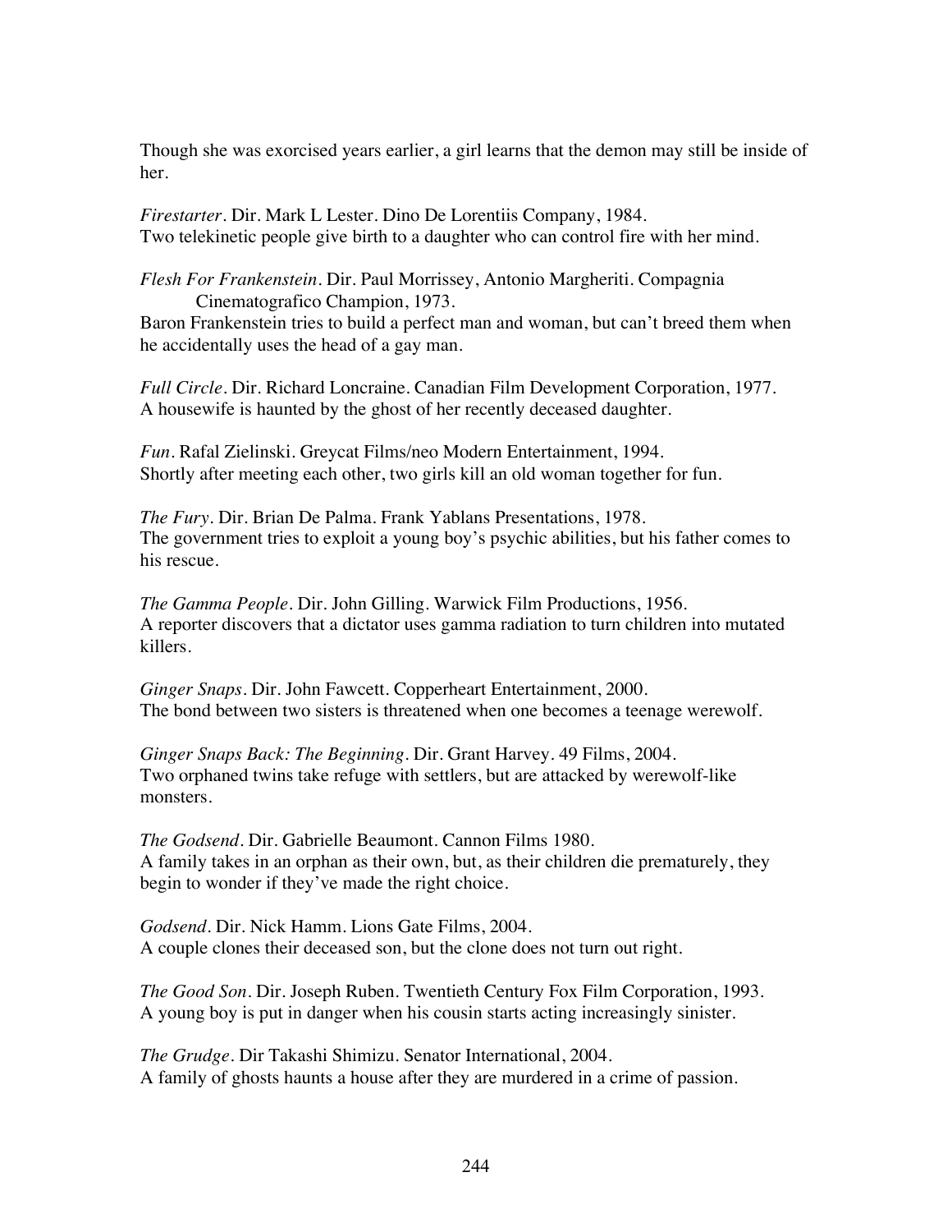Though she was exorcised years earlier, a girl learns that the demon may still be inside of her.

*Firestarter*. Dir. Mark L Lester. Dino De Lorentiis Company, 1984.
Two telekinetic people give birth to a daughter who can control fire with her mind.

*Flesh For Frankenstein*. Dir. Paul Morrissey, Antonio Margheriti. Compagnia Cinematografico Champion, 1973.
Baron Frankenstein tries to build a perfect man and woman, but can't breed them when he accidentally uses the head of a gay man.

*Full Circle*. Dir. Richard Loncraine. Canadian Film Development Corporation, 1977.
A housewife is haunted by the ghost of her recently deceased daughter.

*Fun*. Rafal Zielinski. Greycat Films/neo Modern Entertainment, 1994.
Shortly after meeting each other, two girls kill an old woman together for fun.

*The Fury*. Dir. Brian De Palma. Frank Yablans Presentations, 1978.
The government tries to exploit a young boy's psychic abilities, but his father comes to his rescue.

*The Gamma People*. Dir. John Gilling. Warwick Film Productions, 1956.
A reporter discovers that a dictator uses gamma radiation to turn children into mutated killers.

*Ginger Snaps*. Dir. John Fawcett. Copperheart Entertainment, 2000.
The bond between two sisters is threatened when one becomes a teenage werewolf.

*Ginger Snaps Back: The Beginning*. Dir. Grant Harvey. 49 Films, 2004.
Two orphaned twins take refuge with settlers, but are attacked by werewolf-like monsters.

*The Godsend*. Dir. Gabrielle Beaumont. Cannon Films 1980.
A family takes in an orphan as their own, but, as their children die prematurely, they begin to wonder if they've made the right choice.

*Godsend*. Dir. Nick Hamm. Lions Gate Films, 2004.
A couple clones their deceased son, but the clone does not turn out right.

*The Good Son*. Dir. Joseph Ruben. Twentieth Century Fox Film Corporation, 1993.
A young boy is put in danger when his cousin starts acting increasingly sinister.

*The Grudge*. Dir Takashi Shimizu. Senator International, 2004.
A family of ghosts haunts a house after they are murdered in a crime of passion.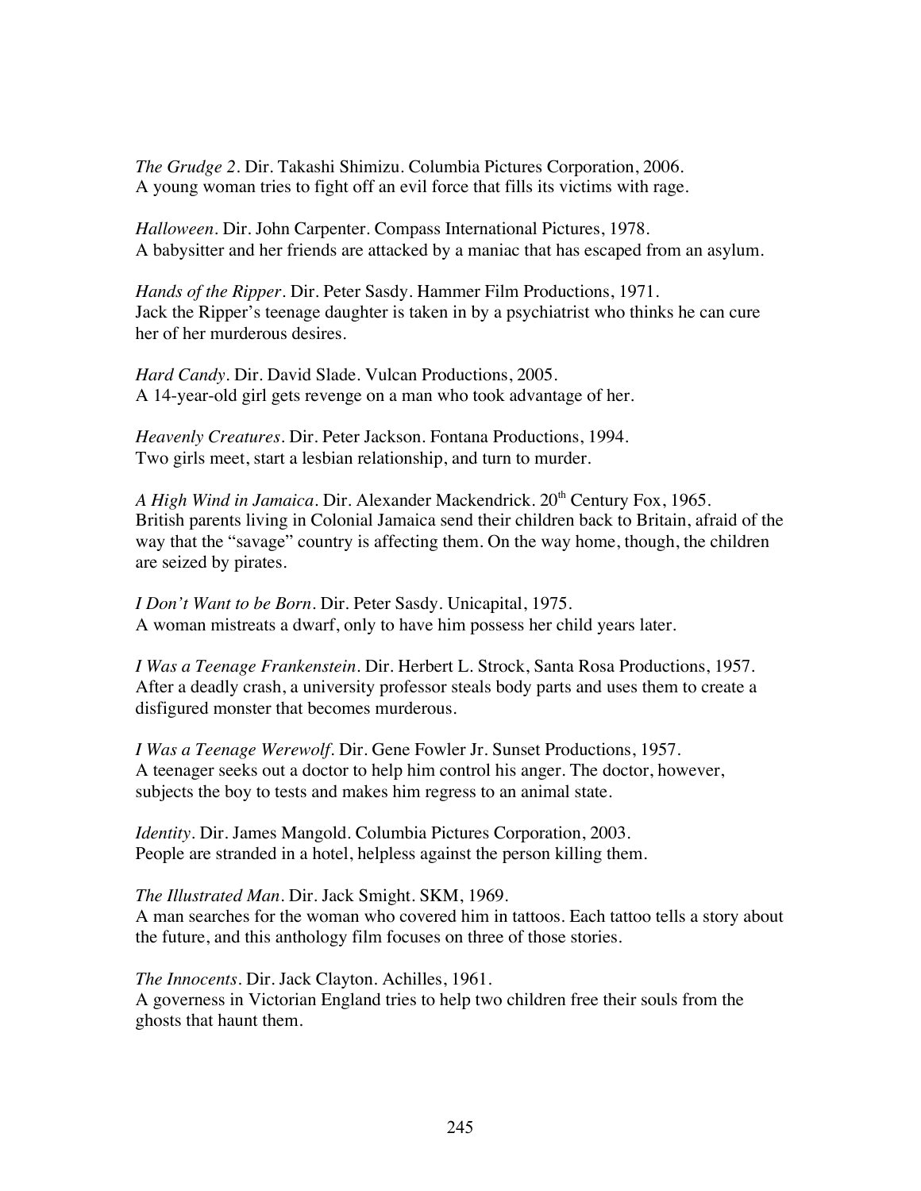*The Grudge 2*. Dir. Takashi Shimizu. Columbia Pictures Corporation, 2006.
A young woman tries to fight off an evil force that fills its victims with rage.

*Halloween*. Dir. John Carpenter. Compass International Pictures, 1978.
A babysitter and her friends are attacked by a maniac that has escaped from an asylum.

*Hands of the Ripper*. Dir. Peter Sasdy. Hammer Film Productions, 1971.
Jack the Ripper's teenage daughter is taken in by a psychiatrist who thinks he can cure her of her murderous desires.

*Hard Candy*. Dir. David Slade. Vulcan Productions, 2005.
A 14-year-old girl gets revenge on a man who took advantage of her.

*Heavenly Creatures*. Dir. Peter Jackson. Fontana Productions, 1994.
Two girls meet, start a lesbian relationship, and turn to murder.

*A High Wind in Jamaica*. Dir. Alexander Mackendrick. 20th Century Fox, 1965.
British parents living in Colonial Jamaica send their children back to Britain, afraid of the way that the "savage" country is affecting them. On the way home, though, the children are seized by pirates.

*I Don't Want to be Born*. Dir. Peter Sasdy. Unicapital, 1975.
A woman mistreats a dwarf, only to have him possess her child years later.

*I Was a Teenage Frankenstein*. Dir. Herbert L. Strock, Santa Rosa Productions, 1957.
After a deadly crash, a university professor steals body parts and uses them to create a disfigured monster that becomes murderous.

*I Was a Teenage Werewolf*. Dir. Gene Fowler Jr. Sunset Productions, 1957.
A teenager seeks out a doctor to help him control his anger. The doctor, however, subjects the boy to tests and makes him regress to an animal state.

*Identity*. Dir. James Mangold. Columbia Pictures Corporation, 2003.
People are stranded in a hotel, helpless against the person killing them.

*The Illustrated Man*. Dir. Jack Smight. SKM, 1969.
A man searches for the woman who covered him in tattoos. Each tattoo tells a story about the future, and this anthology film focuses on three of those stories.

*The Innocents*. Dir. Jack Clayton. Achilles, 1961.
A governess in Victorian England tries to help two children free their souls from the ghosts that haunt them.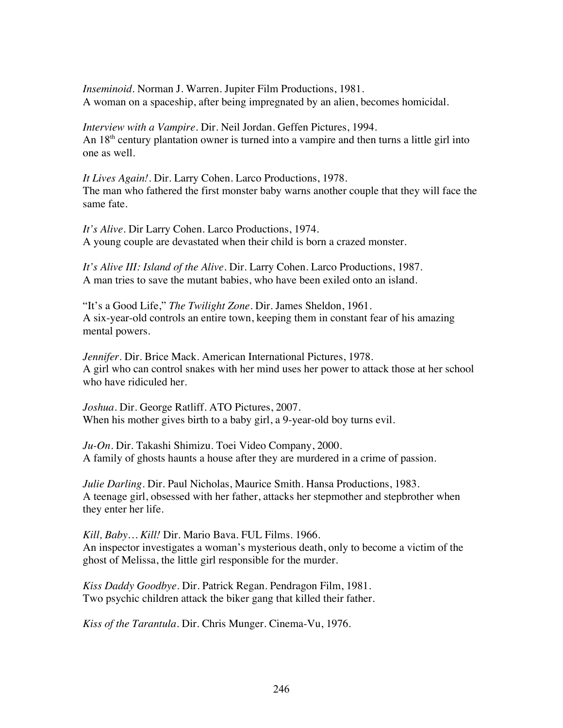*Inseminoid*. Norman J. Warren. Jupiter Film Productions, 1981.
A woman on a spaceship, after being impregnated by an alien, becomes homicidal.

*Interview with a Vampire*. Dir. Neil Jordan. Geffen Pictures, 1994.
An 18th century plantation owner is turned into a vampire and then turns a little girl into one as well.

*It Lives Again!*. Dir. Larry Cohen. Larco Productions, 1978.
The man who fathered the first monster baby warns another couple that they will face the same fate.

*It's Alive*. Dir Larry Cohen. Larco Productions, 1974.
A young couple are devastated when their child is born a crazed monster.

*It's Alive III: Island of the Alive*. Dir. Larry Cohen. Larco Productions, 1987.
A man tries to save the mutant babies, who have been exiled onto an island.

"It's a Good Life," *The Twilight Zone*. Dir. James Sheldon, 1961.
A six-year-old controls an entire town, keeping them in constant fear of his amazing mental powers.

*Jennifer*. Dir. Brice Mack. American International Pictures, 1978.
A girl who can control snakes with her mind uses her power to attack those at her school who have ridiculed her.

*Joshua*. Dir. George Ratliff. ATO Pictures, 2007.
When his mother gives birth to a baby girl, a 9-year-old boy turns evil.

*Ju-On*. Dir. Takashi Shimizu. Toei Video Company, 2000.
A family of ghosts haunts a house after they are murdered in a crime of passion.

*Julie Darling*. Dir. Paul Nicholas, Maurice Smith. Hansa Productions, 1983.
A teenage girl, obsessed with her father, attacks her stepmother and stepbrother when they enter her life.

*Kill, Baby… Kill!* Dir. Mario Bava. FUL Films. 1966.
An inspector investigates a woman's mysterious death, only to become a victim of the ghost of Melissa, the little girl responsible for the murder.

*Kiss Daddy Goodbye*. Dir. Patrick Regan. Pendragon Film, 1981.
Two psychic children attack the biker gang that killed their father.

*Kiss of the Tarantula*. Dir. Chris Munger. Cinema-Vu, 1976.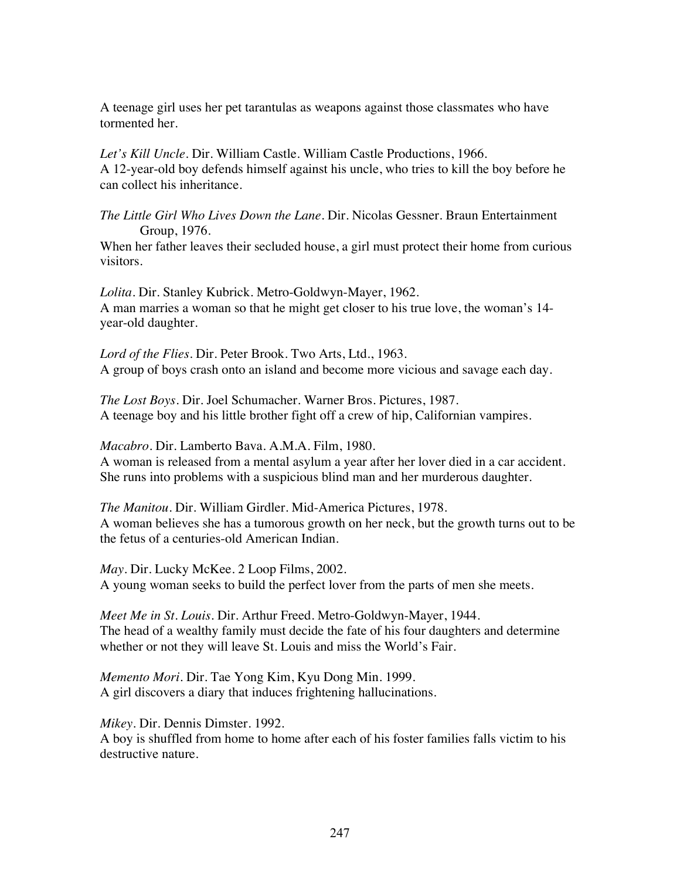A teenage girl uses her pet tarantulas as weapons against those classmates who have tormented her.

*Let's Kill Uncle*. Dir. William Castle. William Castle Productions, 1966.
A 12-year-old boy defends himself against his uncle, who tries to kill the boy before he can collect his inheritance.

*The Little Girl Who Lives Down the Lane*. Dir. Nicolas Gessner. Braun Entertainment Group, 1976.
When her father leaves their secluded house, a girl must protect their home from curious visitors.

*Lolita*. Dir. Stanley Kubrick. Metro-Goldwyn-Mayer, 1962.
A man marries a woman so that he might get closer to his true love, the woman's 14-year-old daughter.

*Lord of the Flies*. Dir. Peter Brook. Two Arts, Ltd., 1963.
A group of boys crash onto an island and become more vicious and savage each day.

*The Lost Boys*. Dir. Joel Schumacher. Warner Bros. Pictures, 1987.
A teenage boy and his little brother fight off a crew of hip, Californian vampires.

*Macabro*. Dir. Lamberto Bava. A.M.A. Film, 1980.
A woman is released from a mental asylum a year after her lover died in a car accident. She runs into problems with a suspicious blind man and her murderous daughter.

*The Manitou*. Dir. William Girdler. Mid-America Pictures, 1978.
A woman believes she has a tumorous growth on her neck, but the growth turns out to be the fetus of a centuries-old American Indian.

*May*. Dir. Lucky McKee. 2 Loop Films, 2002.
A young woman seeks to build the perfect lover from the parts of men she meets.

*Meet Me in St. Louis*. Dir. Arthur Freed. Metro-Goldwyn-Mayer, 1944.
The head of a wealthy family must decide the fate of his four daughters and determine whether or not they will leave St. Louis and miss the World's Fair.

*Memento Mori*. Dir. Tae Yong Kim, Kyu Dong Min. 1999.
A girl discovers a diary that induces frightening hallucinations.

*Mikey*. Dir. Dennis Dimster. 1992.
A boy is shuffled from home to home after each of his foster families falls victim to his destructive nature.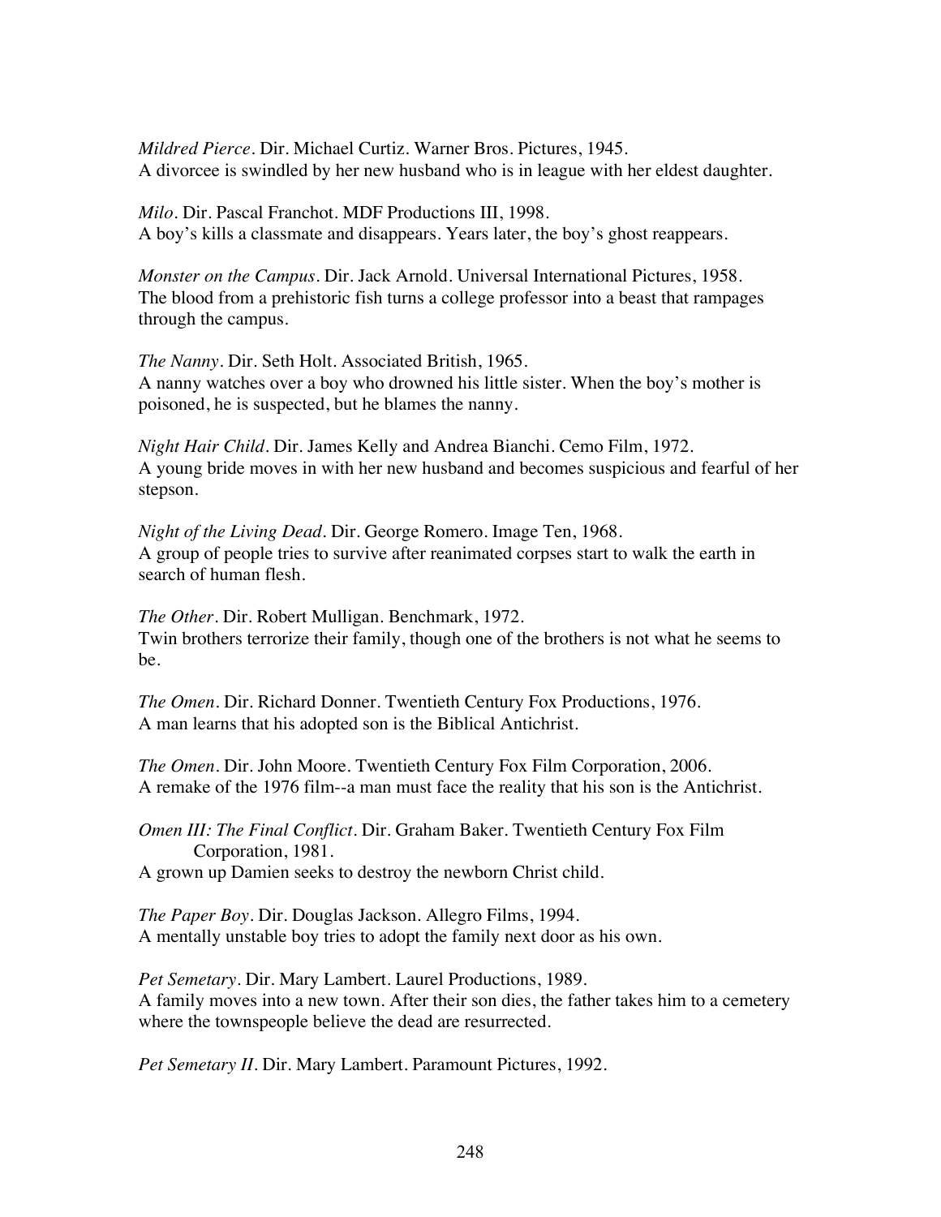*Mildred Pierce*. Dir. Michael Curtiz. Warner Bros. Pictures, 1945.
A divorcee is swindled by her new husband who is in league with her eldest daughter.

*Milo*. Dir. Pascal Franchot. MDF Productions III, 1998.
A boy's kills a classmate and disappears. Years later, the boy's ghost reappears.

*Monster on the Campus*. Dir. Jack Arnold. Universal International Pictures, 1958.
The blood from a prehistoric fish turns a college professor into a beast that rampages through the campus.

*The Nanny*. Dir. Seth Holt. Associated British, 1965.
A nanny watches over a boy who drowned his little sister. When the boy's mother is poisoned, he is suspected, but he blames the nanny.

*Night Hair Child*. Dir. James Kelly and Andrea Bianchi. Cemo Film, 1972.
A young bride moves in with her new husband and becomes suspicious and fearful of her stepson.

*Night of the Living Dead*. Dir. George Romero. Image Ten, 1968.
A group of people tries to survive after reanimated corpses start to walk the earth in search of human flesh.

*The Other*. Dir. Robert Mulligan. Benchmark, 1972.
Twin brothers terrorize their family, though one of the brothers is not what he seems to be.

*The Omen*. Dir. Richard Donner. Twentieth Century Fox Productions, 1976.
A man learns that his adopted son is the Biblical Antichrist.

*The Omen*. Dir. John Moore. Twentieth Century Fox Film Corporation, 2006.
A remake of the 1976 film--a man must face the reality that his son is the Antichrist.

*Omen III: The Final Conflict*. Dir. Graham Baker. Twentieth Century Fox Film Corporation, 1981.
A grown up Damien seeks to destroy the newborn Christ child.

*The Paper Boy*. Dir. Douglas Jackson. Allegro Films, 1994.
A mentally unstable boy tries to adopt the family next door as his own.

*Pet Semetary*. Dir. Mary Lambert. Laurel Productions, 1989.
A family moves into a new town. After their son dies, the father takes him to a cemetery where the townspeople believe the dead are resurrected.

*Pet Semetary II*. Dir. Mary Lambert. Paramount Pictures, 1992.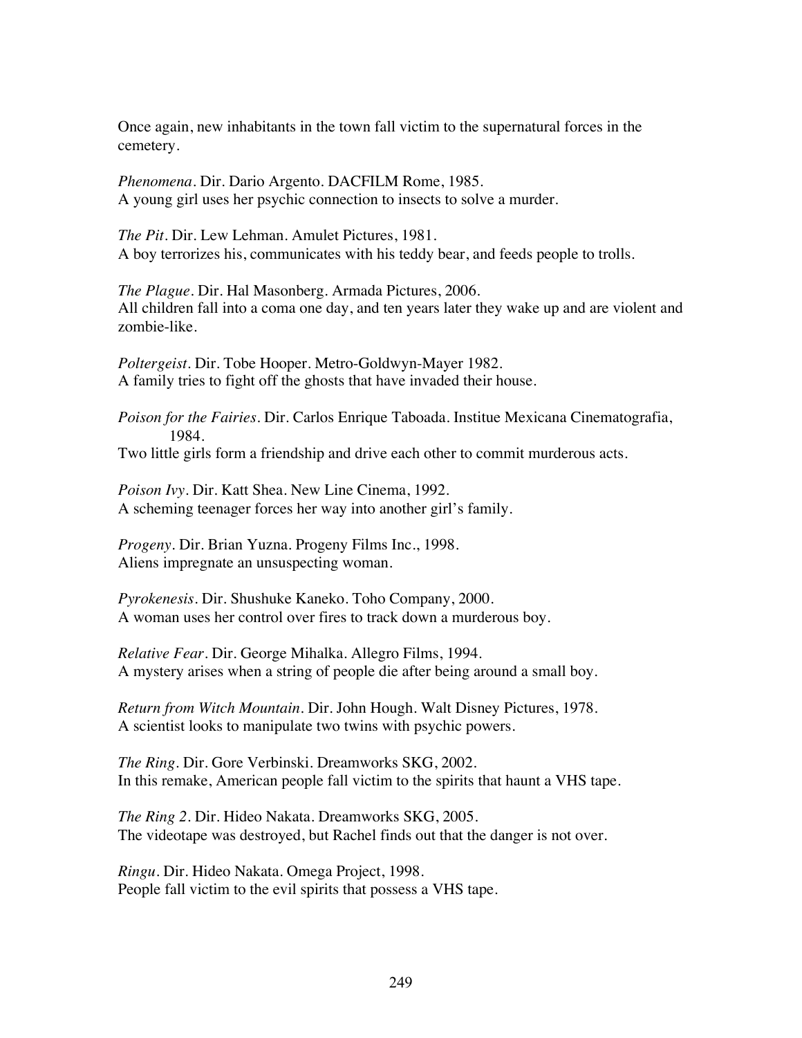Once again, new inhabitants in the town fall victim to the supernatural forces in the cemetery.

*Phenomena*. Dir. Dario Argento. DACFILM Rome, 1985.
A young girl uses her psychic connection to insects to solve a murder.

*The Pit*. Dir. Lew Lehman. Amulet Pictures, 1981.
A boy terrorizes his, communicates with his teddy bear, and feeds people to trolls.

*The Plague*. Dir. Hal Masonberg. Armada Pictures, 2006.
All children fall into a coma one day, and ten years later they wake up and are violent and zombie-like.

*Poltergeist*. Dir. Tobe Hooper. Metro-Goldwyn-Mayer 1982.
A family tries to fight off the ghosts that have invaded their house.

*Poison for the Fairies*. Dir. Carlos Enrique Taboada. Institue Mexicana Cinematografia, 1984.
Two little girls form a friendship and drive each other to commit murderous acts.

*Poison Ivy*. Dir. Katt Shea. New Line Cinema, 1992.
A scheming teenager forces her way into another girl's family.

*Progeny*. Dir. Brian Yuzna. Progeny Films Inc., 1998.
Aliens impregnate an unsuspecting woman.

*Pyrokenesis*. Dir. Shushuke Kaneko. Toho Company, 2000.
A woman uses her control over fires to track down a murderous boy.

*Relative Fear*. Dir. George Mihalka. Allegro Films, 1994.
A mystery arises when a string of people die after being around a small boy.

*Return from Witch Mountain*. Dir. John Hough. Walt Disney Pictures, 1978.
A scientist looks to manipulate two twins with psychic powers.

*The Ring*. Dir. Gore Verbinski. Dreamworks SKG, 2002.
In this remake, American people fall victim to the spirits that haunt a VHS tape.

*The Ring 2*. Dir. Hideo Nakata. Dreamworks SKG, 2005.
The videotape was destroyed, but Rachel finds out that the danger is not over.

*Ringu*. Dir. Hideo Nakata. Omega Project, 1998.
People fall victim to the evil spirits that possess a VHS tape.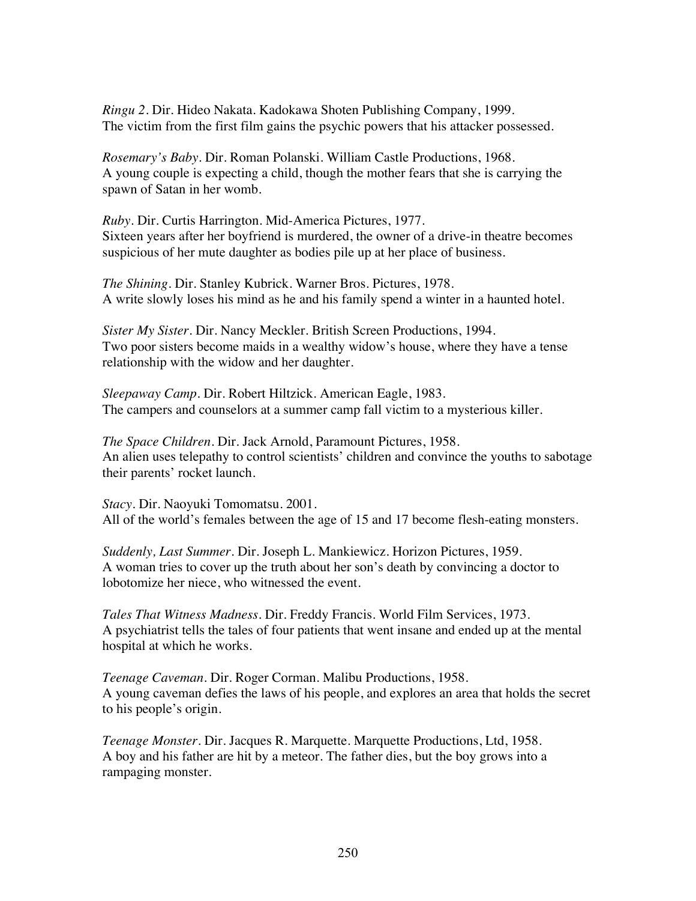*Ringu 2*. Dir. Hideo Nakata. Kadokawa Shoten Publishing Company, 1999.
The victim from the first film gains the psychic powers that his attacker possessed.

*Rosemary's Baby*. Dir. Roman Polanski. William Castle Productions, 1968.
A young couple is expecting a child, though the mother fears that she is carrying the spawn of Satan in her womb.

*Ruby*. Dir. Curtis Harrington. Mid-America Pictures, 1977.
Sixteen years after her boyfriend is murdered, the owner of a drive-in theatre becomes suspicious of her mute daughter as bodies pile up at her place of business.

*The Shining*. Dir. Stanley Kubrick. Warner Bros. Pictures, 1978.
A write slowly loses his mind as he and his family spend a winter in a haunted hotel.

*Sister My Sister*. Dir. Nancy Meckler. British Screen Productions, 1994.
Two poor sisters become maids in a wealthy widow's house, where they have a tense relationship with the widow and her daughter.

*Sleepaway Camp*. Dir. Robert Hiltzick. American Eagle, 1983.
The campers and counselors at a summer camp fall victim to a mysterious killer.

*The Space Children*. Dir. Jack Arnold, Paramount Pictures, 1958.
An alien uses telepathy to control scientists' children and convince the youths to sabotage their parents' rocket launch.

*Stacy*. Dir. Naoyuki Tomomatsu. 2001.
All of the world's females between the age of 15 and 17 become flesh-eating monsters.

*Suddenly, Last Summer*. Dir. Joseph L. Mankiewicz. Horizon Pictures, 1959.
A woman tries to cover up the truth about her son's death by convincing a doctor to lobotomize her niece, who witnessed the event.

*Tales That Witness Madness*. Dir. Freddy Francis. World Film Services, 1973.
A psychiatrist tells the tales of four patients that went insane and ended up at the mental hospital at which he works.

*Teenage Caveman*. Dir. Roger Corman. Malibu Productions, 1958.
A young caveman defies the laws of his people, and explores an area that holds the secret to his people's origin.

*Teenage Monster*. Dir. Jacques R. Marquette. Marquette Productions, Ltd, 1958.
A boy and his father are hit by a meteor. The father dies, but the boy grows into a rampaging monster.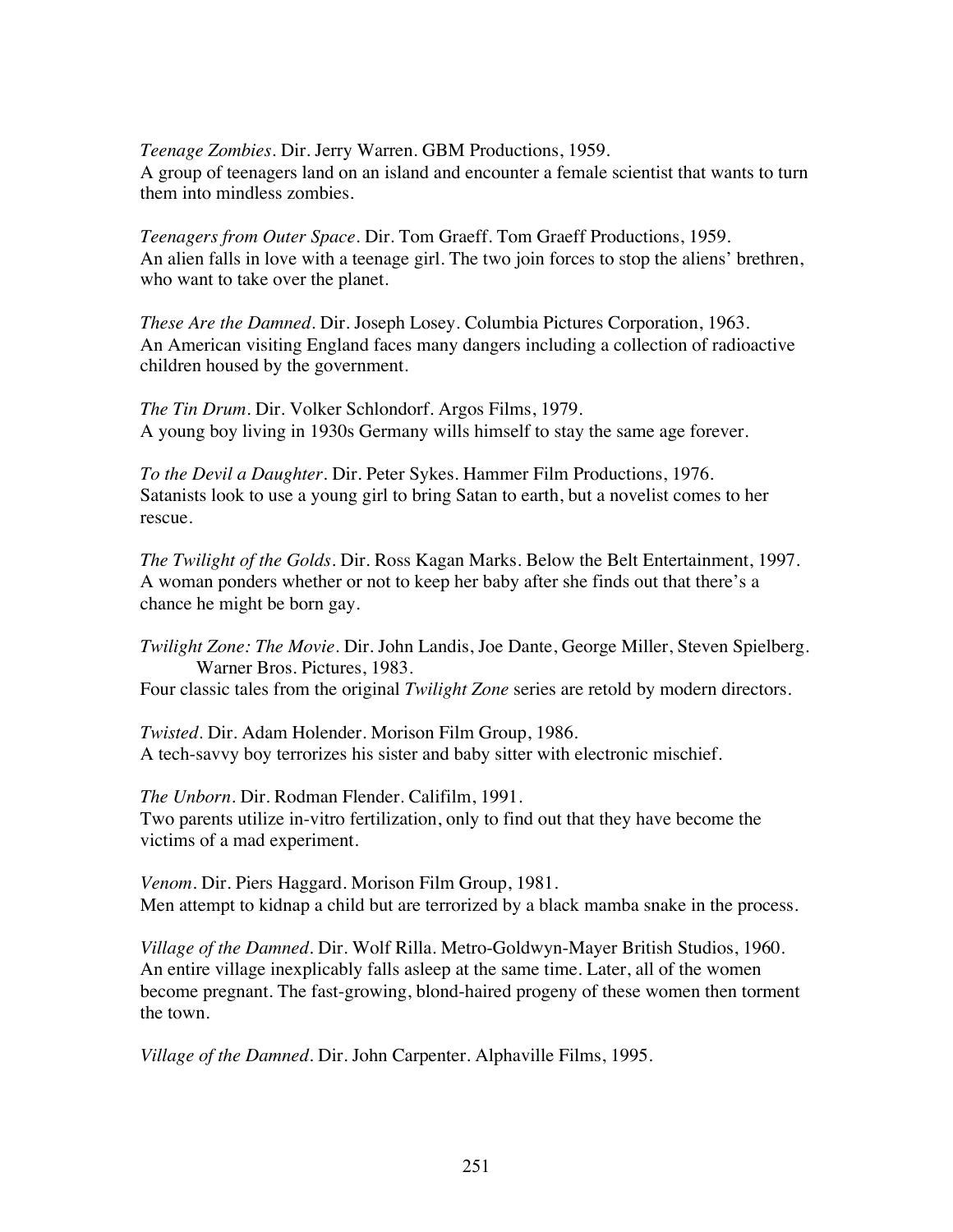*Teenage Zombies*. Dir. Jerry Warren. GBM Productions, 1959.
A group of teenagers land on an island and encounter a female scientist that wants to turn them into mindless zombies.

*Teenagers from Outer Space*. Dir. Tom Graeff. Tom Graeff Productions, 1959.
An alien falls in love with a teenage girl. The two join forces to stop the aliens' brethren, who want to take over the planet.

*These Are the Damned*. Dir. Joseph Losey. Columbia Pictures Corporation, 1963.
An American visiting England faces many dangers including a collection of radioactive children housed by the government.

*The Tin Drum*. Dir. Volker Schlondorf. Argos Films, 1979.
A young boy living in 1930s Germany wills himself to stay the same age forever.

*To the Devil a Daughter*. Dir. Peter Sykes. Hammer Film Productions, 1976.
Satanists look to use a young girl to bring Satan to earth, but a novelist comes to her rescue.

*The Twilight of the Golds*. Dir. Ross Kagan Marks. Below the Belt Entertainment, 1997.
A woman ponders whether or not to keep her baby after she finds out that there's a chance he might be born gay.

*Twilight Zone: The Movie*. Dir. John Landis, Joe Dante, George Miller, Steven Spielberg. Warner Bros. Pictures, 1983.
Four classic tales from the original *Twilight Zone* series are retold by modern directors.

*Twisted*. Dir. Adam Holender. Morison Film Group, 1986.
A tech-savvy boy terrorizes his sister and baby sitter with electronic mischief.

*The Unborn*. Dir. Rodman Flender. Califilm, 1991.
Two parents utilize in-vitro fertilization, only to find out that they have become the victims of a mad experiment.

*Venom*. Dir. Piers Haggard. Morison Film Group, 1981.
Men attempt to kidnap a child but are terrorized by a black mamba snake in the process.

*Village of the Damned*. Dir. Wolf Rilla. Metro-Goldwyn-Mayer British Studios, 1960.
An entire village inexplicably falls asleep at the same time. Later, all of the women become pregnant. The fast-growing, blond-haired progeny of these women then torment the town.

*Village of the Damned*. Dir. John Carpenter. Alphaville Films, 1995.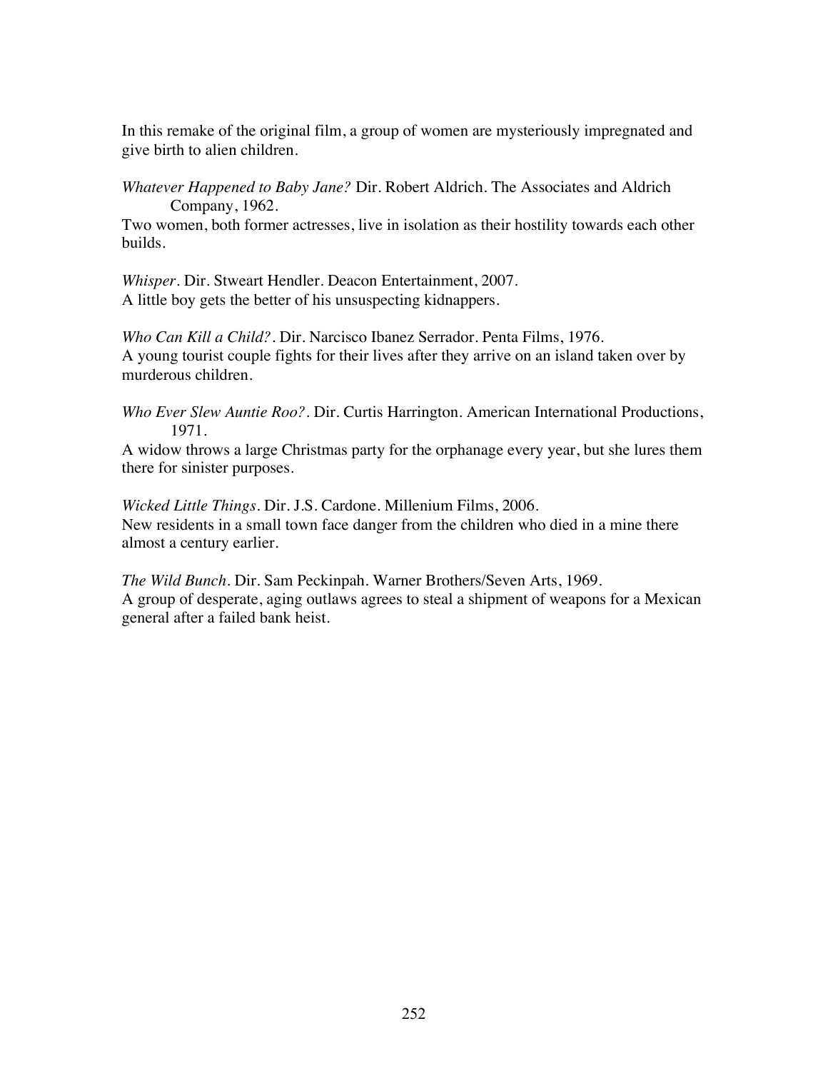In this remake of the original film, a group of women are mysteriously impregnated and give birth to alien children.

*Whatever Happened to Baby Jane?* Dir. Robert Aldrich. The Associates and Aldrich Company, 1962.
Two women, both former actresses, live in isolation as their hostility towards each other builds.

*Whisper*. Dir. Stweart Hendler. Deacon Entertainment, 2007.
A little boy gets the better of his unsuspecting kidnappers.

*Who Can Kill a Child?*. Dir. Narcisco Ibanez Serrador. Penta Films, 1976.
A young tourist couple fights for their lives after they arrive on an island taken over by murderous children.

*Who Ever Slew Auntie Roo?*. Dir. Curtis Harrington. American International Productions, 1971.
A widow throws a large Christmas party for the orphanage every year, but she lures them there for sinister purposes.

*Wicked Little Things*. Dir. J.S. Cardone. Millenium Films, 2006.
New residents in a small town face danger from the children who died in a mine there almost a century earlier.

*The Wild Bunch*. Dir. Sam Peckinpah. Warner Brothers/Seven Arts, 1969.
A group of desperate, aging outlaws agrees to steal a shipment of weapons for a Mexican general after a failed bank heist.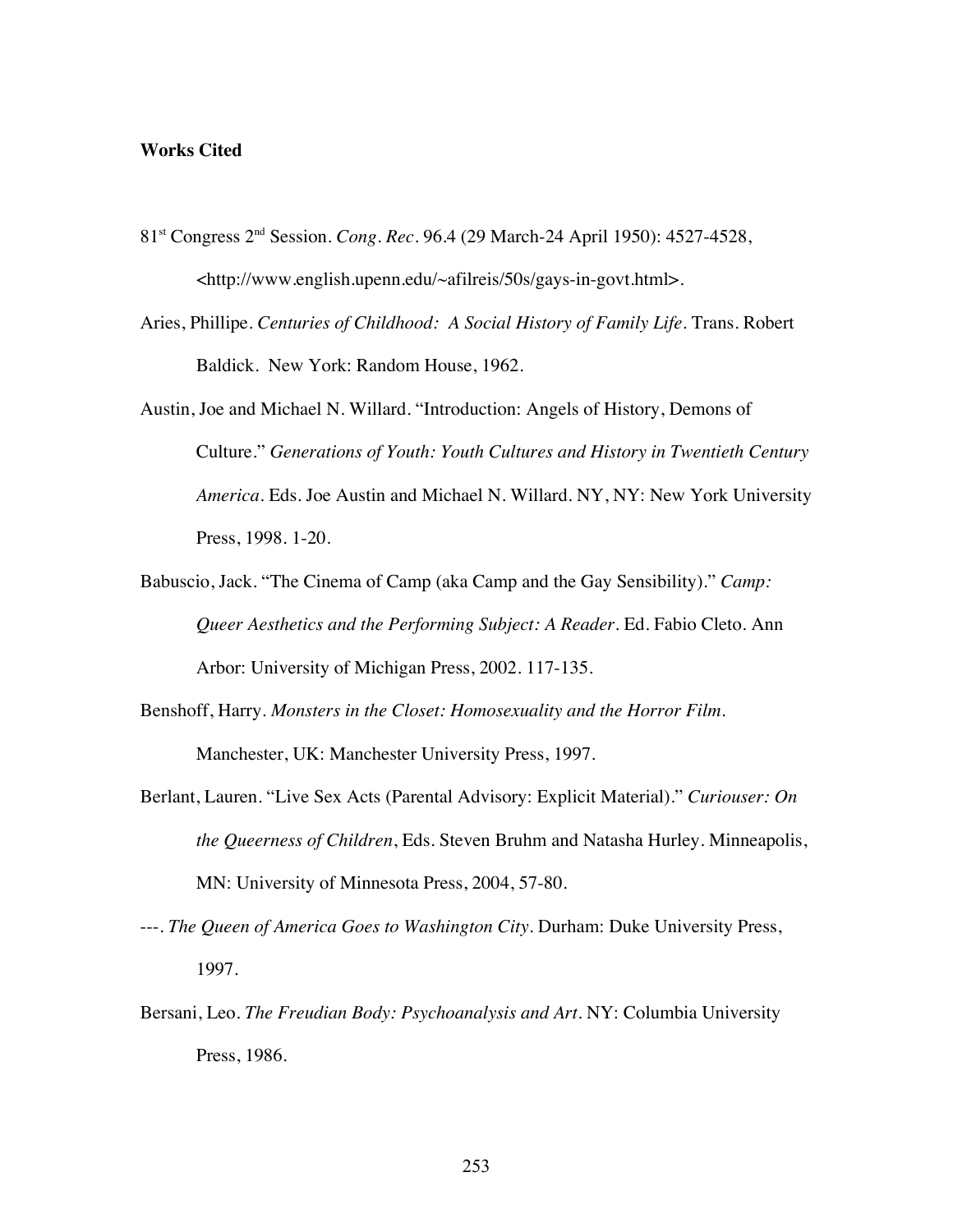**Works Cited**

81[st] Congress 2[nd] Session. *Cong. Rec.* 96.4 (29 March-24 April 1950): 4527-4528, <http://www.english.upenn.edu/~afilreis/50s/gays-in-govt.html>.

Aries, Phillipe. *Centuries of Childhood: A Social History of Family Life.* Trans. Robert Baldick. New York: Random House, 1962.

Austin, Joe and Michael N. Willard. "Introduction: Angels of History, Demons of Culture." *Generations of Youth: Youth Cultures and History in Twentieth Century America.* Eds. Joe Austin and Michael N. Willard. NY, NY: New York University Press, 1998. 1-20.

Babuscio, Jack. "The Cinema of Camp (aka Camp and the Gay Sensibility)." *Camp: Queer Aesthetics and the Performing Subject: A Reader.* Ed. Fabio Cleto. Ann Arbor: University of Michigan Press, 2002. 117-135.

Benshoff, Harry. *Monsters in the Closet: Homosexuality and the Horror Film.* Manchester, UK: Manchester University Press, 1997.

Berlant, Lauren. "Live Sex Acts (Parental Advisory: Explicit Material)." *Curiouser: On the Queerness of Children*, Eds. Steven Bruhm and Natasha Hurley. Minneapolis, MN: University of Minnesota Press, 2004, 57-80.

---. *The Queen of America Goes to Washington City.* Durham: Duke University Press, 1997.

Bersani, Leo. *The Freudian Body: Psychoanalysis and Art.* NY: Columbia University Press, 1986.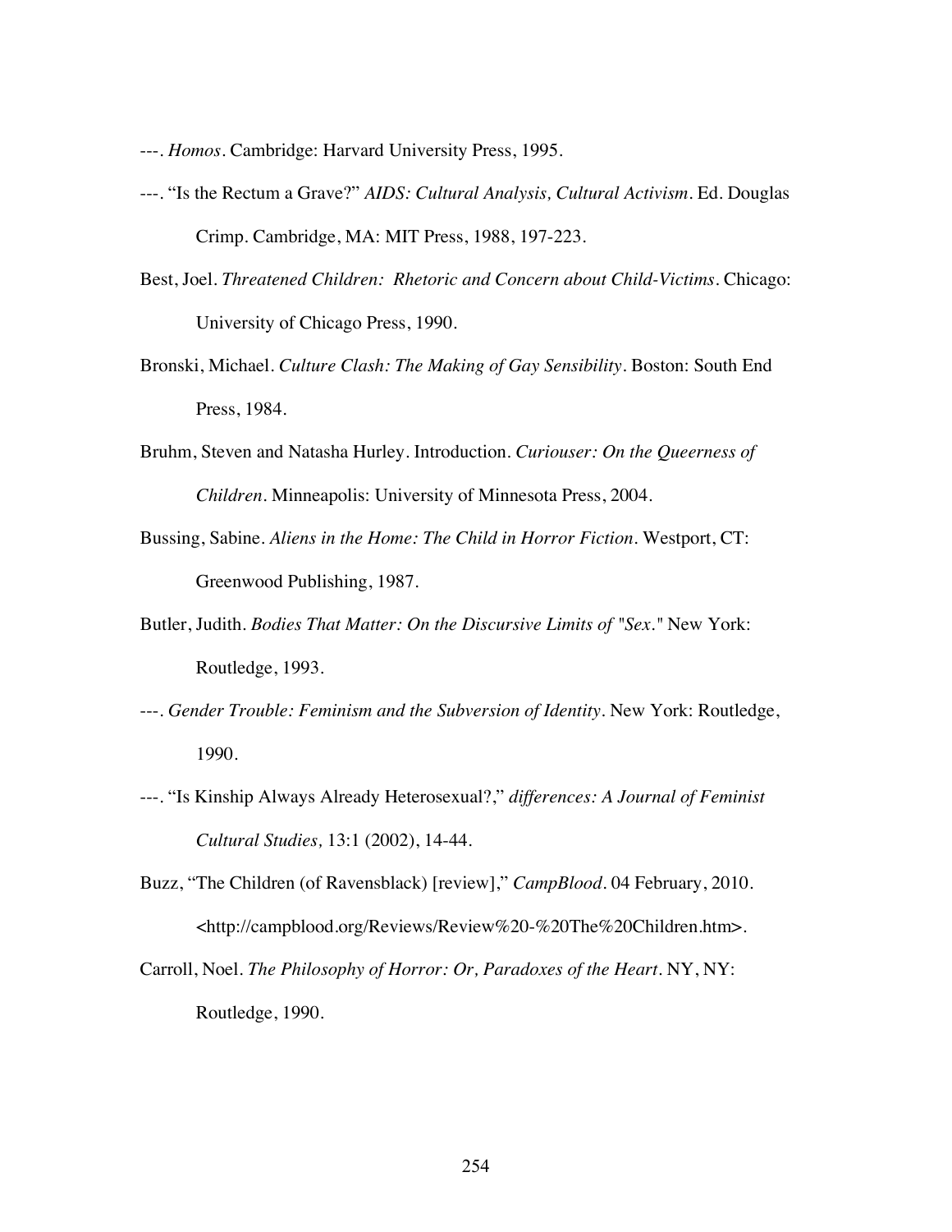---. *Homos*. Cambridge: Harvard University Press, 1995.

---. "Is the Rectum a Grave?" *AIDS: Cultural Analysis, Cultural Activism*. Ed. Douglas Crimp. Cambridge, MA: MIT Press, 1988, 197-223.

Best, Joel. *Threatened Children: Rhetoric and Concern about Child-Victims*. Chicago: University of Chicago Press, 1990.

Bronski, Michael. *Culture Clash: The Making of Gay Sensibility*. Boston: South End Press, 1984.

Bruhm, Steven and Natasha Hurley. Introduction. *Curiouser: On the Queerness of Children*. Minneapolis: University of Minnesota Press, 2004.

Bussing, Sabine. *Aliens in the Home: The Child in Horror Fiction*. Westport, CT: Greenwood Publishing, 1987.

Butler, Judith. *Bodies That Matter: On the Discursive Limits of "Sex."* New York: Routledge, 1993.

---. *Gender Trouble: Feminism and the Subversion of Identity*. New York: Routledge, 1990.

---. "Is Kinship Always Already Heterosexual?," *differences: A Journal of Feminist Cultural Studies,* 13:1 (2002), 14-44.

Buzz, "The Children (of Ravensblack) [review]," *CampBlood*. 04 February, 2010. <http://campblood.org/Reviews/Review%20-%20The%20Children.htm>.

Carroll, Noel. *The Philosophy of Horror: Or, Paradoxes of the Heart*. NY, NY: Routledge, 1990.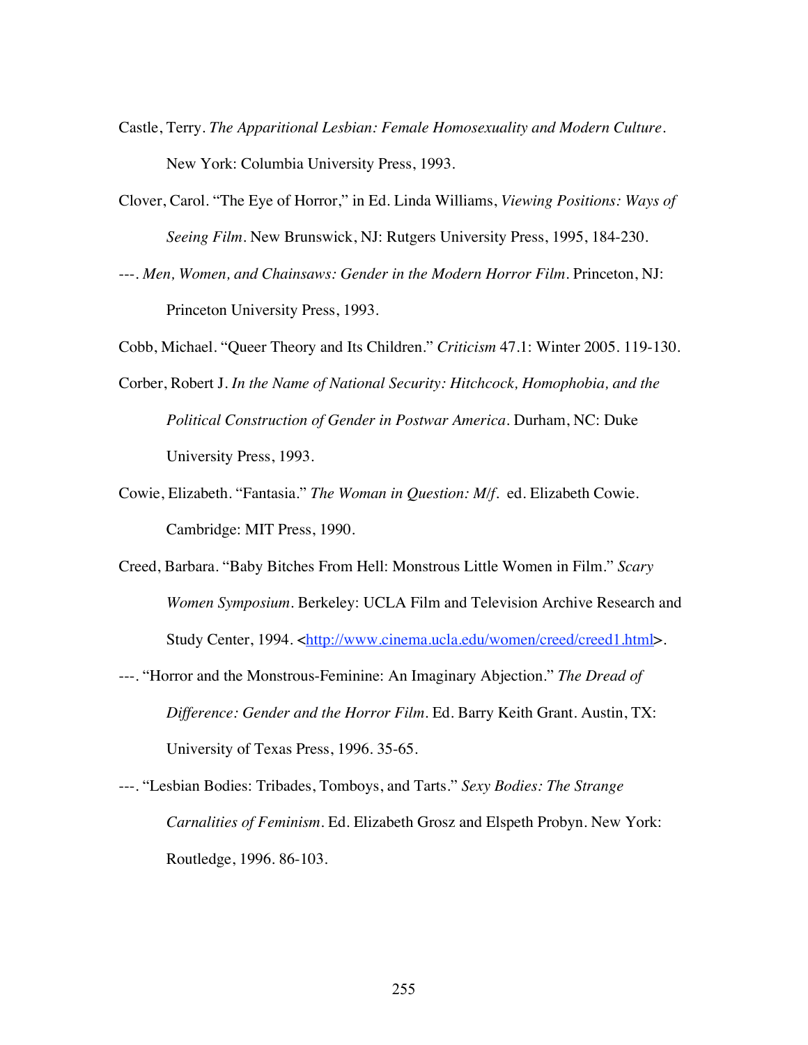Castle, Terry. *The Apparitional Lesbian: Female Homosexuality and Modern Culture*. New York: Columbia University Press, 1993.

Clover, Carol. "The Eye of Horror," in Ed. Linda Williams, *Viewing Positions: Ways of Seeing Film*. New Brunswick, NJ: Rutgers University Press, 1995, 184-230.

---. *Men, Women, and Chainsaws: Gender in the Modern Horror Film*. Princeton, NJ: Princeton University Press, 1993.

Cobb, Michael. "Queer Theory and Its Children." *Criticism* 47.1: Winter 2005. 119-130.

Corber, Robert J. *In the Name of National Security: Hitchcock, Homophobia, and the Political Construction of Gender in Postwar America*. Durham, NC: Duke University Press, 1993.

Cowie, Elizabeth. "Fantasia." *The Woman in Question: M/f*. ed. Elizabeth Cowie. Cambridge: MIT Press, 1990.

Creed, Barbara. "Baby Bitches From Hell: Monstrous Little Women in Film." *Scary Women Symposium*. Berkeley: UCLA Film and Television Archive Research and Study Center, 1994. <http://www.cinema.ucla.edu/women/creed/creed1.html>.

---. "Horror and the Monstrous-Feminine: An Imaginary Abjection." *The Dread of Difference: Gender and the Horror Film*. Ed. Barry Keith Grant. Austin, TX: University of Texas Press, 1996. 35-65.

---. "Lesbian Bodies: Tribades, Tomboys, and Tarts." *Sexy Bodies: The Strange Carnalities of Feminism*. Ed. Elizabeth Grosz and Elspeth Probyn. New York: Routledge, 1996. 86-103.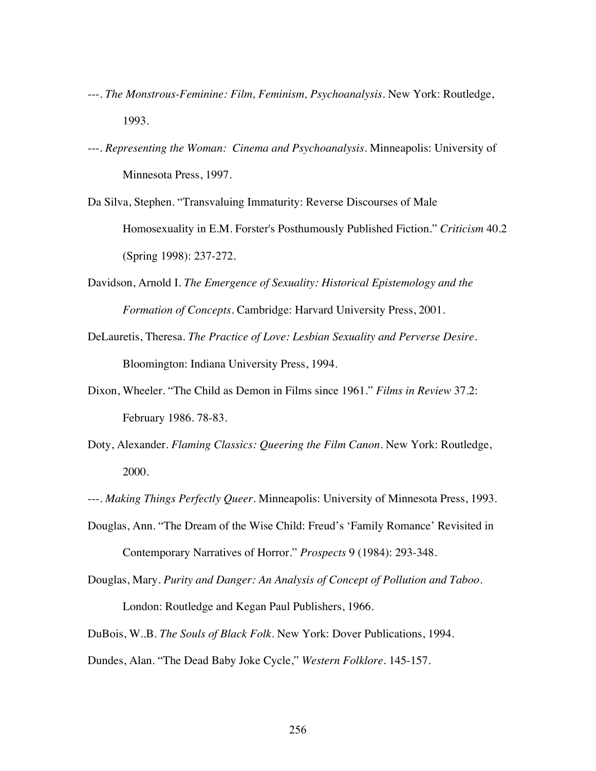---. *The Monstrous-Feminine: Film, Feminism, Psychoanalysis*. New York: Routledge, 1993.

---. *Representing the Woman: Cinema and Psychoanalysis*. Minneapolis: University of Minnesota Press, 1997.

Da Silva, Stephen. "Transvaluing Immaturity: Reverse Discourses of Male Homosexuality in E.M. Forster's Posthumously Published Fiction." *Criticism* 40.2 (Spring 1998): 237-272.

Davidson, Arnold I. *The Emergence of Sexuality: Historical Epistemology and the Formation of Concepts*. Cambridge: Harvard University Press, 2001.

DeLauretis, Theresa. *The Practice of Love: Lesbian Sexuality and Perverse Desire*. Bloomington: Indiana University Press, 1994.

Dixon, Wheeler. "The Child as Demon in Films since 1961." *Films in Review* 37.2: February 1986. 78-83.

Doty, Alexander. *Flaming Classics: Queering the Film Canon*. New York: Routledge, 2000.

---. *Making Things Perfectly Queer*. Minneapolis: University of Minnesota Press, 1993.

Douglas, Ann. "The Dream of the Wise Child: Freud's 'Family Romance' Revisited in Contemporary Narratives of Horror." *Prospects* 9 (1984): 293-348.

Douglas, Mary. *Purity and Danger: An Analysis of Concept of Pollution and Taboo*. London: Routledge and Kegan Paul Publishers, 1966.

DuBois, W..B. *The Souls of Black Folk*. New York: Dover Publications, 1994.

Dundes, Alan. "The Dead Baby Joke Cycle," *Western Folklore*. 145-157.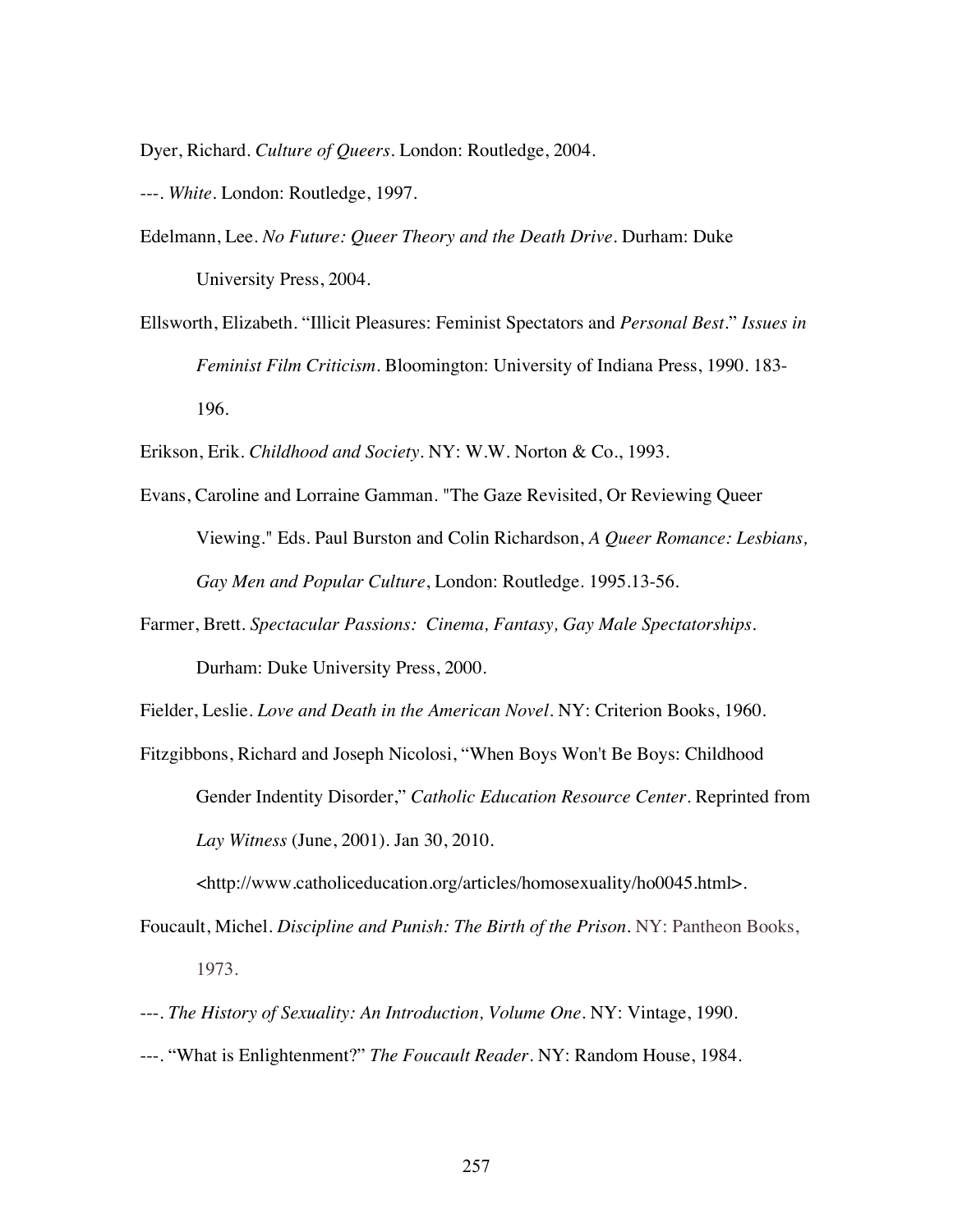Dyer, Richard. *Culture of Queers*. London: Routledge, 2004.

---. *White*. London: Routledge, 1997.

Edelmann, Lee. *No Future: Queer Theory and the Death Drive*. Durham: Duke University Press, 2004.

Ellsworth, Elizabeth. "Illicit Pleasures: Feminist Spectators and *Personal Best*." *Issues in Feminist Film Criticism*. Bloomington: University of Indiana Press, 1990. 183-196.

Erikson, Erik. *Childhood and Society*. NY: W.W. Norton & Co., 1993.

Evans, Caroline and Lorraine Gamman. "The Gaze Revisited, Or Reviewing Queer Viewing." Eds. Paul Burston and Colin Richardson, *A Queer Romance: Lesbians, Gay Men and Popular Culture*, London: Routledge. 1995.13-56.

Farmer, Brett. *Spectacular Passions: Cinema, Fantasy, Gay Male Spectatorships*. Durham: Duke University Press, 2000.

Fielder, Leslie. *Love and Death in the American Novel*. NY: Criterion Books, 1960.

Fitzgibbons, Richard and Joseph Nicolosi, "When Boys Won't Be Boys: Childhood Gender Indentity Disorder," *Catholic Education Resource Center*. Reprinted from *Lay Witness* (June, 2001). Jan 30, 2010. <http://www.catholiceducation.org/articles/homosexuality/ho0045.html>.

Foucault, Michel. *Discipline and Punish: The Birth of the Prison*. NY: Pantheon Books, 1973.

---. *The History of Sexuality: An Introduction, Volume One*. NY: Vintage, 1990.

---. "What is Enlightenment?" *The Foucault Reader*. NY: Random House, 1984.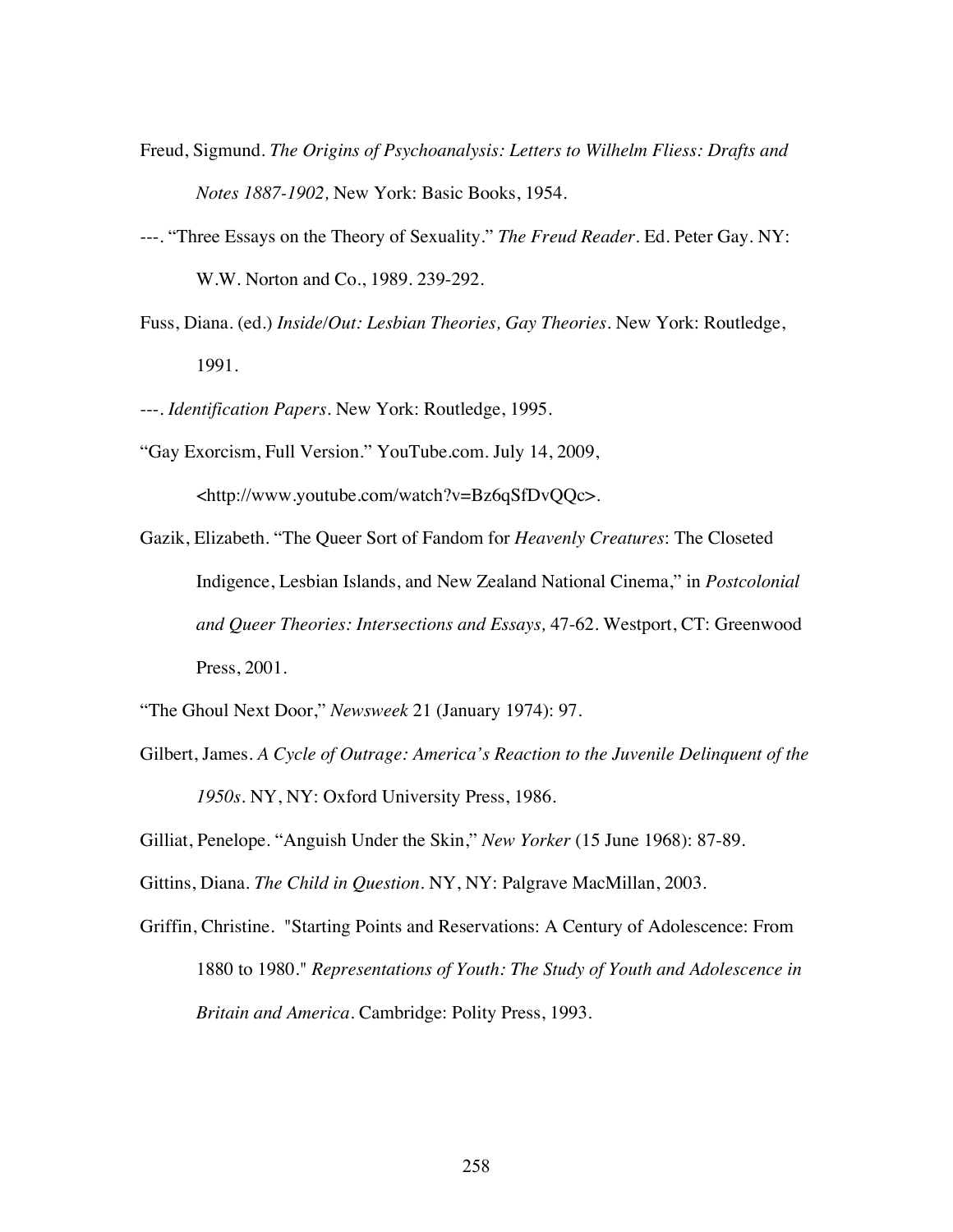Freud, Sigmund. *The Origins of Psychoanalysis: Letters to Wilhelm Fliess: Drafts and Notes 1887-1902,* New York: Basic Books, 1954.

---. "Three Essays on the Theory of Sexuality." *The Freud Reader*. Ed. Peter Gay. NY: W.W. Norton and Co., 1989. 239-292.

Fuss, Diana. (ed.) *Inside/Out: Lesbian Theories, Gay Theories*. New York: Routledge, 1991.

---. *Identification Papers*. New York: Routledge, 1995.

"Gay Exorcism, Full Version." YouTube.com. July 14, 2009, <http://www.youtube.com/watch?v=Bz6qSfDvQQc>.

Gazik, Elizabeth. "The Queer Sort of Fandom for *Heavenly Creatures*: The Closeted Indigence, Lesbian Islands, and New Zealand National Cinema," in *Postcolonial and Queer Theories: Intersections and Essays,* 47-62. Westport, CT: Greenwood Press, 2001.

"The Ghoul Next Door," *Newsweek* 21 (January 1974): 97.

Gilbert, James. *A Cycle of Outrage: America's Reaction to the Juvenile Delinquent of the 1950s*. NY, NY: Oxford University Press, 1986.

Gilliat, Penelope. "Anguish Under the Skin," *New Yorker* (15 June 1968): 87-89.

Gittins, Diana. *The Child in Question*. NY, NY: Palgrave MacMillan, 2003.

Griffin, Christine. "Starting Points and Reservations: A Century of Adolescence: From 1880 to 1980." *Representations of Youth: The Study of Youth and Adolescence in Britain and America*. Cambridge: Polity Press, 1993.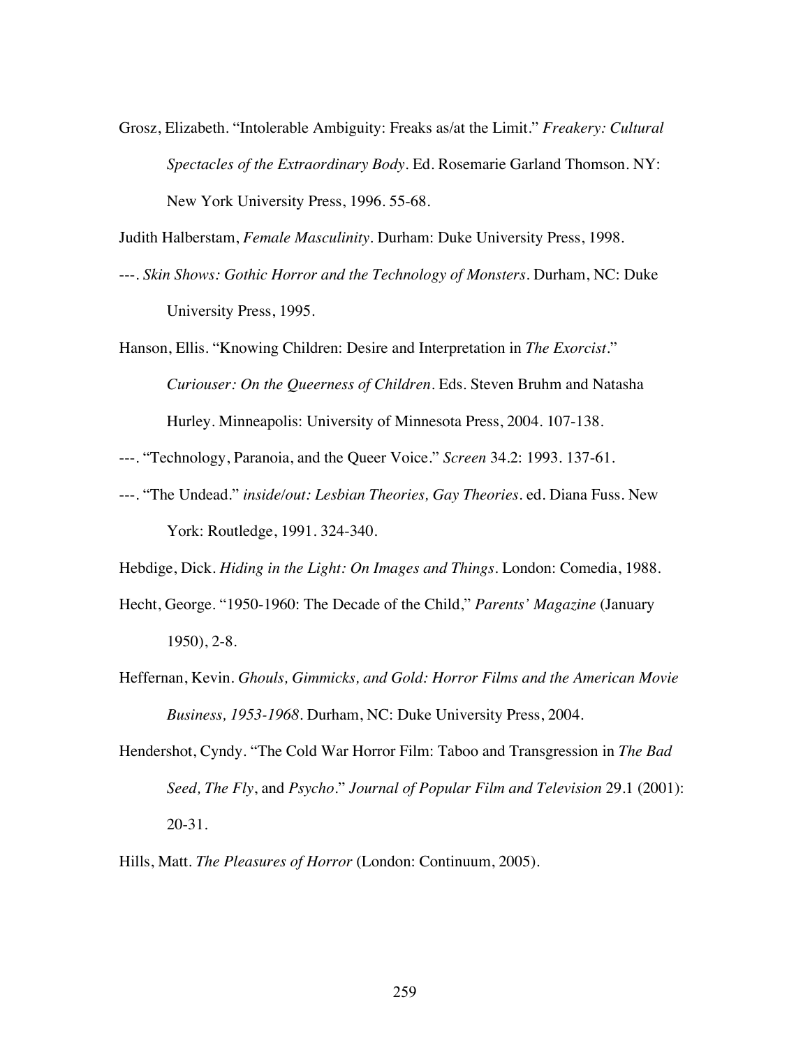Grosz, Elizabeth. "Intolerable Ambiguity: Freaks as/at the Limit." *Freakery: Cultural Spectacles of the Extraordinary Body*. Ed. Rosemarie Garland Thomson. NY: New York University Press, 1996. 55-68.

Judith Halberstam, *Female Masculinity*. Durham: Duke University Press, 1998.

---. *Skin Shows: Gothic Horror and the Technology of Monsters*. Durham, NC: Duke University Press, 1995.

Hanson, Ellis. "Knowing Children: Desire and Interpretation in *The Exorcist*." *Curiouser: On the Queerness of Children*. Eds. Steven Bruhm and Natasha Hurley. Minneapolis: University of Minnesota Press, 2004. 107-138.

---. "Technology, Paranoia, and the Queer Voice." *Screen* 34.2: 1993. 137-61.

---. "The Undead." *inside/out: Lesbian Theories, Gay Theories*. ed. Diana Fuss. New York: Routledge, 1991. 324-340.

Hebdige, Dick. *Hiding in the Light: On Images and Things*. London: Comedia, 1988.

Hecht, George. "1950-1960: The Decade of the Child," *Parents' Magazine* (January 1950), 2-8.

Heffernan, Kevin. *Ghouls, Gimmicks, and Gold: Horror Films and the American Movie Business, 1953-1968*. Durham, NC: Duke University Press, 2004.

Hendershot, Cyndy. "The Cold War Horror Film: Taboo and Transgression in *The Bad Seed, The Fly*, and *Psycho*." *Journal of Popular Film and Television* 29.1 (2001): 20-31.

Hills, Matt. *The Pleasures of Horror* (London: Continuum, 2005).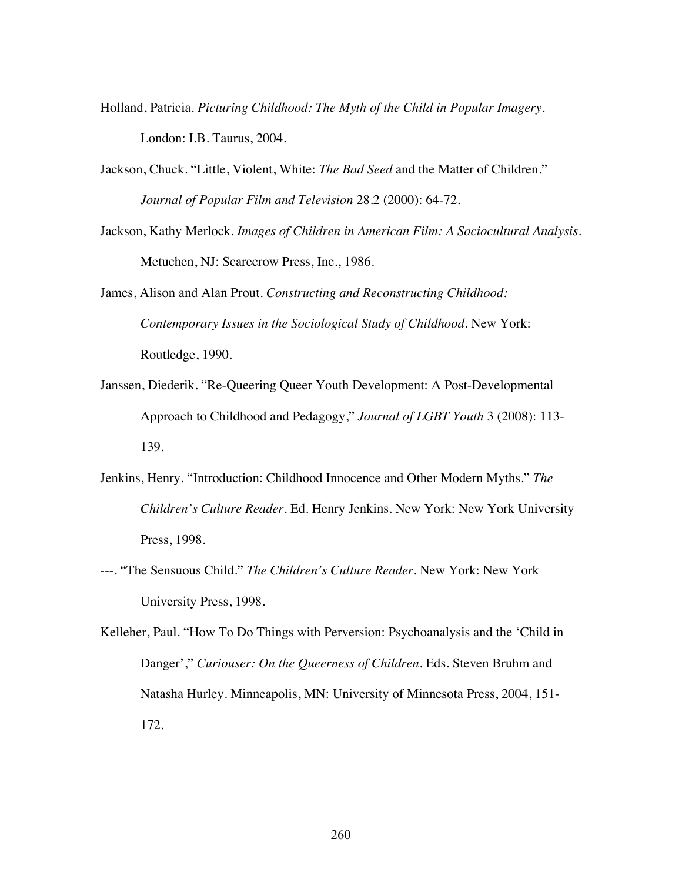Holland, Patricia. *Picturing Childhood: The Myth of the Child in Popular Imagery*. London: I.B. Taurus, 2004.

Jackson, Chuck. "Little, Violent, White: *The Bad Seed* and the Matter of Children." *Journal of Popular Film and Television* 28.2 (2000): 64-72.

Jackson, Kathy Merlock. *Images of Children in American Film: A Sociocultural Analysis*. Metuchen, NJ: Scarecrow Press, Inc., 1986.

James, Alison and Alan Prout. *Constructing and Reconstructing Childhood: Contemporary Issues in the Sociological Study of Childhood*. New York: Routledge, 1990.

Janssen, Diederik. "Re-Queering Queer Youth Development: A Post-Developmental Approach to Childhood and Pedagogy," *Journal of LGBT Youth* 3 (2008): 113-139.

Jenkins, Henry. "Introduction: Childhood Innocence and Other Modern Myths." *The Children's Culture Reader*. Ed. Henry Jenkins. New York: New York University Press, 1998.

---. "The Sensuous Child." *The Children's Culture Reader*. New York: New York University Press, 1998.

Kelleher, Paul. "How To Do Things with Perversion: Psychoanalysis and the 'Child in Danger'," *Curiouser: On the Queerness of Children*. Eds. Steven Bruhm and Natasha Hurley. Minneapolis, MN: University of Minnesota Press, 2004, 151-172.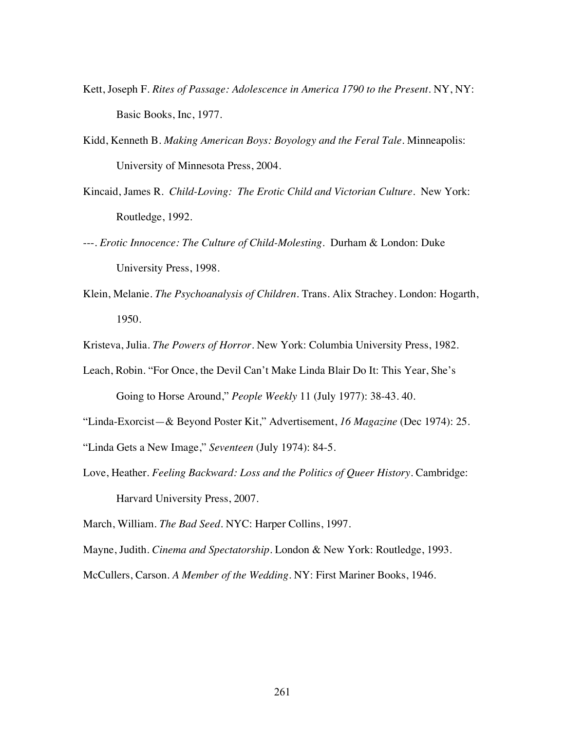Kett, Joseph F. *Rites of Passage: Adolescence in America 1790 to the Present*. NY, NY: Basic Books, Inc, 1977.

Kidd, Kenneth B. *Making American Boys: Boyology and the Feral Tale*. Minneapolis: University of Minnesota Press, 2004.

Kincaid, James R. *Child-Loving: The Erotic Child and Victorian Culture*. New York: Routledge, 1992.

---. *Erotic Innocence: The Culture of Child-Molesting*. Durham & London: Duke University Press, 1998.

Klein, Melanie. *The Psychoanalysis of Children*. Trans. Alix Strachey. London: Hogarth, 1950.

Kristeva, Julia. *The Powers of Horror*. New York: Columbia University Press, 1982.

Leach, Robin. "For Once, the Devil Can't Make Linda Blair Do It: This Year, She's Going to Horse Around," *People Weekly* 11 (July 1977): 38-43. 40.

"Linda-Exorcist—& Beyond Poster Kit," Advertisement, *16 Magazine* (Dec 1974): 25.

"Linda Gets a New Image," *Seventeen* (July 1974): 84-5.

Love, Heather. *Feeling Backward: Loss and the Politics of Queer History*. Cambridge: Harvard University Press, 2007.

March, William. *The Bad Seed*. NYC: Harper Collins, 1997.

Mayne, Judith. *Cinema and Spectatorship*. London & New York: Routledge, 1993.

McCullers, Carson. *A Member of the Wedding*. NY: First Mariner Books, 1946.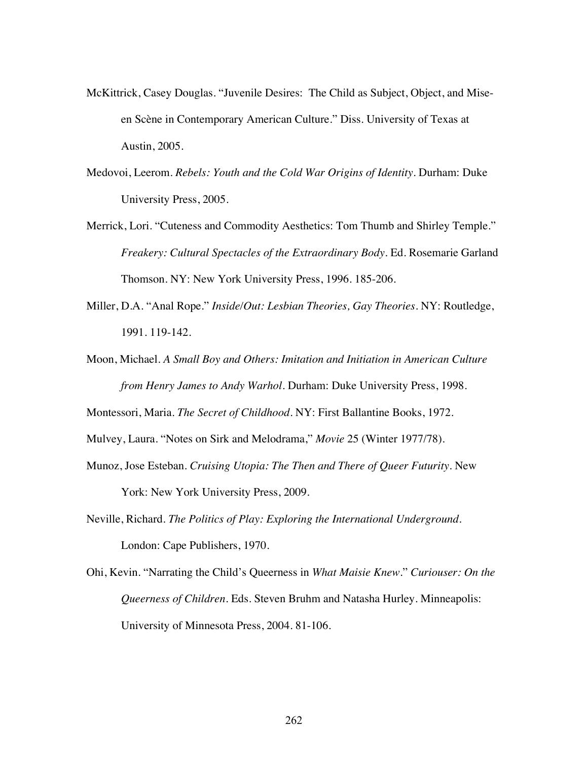McKittrick, Casey Douglas. "Juvenile Desires:  The Child as Subject, Object, and Mise-en Scène in Contemporary American Culture." Diss. University of Texas at Austin, 2005.

Medovoi, Leerom. *Rebels: Youth and the Cold War Origins of Identity*. Durham: Duke University Press, 2005.

Merrick, Lori. "Cuteness and Commodity Aesthetics: Tom Thumb and Shirley Temple." *Freakery: Cultural Spectacles of the Extraordinary Body*. Ed. Rosemarie Garland Thomson. NY: New York University Press, 1996. 185-206.

Miller, D.A. "Anal Rope." *Inside/Out: Lesbian Theories, Gay Theories*. NY: Routledge, 1991. 119-142.

Moon, Michael. *A Small Boy and Others: Imitation and Initiation in American Culture from Henry James to Andy Warhol*. Durham: Duke University Press, 1998.

Montessori, Maria. *The Secret of Childhood*. NY: First Ballantine Books, 1972.

Mulvey, Laura. "Notes on Sirk and Melodrama," *Movie* 25 (Winter 1977/78).

Munoz, Jose Esteban. *Cruising Utopia: The Then and There of Queer Futurity*. New York: New York University Press, 2009.

Neville, Richard. *The Politics of Play: Exploring the International Underground*. London: Cape Publishers, 1970.

Ohi, Kevin. "Narrating the Child's Queerness in *What Maisie Knew*." *Curiouser: On the Queerness of Children*. Eds. Steven Bruhm and Natasha Hurley. Minneapolis: University of Minnesota Press, 2004. 81-106.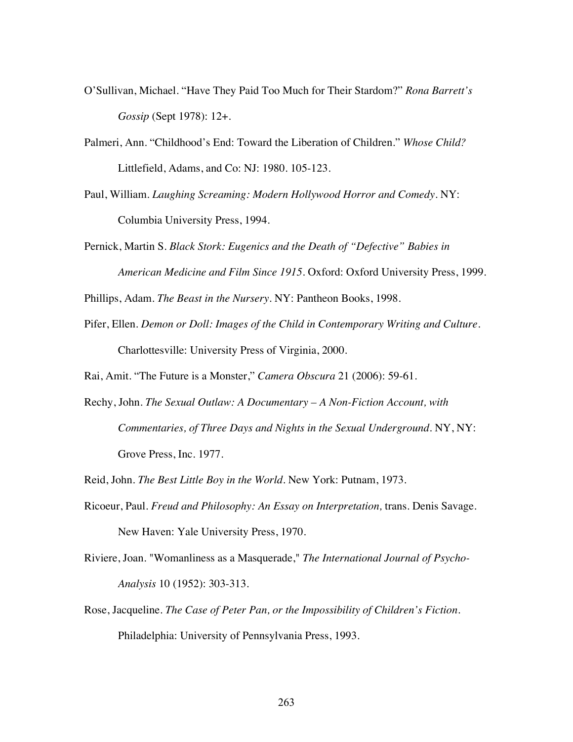O'Sullivan, Michael. "Have They Paid Too Much for Their Stardom?" *Rona Barrett's Gossip* (Sept 1978): 12+.

Palmeri, Ann. "Childhood's End: Toward the Liberation of Children." *Whose Child?* Littlefield, Adams, and Co: NJ: 1980. 105-123.

Paul, William. *Laughing Screaming: Modern Hollywood Horror and Comedy*. NY: Columbia University Press, 1994.

Pernick, Martin S. *Black Stork: Eugenics and the Death of "Defective" Babies in American Medicine and Film Since 1915*. Oxford: Oxford University Press, 1999.

Phillips, Adam. *The Beast in the Nursery*. NY: Pantheon Books, 1998.

Pifer, Ellen. *Demon or Doll: Images of the Child in Contemporary Writing and Culture*. Charlottesville: University Press of Virginia, 2000.

Rai, Amit. "The Future is a Monster," *Camera Obscura* 21 (2006): 59-61.

Rechy, John. *The Sexual Outlaw: A Documentary – A Non-Fiction Account, with Commentaries, of Three Days and Nights in the Sexual Underground*. NY, NY: Grove Press, Inc. 1977.

Reid, John. *The Best Little Boy in the World*. New York: Putnam, 1973.

Ricoeur, Paul. *Freud and Philosophy: An Essay on Interpretation,* trans. Denis Savage. New Haven: Yale University Press, 1970.

Riviere, Joan. "Womanliness as a Masquerade," *The International Journal of Psycho-Analysis* 10 (1952): 303-313.

Rose, Jacqueline. *The Case of Peter Pan, or the Impossibility of Children's Fiction*. Philadelphia: University of Pennsylvania Press, 1993.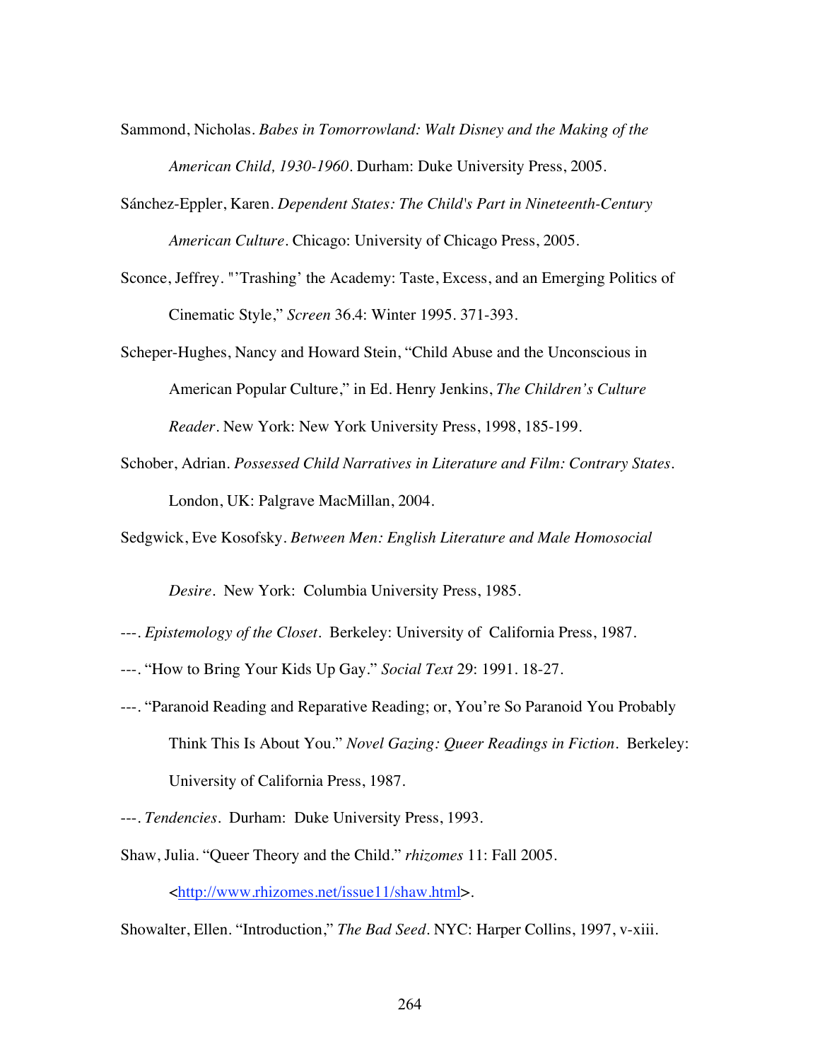Sammond, Nicholas. *Babes in Tomorrowland: Walt Disney and the Making of the American Child, 1930-1960*. Durham: Duke University Press, 2005.

Sánchez-Eppler, Karen. *Dependent States: The Child's Part in Nineteenth-Century American Culture*. Chicago: University of Chicago Press, 2005.

Sconce, Jeffrey. "'Trashing' the Academy: Taste, Excess, and an Emerging Politics of Cinematic Style," *Screen* 36.4: Winter 1995. 371-393.

Scheper-Hughes, Nancy and Howard Stein, "Child Abuse and the Unconscious in American Popular Culture," in Ed. Henry Jenkins, *The Children's Culture Reader*. New York: New York University Press, 1998, 185-199.

Schober, Adrian. *Possessed Child Narratives in Literature and Film: Contrary States*. London, UK: Palgrave MacMillan, 2004.

Sedgwick, Eve Kosofsky. *Between Men: English Literature and Male Homosocial Desire*. New York: Columbia University Press, 1985.

---. *Epistemology of the Closet*. Berkeley: University of California Press, 1987.

---. "How to Bring Your Kids Up Gay." *Social Text* 29: 1991. 18-27.

---. "Paranoid Reading and Reparative Reading; or, You're So Paranoid You Probably Think This Is About You." *Novel Gazing: Queer Readings in Fiction*. Berkeley: University of California Press, 1987.

---. *Tendencies*. Durham: Duke University Press, 1993.

Shaw, Julia. "Queer Theory and the Child." *rhizomes* 11: Fall 2005. <http://www.rhizomes.net/issue11/shaw.html>.

Showalter, Ellen. "Introduction," *The Bad Seed*. NYC: Harper Collins, 1997, v-xiii.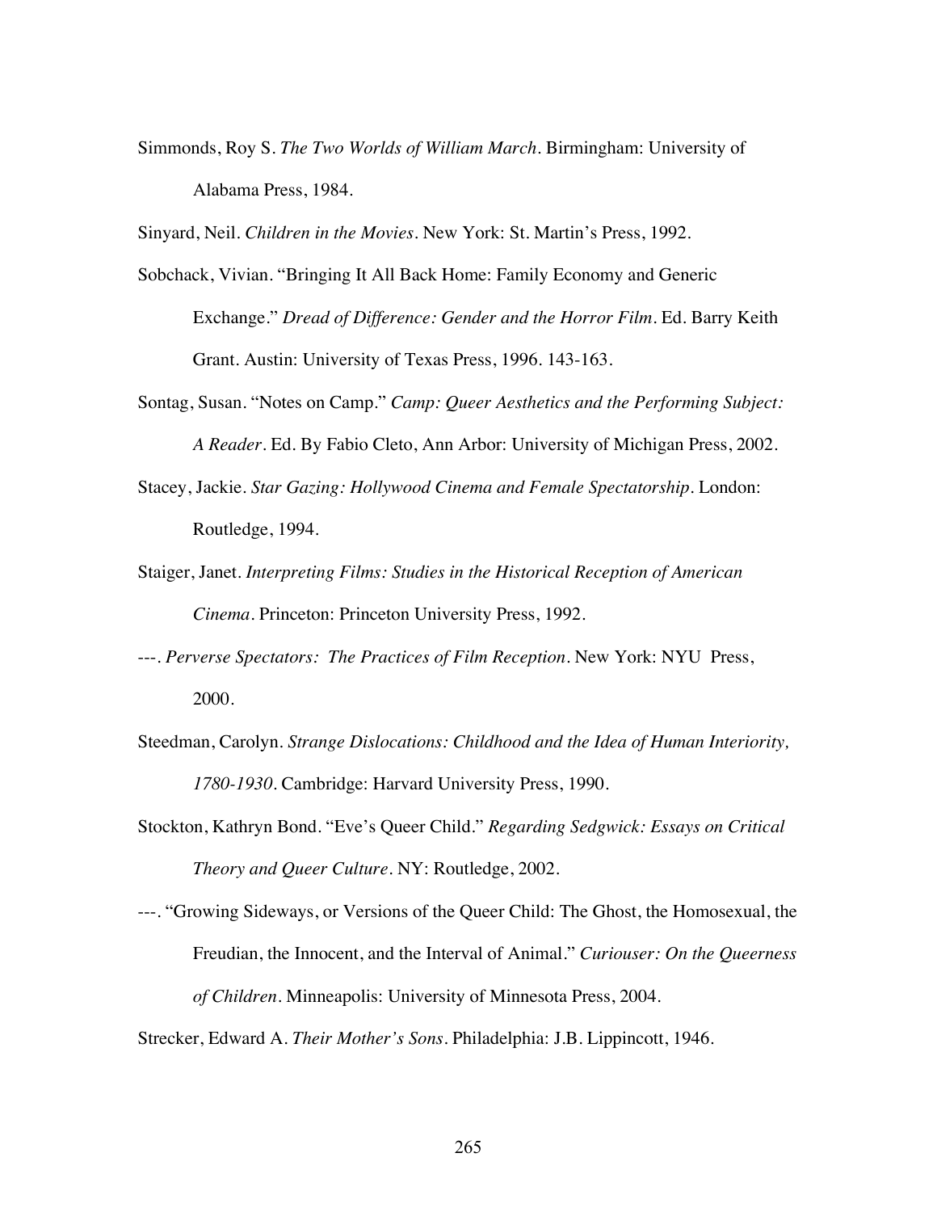Simmonds, Roy S. *The Two Worlds of William March*. Birmingham: University of Alabama Press, 1984.

Sinyard, Neil. *Children in the Movies*. New York: St. Martin's Press, 1992.

Sobchack, Vivian. "Bringing It All Back Home: Family Economy and Generic Exchange." *Dread of Difference: Gender and the Horror Film*. Ed. Barry Keith Grant. Austin: University of Texas Press, 1996. 143-163.

Sontag, Susan. "Notes on Camp." *Camp: Queer Aesthetics and the Performing Subject: A Reader*. Ed. By Fabio Cleto, Ann Arbor: University of Michigan Press, 2002.

Stacey, Jackie. *Star Gazing: Hollywood Cinema and Female Spectatorship*. London: Routledge, 1994.

Staiger, Janet. *Interpreting Films: Studies in the Historical Reception of American Cinema*. Princeton: Princeton University Press, 1992.

---. *Perverse Spectators: The Practices of Film Reception*. New York: NYU Press, 2000.

Steedman, Carolyn. *Strange Dislocations: Childhood and the Idea of Human Interiority, 1780-1930*. Cambridge: Harvard University Press, 1990.

Stockton, Kathryn Bond. "Eve's Queer Child." *Regarding Sedgwick: Essays on Critical Theory and Queer Culture*. NY: Routledge, 2002.

---. "Growing Sideways, or Versions of the Queer Child: The Ghost, the Homosexual, the Freudian, the Innocent, and the Interval of Animal." *Curiouser: On the Queerness of Children*. Minneapolis: University of Minnesota Press, 2004.

Strecker, Edward A. *Their Mother's Sons*. Philadelphia: J.B. Lippincott, 1946.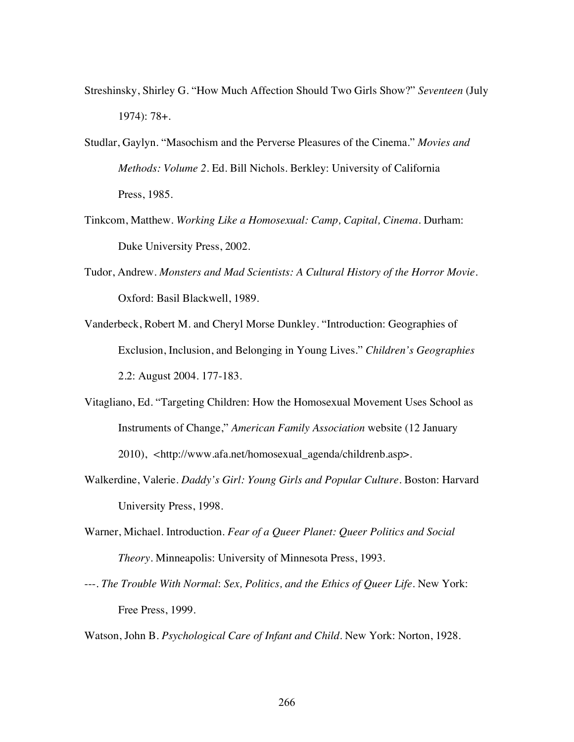Streshinsky, Shirley G. "How Much Affection Should Two Girls Show?" *Seventeen* (July 1974): 78+.

Studlar, Gaylyn. "Masochism and the Perverse Pleasures of the Cinema." *Movies and Methods: Volume 2*. Ed. Bill Nichols. Berkley: University of California Press, 1985.

Tinkcom, Matthew. *Working Like a Homosexual: Camp, Capital, Cinema*. Durham: Duke University Press, 2002.

Tudor, Andrew. *Monsters and Mad Scientists: A Cultural History of the Horror Movie*. Oxford: Basil Blackwell, 1989.

Vanderbeck, Robert M. and Cheryl Morse Dunkley. "Introduction: Geographies of Exclusion, Inclusion, and Belonging in Young Lives." *Children's Geographies* 2.2: August 2004. 177-183.

Vitagliano, Ed. "Targeting Children: How the Homosexual Movement Uses School as Instruments of Change," *American Family Association* website (12 January 2010), <http://www.afa.net/homosexual_agenda/childrenb.asp>.

Walkerdine, Valerie. *Daddy's Girl: Young Girls and Popular Culture*. Boston: Harvard University Press, 1998.

Warner, Michael. Introduction. *Fear of a Queer Planet: Queer Politics and Social Theory*. Minneapolis: University of Minnesota Press, 1993.

---. *The Trouble With Normal*: *Sex, Politics, and the Ethics of Queer Life*. New York: Free Press, 1999.

Watson, John B. *Psychological Care of Infant and Child*. New York: Norton, 1928.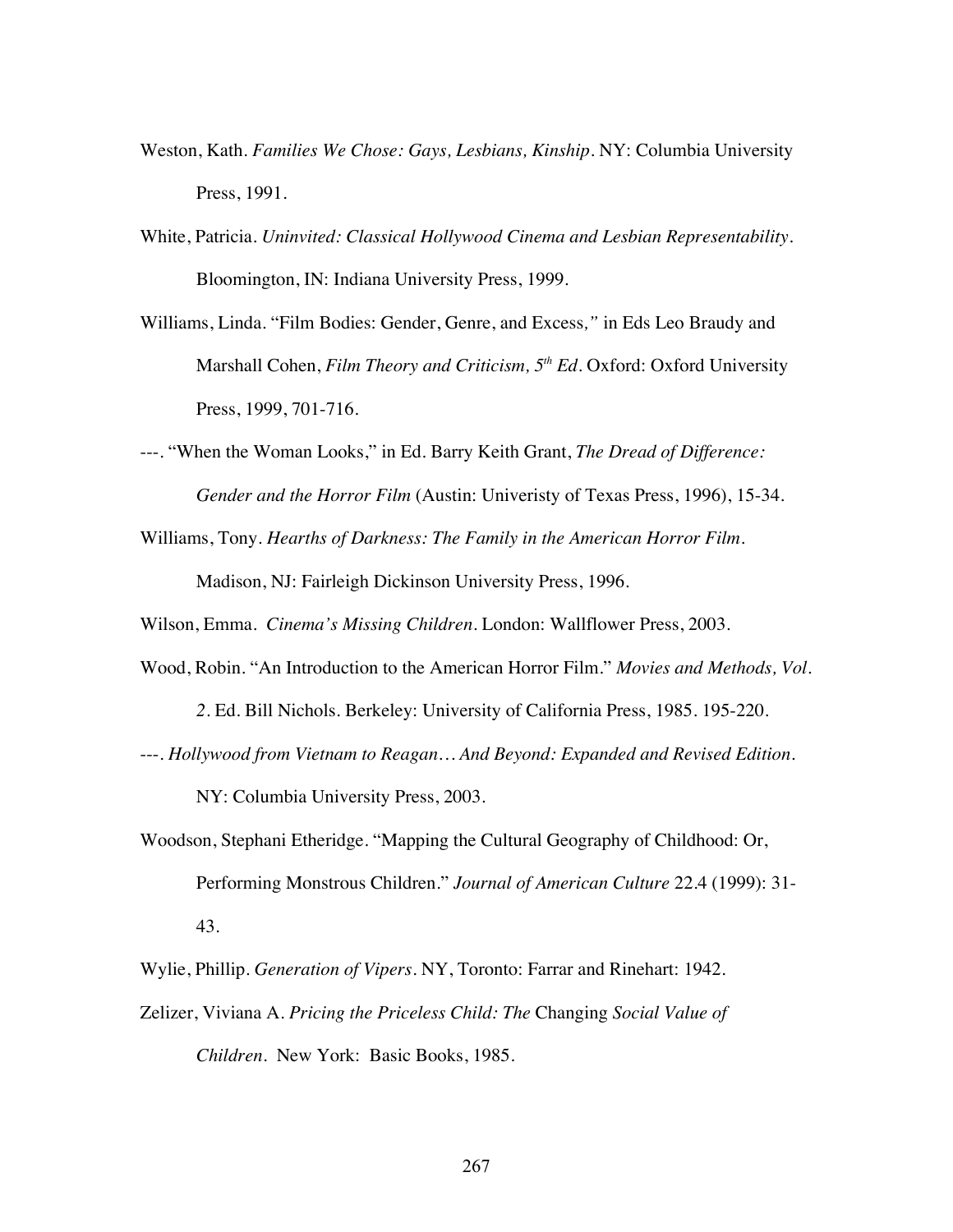Weston, Kath. *Families We Chose: Gays, Lesbians, Kinship*. NY: Columbia University Press, 1991.

White, Patricia. *Uninvited: Classical Hollywood Cinema and Lesbian Representability*. Bloomington, IN: Indiana University Press, 1999.

Williams, Linda. "Film Bodies: Gender, Genre, and Excess*,"* in Eds Leo Braudy and Marshall Cohen, *Film Theory and Criticism, 5th Ed*. Oxford: Oxford University Press, 1999, 701-716.

---. "When the Woman Looks," in Ed. Barry Keith Grant, *The Dread of Difference: Gender and the Horror Film* (Austin: Univeristy of Texas Press, 1996), 15-34.

Williams, Tony. *Hearths of Darkness: The Family in the American Horror Film*. Madison, NJ: Fairleigh Dickinson University Press, 1996.

Wilson, Emma. *Cinema's Missing Children*. London: Wallflower Press, 2003.

Wood, Robin. "An Introduction to the American Horror Film." *Movies and Methods, Vol. 2*. Ed. Bill Nichols. Berkeley: University of California Press, 1985. 195-220.

---. *Hollywood from Vietnam to Reagan… And Beyond: Expanded and Revised Edition*. NY: Columbia University Press, 2003.

Woodson, Stephani Etheridge. "Mapping the Cultural Geography of Childhood: Or, Performing Monstrous Children." *Journal of American Culture* 22.4 (1999): 31-43.

Wylie, Phillip. *Generation of Vipers*. NY, Toronto: Farrar and Rinehart: 1942.

Zelizer, Viviana A. *Pricing the Priceless Child: The* Changing *Social Value of Children*. New York: Basic Books, 1985.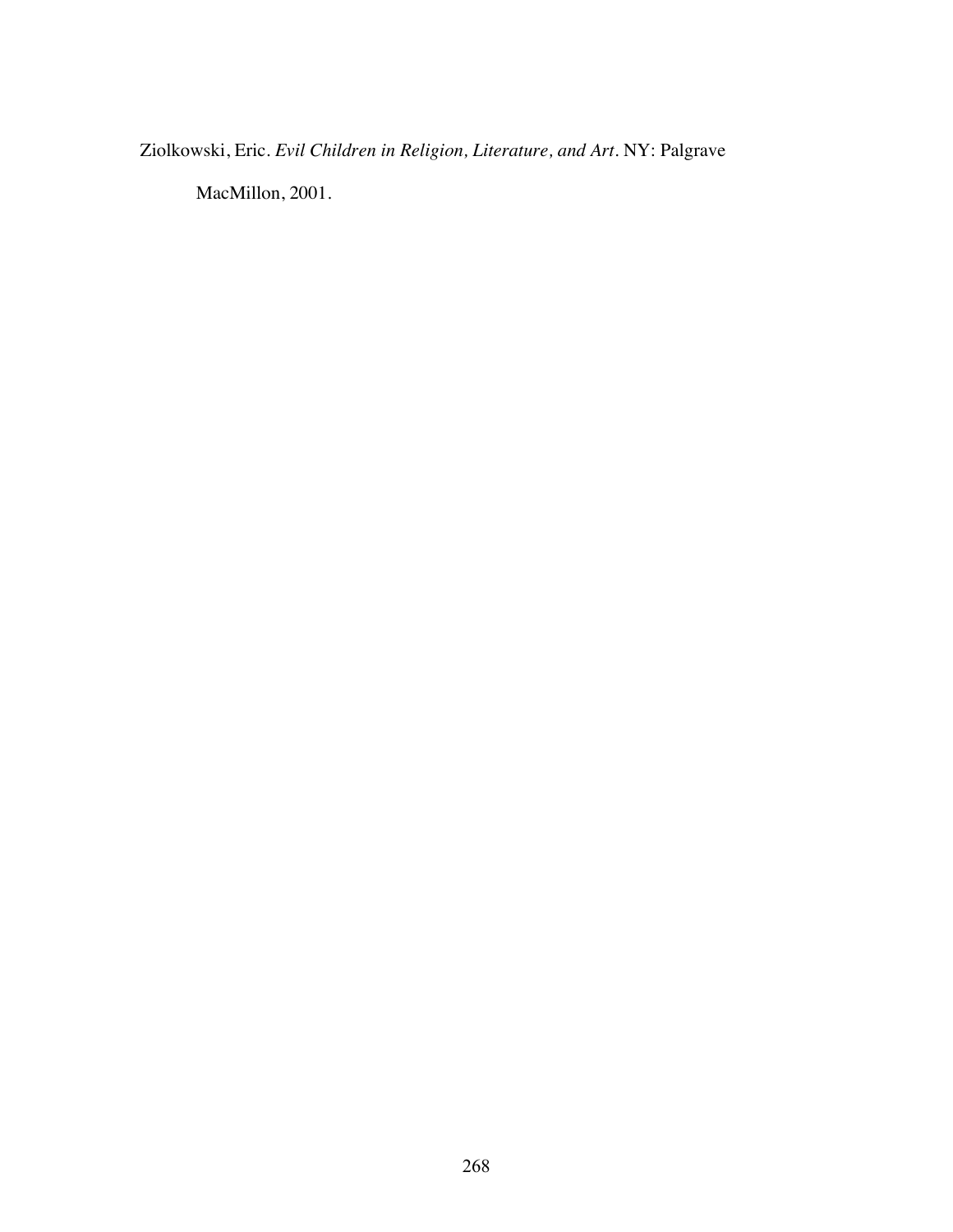Ziolkowski, Eric. *Evil Children in Religion, Literature, and Art*. NY: Palgrave MacMillon, 2001.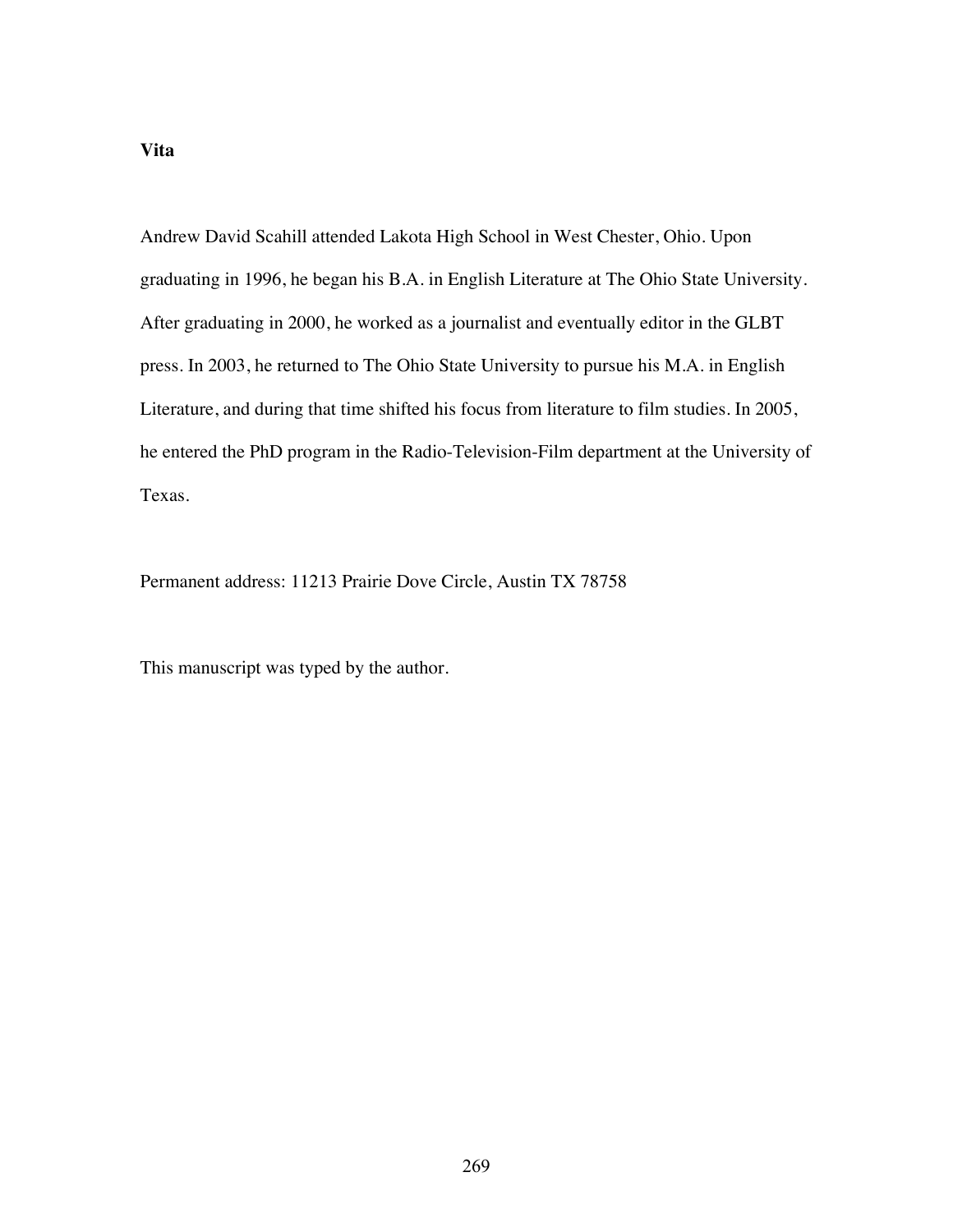**Vita**

Andrew David Scahill attended Lakota High School in West Chester, Ohio. Upon graduating in 1996, he began his B.A. in English Literature at The Ohio State University. After graduating in 2000, he worked as a journalist and eventually editor in the GLBT press. In 2003, he returned to The Ohio State University to pursue his M.A. in English Literature, and during that time shifted his focus from literature to film studies. In 2005, he entered the PhD program in the Radio-Television-Film department at the University of Texas.

Permanent address: 11213 Prairie Dove Circle, Austin TX 78758

This manuscript was typed by the author.